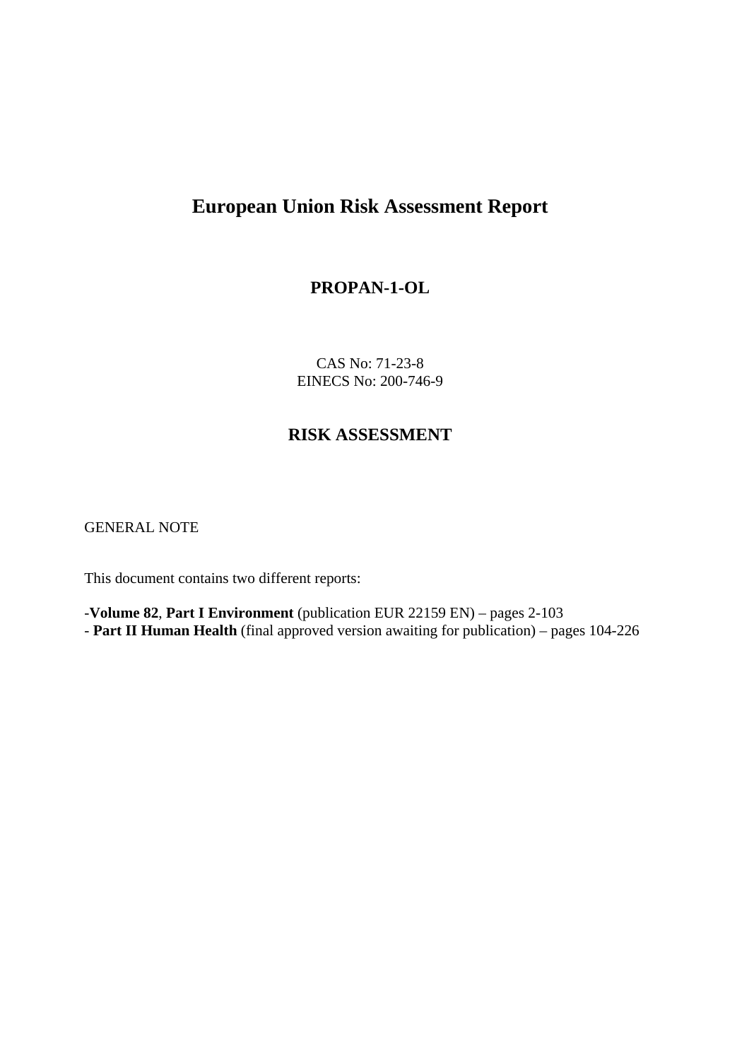# European Union Risk Assessment Report

## PROPAN-1-OL

CAS No: 71-23-8
EINECS No: 200-746-9

## RISK ASSESSMENT

GENERAL NOTE

This document contains two different reports:

-**Volume 82**, **Part I Environment** (publication EUR 22159 EN) – pages 2-103
- **Part II Human Health** (final approved version awaiting for publication) – pages 104-226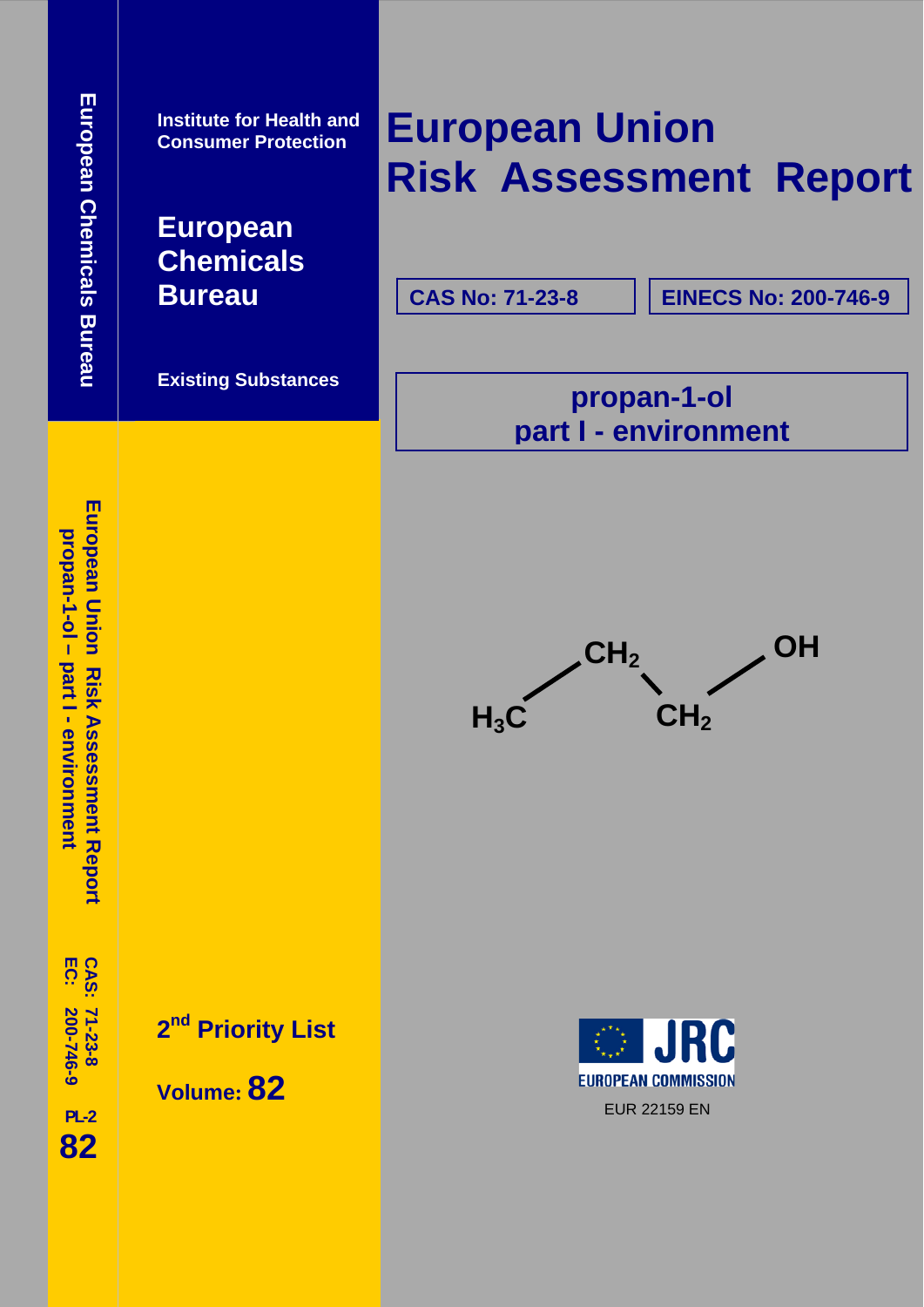European Chemicals Bureau

Institute for Health and Consumer Protection

# European Chemicals Bureau

Existing Substances

# European Union Risk Assessment Report

CAS No: 71-23-8

EINECS No: 200-746-9

## propan-1-ol
## part I - environment

$H_3C-CH_2-CH_2-OH$

European Union Risk Assessment Report
propan-1-ol – part I - environment

CAS: 71-23-8
EC: 200-746-9

PL-2
82

2nd Priority List

Volume: 82

JRC
EUROPEAN COMMISSION

EUR 22159 EN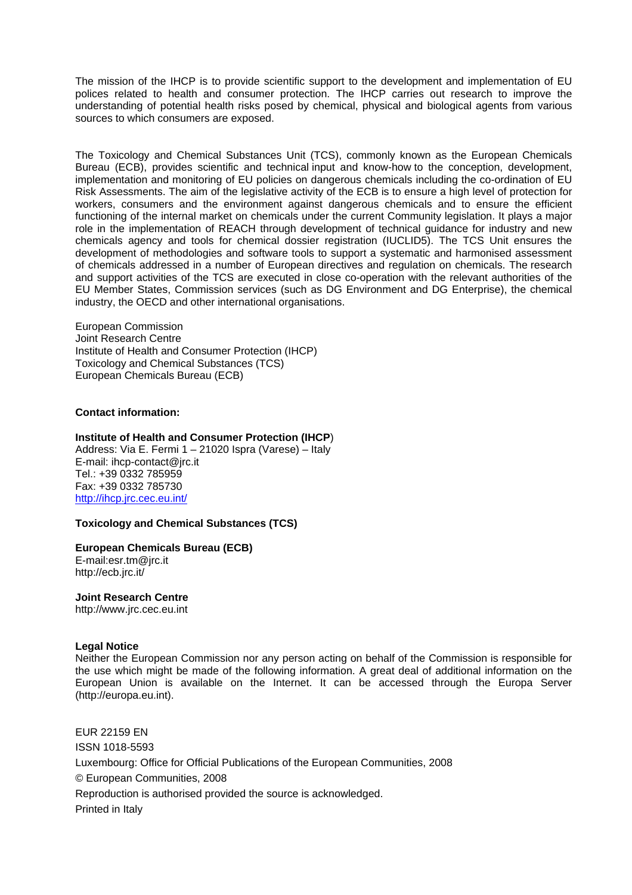The mission of the IHCP is to provide scientific support to the development and implementation of EU polices related to health and consumer protection. The IHCP carries out research to improve the understanding of potential health risks posed by chemical, physical and biological agents from various sources to which consumers are exposed.

The Toxicology and Chemical Substances Unit (TCS), commonly known as the European Chemicals Bureau (ECB), provides scientific and technical input and know-how to the conception, development, implementation and monitoring of EU policies on dangerous chemicals including the co-ordination of EU Risk Assessments. The aim of the legislative activity of the ECB is to ensure a high level of protection for workers, consumers and the environment against dangerous chemicals and to ensure the efficient functioning of the internal market on chemicals under the current Community legislation. It plays a major role in the implementation of REACH through development of technical guidance for industry and new chemicals agency and tools for chemical dossier registration (IUCLID5). The TCS Unit ensures the development of methodologies and software tools to support a systematic and harmonised assessment of chemicals addressed in a number of European directives and regulation on chemicals. The research and support activities of the TCS are executed in close co-operation with the relevant authorities of the EU Member States, Commission services (such as DG Environment and DG Enterprise), the chemical industry, the OECD and other international organisations.

European Commission
Joint Research Centre
Institute of Health and Consumer Protection (IHCP)
Toxicology and Chemical Substances (TCS)
European Chemicals Bureau (ECB)

**Contact information:**

**Institute of Health and Consumer Protection (IHCP**)
Address: Via E. Fermi 1 – 21020 Ispra (Varese) – Italy
E-mail: ihcp-contact@jrc.it
Tel.: +39 0332 785959
Fax: +39 0332 785730
http://ihcp.jrc.cec.eu.int/

**Toxicology and Chemical Substances (TCS)**

**European Chemicals Bureau (ECB)**
E-mail:esr.tm@jrc.it
http://ecb.jrc.it/

**Joint Research Centre**
http://www.jrc.cec.eu.int

**Legal Notice**
Neither the European Commission nor any person acting on behalf of the Commission is responsible for the use which might be made of the following information. A great deal of additional information on the European Union is available on the Internet. It can be accessed through the Europa Server (http://europa.eu.int).

EUR 22159 EN
ISSN 1018-5593
Luxembourg: Office for Official Publications of the European Communities, 2008
© European Communities, 2008
Reproduction is authorised provided the source is acknowledged.
Printed in Italy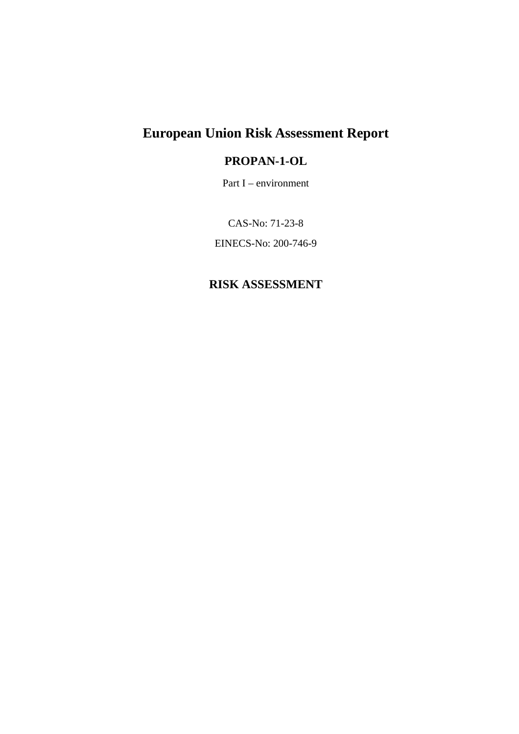# European Union Risk Assessment Report

## PROPAN-1-OL

Part I – environment

CAS-No: 71-23-8

EINECS-No: 200-746-9

## RISK ASSESSMENT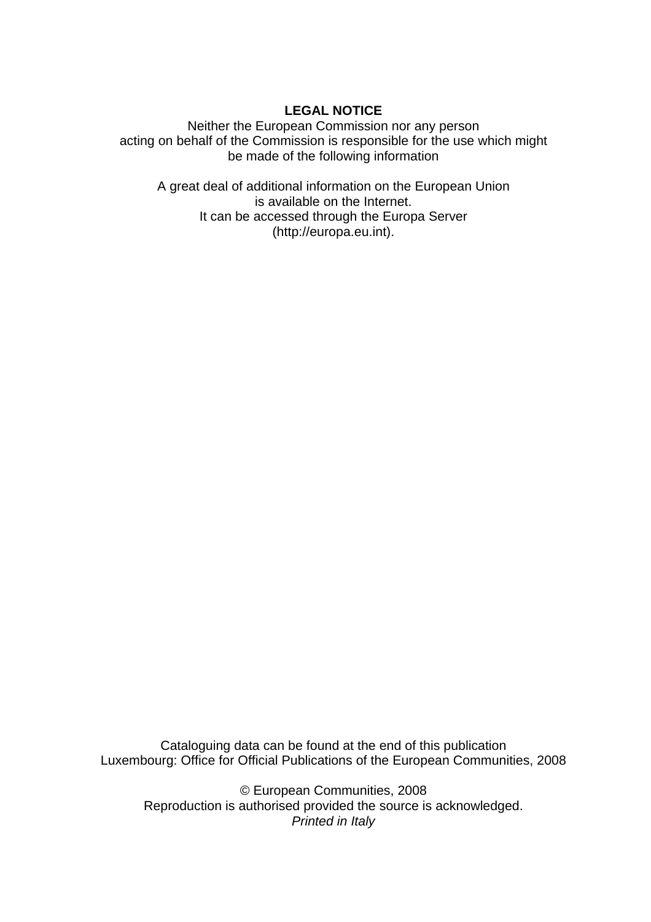**LEGAL NOTICE**

Neither the European Commission nor any person
acting on behalf of the Commission is responsible for the use which might
be made of the following information

A great deal of additional information on the European Union
is available on the Internet.
It can be accessed through the Europa Server
(http://europa.eu.int).

Cataloguing data can be found at the end of this publication
Luxembourg: Office for Official Publications of the European Communities, 2008

© European Communities, 2008
Reproduction is authorised provided the source is acknowledged.
*Printed in Italy*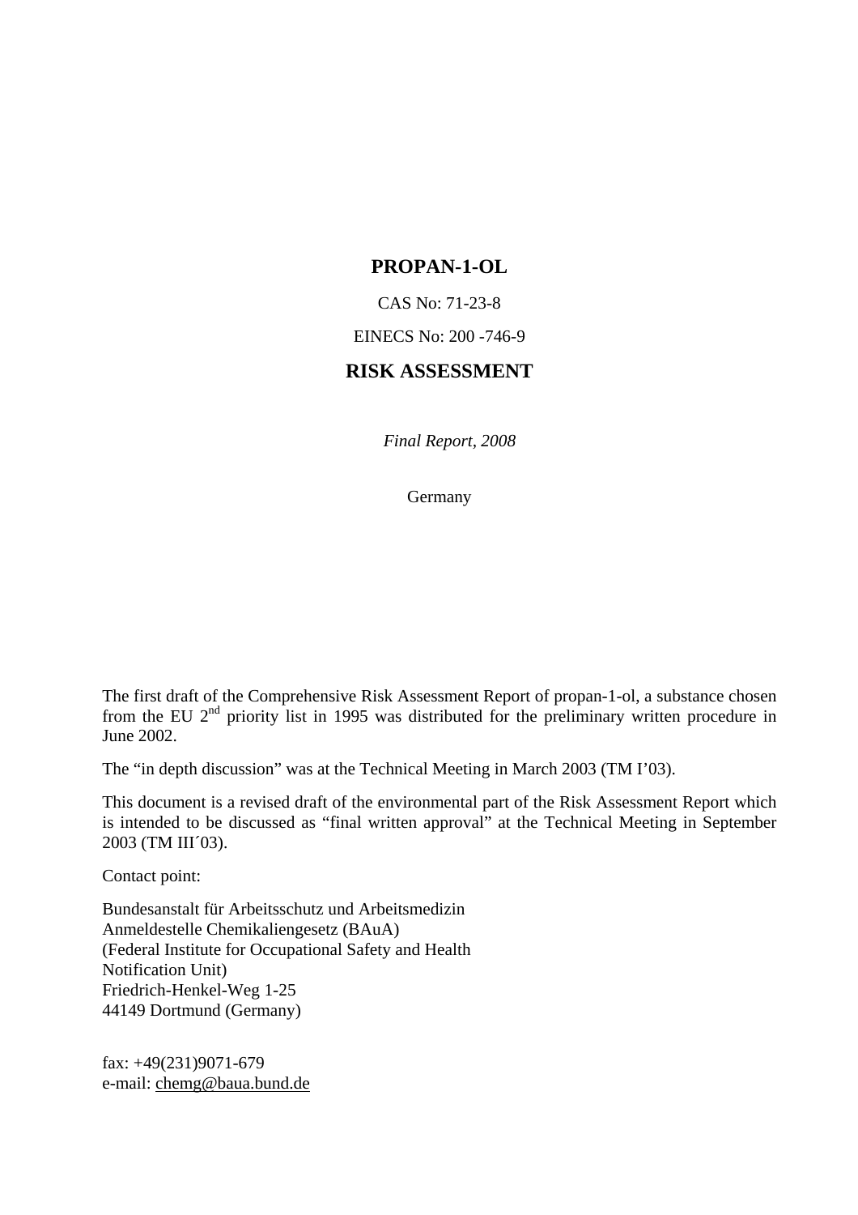# PROPAN-1-OL

CAS No: 71-23-8

EINECS No: 200 -746-9

## RISK ASSESSMENT

*Final Report, 2008*

Germany

The first draft of the Comprehensive Risk Assessment Report of propan-1-ol, a substance chosen from the EU 2nd priority list in 1995 was distributed for the preliminary written procedure in June 2002.

The “in depth discussion” was at the Technical Meeting in March 2003 (TM I’03).

This document is a revised draft of the environmental part of the Risk Assessment Report which is intended to be discussed as “final written approval” at the Technical Meeting in September 2003 (TM III´03).

Contact point:

Bundesanstalt für Arbeitsschutz und Arbeitsmedizin
Anmeldestelle Chemikaliengesetz (BAuA)
(Federal Institute for Occupational Safety and Health
Notification Unit)
Friedrich-Henkel-Weg 1-25
44149 Dortmund (Germany)

fax: +49(231)9071-679
e-mail: chemg@baua.bund.de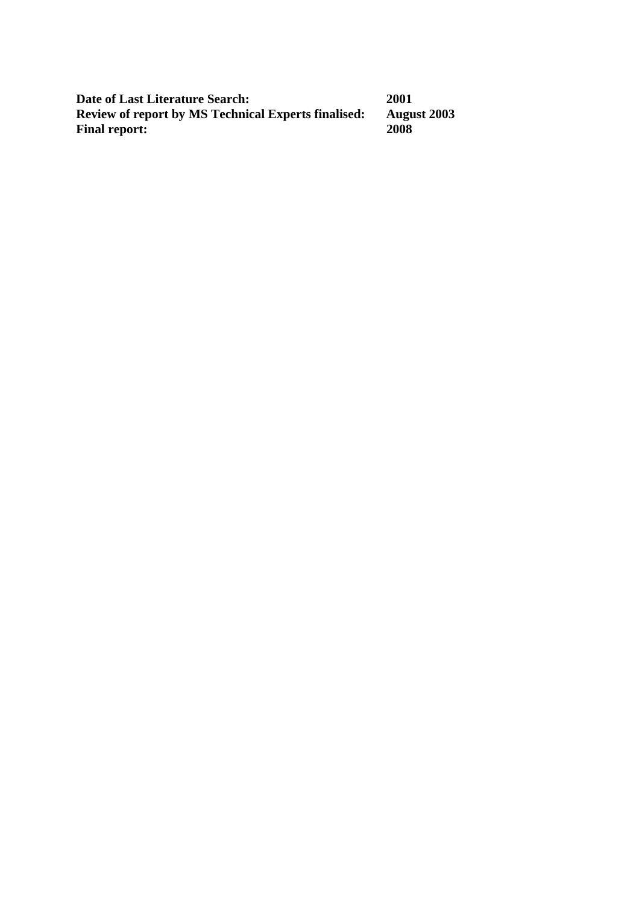| | |
|---|---|
| **Date of Last Literature Search:** | **2001** |
| **Review of report by MS Technical Experts finalised:** | **August 2003** |
| **Final report:** | **2008** |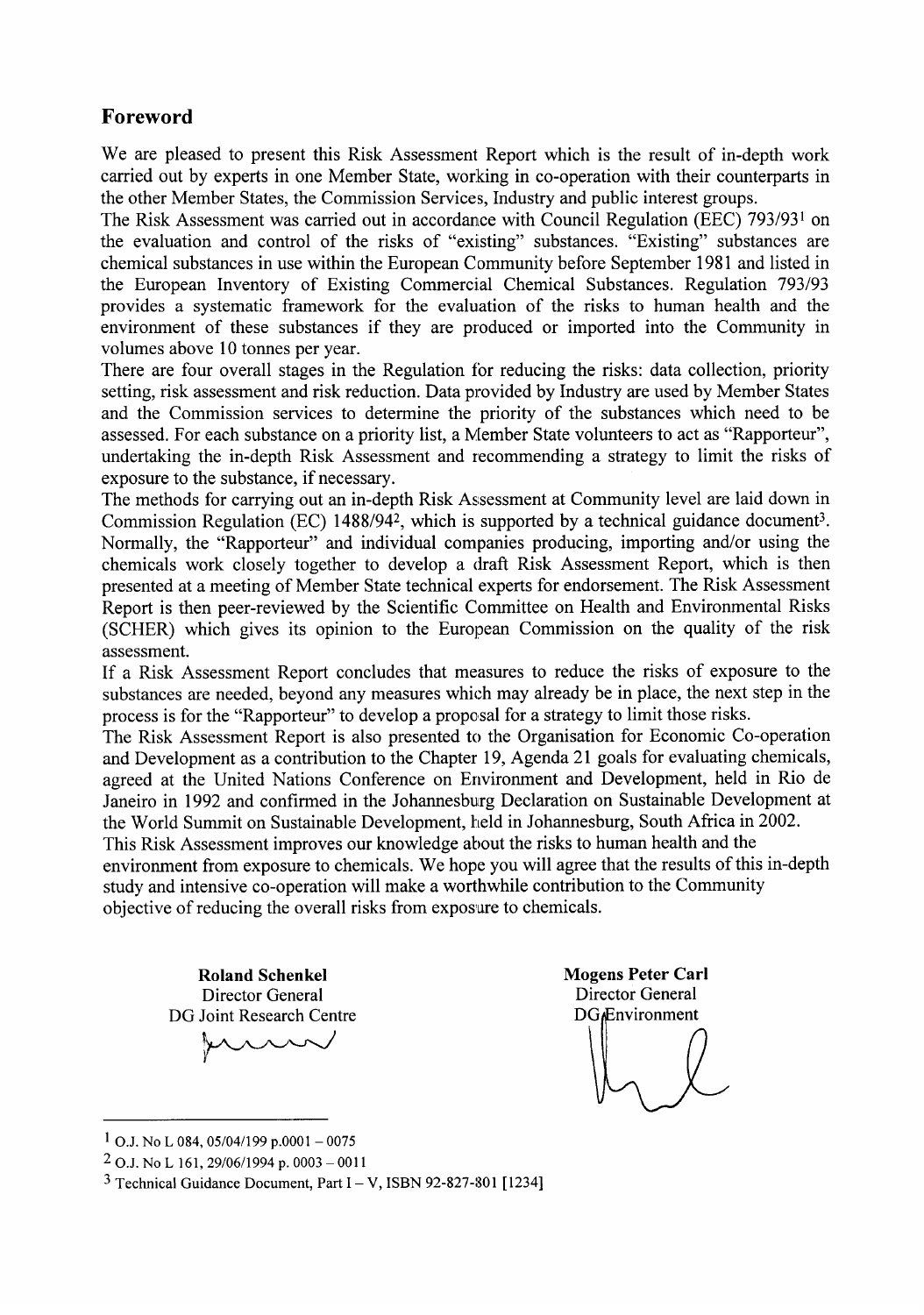## Foreword

We are pleased to present this Risk Assessment Report which is the result of in-depth work carried out by experts in one Member State, working in co-operation with their counterparts in the other Member States, the Commission Services, Industry and public interest groups.

The Risk Assessment was carried out in accordance with Council Regulation (EEC) 793/93[1] on the evaluation and control of the risks of "existing" substances. "Existing" substances are chemical substances in use within the European Community before September 1981 and listed in the European Inventory of Existing Commercial Chemical Substances. Regulation 793/93 provides a systematic framework for the evaluation of the risks to human health and the environment of these substances if they are produced or imported into the Community in volumes above 10 tonnes per year.

There are four overall stages in the Regulation for reducing the risks: data collection, priority setting, risk assessment and risk reduction. Data provided by Industry are used by Member States and the Commission services to determine the priority of the substances which need to be assessed. For each substance on a priority list, a Member State volunteers to act as "Rapporteur", undertaking the in-depth Risk Assessment and recommending a strategy to limit the risks of exposure to the substance, if necessary.

The methods for carrying out an in-depth Risk Assessment at Community level are laid down in Commission Regulation (EC) 1488/94[2], which is supported by a technical guidance document[3]. Normally, the "Rapporteur" and individual companies producing, importing and/or using the chemicals work closely together to develop a draft Risk Assessment Report, which is then presented at a meeting of Member State technical experts for endorsement. The Risk Assessment Report is then peer-reviewed by the Scientific Committee on Health and Environmental Risks (SCHER) which gives its opinion to the European Commission on the quality of the risk assessment.

If a Risk Assessment Report concludes that measures to reduce the risks of exposure to the substances are needed, beyond any measures which may already be in place, the next step in the process is for the "Rapporteur" to develop a proposal for a strategy to limit those risks.

The Risk Assessment Report is also presented to the Organisation for Economic Co-operation and Development as a contribution to the Chapter 19, Agenda 21 goals for evaluating chemicals, agreed at the United Nations Conference on Environment and Development, held in Rio de Janeiro in 1992 and confirmed in the Johannesburg Declaration on Sustainable Development at the World Summit on Sustainable Development, held in Johannesburg, South Africa in 2002.

This Risk Assessment improves our knowledge about the risks to human health and the environment from exposure to chemicals. We hope you will agree that the results of this in-depth study and intensive co-operation will make a worthwhile contribution to the Community objective of reducing the overall risks from exposure to chemicals.

**Roland Schenkel**
Director General
DG Joint Research Centre

**Mogens Peter Carl**
Director General
DG Environment

---

[1] O.J. No L 084, 05/04/199 p.0001 – 0075

[2] O.J. No L 161, 29/06/1994 p. 0003 – 0011

[3] Technical Guidance Document, Part I – V, ISBN 92-827-801 [1234]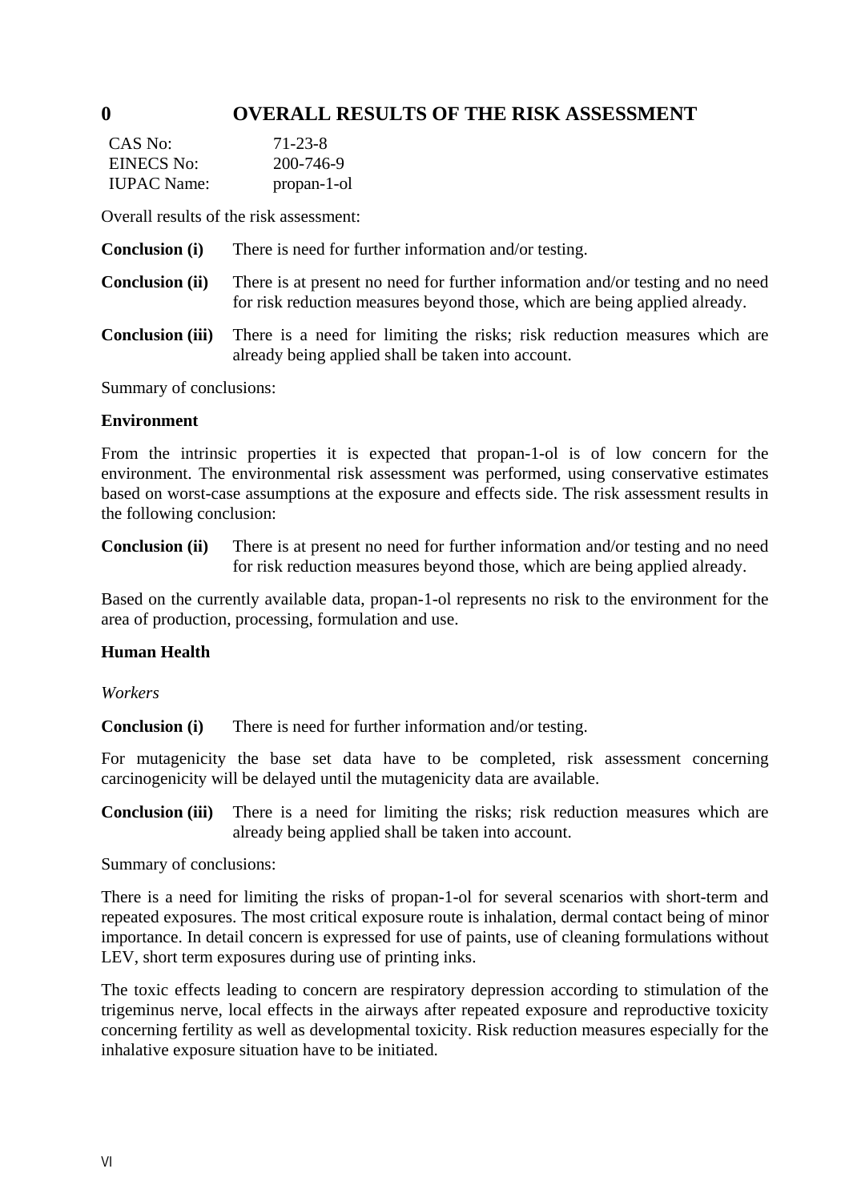# 0 OVERALL RESULTS OF THE RISK ASSESSMENT

| | |
|---|---|
| CAS No: | 71-23-8 |
| EINECS No: | 200-746-9 |
| IUPAC Name: | propan-1-ol |

Overall results of the risk assessment:

**Conclusion (i)** There is need for further information and/or testing.

**Conclusion (ii)** There is at present no need for further information and/or testing and no need for risk reduction measures beyond those, which are being applied already.

**Conclusion (iii)** There is a need for limiting the risks; risk reduction measures which are already being applied shall be taken into account.

Summary of conclusions:

**Environment**

From the intrinsic properties it is expected that propan-1-ol is of low concern for the environment. The environmental risk assessment was performed, using conservative estimates based on worst-case assumptions at the exposure and effects side. The risk assessment results in the following conclusion:

**Conclusion (ii)** There is at present no need for further information and/or testing and no need for risk reduction measures beyond those, which are being applied already.

Based on the currently available data, propan-1-ol represents no risk to the environment for the area of production, processing, formulation and use.

**Human Health**

*Workers*

**Conclusion (i)** There is need for further information and/or testing.

For mutagenicity the base set data have to be completed, risk assessment concerning carcinogenicity will be delayed until the mutagenicity data are available.

**Conclusion (iii)** There is a need for limiting the risks; risk reduction measures which are already being applied shall be taken into account.

Summary of conclusions:

There is a need for limiting the risks of propan-1-ol for several scenarios with short-term and repeated exposures. The most critical exposure route is inhalation, dermal contact being of minor importance. In detail concern is expressed for use of paints, use of cleaning formulations without LEV, short term exposures during use of printing inks.

The toxic effects leading to concern are respiratory depression according to stimulation of the trigeminus nerve, local effects in the airways after repeated exposure and reproductive toxicity concerning fertility as well as developmental toxicity. Risk reduction measures especially for the inhalative exposure situation have to be initiated.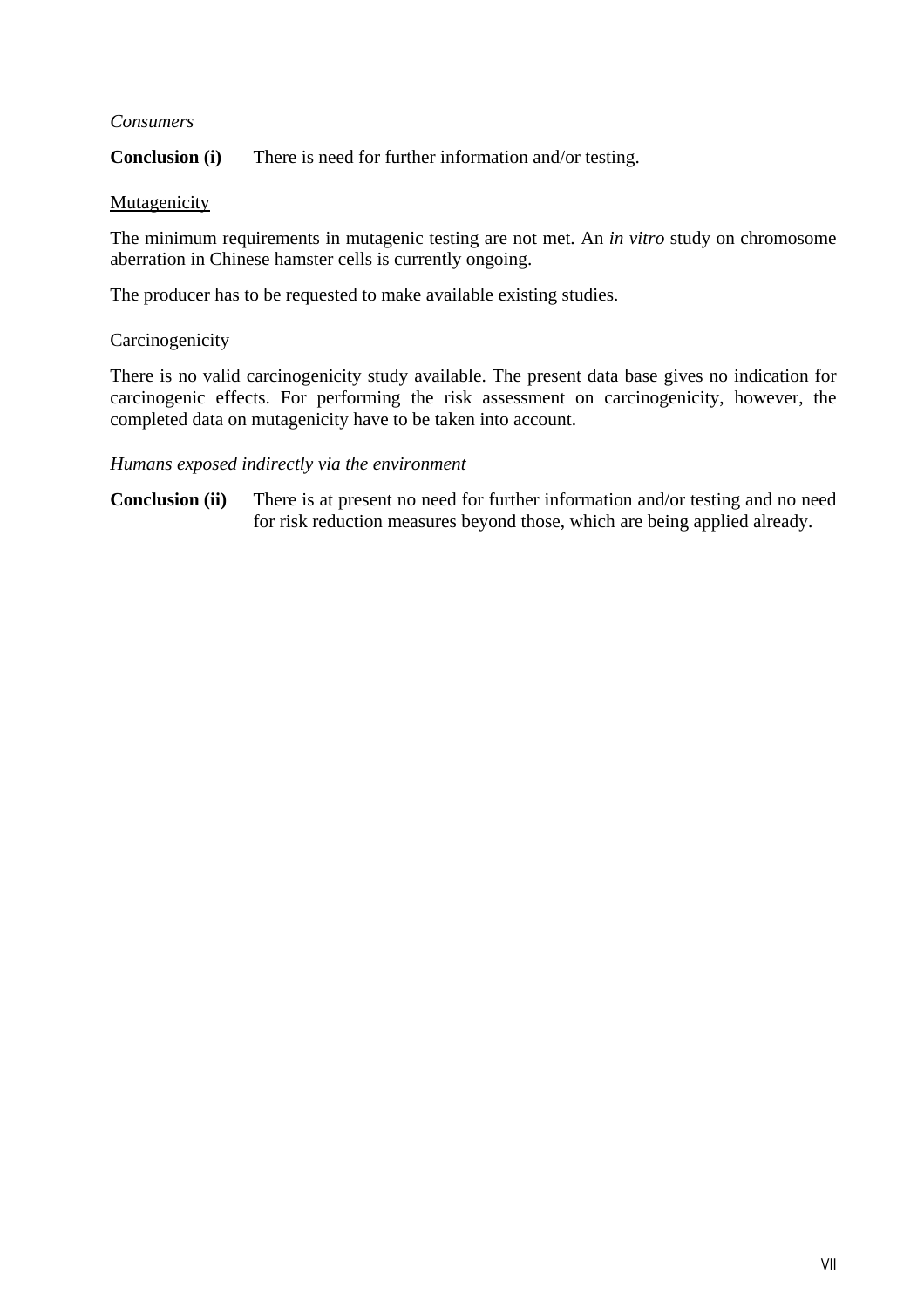*Consumers*

**Conclusion (i)** There is need for further information and/or testing.

<u>Mutagenicity</u>

The minimum requirements in mutagenic testing are not met. An *in vitro* study on chromosome aberration in Chinese hamster cells is currently ongoing.

The producer has to be requested to make available existing studies.

<u>Carcinogenicity</u>

There is no valid carcinogenicity study available. The present data base gives no indication for carcinogenic effects. For performing the risk assessment on carcinogenicity, however, the completed data on mutagenicity have to be taken into account.

*Humans exposed indirectly via the environment*

**Conclusion (ii)** There is at present no need for further information and/or testing and no need for risk reduction measures beyond those, which are being applied already.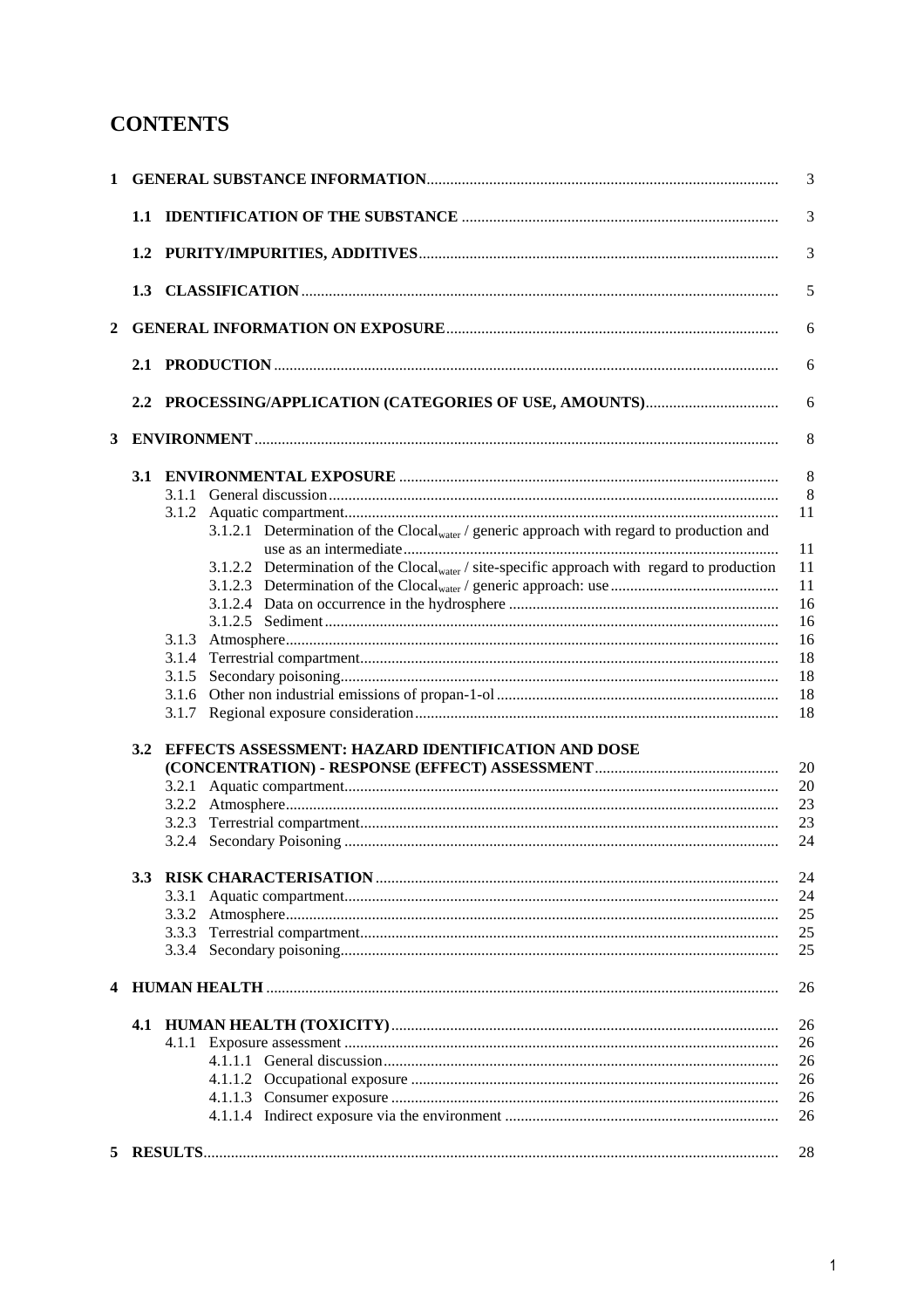# CONTENTS

| | | |
|---|---|---|
| **1** | **GENERAL SUBSTANCE INFORMATION** | 3 |
| | **1.1 IDENTIFICATION OF THE SUBSTANCE** | 3 |
| | **1.2 PURITY/IMPURITIES, ADDITIVES** | 3 |
| | **1.3 CLASSIFICATION** | 5 |
| **2** | **GENERAL INFORMATION ON EXPOSURE** | 6 |
| | **2.1 PRODUCTION** | 6 |
| | **2.2 PROCESSING/APPLICATION (CATEGORIES OF USE, AMOUNTS)** | 6 |
| **3** | **ENVIRONMENT** | 8 |
| | **3.1 ENVIRONMENTAL EXPOSURE** | 8 |
| | 3.1.1 General discussion | 8 |
| | 3.1.2 Aquatic compartment | 11 |
| | 3.1.2.1 Determination of the $Clocal_{water}$ / generic approach with regard to production and use as an intermediate | 11 |
| | 3.1.2.2 Determination of the $Clocal_{water}$ / site-specific approach with regard to production | 11 |
| | 3.1.2.3 Determination of the $Clocal_{water}$ / generic approach: use | 11 |
| | 3.1.2.4 Data on occurrence in the hydrosphere | 16 |
| | 3.1.2.5 Sediment | 16 |
| | 3.1.3 Atmosphere | 16 |
| | 3.1.4 Terrestrial compartment | 18 |
| | 3.1.5 Secondary poisoning | 18 |
| | 3.1.6 Other non industrial emissions of propan-1-ol | 18 |
| | 3.1.7 Regional exposure consideration | 18 |
| | **3.2 EFFECTS ASSESSMENT: HAZARD IDENTIFICATION AND DOSE (CONCENTRATION) - RESPONSE (EFFECT) ASSESSMENT** | 20 |
| | 3.2.1 Aquatic compartment | 20 |
| | 3.2.2 Atmosphere | 23 |
| | 3.2.3 Terrestrial compartment | 23 |
| | 3.2.4 Secondary Poisoning | 24 |
| | **3.3 RISK CHARACTERISATION** | 24 |
| | 3.3.1 Aquatic compartment | 24 |
| | 3.3.2 Atmosphere | 25 |
| | 3.3.3 Terrestrial compartment | 25 |
| | 3.3.4 Secondary poisoning | 25 |
| **4** | **HUMAN HEALTH** | 26 |
| | **4.1 HUMAN HEALTH (TOXICITY)** | 26 |
| | 4.1.1 Exposure assessment | 26 |
| | 4.1.1.1 General discussion | 26 |
| | 4.1.1.2 Occupational exposure | 26 |
| | 4.1.1.3 Consumer exposure | 26 |
| | 4.1.1.4 Indirect exposure via the environment | 26 |
| **5** | **RESULTS** | 28 |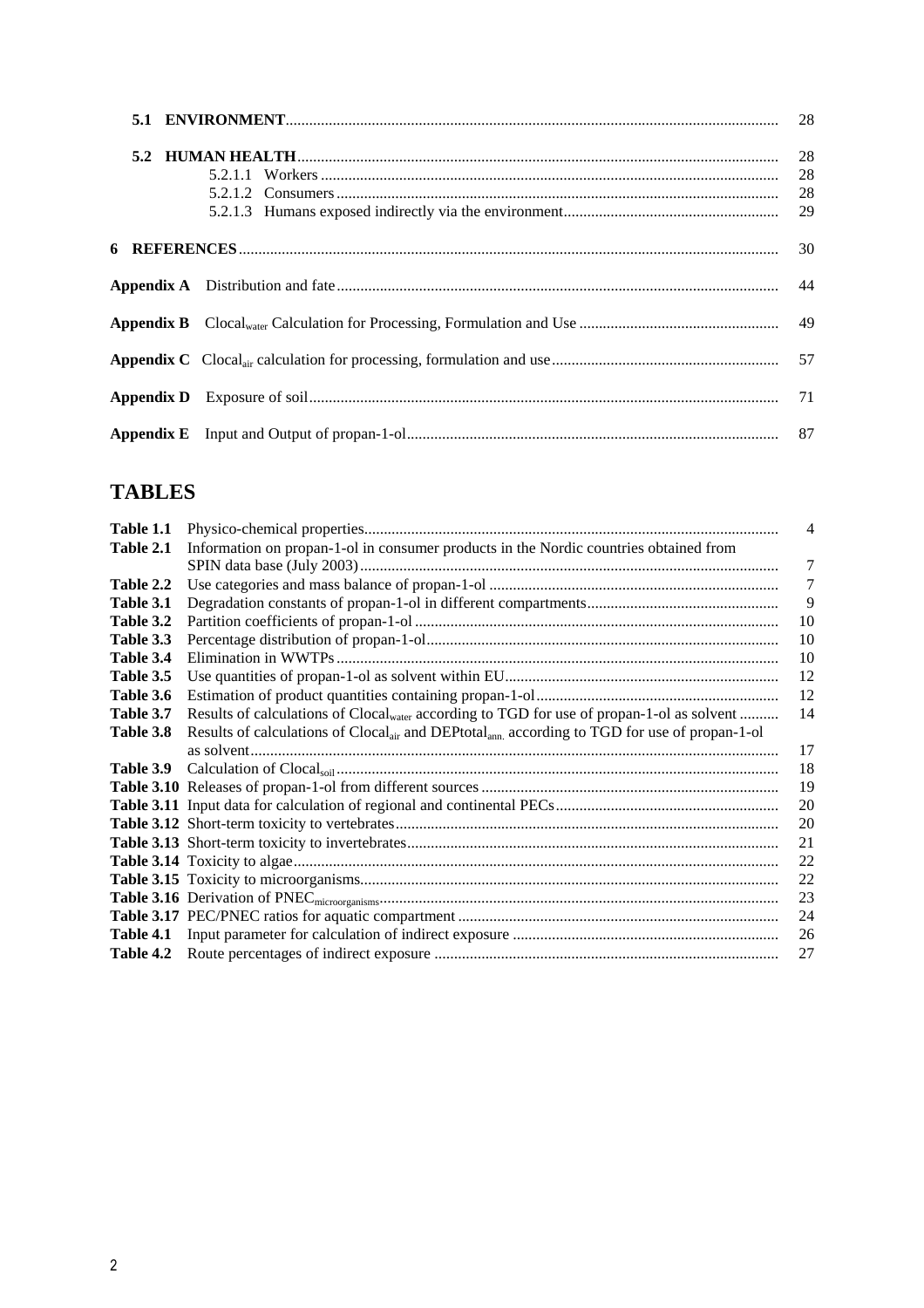**5.1 ENVIRONMENT** ............................................................ 28

**5.2 HUMAN HEALTH** ............................................................ 28
- 5.2.1.1 Workers ............................................................ 28
- 5.2.1.2 Consumers ............................................................ 28
- 5.2.1.3 Humans exposed indirectly via the environment ............................................................ 29

**6 REFERENCES** ............................................................ 30

**Appendix A** Distribution and fate ............................................................ 44

**Appendix B** $Clocal_{water}$ Calculation for Processing, Formulation and Use ............................................................ 49

**Appendix C** $Clocal_{air}$ calculation for processing, formulation and use ............................................................ 57

**Appendix D** Exposure of soil ............................................................ 71

**Appendix E** Input and Output of propan-1-ol ............................................................ 87

## TABLES

| | | |
|---|---|---|
| **Table 1.1** | Physico-chemical properties | 4 |
| **Table 2.1** | Information on propan-1-ol in consumer products in the Nordic countries obtained from SPIN data base (July 2003) | 7 |
| **Table 2.2** | Use categories and mass balance of propan-1-ol | 7 |
| **Table 3.1** | Degradation constants of propan-1-ol in different compartments | 9 |
| **Table 3.2** | Partition coefficients of propan-1-ol | 10 |
| **Table 3.3** | Percentage distribution of propan-1-ol | 10 |
| **Table 3.4** | Elimination in WWTPs | 10 |
| **Table 3.5** | Use quantities of propan-1-ol as solvent within EU | 12 |
| **Table 3.6** | Estimation of product quantities containing propan-1-ol | 12 |
| **Table 3.7** | Results of calculations of $Clocal_{water}$ according to TGD for use of propan-1-ol as solvent | 14 |
| **Table 3.8** | Results of calculations of $Clocal_{air}$ and $DEPtotal_{ann.}$ according to TGD for use of propan-1-ol as solvent | 17 |
| **Table 3.9** | Calculation of $Clocal_{soil}$ | 18 |
| **Table 3.10** | Releases of propan-1-ol from different sources | 19 |
| **Table 3.11** | Input data for calculation of regional and continental PECs | 20 |
| **Table 3.12** | Short-term toxicity to vertebrates | 20 |
| **Table 3.13** | Short-term toxicity to invertebrates | 21 |
| **Table 3.14** | Toxicity to algae | 22 |
| **Table 3.15** | Toxicity to microorganisms | 22 |
| **Table 3.16** | Derivation of $PNEC_{microorganisms}$ | 23 |
| **Table 3.17** | PEC/PNEC ratios for aquatic compartment | 24 |
| **Table 4.1** | Input parameter for calculation of indirect exposure | 26 |
| **Table 4.2** | Route percentages of indirect exposure | 27 |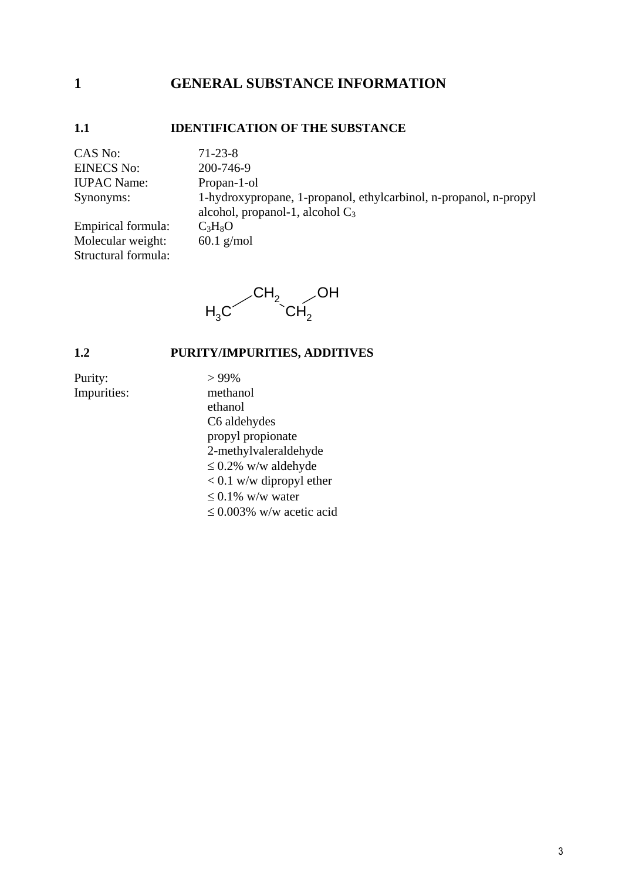# 1 GENERAL SUBSTANCE INFORMATION

## 1.1 IDENTIFICATION OF THE SUBSTANCE

| | |
|---|---|
| CAS No: | 71-23-8 |
| EINECS No: | 200-746-9 |
| IUPAC Name: | Propan-1-ol |
| Synonyms: | 1-hydroxypropane, 1-propanol, ethylcarbinol, n-propanol, n-propyl alcohol, propanol-1, alcohol $C_3$ |
| Empirical formula: | $C_3H_8O$ |
| Molecular weight: | 60.1 g/mol |
| Structural formula: | |

$$H_3C-CH_2-CH_2-OH$$

## 1.2 PURITY/IMPURITIES, ADDITIVES

| | |
|---|---|
| Purity: | > 99% |
| Impurities: | methanol |
| | ethanol |
| | C6 aldehydes |
| | propyl propionate |
| | 2-methylvaleraldehyde |
| | ≤ 0.2% w/w aldehyde |
| | < 0.1 w/w dipropyl ether |
| | ≤ 0.1% w/w water |
| | ≤ 0.003% w/w acetic acid |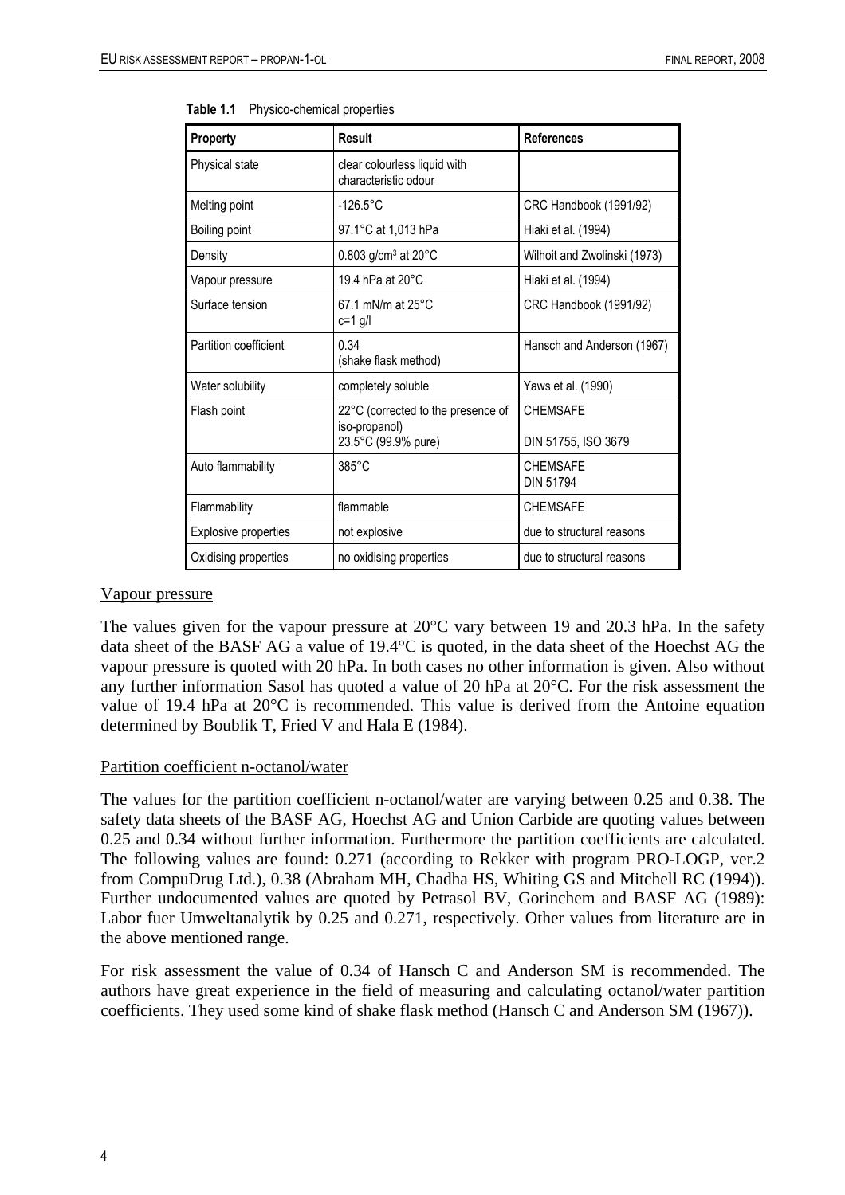**Table 1.1** Physico-chemical properties

| Property | Result | References |
|---|---|---|
| Physical state | clear colourless liquid with characteristic odour | |
| Melting point | -126.5°C | CRC Handbook (1991/92) |
| Boiling point | 97.1°C at 1,013 hPa | Hiaki et al. (1994) |
| Density | 0.803 g/cm³ at 20°C | Wilhoit and Zwolinski (1973) |
| Vapour pressure | 19.4 hPa at 20°C | Hiaki et al. (1994) |
| Surface tension | 67.1 mN/m at 25°C c=1 g/l | CRC Handbook (1991/92) |
| Partition coefficient | 0.34 (shake flask method) | Hansch and Anderson (1967) |
| Water solubility | completely soluble | Yaws et al. (1990) |
| Flash point | 22°C (corrected to the presence of iso-propanol) 23.5°C (99.9% pure) | CHEMSAFE DIN 51755, ISO 3679 |
| Auto flammability | 385°C | CHEMSAFE DIN 51794 |
| Flammability | flammable | CHEMSAFE |
| Explosive properties | not explosive | due to structural reasons |
| Oxidising properties | no oxidising properties | due to structural reasons |

Vapour pressure

The values given for the vapour pressure at 20°C vary between 19 and 20.3 hPa. In the safety data sheet of the BASF AG a value of 19.4°C is quoted, in the data sheet of the Hoechst AG the vapour pressure is quoted with 20 hPa. In both cases no other information is given. Also without any further information Sasol has quoted a value of 20 hPa at 20°C. For the risk assessment the value of 19.4 hPa at 20°C is recommended. This value is derived from the Antoine equation determined by Boublik T, Fried V and Hala E (1984).

Partition coefficient n-octanol/water

The values for the partition coefficient n-octanol/water are varying between 0.25 and 0.38. The safety data sheets of the BASF AG, Hoechst AG and Union Carbide are quoting values between 0.25 and 0.34 without further information. Furthermore the partition coefficients are calculated. The following values are found: 0.271 (according to Rekker with program PRO-LOGP, ver.2 from CompuDrug Ltd.), 0.38 (Abraham MH, Chadha HS, Whiting GS and Mitchell RC (1994)). Further undocumented values are quoted by Petrasol BV, Gorinchem and BASF AG (1989): Labor fuer Umweltanalytik by 0.25 and 0.271, respectively. Other values from literature are in the above mentioned range.

For risk assessment the value of 0.34 of Hansch C and Anderson SM is recommended. The authors have great experience in the field of measuring and calculating octanol/water partition coefficients. They used some kind of shake flask method (Hansch C and Anderson SM (1967)).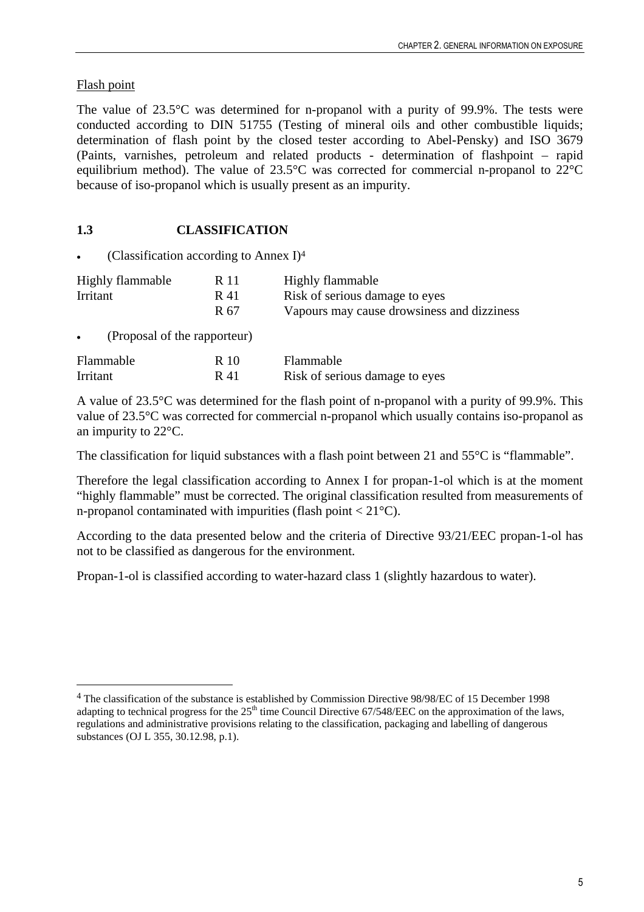Flash point

The value of 23.5°C was determined for n-propanol with a purity of 99.9%. The tests were conducted according to DIN 51755 (Testing of mineral oils and other combustible liquids; determination of flash point by the closed tester according to Abel-Pensky) and ISO 3679 (Paints, varnishes, petroleum and related products - determination of flashpoint – rapid equilibrium method). The value of 23.5°C was corrected for commercial n-propanol to 22°C because of iso-propanol which is usually present as an impurity.

## 1.3 CLASSIFICATION

- (Classification according to Annex I)[4]

| | | |
|---|---|---|
| Highly flammable | R 11 | Highly flammable |
| Irritant | R 41 | Risk of serious damage to eyes |
| | R 67 | Vapours may cause drowsiness and dizziness |

- (Proposal of the rapporteur)

| | | |
|---|---|---|
| Flammable | R 10 | Flammable |
| Irritant | R 41 | Risk of serious damage to eyes |

A value of 23.5°C was determined for the flash point of n-propanol with a purity of 99.9%. This value of 23.5°C was corrected for commercial n-propanol which usually contains iso-propanol as an impurity to 22°C.

The classification for liquid substances with a flash point between 21 and 55°C is "flammable".

Therefore the legal classification according to Annex I for propan-1-ol which is at the moment "highly flammable" must be corrected. The original classification resulted from measurements of n-propanol contaminated with impurities (flash point < 21°C).

According to the data presented below and the criteria of Directive 93/21/EEC propan-1-ol has not to be classified as dangerous for the environment.

Propan-1-ol is classified according to water-hazard class 1 (slightly hazardous to water).

---

[4] The classification of the substance is established by Commission Directive 98/98/EC of 15 December 1998 adapting to technical progress for the 25th time Council Directive 67/548/EEC on the approximation of the laws, regulations and administrative provisions relating to the classification, packaging and labelling of dangerous substances (OJ L 355, 30.12.98, p.1).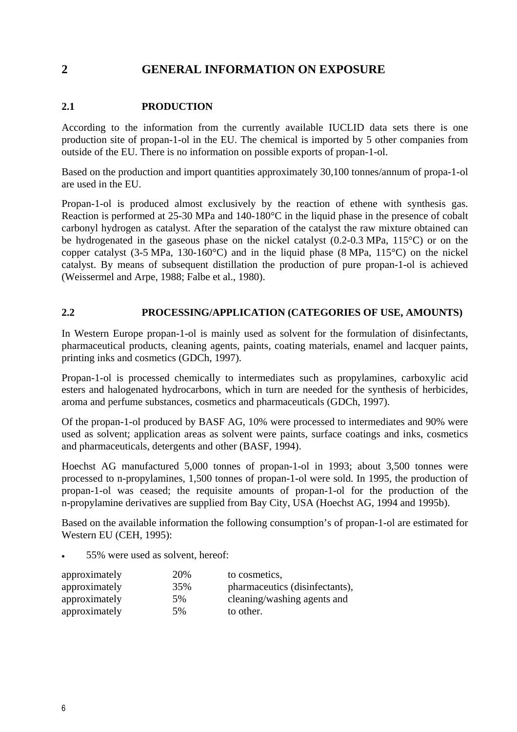# 2 GENERAL INFORMATION ON EXPOSURE

## 2.1 PRODUCTION

According to the information from the currently available IUCLID data sets there is one production site of propan-1-ol in the EU. The chemical is imported by 5 other companies from outside of the EU. There is no information on possible exports of propan-1-ol.

Based on the production and import quantities approximately 30,100 tonnes/annum of propa-1-ol are used in the EU.

Propan-1-ol is produced almost exclusively by the reaction of ethene with synthesis gas. Reaction is performed at 25-30 MPa and 140-180°C in the liquid phase in the presence of cobalt carbonyl hydrogen as catalyst. After the separation of the catalyst the raw mixture obtained can be hydrogenated in the gaseous phase on the nickel catalyst (0.2-0.3 MPa, 115°C) or on the copper catalyst (3-5 MPa, 130-160°C) and in the liquid phase (8 MPa, 115°C) on the nickel catalyst. By means of subsequent distillation the production of pure propan-1-ol is achieved (Weissermel and Arpe, 1988; Falbe et al., 1980).

## 2.2 PROCESSING/APPLICATION (CATEGORIES OF USE, AMOUNTS)

In Western Europe propan-1-ol is mainly used as solvent for the formulation of disinfectants, pharmaceutical products, cleaning agents, paints, coating materials, enamel and lacquer paints, printing inks and cosmetics (GDCh, 1997).

Propan-1-ol is processed chemically to intermediates such as propylamines, carboxylic acid esters and halogenated hydrocarbons, which in turn are needed for the synthesis of herbicides, aroma and perfume substances, cosmetics and pharmaceuticals (GDCh, 1997).

Of the propan-1-ol produced by BASF AG, 10% were processed to intermediates and 90% were used as solvent; application areas as solvent were paints, surface coatings and inks, cosmetics and pharmaceuticals, detergents and other (BASF, 1994).

Hoechst AG manufactured 5,000 tonnes of propan-1-ol in 1993; about 3,500 tonnes were processed to n-propylamines, 1,500 tonnes of propan-1-ol were sold. In 1995, the production of propan-1-ol was ceased; the requisite amounts of propan-1-ol for the production of the n-propylamine derivatives are supplied from Bay City, USA (Hoechst AG, 1994 and 1995b).

Based on the available information the following consumption's of propan-1-ol are estimated for Western EU (CEH, 1995):

- 55% were used as solvent, hereof:

| | | |
|---|---|---|
| approximately | 20% | to cosmetics, |
| approximately | 35% | pharmaceutics (disinfectants), |
| approximately | 5% | cleaning/washing agents and |
| approximately | 5% | to other. |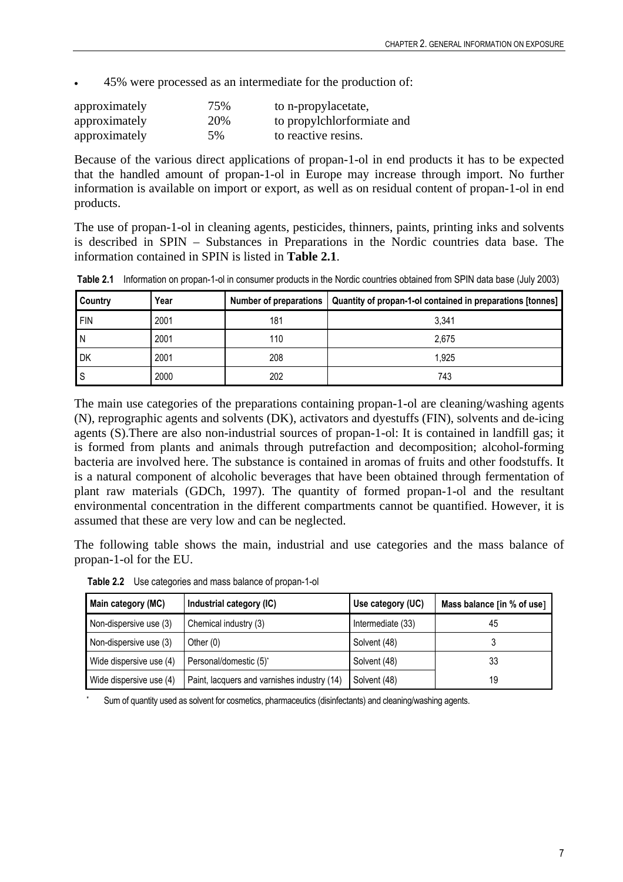- 45% were processed as an intermediate for the production of:

| | | |
|---|---|---|
| approximately | 75% | to n-propylacetate, |
| approximately | 20% | to propylchlorformiate and |
| approximately | 5% | to reactive resins. |

Because of the various direct applications of propan-1-ol in end products it has to be expected that the handled amount of propan-1-ol in Europe may increase through import. No further information is available on import or export, as well as on residual content of propan-1-ol in end products.

The use of propan-1-ol in cleaning agents, pesticides, thinners, paints, printing inks and solvents is described in SPIN – Substances in Preparations in the Nordic countries data base. The information contained in SPIN is listed in **Table 2.1**.

**Table 2.1** Information on propan-1-ol in consumer products in the Nordic countries obtained from SPIN data base (July 2003)

| Country | Year | Number of preparations | Quantity of propan-1-ol contained in preparations [tonnes] |
|---|---|---|---|
| FIN | 2001 | 181 | 3,341 |
| N | 2001 | 110 | 2,675 |
| DK | 2001 | 208 | 1,925 |
| S | 2000 | 202 | 743 |

The main use categories of the preparations containing propan-1-ol are cleaning/washing agents (N), reprographic agents and solvents (DK), activators and dyestuffs (FIN), solvents and de-icing agents (S).There are also non-industrial sources of propan-1-ol: It is contained in landfill gas; it is formed from plants and animals through putrefaction and decomposition; alcohol-forming bacteria are involved here. The substance is contained in aromas of fruits and other foodstuffs. It is a natural component of alcoholic beverages that have been obtained through fermentation of plant raw materials (GDCh, 1997). The quantity of formed propan-1-ol and the resultant environmental concentration in the different compartments cannot be quantified. However, it is assumed that these are very low and can be neglected.

The following table shows the main, industrial and use categories and the mass balance of propan-1-ol for the EU.

**Table 2.2** Use categories and mass balance of propan-1-ol

| Main category (MC) | Industrial category (IC) | Use category (UC) | Mass balance [in % of use] |
|---|---|---|---|
| Non-dispersive use (3) | Chemical industry (3) | Intermediate (33) | 45 |
| Non-dispersive use (3) | Other (0) | Solvent (48) | 3 |
| Wide dispersive use (4) | Personal/domestic (5)* | Solvent (48) | 33 |
| Wide dispersive use (4) | Paint, lacquers and varnishes industry (14) | Solvent (48) | 19 |

\* Sum of quantity used as solvent for cosmetics, pharmaceutics (disinfectants) and cleaning/washing agents.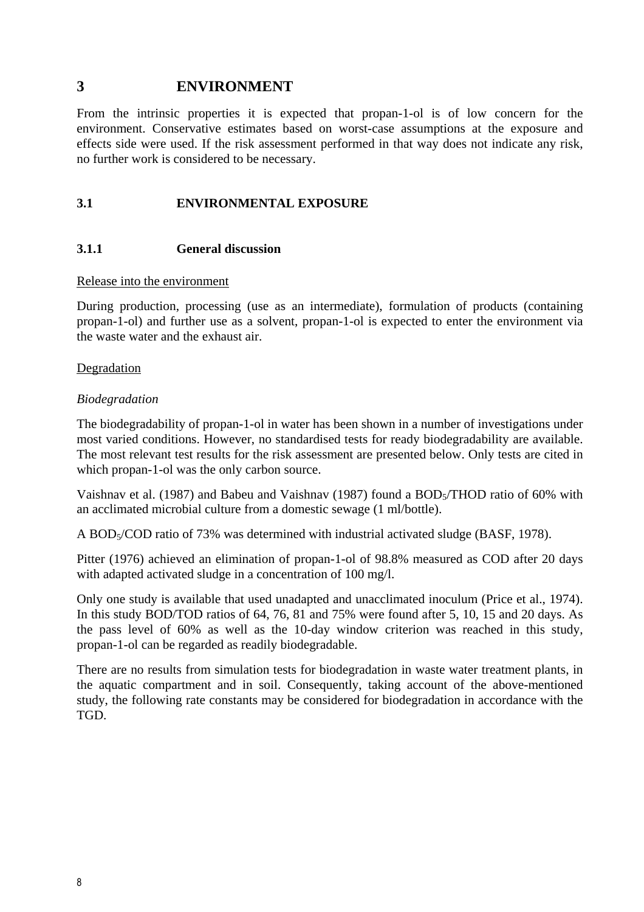# 3 ENVIRONMENT

From the intrinsic properties it is expected that propan-1-ol is of low concern for the environment. Conservative estimates based on worst-case assumptions at the exposure and effects side were used. If the risk assessment performed in that way does not indicate any risk, no further work is considered to be necessary.

## 3.1 ENVIRONMENTAL EXPOSURE

### 3.1.1 General discussion

Release into the environment

During production, processing (use as an intermediate), formulation of products (containing propan-1-ol) and further use as a solvent, propan-1-ol is expected to enter the environment via the waste water and the exhaust air.

Degradation

*Biodegradation*

The biodegradability of propan-1-ol in water has been shown in a number of investigations under most varied conditions. However, no standardised tests for ready biodegradability are available. The most relevant test results for the risk assessment are presented below. Only tests are cited in which propan-1-ol was the only carbon source.

Vaishnav et al. (1987) and Babeu and Vaishnav (1987) found a $BOD_5$/THOD ratio of 60% with an acclimated microbial culture from a domestic sewage (1 ml/bottle).

A $BOD_5$/COD ratio of 73% was determined with industrial activated sludge (BASF, 1978).

Pitter (1976) achieved an elimination of propan-1-ol of 98.8% measured as COD after 20 days with adapted activated sludge in a concentration of 100 mg/l.

Only one study is available that used unadapted and unacclimated inoculum (Price et al., 1974). In this study BOD/TOD ratios of 64, 76, 81 and 75% were found after 5, 10, 15 and 20 days. As the pass level of 60% as well as the 10-day window criterion was reached in this study, propan-1-ol can be regarded as readily biodegradable.

There are no results from simulation tests for biodegradation in waste water treatment plants, in the aquatic compartment and in soil. Consequently, taking account of the above-mentioned study, the following rate constants may be considered for biodegradation in accordance with the TGD.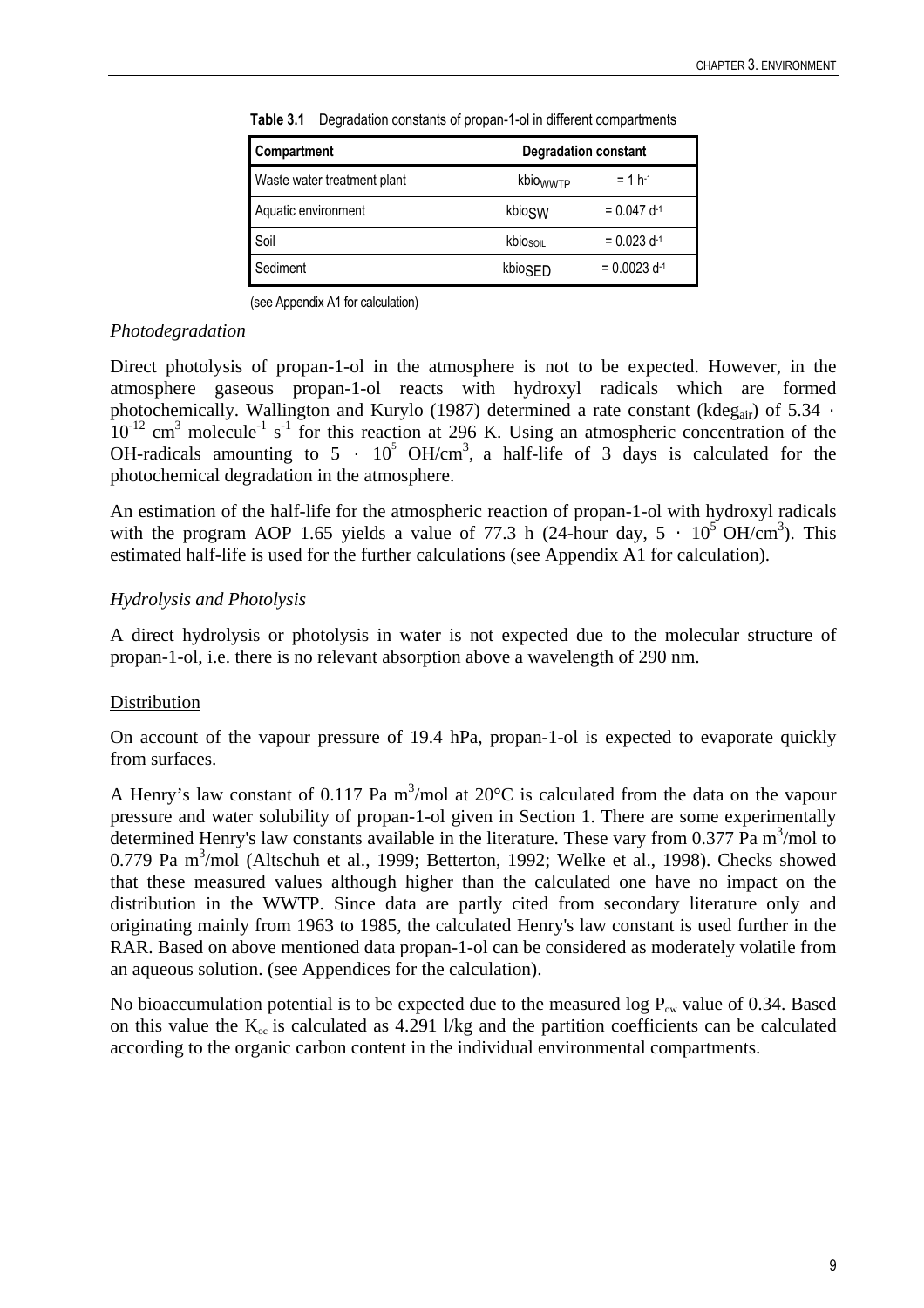**Table 3.1** Degradation constants of propan-1-ol in different compartments

| Compartment | Degradation constant | |
|---|---|---|
| Waste water treatment plant | $kbio_{WWTP}$ | $= 1\ h^{-1}$ |
| Aquatic environment | $kbio_{SW}$ | $= 0.047\ d^{-1}$ |
| Soil | $kbio_{SOIL}$ | $= 0.023\ d^{-1}$ |
| Sediment | $kbio_{SED}$ | $= 0.0023\ d^{-1}$ |

(see Appendix A1 for calculation)

*Photodegradation*

Direct photolysis of propan-1-ol in the atmosphere is not to be expected. However, in the atmosphere gaseous propan-1-ol reacts with hydroxyl radicals which are formed photochemically. Wallington and Kurylo (1987) determined a rate constant ($kdeg_{air}$) of $5.34 \cdot 10^{-12}$ $cm^3$ $molecule^{-1}$ $s^{-1}$ for this reaction at 296 K. Using an atmospheric concentration of the OH-radicals amounting to $5 \cdot 10^5$ $OH/cm^3$, a half-life of 3 days is calculated for the photochemical degradation in the atmosphere.

An estimation of the half-life for the atmospheric reaction of propan-1-ol with hydroxyl radicals with the program AOP 1.65 yields a value of 77.3 h (24-hour day, $5 \cdot 10^5$ $OH/cm^3$). This estimated half-life is used for the further calculations (see Appendix A1 for calculation).

*Hydrolysis and Photolysis*

A direct hydrolysis or photolysis in water is not expected due to the molecular structure of propan-1-ol, i.e. there is no relevant absorption above a wavelength of 290 nm.

Distribution

On account of the vapour pressure of 19.4 hPa, propan-1-ol is expected to evaporate quickly from surfaces.

A Henry's law constant of 0.117 Pa $m^3$/mol at 20°C is calculated from the data on the vapour pressure and water solubility of propan-1-ol given in Section 1. There are some experimentally determined Henry's law constants available in the literature. These vary from 0.377 Pa $m^3$/mol to 0.779 Pa $m^3$/mol (Altschuh et al., 1999; Betterton, 1992; Welke et al., 1998). Checks showed that these measured values although higher than the calculated one have no impact on the distribution in the WWTP. Since data are partly cited from secondary literature only and originating mainly from 1963 to 1985, the calculated Henry's law constant is used further in the RAR. Based on above mentioned data propan-1-ol can be considered as moderately volatile from an aqueous solution. (see Appendices for the calculation).

No bioaccumulation potential is to be expected due to the measured log $P_{ow}$ value of 0.34. Based on this value the $K_{oc}$ is calculated as 4.291 l/kg and the partition coefficients can be calculated according to the organic carbon content in the individual environmental compartments.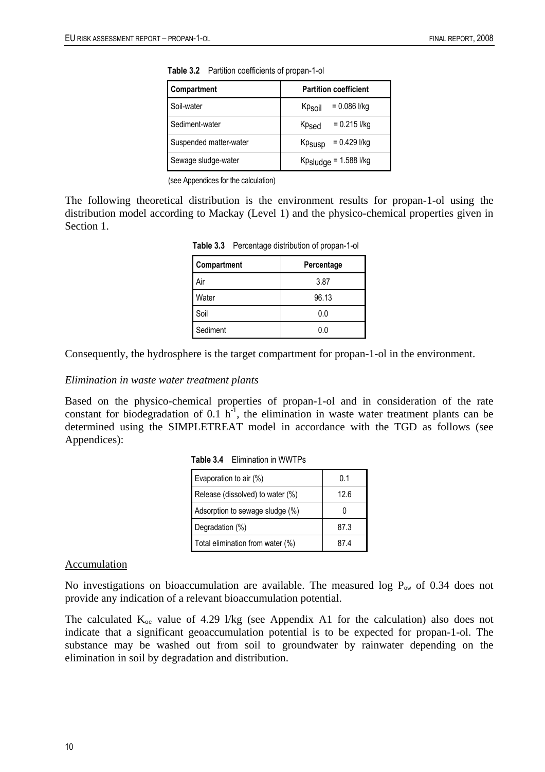**Table 3.2** Partition coefficients of propan-1-ol

| Compartment | Partition coefficient |
|---|---|
| Soil-water | $Kp_{soil}$ = 0.086 l/kg |
| Sediment-water | $Kp_{sed}$ = 0.215 l/kg |
| Suspended matter-water | $Kp_{susp}$ = 0.429 l/kg |
| Sewage sludge-water | $Kp_{sludge}$ = 1.588 l/kg |

(see Appendices for the calculation)

The following theoretical distribution is the environment results for propan-1-ol using the distribution model according to Mackay (Level 1) and the physico-chemical properties given in Section 1.

**Table 3.3** Percentage distribution of propan-1-ol

| Compartment | Percentage |
|---|---|
| Air | 3.87 |
| Water | 96.13 |
| Soil | 0.0 |
| Sediment | 0.0 |

Consequently, the hydrosphere is the target compartment for propan-1-ol in the environment.

*Elimination in waste water treatment plants*

Based on the physico-chemical properties of propan-1-ol and in consideration of the rate constant for biodegradation of 0.1 $h^{-1}$, the elimination in waste water treatment plants can be determined using the SIMPLETREAT model in accordance with the TGD as follows (see Appendices):

**Table 3.4** Elimination in WWTPs

| | |
|---|---|
| Evaporation to air (%) | 0.1 |
| Release (dissolved) to water (%) | 12.6 |
| Adsorption to sewage sludge (%) | 0 |
| Degradation (%) | 87.3 |
| Total elimination from water (%) | 87.4 |

Accumulation

No investigations on bioaccumulation are available. The measured log $P_{ow}$ of 0.34 does not provide any indication of a relevant bioaccumulation potential.

The calculated $K_{oc}$ value of 4.29 l/kg (see Appendix A1 for the calculation) also does not indicate that a significant geoaccumulation potential is to be expected for propan-1-ol. The substance may be washed out from soil to groundwater by rainwater depending on the elimination in soil by degradation and distribution.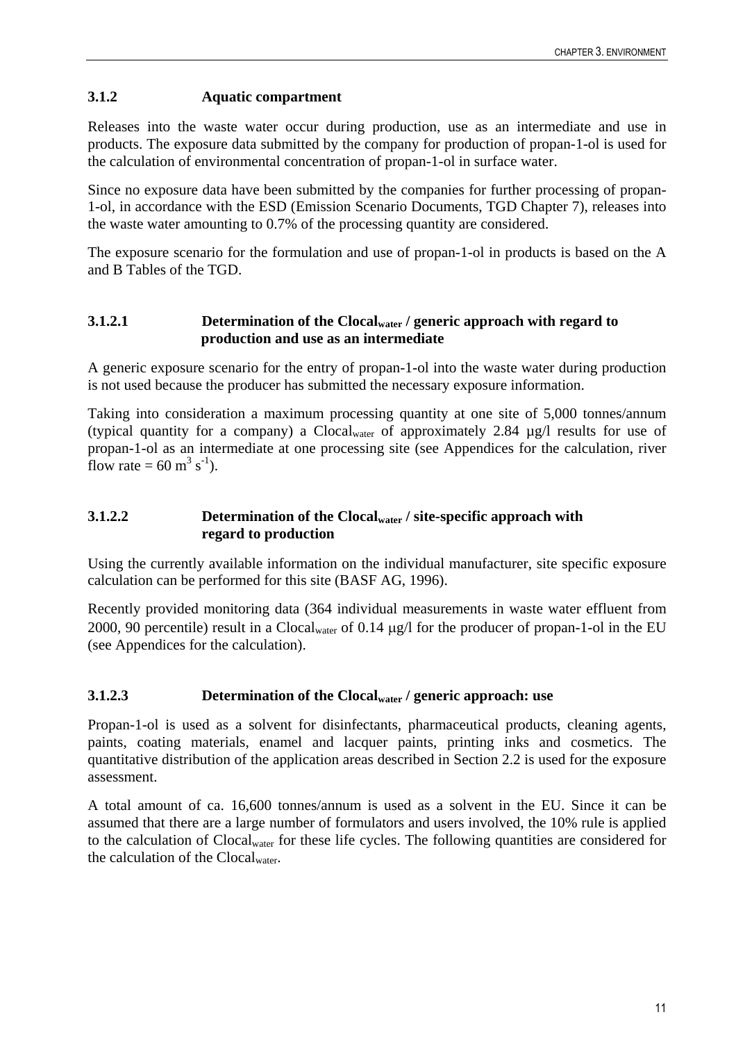### 3.1.2 Aquatic compartment

Releases into the waste water occur during production, use as an intermediate and use in products. The exposure data submitted by the company for production of propan-1-ol is used for the calculation of environmental concentration of propan-1-ol in surface water.

Since no exposure data have been submitted by the companies for further processing of propan-1-ol, in accordance with the ESD (Emission Scenario Documents, TGD Chapter 7), releases into the waste water amounting to 0.7% of the processing quantity are considered.

The exposure scenario for the formulation and use of propan-1-ol in products is based on the A and B Tables of the TGD.

#### 3.1.2.1 Determination of the $Clocal_{water}$ / generic approach with regard to production and use as an intermediate

A generic exposure scenario for the entry of propan-1-ol into the waste water during production is not used because the producer has submitted the necessary exposure information.

Taking into consideration a maximum processing quantity at one site of 5,000 tonnes/annum (typical quantity for a company) a $Clocal_{water}$ of approximately 2.84 µg/l results for use of propan-1-ol as an intermediate at one processing site (see Appendices for the calculation, river flow rate = 60 $m^3 s^{-1}$).

#### 3.1.2.2 Determination of the $Clocal_{water}$ / site-specific approach with regard to production

Using the currently available information on the individual manufacturer, site specific exposure calculation can be performed for this site (BASF AG, 1996).

Recently provided monitoring data (364 individual measurements in waste water effluent from 2000, 90 percentile) result in a $Clocal_{water}$ of 0.14 µg/l for the producer of propan-1-ol in the EU (see Appendices for the calculation).

#### 3.1.2.3 Determination of the $Clocal_{water}$ / generic approach: use

Propan-1-ol is used as a solvent for disinfectants, pharmaceutical products, cleaning agents, paints, coating materials, enamel and lacquer paints, printing inks and cosmetics. The quantitative distribution of the application areas described in Section 2.2 is used for the exposure assessment.

A total amount of ca. 16,600 tonnes/annum is used as a solvent in the EU. Since it can be assumed that there are a large number of formulators and users involved, the 10% rule is applied to the calculation of $Clocal_{water}$ for these life cycles. The following quantities are considered for the calculation of the $Clocal_{water}$.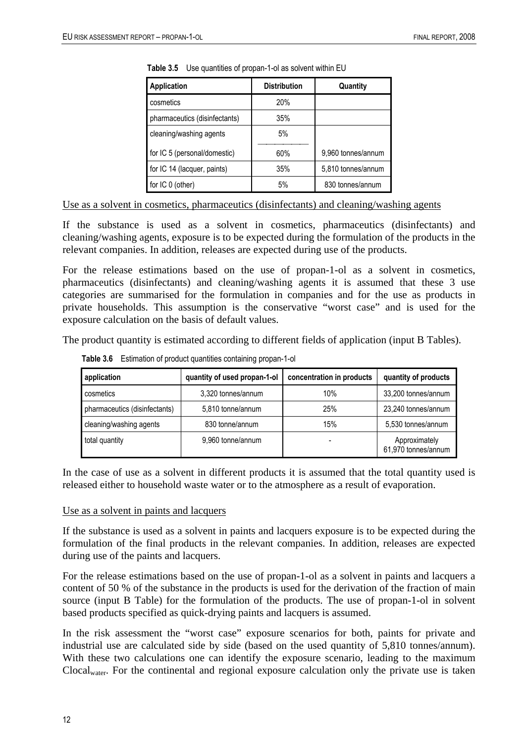**Table 3.5** Use quantities of propan-1-ol as solvent within EU

| Application | Distribution | Quantity |
|---|---|---|
| cosmetics | 20% | |
| pharmaceutics (disinfectants) | 35% | |
| cleaning/washing agents | 5% | |
| for IC 5 (personal/domestic) | 60% | 9,960 tonnes/annum |
| for IC 14 (lacquer, paints) | 35% | 5,810 tonnes/annum |
| for IC 0 (other) | 5% | 830 tonnes/annum |

Use as a solvent in cosmetics, pharmaceutics (disinfectants) and cleaning/washing agents

If the substance is used as a solvent in cosmetics, pharmaceutics (disinfectants) and cleaning/washing agents, exposure is to be expected during the formulation of the products in the relevant companies. In addition, releases are expected during use of the products.

For the release estimations based on the use of propan-1-ol as a solvent in cosmetics, pharmaceutics (disinfectants) and cleaning/washing agents it is assumed that these 3 use categories are summarised for the formulation in companies and for the use as products in private households. This assumption is the conservative "worst case" and is used for the exposure calculation on the basis of default values.

The product quantity is estimated according to different fields of application (input B Tables).

**Table 3.6** Estimation of product quantities containing propan-1-ol

| application | quantity of used propan-1-ol | concentration in products | quantity of products |
|---|---|---|---|
| cosmetics | 3,320 tonnes/annum | 10% | 33,200 tonnes/annum |
| pharmaceutics (disinfectants) | 5,810 tonne/annum | 25% | 23,240 tonnes/annum |
| cleaning/washing agents | 830 tonne/annum | 15% | 5,530 tonnes/annum |
| total quantity | 9,960 tonne/annum | - | Approximately 61,970 tonnes/annum |

In the case of use as a solvent in different products it is assumed that the total quantity used is released either to household waste water or to the atmosphere as a result of evaporation.

Use as a solvent in paints and lacquers

If the substance is used as a solvent in paints and lacquers exposure is to be expected during the formulation of the final products in the relevant companies. In addition, releases are expected during use of the paints and lacquers.

For the release estimations based on the use of propan-1-ol as a solvent in paints and lacquers a content of 50 % of the substance in the products is used for the derivation of the fraction of main source (input B Table) for the formulation of the products. The use of propan-1-ol in solvent based products specified as quick-drying paints and lacquers is assumed.

In the risk assessment the "worst case" exposure scenarios for both, paints for private and industrial use are calculated side by side (based on the used quantity of 5,810 tonnes/annum). With these two calculations one can identify the exposure scenario, leading to the maximum $Clocal_{water}$. For the continental and regional exposure calculation only the private use is taken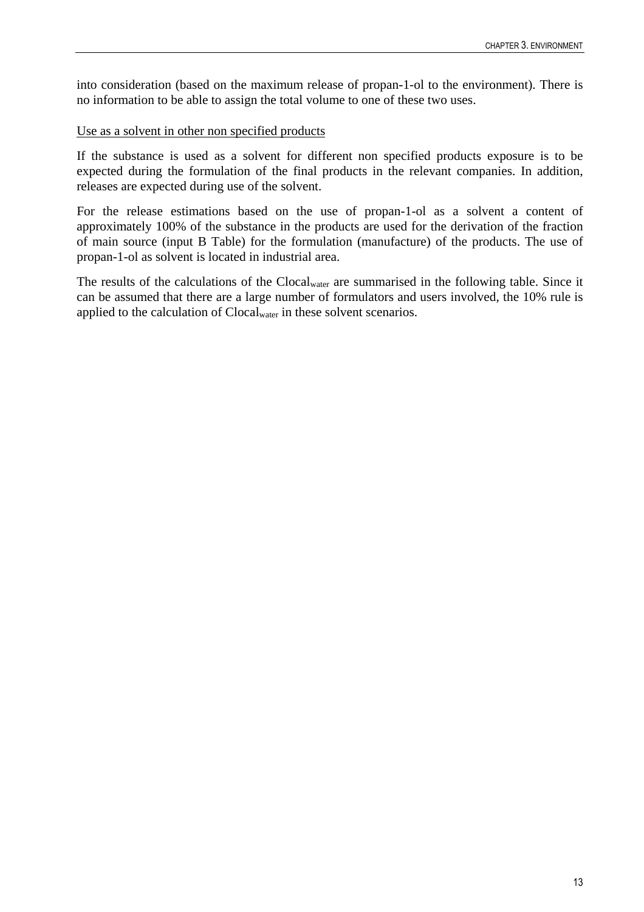into consideration (based on the maximum release of propan-1-ol to the environment). There is no information to be able to assign the total volume to one of these two uses.

Use as a solvent in other non specified products

If the substance is used as a solvent for different non specified products exposure is to be expected during the formulation of the final products in the relevant companies. In addition, releases are expected during use of the solvent.

For the release estimations based on the use of propan-1-ol as a solvent a content of approximately 100% of the substance in the products are used for the derivation of the fraction of main source (input B Table) for the formulation (manufacture) of the products. The use of propan-1-ol as solvent is located in industrial area.

The results of the calculations of the $Clocal_{water}$ are summarised in the following table. Since it can be assumed that there are a large number of formulators and users involved, the 10% rule is applied to the calculation of $Clocal_{water}$ in these solvent scenarios.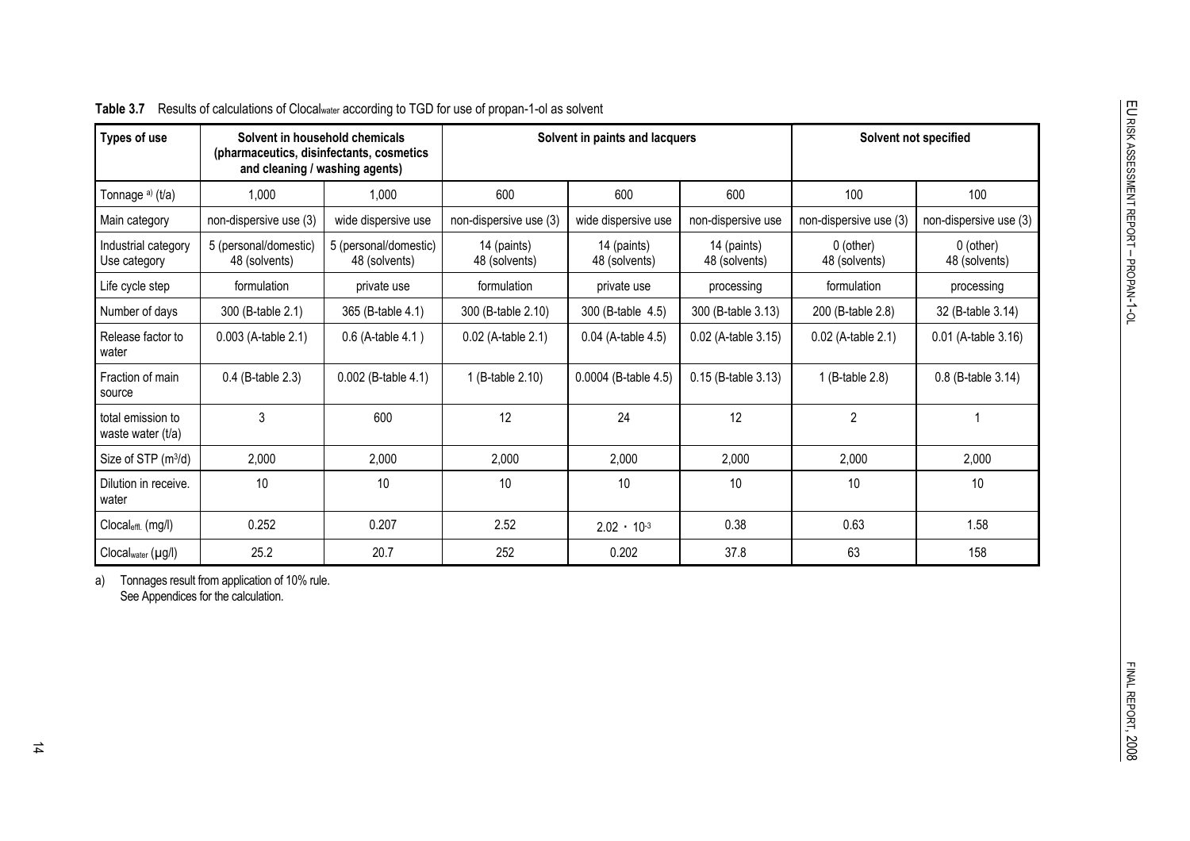**Table 3.7** Results of calculations of $Clocal_{water}$ according to TGD for use of propan-1-ol as solvent

| Types of use | Solvent in household chemicals (pharmaceutics, disinfectants, cosmetics and cleaning / washing agents) | | Solvent in paints and lacquers | | | Solvent not specified | |
|---|---|---|---|---|---|---|---|
| Tonnage a) (t/a) | 1,000 | 1,000 | 600 | 600 | 600 | 100 | 100 |
| Main category | non-dispersive use (3) | wide dispersive use | non-dispersive use (3) | wide dispersive use | non-dispersive use | non-dispersive use (3) | non-dispersive use (3) |
| Industrial category Use category | 5 (personal/domestic) 48 (solvents) | 5 (personal/domestic) 48 (solvents) | 14 (paints) 48 (solvents) | 14 (paints) 48 (solvents) | 14 (paints) 48 (solvents) | 0 (other) 48 (solvents) | 0 (other) 48 (solvents) |
| Life cycle step | formulation | private use | formulation | private use | processing | formulation | processing |
| Number of days | 300 (B-table 2.1) | 365 (B-table 4.1) | 300 (B-table 2.10) | 300 (B-table 4.5) | 300 (B-table 3.13) | 200 (B-table 2.8) | 32 (B-table 3.14) |
| Release factor to water | 0.003 (A-table 2.1) | 0.6 (A-table 4.1 ) | 0.02 (A-table 2.1) | 0.04 (A-table 4.5) | 0.02 (A-table 3.15) | 0.02 (A-table 2.1) | 0.01 (A-table 3.16) |
| Fraction of main source | 0.4 (B-table 2.3) | 0.002 (B-table 4.1) | 1 (B-table 2.10) | 0.0004 (B-table 4.5) | 0.15 (B-table 3.13) | 1 (B-table 2.8) | 0.8 (B-table 3.14) |
| total emission to waste water (t/a) | 3 | 600 | 12 | 24 | 12 | 2 | 1 |
| Size of STP ($m^3$/d) | 2,000 | 2,000 | 2,000 | 2,000 | 2,000 | 2,000 | 2,000 |
| Dilution in receive. water | 10 | 10 | 10 | 10 | 10 | 10 | 10 |
| $Clocal_{effl.}$ (mg/l) | 0.252 | 0.207 | 2.52 | $2.02 \cdot 10^{-3}$ | 0.38 | 0.63 | 1.58 |
| $Clocal_{water}$ (µg/l) | 25.2 | 20.7 | 252 | 0.202 | 37.8 | 63 | 158 |

a) Tonnages result from application of 10% rule.
See Appendices for the calculation.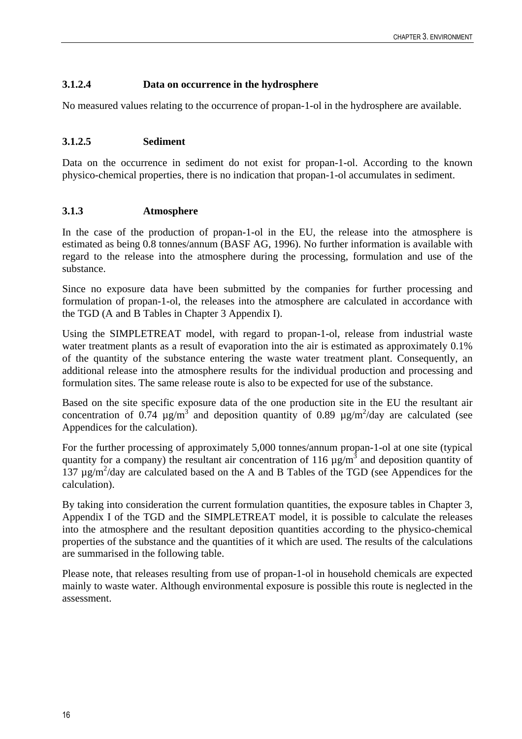### 3.1.2.4 Data on occurrence in the hydrosphere

No measured values relating to the occurrence of propan-1-ol in the hydrosphere are available.

### 3.1.2.5 Sediment

Data on the occurrence in sediment do not exist for propan-1-ol. According to the known physico-chemical properties, there is no indication that propan-1-ol accumulates in sediment.

### 3.1.3 Atmosphere

In the case of the production of propan-1-ol in the EU, the release into the atmosphere is estimated as being 0.8 tonnes/annum (BASF AG, 1996). No further information is available with regard to the release into the atmosphere during the processing, formulation and use of the substance.

Since no exposure data have been submitted by the companies for further processing and formulation of propan-1-ol, the releases into the atmosphere are calculated in accordance with the TGD (A and B Tables in Chapter 3 Appendix I).

Using the SIMPLETREAT model, with regard to propan-1-ol, release from industrial waste water treatment plants as a result of evaporation into the air is estimated as approximately 0.1% of the quantity of the substance entering the waste water treatment plant. Consequently, an additional release into the atmosphere results for the individual production and processing and formulation sites. The same release route is also to be expected for use of the substance.

Based on the site specific exposure data of the one production site in the EU the resultant air concentration of 0.74 µg/m$^3$ and deposition quantity of 0.89 µg/m$^2$/day are calculated (see Appendices for the calculation).

For the further processing of approximately 5,000 tonnes/annum propan-1-ol at one site (typical quantity for a company) the resultant air concentration of 116 µg/m$^3$ and deposition quantity of 137 µg/m$^2$/day are calculated based on the A and B Tables of the TGD (see Appendices for the calculation).

By taking into consideration the current formulation quantities, the exposure tables in Chapter 3, Appendix I of the TGD and the SIMPLETREAT model, it is possible to calculate the releases into the atmosphere and the resultant deposition quantities according to the physico-chemical properties of the substance and the quantities of it which are used. The results of the calculations are summarised in the following table.

Please note, that releases resulting from use of propan-1-ol in household chemicals are expected mainly to waste water. Although environmental exposure is possible this route is neglected in the assessment.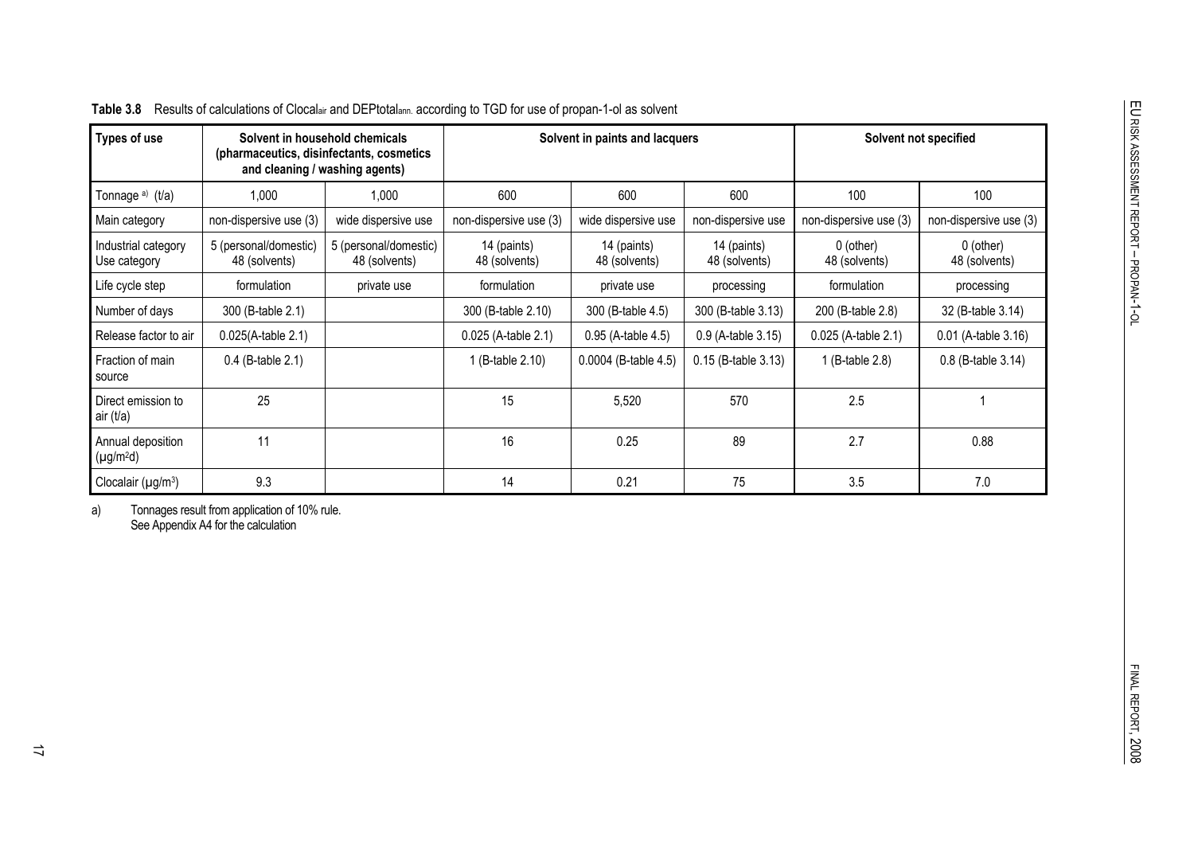**Table 3.8** Results of calculations of $Clocal_{air}$ and $DEPtotal_{ann.}$ according to TGD for use of propan-1-ol as solvent

| Types of use | Solvent in household chemicals (pharmaceutics, disinfectants, cosmetics and cleaning / washing agents) | | Solvent in paints and lacquers | | | Solvent not specified | |
|---|---|---|---|---|---|---|---|
| Tonnage [a] (t/a) | 1,000 | 1,000 | 600 | 600 | 600 | 100 | 100 |
| Main category | non-dispersive use (3) | wide dispersive use | non-dispersive use (3) | wide dispersive use | non-dispersive use | non-dispersive use (3) | non-dispersive use (3) |
| Industrial category Use category | 5 (personal/domestic) 48 (solvents) | 5 (personal/domestic) 48 (solvents) | 14 (paints) 48 (solvents) | 14 (paints) 48 (solvents) | 14 (paints) 48 (solvents) | 0 (other) 48 (solvents) | 0 (other) 48 (solvents) |
| Life cycle step | formulation | private use | formulation | private use | processing | formulation | processing |
| Number of days | 300 (B-table 2.1) | | 300 (B-table 2.10) | 300 (B-table 4.5) | 300 (B-table 3.13) | 200 (B-table 2.8) | 32 (B-table 3.14) |
| Release factor to air | 0.025(A-table 2.1) | | 0.025 (A-table 2.1) | 0.95 (A-table 4.5) | 0.9 (A-table 3.15) | 0.025 (A-table 2.1) | 0.01 (A-table 3.16) |
| Fraction of main source | 0.4 (B-table 2.1) | | 1 (B-table 2.10) | 0.0004 (B-table 4.5) | 0.15 (B-table 3.13) | 1 (B-table 2.8) | 0.8 (B-table 3.14) |
| Direct emission to air (t/a) | 25 | | 15 | 5,520 | 570 | 2.5 | 1 |
| Annual deposition (µg/m²d) | 11 | | 16 | 0.25 | 89 | 2.7 | 0.88 |
| Clocalair (µg/m³) | 9.3 | | 14 | 0.21 | 75 | 3.5 | 7.0 |

a) Tonnages result from application of 10% rule.
See Appendix A4 for the calculation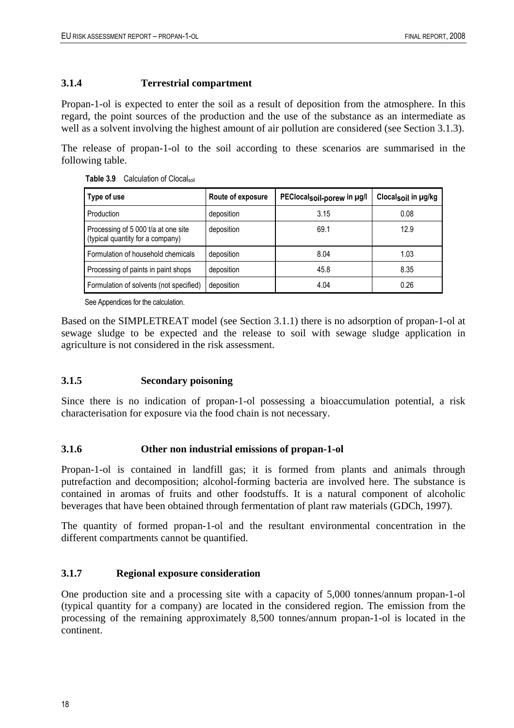### 3.1.4 Terrestrial compartment

Propan-1-ol is expected to enter the soil as a result of deposition from the atmosphere. In this regard, the point sources of the production and the use of the substance as an intermediate as well as a solvent involving the highest amount of air pollution are considered (see Section 3.1.3).

The release of propan-1-ol to the soil according to these scenarios are summarised in the following table.

**Table 3.9** Calculation of $Clocal_{soil}$

| Type of use | Route of exposure | $PEClocal_{soil\text{-}porew}$ in µg/l | $Clocal_{soil}$ in µg/kg |
|---|---|---|---|
| Production | deposition | 3.15 | 0.08 |
| Processing of 5 000 t/a at one site (typical quantity for a company) | deposition | 69.1 | 12.9 |
| Formulation of household chemicals | deposition | 8.04 | 1.03 |
| Processing of paints in paint shops | deposition | 45.8 | 8.35 |
| Formulation of solvents (not specified) | deposition | 4.04 | 0.26 |

See Appendices for the calculation.

Based on the SIMPLETREAT model (see Section 3.1.1) there is no adsorption of propan-1-ol at sewage sludge to be expected and the release to soil with sewage sludge application in agriculture is not considered in the risk assessment.

### 3.1.5 Secondary poisoning

Since there is no indication of propan-1-ol possessing a bioaccumulation potential, a risk characterisation for exposure via the food chain is not necessary.

### 3.1.6 Other non industrial emissions of propan-1-ol

Propan-1-ol is contained in landfill gas; it is formed from plants and animals through putrefaction and decomposition; alcohol-forming bacteria are involved here. The substance is contained in aromas of fruits and other foodstuffs. It is a natural component of alcoholic beverages that have been obtained through fermentation of plant raw materials (GDCh, 1997).

The quantity of formed propan-1-ol and the resultant environmental concentration in the different compartments cannot be quantified.

### 3.1.7 Regional exposure consideration

One production site and a processing site with a capacity of 5,000 tonnes/annum propan-1-ol (typical quantity for a company) are located in the considered region. The emission from the processing of the remaining approximately 8,500 tonnes/annum propan-1-ol is located in the continent.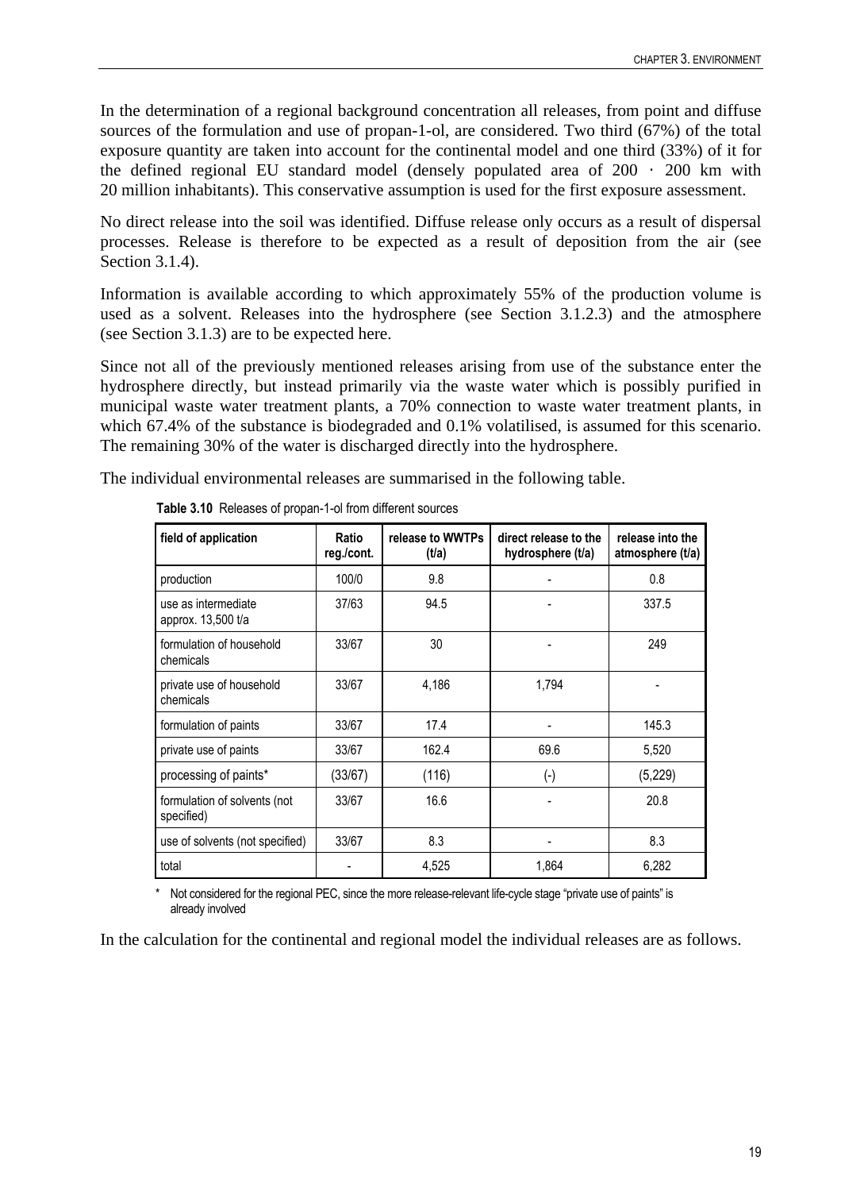In the determination of a regional background concentration all releases, from point and diffuse sources of the formulation and use of propan-1-ol, are considered. Two third (67%) of the total exposure quantity are taken into account for the continental model and one third (33%) of it for the defined regional EU standard model (densely populated area of 200 · 200 km with 20 million inhabitants). This conservative assumption is used for the first exposure assessment.

No direct release into the soil was identified. Diffuse release only occurs as a result of dispersal processes. Release is therefore to be expected as a result of deposition from the air (see Section 3.1.4).

Information is available according to which approximately 55% of the production volume is used as a solvent. Releases into the hydrosphere (see Section 3.1.2.3) and the atmosphere (see Section 3.1.3) are to be expected here.

Since not all of the previously mentioned releases arising from use of the substance enter the hydrosphere directly, but instead primarily via the waste water which is possibly purified in municipal waste water treatment plants, a 70% connection to waste water treatment plants, in which 67.4% of the substance is biodegraded and 0.1% volatilised, is assumed for this scenario. The remaining 30% of the water is discharged directly into the hydrosphere.

The individual environmental releases are summarised in the following table.

**Table 3.10** Releases of propan-1-ol from different sources

| field of application | Ratio reg./cont. | release to WWTPs (t/a) | direct release to the hydrosphere (t/a) | release into the atmosphere (t/a) |
|---|---|---|---|---|
| production | 100/0 | 9.8 | - | 0.8 |
| use as intermediate approx. 13,500 t/a | 37/63 | 94.5 | - | 337.5 |
| formulation of household chemicals | 33/67 | 30 | - | 249 |
| private use of household chemicals | 33/67 | 4,186 | 1,794 | - |
| formulation of paints | 33/67 | 17.4 | - | 145.3 |
| private use of paints | 33/67 | 162.4 | 69.6 | 5,520 |
| processing of paints* | (33/67) | (116) | (-) | (5,229) |
| formulation of solvents (not specified) | 33/67 | 16.6 | - | 20.8 |
| use of solvents (not specified) | 33/67 | 8.3 | - | 8.3 |
| total | - | 4,525 | 1,864 | 6,282 |

\* Not considered for the regional PEC, since the more release-relevant life-cycle stage "private use of paints" is already involved

In the calculation for the continental and regional model the individual releases are as follows.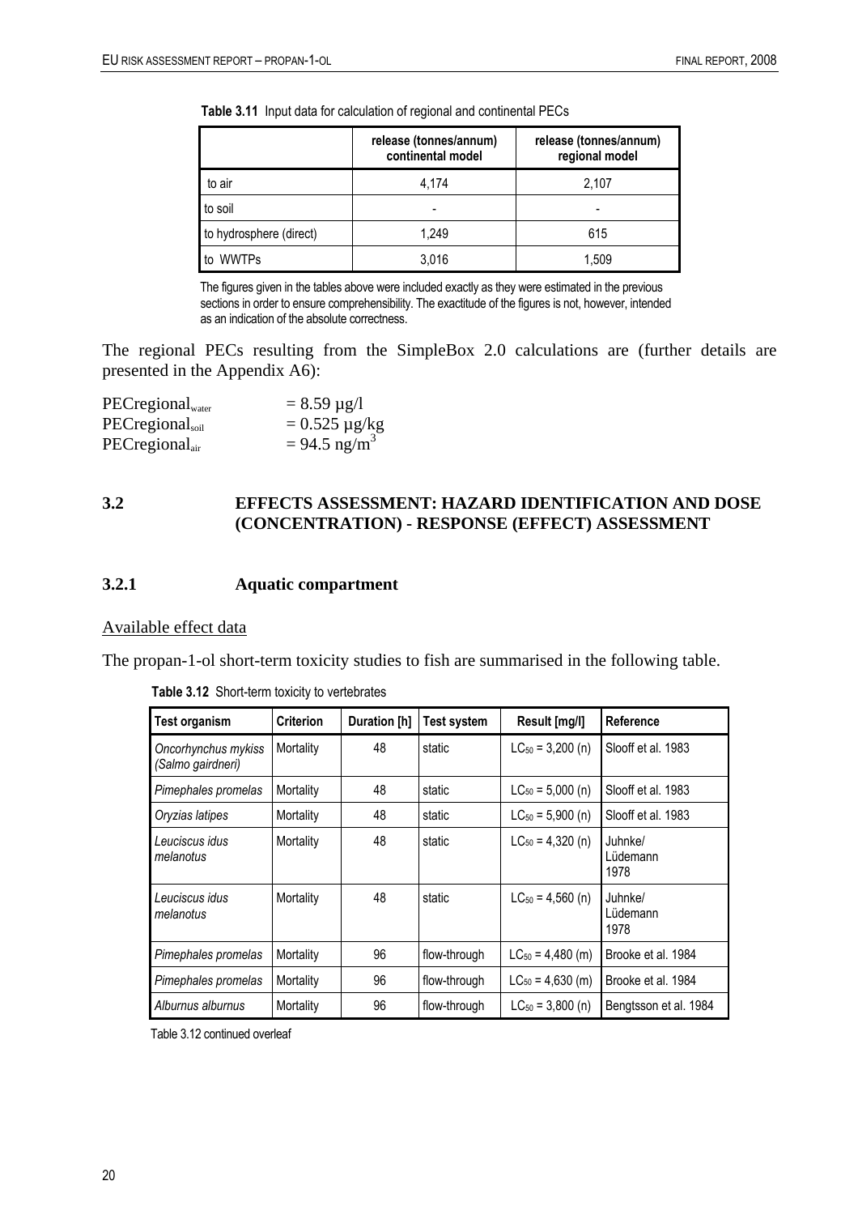**Table 3.11** Input data for calculation of regional and continental PECs

| | release (tonnes/annum) continental model | release (tonnes/annum) regional model |
|---|---|---|
| to air | 4,174 | 2,107 |
| to soil | - | - |
| to hydrosphere (direct) | 1,249 | 615 |
| to WWTPs | 3,016 | 1,509 |

The figures given in the tables above were included exactly as they were estimated in the previous sections in order to ensure comprehensibility. The exactitude of the figures is not, however, intended as an indication of the absolute correctness.

The regional PECs resulting from the SimpleBox 2.0 calculations are (further details are presented in the Appendix A6):

$PECregional_{water}$ = 8.59 µg/l
$PECregional_{soil}$ = 0.525 µg/kg
$PECregional_{air}$ = 94.5 ng/m$^3$

## 3.2 EFFECTS ASSESSMENT: HAZARD IDENTIFICATION AND DOSE (CONCENTRATION) - RESPONSE (EFFECT) ASSESSMENT

### 3.2.1 Aquatic compartment

Available effect data

The propan-1-ol short-term toxicity studies to fish are summarised in the following table.

**Table 3.12** Short-term toxicity to vertebrates

| Test organism | Criterion | Duration [h] | Test system | Result [mg/l] | Reference |
|---|---|---|---|---|---|
| *Oncorhynchus mykiss (Salmo gairdneri)* | Mortality | 48 | static | $LC_{50}$ = 3,200 (n) | Slooff et al. 1983 |
| *Pimephales promelas* | Mortality | 48 | static | $LC_{50}$ = 5,000 (n) | Slooff et al. 1983 |
| *Oryzias latipes* | Mortality | 48 | static | $LC_{50}$ = 5,900 (n) | Slooff et al. 1983 |
| *Leuciscus idus melanotus* | Mortality | 48 | static | $LC_{50}$ = 4,320 (n) | Juhnke/ Lüdemann 1978 |
| *Leuciscus idus melanotus* | Mortality | 48 | static | $LC_{50}$ = 4,560 (n) | Juhnke/ Lüdemann 1978 |
| *Pimephales promelas* | Mortality | 96 | flow-through | $LC_{50}$ = 4,480 (m) | Brooke et al. 1984 |
| *Pimephales promelas* | Mortality | 96 | flow-through | $LC_{50}$ = 4,630 (m) | Brooke et al. 1984 |
| *Alburnus alburnus* | Mortality | 96 | flow-through | $LC_{50}$ = 3,800 (n) | Bengtsson et al. 1984 |

Table 3.12 continued overleaf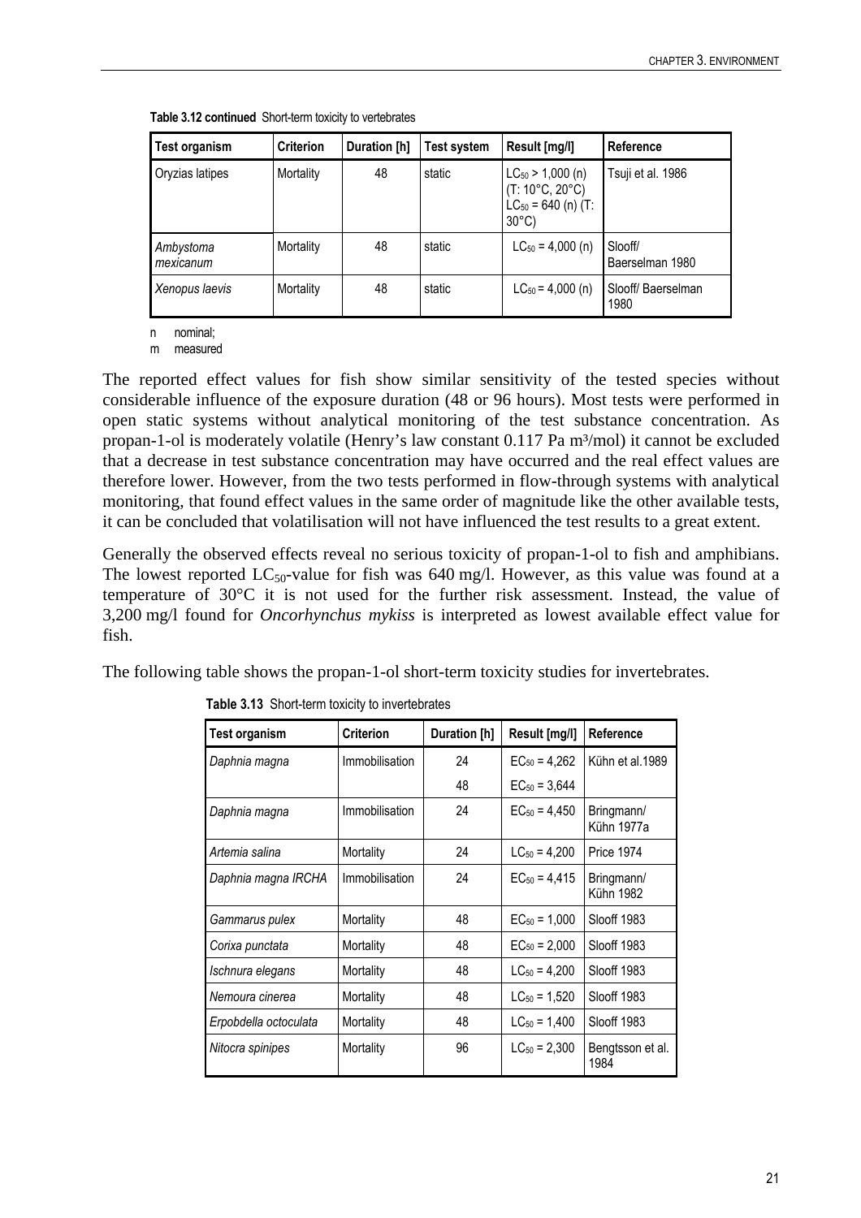**Table 3.12 continued** Short-term toxicity to vertebrates

| Test organism | Criterion | Duration [h] | Test system | Result [mg/l] | Reference |
|---|---|---|---|---|---|
| Oryzias latipes | Mortality | 48 | static | $LC_{50}$ > 1,000 (n) (T: 10°C, 20°C) $LC_{50}$ = 640 (n) (T: 30°C) | Tsuji et al. 1986 |
| *Ambystoma mexicanum* | Mortality | 48 | static | $LC_{50}$ = 4,000 (n) | Slooff/ Baerselman 1980 |
| *Xenopus laevis* | Mortality | 48 | static | $LC_{50}$ = 4,000 (n) | Slooff/ Baerselman 1980 |

n nominal;
m measured

The reported effect values for fish show similar sensitivity of the tested species without considerable influence of the exposure duration (48 or 96 hours). Most tests were performed in open static systems without analytical monitoring of the test substance concentration. As propan-1-ol is moderately volatile (Henry's law constant 0.117 Pa m³/mol) it cannot be excluded that a decrease in test substance concentration may have occurred and the real effect values are therefore lower. However, from the two tests performed in flow-through systems with analytical monitoring, that found effect values in the same order of magnitude like the other available tests, it can be concluded that volatilisation will not have influenced the test results to a great extent.

Generally the observed effects reveal no serious toxicity of propan-1-ol to fish and amphibians. The lowest reported $LC_{50}$-value for fish was 640 mg/l. However, as this value was found at a temperature of 30°C it is not used for the further risk assessment. Instead, the value of 3,200 mg/l found for *Oncorhynchus mykiss* is interpreted as lowest available effect value for fish.

The following table shows the propan-1-ol short-term toxicity studies for invertebrates.

**Table 3.13** Short-term toxicity to invertebrates

| Test organism | Criterion | Duration [h] | Result [mg/l] | Reference |
|---|---|---|---|---|
| *Daphnia magna* | Immobilisation | 24 | $EC_{50}$ = 4,262 | Kühn et al.1989 |
| | | 48 | $EC_{50}$ = 3,644 | |
| *Daphnia magna* | Immobilisation | 24 | $EC_{50}$ = 4,450 | Bringmann/ Kühn 1977a |
| *Artemia salina* | Mortality | 24 | $LC_{50}$ = 4,200 | Price 1974 |
| *Daphnia magna IRCHA* | Immobilisation | 24 | $EC_{50}$ = 4,415 | Bringmann/ Kühn 1982 |
| *Gammarus pulex* | Mortality | 48 | $EC_{50}$ = 1,000 | Slooff 1983 |
| *Corixa punctata* | Mortality | 48 | $EC_{50}$ = 2,000 | Slooff 1983 |
| *Ischnura elegans* | Mortality | 48 | $LC_{50}$ = 4,200 | Slooff 1983 |
| *Nemoura cinerea* | Mortality | 48 | $LC_{50}$ = 1,520 | Slooff 1983 |
| *Erpobdella octoculata* | Mortality | 48 | $LC_{50}$ = 1,400 | Slooff 1983 |
| *Nitocra spinipes* | Mortality | 96 | $LC_{50}$ = 2,300 | Bengtsson et al. 1984 |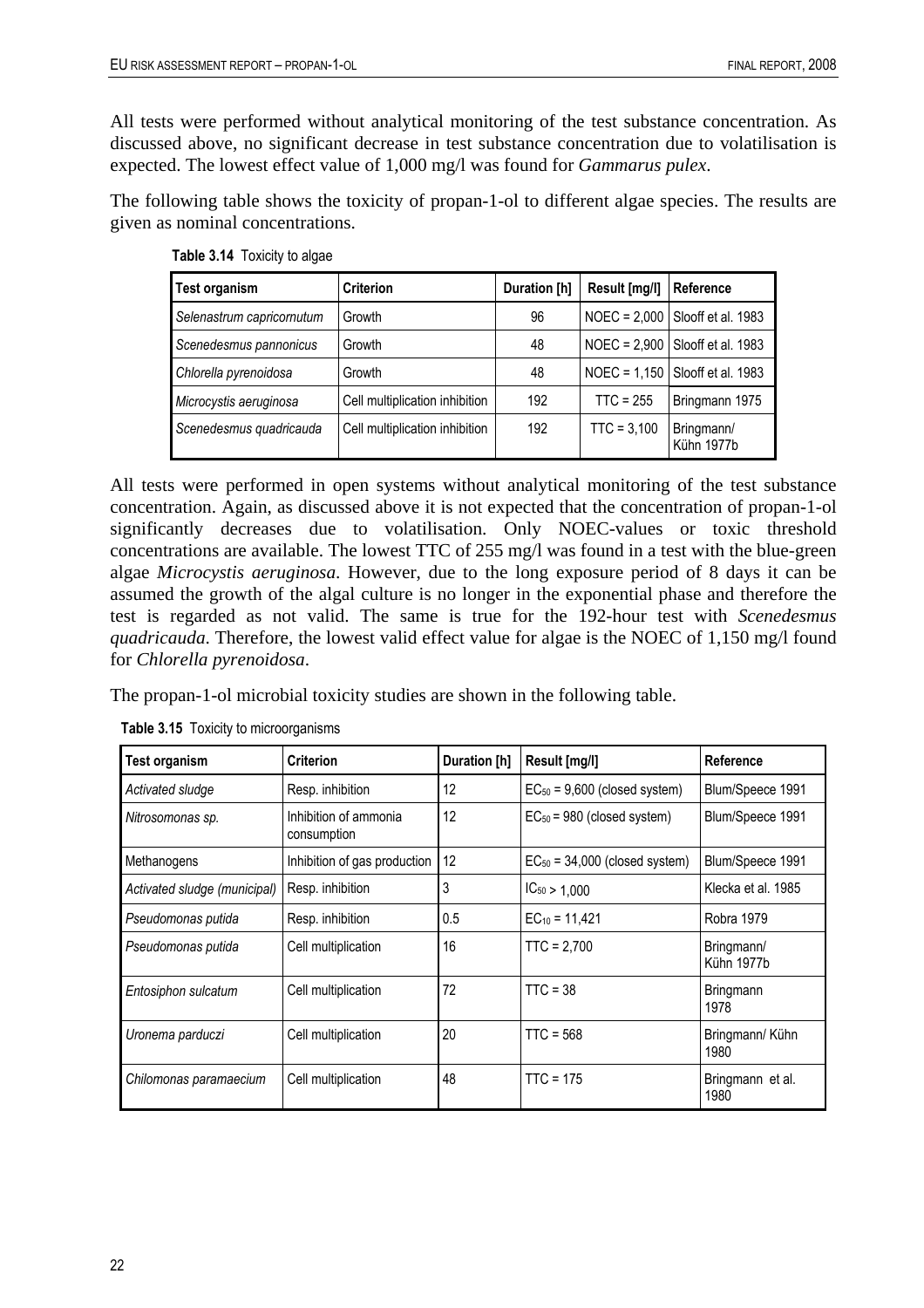All tests were performed without analytical monitoring of the test substance concentration. As discussed above, no significant decrease in test substance concentration due to volatilisation is expected. The lowest effect value of 1,000 mg/l was found for *Gammarus pulex*.

The following table shows the toxicity of propan-1-ol to different algae species. The results are given as nominal concentrations.

**Table 3.14** Toxicity to algae

| Test organism | Criterion | Duration [h] | Result [mg/l] | Reference |
|---|---|---|---|---|
| *Selenastrum capricornutum* | Growth | 96 | NOEC = 2,000 | Slooff et al. 1983 |
| *Scenedesmus pannonicus* | Growth | 48 | NOEC = 2,900 | Slooff et al. 1983 |
| *Chlorella pyrenoidosa* | Growth | 48 | NOEC = 1,150 | Slooff et al. 1983 |
| *Microcystis aeruginosa* | Cell multiplication inhibition | 192 | TTC = 255 | Bringmann 1975 |
| *Scenedesmus quadricauda* | Cell multiplication inhibition | 192 | TTC = 3,100 | Bringmann/ Kühn 1977b |

All tests were performed in open systems without analytical monitoring of the test substance concentration. Again, as discussed above it is not expected that the concentration of propan-1-ol significantly decreases due to volatilisation. Only NOEC-values or toxic threshold concentrations are available. The lowest TTC of 255 mg/l was found in a test with the blue-green algae *Microcystis aeruginosa*. However, due to the long exposure period of 8 days it can be assumed the growth of the algal culture is no longer in the exponential phase and therefore the test is regarded as not valid. The same is true for the 192-hour test with *Scenedesmus quadricauda.* Therefore, the lowest valid effect value for algae is the NOEC of 1,150 mg/l found for *Chlorella pyrenoidosa*.

The propan-1-ol microbial toxicity studies are shown in the following table.

**Table 3.15** Toxicity to microorganisms

| Test organism | Criterion | Duration [h] | Result [mg/l] | Reference |
|---|---|---|---|---|
| *Activated sludge* | Resp. inhibition | 12 | $EC_{50}$ = 9,600 (closed system) | Blum/Speece 1991 |
| *Nitrosomonas sp.* | Inhibition of ammonia consumption | 12 | $EC_{50}$ = 980 (closed system) | Blum/Speece 1991 |
| Methanogens | Inhibition of gas production | 12 | $EC_{50}$ = 34,000 (closed system) | Blum/Speece 1991 |
| *Activated sludge (municipal)* | Resp. inhibition | 3 | $IC_{50}$ > 1,000 | Klecka et al. 1985 |
| *Pseudomonas putida* | Resp. inhibition | 0.5 | $EC_{10}$ = 11,421 | Robra 1979 |
| *Pseudomonas putida* | Cell multiplication | 16 | TTC = 2,700 | Bringmann/ Kühn 1977b |
| *Entosiphon sulcatum* | Cell multiplication | 72 | TTC = 38 | Bringmann 1978 |
| *Uronema parduczi* | Cell multiplication | 20 | TTC = 568 | Bringmann/ Kühn 1980 |
| *Chilomonas paramaecium* | Cell multiplication | 48 | TTC = 175 | Bringmann et al. 1980 |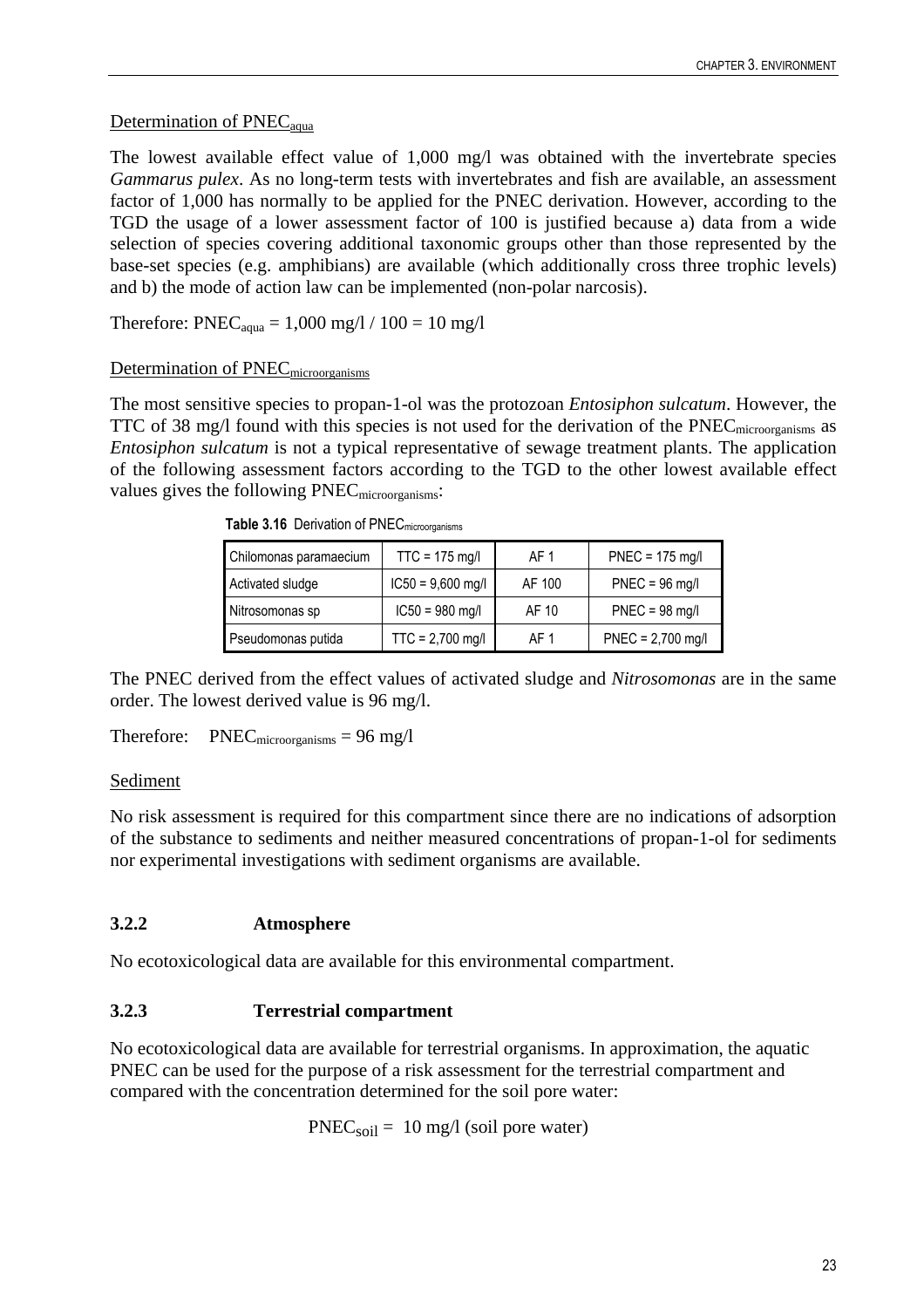Determination of $PNEC_{aqua}$

The lowest available effect value of 1,000 mg/l was obtained with the invertebrate species *Gammarus pulex*. As no long-term tests with invertebrates and fish are available, an assessment factor of 1,000 has normally to be applied for the PNEC derivation. However, according to the TGD the usage of a lower assessment factor of 100 is justified because a) data from a wide selection of species covering additional taxonomic groups other than those represented by the base-set species (e.g. amphibians) are available (which additionally cross three trophic levels) and b) the mode of action law can be implemented (non-polar narcosis).

Therefore: $PNEC_{aqua}$ = 1,000 mg/l / 100 = 10 mg/l

Determination of $PNEC_{microorganisms}$

The most sensitive species to propan-1-ol was the protozoan *Entosiphon sulcatum*. However, the TTC of 38 mg/l found with this species is not used for the derivation of the $PNEC_{microorganisms}$ as *Entosiphon sulcatum* is not a typical representative of sewage treatment plants. The application of the following assessment factors according to the TGD to the other lowest available effect values gives the following $PNEC_{microorganisms}$:

**Table 3.16** Derivation of $PNEC_{microorganisms}$

| | | | |
|---|---|---|---|
| Chilomonas paramaecium | TTC = 175 mg/l | AF 1 | PNEC = 175 mg/l |
| Activated sludge | IC50 = 9,600 mg/l | AF 100 | PNEC = 96 mg/l |
| Nitrosomonas sp | IC50 = 980 mg/l | AF 10 | PNEC = 98 mg/l |
| Pseudomonas putida | TTC = 2,700 mg/l | AF 1 | PNEC = 2,700 mg/l |

The PNEC derived from the effect values of activated sludge and *Nitrosomonas* are in the same order. The lowest derived value is 96 mg/l.

Therefore: $PNEC_{microorganisms}$ = 96 mg/l

Sediment

No risk assessment is required for this compartment since there are no indications of adsorption of the substance to sediments and neither measured concentrations of propan-1-ol for sediments nor experimental investigations with sediment organisms are available.

### 3.2.2 Atmosphere

No ecotoxicological data are available for this environmental compartment.

### 3.2.3 Terrestrial compartment

No ecotoxicological data are available for terrestrial organisms. In approximation, the aquatic PNEC can be used for the purpose of a risk assessment for the terrestrial compartment and compared with the concentration determined for the soil pore water:

$PNEC_{soil}$ = 10 mg/l (soil pore water)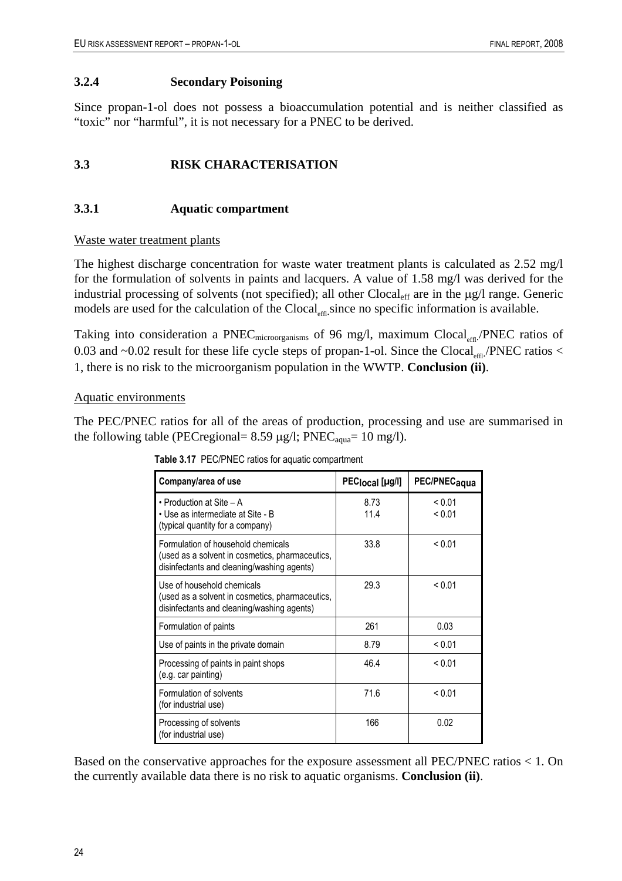### 3.2.4 Secondary Poisoning

Since propan-1-ol does not possess a bioaccumulation potential and is neither classified as "toxic" nor "harmful", it is not necessary for a PNEC to be derived.

## 3.3 RISK CHARACTERISATION

### 3.3.1 Aquatic compartment

Waste water treatment plants

The highest discharge concentration for waste water treatment plants is calculated as 2.52 mg/l for the formulation of solvents in paints and lacquers. A value of 1.58 mg/l was derived for the industrial processing of solvents (not specified); all other $Clocal_{eff}$ are in the μg/l range. Generic models are used for the calculation of the $Clocal_{effl.}$ since no specific information is available.

Taking into consideration a $PNEC_{microorganisms}$ of 96 mg/l, maximum $Clocal_{effl.}$/PNEC ratios of 0.03 and ~0.02 result for these life cycle steps of propan-1-ol. Since the $Clocal_{effl.}$/PNEC ratios < 1, there is no risk to the microorganism population in the WWTP. **Conclusion (ii)**.

Aquatic environments

The PEC/PNEC ratios for all of the areas of production, processing and use are summarised in the following table (PECregional= 8.59 μg/l; $PNEC_{aqua}$= 10 mg/l).

**Table 3.17** PEC/PNEC ratios for aquatic compartment

| Company/area of use | $PEC_{local}$ [μg/l] | $PEC/PNEC_{aqua}$ |
|---|---|---|
| • Production at Site – A<br>• Use as intermediate at Site - B<br>(typical quantity for a company) | 8.73<br>11.4 | < 0.01<br>< 0.01 |
| Formulation of household chemicals<br>(used as a solvent in cosmetics, pharmaceutics, disinfectants and cleaning/washing agents) | 33.8 | < 0.01 |
| Use of household chemicals<br>(used as a solvent in cosmetics, pharmaceutics, disinfectants and cleaning/washing agents) | 29.3 | < 0.01 |
| Formulation of paints | 261 | 0.03 |
| Use of paints in the private domain | 8.79 | < 0.01 |
| Processing of paints in paint shops<br>(e.g. car painting) | 46.4 | < 0.01 |
| Formulation of solvents<br>(for industrial use) | 71.6 | < 0.01 |
| Processing of solvents<br>(for industrial use) | 166 | 0.02 |

Based on the conservative approaches for the exposure assessment all PEC/PNEC ratios < 1. On the currently available data there is no risk to aquatic organisms. **Conclusion (ii)**.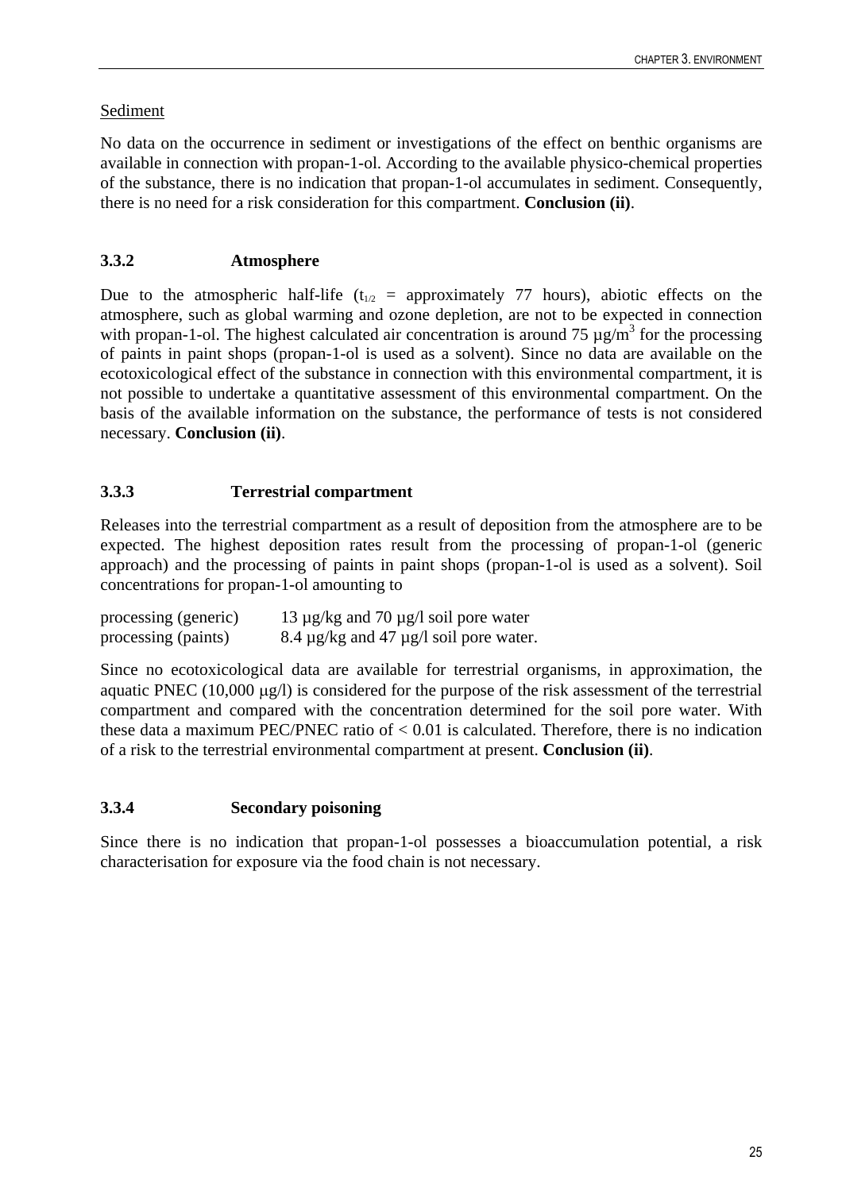Sediment

No data on the occurrence in sediment or investigations of the effect on benthic organisms are available in connection with propan-1-ol. According to the available physico-chemical properties of the substance, there is no indication that propan-1-ol accumulates in sediment. Consequently, there is no need for a risk consideration for this compartment. **Conclusion (ii)**.

### 3.3.2 Atmosphere

Due to the atmospheric half-life ($t_{1/2}$ = approximately 77 hours), abiotic effects on the atmosphere, such as global warming and ozone depletion, are not to be expected in connection with propan-1-ol. The highest calculated air concentration is around 75 µg/$m^3$ for the processing of paints in paint shops (propan-1-ol is used as a solvent). Since no data are available on the ecotoxicological effect of the substance in connection with this environmental compartment, it is not possible to undertake a quantitative assessment of this environmental compartment. On the basis of the available information on the substance, the performance of tests is not considered necessary. **Conclusion (ii)**.

### 3.3.3 Terrestrial compartment

Releases into the terrestrial compartment as a result of deposition from the atmosphere are to be expected. The highest deposition rates result from the processing of propan-1-ol (generic approach) and the processing of paints in paint shops (propan-1-ol is used as a solvent). Soil concentrations for propan-1-ol amounting to

processing (generic) 13 µg/kg and 70 µg/l soil pore water
processing (paints) 8.4 µg/kg and 47 µg/l soil pore water.

Since no ecotoxicological data are available for terrestrial organisms, in approximation, the aquatic PNEC (10,000 µg/l) is considered for the purpose of the risk assessment of the terrestrial compartment and compared with the concentration determined for the soil pore water. With these data a maximum PEC/PNEC ratio of < 0.01 is calculated. Therefore, there is no indication of a risk to the terrestrial environmental compartment at present. **Conclusion (ii)**.

### 3.3.4 Secondary poisoning

Since there is no indication that propan-1-ol possesses a bioaccumulation potential, a risk characterisation for exposure via the food chain is not necessary.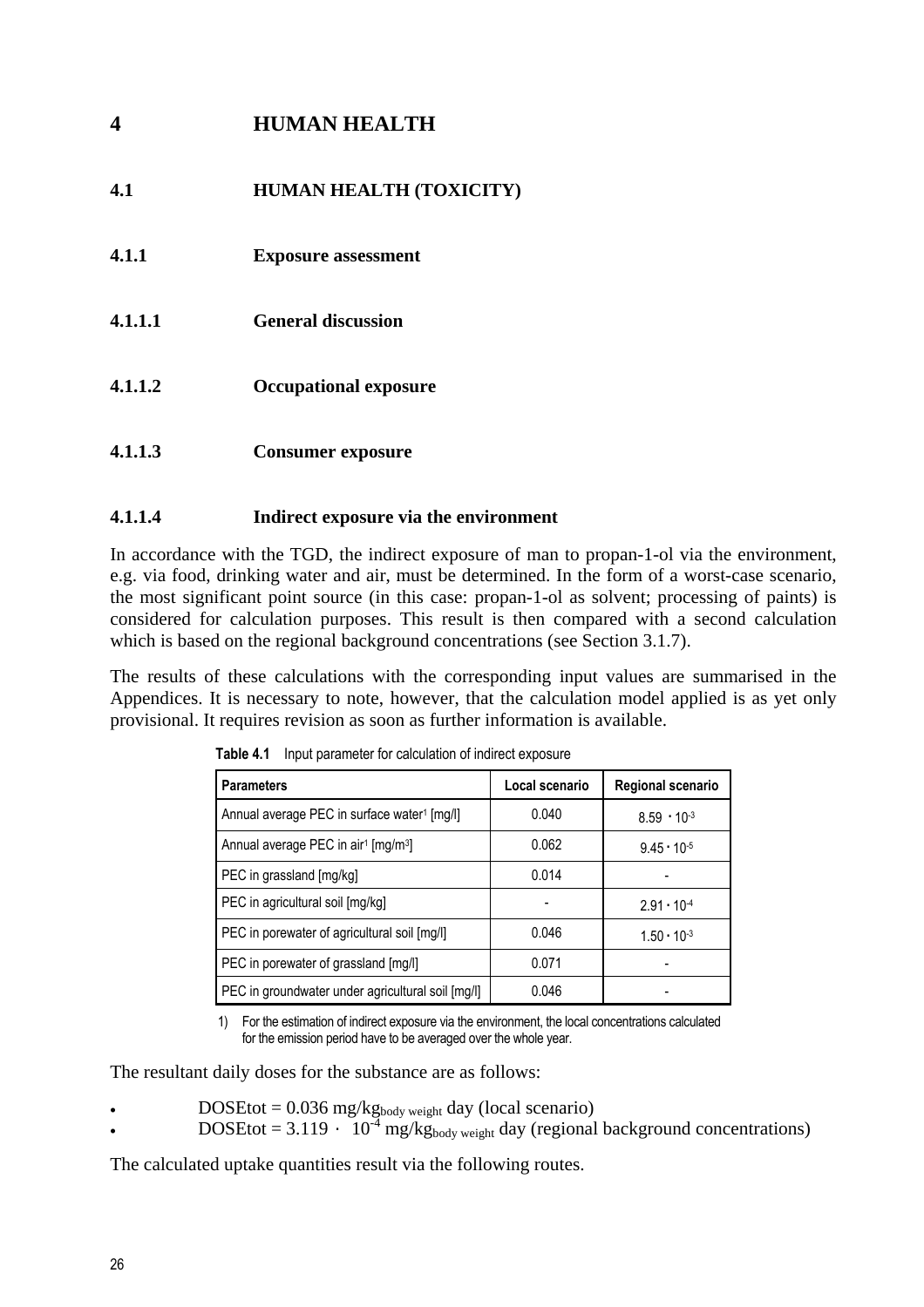# 4 HUMAN HEALTH

## 4.1 HUMAN HEALTH (TOXICITY)

### 4.1.1 Exposure assessment

#### 4.1.1.1 General discussion

#### 4.1.1.2 Occupational exposure

#### 4.1.1.3 Consumer exposure

#### 4.1.1.4 Indirect exposure via the environment

In accordance with the TGD, the indirect exposure of man to propan-1-ol via the environment, e.g. via food, drinking water and air, must be determined. In the form of a worst-case scenario, the most significant point source (in this case: propan-1-ol as solvent; processing of paints) is considered for calculation purposes. This result is then compared with a second calculation which is based on the regional background concentrations (see Section 3.1.7).

The results of these calculations with the corresponding input values are summarised in the Appendices. It is necessary to note, however, that the calculation model applied is as yet only provisional. It requires revision as soon as further information is available.

**Table 4.1** Input parameter for calculation of indirect exposure

| Parameters | Local scenario | Regional scenario |
|---|---|---|
| Annual average PEC in surface water[1] [mg/l] | 0.040 | $8.59 \cdot 10^{-3}$ |
| Annual average PEC in air[1] [mg/m³] | 0.062 | $9.45 \cdot 10^{-5}$ |
| PEC in grassland [mg/kg] | 0.014 | - |
| PEC in agricultural soil [mg/kg] | - | $2.91 \cdot 10^{-4}$ |
| PEC in porewater of agricultural soil [mg/l] | 0.046 | $1.50 \cdot 10^{-3}$ |
| PEC in porewater of grassland [mg/l] | 0.071 | - |
| PEC in groundwater under agricultural soil [mg/l] | 0.046 | - |

1) For the estimation of indirect exposure via the environment, the local concentrations calculated for the emission period have to be averaged over the whole year.

The resultant daily doses for the substance are as follows:

- DOSEtot = 0.036 $mg/kg_{body\ weight}$ day (local scenario)
- DOSEtot = $3.119 \cdot 10^{-4}$ $mg/kg_{body\ weight}$ day (regional background concentrations)

The calculated uptake quantities result via the following routes.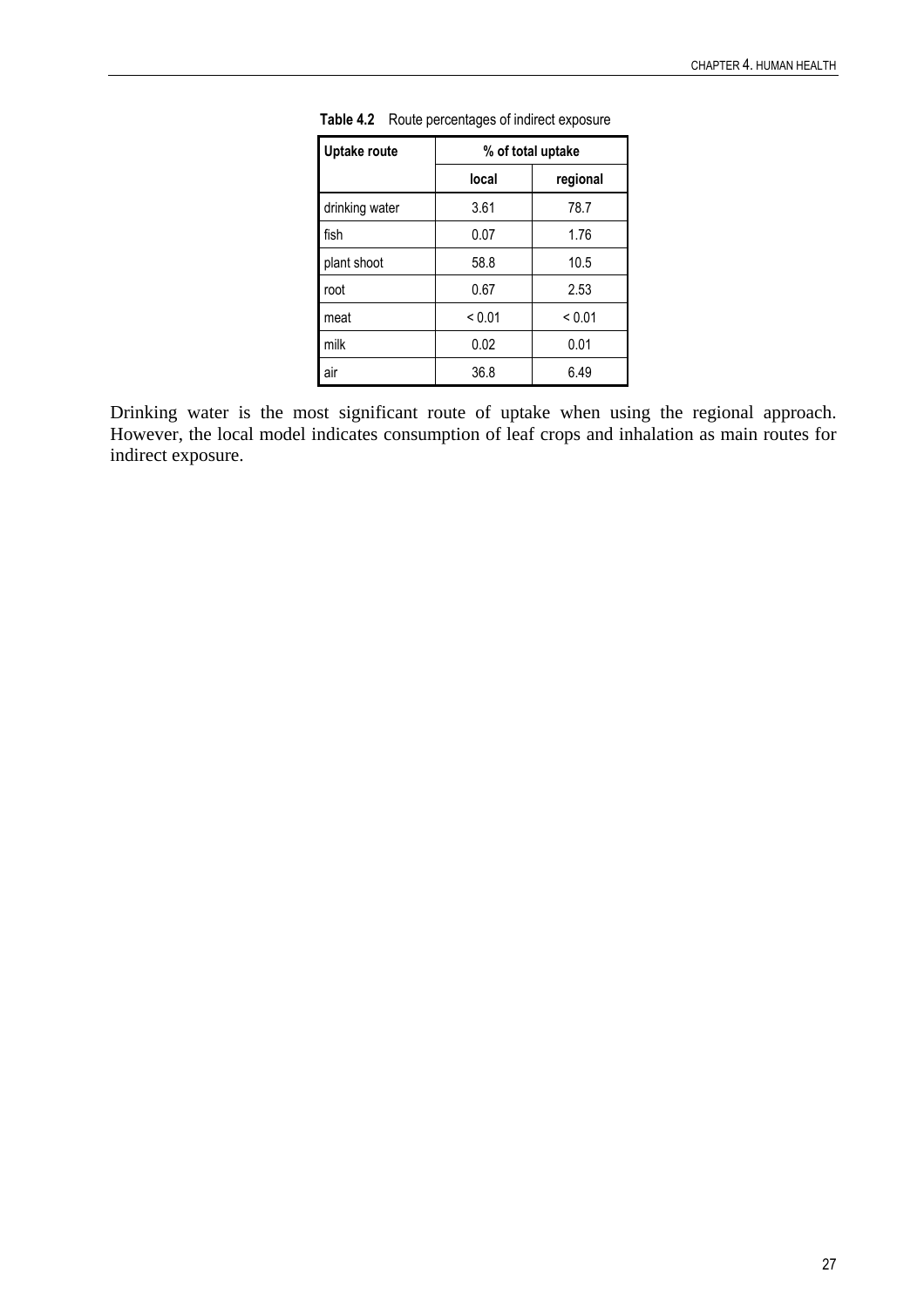**Table 4.2** Route percentages of indirect exposure

| Uptake route | % of total uptake | |
|---|---|---|
| | local | regional |
| drinking water | 3.61 | 78.7 |
| fish | 0.07 | 1.76 |
| plant shoot | 58.8 | 10.5 |
| root | 0.67 | 2.53 |
| meat | < 0.01 | < 0.01 |
| milk | 0.02 | 0.01 |
| air | 36.8 | 6.49 |

Drinking water is the most significant route of uptake when using the regional approach. However, the local model indicates consumption of leaf crops and inhalation as main routes for indirect exposure.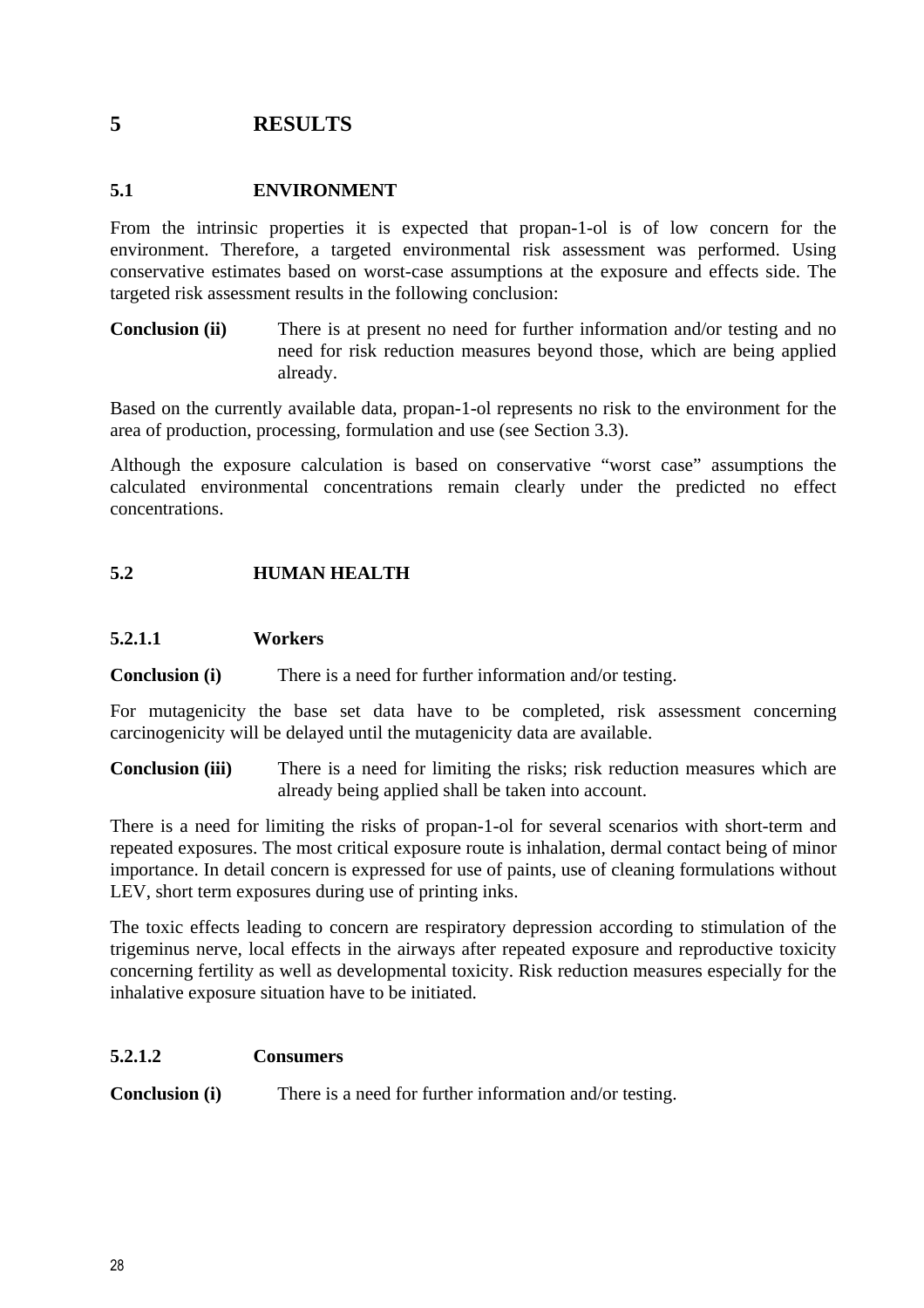# 5 RESULTS

## 5.1 ENVIRONMENT

From the intrinsic properties it is expected that propan-1-ol is of low concern for the environment. Therefore, a targeted environmental risk assessment was performed. Using conservative estimates based on worst-case assumptions at the exposure and effects side. The targeted risk assessment results in the following conclusion:

**Conclusion (ii)** There is at present no need for further information and/or testing and no need for risk reduction measures beyond those, which are being applied already.

Based on the currently available data, propan-1-ol represents no risk to the environment for the area of production, processing, formulation and use (see Section 3.3).

Although the exposure calculation is based on conservative "worst case" assumptions the calculated environmental concentrations remain clearly under the predicted no effect concentrations.

## 5.2 HUMAN HEALTH

#### 5.2.1.1 Workers

**Conclusion (i)** There is a need for further information and/or testing.

For mutagenicity the base set data have to be completed, risk assessment concerning carcinogenicity will be delayed until the mutagenicity data are available.

**Conclusion (iii)** There is a need for limiting the risks; risk reduction measures which are already being applied shall be taken into account.

There is a need for limiting the risks of propan-1-ol for several scenarios with short-term and repeated exposures. The most critical exposure route is inhalation, dermal contact being of minor importance. In detail concern is expressed for use of paints, use of cleaning formulations without LEV, short term exposures during use of printing inks.

The toxic effects leading to concern are respiratory depression according to stimulation of the trigeminus nerve, local effects in the airways after repeated exposure and reproductive toxicity concerning fertility as well as developmental toxicity. Risk reduction measures especially for the inhalative exposure situation have to be initiated.

#### 5.2.1.2 Consumers

**Conclusion (i)** There is a need for further information and/or testing.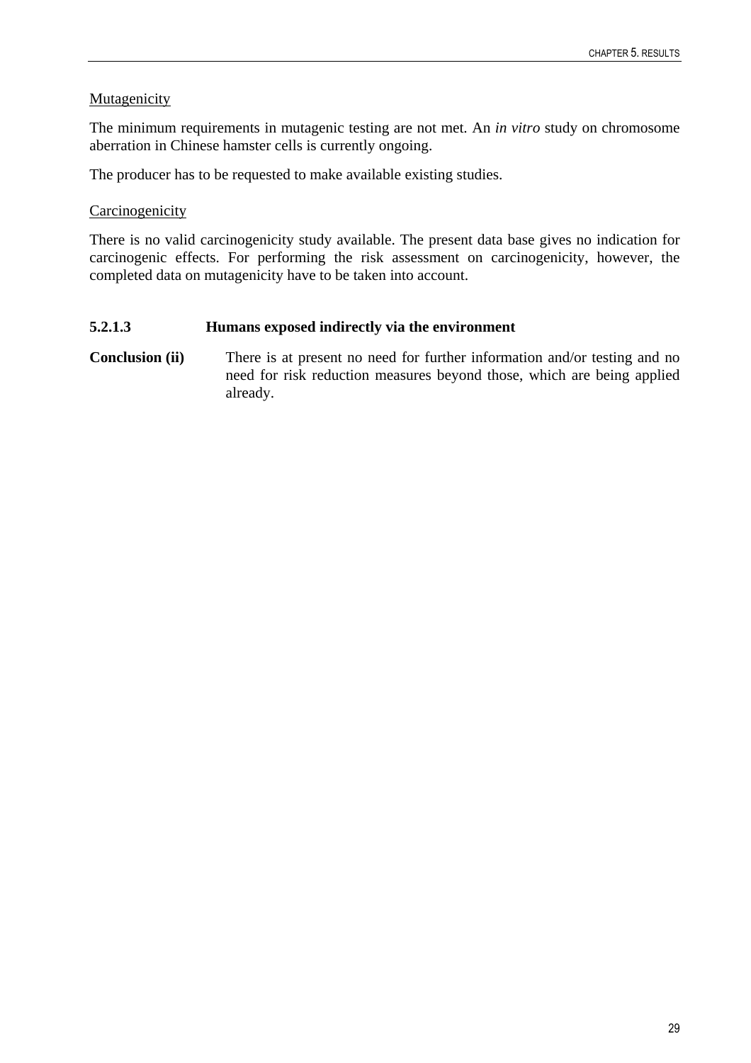<u>Mutagenicity</u>

The minimum requirements in mutagenic testing are not met. An *in vitro* study on chromosome aberration in Chinese hamster cells is currently ongoing.

The producer has to be requested to make available existing studies.

<u>Carcinogenicity</u>

There is no valid carcinogenicity study available. The present data base gives no indication for carcinogenic effects. For performing the risk assessment on carcinogenicity, however, the completed data on mutagenicity have to be taken into account.

#### 5.2.1.3 Humans exposed indirectly via the environment

**Conclusion (ii)** There is at present no need for further information and/or testing and no need for risk reduction measures beyond those, which are being applied already.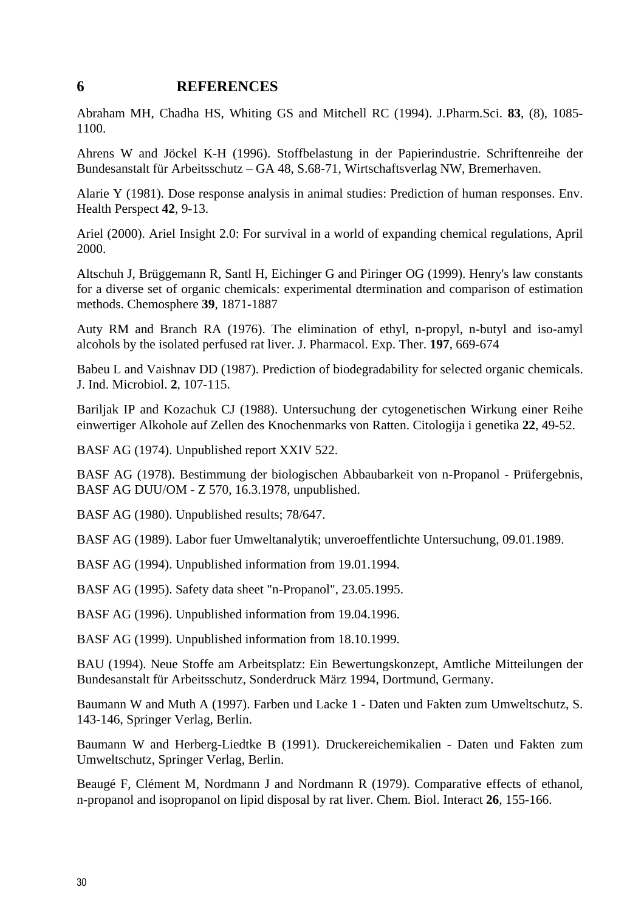## 6 REFERENCES

Abraham MH, Chadha HS, Whiting GS and Mitchell RC (1994). J.Pharm.Sci. **83**, (8), 1085-1100.

Ahrens W and Jöckel K-H (1996). Stoffbelastung in der Papierindustrie. Schriftenreihe der Bundesanstalt für Arbeitsschutz – GA 48, S.68-71, Wirtschaftsverlag NW, Bremerhaven.

Alarie Y (1981). Dose response analysis in animal studies: Prediction of human responses. Env. Health Perspect **42**, 9-13.

Ariel (2000). Ariel Insight 2.0: For survival in a world of expanding chemical regulations, April 2000.

Altschuh J, Brüggemann R, Santl H, Eichinger G and Piringer OG (1999). Henry's law constants for a diverse set of organic chemicals: experimental dtermination and comparison of estimation methods. Chemosphere **39**, 1871-1887

Auty RM and Branch RA (1976). The elimination of ethyl, n-propyl, n-butyl and iso-amyl alcohols by the isolated perfused rat liver. J. Pharmacol. Exp. Ther. **197**, 669-674

Babeu L and Vaishnav DD (1987). Prediction of biodegradability for selected organic chemicals. J. Ind. Microbiol. **2**, 107-115.

Bariljak IP and Kozachuk CJ (1988). Untersuchung der cytogenetischen Wirkung einer Reihe einwertiger Alkohole auf Zellen des Knochenmarks von Ratten. Citologija i genetika **22**, 49-52.

BASF AG (1974). Unpublished report XXIV 522.

BASF AG (1978). Bestimmung der biologischen Abbaubarkeit von n-Propanol - Prüfergebnis, BASF AG DUU/OM - Z 570, 16.3.1978, unpublished.

BASF AG (1980). Unpublished results; 78/647.

BASF AG (1989). Labor fuer Umweltanalytik; unveroeffentlichte Untersuchung, 09.01.1989.

BASF AG (1994). Unpublished information from 19.01.1994.

BASF AG (1995). Safety data sheet "n-Propanol", 23.05.1995.

BASF AG (1996). Unpublished information from 19.04.1996.

BASF AG (1999). Unpublished information from 18.10.1999.

BAU (1994). Neue Stoffe am Arbeitsplatz: Ein Bewertungskonzept, Amtliche Mitteilungen der Bundesanstalt für Arbeitsschutz, Sonderdruck März 1994, Dortmund, Germany.

Baumann W and Muth A (1997). Farben und Lacke 1 - Daten und Fakten zum Umweltschutz, S. 143-146, Springer Verlag, Berlin.

Baumann W and Herberg-Liedtke B (1991). Druckereichemikalien - Daten und Fakten zum Umweltschutz, Springer Verlag, Berlin.

Beaugé F, Clément M, Nordmann J and Nordmann R (1979). Comparative effects of ethanol, n-propanol and isopropanol on lipid disposal by rat liver. Chem. Biol. Interact **26**, 155-166.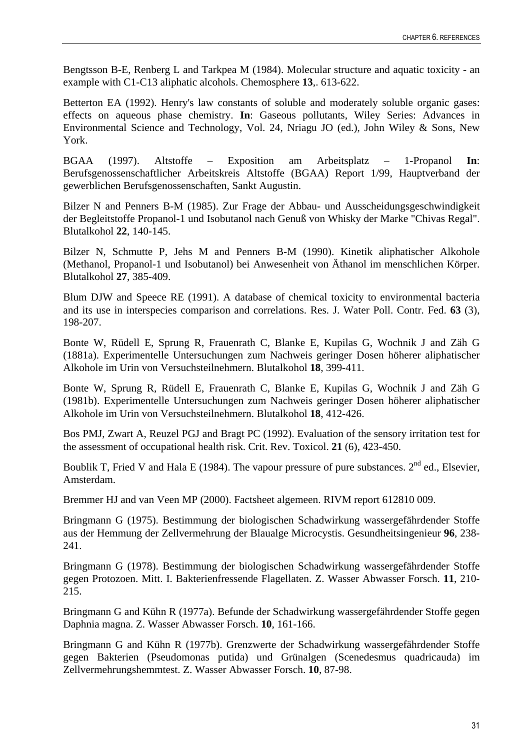Bengtsson B-E, Renberg L and Tarkpea M (1984). Molecular structure and aquatic toxicity - an example with C1-C13 aliphatic alcohols. Chemosphere **13**,. 613-622.

Betterton EA (1992). Henry's law constants of soluble and moderately soluble organic gases: effects on aqueous phase chemistry. **In**: Gaseous pollutants, Wiley Series: Advances in Environmental Science and Technology, Vol. 24, Nriagu JO (ed.), John Wiley & Sons, New York.

BGAA (1997). Altstoffe – Exposition am Arbeitsplatz – 1-Propanol **In**: Berufsgenossenschaftlicher Arbeitskreis Altstoffe (BGAA) Report 1/99, Hauptverband der gewerblichen Berufsgenossenschaften, Sankt Augustin.

Bilzer N and Penners B-M (1985). Zur Frage der Abbau- und Ausscheidungsgeschwindigkeit der Begleitstoffe Propanol-1 und Isobutanol nach Genuß von Whisky der Marke "Chivas Regal". Blutalkohol **22**, 140-145.

Bilzer N, Schmutte P, Jehs M and Penners B-M (1990). Kinetik aliphatischer Alkohole (Methanol, Propanol-1 und Isobutanol) bei Anwesenheit von Äthanol im menschlichen Körper. Blutalkohol **27**, 385-409.

Blum DJW and Speece RE (1991). A database of chemical toxicity to environmental bacteria and its use in interspecies comparison and correlations. Res. J. Water Poll. Contr. Fed. **63** (3), 198-207.

Bonte W, Rüdell E, Sprung R, Frauenrath C, Blanke E, Kupilas G, Wochnik J and Zäh G (1881a). Experimentelle Untersuchungen zum Nachweis geringer Dosen höherer aliphatischer Alkohole im Urin von Versuchsteilnehmern. Blutalkohol **18**, 399-411.

Bonte W, Sprung R, Rüdell E, Frauenrath C, Blanke E, Kupilas G, Wochnik J and Zäh G (1981b). Experimentelle Untersuchungen zum Nachweis geringer Dosen höherer aliphatischer Alkohole im Urin von Versuchsteilnehmern. Blutalkohol **18**, 412-426.

Bos PMJ, Zwart A, Reuzel PGJ and Bragt PC (1992). Evaluation of the sensory irritation test for the assessment of occupational health risk. Crit. Rev. Toxicol. **21** (6), 423-450.

Boublik T, Fried V and Hala E (1984). The vapour pressure of pure substances. 2nd ed., Elsevier, Amsterdam.

Bremmer HJ and van Veen MP (2000). Factsheet algemeen. RIVM report 612810 009.

Bringmann G (1975). Bestimmung der biologischen Schadwirkung wassergefährdender Stoffe aus der Hemmung der Zellvermehrung der Blaualge Microcystis. Gesundheitsingenieur **96**, 238-241.

Bringmann G (1978). Bestimmung der biologischen Schadwirkung wassergefährdender Stoffe gegen Protozoen. Mitt. I. Bakterienfressende Flagellaten. Z. Wasser Abwasser Forsch. **11**, 210-215.

Bringmann G and Kühn R (1977a). Befunde der Schadwirkung wassergefährdender Stoffe gegen Daphnia magna. Z. Wasser Abwasser Forsch. **10**, 161-166.

Bringmann G and Kühn R (1977b). Grenzwerte der Schadwirkung wassergefährdender Stoffe gegen Bakterien (Pseudomonas putida) und Grünalgen (Scenedesmus quadricauda) im Zellvermehrungshemmtest. Z. Wasser Abwasser Forsch. **10**, 87-98.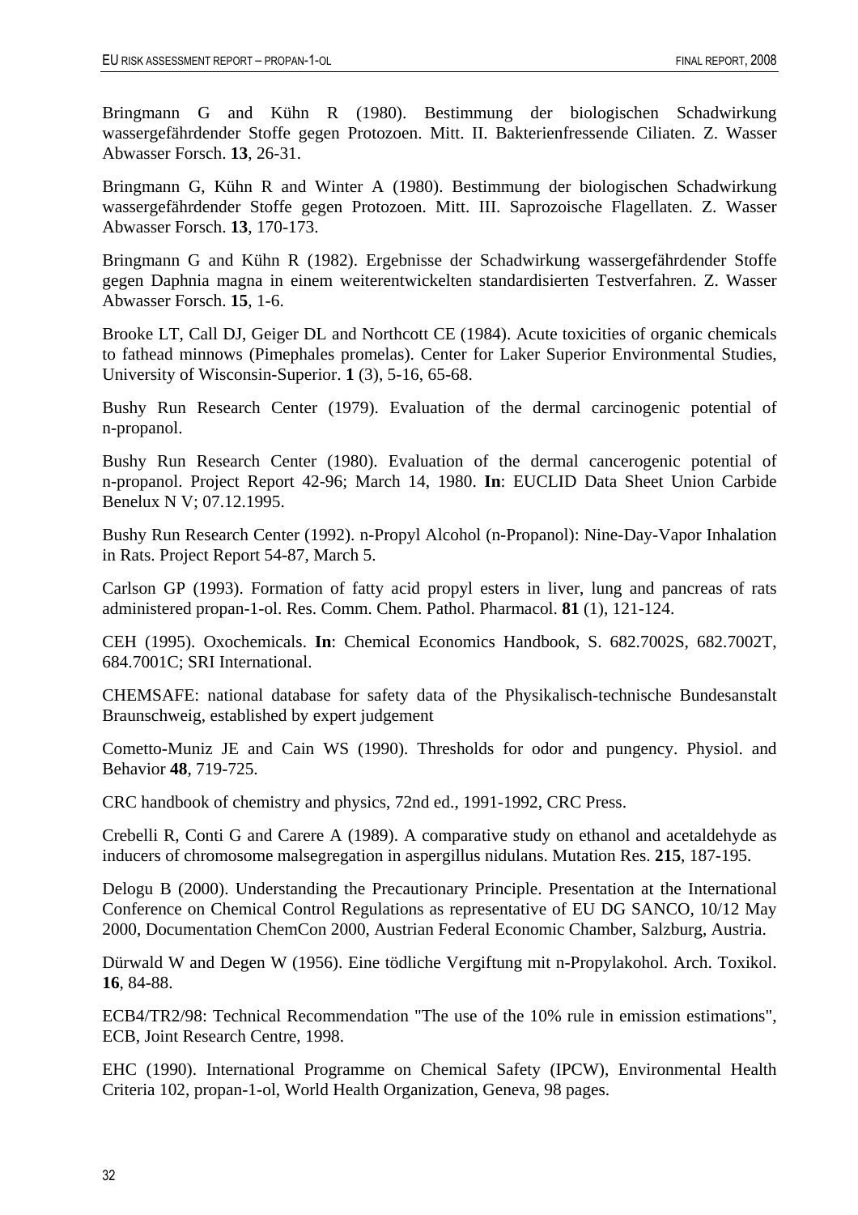Bringmann G and Kühn R (1980). Bestimmung der biologischen Schadwirkung wassergefährdender Stoffe gegen Protozoen. Mitt. II. Bakterienfressende Ciliaten. Z. Wasser Abwasser Forsch. **13**, 26-31.

Bringmann G, Kühn R and Winter A (1980). Bestimmung der biologischen Schadwirkung wassergefährdender Stoffe gegen Protozoen. Mitt. III. Saprozoische Flagellaten. Z. Wasser Abwasser Forsch. **13**, 170-173.

Bringmann G and Kühn R (1982). Ergebnisse der Schadwirkung wassergefährdender Stoffe gegen Daphnia magna in einem weiterentwickelten standardisierten Testverfahren. Z. Wasser Abwasser Forsch. **15**, 1-6.

Brooke LT, Call DJ, Geiger DL and Northcott CE (1984). Acute toxicities of organic chemicals to fathead minnows (Pimephales promelas). Center for Laker Superior Environmental Studies, University of Wisconsin-Superior. **1** (3), 5-16, 65-68.

Bushy Run Research Center (1979). Evaluation of the dermal carcinogenic potential of n-propanol.

Bushy Run Research Center (1980). Evaluation of the dermal cancerogenic potential of n-propanol. Project Report 42-96; March 14, 1980. **In**: EUCLID Data Sheet Union Carbide Benelux N V; 07.12.1995.

Bushy Run Research Center (1992). n-Propyl Alcohol (n-Propanol): Nine-Day-Vapor Inhalation in Rats. Project Report 54-87, March 5.

Carlson GP (1993). Formation of fatty acid propyl esters in liver, lung and pancreas of rats administered propan-1-ol. Res. Comm. Chem. Pathol. Pharmacol. **81** (1), 121-124.

CEH (1995). Oxochemicals. **In**: Chemical Economics Handbook, S. 682.7002S, 682.7002T, 684.7001C; SRI International.

CHEMSAFE: national database for safety data of the Physikalisch-technische Bundesanstalt Braunschweig, established by expert judgement

Cometto-Muniz JE and Cain WS (1990). Thresholds for odor and pungency. Physiol. and Behavior **48**, 719-725.

CRC handbook of chemistry and physics, 72nd ed., 1991-1992, CRC Press.

Crebelli R, Conti G and Carere A (1989). A comparative study on ethanol and acetaldehyde as inducers of chromosome malsegregation in aspergillus nidulans. Mutation Res. **215**, 187-195.

Delogu B (2000). Understanding the Precautionary Principle. Presentation at the International Conference on Chemical Control Regulations as representative of EU DG SANCO, 10/12 May 2000, Documentation ChemCon 2000, Austrian Federal Economic Chamber, Salzburg, Austria.

Dürwald W and Degen W (1956). Eine tödliche Vergiftung mit n-Propylakohol. Arch. Toxikol. **16**, 84-88.

ECB4/TR2/98: Technical Recommendation "The use of the 10% rule in emission estimations", ECB, Joint Research Centre, 1998.

EHC (1990). International Programme on Chemical Safety (IPCW), Environmental Health Criteria 102, propan-1-ol, World Health Organization, Geneva, 98 pages.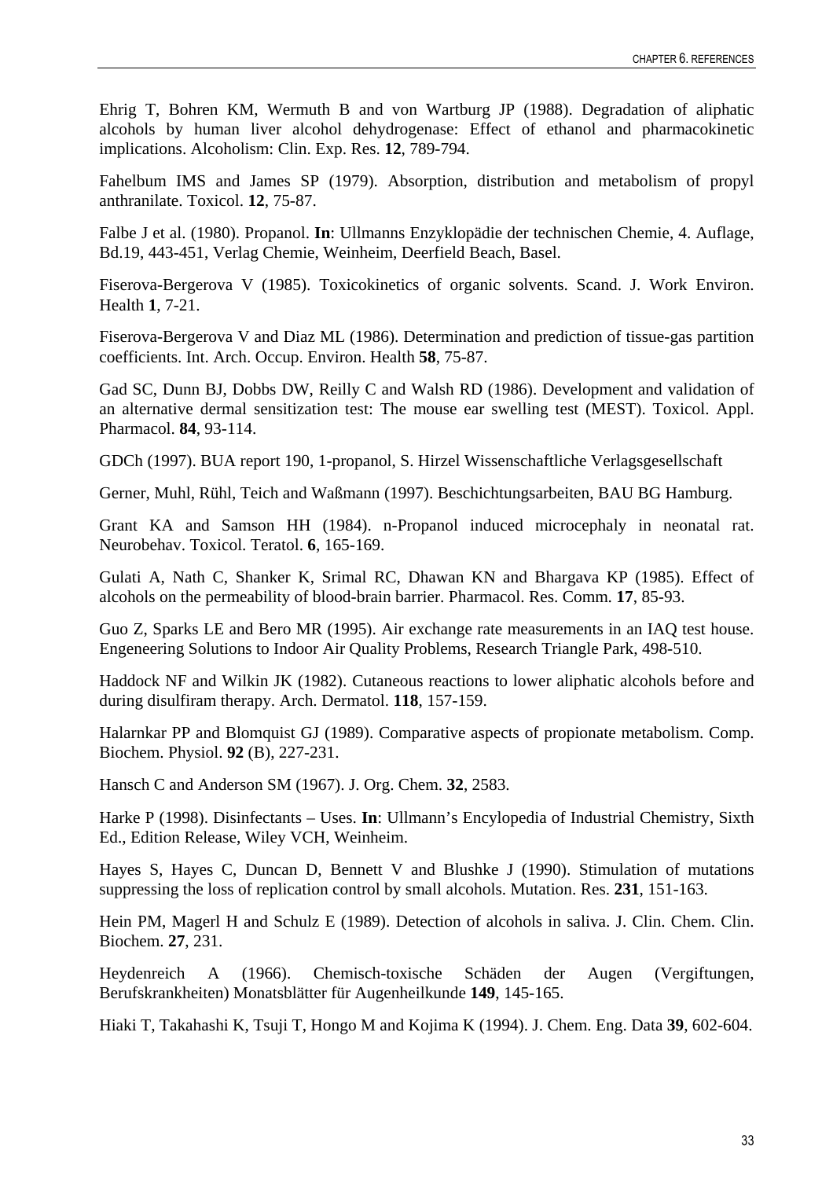Ehrig T, Bohren KM, Wermuth B and von Wartburg JP (1988). Degradation of aliphatic alcohols by human liver alcohol dehydrogenase: Effect of ethanol and pharmacokinetic implications. Alcoholism: Clin. Exp. Res. **12**, 789-794.

Fahelbum IMS and James SP (1979). Absorption, distribution and metabolism of propyl anthranilate. Toxicol. **12**, 75-87.

Falbe J et al. (1980). Propanol. **In**: Ullmanns Enzyklopädie der technischen Chemie, 4. Auflage, Bd.19, 443-451, Verlag Chemie, Weinheim, Deerfield Beach, Basel.

Fiserova-Bergerova V (1985). Toxicokinetics of organic solvents. Scand. J. Work Environ. Health **1**, 7-21.

Fiserova-Bergerova V and Diaz ML (1986). Determination and prediction of tissue-gas partition coefficients. Int. Arch. Occup. Environ. Health **58**, 75-87.

Gad SC, Dunn BJ, Dobbs DW, Reilly C and Walsh RD (1986). Development and validation of an alternative dermal sensitization test: The mouse ear swelling test (MEST). Toxicol. Appl. Pharmacol. **84**, 93-114.

GDCh (1997). BUA report 190, 1-propanol, S. Hirzel Wissenschaftliche Verlagsgesellschaft

Gerner, Muhl, Rühl, Teich and Waßmann (1997). Beschichtungsarbeiten, BAU BG Hamburg.

Grant KA and Samson HH (1984). n-Propanol induced microcephaly in neonatal rat. Neurobehav. Toxicol. Teratol. **6**, 165-169.

Gulati A, Nath C, Shanker K, Srimal RC, Dhawan KN and Bhargava KP (1985). Effect of alcohols on the permeability of blood-brain barrier. Pharmacol. Res. Comm. **17**, 85-93.

Guo Z, Sparks LE and Bero MR (1995). Air exchange rate measurements in an IAQ test house. Engeneering Solutions to Indoor Air Quality Problems, Research Triangle Park, 498-510.

Haddock NF and Wilkin JK (1982). Cutaneous reactions to lower aliphatic alcohols before and during disulfiram therapy. Arch. Dermatol. **118**, 157-159.

Halarnkar PP and Blomquist GJ (1989). Comparative aspects of propionate metabolism. Comp. Biochem. Physiol. **92** (B), 227-231.

Hansch C and Anderson SM (1967). J. Org. Chem. **32**, 2583.

Harke P (1998). Disinfectants – Uses. **In**: Ullmann's Encylopedia of Industrial Chemistry, Sixth Ed., Edition Release, Wiley VCH, Weinheim.

Hayes S, Hayes C, Duncan D, Bennett V and Blushke J (1990). Stimulation of mutations suppressing the loss of replication control by small alcohols. Mutation. Res. **231**, 151-163.

Hein PM, Magerl H and Schulz E (1989). Detection of alcohols in saliva. J. Clin. Chem. Clin. Biochem. **27**, 231.

Heydenreich A (1966). Chemisch-toxische Schäden der Augen (Vergiftungen, Berufskrankheiten) Monatsblätter für Augenheilkunde **149**, 145-165.

Hiaki T, Takahashi K, Tsuji T, Hongo M and Kojima K (1994). J. Chem. Eng. Data **39**, 602-604.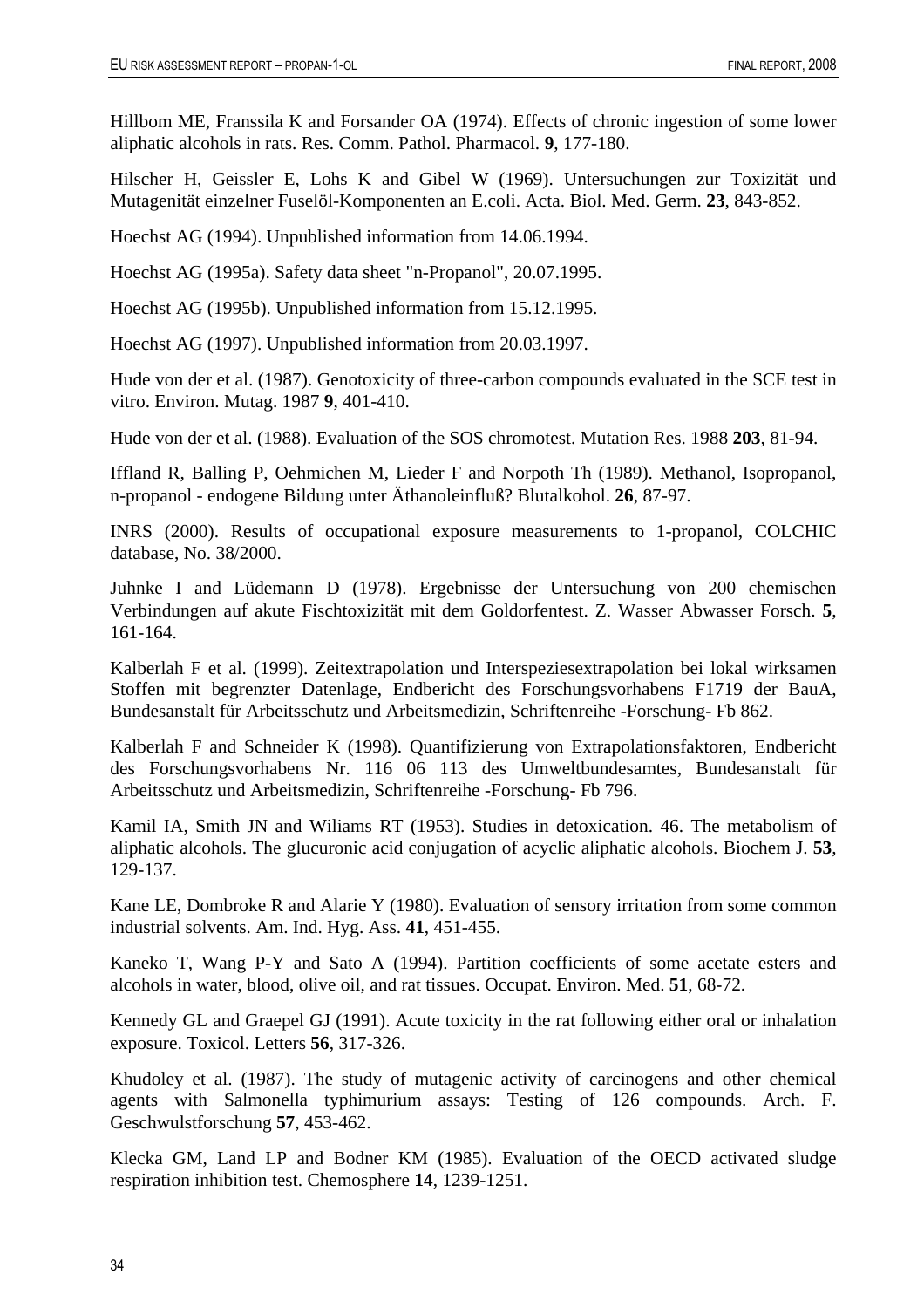Hillbom ME, Franssila K and Forsander OA (1974). Effects of chronic ingestion of some lower aliphatic alcohols in rats. Res. Comm. Pathol. Pharmacol. **9**, 177-180.

Hilscher H, Geissler E, Lohs K and Gibel W (1969). Untersuchungen zur Toxizität und Mutagenität einzelner Fuselöl-Komponenten an E.coli. Acta. Biol. Med. Germ. **23**, 843-852.

Hoechst AG (1994). Unpublished information from 14.06.1994.

Hoechst AG (1995a). Safety data sheet "n-Propanol", 20.07.1995.

Hoechst AG (1995b). Unpublished information from 15.12.1995.

Hoechst AG (1997). Unpublished information from 20.03.1997.

Hude von der et al. (1987). Genotoxicity of three-carbon compounds evaluated in the SCE test in vitro. Environ. Mutag. 1987 **9**, 401-410.

Hude von der et al. (1988). Evaluation of the SOS chromotest. Mutation Res. 1988 **203**, 81-94.

Iffland R, Balling P, Oehmichen M, Lieder F and Norpoth Th (1989). Methanol, Isopropanol, n-propanol - endogene Bildung unter Äthanoleinfluß? Blutalkohol. **26**, 87-97.

INRS (2000). Results of occupational exposure measurements to 1-propanol, COLCHIC database, No. 38/2000.

Juhnke I and Lüdemann D (1978). Ergebnisse der Untersuchung von 200 chemischen Verbindungen auf akute Fischtoxizität mit dem Goldorfentest. Z. Wasser Abwasser Forsch. **5**, 161-164.

Kalberlah F et al. (1999). Zeitextrapolation und Interspeziesextrapolation bei lokal wirksamen Stoffen mit begrenzter Datenlage, Endbericht des Forschungsvorhabens F1719 der BauA, Bundesanstalt für Arbeitsschutz und Arbeitsmedizin, Schriftenreihe -Forschung- Fb 862.

Kalberlah F and Schneider K (1998). Quantifizierung von Extrapolationsfaktoren, Endbericht des Forschungsvorhabens Nr. 116 06 113 des Umweltbundesamtes, Bundesanstalt für Arbeitsschutz und Arbeitsmedizin, Schriftenreihe -Forschung- Fb 796.

Kamil IA, Smith JN and Wiliams RT (1953). Studies in detoxication. 46. The metabolism of aliphatic alcohols. The glucuronic acid conjugation of acyclic aliphatic alcohols. Biochem J. **53**, 129-137.

Kane LE, Dombroke R and Alarie Y (1980). Evaluation of sensory irritation from some common industrial solvents. Am. Ind. Hyg. Ass. **41**, 451-455.

Kaneko T, Wang P-Y and Sato A (1994). Partition coefficients of some acetate esters and alcohols in water, blood, olive oil, and rat tissues. Occupat. Environ. Med. **51**, 68-72.

Kennedy GL and Graepel GJ (1991). Acute toxicity in the rat following either oral or inhalation exposure. Toxicol. Letters **56**, 317-326.

Khudoley et al. (1987). The study of mutagenic activity of carcinogens and other chemical agents with Salmonella typhimurium assays: Testing of 126 compounds. Arch. F. Geschwulstforschung **57**, 453-462.

Klecka GM, Land LP and Bodner KM (1985). Evaluation of the OECD activated sludge respiration inhibition test. Chemosphere **14**, 1239-1251.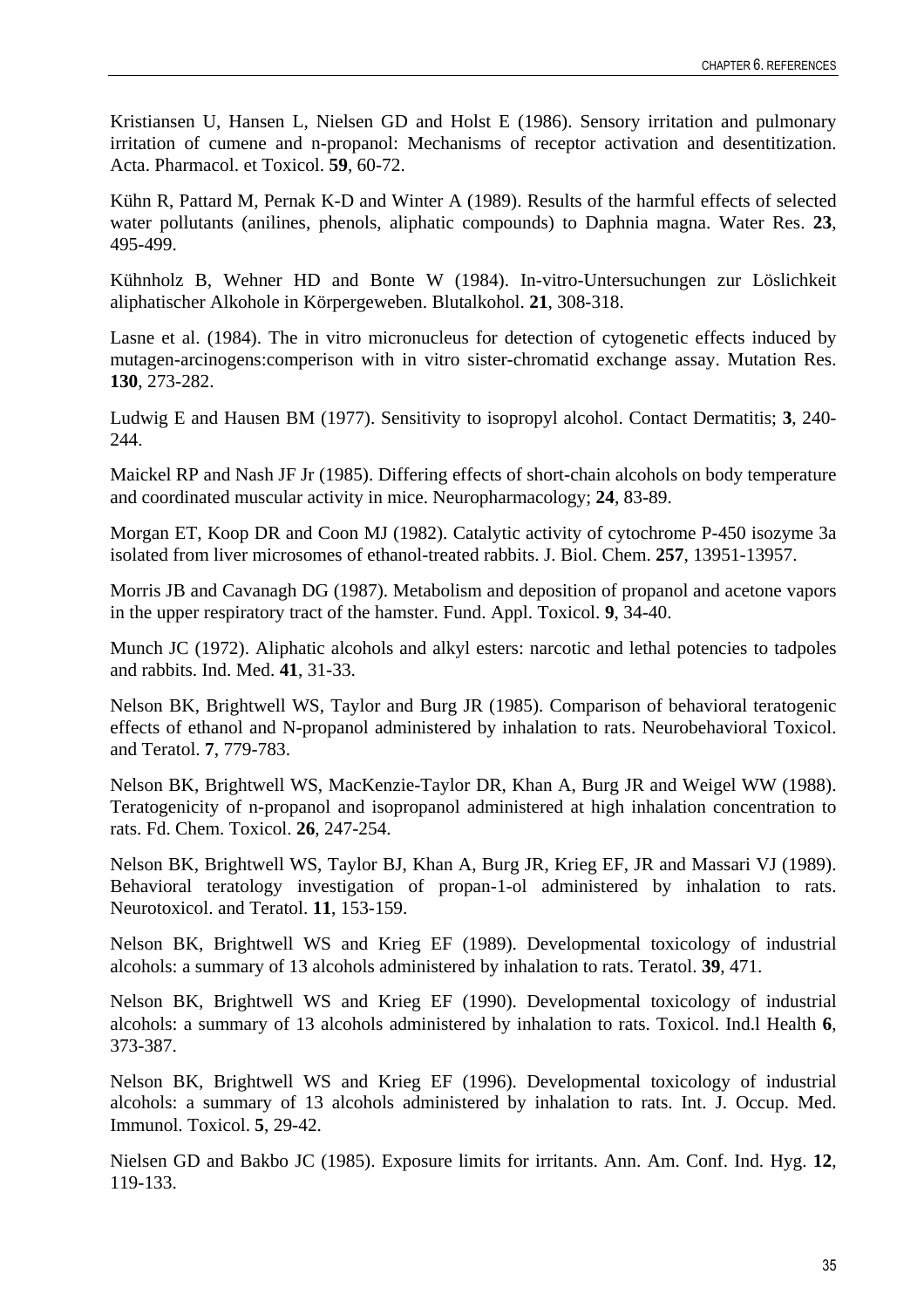Kristiansen U, Hansen L, Nielsen GD and Holst E (1986). Sensory irritation and pulmonary irritation of cumene and n-propanol: Mechanisms of receptor activation and desentitization. Acta. Pharmacol. et Toxicol. **59**, 60-72.

Kühn R, Pattard M, Pernak K-D and Winter A (1989). Results of the harmful effects of selected water pollutants (anilines, phenols, aliphatic compounds) to Daphnia magna. Water Res. **23**, 495-499.

Kühnholz B, Wehner HD and Bonte W (1984). In-vitro-Untersuchungen zur Löslichkeit aliphatischer Alkohole in Körpergeweben. Blutalkohol. **21**, 308-318.

Lasne et al. (1984). The in vitro micronucleus for detection of cytogenetic effects induced by mutagen-arcinogens:comperison with in vitro sister-chromatid exchange assay. Mutation Res. **130**, 273-282.

Ludwig E and Hausen BM (1977). Sensitivity to isopropyl alcohol. Contact Dermatitis; **3**, 240-244.

Maickel RP and Nash JF Jr (1985). Differing effects of short-chain alcohols on body temperature and coordinated muscular activity in mice. Neuropharmacology; **24**, 83-89.

Morgan ET, Koop DR and Coon MJ (1982). Catalytic activity of cytochrome P-450 isozyme 3a isolated from liver microsomes of ethanol-treated rabbits. J. Biol. Chem. **257**, 13951-13957.

Morris JB and Cavanagh DG (1987). Metabolism and deposition of propanol and acetone vapors in the upper respiratory tract of the hamster. Fund. Appl. Toxicol. **9**, 34-40.

Munch JC (1972). Aliphatic alcohols and alkyl esters: narcotic and lethal potencies to tadpoles and rabbits. Ind. Med. **41**, 31-33.

Nelson BK, Brightwell WS, Taylor and Burg JR (1985). Comparison of behavioral teratogenic effects of ethanol and N-propanol administered by inhalation to rats. Neurobehavioral Toxicol. and Teratol. **7**, 779-783.

Nelson BK, Brightwell WS, MacKenzie-Taylor DR, Khan A, Burg JR and Weigel WW (1988). Teratogenicity of n-propanol and isopropanol administered at high inhalation concentration to rats. Fd. Chem. Toxicol. **26**, 247-254.

Nelson BK, Brightwell WS, Taylor BJ, Khan A, Burg JR, Krieg EF, JR and Massari VJ (1989). Behavioral teratology investigation of propan-1-ol administered by inhalation to rats. Neurotoxicol. and Teratol. **11**, 153-159.

Nelson BK, Brightwell WS and Krieg EF (1989). Developmental toxicology of industrial alcohols: a summary of 13 alcohols administered by inhalation to rats. Teratol. **39**, 471.

Nelson BK, Brightwell WS and Krieg EF (1990). Developmental toxicology of industrial alcohols: a summary of 13 alcohols administered by inhalation to rats. Toxicol. Ind.l Health **6**, 373-387.

Nelson BK, Brightwell WS and Krieg EF (1996). Developmental toxicology of industrial alcohols: a summary of 13 alcohols administered by inhalation to rats. Int. J. Occup. Med. Immunol. Toxicol. **5**, 29-42.

Nielsen GD and Bakbo JC (1985). Exposure limits for irritants. Ann. Am. Conf. Ind. Hyg. **12**, 119-133.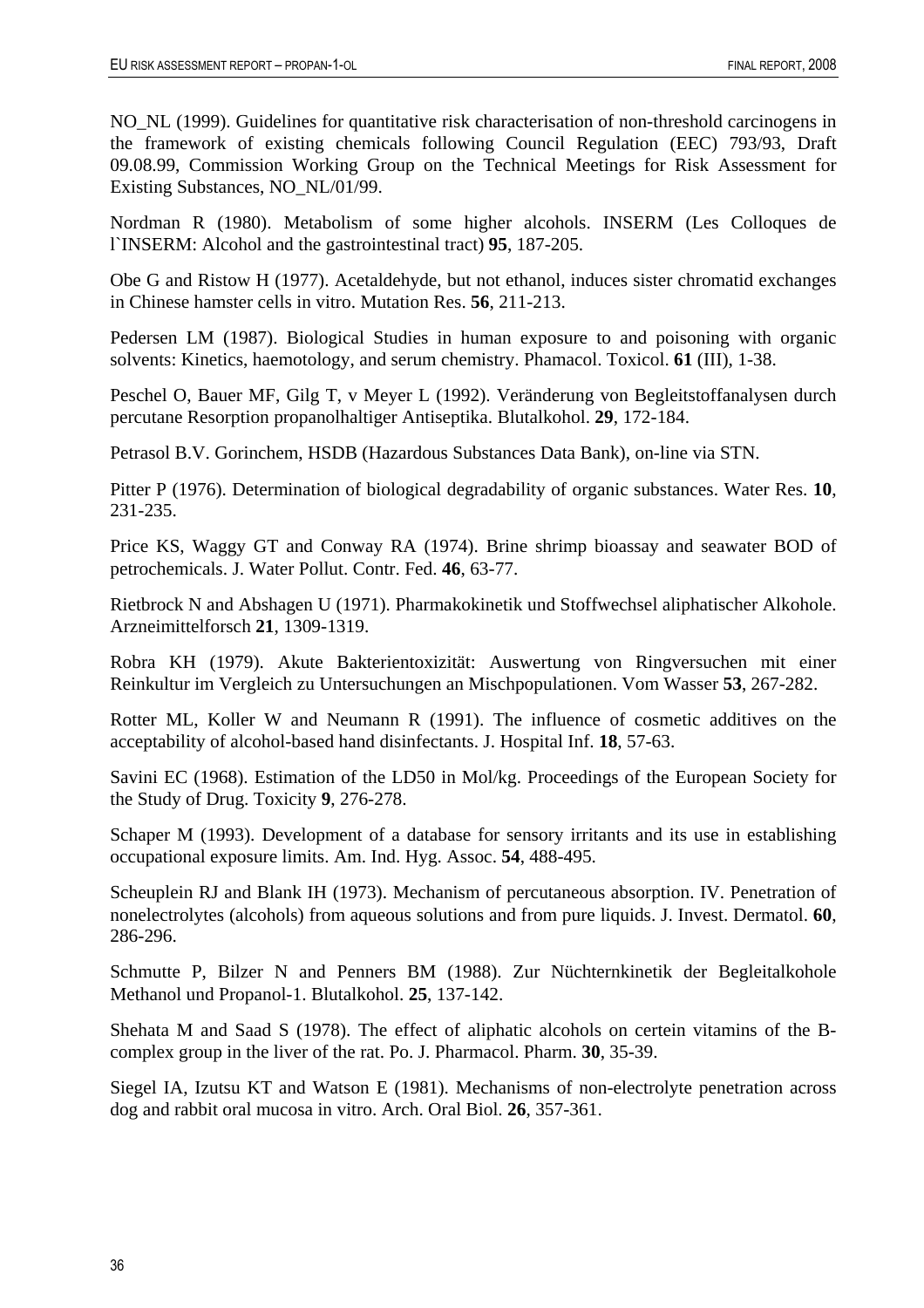NO_NL (1999). Guidelines for quantitative risk characterisation of non-threshold carcinogens in the framework of existing chemicals following Council Regulation (EEC) 793/93, Draft 09.08.99, Commission Working Group on the Technical Meetings for Risk Assessment for Existing Substances, NO_NL/01/99.

Nordman R (1980). Metabolism of some higher alcohols. INSERM (Les Colloques de l`INSERM: Alcohol and the gastrointestinal tract) **95**, 187-205.

Obe G and Ristow H (1977). Acetaldehyde, but not ethanol, induces sister chromatid exchanges in Chinese hamster cells in vitro. Mutation Res. **56**, 211-213.

Pedersen LM (1987). Biological Studies in human exposure to and poisoning with organic solvents: Kinetics, haematology, and serum chemistry. Phamacol. Toxicol. **61** (III), 1-38.

Peschel O, Bauer MF, Gilg T, v Meyer L (1992). Veränderung von Begleitstoffanalysen durch percutane Resorption propanolhaltiger Antiseptika. Blutalkohol. **29**, 172-184.

Petrasol B.V. Gorinchem, HSDB (Hazardous Substances Data Bank), on-line via STN.

Pitter P (1976). Determination of biological degradability of organic substances. Water Res. **10**, 231-235.

Price KS, Waggy GT and Conway RA (1974). Brine shrimp bioassay and seawater BOD of petrochemicals. J. Water Pollut. Contr. Fed. **46**, 63-77.

Rietbrock N and Abshagen U (1971). Pharmakokinetik und Stoffwechsel aliphatischer Alkohole. Arzneimittelforsch **21**, 1309-1319.

Robra KH (1979). Akute Bakterientoxizität: Auswertung von Ringversuchen mit einer Reinkultur im Vergleich zu Untersuchungen an Mischpopulationen. Vom Wasser **53**, 267-282.

Rotter ML, Koller W and Neumann R (1991). The influence of cosmetic additives on the acceptability of alcohol-based hand disinfectants. J. Hospital Inf. **18**, 57-63.

Savini EC (1968). Estimation of the LD50 in Mol/kg. Proceedings of the European Society for the Study of Drug. Toxicity **9**, 276-278.

Schaper M (1993). Development of a database for sensory irritants and its use in establishing occupational exposure limits. Am. Ind. Hyg. Assoc. **54**, 488-495.

Scheuplein RJ and Blank IH (1973). Mechanism of percutaneous absorption. IV. Penetration of nonelectrolytes (alcohols) from aqueous solutions and from pure liquids. J. Invest. Dermatol. **60**, 286-296.

Schmutte P, Bilzer N and Penners BM (1988). Zur Nüchternkinetik der Begleitalkohole Methanol und Propanol-1. Blutalkohol. **25**, 137-142.

Shehata M and Saad S (1978). The effect of aliphatic alcohols on certein vitamins of the B-complex group in the liver of the rat. Po. J. Pharmacol. Pharm. **30**, 35-39.

Siegel IA, Izutsu KT and Watson E (1981). Mechanisms of non-electrolyte penetration across dog and rabbit oral mucosa in vitro. Arch. Oral Biol. **26**, 357-361.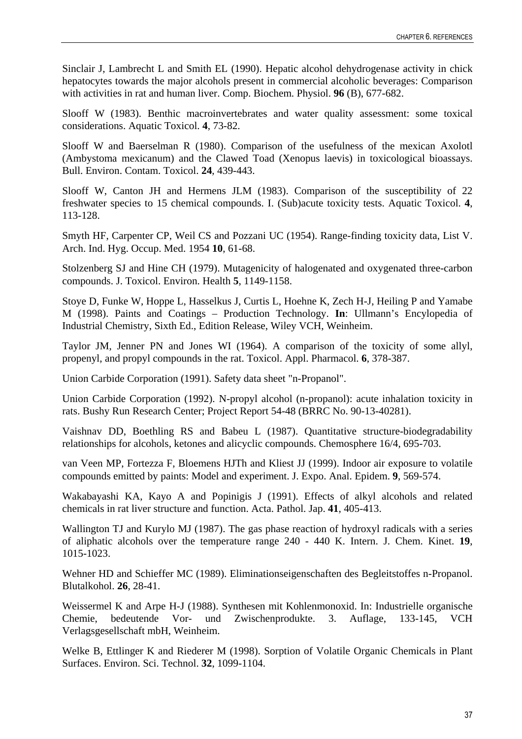Sinclair J, Lambrecht L and Smith EL (1990). Hepatic alcohol dehydrogenase activity in chick hepatocytes towards the major alcohols present in commercial alcoholic beverages: Comparison with activities in rat and human liver. Comp. Biochem. Physiol. **96** (B), 677-682.

Slooff W (1983). Benthic macroinvertebrates and water quality assessment: some toxical considerations. Aquatic Toxicol. **4**, 73-82.

Slooff W and Baerselman R (1980). Comparison of the usefulness of the mexican Axolotl (Ambystoma mexicanum) and the Clawed Toad (Xenopus laevis) in toxicological bioassays. Bull. Environ. Contam. Toxicol. **24**, 439-443.

Slooff W, Canton JH and Hermens JLM (1983). Comparison of the susceptibility of 22 freshwater species to 15 chemical compounds. I. (Sub)acute toxicity tests. Aquatic Toxicol. **4**, 113-128.

Smyth HF, Carpenter CP, Weil CS and Pozzani UC (1954). Range-finding toxicity data, List V. Arch. Ind. Hyg. Occup. Med. 1954 **10**, 61-68.

Stolzenberg SJ and Hine CH (1979). Mutagenicity of halogenated and oxygenated three-carbon compounds. J. Toxicol. Environ. Health **5**, 1149-1158.

Stoye D, Funke W, Hoppe L, Hasselkus J, Curtis L, Hoehne K, Zech H-J, Heiling P and Yamabe M (1998). Paints and Coatings – Production Technology. **In**: Ullmann's Encylopedia of Industrial Chemistry, Sixth Ed., Edition Release, Wiley VCH, Weinheim.

Taylor JM, Jenner PN and Jones WI (1964). A comparison of the toxicity of some allyl, propenyl, and propyl compounds in the rat. Toxicol. Appl. Pharmacol. **6**, 378-387.

Union Carbide Corporation (1991). Safety data sheet "n-Propanol".

Union Carbide Corporation (1992). N-propyl alcohol (n-propanol): acute inhalation toxicity in rats. Bushy Run Research Center; Project Report 54-48 (BRRC No. 90-13-40281).

Vaishnav DD, Boethling RS and Babeu L (1987). Quantitative structure-biodegradability relationships for alcohols, ketones and alicyclic compounds. Chemosphere 16/4, 695-703.

van Veen MP, Fortezza F, Bloemens HJTh and Kliest JJ (1999). Indoor air exposure to volatile compounds emitted by paints: Model and experiment. J. Expo. Anal. Epidem. **9**, 569-574.

Wakabayashi KA, Kayo A and Popinigis J (1991). Effects of alkyl alcohols and related chemicals in rat liver structure and function. Acta. Pathol. Jap. **41**, 405-413.

Wallington TJ and Kurylo MJ (1987). The gas phase reaction of hydroxyl radicals with a series of aliphatic alcohols over the temperature range 240 - 440 K. Intern. J. Chem. Kinet. **19**, 1015-1023.

Wehner HD and Schieffer MC (1989). Eliminationseigenschaften des Begleitstoffes n-Propanol. Blutalkohol. **26**, 28-41.

Weissermel K and Arpe H-J (1988). Synthesen mit Kohlenmonoxid. In: Industrielle organische Chemie, bedeutende Vor- und Zwischenprodukte. 3. Auflage, 133-145, VCH Verlagsgesellschaft mbH, Weinheim.

Welke B, Ettlinger K and Riederer M (1998). Sorption of Volatile Organic Chemicals in Plant Surfaces. Environ. Sci. Technol. **32**, 1099-1104.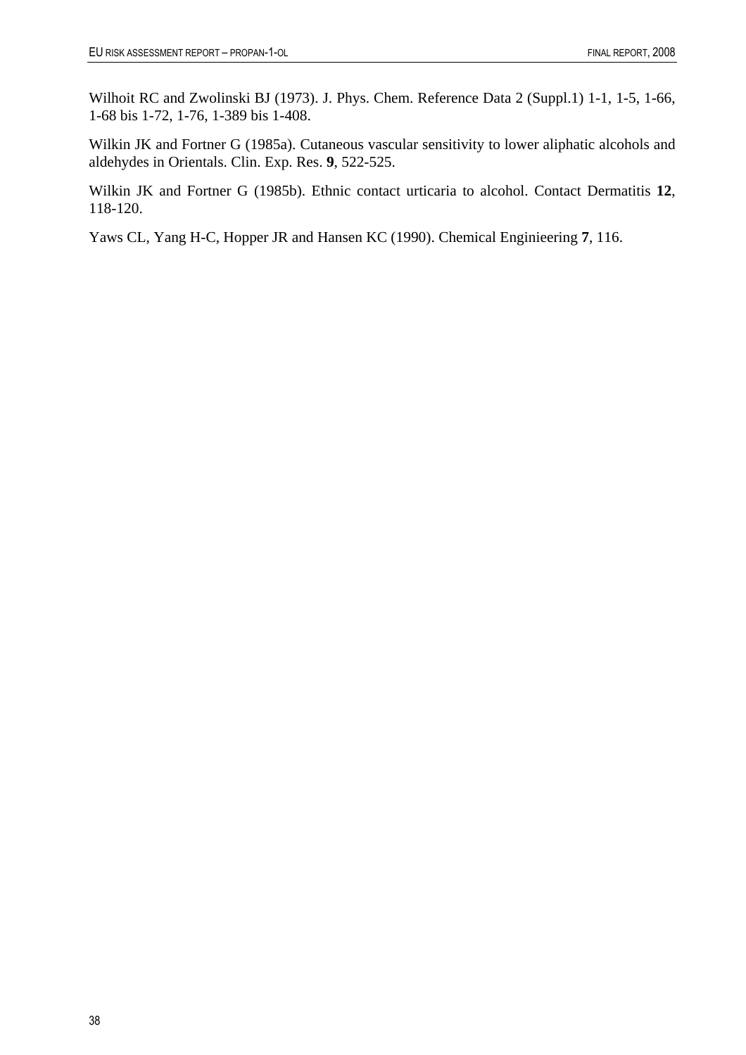Wilhoit RC and Zwolinski BJ (1973). J. Phys. Chem. Reference Data 2 (Suppl.1) 1-1, 1-5, 1-66, 1-68 bis 1-72, 1-76, 1-389 bis 1-408.

Wilkin JK and Fortner G (1985a). Cutaneous vascular sensitivity to lower aliphatic alcohols and aldehydes in Orientals. Clin. Exp. Res. **9**, 522-525.

Wilkin JK and Fortner G (1985b). Ethnic contact urticaria to alcohol. Contact Dermatitis **12**, 118-120.

Yaws CL, Yang H-C, Hopper JR and Hansen KC (1990). Chemical Enginieering **7**, 116.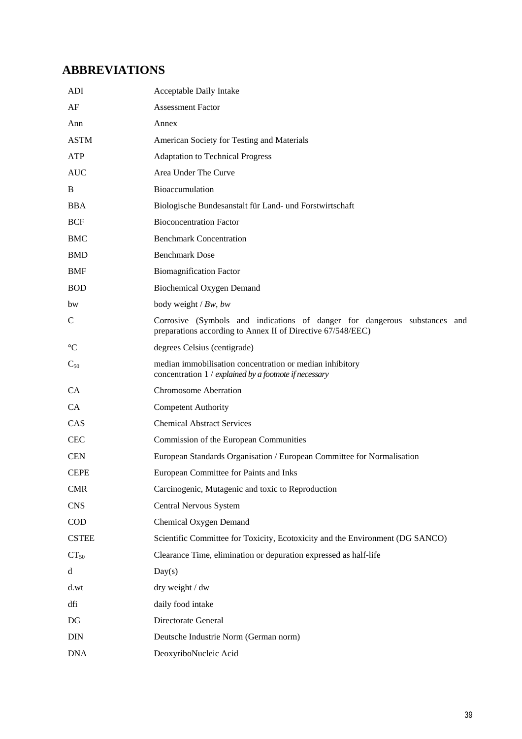## ABBREVIATIONS

| | |
|---|---|
| ADI | Acceptable Daily Intake |
| AF | Assessment Factor |
| Ann | Annex |
| ASTM | American Society for Testing and Materials |
| ATP | Adaptation to Technical Progress |
| AUC | Area Under The Curve |
| B | Bioaccumulation |
| BBA | Biologische Bundesanstalt für Land- und Forstwirtschaft |
| BCF | Bioconcentration Factor |
| BMC | Benchmark Concentration |
| BMD | Benchmark Dose |
| BMF | Biomagnification Factor |
| BOD | Biochemical Oxygen Demand |
| bw | body weight / *Bw*, *bw* |
| C | Corrosive (Symbols and indications of danger for dangerous substances and preparations according to Annex II of Directive 67/548/EEC) |
| °C | degrees Celsius (centigrade) |
| $C_{50}$ | median immobilisation concentration or median inhibitory concentration 1 / *explained by a footnote if necessary* |
| CA | Chromosome Aberration |
| CA | Competent Authority |
| CAS | Chemical Abstract Services |
| CEC | Commission of the European Communities |
| CEN | European Standards Organisation / European Committee for Normalisation |
| CEPE | European Committee for Paints and Inks |
| CMR | Carcinogenic, Mutagenic and toxic to Reproduction |
| CNS | Central Nervous System |
| COD | Chemical Oxygen Demand |
| CSTEE | Scientific Committee for Toxicity, Ecotoxicity and the Environment (DG SANCO) |
| $CT_{50}$ | Clearance Time, elimination or depuration expressed as half-life |
| d | Day(s) |
| d.wt | dry weight / dw |
| dfi | daily food intake |
| DG | Directorate General |
| DIN | Deutsche Industrie Norm (German norm) |
| DNA | DeoxyriboNucleic Acid |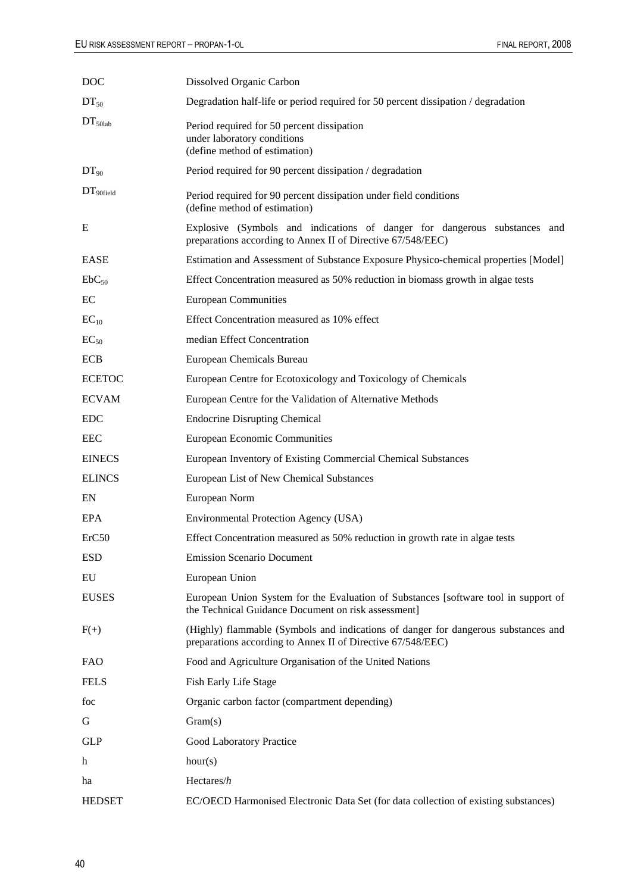| | |
|---|---|
| DOC | Dissolved Organic Carbon |
| $DT_{50}$ | Degradation half-life or period required for 50 percent dissipation / degradation |
| $DT_{50lab}$ | Period required for 50 percent dissipation under laboratory conditions (define method of estimation) |
| $DT_{90}$ | Period required for 90 percent dissipation / degradation |
| $DT_{90field}$ | Period required for 90 percent dissipation under field conditions (define method of estimation) |
| E | Explosive (Symbols and indications of danger for dangerous substances and preparations according to Annex II of Directive 67/548/EEC) |
| EASE | Estimation and Assessment of Substance Exposure Physico-chemical properties [Model] |
| $EbC_{50}$ | Effect Concentration measured as 50% reduction in biomass growth in algae tests |
| EC | European Communities |
| $EC_{10}$ | Effect Concentration measured as 10% effect |
| $EC_{50}$ | median Effect Concentration |
| ECB | European Chemicals Bureau |
| ECETOC | European Centre for Ecotoxicology and Toxicology of Chemicals |
| ECVAM | European Centre for the Validation of Alternative Methods |
| EDC | Endocrine Disrupting Chemical |
| EEC | European Economic Communities |
| EINECS | European Inventory of Existing Commercial Chemical Substances |
| ELINCS | European List of New Chemical Substances |
| EN | European Norm |
| EPA | Environmental Protection Agency (USA) |
| ErC50 | Effect Concentration measured as 50% reduction in growth rate in algae tests |
| ESD | Emission Scenario Document |
| EU | European Union |
| EUSES | European Union System for the Evaluation of Substances [software tool in support of the Technical Guidance Document on risk assessment] |
| F(+) | (Highly) flammable (Symbols and indications of danger for dangerous substances and preparations according to Annex II of Directive 67/548/EEC) |
| FAO | Food and Agriculture Organisation of the United Nations |
| FELS | Fish Early Life Stage |
| foc | Organic carbon factor (compartment depending) |
| G | Gram(s) |
| GLP | Good Laboratory Practice |
| h | hour(s) |
| ha | Hectares/*h* |
| HEDSET | EC/OECD Harmonised Electronic Data Set (for data collection of existing substances) |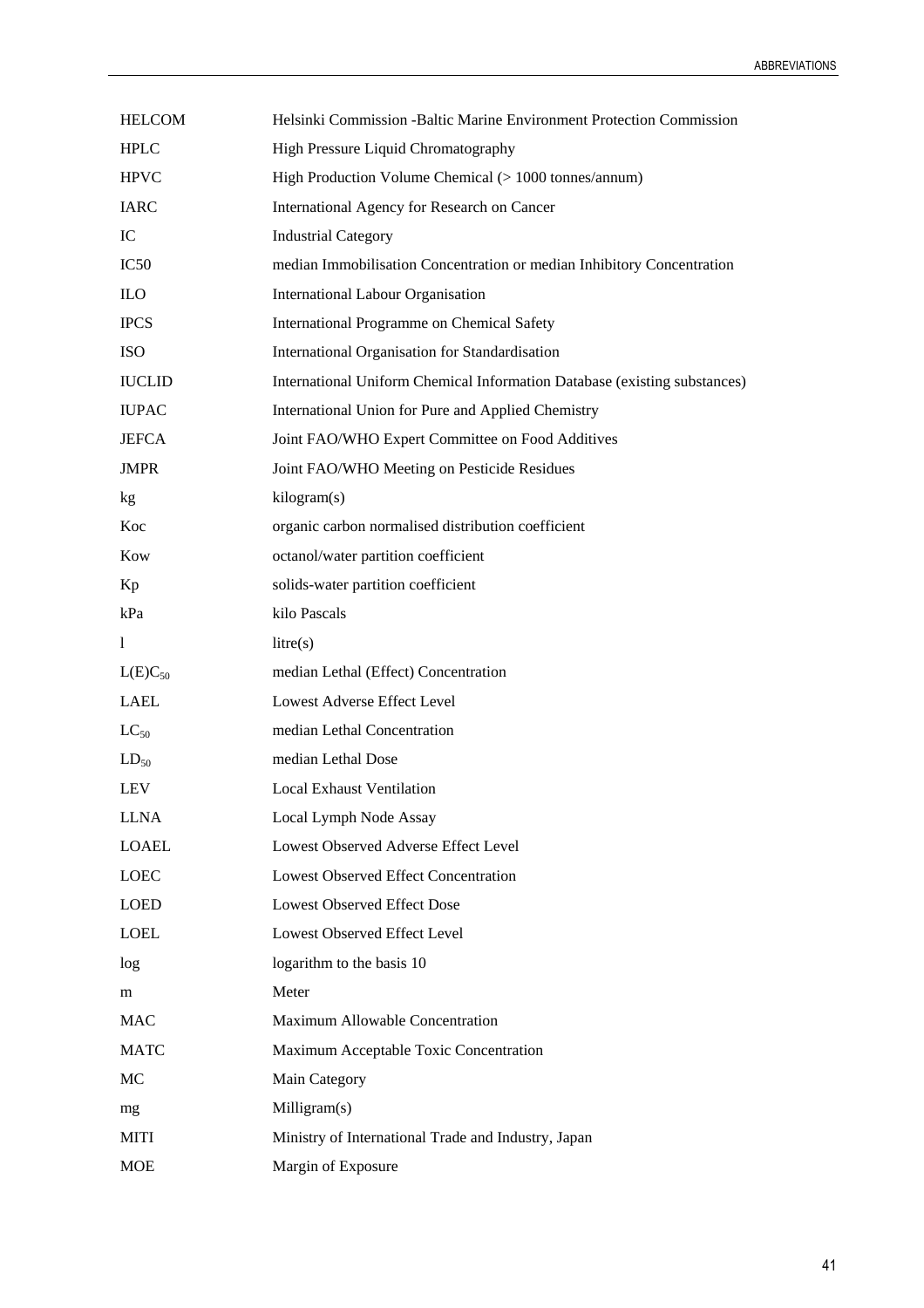| | |
|---|---|
| HELCOM | Helsinki Commission -Baltic Marine Environment Protection Commission |
| HPLC | High Pressure Liquid Chromatography |
| HPVC | High Production Volume Chemical (> 1000 tonnes/annum) |
| IARC | International Agency for Research on Cancer |
| IC | Industrial Category |
| IC50 | median Immobilisation Concentration or median Inhibitory Concentration |
| ILO | International Labour Organisation |
| IPCS | International Programme on Chemical Safety |
| ISO | International Organisation for Standardisation |
| IUCLID | International Uniform Chemical Information Database (existing substances) |
| IUPAC | International Union for Pure and Applied Chemistry |
| JEFCA | Joint FAO/WHO Expert Committee on Food Additives |
| JMPR | Joint FAO/WHO Meeting on Pesticide Residues |
| kg | kilogram(s) |
| Koc | organic carbon normalised distribution coefficient |
| Kow | octanol/water partition coefficient |
| Kp | solids-water partition coefficient |
| kPa | kilo Pascals |
| l | litre(s) |
| $L(E)C_{50}$ | median Lethal (Effect) Concentration |
| LAEL | Lowest Adverse Effect Level |
| $LC_{50}$ | median Lethal Concentration |
| $LD_{50}$ | median Lethal Dose |
| LEV | Local Exhaust Ventilation |
| LLNA | Local Lymph Node Assay |
| LOAEL | Lowest Observed Adverse Effect Level |
| LOEC | Lowest Observed Effect Concentration |
| LOED | Lowest Observed Effect Dose |
| LOEL | Lowest Observed Effect Level |
| log | logarithm to the basis 10 |
| m | Meter |
| MAC | Maximum Allowable Concentration |
| MATC | Maximum Acceptable Toxic Concentration |
| MC | Main Category |
| mg | Milligram(s) |
| MITI | Ministry of International Trade and Industry, Japan |
| MOE | Margin of Exposure |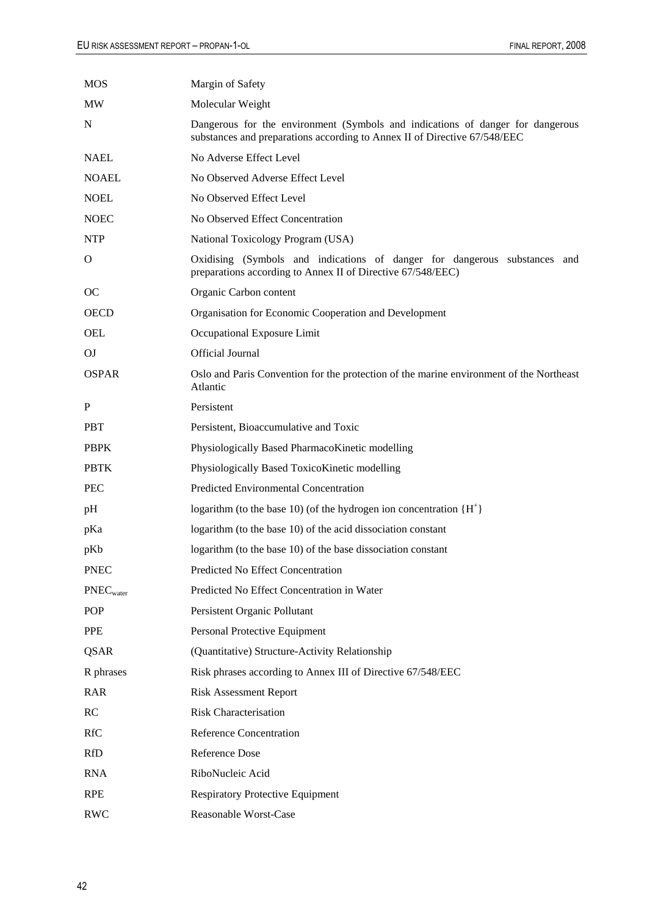| | |
|---|---|
| MOS | Margin of Safety |
| MW | Molecular Weight |
| N | Dangerous for the environment (Symbols and indications of danger for dangerous substances and preparations according to Annex II of Directive 67/548/EEC |
| NAEL | No Adverse Effect Level |
| NOAEL | No Observed Adverse Effect Level |
| NOEL | No Observed Effect Level |
| NOEC | No Observed Effect Concentration |
| NTP | National Toxicology Program (USA) |
| O | Oxidising (Symbols and indications of danger for dangerous substances and preparations according to Annex II of Directive 67/548/EEC) |
| OC | Organic Carbon content |
| OECD | Organisation for Economic Cooperation and Development |
| OEL | Occupational Exposure Limit |
| OJ | Official Journal |
| OSPAR | Oslo and Paris Convention for the protection of the marine environment of the Northeast Atlantic |
| P | Persistent |
| PBT | Persistent, Bioaccumulative and Toxic |
| PBPK | Physiologically Based PharmacoKinetic modelling |
| PBTK | Physiologically Based ToxicoKinetic modelling |
| PEC | Predicted Environmental Concentration |
| pH | logarithm (to the base 10) (of the hydrogen ion concentration $\{H^+\}$ |
| pKa | logarithm (to the base 10) of the acid dissociation constant |
| pKb | logarithm (to the base 10) of the base dissociation constant |
| PNEC | Predicted No Effect Concentration |
| $PNEC_{water}$ | Predicted No Effect Concentration in Water |
| POP | Persistent Organic Pollutant |
| PPE | Personal Protective Equipment |
| QSAR | (Quantitative) Structure-Activity Relationship |
| R phrases | Risk phrases according to Annex III of Directive 67/548/EEC |
| RAR | Risk Assessment Report |
| RC | Risk Characterisation |
| RfC | Reference Concentration |
| RfD | Reference Dose |
| RNA | RiboNucleic Acid |
| RPE | Respiratory Protective Equipment |
| RWC | Reasonable Worst-Case |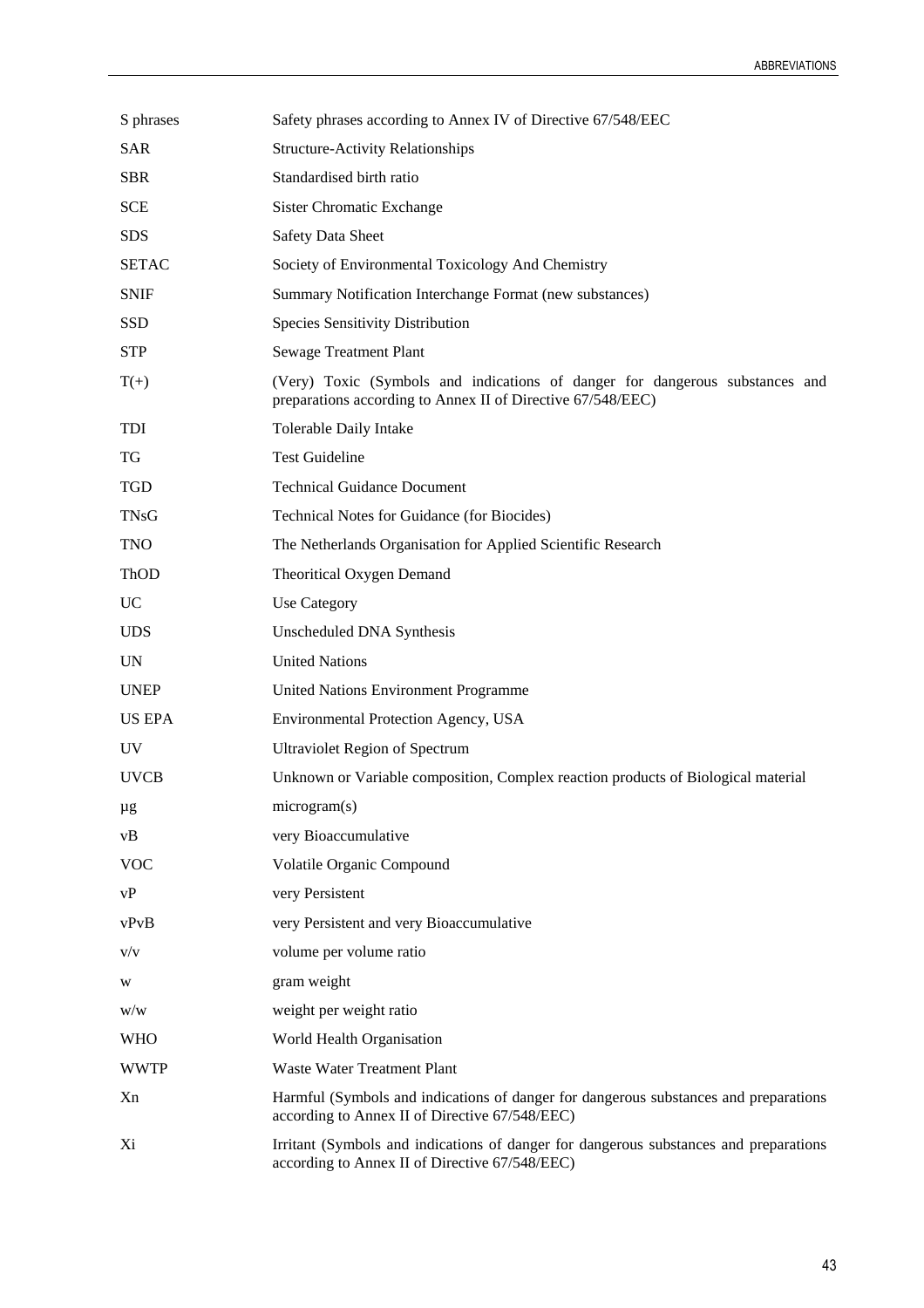| | |
|---|---|
| S phrases | Safety phrases according to Annex IV of Directive 67/548/EEC |
| SAR | Structure-Activity Relationships |
| SBR | Standardised birth ratio |
| SCE | Sister Chromatic Exchange |
| SDS | Safety Data Sheet |
| SETAC | Society of Environmental Toxicology And Chemistry |
| SNIF | Summary Notification Interchange Format (new substances) |
| SSD | Species Sensitivity Distribution |
| STP | Sewage Treatment Plant |
| T(+) | (Very) Toxic (Symbols and indications of danger for dangerous substances and preparations according to Annex II of Directive 67/548/EEC) |
| TDI | Tolerable Daily Intake |
| TG | Test Guideline |
| TGD | Technical Guidance Document |
| TNsG | Technical Notes for Guidance (for Biocides) |
| TNO | The Netherlands Organisation for Applied Scientific Research |
| ThOD | Theoritical Oxygen Demand |
| UC | Use Category |
| UDS | Unscheduled DNA Synthesis |
| UN | United Nations |
| UNEP | United Nations Environment Programme |
| US EPA | Environmental Protection Agency, USA |
| UV | Ultraviolet Region of Spectrum |
| UVCB | Unknown or Variable composition, Complex reaction products of Biological material |
| µg | microgram(s) |
| vB | very Bioaccumulative |
| VOC | Volatile Organic Compound |
| vP | very Persistent |
| vPvB | very Persistent and very Bioaccumulative |
| v/v | volume per volume ratio |
| w | gram weight |
| w/w | weight per weight ratio |
| WHO | World Health Organisation |
| WWTP | Waste Water Treatment Plant |
| Xn | Harmful (Symbols and indications of danger for dangerous substances and preparations according to Annex II of Directive 67/548/EEC) |
| Xi | Irritant (Symbols and indications of danger for dangerous substances and preparations according to Annex II of Directive 67/548/EEC) |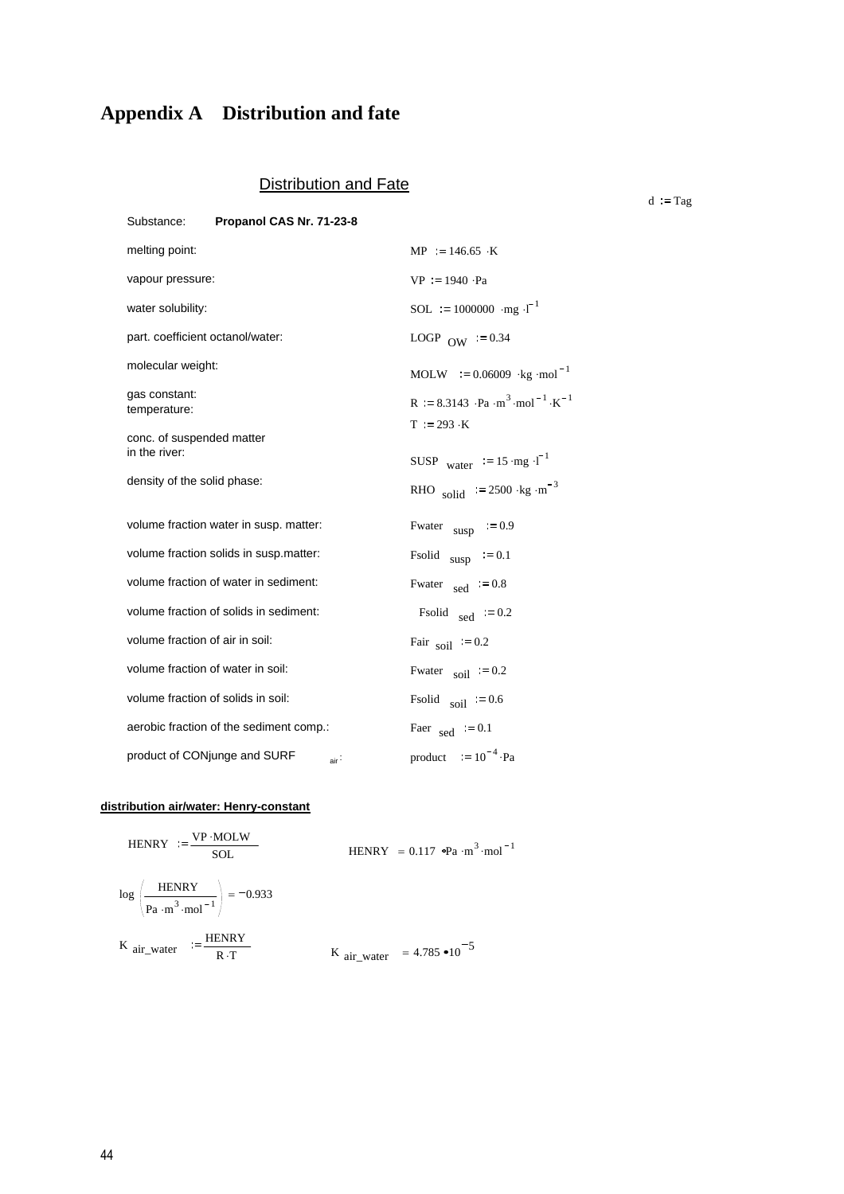# Appendix A Distribution and fate

## Distribution and Fate

$d := Tag$

Substance: **Propanol CAS Nr. 71-23-8**

| | |
|---|---|
| melting point: | $MP := 146.65 \cdot K$ |
| vapour pressure: | $VP := 1940 \cdot Pa$ |
| water solubility: | $SOL := 1000000 \cdot mg \cdot l^{-1}$ |
| part. coefficient octanol/water: | $LOGP_{OW} := 0.34$ |
| molecular weight: | $MOLW := 0.06009 \cdot kg \cdot mol^{-1}$ |
| gas constant: | $R := 8.3143 \cdot Pa \cdot m^3 \cdot mol^{-1} \cdot K^{-1}$ |
| temperature: | $T := 293 \cdot K$ |
| conc. of suspended matter in the river: | $SUSP_{water} := 15 \cdot mg \cdot l^{-1}$ |
| density of the solid phase: | $RHO_{solid} := 2500 \cdot kg \cdot m^{-3}$ |
| volume fraction water in susp. matter: | $Fwater_{susp} := 0.9$ |
| volume fraction solids in susp.matter: | $Fsolid_{susp} := 0.1$ |
| volume fraction of water in sediment: | $Fwater_{sed} := 0.8$ |
| volume fraction of solids in sediment: | $Fsolid_{sed} := 0.2$ |
| volume fraction of air in soil: | $Fair_{soil} := 0.2$ |
| volume fraction of water in soil: | $Fwater_{soil} := 0.2$ |
| volume fraction of solids in soil: | $Fsolid_{soil} := 0.6$ |
| aerobic fraction of the sediment comp.: | $Faer_{sed} := 0.1$ |
| product of CONjunge and SURF$_{air}$: | $product := 10^{-4} \cdot Pa$ |

**distribution air/water: Henry-constant**

$$HENRY := \frac{VP \cdot MOLW}{SOL} \qquad HENRY = 0.117 \cdot Pa \cdot m^3 \cdot mol^{-1}$$

$$\log\left(\frac{HENRY}{Pa \cdot m^3 \cdot mol^{-1}}\right) = -0.933$$

$$K_{air\_water} := \frac{HENRY}{R \cdot T} \qquad K_{air\_water} = 4.785 \cdot 10^{-5}$$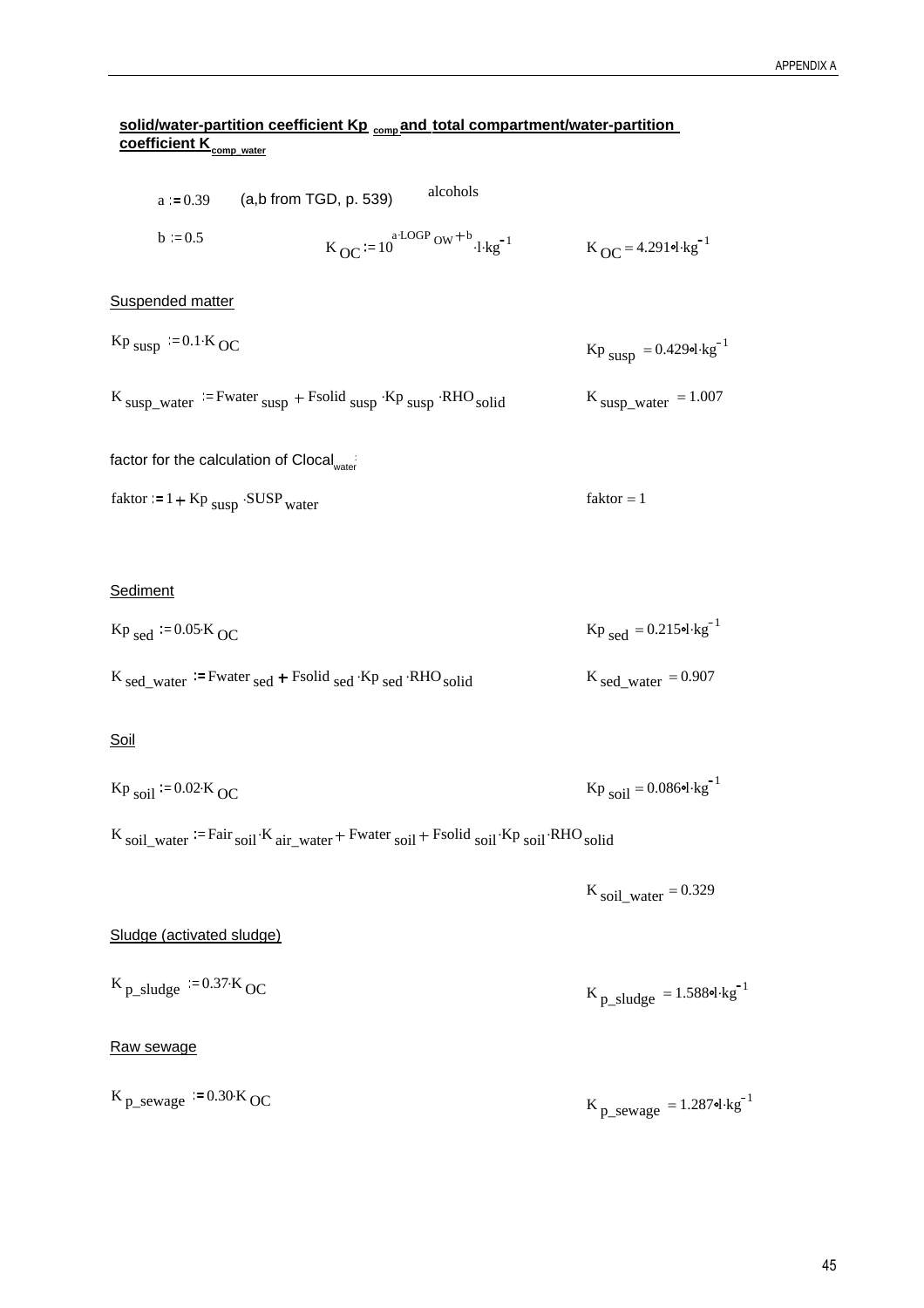**solid/water-partition ceefficient $Kp_{comp}$ and total compartment/water-partition coefficient $K_{comp\_water}$**

$a := 0.39$ (a,b from TGD, p. 539) alcohols

$b := 0.5$ $K_{OC} := 10^{a \cdot LOGP_{OW} + b} \cdot l \cdot kg^{-1}$ $K_{OC} = 4.291 \cdot l \cdot kg^{-1}$

Suspended matter

$Kp_{susp} := 0.1 \cdot K_{OC}$ $Kp_{susp} = 0.429 \cdot l \cdot kg^{-1}$

$K_{susp\_water} := Fwater_{susp} + Fsolid_{susp} \cdot Kp_{susp} \cdot RHO_{solid}$ $K_{susp\_water} = 1.007$

factor for the calculation of $Clocal_{water}$:

$faktor := 1 + Kp_{susp} \cdot SUSP_{water}$ $faktor = 1$

Sediment

$Kp_{sed} := 0.05 \cdot K_{OC}$ $Kp_{sed} = 0.215 \cdot l \cdot kg^{-1}$

$K_{sed\_water} := Fwater_{sed} + Fsolid_{sed} \cdot Kp_{sed} \cdot RHO_{solid}$ $K_{sed\_water} = 0.907$

Soil

$Kp_{soil} := 0.02 \cdot K_{OC}$ $Kp_{soil} = 0.086 \cdot l \cdot kg^{-1}$

$K_{soil\_water} := Fair_{soil} \cdot K_{air\_water} + Fwater_{soil} + Fsolid_{soil} \cdot Kp_{soil} \cdot RHO_{solid}$

$K_{soil\_water} = 0.329$

Sludge (activated sludge)

$K_{p\_sludge} := 0.37 \cdot K_{OC}$ $K_{p\_sludge} = 1.588 \cdot l \cdot kg^{-1}$

Raw sewage

$K_{p\_sewage} := 0.30 \cdot K_{OC}$ $K_{p\_sewage} = 1.287 \cdot l \cdot kg^{-1}$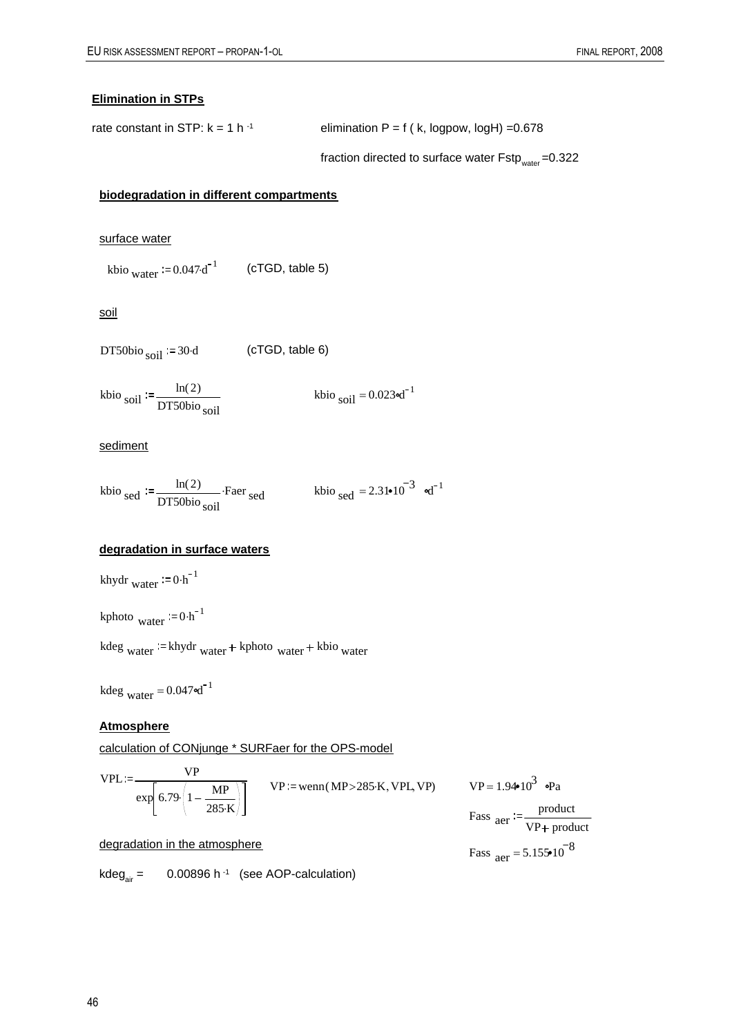**Elimination in STPs**

rate constant in STP: k = 1 h [-1]   elimination P = f ( k, logpow, logH) =0.678

fraction directed to surface water $Fstp_{water}$ =0.322

**biodegradation in different compartments**

surface water

$$kbio_{water} := 0.047 \cdot d^{-1}$$ (cTGD, table 5)

soil

$$DT50bio_{soil} := 30 \cdot d$$ (cTGD, table 6)

$$kbio_{soil} := \frac{\ln(2)}{DT50bio_{soil}} \qquad kbio_{soil} = 0.023 \cdot d^{-1}$$

sediment

$$kbio_{sed} := \frac{\ln(2)}{DT50bio_{soil}} \cdot Faer_{sed} \qquad kbio_{sed} = 2.31 \cdot 10^{-3} \cdot d^{-1}$$

**degradation in surface waters**

$$khydr_{water} := 0 \cdot h^{-1}$$

$$kphoto_{water} := 0 \cdot h^{-1}$$

$$kdeg_{water} := khydr_{water} + kphoto_{water} + kbio_{water}$$

$$kdeg_{water} = 0.047 \cdot d^{-1}$$

**Atmosphere**

calculation of CONjunge * SURFaer for the OPS-model

$$VPL := \frac{VP}{\exp\left[6.79 \cdot \left(1 - \frac{MP}{285 \cdot K}\right)\right]} \qquad VP := wenn(MP > 285 \cdot K, VPL, VP) \qquad VP = 1.94 \cdot 10^{3} \cdot Pa$$

$$Fass_{aer} := \frac{product}{VP + product}$$

$$Fass_{aer} = 5.155 \cdot 10^{-8}$$

degradation in the atmosphere

$kdeg_{air}$ = 0.00896 h [-1] (see AOP-calculation)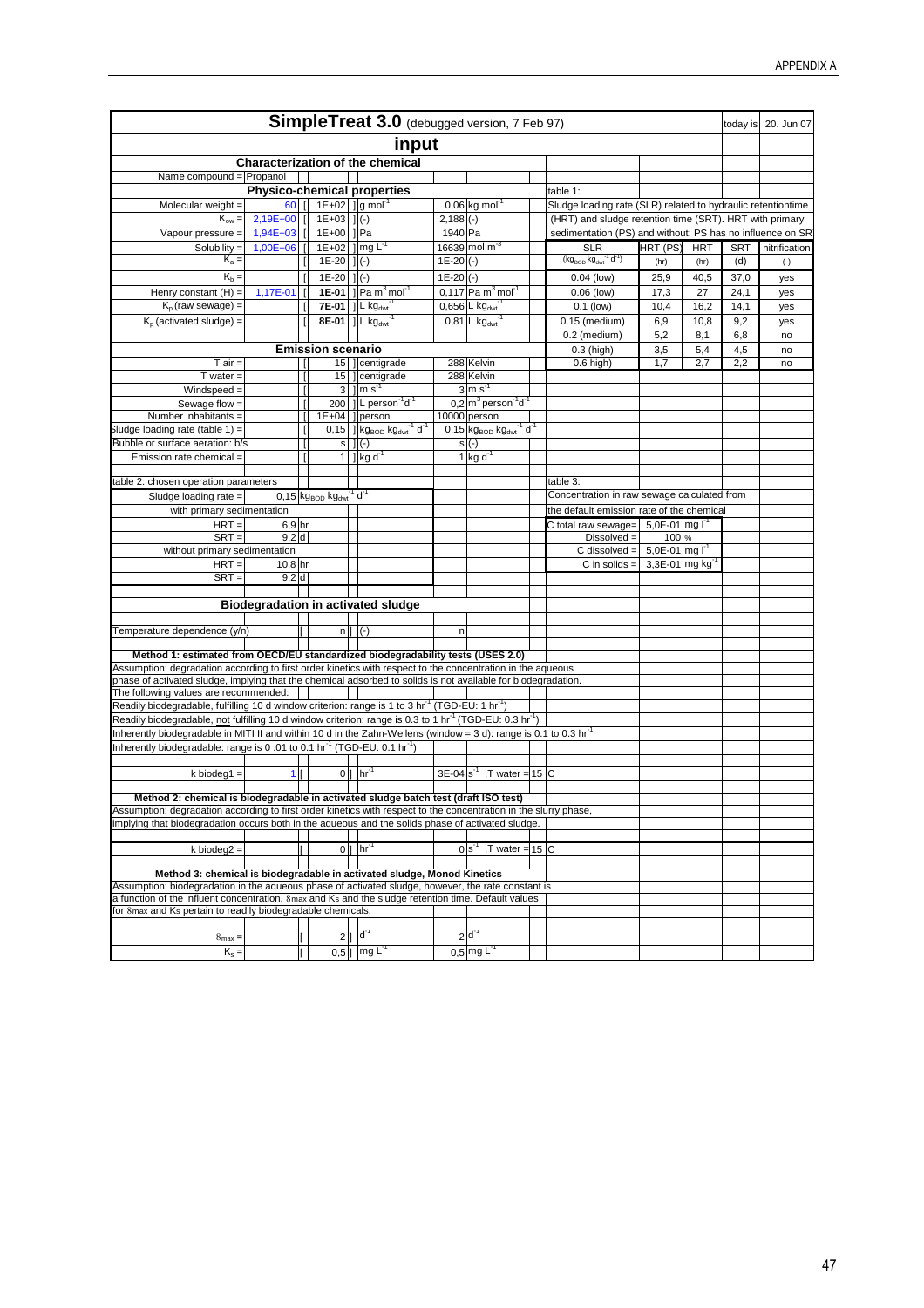# SimpleTreat 3.0 (debugged version, 7 Feb 97)

today is 20. Jun 07

## input

### Characterization of the chemical

Name compound = Propanol

### Physico-chemical properties

| Property | Value | | Default | | Unit | Value used | Unit |
|---|---|---|---|---|---|---|---|
| Molecular weight = | 60 | [ | 1E+02 | ] | $g\ mol^{-1}$ | 0,06 | $kg\ mol^{-1}$ |
| $K_{ow}$ = | 2,19E+00 | [ | 1E+03 | ] | (-) | 2,188 | (-) |
| Vapour pressure = | 1,94E+03 | [ | 1E+00 | ] | Pa | 1940 | Pa |
| Solubility = | 1,00E+06 | [ | 1E+02 | ] | $mg\ L^{-1}$ | 16639 | $mol\ m^{-3}$ |
| $K_a$ = | | [ | 1E-20 | ] | (-) | 1E-20 | (-) |
| $K_b$ = | | [ | 1E-20 | ] | (-) | 1E-20 | (-) |
| Henry constant (H) = | 1,17E-01 | [ | 1E-01 | ] | $Pa\ m^3\ mol^{-1}$ | 0,117 | $Pa\ m^3\ mol^{-1}$ |
| $K_p$ (raw sewage) = | | [ | 7E-01 | ] | $L\ kg_{dwt}^{-1}$ | 0,656 | $L\ kg_{dwt}^{-1}$ |
| $K_p$ (activated sludge) = | | [ | 8E-01 | ] | $L\ kg_{dwt}^{-1}$ | 0,81 | $L\ kg_{dwt}^{-1}$ |

table 1:

Sludge loading rate (SLR) related to hydraulic retentiontime (HRT) and sludge retention time (SRT). HRT with primary sedimentation (PS) and without; PS has no influence on SR

| SLR ($kg_{BOD}\ kg_{dwt}^{-1}\ d^{-1}$) | HRT (PS) (hr) | HRT (hr) | SRT (d) | nitrification (-) |
|---|---|---|---|---|
| 0.04 (low) | 25,9 | 40,5 | 37,0 | yes |
| 0.06 (low) | 17,3 | 27 | 24,1 | yes |
| 0.1 (low) | 10,4 | 16,2 | 14,1 | yes |
| 0.15 (medium) | 6,9 | 10,8 | 9,2 | yes |
| 0.2 (medium) | 5,2 | 8,1 | 6,8 | no |
| 0.3 (high) | 3,5 | 5,4 | 4,5 | no |
| 0.6 high) | 1,7 | 2,7 | 2,2 | no |

### Emission scenario

| Parameter | | Default | | Unit | Value used | Unit |
|---|---|---|---|---|---|---|
| T air = | [ | 15 | ] | centigrade | 288 | Kelvin |
| T water = | [ | 15 | ] | centigrade | 288 | Kelvin |
| Windspeed = | [ | 3 | ] | $m\ s^{-1}$ | 3 | $m\ s^{-1}$ |
| Sewage flow = | [ | 200 | ] | $L\ person^{-1}d^{-1}$ | 0,2 | $m^3\ person^{-1}d^{-1}$ |
| Number inhabitants = | [ | 1E+04 | ] | person | 10000 | person |
| Sludge loading rate (table 1) = | [ | 0,15 | ] | $kg_{BOD}\ kg_{dwt}^{-1}\ d^{-1}$ | 0,15 | $kg_{BOD}\ kg_{dwt}^{-1}\ d^{-1}$ |
| Bubble or surface aeration: b/s | [ | s | ] | (-) | s | (-) |
| Emission rate chemical = | [ | 1 | ] | $kg\ d^{-1}$ | 1 | $kg\ d^{-1}$ |

table 2: chosen operation parameters

| | | |
|---|---|---|
| Sludge loading rate = | 0,15 | $kg_{BOD}\ kg_{dwt}^{-1}\ d^{-1}$ |
| with primary sedimentation | | |
| HRT = | 6,9 | hr |
| SRT = | 9,2 | d |
| without primary sedimentation | | |
| HRT = | 10,8 | hr |
| SRT = | 9,2 | d |

table 3:

Concentration in raw sewage calculated from the default emission rate of the chemical

| | | |
|---|---|---|
| C total raw sewage= | 5,0E-01 | $mg\ l^{-1}$ |
| Dissolved = | 100 | % |
| C dissolved = | 5,0E-01 | $mg\ l^{-1}$ |
| C in solids = | 3,3E-01 | $mg\ kg^{-1}$ |

### Biodegradation in activated sludge

Temperature dependence (y/n) [ n ] (-) n

**Method 1: estimated from OECD/EU standardized biodegradability tests (USES 2.0)**

Assumption: degradation according to first order kinetics with respect to the concentration in the aqueous phase of activated sludge, implying that the chemical adsorbed to solids is not available for biodegradation.

The following values are recommended:

Readily biodegradable, fulfilling 10 d window criterion: range is 1 to 3 $hr^{-1}$ (TGD-EU: 1 $hr^{-1}$)

Readily biodegradable, not fulfilling 10 d window criterion: range is 0.3 to 1 $hr^{-1}$ (TGD-EU: 0.3 $hr^{-1}$)

Inherently biodegradable in MITI II and within 10 d in the Zahn-Wellens (window = 3 d): range is 0.1 to 0.3 $hr^{-1}$

Inherently biodegradable: range is 0 .01 to 0.1 $hr^{-1}$ (TGD-EU: 0.1 $hr^{-1}$)

k biodeg1 = 1 [ 0 ] $hr^{-1}$ 3E-04 $s^{-1}$ ,T water = 15 C

**Method 2: chemical is biodegradable in activated sludge batch test (draft ISO test)**

Assumption: degradation according to first order kinetics with respect to the concentration in the slurry phase, implying that biodegradation occurs both in the aqueous and the solids phase of activated sludge.

k biodeg2 = [ 0 ] $hr^{-1}$ 0 $s^{-1}$ ,T water = 15 C

**Method 3: chemical is biodegradable in activated sludge, Monod Kinetics**

Assumption: biodegradation in the aqueous phase of activated sludge, however, the rate constant is a function of the influent concentration, $\delta_{max}$ and $K_s$ and the sludge retention time. Default values for $\delta_{max}$ and $K_s$ pertain to readily biodegradable chemicals.

$\delta_{max}$ = [ 2 ] $d^{-1}$ 2 $d^{-1}$

$K_s$ = [ 0,5 ] $mg\ L^{-1}$ 0,5 $mg\ L^{-1}$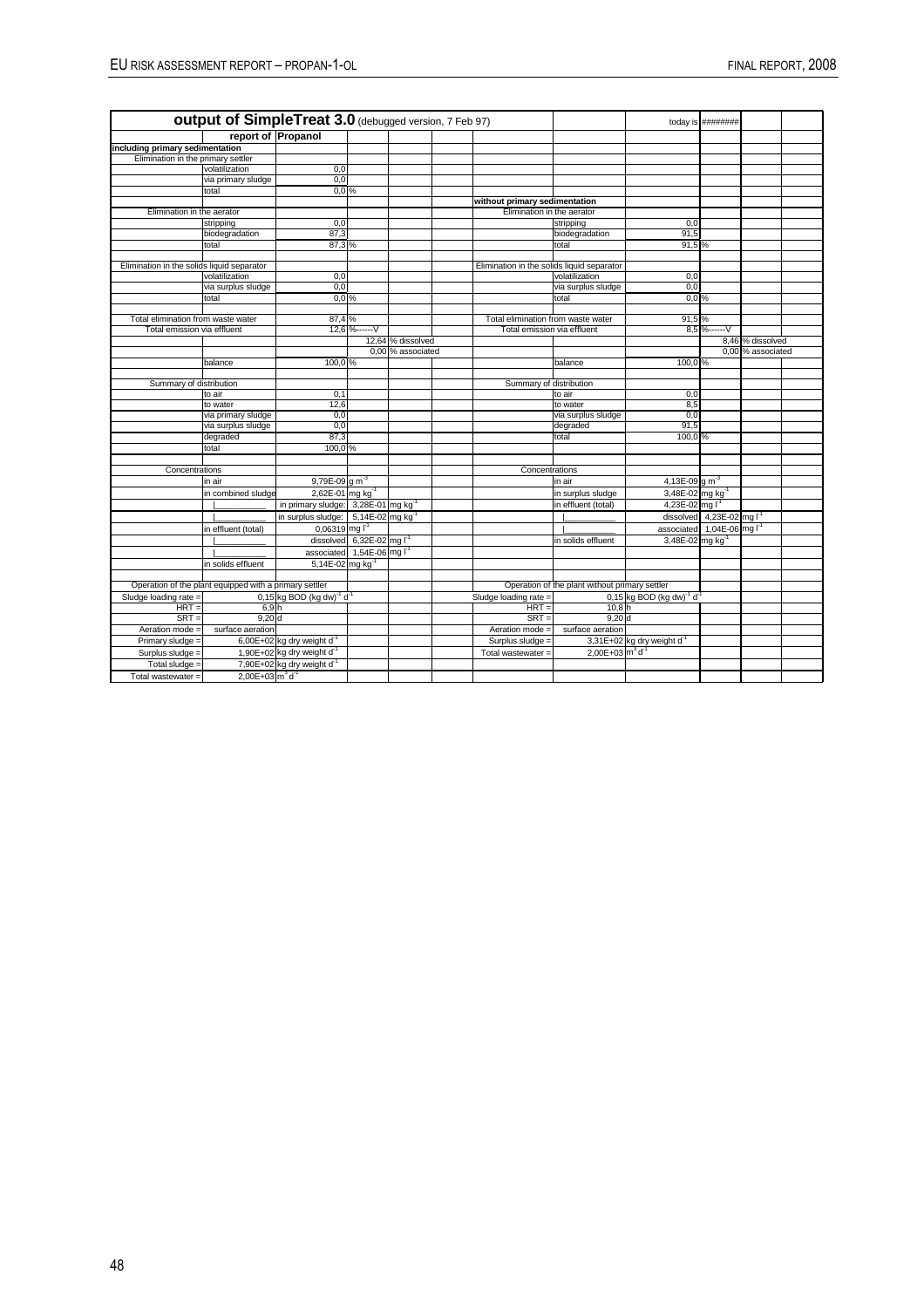**output of SimpleTreat 3.0** (debugged version, 7 Feb 97) today is ########

report of **Propanol**

| | | | | | | | |
|---|---|---|---|---|---|---|---|
| **including primary sedimentation** | | | | | | | |
| Elimination in the primary settler | | | | | | | |
| | volatilization | 0,0 | | | | | |
| | via primary sludge | 0,0 | | | | | |
| | total | 0,0 % | | **without primary sedimentation** | | | |
| Elimination in the aerator | | | | Elimination in the aerator | | | |
| | stripping | 0,0 | | | stripping | 0,0 | |
| | biodegradation | 87,3 | | | biodegradation | 91,5 | |
| | total | 87,3 % | | | total | 91,5 % | |
| Elimination in the solids liquid separator | | | | Elimination in the solids liquid separator | | | |
| | volatilization | 0,0 | | | volatilization | 0,0 | |
| | via surplus sludge | 0,0 | | | via surplus sludge | 0,0 | |
| | total | 0,0 % | | | total | 0,0 % | |
| Total elimination from waste water | | 87,4 % | | Total elimination from waste water | | 91,5 % | |
| Total emission via effluent | | 12,6 %------V | | Total emission via effluent | | 8,5 %------V | |
| | | | 12,64 % dissolved | | | | 8,46 % dissolved |
| | | | 0,00 % associated | | | | 0,00 % associated |
| | balance | 100,0 % | | | balance | 100,0 % | |
| Summary of distribution | | | | Summary of distribution | | | |
| | to air | 0,1 | | | to air | 0,0 | |
| | to water | 12,6 | | | to water | 8,5 | |
| | via primary sludge | 0,0 | | | via surplus sludge | 0,0 | |
| | via surplus sludge | 0,0 | | | degraded | 91,5 | |
| | degraded | 87,3 | | | total | 100,0 % | |
| | total | 100,0 % | | | | | |
| Concentrations | | | | Concentrations | | | |
| | in air | 9,79E-09 g m$^{-3}$ | | | in air | 4,13E-09 g m$^{-3}$ | |
| | in combined sludge | 2,62E-01 mg kg$^{-1}$ | | | in surplus sludge | 3,48E-02 mg kg$^{-1}$ | |
| | \|__________ | in primary sludge: | 3,28E-01 mg kg$^{-1}$ | | in effluent (total) | 4,23E-02 mg l$^{-1}$ | |
| | \|__________ | in surplus sludge: | 5,14E-02 mg kg$^{-1}$ | | \|__________ | dissolved | 4,23E-02 mg l$^{-1}$ |
| | in effluent (total) | 0,06319 mg l$^{-1}$ | | | \|__________ | associated | 1,04E-06 mg l$^{-1}$ |
| | \|__________ | dissolved | 6,32E-02 mg l$^{-1}$ | | in solids effluent | 3,48E-02 mg kg$^{-1}$ | |
| | \|__________ | associated | 1,54E-06 mg l$^{-1}$ | | | | |
| | in solids effluent | 5,14E-02 mg kg$^{-1}$ | | | | | |
| Operation of the plant equipped with a primary settler | | | | Operation of the plant without primary settler | | | |
| Sludge loading rate = | | 0,15 kg BOD (kg dw)$^{-1}$ d$^{-1}$ | | Sludge loading rate = | | 0,15 kg BOD (kg dw)$^{-1}$ d$^{-1}$ | |
| HRT = | | 6,9 h | | HRT = | | 10,8 h | |
| SRT = | | 9,20 d | | SRT = | | 9,20 d | |
| Aeration mode = | surface aeration | | | Aeration mode = | surface aeration | | |
| Primary sludge = | | 6,00E+02 kg dry weight d$^{-1}$ | | Surplus sludge = | | 3,31E+02 kg dry weight d$^{-1}$ | |
| Surplus sludge = | | 1,90E+02 kg dry weight d$^{-1}$ | | Total wastewater = | | 2,00E+03 m$^{3}$ d$^{-1}$ | |
| Total sludge = | | 7,90E+02 kg dry weight d$^{-1}$ | | | | | |
| Total wastewater = | | 2,00E+03 m$^{3}$ d$^{-1}$ | | | | | |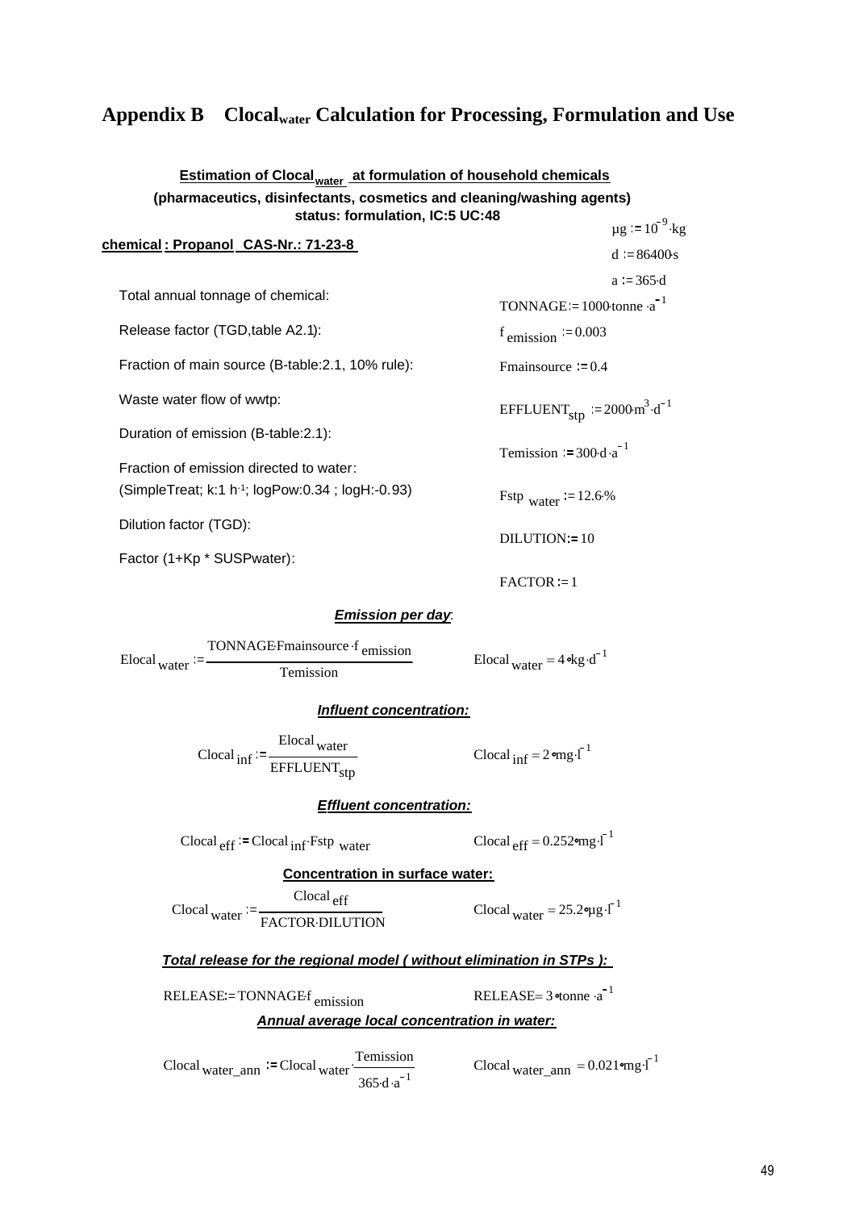# Appendix B    $Clocal_{water}$ Calculation for Processing, Formulation and Use

**Estimation of $Clocal_{water}$ at formulation of household chemicals**
**(pharmaceutics, disinfectants, cosmetics and cleaning/washing agents)**
**status: formulation, IC:5 UC:48**

$\mu g := 10^{-9} \cdot kg$

**chemical : Propanol  CAS-Nr.: 71-23-8**

$d := 86400 \cdot s$

$a := 365 \cdot d$

| | |
|---|---|
| Total annual tonnage of chemical: | $TONNAGE := 1000 \cdot tonne \cdot a^{-1}$ |
| Release factor (TGD,table A2.1): | $f_{emission} := 0.003$ |
| Fraction of main source (B-table:2.1, 10% rule): | $Fmainsource := 0.4$ |
| Waste water flow of wwtp: | $EFFLUENT_{stp} := 2000 \cdot m^3 \cdot d^{-1}$ |
| Duration of emission (B-table:2.1): | $Temission := 300 \cdot d \cdot a^{-1}$ |
| Fraction of emission directed to water: (SimpleTreat; k:1 $h^{-1}$; logPow:0.34 ; logH:-0.93) | $Fstp_{water} := 12.6 \cdot \%$ |
| Dilution factor (TGD): | $DILUTION := 10$ |
| Factor (1+Kp * SUSPwater): | $FACTOR := 1$ |

***Emission per day:***

$$Elocal_{water} := \frac{TONNAGE \cdot Fmainsource \cdot f_{emission}}{Temission} \qquad Elocal_{water} = 4 \cdot kg \cdot d^{-1}$$

***Influent concentration:***

$$Clocal_{inf} := \frac{Elocal_{water}}{EFFLUENT_{stp}} \qquad Clocal_{inf} = 2 \cdot mg \cdot l^{-1}$$

***Effluent concentration:***

$$Clocal_{eff} := Clocal_{inf} \cdot Fstp_{water} \qquad Clocal_{eff} = 0.252 \cdot mg \cdot l^{-1}$$

**Concentration in surface water:**

$$Clocal_{water} := \frac{Clocal_{eff}}{FACTOR \cdot DILUTION} \qquad Clocal_{water} = 25.2 \cdot \mu g \cdot l^{-1}$$

***Total release for the regional model ( without elimination in STPs ):***

$$RELEASE := TONNAGE \cdot f_{emission} \qquad RELEASE = 3 \cdot tonne \cdot a^{-1}$$

***Annual average local concentration in water:***

$$Clocal_{water\_ann} := Clocal_{water} \cdot \frac{Temission}{365 \cdot d \cdot a^{-1}} \qquad Clocal_{water\_ann} = 0.021 \cdot mg \cdot l^{-1}$$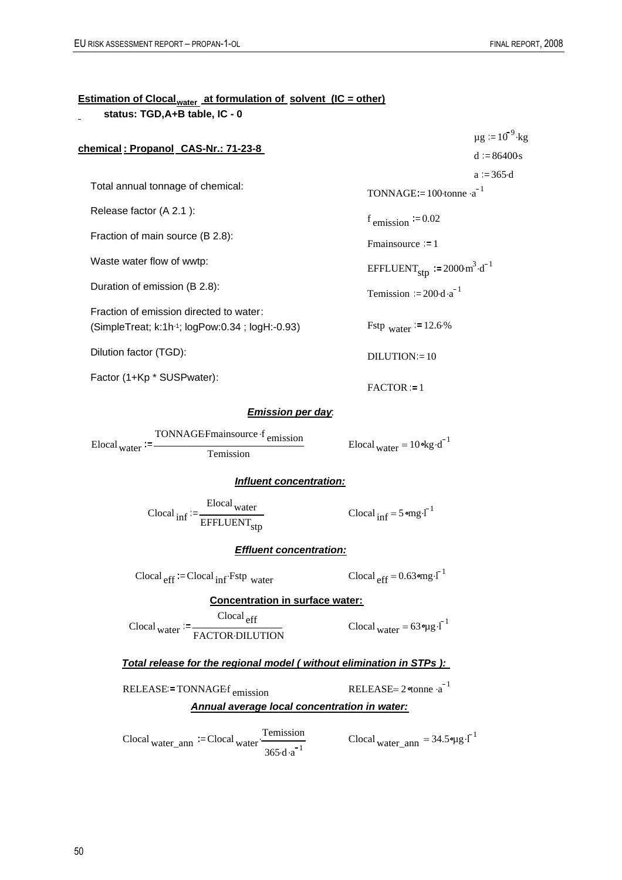**Estimation of $Clocal_{water}$ at formulation of solvent (IC = other)**

**status: TGD,A+B table, IC - 0**

**chemical : Propanol CAS-Nr.: 71-23-8**

$\mu g := 10^{-9} \cdot kg$

$d := 86400 \cdot s$

$a := 365 \cdot d$

| | |
|---|---|
| Total annual tonnage of chemical: | $TONNAGE := 100 \cdot tonne \cdot a^{-1}$ |
| Release factor (A 2.1 ): | $f_{emission} := 0.02$ |
| Fraction of main source (B 2.8): | $Fmainsource := 1$ |
| Waste water flow of wwtp: | $EFFLUENT_{stp} := 2000 \cdot m^3 \cdot d^{-1}$ |
| Duration of emission (B 2.8): | $Temission := 200 \cdot d \cdot a^{-1}$ |
| Fraction of emission directed to water: (SimpleTreat; k:1h-1; logPow:0.34 ; logH:-0.93) | $Fstp_{water} := 12.6 \cdot \%$ |
| Dilution factor (TGD): | $DILUTION := 10$ |
| Factor (1+Kp * SUSPwater): | $FACTOR := 1$ |

***Emission per day:***

$$Elocal_{water} := \frac{TONNAGE \cdot Fmainsource \cdot f_{emission}}{Temission} \qquad Elocal_{water} = 10 \cdot kg \cdot d^{-1}$$

***Influent concentration:***

$$Clocal_{inf} := \frac{Elocal_{water}}{EFFLUENT_{stp}} \qquad Clocal_{inf} = 5 \cdot mg \cdot l^{-1}$$

***Effluent concentration:***

$$Clocal_{eff} := Clocal_{inf} \cdot Fstp_{water} \qquad Clocal_{eff} = 0.63 \cdot mg \cdot l^{-1}$$

**Concentration in surface water:**

$$Clocal_{water} := \frac{Clocal_{eff}}{FACTOR \cdot DILUTION} \qquad Clocal_{water} = 63 \cdot \mu g \cdot l^{-1}$$

***Total release for the regional model ( without elimination in STPs ):***

$$RELEASE := TONNAGE \cdot f_{emission} \qquad RELEASE = 2 \cdot tonne \cdot a^{-1}$$

***Annual average local concentration in water:***

$$Clocal_{water\_ann} := Clocal_{water} \cdot \frac{Temission}{365 \cdot d \cdot a^{-1}} \qquad Clocal_{water\_ann} = 34.5 \cdot \mu g \cdot l^{-1}$$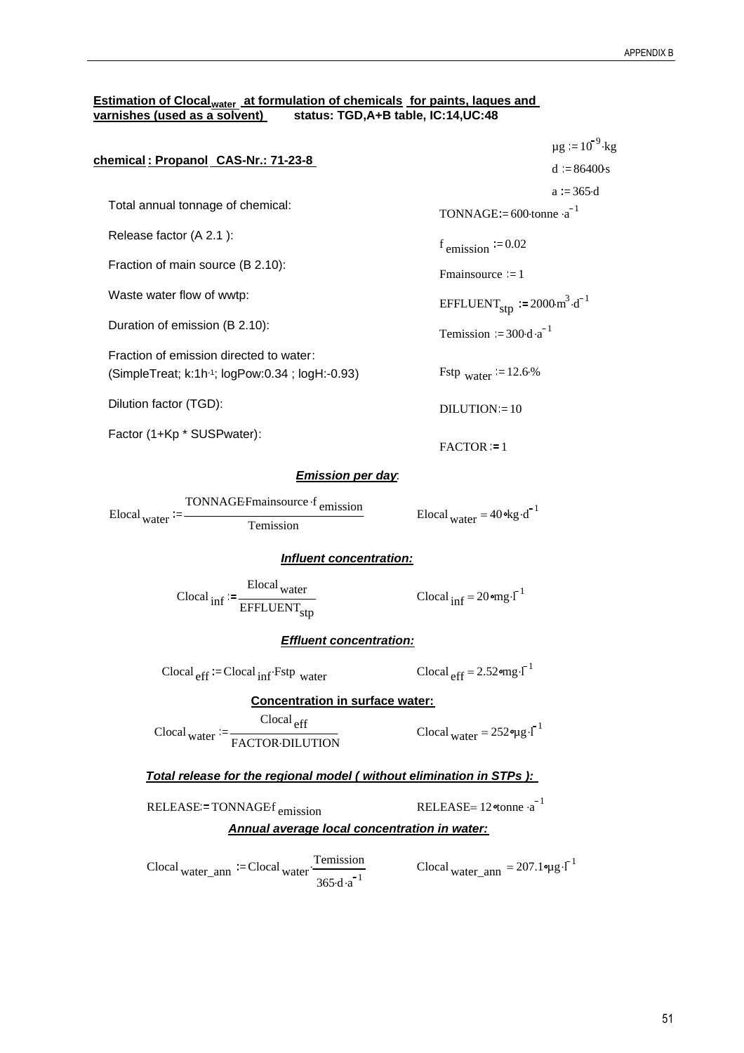**Estimation of $Clocal_{water}$ at formulation of chemicals for paints, laques and varnishes (used as a solvent)** **status: TGD,A+B table, IC:14,UC:48**

**chemical : Propanol CAS-Nr.: 71-23-8**

$$\mu g := 10^{-9} \cdot kg$$

$$d := 86400 \cdot s$$

$$a := 365 \cdot d$$

| | |
|---|---|
| Total annual tonnage of chemical: | $TONNAGE := 600 \cdot tonne \cdot a^{-1}$ |
| Release factor (A 2.1 ): | $f_{emission} := 0.02$ |
| Fraction of main source (B 2.10): | $Fmainsource := 1$ |
| Waste water flow of wwtp: | $EFFLUENT_{stp} := 2000 \cdot m^3 \cdot d^{-1}$ |
| Duration of emission (B 2.10): | $Temission := 300 \cdot d \cdot a^{-1}$ |
| Fraction of emission directed to water: (SimpleTreat; k:1h-1; logPow:0.34 ; logH:-0.93) | $Fstp_{water} := 12.6 \cdot \%$ |
| Dilution factor (TGD): | $DILUTION := 10$ |
| Factor (1+Kp * SUSPwater): | $FACTOR := 1$ |

***Emission per day*:**

$$Elocal_{water} := \frac{TONNAGE \cdot Fmainsource \cdot f_{emission}}{Temission} \qquad Elocal_{water} = 40 \cdot kg \cdot d^{-1}$$

***Influent concentration:***

$$Clocal_{inf} := \frac{Elocal_{water}}{EFFLUENT_{stp}} \qquad Clocal_{inf} = 20 \cdot mg \cdot l^{-1}$$

***Effluent concentration:***

$$Clocal_{eff} := Clocal_{inf} \cdot Fstp_{water} \qquad Clocal_{eff} = 2.52 \cdot mg \cdot l^{-1}$$

**Concentration in surface water:**

$$Clocal_{water} := \frac{Clocal_{eff}}{FACTOR \cdot DILUTION} \qquad Clocal_{water} = 252 \cdot \mu g \cdot l^{-1}$$

***Total release for the regional model ( without elimination in STPs ):***

$$RELEASE := TONNAGE \cdot f_{emission} \qquad RELEASE = 12 \cdot tonne \cdot a^{-1}$$

***Annual average local concentration in water:***

$$Clocal_{water\_ann} := Clocal_{water} \cdot \frac{Temission}{365 \cdot d \cdot a^{-1}} \qquad Clocal_{water\_ann} = 207.1 \cdot \mu g \cdot l^{-1}$$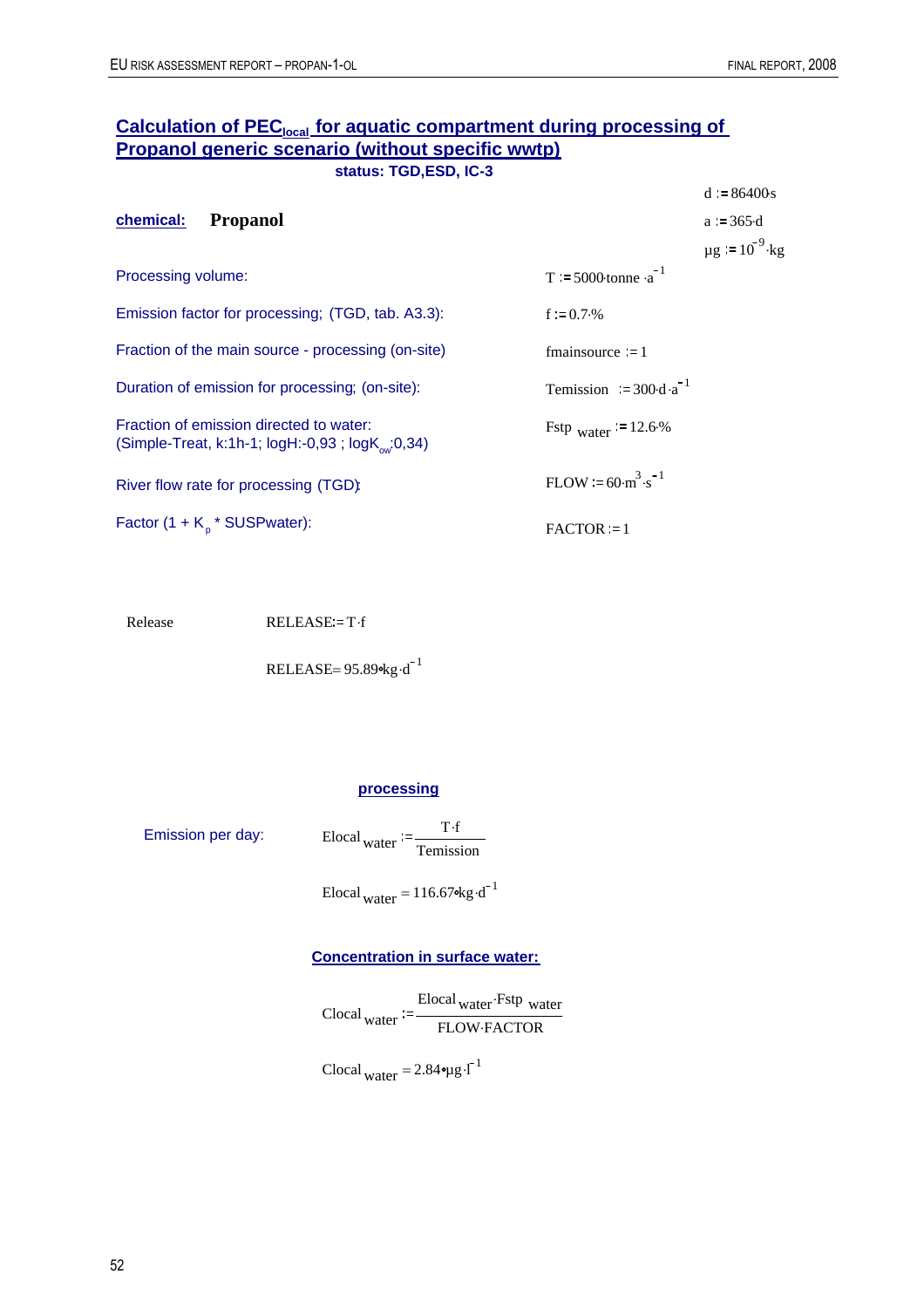## Calculation of $PEC_{local}$ for aquatic compartment during processing of Propanol generic scenario (without specific wwtp)

**status: TGD,ESD, IC-3**

$d := 86400 \cdot s$

$a := 365 \cdot d$

$\mu g := 10^{-9} \cdot kg$

**chemical:** **Propanol**

| | |
|---|---|
| Processing volume: | $T := 5000 \cdot tonne \cdot a^{-1}$ |
| Emission factor for processing; (TGD, tab. A3.3): | $f := 0.7 \cdot \%$ |
| Fraction of the main source - processing (on-site) | $fmainsource := 1$ |
| Duration of emission for processing; (on-site): | $Temission := 300 \cdot d \cdot a^{-1}$ |
| Fraction of emission directed to water: (Simple-Treat, k:1h-1; logH:-0,93 ; $\log K_{ow}$:0,34) | $Fstp_{water} := 12.6 \cdot \%$ |
| River flow rate for processing (TGD): | $FLOW := 60 \cdot m^{3} \cdot s^{-1}$ |
| Factor (1 + $K_p$ * SUSPwater): | $FACTOR := 1$ |

Release $\quad RELEASE := T \cdot f$

$$RELEASE = 95.89 \cdot kg \cdot d^{-1}$$

### processing

Emission per day:

$$Elocal_{water} := \frac{T \cdot f}{Temission}$$

$$Elocal_{water} = 116.67 \cdot kg \cdot d^{-1}$$

### Concentration in surface water:

$$Clocal_{water} := \frac{Elocal_{water} \cdot Fstp_{water}}{FLOW \cdot FACTOR}$$

$$Clocal_{water} = 2.84 \cdot \mu g \cdot l^{-1}$$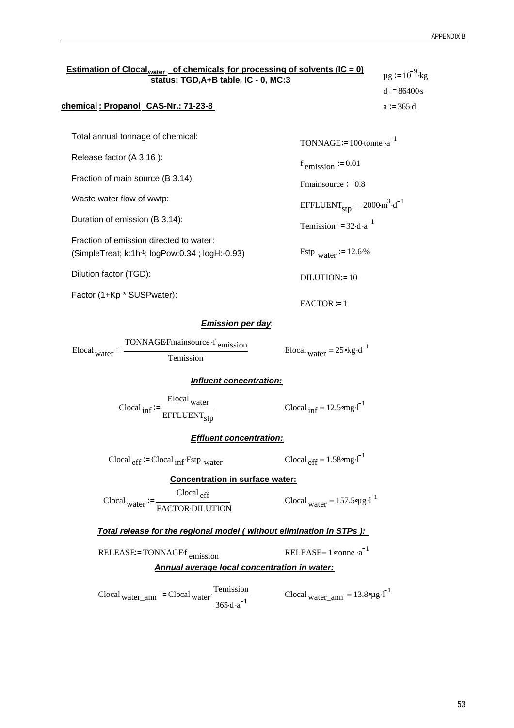## Estimation of $Clocal_{water}$ of chemicals for processing of solvents (IC = 0)

**status: TGD,A+B table, IC - 0, MC:3**

$\mu g := 10^{-9} \cdot kg$

$d := 86400 \cdot s$

$a := 365 \cdot d$

**chemical : Propanol CAS-Nr.: 71-23-8**

Total annual tonnage of chemical: $TONNAGE := 100 \cdot tonne \cdot a^{-1}$

Release factor (A 3.16 ): $f_{emission} := 0.01$

Fraction of main source (B 3.14): $Fmainsource := 0.8$

Waste water flow of wwtp: $EFFLUENT_{stp} := 2000 \cdot m^3 \cdot d^{-1}$

Duration of emission (B 3.14): $Temission := 32 \cdot d \cdot a^{-1}$

Fraction of emission directed to water:
(SimpleTreat; k:1h$^{-1}$; logPow:0.34 ; logH:-0.93) $Fstp_{water} := 12.6 \cdot \%$

Dilution factor (TGD): $DILUTION := 10$

Factor (1+Kp * SUSPwater): $FACTOR := 1$

***Emission per day:***

$$Elocal_{water} := \frac{TONNAGE \cdot Fmainsource \cdot f_{emission}}{Temission} \qquad Elocal_{water} = 25 \cdot kg \cdot d^{-1}$$

***Influent concentration:***

$$Clocal_{inf} := \frac{Elocal_{water}}{EFFLUENT_{stp}} \qquad Clocal_{inf} = 12.5 \cdot mg \cdot l^{-1}$$

***Effluent concentration:***

$$Clocal_{eff} := Clocal_{inf} \cdot Fstp_{water} \qquad Clocal_{eff} = 1.58 \cdot mg \cdot l^{-1}$$

**Concentration in surface water:**

$$Clocal_{water} := \frac{Clocal_{eff}}{FACTOR \cdot DILUTION} \qquad Clocal_{water} = 157.5 \cdot \mu g \cdot l^{-1}$$

***Total release for the regional model ( without elimination in STPs ):***

$$RELEASE := TONNAGE \cdot f_{emission} \qquad RELEASE = 1 \cdot tonne \cdot a^{-1}$$

***Annual average local concentration in water:***

$$Clocal_{water\_ann} := Clocal_{water} \cdot \frac{Temission}{365 \cdot d \cdot a^{-1}} \qquad Clocal_{water\_ann} = 13.8 \cdot \mu g \cdot l^{-1}$$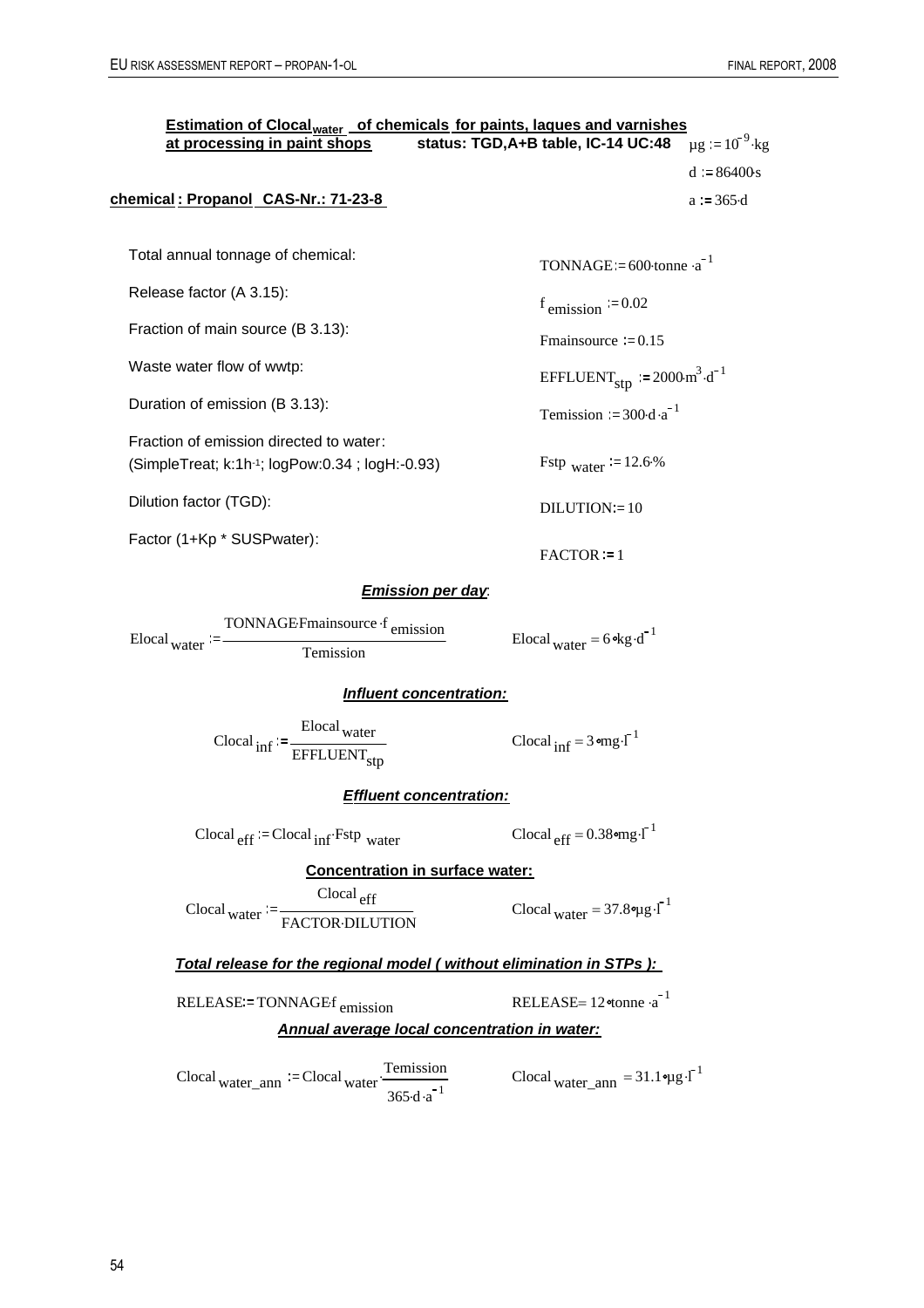**Estimation of $Clocal_{water}$ of chemicals for paints, laques and varnishes at processing in paint shops** **status: TGD,A+B table, IC-14 UC:48**

$\mu g := 10^{-9} \cdot kg$

$d := 86400 \cdot s$

$a := 365 \cdot d$

**chemical : Propanol CAS-Nr.: 71-23-8**

| | |
|---|---|
| Total annual tonnage of chemical: | $TONNAGE := 600 \cdot tonne \cdot a^{-1}$ |
| Release factor (A 3.15): | $f_{emission} := 0.02$ |
| Fraction of main source (B 3.13): | $Fmainsource := 0.15$ |
| Waste water flow of wwtp: | $EFFLUENT_{stp} := 2000 \cdot m^3 \cdot d^{-1}$ |
| Duration of emission (B 3.13): | $Temission := 300 \cdot d \cdot a^{-1}$ |
| Fraction of emission directed to water: (SimpleTreat; k:1h-1; logPow:0.34 ; logH:-0.93) | $Fstp_{water} := 12.6 \cdot \%$ |
| Dilution factor (TGD): | $DILUTION := 10$ |
| Factor (1+Kp * SUSPwater): | $FACTOR := 1$ |

***Emission per day***:

$$Elocal_{water} := \frac{TONNAGE \cdot Fmainsource \cdot f_{emission}}{Temission} \qquad Elocal_{water} = 6 \cdot kg \cdot d^{-1}$$

***Influent concentration:***

$$Clocal_{inf} := \frac{Elocal_{water}}{EFFLUENT_{stp}} \qquad Clocal_{inf} = 3 \cdot mg \cdot l^{-1}$$

***Effluent concentration:***

$$Clocal_{eff} := Clocal_{inf} \cdot Fstp_{water} \qquad Clocal_{eff} = 0.38 \cdot mg \cdot l^{-1}$$

**Concentration in surface water:**

$$Clocal_{water} := \frac{Clocal_{eff}}{FACTOR \cdot DILUTION} \qquad Clocal_{water} = 37.8 \cdot \mu g \cdot l^{-1}$$

***Total release for the regional model ( without elimination in STPs ):***

$$RELEASE := TONNAGE \cdot f_{emission} \qquad RELEASE = 12 \cdot tonne \cdot a^{-1}$$

***Annual average local concentration in water:***

$$Clocal_{water\_ann} := Clocal_{water} \cdot \frac{Temission}{365 \cdot d \cdot a^{-1}} \qquad Clocal_{water\_ann} = 31.1 \cdot \mu g \cdot l^{-1}$$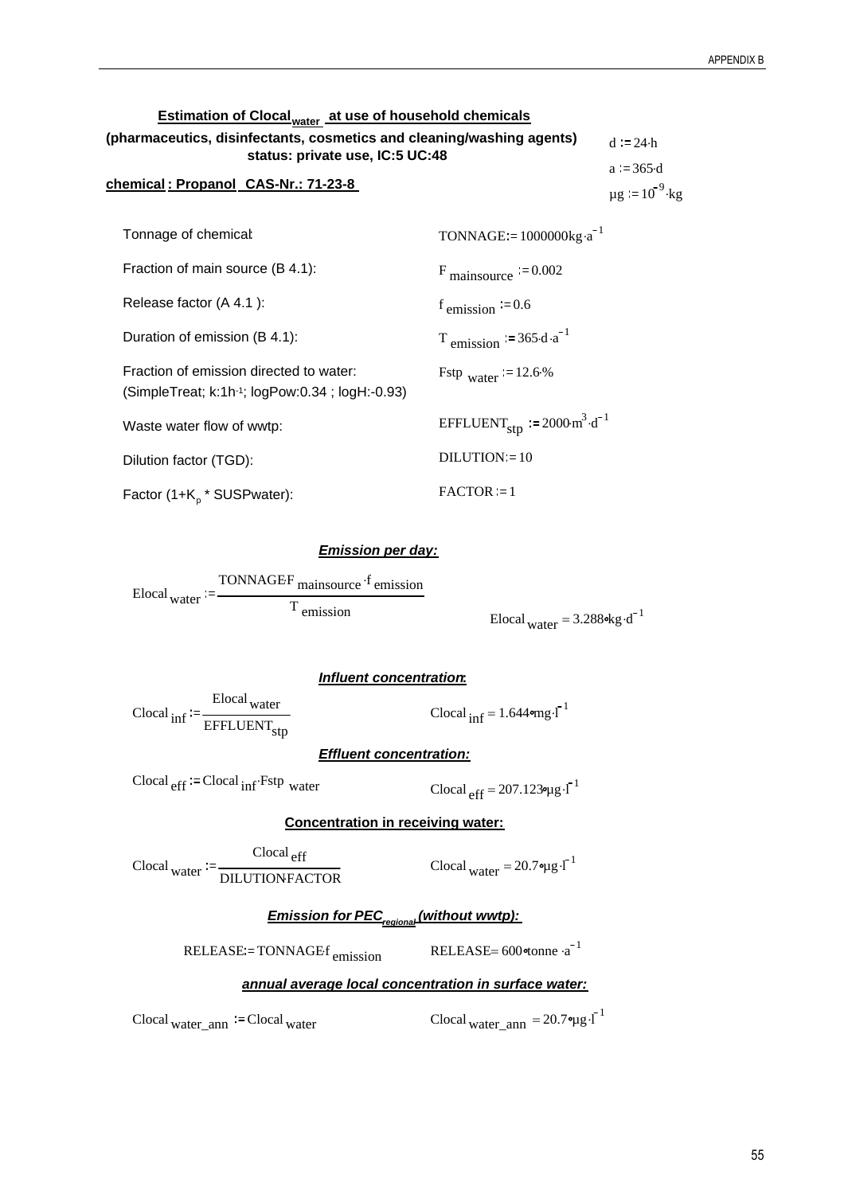**Estimation of $Clocal_{water}$ at use of household chemicals**

**(pharmaceutics, disinfectants, cosmetics and cleaning/washing agents)**
**status: private use, IC:5 UC:48**

**chemical : Propanol CAS-Nr.: 71-23-8**

$d := 24 \cdot h$

$a := 365 \cdot d$

$\mu g := 10^{-9} \cdot kg$

| | |
|---|---|
| Tonnage of chemical: | $TONNAGE := 1000000 kg \cdot a^{-1}$ |
| Fraction of main source (B 4.1): | $F_{mainsource} := 0.002$ |
| Release factor (A 4.1 ): | $f_{emission} := 0.6$ |
| Duration of emission (B 4.1): | $T_{emission} := 365 \cdot d \cdot a^{-1}$ |
| Fraction of emission directed to water: (SimpleTreat; k:1h-1; logPow:0.34 ; logH:-0.93) | $Fstp_{water} := 12.6 \cdot \%$ |
| Waste water flow of wwtp: | $EFFLUENT_{stp} := 2000 \cdot m^3 \cdot d^{-1}$ |
| Dilution factor (TGD): | $DILUTION := 10$ |
| Factor (1+$K_p$ * SUSPwater): | $FACTOR := 1$ |

***Emission per day:***

$$Elocal_{water} := \frac{TONNAGE \cdot F_{mainsource} \cdot f_{emission}}{T_{emission}} \qquad Elocal_{water} = 3.288 \cdot kg \cdot d^{-1}$$

***Influent concentration:***

$$Clocal_{inf} := \frac{Elocal_{water}}{EFFLUENT_{stp}} \qquad Clocal_{inf} = 1.644 \cdot mg \cdot l^{-1}$$

***Effluent concentration:***

$$Clocal_{eff} := Clocal_{inf} \cdot Fstp_{water} \qquad Clocal_{eff} = 207.123 \cdot \mu g \cdot l^{-1}$$

**Concentration in receiving water:**

$$Clocal_{water} := \frac{Clocal_{eff}}{DILUTION \cdot FACTOR} \qquad Clocal_{water} = 20.7 \cdot \mu g \cdot l^{-1}$$

***Emission for $PEC_{regional}$ (without wwtp):***

$$RELEASE := TONNAGE \cdot f_{emission} \qquad RELEASE = 600 \cdot tonne \cdot a^{-1}$$

***annual average local concentration in surface water:***

$$Clocal_{water\_ann} := Clocal_{water} \qquad Clocal_{water\_ann} = 20.7 \cdot \mu g \cdot l^{-1}$$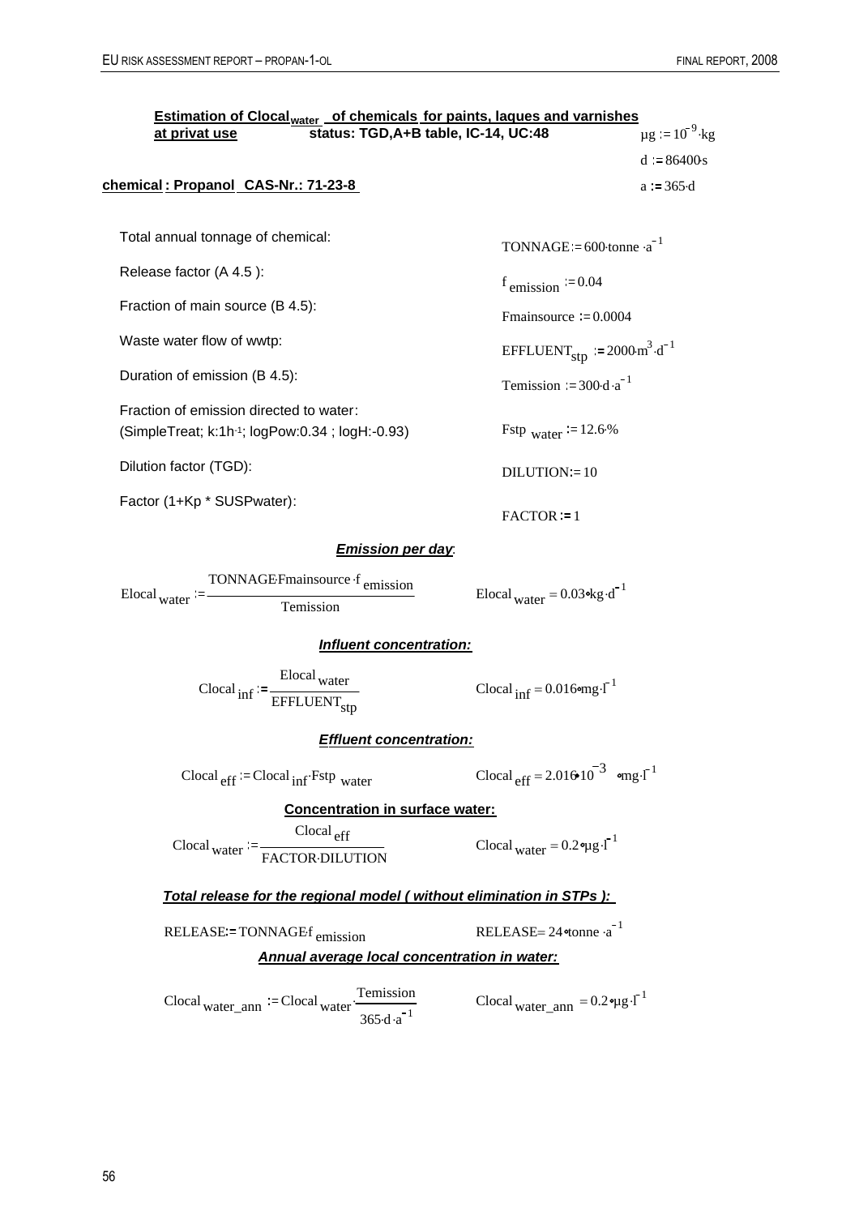**Estimation of Clocal$_{water}$ of chemicals for paints, laques and varnishes at privat use** **status: TGD,A+B table, IC-14, UC:48**

$\mu g := 10^{-9} \cdot kg$

$d := 86400 \cdot s$

$a := 365 \cdot d$

**chemical : Propanol CAS-Nr.: 71-23-8**

Total annual tonnage of chemical: $TONNAGE := 600 \cdot tonne \cdot a^{-1}$

Release factor (A 4.5 ): $f_{emission} := 0.04$

Fraction of main source (B 4.5): $Fmainsource := 0.0004$

Waste water flow of wwtp: $EFFLUENT_{stp} := 2000 \cdot m^3 \cdot d^{-1}$

Duration of emission (B 4.5): $Temission := 300 \cdot d \cdot a^{-1}$

Fraction of emission directed to water:
(SimpleTreat; k:1h-1; logPow:0.34 ; logH:-0.93) $Fstp_{water} := 12.6 \cdot \%$

Dilution factor (TGD): $DILUTION := 10$

Factor (1+Kp * SUSPwater): $FACTOR := 1$

***Emission per day***:

$$Elocal_{water} := \frac{TONNAGE \cdot Fmainsource \cdot f_{emission}}{Temission} \qquad Elocal_{water} = 0.03 \cdot kg \cdot d^{-1}$$

***Influent concentration:***

$$Clocal_{inf} := \frac{Elocal_{water}}{EFFLUENT_{stp}} \qquad Clocal_{inf} = 0.016 \cdot mg \cdot l^{-1}$$

***Effluent concentration:***

$$Clocal_{eff} := Clocal_{inf} \cdot Fstp_{water} \qquad Clocal_{eff} = 2.016 \cdot 10^{-3} \cdot mg \cdot l^{-1}$$

**Concentration in surface water:**

$$Clocal_{water} := \frac{Clocal_{eff}}{FACTOR \cdot DILUTION} \qquad Clocal_{water} = 0.2 \cdot \mu g \cdot l^{-1}$$

***Total release for the regional model ( without elimination in STPs ):***

$$RELEASE := TONNAGE \cdot f_{emission} \qquad RELEASE = 24 \cdot tonne \cdot a^{-1}$$

***Annual average local concentration in water:***

$$Clocal_{water\_ann} := Clocal_{water} \cdot \frac{Temission}{365 \cdot d \cdot a^{-1}} \qquad Clocal_{water\_ann} = 0.2 \cdot \mu g \cdot l^{-1}$$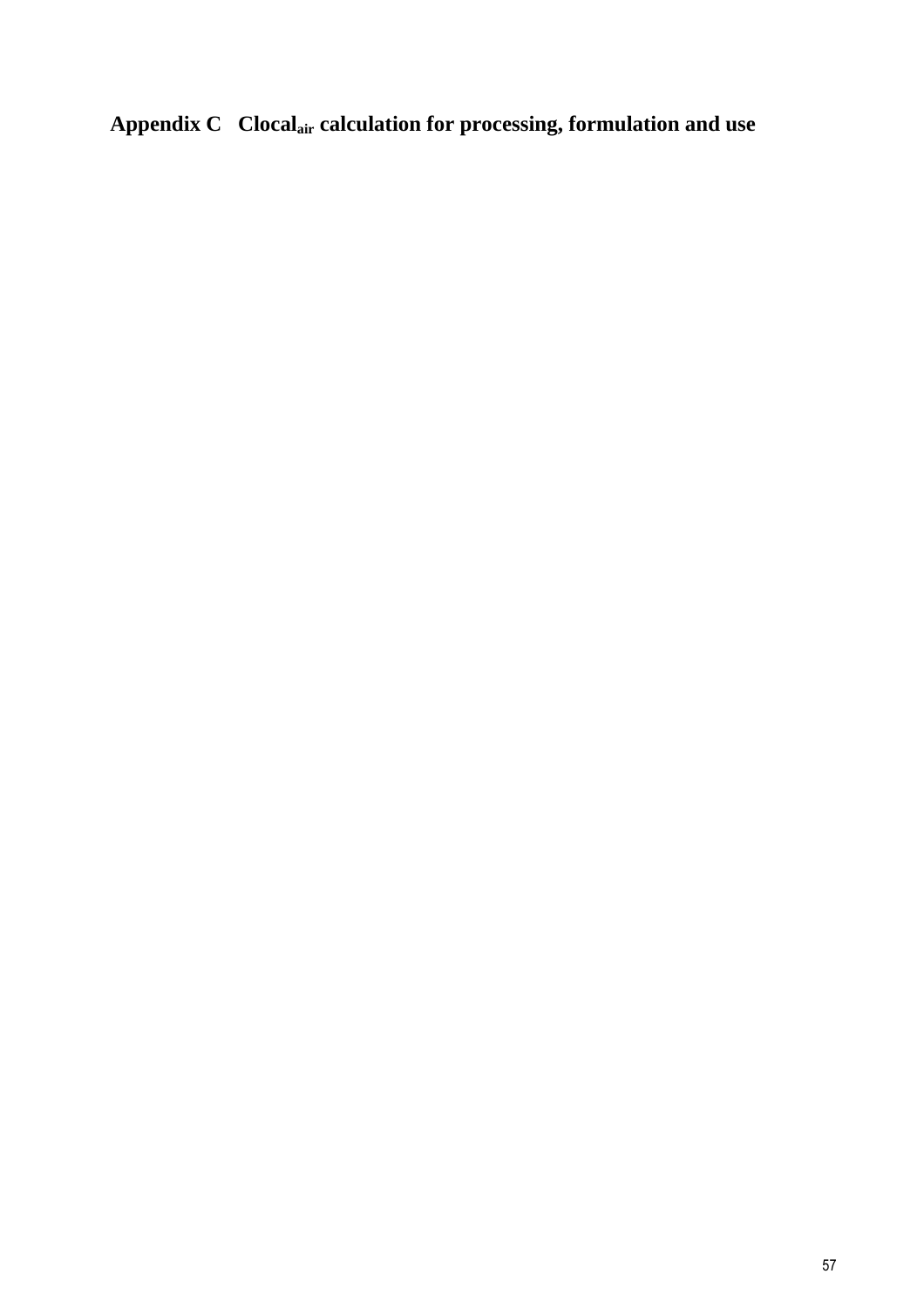# Appendix C Clocal$_{air}$ calculation for processing, formulation and use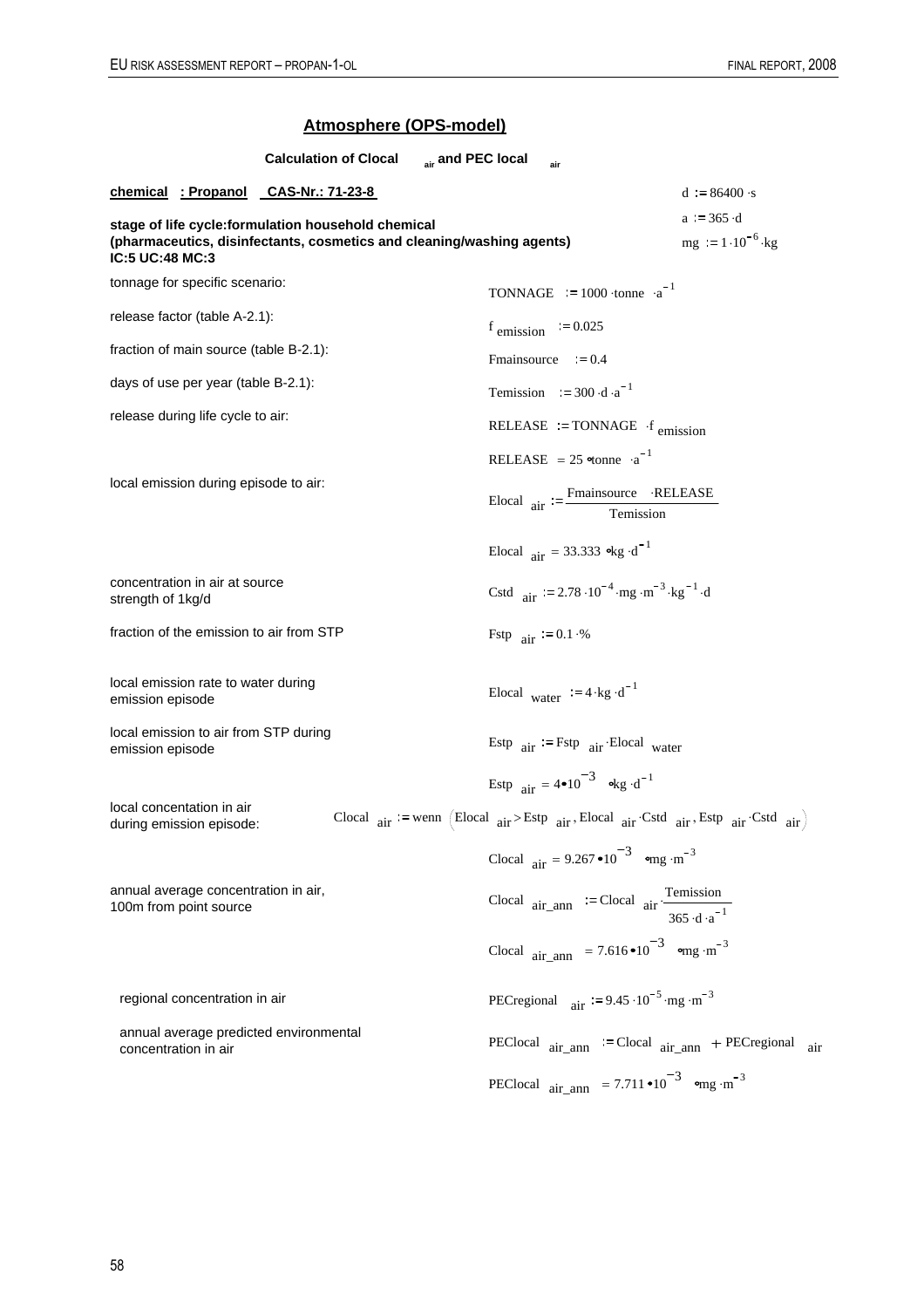## Atmosphere (OPS-model)

**Calculation of Clocal $_{air}$ and PEC local $_{air}$**

**chemical : Propanol CAS-Nr.: 71-23-8**

$d := 86400 \cdot s$

$a := 365 \cdot d$

$mg := 1 \cdot 10^{-6} \cdot kg$

**stage of life cycle:formulation household chemical (pharmaceutics, disinfectants, cosmetics and cleaning/washing agents) IC:5 UC:48 MC:3**

| | |
|---|---|
| tonnage for specific scenario: | $TONNAGE := 1000 \cdot tonne \cdot a^{-1}$ |
| release factor (table A-2.1): | $f_{emission} := 0.025$ |
| fraction of main source (table B-2.1): | $Fmainsource := 0.4$ |
| days of use per year (table B-2.1): | $Temission := 300 \cdot d \cdot a^{-1}$ |
| release during life cycle to air: | $RELEASE := TONNAGE \cdot f_{emission}$ |
| | $RELEASE = 25 \bullet tonne \cdot a^{-1}$ |
| local emission during episode to air: | $Elocal_{air} := \frac{Fmainsource \cdot RELEASE}{Temission}$ |
| | $Elocal_{air} = 33.333 \bullet kg \cdot d^{-1}$ |
| concentration in air at source strength of 1kg/d | $Cstd_{air} := 2.78 \cdot 10^{-4} \cdot mg \cdot m^{-3} \cdot kg^{-1} \cdot d$ |
| fraction of the emission to air from STP | $Fstp_{air} := 0.1 \cdot \%$ |
| local emission rate to water during emission episode | $Elocal_{water} := 4 \cdot kg \cdot d^{-1}$ |
| local emission to air from STP during emission episode | $Estp_{air} := Fstp_{air} \cdot Elocal_{water}$ |
| | $Estp_{air} = 4 \bullet 10^{-3} \bullet kg \cdot d^{-1}$ |
| local concentation in air during emission episode: | $Clocal_{air} := wenn\left(Elocal_{air} > Estp_{air}, Elocal_{air} \cdot Cstd_{air}, Estp_{air} \cdot Cstd_{air}\right)$ |
| | $Clocal_{air} = 9.267 \bullet 10^{-3} \bullet mg \cdot m^{-3}$ |
| annual average concentration in air, 100m from point source | $Clocal_{air\_ann} := Clocal_{air} \cdot \frac{Temission}{365 \cdot d \cdot a^{-1}}$ |
| | $Clocal_{air\_ann} = 7.616 \bullet 10^{-3} \bullet mg \cdot m^{-3}$ |
| regional concentration in air | $PECregional_{air} := 9.45 \cdot 10^{-5} \cdot mg \cdot m^{-3}$ |
| annual average predicted environmental concentration in air | $PEClocal_{air\_ann} := Clocal_{air\_ann} + PECregional_{air}$ |
| | $PEClocal_{air\_ann} = 7.711 \bullet 10^{-3} \bullet mg \cdot m^{-3}$ |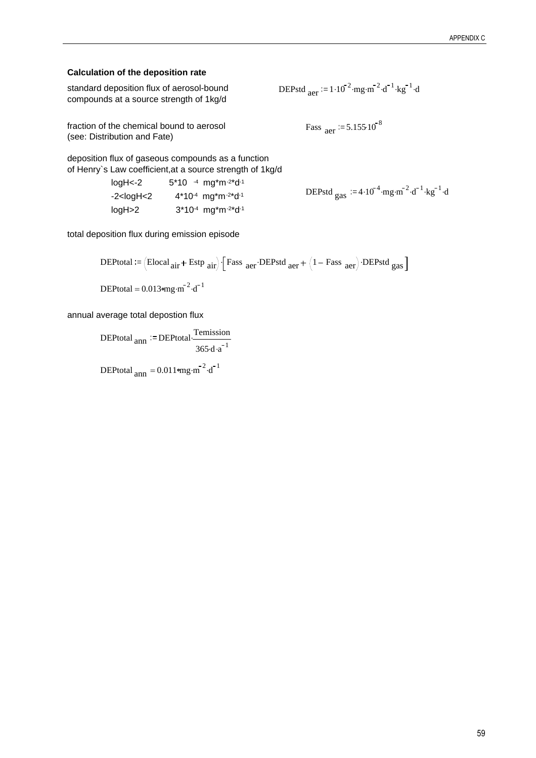**Calculation of the deposition rate**

standard deposition flux of aerosol-bound compounds at a source strength of 1kg/d

$$DEPstd_{aer} := 1 \cdot 10^{-2} \cdot mg \cdot m^{-2} \cdot d^{-1} \cdot kg^{-1} \cdot d$$

fraction of the chemical bound to aerosol (see: Distribution and Fate)

$$Fass_{aer} := 5.155 \cdot 10^{-8}$$

deposition flux of gaseous compounds as a function of Henry`s Law coefficient,at a source strength of 1kg/d

| | |
|---|---|
| logH<-2 | $5*10^{-4}$ mg*m$^{-2}$*d$^{-1}$ |
| -2<logH<2 | $4*10^{-4}$ mg*m$^{-2}$*d$^{-1}$ |
| logH>2 | $3*10^{-4}$ mg*m$^{-2}$*d$^{-1}$ |

$$DEPstd_{gas} := 4 \cdot 10^{-4} \cdot mg \cdot m^{-2} \cdot d^{-1} \cdot kg^{-1} \cdot d$$

total deposition flux during emission episode

$$DEPtotal := \left(Elocal_{air} + Estp_{air}\right) \cdot \left[Fass_{aer} \cdot DEPstd_{aer} + \left(1 - Fass_{aer}\right) \cdot DEPstd_{gas}\right]$$

$$DEPtotal = 0.013 \cdot mg \cdot m^{-2} \cdot d^{-1}$$

annual average total depostion flux

$$DEPtotal_{ann} := DEPtotal \cdot \frac{Temission}{365 \cdot d \cdot a^{-1}}$$

$$DEPtotal_{ann} = 0.011 \cdot mg \cdot m^{-2} \cdot d^{-1}$$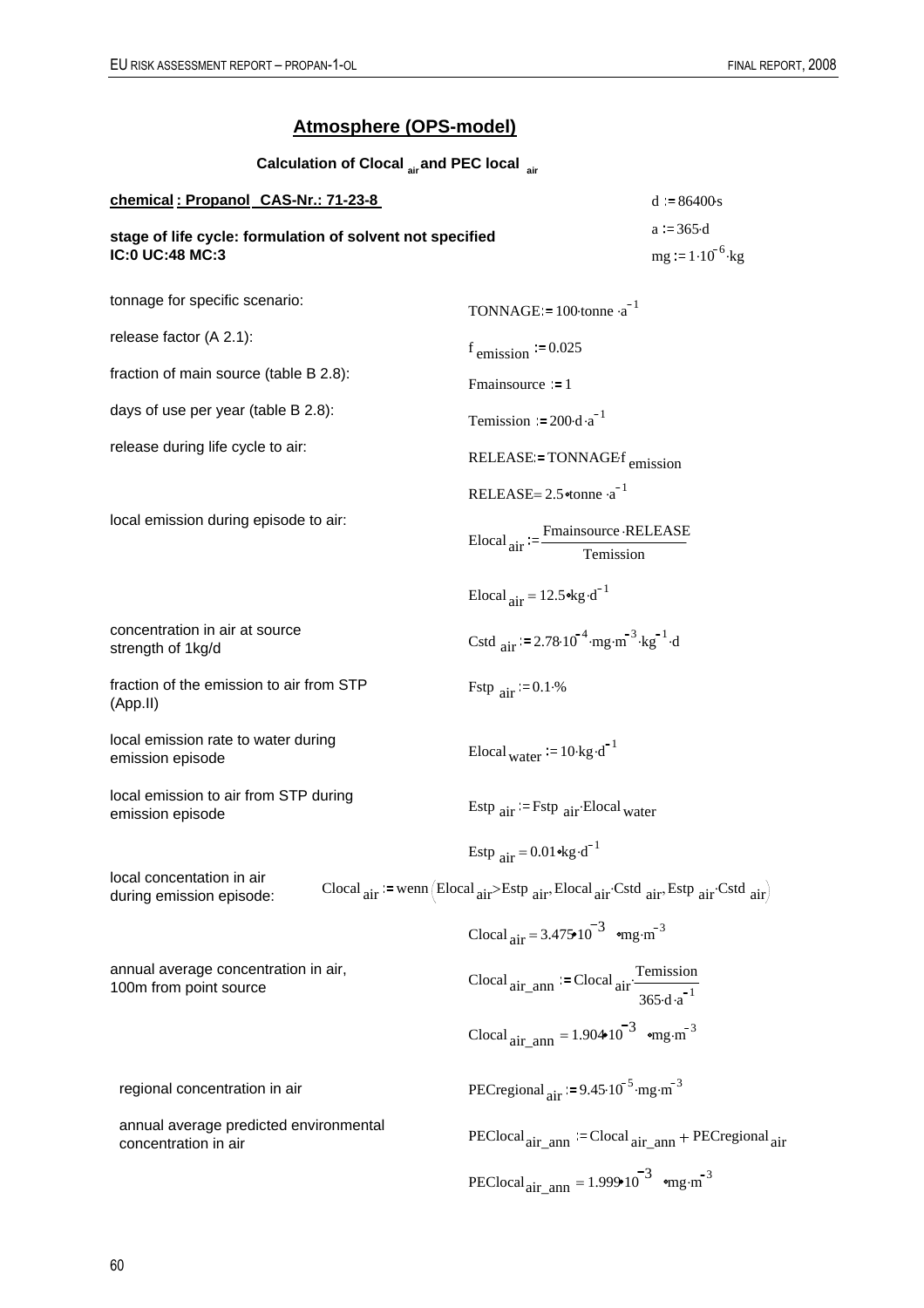## Atmosphere (OPS-model)

### Calculation of Clocal $_{air}$ and PEC local $_{air}$

**chemical : Propanol CAS-Nr.: 71-23-8**

$d := 86400 \cdot s$

$a := 365 \cdot d$

$mg := 1 \cdot 10^{-6} \cdot kg$

**stage of life cycle: formulation of solvent not specified**
**IC:0 UC:48 MC:3**

| | |
|---|---|
| tonnage for specific scenario: | $TONNAGE := 100 \cdot tonne \cdot a^{-1}$ |
| release factor (A 2.1): | $f_{emission} := 0.025$ |
| fraction of main source (table B 2.8): | $Fmainsource := 1$ |
| days of use per year (table B 2.8): | $Temission := 200 \cdot d \cdot a^{-1}$ |
| release during life cycle to air: | $RELEASE := TONNAGE \cdot f_{emission}$ |
| | $RELEASE = 2.5 \cdot tonne \cdot a^{-1}$ |
| local emission during episode to air: | $Elocal_{air} := \frac{Fmainsource \cdot RELEASE}{Temission}$ |
| | $Elocal_{air} = 12.5 \cdot kg \cdot d^{-1}$ |
| concentration in air at source strength of 1kg/d | $Cstd_{air} := 2.78 \cdot 10^{-4} \cdot mg \cdot m^{-3} \cdot kg^{-1} \cdot d$ |
| fraction of the emission to air from STP (App.II) | $Fstp_{air} := 0.1 \cdot \%$ |
| local emission rate to water during emission episode | $Elocal_{water} := 10 \cdot kg \cdot d^{-1}$ |
| local emission to air from STP during emission episode | $Estp_{air} := Fstp_{air} \cdot Elocal_{water}$ |
| | $Estp_{air} = 0.01 \cdot kg \cdot d^{-1}$ |
| local concentation in air during emission episode: | $Clocal_{air} := wenn\left(Elocal_{air} > Estp_{air}, Elocal_{air} \cdot Cstd_{air}, Estp_{air} \cdot Cstd_{air}\right)$ |
| | $Clocal_{air} = 3.475 \cdot 10^{-3} \cdot mg \cdot m^{-3}$ |
| annual average concentration in air, 100m from point source | $Clocal_{air\_ann} := Clocal_{air} \cdot \frac{Temission}{365 \cdot d \cdot a^{-1}}$ |
| | $Clocal_{air\_ann} = 1.904 \cdot 10^{-3} \cdot mg \cdot m^{-3}$ |
| regional concentration in air | $PECregional_{air} := 9.45 \cdot 10^{-5} \cdot mg \cdot m^{-3}$ |
| annual average predicted environmental concentration in air | $PEClocal_{air\_ann} := Clocal_{air\_ann} + PECregional_{air}$ |
| | $PEClocal_{air\_ann} = 1.999 \cdot 10^{-3} \cdot mg \cdot m^{-3}$ |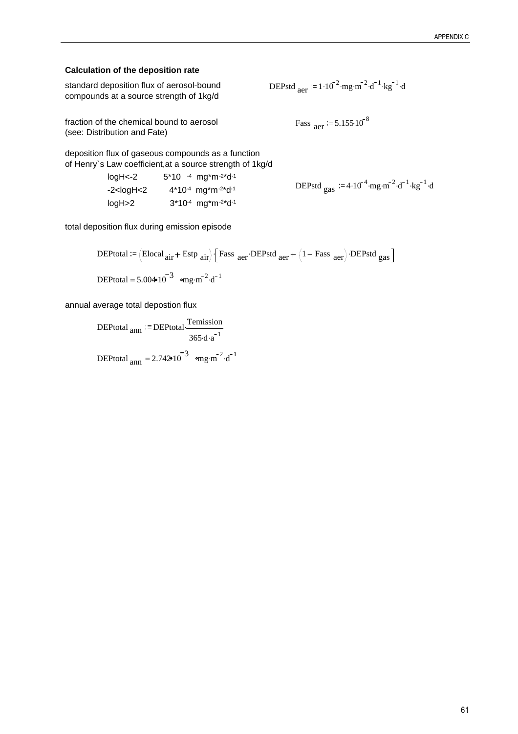**Calculation of the deposition rate**

standard deposition flux of aerosol-bound compounds at a source strength of 1kg/d

$$DEPstd_{aer} := 1 \cdot 10^{-2} \cdot mg \cdot m^{-2} \cdot d^{-1} \cdot kg^{-1} \cdot d$$

fraction of the chemical bound to aerosol (see: Distribution and Fate)

$$Fass_{aer} := 5.155 \cdot 10^{-8}$$

deposition flux of gaseous compounds as a function of Henry`s Law coefficient,at a source strength of 1kg/d

| | |
|---|---|
| logH<-2 | $5 \cdot 10^{-4}$ mg*m$^{-2}$*d$^{-1}$ |
| -2<logH<2 | $4 \cdot 10^{-4}$ mg*m$^{-2}$*d$^{-1}$ |
| logH>2 | $3 \cdot 10^{-4}$ mg*m$^{-2}$*d$^{-1}$ |

$$DEPstd_{gas} := 4 \cdot 10^{-4} \cdot mg \cdot m^{-2} \cdot d^{-1} \cdot kg^{-1} \cdot d$$

total deposition flux during emission episode

$$DEPtotal := \left(Elocal_{air} + Estp_{air}\right) \cdot \left[Fass_{aer} \cdot DEPstd_{aer} + \left(1 - Fass_{aer}\right) \cdot DEPstd_{gas}\right]$$

$$DEPtotal = 5.004 \cdot 10^{-3} \cdot mg \cdot m^{-2} \cdot d^{-1}$$

annual average total depostion flux

$$DEPtotal_{ann} := DEPtotal \cdot \frac{Temission}{365 \cdot d \cdot a^{-1}}$$

$$DEPtotal_{ann} = 2.742 \cdot 10^{-3} \cdot mg \cdot m^{-2} \cdot d^{-1}$$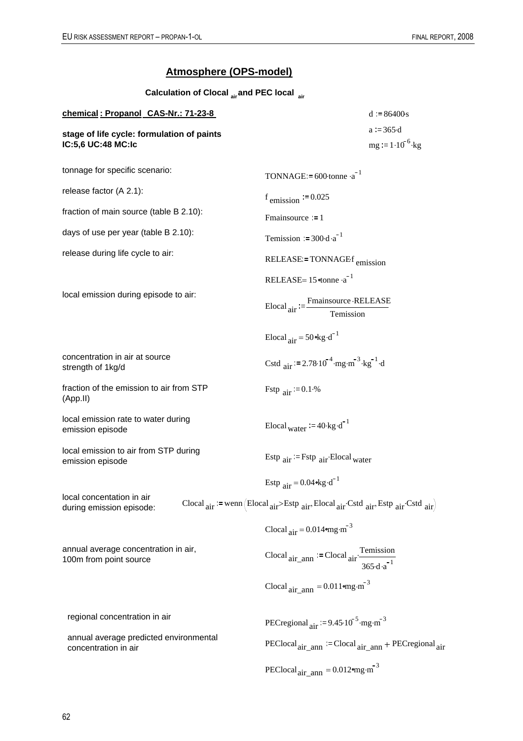## Atmosphere (OPS-model)

### Calculation of Clocal $_{air}$ and PEC local $_{air}$

**chemical : Propanol CAS-Nr.: 71-23-8**

$d := 86400 \cdot s$

$a := 365 \cdot d$

$mg := 1 \cdot 10^{-6} \cdot kg$

**stage of life cycle: formulation of paints**
**IC:5,6 UC:48 MC:Ic**

tonnage for specific scenario: $TONNAGE := 600 \cdot tonne \cdot a^{-1}$

release factor (A 2.1): $f_{emission} := 0.025$

fraction of main source (table B 2.10): $Fmainsource := 1$

days of use per year (table B 2.10): $Temission := 300 \cdot d \cdot a^{-1}$

release during life cycle to air: $RELEASE := TONNAGE \cdot f_{emission}$

$RELEASE = 15 \cdot tonne \cdot a^{-1}$

local emission during episode to air: $Elocal_{air} := \dfrac{Fmainsource \cdot RELEASE}{Temission}$

$Elocal_{air} = 50 \cdot kg \cdot d^{-1}$

concentration in air at source strength of 1kg/d: $Cstd_{air} := 2.78 \cdot 10^{-4} \cdot mg \cdot m^{-3} \cdot kg^{-1} \cdot d$

fraction of the emission to air from STP (App.II): $Fstp_{air} := 0.1 \cdot \%$

local emission rate to water during emission episode: $Elocal_{water} := 40 \cdot kg \cdot d^{-1}$

local emission to air from STP during emission episode: $Estp_{air} := Fstp_{air} \cdot Elocal_{water}$

$Estp_{air} = 0.04 \cdot kg \cdot d^{-1}$

local concentation in air during emission episode: $Clocal_{air} := wenn\left(Elocal_{air} > Estp_{air}, Elocal_{air} \cdot Cstd_{air}, Estp_{air} \cdot Cstd_{air}\right)$

$Clocal_{air} = 0.014 \cdot mg \cdot m^{-3}$

annual average concentration in air, 100m from point source: $Clocal_{air\_ann} := Clocal_{air} \cdot \dfrac{Temission}{365 \cdot d \cdot a^{-1}}$

$Clocal_{air\_ann} = 0.011 \cdot mg \cdot m^{-3}$

regional concentration in air: $PECregional_{air} := 9.45 \cdot 10^{-5} \cdot mg \cdot m^{-3}$

annual average predicted environmental concentration in air: $PEClocal_{air\_ann} := Clocal_{air\_ann} + PECregional_{air}$

$PEClocal_{air\_ann} = 0.012 \cdot mg \cdot m^{-3}$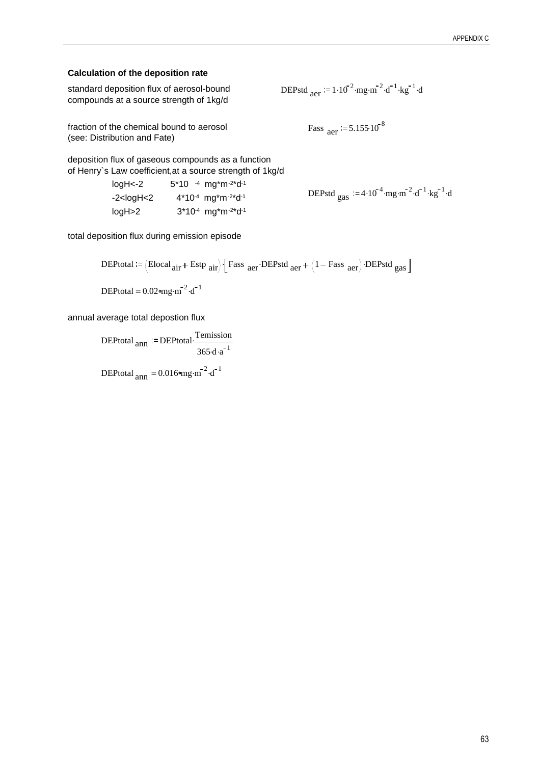**Calculation of the deposition rate**

standard deposition flux of aerosol-bound compounds at a source strength of 1kg/d

$$DEPstd_{aer} := 1 \cdot 10^{-2} \cdot mg \cdot m^{-2} \cdot d^{-1} \cdot kg^{-1} \cdot d$$

fraction of the chemical bound to aerosol
(see: Distribution and Fate)

$$Fass_{aer} := 5.155 \cdot 10^{-8}$$

deposition flux of gaseous compounds as a function of Henry`s Law coefficient,at a source strength of 1kg/d

| | |
|---|---|
| logH<-2 | $5*10^{-4}$ $mg*m^{-2}*d^{-1}$ |
| -2<logH<2 | $4*10^{-4}$ $mg*m^{-2}*d^{-1}$ |
| logH>2 | $3*10^{-4}$ $mg*m^{-2}*d^{-1}$ |

$$DEPstd_{gas} := 4 \cdot 10^{-4} \cdot mg \cdot m^{-2} \cdot d^{-1} \cdot kg^{-1} \cdot d$$

total deposition flux during emission episode

$$DEPtotal := \left(Elocal_{air} + Estp_{air}\right) \cdot \left[Fass_{aer} \cdot DEPstd_{aer} + \left(1 - Fass_{aer}\right) \cdot DEPstd_{gas}\right]$$

$$DEPtotal = 0.02 \cdot mg \cdot m^{-2} \cdot d^{-1}$$

annual average total depostion flux

$$DEPtotal_{ann} := DEPtotal \cdot \frac{Temission}{365 \cdot d \cdot a^{-1}}$$

$$DEPtotal_{ann} = 0.016 \cdot mg \cdot m^{-2} \cdot d^{-1}$$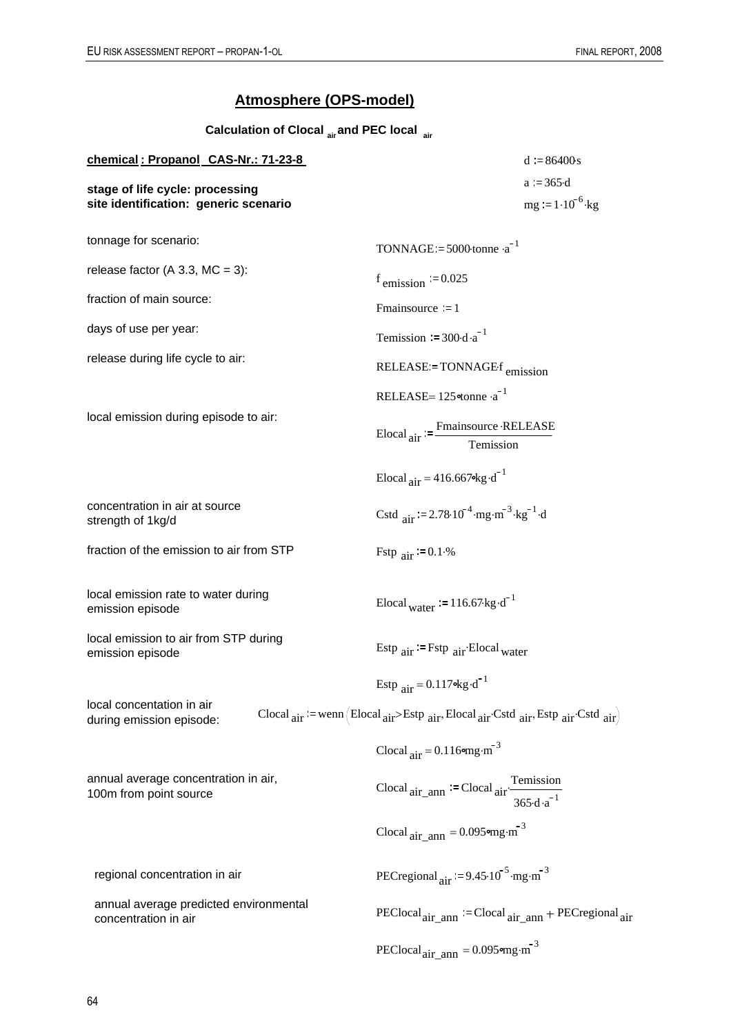## Atmosphere (OPS-model)

**Calculation of Clocal $_{air}$ and PEC local $_{air}$**

**chemical : Propanol CAS-Nr.: 71-23-8**

**stage of life cycle: processing**
**site identification: generic scenario**

$d := 86400 \cdot s$

$a := 365 \cdot d$

$mg := 1 \cdot 10^{-6} \cdot kg$

| | |
|---|---|
| tonnage for scenario: | $TONNAGE := 5000 \cdot tonne \cdot a^{-1}$ |
| release factor (A 3.3, MC = 3): | $f_{emission} := 0.025$ |
| fraction of main source: | $Fmainsource := 1$ |
| days of use per year: | $Temission := 300 \cdot d \cdot a^{-1}$ |
| release during life cycle to air: | $RELEASE := TONNAGE \cdot f_{emission}$ |
| | $RELEASE = 125 \cdot tonne \cdot a^{-1}$ |
| local emission during episode to air: | $Elocal_{air} := \frac{Fmainsource \cdot RELEASE}{Temission}$ |
| | $Elocal_{air} = 416.667 \cdot kg \cdot d^{-1}$ |
| concentration in air at source strength of 1kg/d | $Cstd_{air} := 2.78 \cdot 10^{-4} \cdot mg \cdot m^{-3} \cdot kg^{-1} \cdot d$ |
| fraction of the emission to air from STP | $Fstp_{air} := 0.1 \cdot \%$ |
| local emission rate to water during emission episode | $Elocal_{water} := 116.67 \cdot kg \cdot d^{-1}$ |
| local emission to air from STP during emission episode | $Estp_{air} := Fstp_{air} \cdot Elocal_{water}$ |
| | $Estp_{air} = 0.117 \cdot kg \cdot d^{-1}$ |
| local concentation in air during emission episode: | $Clocal_{air} := wenn\left(Elocal_{air} > Estp_{air}, Elocal_{air} \cdot Cstd_{air}, Estp_{air} \cdot Cstd_{air}\right)$ |
| | $Clocal_{air} = 0.116 \cdot mg \cdot m^{-3}$ |
| annual average concentration in air, 100m from point source | $Clocal_{air\_ann} := Clocal_{air} \cdot \frac{Temission}{365 \cdot d \cdot a^{-1}}$ |
| | $Clocal_{air\_ann} = 0.095 \cdot mg \cdot m^{-3}$ |
| regional concentration in air | $PECregional_{air} := 9.45 \cdot 10^{-5} \cdot mg \cdot m^{-3}$ |
| annual average predicted environmental concentration in air | $PEClocal_{air\_ann} := Clocal_{air\_ann} + PECregional_{air}$ |
| | $PEClocal_{air\_ann} = 0.095 \cdot mg \cdot m^{-3}$ |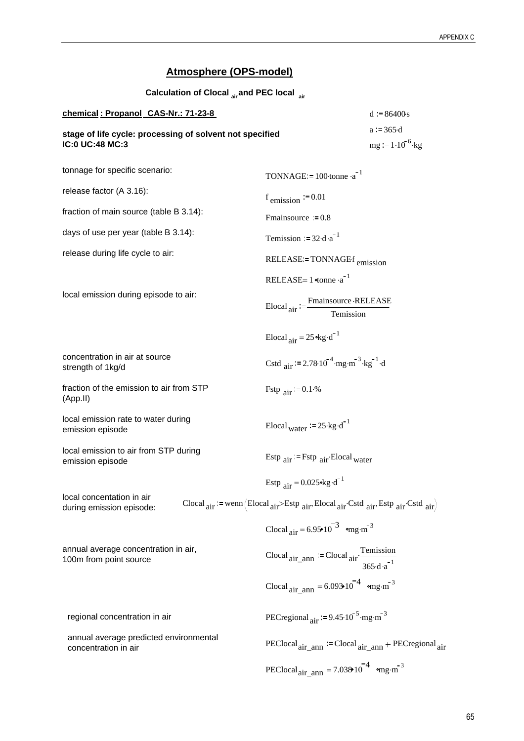## Atmosphere (OPS-model)

### Calculation of Clocal $_{air}$ and PEC local $_{air}$

**chemical : Propanol CAS-Nr.: 71-23-8**

$d := 86400 \cdot s$

$a := 365 \cdot d$

$mg := 1 \cdot 10^{-6} \cdot kg$

**stage of life cycle: processing of solvent not specified**
**IC:0 UC:48 MC:3**

tonnage for specific scenario:

$$TONNAGE := 100 \cdot tonne \cdot a^{-1}$$

release factor (A 3.16):

$$f_{emission} := 0.01$$

fraction of main source (table B 3.14):

$$Fmainsource := 0.8$$

days of use per year (table B 3.14):

$$Temission := 32 \cdot d \cdot a^{-1}$$

release during life cycle to air:

$$RELEASE := TONNAGE \cdot f_{emission}$$

$$RELEASE = 1 \cdot tonne \cdot a^{-1}$$

local emission during episode to air:

$$Elocal_{air} := \frac{Fmainsource \cdot RELEASE}{Temission}$$

$$Elocal_{air} = 25 \cdot kg \cdot d^{-1}$$

concentration in air at source strength of 1kg/d

$$Cstd_{air} := 2.78 \cdot 10^{-4} \cdot mg \cdot m^{-3} \cdot kg^{-1} \cdot d$$

fraction of the emission to air from STP (App.II)

$$Fstp_{air} := 0.1 \cdot \%$$

local emission rate to water during emission episode

$$Elocal_{water} := 25 \cdot kg \cdot d^{-1}$$

local emission to air from STP during emission episode

$$Estp_{air} := Fstp_{air} \cdot Elocal_{water}$$

$$Estp_{air} = 0.025 \cdot kg \cdot d^{-1}$$

local concentation in air during emission episode:

$$Clocal_{air} := wenn\left(Elocal_{air} > Estp_{air}, Elocal_{air} \cdot Cstd_{air}, Estp_{air} \cdot Cstd_{air}\right)$$

$$Clocal_{air} = 6.95 \cdot 10^{-3} \cdot mg \cdot m^{-3}$$

annual average concentration in air, 100m from point source

$$Clocal_{air\_ann} := Clocal_{air} \cdot \frac{Temission}{365 \cdot d \cdot a^{-1}}$$

$$Clocal_{air\_ann} = 6.093 \cdot 10^{-4} \cdot mg \cdot m^{-3}$$

regional concentration in air

$$PECregional_{air} := 9.45 \cdot 10^{-5} \cdot mg \cdot m^{-3}$$

annual average predicted environmental concentration in air

$$PEClocal_{air\_ann} := Clocal_{air\_ann} + PECregional_{air}$$

$$PEClocal_{air\_ann} = 7.038 \cdot 10^{-4} \cdot mg \cdot m^{-3}$$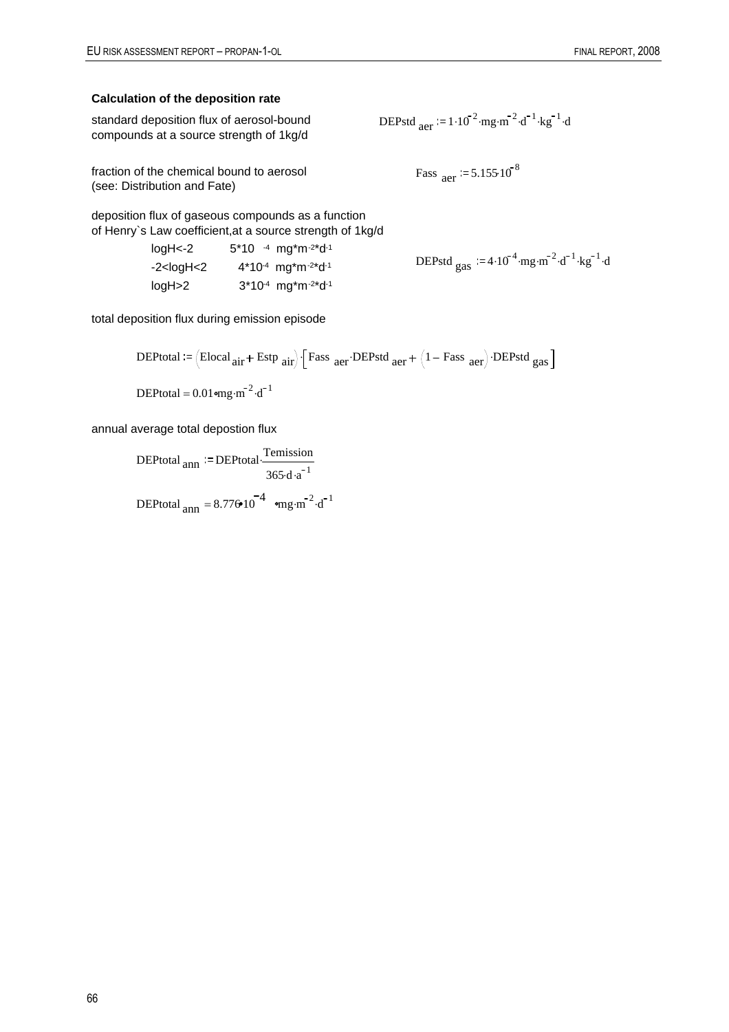**Calculation of the deposition rate**

standard deposition flux of aerosol-bound compounds at a source strength of 1kg/d

$$DEPstd_{aer} := 1 \cdot 10^{-2} \cdot mg \cdot m^{-2} \cdot d^{-1} \cdot kg^{-1} \cdot d$$

fraction of the chemical bound to aerosol (see: Distribution and Fate)

$$Fass_{aer} := 5.155 \cdot 10^{-8}$$

deposition flux of gaseous compounds as a function of Henry`s Law coefficient,at a source strength of 1kg/d

| | |
|---|---|
| logH<-2 | $5 \cdot 10^{-4}$ mg*m$^{-2}$*d$^{-1}$ |
| -2<logH<2 | $4 \cdot 10^{-4}$ mg*m$^{-2}$*d$^{-1}$ |
| logH>2 | $3 \cdot 10^{-4}$ mg*m$^{-2}$*d$^{-1}$ |

$$DEPstd_{gas} := 4 \cdot 10^{-4} \cdot mg \cdot m^{-2} \cdot d^{-1} \cdot kg^{-1} \cdot d$$

total deposition flux during emission episode

$$DEPtotal := \left(Elocal_{air} + Estp_{air}\right) \cdot \left[Fass_{aer} \cdot DEPstd_{aer} + \left(1 - Fass_{aer}\right) \cdot DEPstd_{gas}\right]$$

$$DEPtotal = 0.01 \cdot mg \cdot m^{-2} \cdot d^{-1}$$

annual average total depostion flux

$$DEPtotal_{ann} := DEPtotal \cdot \frac{Temission}{365 \cdot d \cdot a^{-1}}$$

$$DEPtotal_{ann} = 8.776 \cdot 10^{-4} \cdot mg \cdot m^{-2} \cdot d^{-1}$$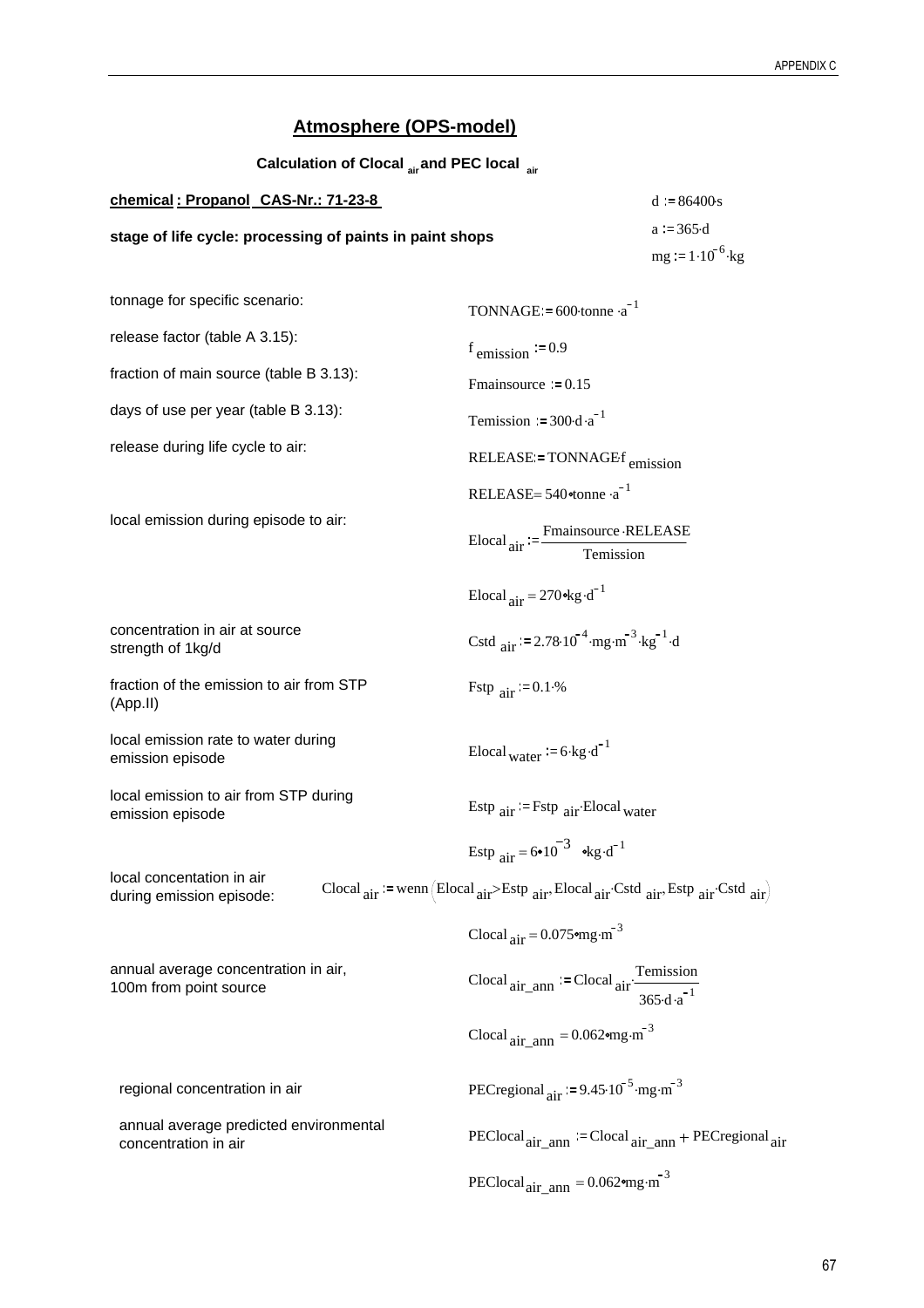## Atmosphere (OPS-model)

### Calculation of Clocal $_{air}$ and PEC local $_{air}$

**chemical : Propanol CAS-Nr.: 71-23-8**

**stage of life cycle: processing of paints in paint shops**

$d := 86400 \cdot s$

$a := 365 \cdot d$

$mg := 1 \cdot 10^{-6} \cdot kg$

| | |
|---|---|
| tonnage for specific scenario: | $TONNAGE := 600 \cdot tonne \cdot a^{-1}$ |
| release factor (table A 3.15): | $f_{emission} := 0.9$ |
| fraction of main source (table B 3.13): | $Fmainsource := 0.15$ |
| days of use per year (table B 3.13): | $Temission := 300 \cdot d \cdot a^{-1}$ |
| release during life cycle to air: | $RELEASE := TONNAGE \cdot f_{emission}$ |
| | $RELEASE = 540 \cdot tonne \cdot a^{-1}$ |
| local emission during episode to air: | $Elocal_{air} := \dfrac{Fmainsource \cdot RELEASE}{Temission}$ |
| | $Elocal_{air} = 270 \cdot kg \cdot d^{-1}$ |
| concentration in air at source strength of 1kg/d | $Cstd_{air} := 2.78 \cdot 10^{-4} \cdot mg \cdot m^{-3} \cdot kg^{-1} \cdot d$ |
| fraction of the emission to air from STP (App.II) | $Fstp_{air} := 0.1 \cdot \%$ |
| local emission rate to water during emission episode | $Elocal_{water} := 6 \cdot kg \cdot d^{-1}$ |
| local emission to air from STP during emission episode | $Estp_{air} := Fstp_{air} \cdot Elocal_{water}$ |
| | $Estp_{air} = 6 \cdot 10^{-3} \cdot kg \cdot d^{-1}$ |
| local concentation in air during emission episode: | $Clocal_{air} := wenn\left(Elocal_{air} > Estp_{air}, Elocal_{air} \cdot Cstd_{air}, Estp_{air} \cdot Cstd_{air}\right)$ |
| | $Clocal_{air} = 0.075 \cdot mg \cdot m^{-3}$ |
| annual average concentration in air, 100m from point source | $Clocal_{air\_ann} := Clocal_{air} \cdot \dfrac{Temission}{365 \cdot d \cdot a^{-1}}$ |
| | $Clocal_{air\_ann} = 0.062 \cdot mg \cdot m^{-3}$ |
| regional concentration in air | $PECregional_{air} := 9.45 \cdot 10^{-5} \cdot mg \cdot m^{-3}$ |
| annual average predicted environmental concentration in air | $PEClocal_{air\_ann} := Clocal_{air\_ann} + PECregional_{air}$ |
| | $PEClocal_{air\_ann} = 0.062 \cdot mg \cdot m^{-3}$ |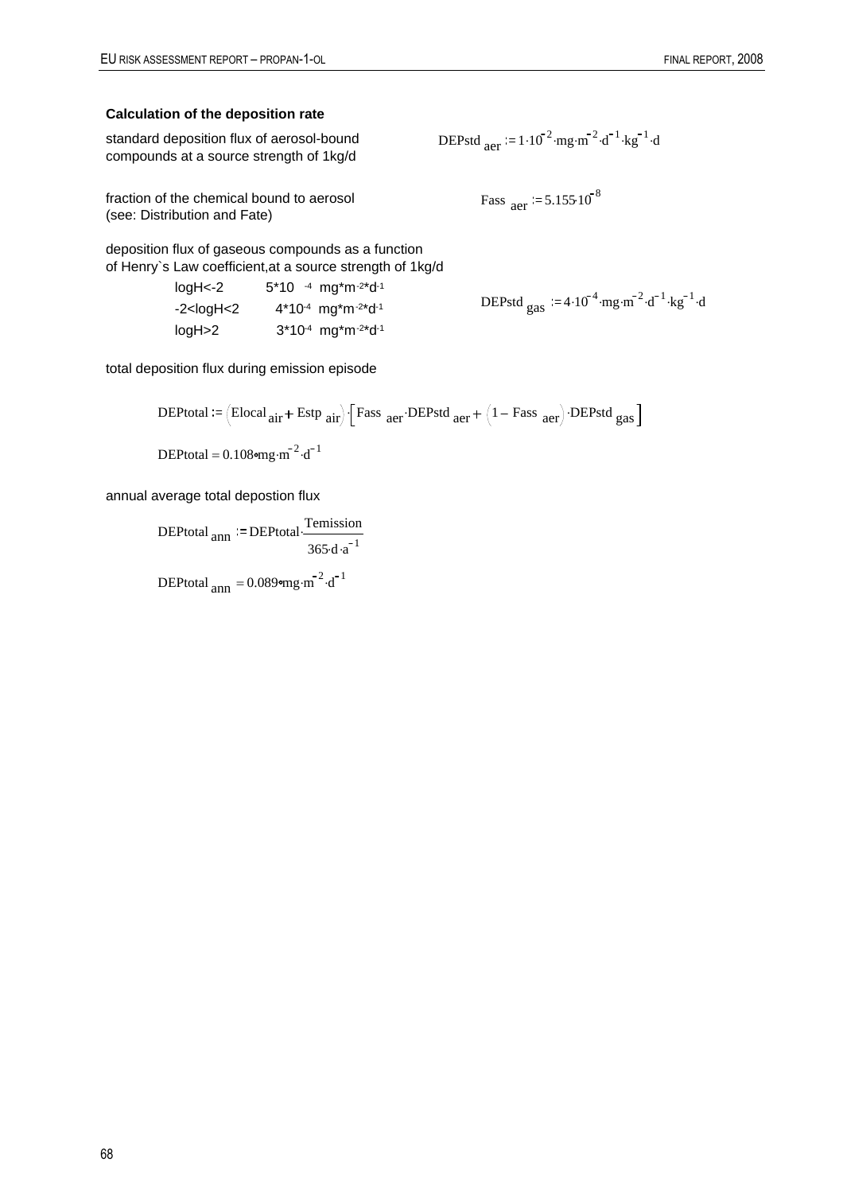**Calculation of the deposition rate**

standard deposition flux of aerosol-bound compounds at a source strength of 1kg/d

$$DEPstd_{aer} := 1 \cdot 10^{-2} \cdot mg \cdot m^{-2} \cdot d^{-1} \cdot kg^{-1} \cdot d$$

fraction of the chemical bound to aerosol (see: Distribution and Fate)

$$Fass_{aer} := 5.155 \cdot 10^{-8}$$

deposition flux of gaseous compounds as a function of Henry`s Law coefficient,at a source strength of 1kg/d

| | |
|---|---|
| logH<-2 | 5*10 -4 mg*m-2*d-1 |
| -2<logH<2 | 4*10-4 mg*m-2*d-1 |
| logH>2 | 3*10-4 mg*m-2*d-1 |

$$DEPstd_{gas} := 4 \cdot 10^{-4} \cdot mg \cdot m^{-2} \cdot d^{-1} \cdot kg^{-1} \cdot d$$

total deposition flux during emission episode

$$DEPtotal := \left(Elocal_{air} + Estp_{air}\right) \cdot \left[Fass_{aer} \cdot DEPstd_{aer} + \left(1 - Fass_{aer}\right) \cdot DEPstd_{gas}\right]$$

$$DEPtotal = 0.108 \cdot mg \cdot m^{-2} \cdot d^{-1}$$

annual average total depostion flux

$$DEPtotal_{ann} := DEPtotal \cdot \frac{Temission}{365 \cdot d \cdot a^{-1}}$$

$$DEPtotal_{ann} = 0.089 \cdot mg \cdot m^{-2} \cdot d^{-1}$$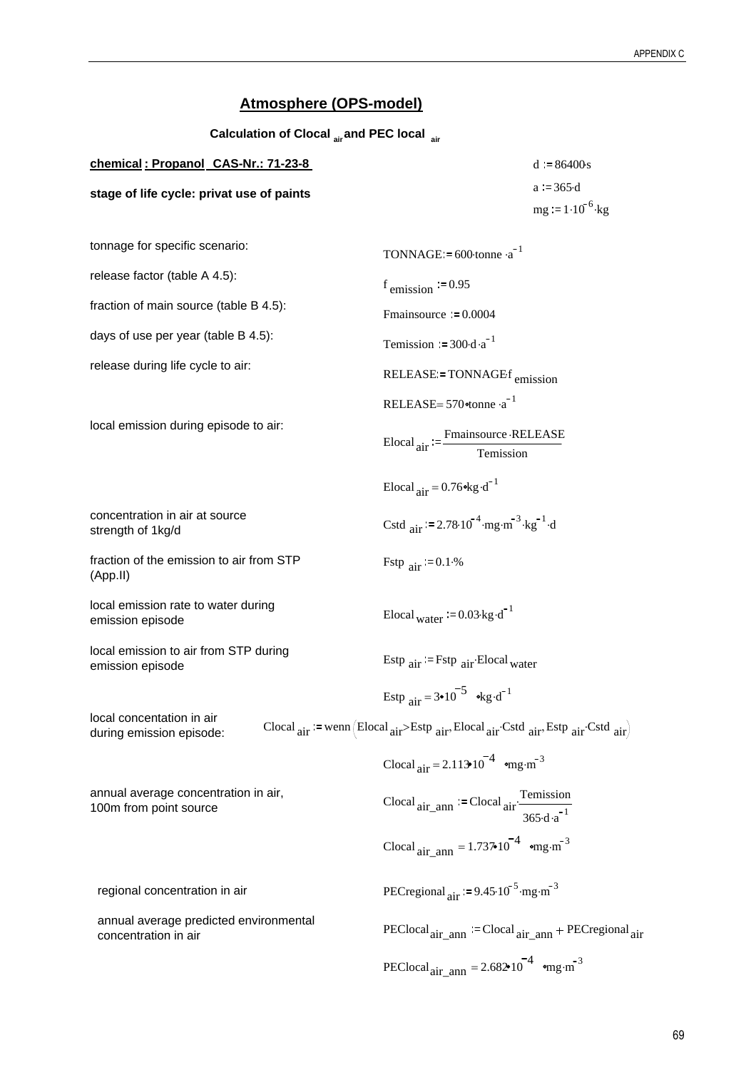## Atmosphere (OPS-model)

### Calculation of $Clocal_{air}$ and PEC local $_{air}$

**chemical : Propanol CAS-Nr.: 71-23-8**

**stage of life cycle: privat use of paints**

$d := 86400 \cdot s$

$a := 365 \cdot d$

$mg := 1 \cdot 10^{-6} \cdot kg$

| | |
|---|---|
| tonnage for specific scenario: | $TONNAGE := 600 \cdot tonne \cdot a^{-1}$ |
| release factor (table A 4.5): | $f_{emission} := 0.95$ |
| fraction of main source (table B 4.5): | $Fmainsource := 0.0004$ |
| days of use per year (table B 4.5): | $Temission := 300 \cdot d \cdot a^{-1}$ |
| release during life cycle to air: | $RELEASE := TONNAGE \cdot f_{emission}$ |
| | $RELEASE = 570 \cdot tonne \cdot a^{-1}$ |
| local emission during episode to air: | $Elocal_{air} := \frac{Fmainsource \cdot RELEASE}{Temission}$ |
| | $Elocal_{air} = 0.76 \cdot kg \cdot d^{-1}$ |
| concentration in air at source strength of 1kg/d | $Cstd_{air} := 2.78 \cdot 10^{-4} \cdot mg \cdot m^{-3} \cdot kg^{-1} \cdot d$ |
| fraction of the emission to air from STP (App.II) | $Fstp_{air} := 0.1 \cdot \%$ |
| local emission rate to water during emission episode | $Elocal_{water} := 0.03 \cdot kg \cdot d^{-1}$ |
| local emission to air from STP during emission episode | $Estp_{air} := Fstp_{air} \cdot Elocal_{water}$ |
| | $Estp_{air} = 3 \cdot 10^{-5} \cdot kg \cdot d^{-1}$ |
| local concentation in air during emission episode: | $Clocal_{air} := wenn\left(Elocal_{air} > Estp_{air}, Elocal_{air} \cdot Cstd_{air}, Estp_{air} \cdot Cstd_{air}\right)$ |
| | $Clocal_{air} = 2.113 \cdot 10^{-4} \cdot mg \cdot m^{-3}$ |
| annual average concentration in air, 100m from point source | $Clocal_{air\_ann} := Clocal_{air} \cdot \frac{Temission}{365 \cdot d \cdot a^{-1}}$ |
| | $Clocal_{air\_ann} = 1.737 \cdot 10^{-4} \cdot mg \cdot m^{-3}$ |
| regional concentration in air | $PECregional_{air} := 9.45 \cdot 10^{-5} \cdot mg \cdot m^{-3}$ |
| annual average predicted environmental concentration in air | $PEClocal_{air\_ann} := Clocal_{air\_ann} + PECregional_{air}$ |
| | $PEClocal_{air\_ann} = 2.682 \cdot 10^{-4} \cdot mg \cdot m^{-3}$ |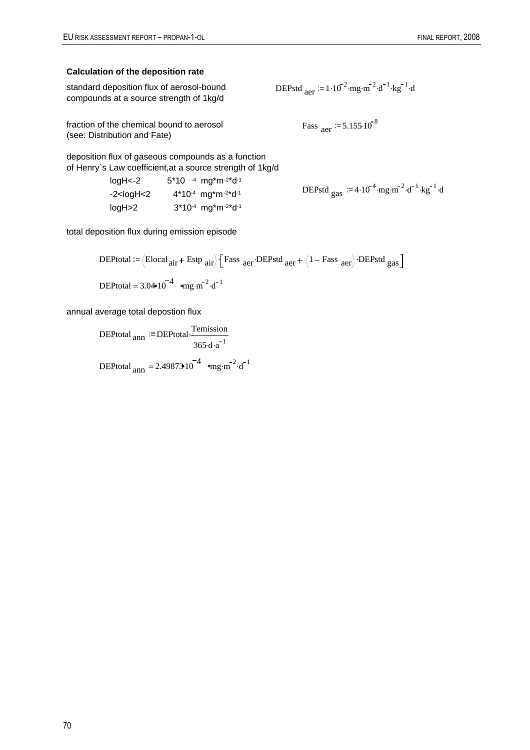**Calculation of the deposition rate**

standard deposition flux of aerosol-bound compounds at a source strength of 1kg/d

$$DEPstd_{aer} := 1 \cdot 10^{-2} \cdot mg \cdot m^{-2} \cdot d^{-1} \cdot kg^{-1} \cdot d$$

fraction of the chemical bound to aerosol (see: Distribution and Fate)

$$Fass_{aer} := 5.155 \cdot 10^{-8}$$

deposition flux of gaseous compounds as a function of Henry`s Law coefficient,at a source strength of 1kg/d

| | |
|---|---|
| logH<-2 | 5*10 -4 mg*m-2*d-1 |
| -2<logH<2 | 4*10-4 mg*m-2*d-1 |
| logH>2 | 3*10-4 mg*m-2*d-1 |

$$DEPstd_{gas} := 4 \cdot 10^{-4} \cdot mg \cdot m^{-2} \cdot d^{-1} \cdot kg^{-1} \cdot d$$

total deposition flux during emission episode

$$DEPtotal := \left(Elocal_{air} + Estp_{air}\right) \cdot \left[Fass_{aer} \cdot DEPstd_{aer} + \left(1 - Fass_{aer}\right) \cdot DEPstd_{gas}\right]$$

$$DEPtotal = 3.04 \cdot 10^{-4} \cdot mg \cdot m^{-2} \cdot d^{-1}$$

annual average total depostion flux

$$DEPtotal_{ann} := DEPtotal \cdot \frac{Temission}{365 \cdot d \cdot a^{-1}}$$

$$DEPtotal_{ann} = 2.49873 \cdot 10^{-4} \cdot mg \cdot m^{-2} \cdot d^{-1}$$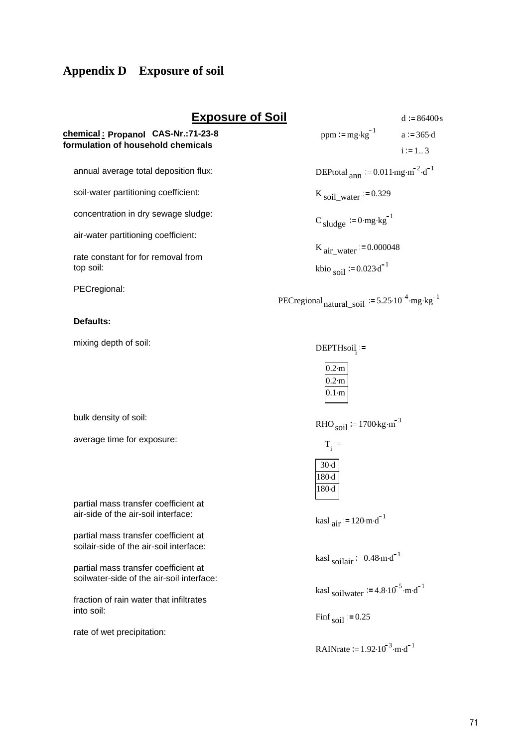# Appendix D Exposure of soil

## Exposure of Soil

$d := 86400 \cdot s$

$ppm := mg \cdot kg^{-1}$ $\quad a := 365 \cdot d$

$i := 1..3$

**chemical : Propanol CAS-Nr.:71-23-8**
**formulation of household chemicals**

annual average total deposition flux: $DEPtotal_{ann} := 0.011 \cdot mg \cdot m^{-2} \cdot d^{-1}$

soil-water partitioning coefficient: $K_{soil\_water} := 0.329$

concentration in dry sewage sludge: $C_{sludge} := 0 \cdot mg \cdot kg^{-1}$

air-water partitioning coefficient: $K_{air\_water} := 0.000048$

rate constant for for removal from top soil: $kbio_{soil} := 0.023 \cdot d^{-1}$

PECregional: $PECregional_{natural\_soil} := 5.25 \cdot 10^{-4} \cdot mg \cdot kg^{-1}$

**Defaults:**

mixing depth of soil: $DEPTHsoil_i :=$

| |
|---|
| $0.2 \cdot m$ |
| $0.2 \cdot m$ |
| $0.1 \cdot m$ |

bulk density of soil: $RHO_{soil} := 1700 \cdot kg \cdot m^{-3}$

average time for exposure: $T_i :=$

| |
|---|
| $30 \cdot d$ |
| $180 \cdot d$ |
| $180 \cdot d$ |

partial mass transfer coefficient at air-side of the air-soil interface: $kasl_{air} := 120 \cdot m \cdot d^{-1}$

partial mass transfer coefficient at soilair-side of the air-soil interface: $kasl_{soilair} := 0.48 \cdot m \cdot d^{-1}$

partial mass transfer coefficient at soilwater-side of the air-soil interface: $kasl_{soilwater} := 4.8 \cdot 10^{-5} \cdot m \cdot d^{-1}$

fraction of rain water that infiltrates into soil: $Finf_{soil} := 0.25$

rate of wet precipitation: $RAINrate := 1.92 \cdot 10^{-3} \cdot m \cdot d^{-1}$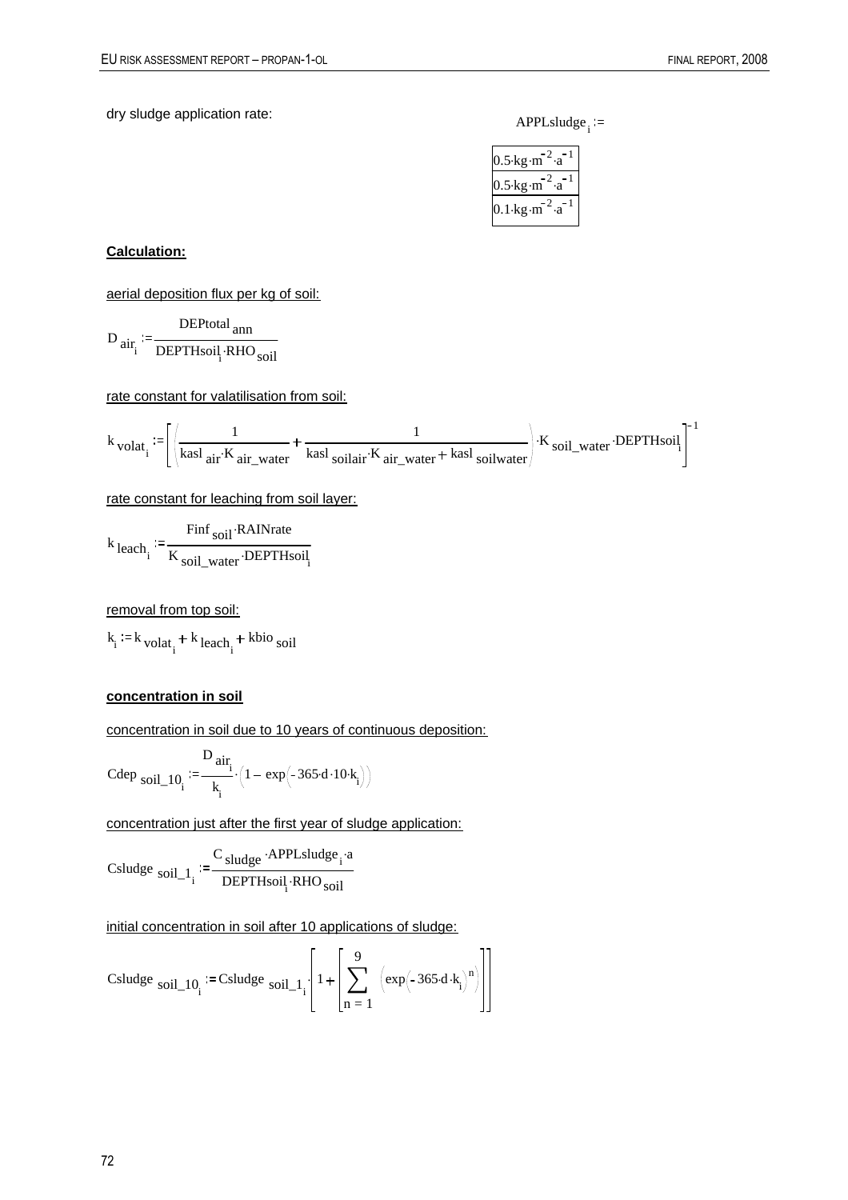dry sludge application rate:

$APPLsludge_i :=$

| $0.5 \cdot kg \cdot m^{-2} \cdot a^{-1}$ |
|---|
| $0.5 \cdot kg \cdot m^{-2} \cdot a^{-1}$ |
| $0.1 \cdot kg \cdot m^{-2} \cdot a^{-1}$ |

**Calculation:**

aerial deposition flux per kg of soil:

$$D_{air_i} := \frac{DEPtotal_{ann}}{DEPTHsoil_i \cdot RHO_{soil}}$$

rate constant for valatilisation from soil:

$$k_{volat_i} := \left[ \left( \frac{1}{kasl_{air} \cdot K_{air\_water}} + \frac{1}{kasl_{soilair} \cdot K_{air\_water} + kasl_{soilwater}} \right) \cdot K_{soil\_water} \cdot DEPTHsoil_i \right]^{-1}$$

rate constant for leaching from soil layer:

$$k_{leach_i} := \frac{Finf_{soil} \cdot RAINrate}{K_{soil\_water} \cdot DEPTHsoil_i}$$

removal from top soil:

$$k_i := k_{volat_i} + k_{leach_i} + kbio_{soil}$$

**concentration in soil**

concentration in soil due to 10 years of continuous deposition:

$$Cdep_{soil\_10_i} := \frac{D_{air_i}}{k_i} \cdot \left( 1 - \exp\left( -365 \cdot d \cdot 10 \cdot k_i \right) \right)$$

concentration just after the first year of sludge application:

$$Csludge_{soil\_1_i} := \frac{C_{sludge} \cdot APPLsludge_i \cdot a}{DEPTHsoil_i \cdot RHO_{soil}}$$

initial concentration in soil after 10 applications of sludge:

$$Csludge_{soil\_10_i} := Csludge_{soil\_1_i} \cdot \left[ 1 + \left[ \sum_{n=1}^{9} \left( \exp\left( -365 \cdot d \cdot k_i \right)^n \right) \right] \right]$$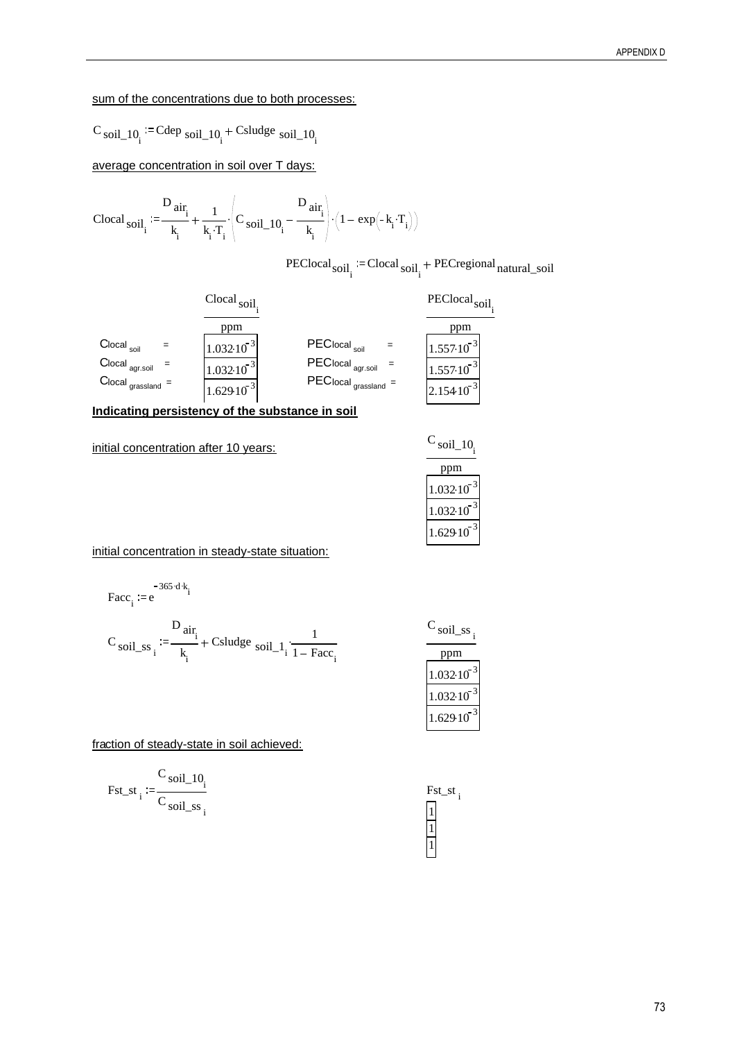sum of the concentrations due to both processes:

$$C_{soil\_10_i} := Cdep_{soil\_10_i} + Csludge_{soil\_10_i}$$

average concentration in soil over T days:

$$Clocal_{soil_i} := \frac{D_{air_i}}{k_i} + \frac{1}{k_i \cdot T_i} \cdot \left( C_{soil\_10_i} - \frac{D_{air_i}}{k_i} \right) \cdot \left( 1 - \exp\left( -k_i \cdot T_i \right) \right)$$

$$PEClocal_{soil_i} := Clocal_{soil_i} + PECregional_{natural\_soil}$$

| | $Clocal_{soil_i}$ (ppm) | | $PEClocal_{soil_i}$ (ppm) |
|---|---|---|---|
| $Clocal_{soil}$ = | $1.032 \cdot 10^{-3}$ | $PEClocal_{soil}$ = | $1.557 \cdot 10^{-3}$ |
| $Clocal_{agr.soil}$ = | $1.032 \cdot 10^{-3}$ | $PEClocal_{agr.soil}$ = | $1.557 \cdot 10^{-3}$ |
| $Clocal_{grassland}$ = | $1.629 \cdot 10^{-3}$ | $PEClocal_{grassland}$ = | $2.154 \cdot 10^{-3}$ |

**Indicating persistency of the substance in soil**

initial concentration after 10 years:

| $C_{soil\_10_i}$ (ppm) |
|---|
| $1.032 \cdot 10^{-3}$ |
| $1.032 \cdot 10^{-3}$ |
| $1.629 \cdot 10^{-3}$ |

initial concentration in steady-state situation:

$$Facc_i := e^{-365 \cdot d \cdot k_i}$$

$$C_{soil\_ss_i} := \frac{D_{air_i}}{k_i} + Csludge_{soil\_1_i} \cdot \frac{1}{1 - Facc_i}$$

| $C_{soil\_ss_i}$ (ppm) |
|---|
| $1.032 \cdot 10^{-3}$ |
| $1.032 \cdot 10^{-3}$ |
| $1.629 \cdot 10^{-3}$ |

fraction of steady-state in soil achieved:

$$Fst\_st_i := \frac{C_{soil\_10_i}}{C_{soil\_ss_i}}$$

| $Fst\_st_i$ |
|---|
| 1 |
| 1 |
| 1 |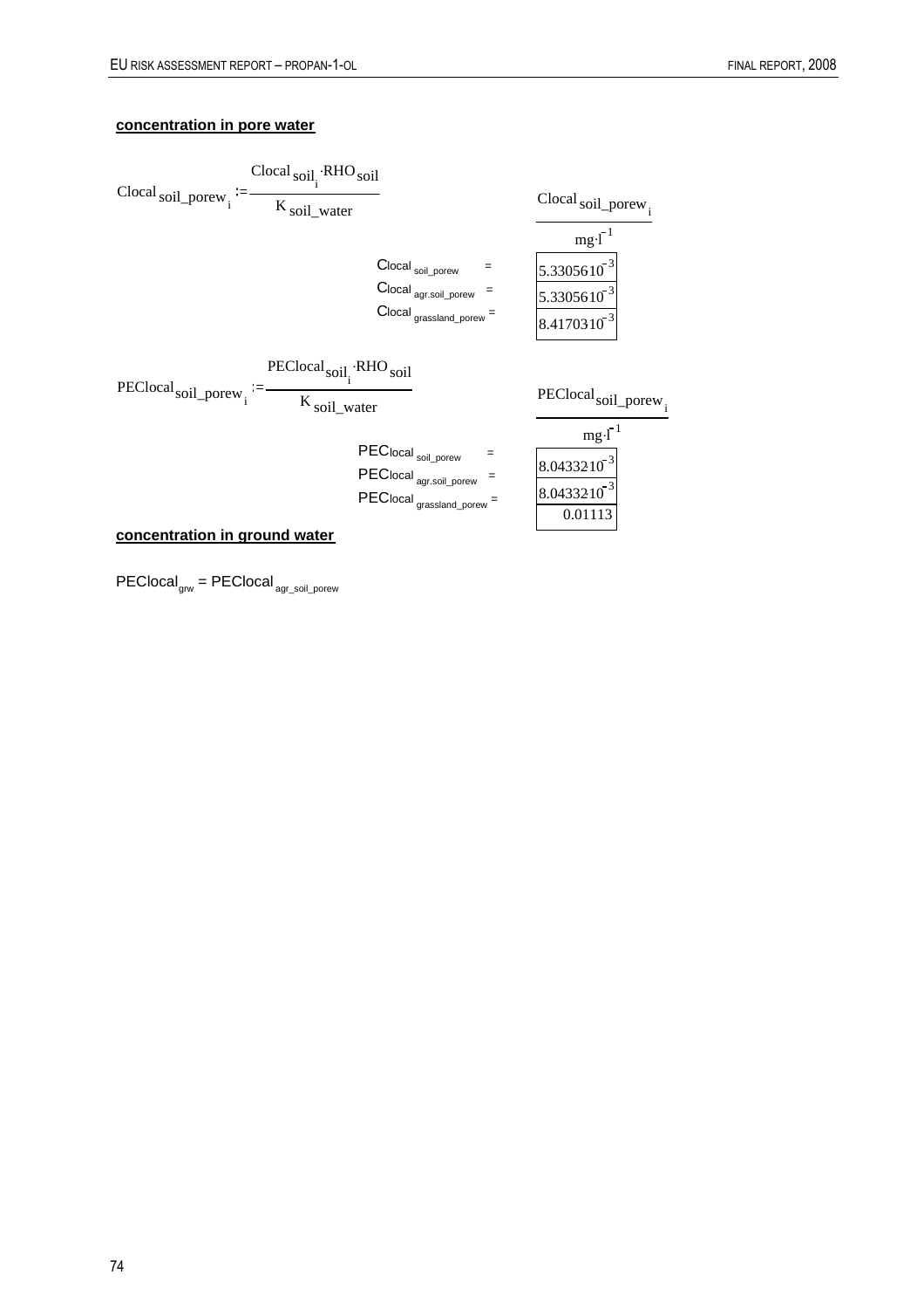**concentration in pore water**

$$Clocal_{soil\_porew_i} := \frac{Clocal_{soil_i} \cdot RHO_{soil}}{K_{soil\_water}}$$

| | $\frac{Clocal_{soil\_porew_i}}{mg \cdot l^{-1}}$ |
|---|---|
| $Clocal_{soil\_porew}$ = | $5.33056 \cdot 10^{-3}$ |
| $Clocal_{agr.soil\_porew}$ = | $5.33056 \cdot 10^{-3}$ |
| $Clocal_{grassland\_porew}$ = | $8.41703 \cdot 10^{-3}$ |

$$PEClocal_{soil\_porew_i} := \frac{PEClocal_{soil_i} \cdot RHO_{soil}}{K_{soil\_water}}$$

| | $\frac{PEClocal_{soil\_porew_i}}{mg \cdot l^{-1}}$ |
|---|---|
| $PEClocal_{soil\_porew}$ = | $8.04332 \cdot 10^{-3}$ |
| $PEClocal_{agr.soil\_porew}$ = | $8.04332 \cdot 10^{-3}$ |
| $PEClocal_{grassland\_porew}$ = | 0.01113 |

**concentration in ground water**

$PEClocal_{grw} = PEClocal_{agr\_soil\_porew}$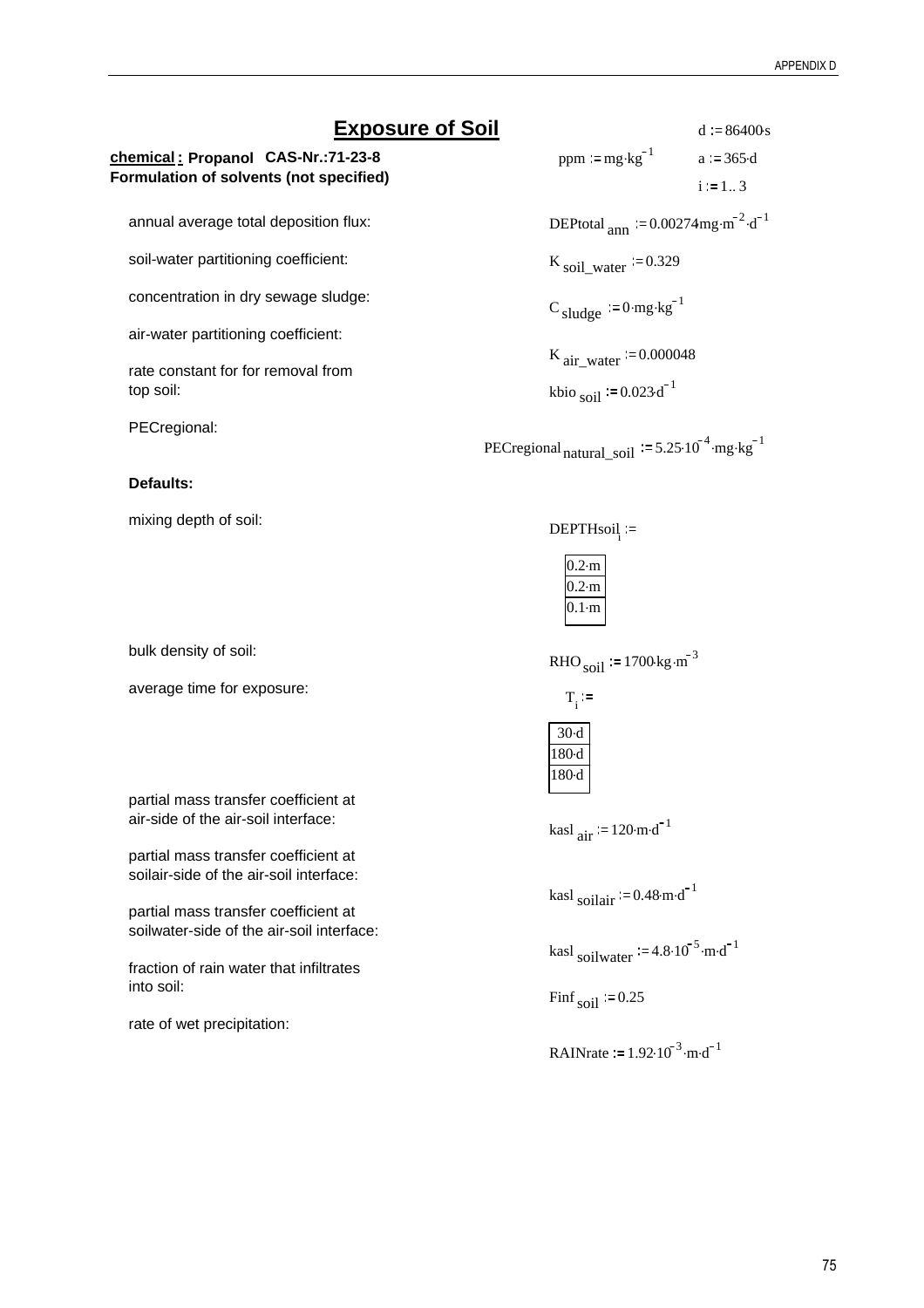# Exposure of Soil

**chemical : Propanol CAS-Nr.:71-23-8**
**Formulation of solvents (not specified)**

$ppm := mg \cdot kg^{-1}$

$d := 86400 \cdot s$

$a := 365 \cdot d$

$i := 1..3$

annual average total deposition flux: $DEPtotal_{ann} := 0.00274 \, mg \cdot m^{-2} \cdot d^{-1}$

soil-water partitioning coefficient: $K_{soil\_water} := 0.329$

concentration in dry sewage sludge: $C_{sludge} := 0 \cdot mg \cdot kg^{-1}$

air-water partitioning coefficient: $K_{air\_water} := 0.000048$

rate constant for for removal from top soil: $kbio_{soil} := 0.023 \cdot d^{-1}$

PECregional: $PECregional_{natural\_soil} := 5.25 \cdot 10^{-4} \cdot mg \cdot kg^{-1}$

**Defaults:**

mixing depth of soil:

$DEPTHsoil_i :=$

| |
|---|
| $0.2 \cdot m$ |
| $0.2 \cdot m$ |
| $0.1 \cdot m$ |

bulk density of soil: $RHO_{soil} := 1700 \cdot kg \cdot m^{-3}$

average time for exposure:

$T_i :=$

| |
|---|
| $30 \cdot d$ |
| $180 \cdot d$ |
| $180 \cdot d$ |

partial mass transfer coefficient at air-side of the air-soil interface: $kasl_{air} := 120 \cdot m \cdot d^{-1}$

partial mass transfer coefficient at soilair-side of the air-soil interface: $kasl_{soilair} := 0.48 \cdot m \cdot d^{-1}$

partial mass transfer coefficient at soilwater-side of the air-soil interface: $kasl_{soilwater} := 4.8 \cdot 10^{-5} \cdot m \cdot d^{-1}$

fraction of rain water that infiltrates into soil: $Finf_{soil} := 0.25$

rate of wet precipitation: $RAINrate := 1.92 \cdot 10^{-3} \cdot m \cdot d^{-1}$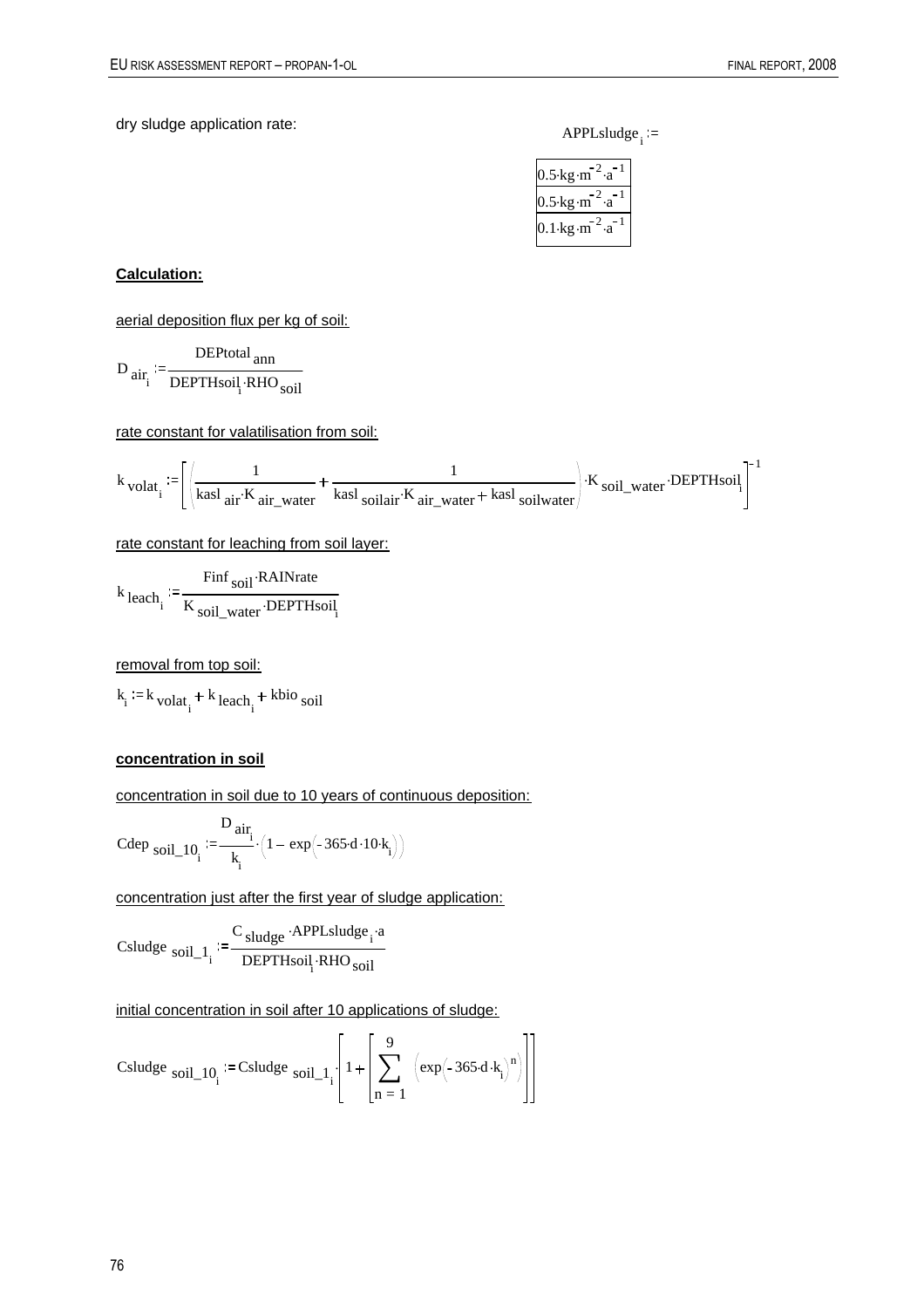dry sludge application rate:

$$APPLsludge_i :=$$

| |
|---|
| $0.5 \cdot kg \cdot m^{-2} \cdot a^{-1}$ |
| $0.5 \cdot kg \cdot m^{-2} \cdot a^{-1}$ |
| $0.1 \cdot kg \cdot m^{-2} \cdot a^{-1}$ |

**Calculation:**

aerial deposition flux per kg of soil:

$$D_{air_i} := \frac{DEPtotal_{ann}}{DEPTHsoil_i \cdot RHO_{soil}}$$

rate constant for valatilisation from soil:

$$k_{volat_i} := \left[ \left( \frac{1}{kasl_{air} \cdot K_{air\_water}} + \frac{1}{kasl_{soilair} \cdot K_{air\_water} + kasl_{soilwater}} \right) \cdot K_{soil\_water} \cdot DEPTHsoil_i \right]^{-1}$$

rate constant for leaching from soil layer:

$$k_{leach_i} := \frac{Finf_{soil} \cdot RAINrate}{K_{soil\_water} \cdot DEPTHsoil_i}$$

removal from top soil:

$$k_i := k_{volat_i} + k_{leach_i} + kbio_{soil}$$

**concentration in soil**

concentration in soil due to 10 years of continuous deposition:

$$Cdep_{soil\_10_i} := \frac{D_{air_i}}{k_i} \cdot \left(1 - \exp\left(-365 \cdot d \cdot 10 \cdot k_i\right)\right)$$

concentration just after the first year of sludge application:

$$Csludge_{soil\_1_i} := \frac{C_{sludge} \cdot APPLsludge_i \cdot a}{DEPTHsoil_i \cdot RHO_{soil}}$$

initial concentration in soil after 10 applications of sludge:

$$Csludge_{soil\_10_i} := Csludge_{soil\_1_i} \cdot \left[ 1 + \left[ \sum_{n=1}^{9} \left( \exp\left(-365 \cdot d \cdot k_i\right)^n \right) \right] \right]$$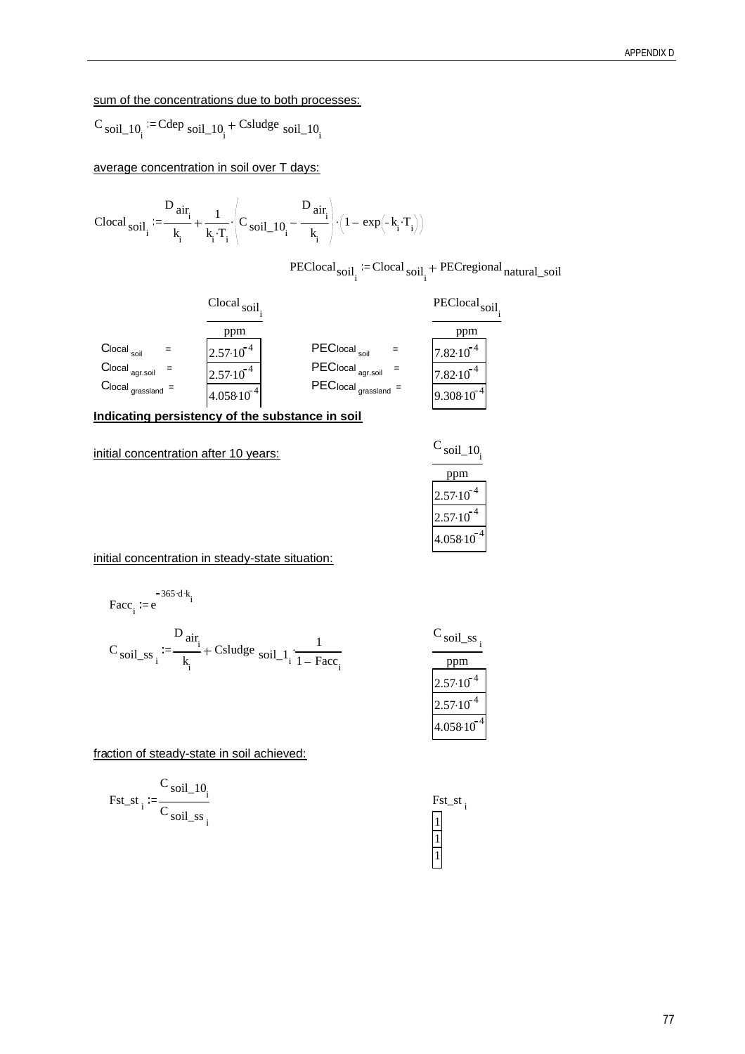sum of the concentrations due to both processes:

$$C_{soil\_10_i} := Cdep_{soil\_10_i} + Csludge_{soil\_10_i}$$

average concentration in soil over T days:

$$Clocal_{soil_i} := \frac{D_{air_i}}{k_i} + \frac{1}{k_i \cdot T_i} \cdot \left( C_{soil\_10_i} - \frac{D_{air_i}}{k_i} \right) \cdot \left( 1 - \exp\left(-k_i \cdot T_i\right)\right)$$

$$PEClocal_{soil_i} := Clocal_{soil_i} + PECregional_{natural\_soil}$$

| | $Clocal_{soil_i}$ (ppm) | | $PEClocal_{soil_i}$ (ppm) |
|---|---|---|---|
| $Clocal_{soil}$ = | $2.57 \cdot 10^{-4}$ | $PEClocal_{soil}$ = | $7.82 \cdot 10^{-4}$ |
| $Clocal_{agr.soil}$ = | $2.57 \cdot 10^{-4}$ | $PEClocal_{agr.soil}$ = | $7.82 \cdot 10^{-4}$ |
| $Clocal_{grassland}$ = | $4.058 \cdot 10^{-4}$ | $PEClocal_{grassland}$ = | $9.308 \cdot 10^{-4}$ |

**Indicating persistency of the substance in soil**

initial concentration after 10 years:

| $C_{soil\_10_i}$ (ppm) |
|---|
| $2.57 \cdot 10^{-4}$ |
| $2.57 \cdot 10^{-4}$ |
| $4.058 \cdot 10^{-4}$ |

initial concentration in steady-state situation:

$$Facc_i := e^{-365 \cdot d \cdot k_i}$$

$$C_{soil\_ss_i} := \frac{D_{air_i}}{k_i} + Csludge_{soil\_1_i} \cdot \frac{1}{1 - Facc_i}$$

| $C_{soil\_ss_i}$ (ppm) |
|---|
| $2.57 \cdot 10^{-4}$ |
| $2.57 \cdot 10^{-4}$ |
| $4.058 \cdot 10^{-4}$ |

fraction of steady-state in soil achieved:

$$Fst\_st_i := \frac{C_{soil\_10_i}}{C_{soil\_ss_i}}$$

| $Fst\_st_i$ |
|---|
| 1 |
| 1 |
| 1 |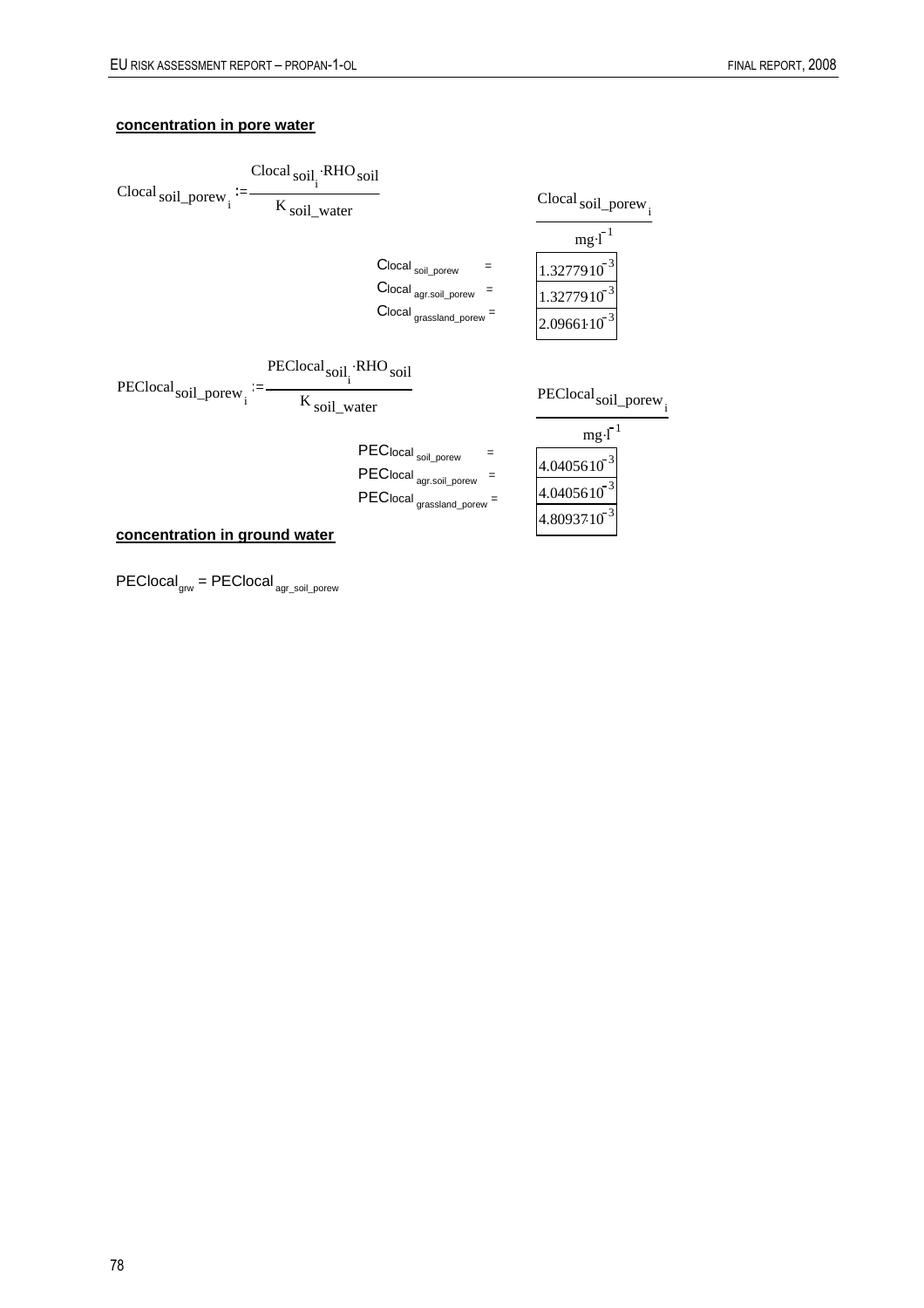**concentration in pore water**

$$Clocal_{soil\_porew_i} := \frac{Clocal_{soil_i} \cdot RHO_{soil}}{K_{soil\_water}}$$

| | $\frac{Clocal_{soil\_porew_i}}{mg \cdot l^{-1}}$ |
|---|---|
| $Clocal_{soil\_porew} =$ | $1.32779 \cdot 10^{-3}$ |
| $Clocal_{agr.soil\_porew} =$ | $1.32779 \cdot 10^{-3}$ |
| $Clocal_{grassland\_porew} =$ | $2.09661 \cdot 10^{-3}$ |

$$PEClocal_{soil\_porew_i} := \frac{PEClocal_{soil_i} \cdot RHO_{soil}}{K_{soil\_water}}$$

| | $\frac{PEClocal_{soil\_porew_i}}{mg \cdot l^{-1}}$ |
|---|---|
| $PEClocal_{soil\_porew} =$ | $4.04056 \cdot 10^{-3}$ |
| $PEClocal_{agr.soil\_porew} =$ | $4.04056 \cdot 10^{-3}$ |
| $PEClocal_{grassland\_porew} =$ | $4.80937 \cdot 10^{-3}$ |

**concentration in ground water**

$PEClocal_{grw} = PEClocal_{agr\_soil\_porew}$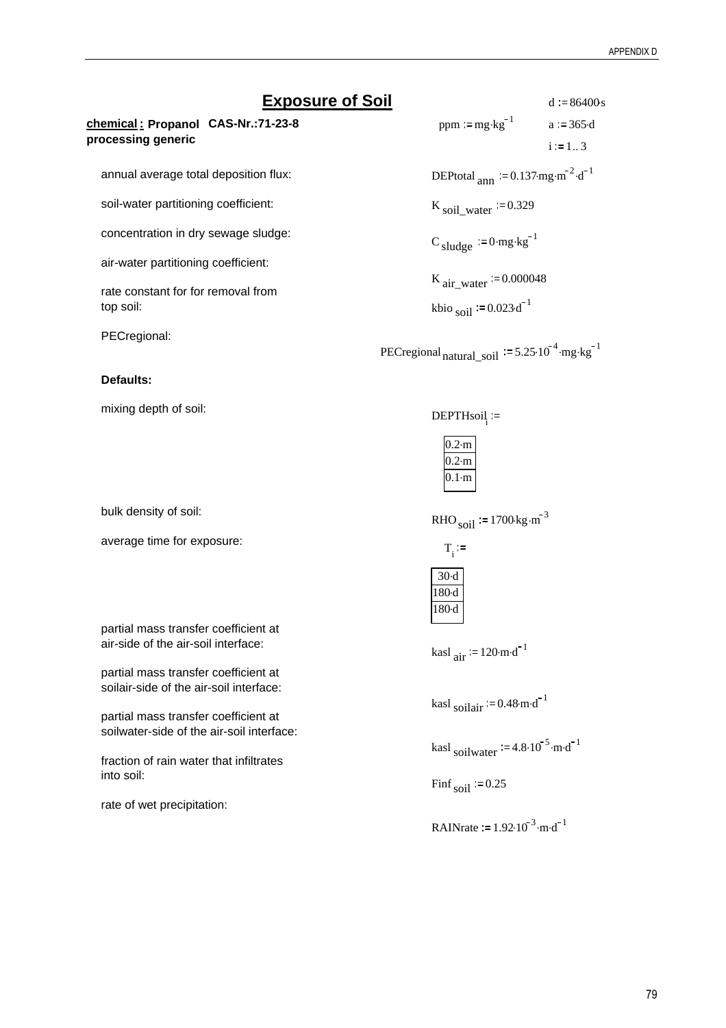# Exposure of Soil

**chemical : Propanol CAS-Nr.:71-23-8**
**processing generic**

$ppm := mg \cdot kg^{-1}$

$d := 86400 \cdot s$

$a := 365 \cdot d$

$i := 1..3$

annual average total deposition flux: $DEPtotal_{ann} := 0.137 \cdot mg \cdot m^{-2} \cdot d^{-1}$

soil-water partitioning coefficient: $K_{soil\_water} := 0.329$

concentration in dry sewage sludge: $C_{sludge} := 0 \cdot mg \cdot kg^{-1}$

air-water partitioning coefficient: $K_{air\_water} := 0.000048$

rate constant for for removal from top soil: $kbio_{soil} := 0.023 \cdot d^{-1}$

PECregional: $PECregional_{natural\_soil} := 5.25 \cdot 10^{-4} \cdot mg \cdot kg^{-1}$

**Defaults:**

mixing depth of soil: $DEPTHsoil_i :=$

| |
|---|
| 0.2·m |
| 0.2·m |
| 0.1·m |

bulk density of soil: $RHO_{soil} := 1700 \cdot kg \cdot m^{-3}$

average time for exposure: $T_i :=$

| |
|---|
| 30·d |
| 180·d |
| 180·d |

partial mass transfer coefficient at air-side of the air-soil interface: $kasl_{air} := 120 \cdot m \cdot d^{-1}$

partial mass transfer coefficient at soilair-side of the air-soil interface: $kasl_{soilair} := 0.48 \cdot m \cdot d^{-1}$

partial mass transfer coefficient at soilwater-side of the air-soil interface: $kasl_{soilwater} := 4.8 \cdot 10^{-5} \cdot m \cdot d^{-1}$

fraction of rain water that infiltrates into soil: $Finf_{soil} := 0.25$

rate of wet precipitation: $RAINrate := 1.92 \cdot 10^{-3} \cdot m \cdot d^{-1}$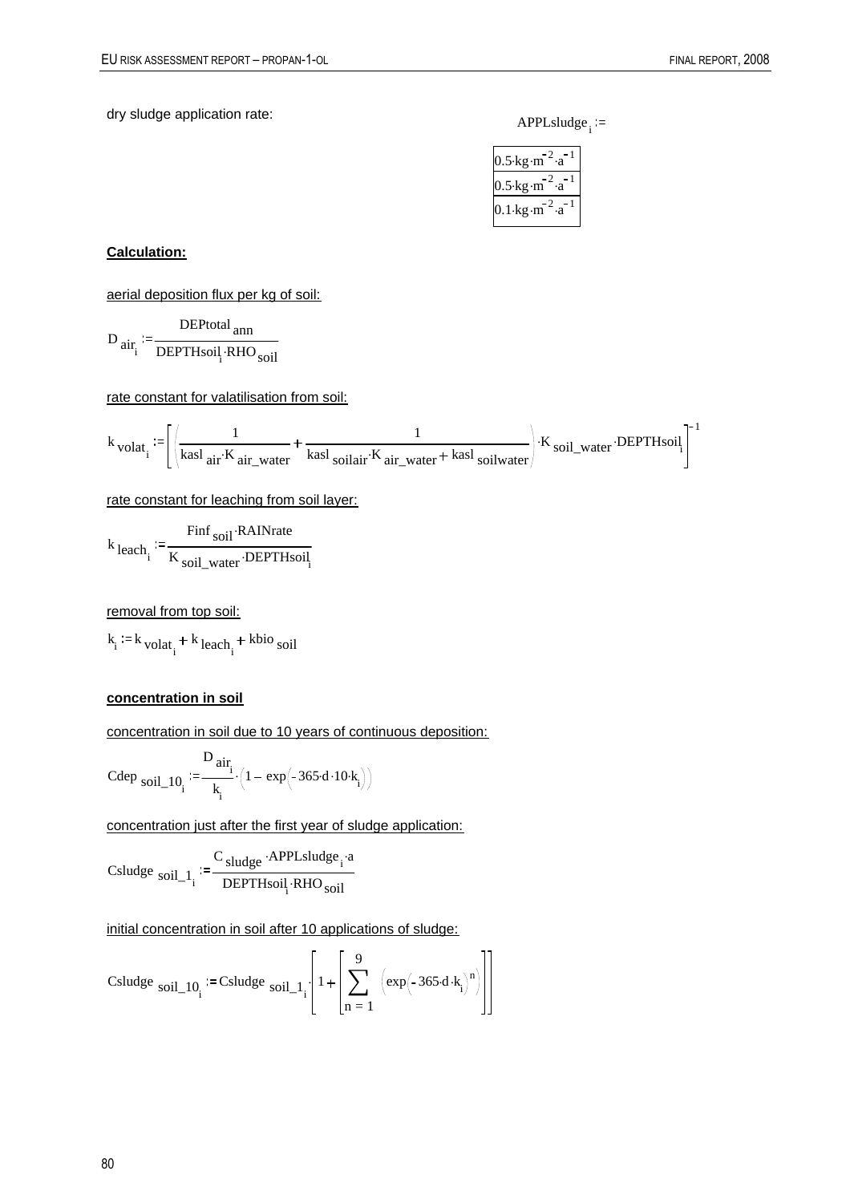dry sludge application rate:

$$APPLsludge_i :=$$

| |
|---|
| $0.5 \cdot kg \cdot m^{-2} \cdot a^{-1}$ |
| $0.5 \cdot kg \cdot m^{-2} \cdot a^{-1}$ |
| $0.1 \cdot kg \cdot m^{-2} \cdot a^{-1}$ |

**Calculation:**

aerial deposition flux per kg of soil:

$$D_{air_i} := \frac{DEPtotal_{ann}}{DEPTHsoil_i \cdot RHO_{soil}}$$

rate constant for valatilisation from soil:

$$k_{volat_i} := \left[ \left( \frac{1}{kasl_{air} \cdot K_{air\_water}} + \frac{1}{kasl_{soilair} \cdot K_{air\_water} + kasl_{soilwater}} \right) \cdot K_{soil\_water} \cdot DEPTHsoil_i \right]^{-1}$$

rate constant for leaching from soil layer:

$$k_{leach_i} := \frac{Finf_{soil} \cdot RAINrate}{K_{soil\_water} \cdot DEPTHsoil_i}$$

removal from top soil:

$$k_i := k_{volat_i} + k_{leach_i} + kbio_{soil}$$

**concentration in soil**

concentration in soil due to 10 years of continuous deposition:

$$Cdep_{soil\_10_i} := \frac{D_{air_i}}{k_i} \cdot \left( 1 - \exp\left( -365 \cdot d \cdot 10 \cdot k_i \right) \right)$$

concentration just after the first year of sludge application:

$$Csludge_{soil\_1_i} := \frac{C_{sludge} \cdot APPLsludge_i \cdot a}{DEPTHsoil_i \cdot RHO_{soil}}$$

initial concentration in soil after 10 applications of sludge:

$$Csludge_{soil\_10_i} := Csludge_{soil\_1_i} \cdot \left[ 1 + \left[ \sum_{n=1}^{9} \left( \exp\left( -365 \cdot d \cdot k_i \right)^n \right) \right] \right]$$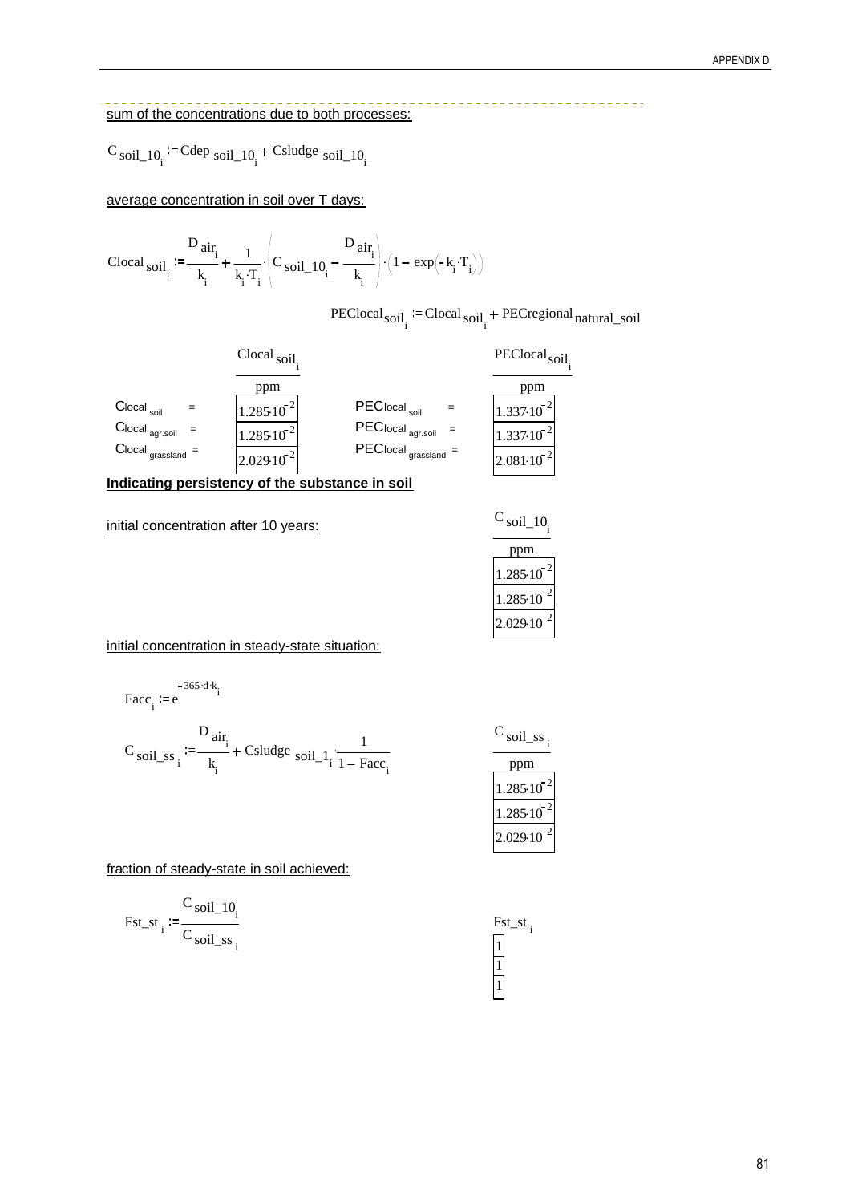---

sum of the concentrations due to both processes:

$$C_{soil\_10_i} := Cdep_{soil\_10_i} + Csludge_{soil\_10_i}$$

average concentration in soil over T days:

$$Clocal_{soil_i} := \frac{D_{air_i}}{k_i} + \frac{1}{k_i \cdot T_i} \cdot \left( C_{soil\_10_i} - \frac{D_{air_i}}{k_i} \right) \cdot \left( 1 - \exp\left( -k_i \cdot T_i \right) \right)$$

$$PEClocal_{soil_i} := Clocal_{soil_i} + PECregional_{natural\_soil}$$

| | $\frac{Clocal_{soil_i}}{ppm}$ | | $\frac{PEClocal_{soil_i}}{ppm}$ |
|---|---|---|---|
| $Clocal_{soil}$ = | $1.285 \cdot 10^{-2}$ | $PEClocal_{soil}$ = | $1.337 \cdot 10^{-2}$ |
| $Clocal_{agr.soil}$ = | $1.285 \cdot 10^{-2}$ | $PEClocal_{agr.soil}$ = | $1.337 \cdot 10^{-2}$ |
| $Clocal_{grassland}$ = | $2.029 \cdot 10^{-2}$ | $PEClocal_{grassland}$ = | $2.081 \cdot 10^{-2}$ |

**Indicating persistency of the substance in soil**

initial concentration after 10 years:

| $\frac{C_{soil\_10_i}}{ppm}$ |
|---|
| $1.285 \cdot 10^{-2}$ |
| $1.285 \cdot 10^{-2}$ |
| $2.029 \cdot 10^{-2}$ |

initial concentration in steady-state situation:

$$Facc_i := e^{-365 \cdot d \cdot k_i}$$

$$C_{soil\_ss_i} := \frac{D_{air_i}}{k_i} + Csludge_{soil\_1_i} \cdot \frac{1}{1 - Facc_i}$$

| $\frac{C_{soil\_ss_i}}{ppm}$ |
|---|
| $1.285 \cdot 10^{-2}$ |
| $1.285 \cdot 10^{-2}$ |
| $2.029 \cdot 10^{-2}$ |

fraction of steady-state in soil achieved:

$$Fst\_st_i := \frac{C_{soil\_10_i}}{C_{soil\_ss_i}}$$

| $Fst\_st_i$ |
|---|
| 1 |
| 1 |
| 1 |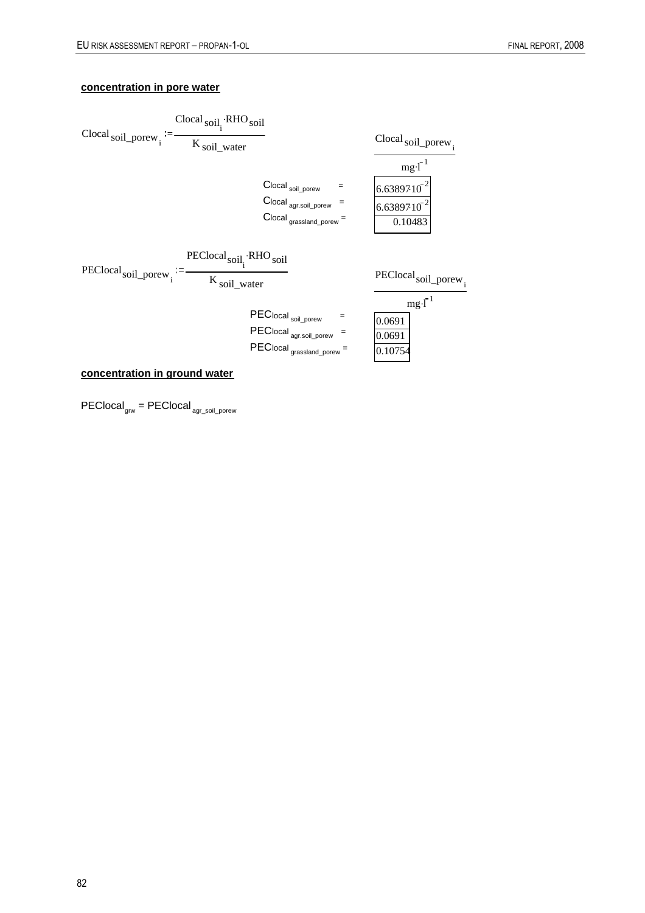**concentration in pore water**

$$Clocal_{soil\_porew_i} := \frac{Clocal_{soil_i} \cdot RHO_{soil}}{K_{soil\_water}}$$

| | $Clocal_{soil\_porew_i}$ $mg \cdot l^{-1}$ |
|---|---|
| $Clocal_{soil\_porew}$ = | $6.63897 \cdot 10^{-2}$ |
| $Clocal_{agr.soil\_porew}$ = | $6.63897 \cdot 10^{-2}$ |
| $Clocal_{grassland\_porew}$ = | 0.10483 |

$$PEClocal_{soil\_porew_i} := \frac{PEClocal_{soil_i} \cdot RHO_{soil}}{K_{soil\_water}}$$

| | $PEClocal_{soil\_porew_i}$ $mg \cdot l^{-1}$ |
|---|---|
| $PEClocal_{soil\_porew}$ = | 0.0691 |
| $PEClocal_{agr.soil\_porew}$ = | 0.0691 |
| $PEClocal_{grassland\_porew}$ = | 0.10754 |

**concentration in ground water**

$PEClocal_{grw} = PEClocal_{agr\_soil\_porew}$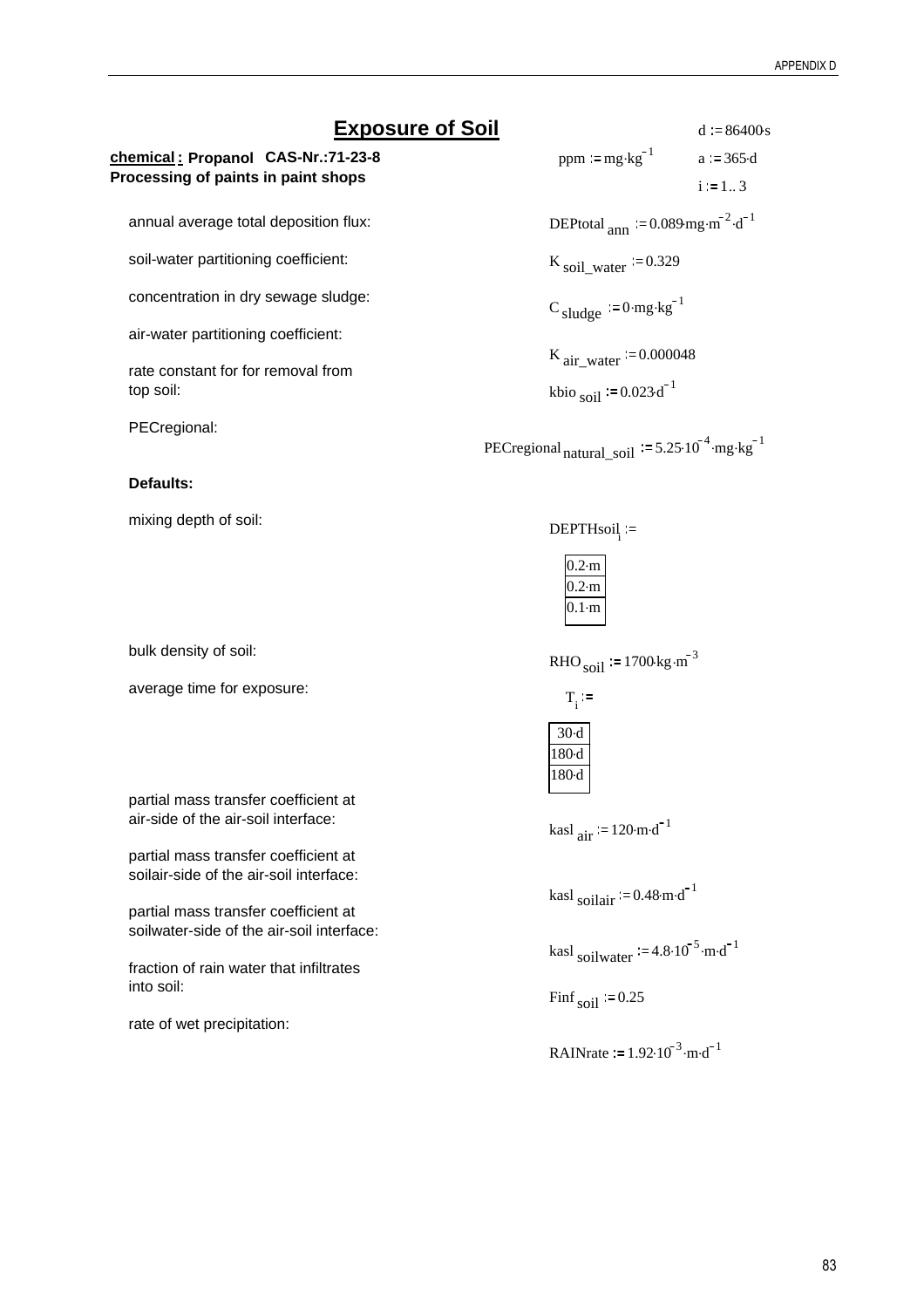# Exposure of Soil

$d := 86400 \cdot s$

$ppm := mg \cdot kg^{-1}$ $a := 365 \cdot d$

$i := 1 .. 3$

**chemical : Propanol CAS-Nr.:71-23-8**
**Processing of paints in paint shops**

annual average total deposition flux: $DEPtotal_{ann} := 0.089 \cdot mg \cdot m^{-2} \cdot d^{-1}$

soil-water partitioning coefficient: $K_{soil\_water} := 0.329$

concentration in dry sewage sludge: $C_{sludge} := 0 \cdot mg \cdot kg^{-1}$

air-water partitioning coefficient: $K_{air\_water} := 0.000048$

rate constant for for removal from top soil: $kbio_{soil} := 0.023 \cdot d^{-1}$

PECregional: $PECregional_{natural\_soil} := 5.25 \cdot 10^{-4} \cdot mg \cdot kg^{-1}$

**Defaults:**

mixing depth of soil:

$$DEPTHsoil_i := \begin{pmatrix} 0.2 \cdot m \\ 0.2 \cdot m \\ 0.1 \cdot m \end{pmatrix}$$

bulk density of soil: $RHO_{soil} := 1700 \cdot kg \cdot m^{-3}$

average time for exposure:

$$T_i := \begin{pmatrix} 30 \cdot d \\ 180 \cdot d \\ 180 \cdot d \end{pmatrix}$$

partial mass transfer coefficient at air-side of the air-soil interface: $kasl_{air} := 120 \cdot m \cdot d^{-1}$

partial mass transfer coefficient at soilair-side of the air-soil interface: $kasl_{soilair} := 0.48 \cdot m \cdot d^{-1}$

partial mass transfer coefficient at soilwater-side of the air-soil interface: $kasl_{soilwater} := 4.8 \cdot 10^{-5} \cdot m \cdot d^{-1}$

fraction of rain water that infiltrates into soil: $Finf_{soil} := 0.25$

rate of wet precipitation: $RAINrate := 1.92 \cdot 10^{-3} \cdot m \cdot d^{-1}$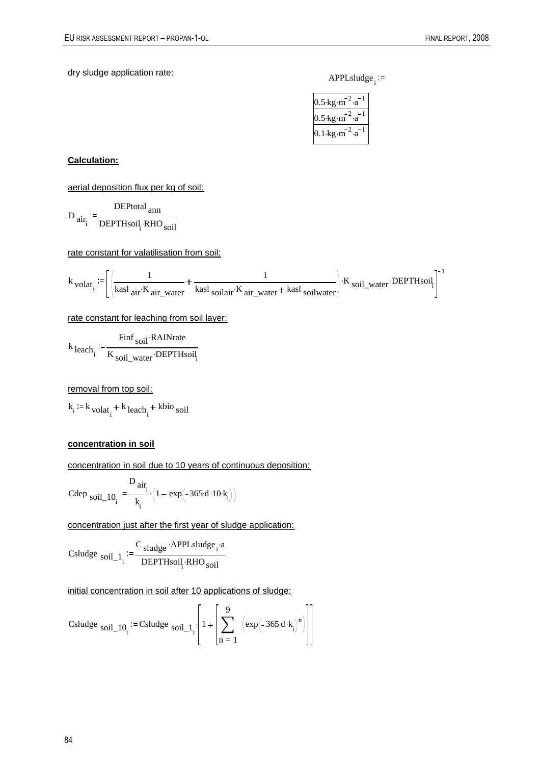dry sludge application rate:

$$APPLsludge_i :=$$

| |
|---|
| $0.5 \cdot kg \cdot m^{-2} \cdot a^{-1}$ |
| $0.5 \cdot kg \cdot m^{-2} \cdot a^{-1}$ |
| $0.1 \cdot kg \cdot m^{-2} \cdot a^{-1}$ |

**Calculation:**

aerial deposition flux per kg of soil:

$$D_{air_i} := \frac{DEPtotal_{ann}}{DEPTHsoil_i \cdot RHO_{soil}}$$

rate constant for valatilisation from soil:

$$k_{volat_i} := \left[ \left( \frac{1}{kasl_{air} \cdot K_{air\_water}} + \frac{1}{kasl_{soilair} \cdot K_{air\_water} + kasl_{soilwater}} \right) \cdot K_{soil\_water} \cdot DEPTHsoil_i \right]^{-1}$$

rate constant for leaching from soil layer:

$$k_{leach_i} := \frac{Finf_{soil} \cdot RAINrate}{K_{soil\_water} \cdot DEPTHsoil_i}$$

removal from top soil:

$$k_i := k_{volat_i} + k_{leach_i} + kbio_{soil}$$

**concentration in soil**

concentration in soil due to 10 years of continuous deposition:

$$Cdep_{soil\_10_i} := \frac{D_{air_i}}{k_i} \cdot \left(1 - \exp\left(-365 \cdot d \cdot 10 \cdot k_i\right)\right)$$

concentration just after the first year of sludge application:

$$Csludge_{soil\_1_i} := \frac{C_{sludge} \cdot APPLsludge_i \cdot a}{DEPTHsoil_i \cdot RHO_{soil}}$$

initial concentration in soil after 10 applications of sludge:

$$Csludge_{soil\_10_i} := Csludge_{soil\_1_i} \cdot \left[ 1 + \left[ \sum_{n=1}^{9} \left( \exp\left(-365 \cdot d \cdot k_i\right)^n \right) \right] \right]$$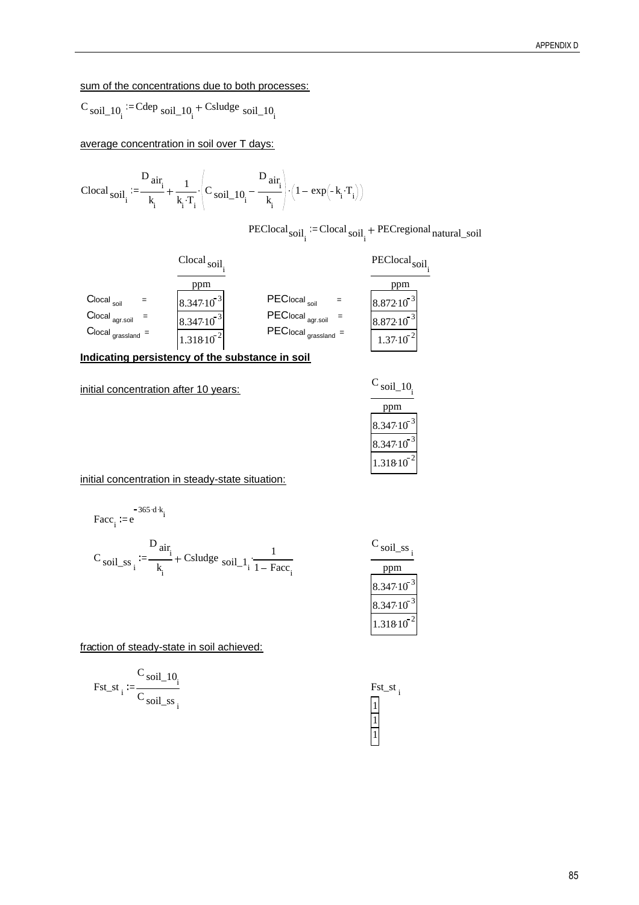sum of the concentrations due to both processes:

$$C_{soil\_10_i} := Cdep_{soil\_10_i} + Csludge_{soil\_10_i}$$

average concentration in soil over T days:

$$Clocal_{soil_i} := \frac{D_{air_i}}{k_i} + \frac{1}{k_i \cdot T_i} \cdot \left( C_{soil\_10_i} - \frac{D_{air_i}}{k_i} \right) \cdot \left( 1 - \exp\left( -k_i \cdot T_i \right) \right)$$

$$PEClocal_{soil_i} := Clocal_{soil_i} + PECregional_{natural\_soil}$$

| | $\frac{Clocal_{soil_i}}{ppm}$ | | $\frac{PEClocal_{soil_i}}{ppm}$ |
|---|---|---|---|
| $Clocal_{soil}$ = | $8.347 \cdot 10^{-3}$ | $PEClocal_{soil}$ = | $8.872 \cdot 10^{-3}$ |
| $Clocal_{agr.soil}$ = | $8.347 \cdot 10^{-3}$ | $PEClocal_{agr.soil}$ = | $8.872 \cdot 10^{-3}$ |
| $Clocal_{grassland}$ = | $1.318 \cdot 10^{-2}$ | $PEClocal_{grassland}$ = | $1.37 \cdot 10^{-2}$ |

**Indicating persistency of the substance in soil**

initial concentration after 10 years:

| $\frac{C_{soil\_10_i}}{ppm}$ |
|---|
| $8.347 \cdot 10^{-3}$ |
| $8.347 \cdot 10^{-3}$ |
| $1.318 \cdot 10^{-2}$ |

initial concentration in steady-state situation:

$$Facc_i := e^{-365 \cdot d \cdot k_i}$$

$$C_{soil\_ss_i} := \frac{D_{air_i}}{k_i} + Csludge_{soil\_1_i} \cdot \frac{1}{1 - Facc_i}$$

| $\frac{C_{soil\_ss_i}}{ppm}$ |
|---|
| $8.347 \cdot 10^{-3}$ |
| $8.347 \cdot 10^{-3}$ |
| $1.318 \cdot 10^{-2}$ |

fraction of steady-state in soil achieved:

$$Fst\_st_i := \frac{C_{soil\_10_i}}{C_{soil\_ss_i}}$$

| $Fst\_st_i$ |
|---|
| 1 |
| 1 |
| 1 |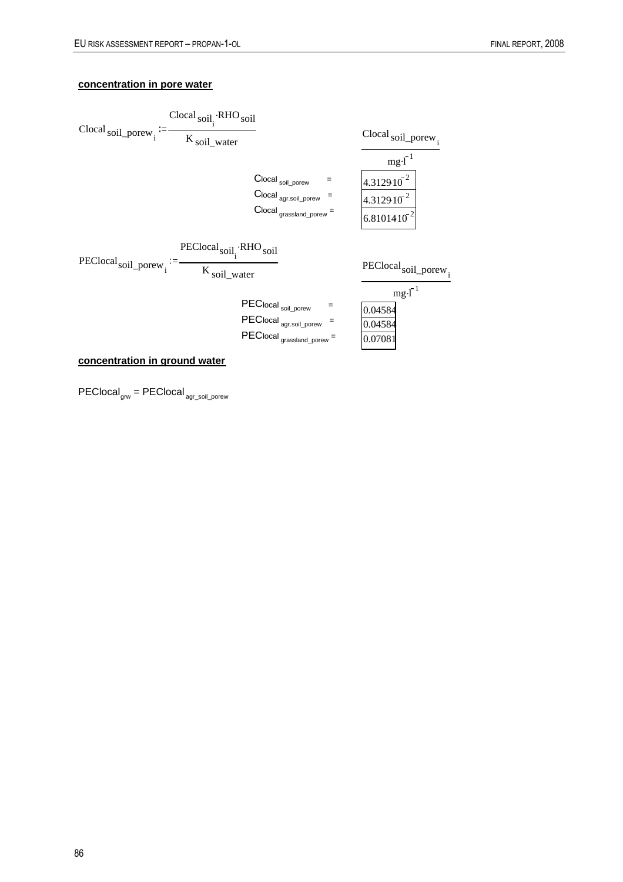**concentration in pore water**

$$Clocal_{soil\_porew_i} := \frac{Clocal_{soil_i} \cdot RHO_{soil}}{K_{soil\_water}}$$

| | $\frac{Clocal_{soil\_porew_i}}{mg \cdot l^{-1}}$ |
|---|---|
| $Clocal_{soil\_porew}$ = | $4.3129 \cdot 10^{-2}$ |
| $Clocal_{agr.soil\_porew}$ = | $4.3129 \cdot 10^{-2}$ |
| $Clocal_{grassland\_porew}$ = | $6.81014 \cdot 10^{-2}$ |

$$PEClocal_{soil\_porew_i} := \frac{PEClocal_{soil_i} \cdot RHO_{soil}}{K_{soil\_water}}$$

| | $\frac{PEClocal_{soil\_porew_i}}{mg \cdot l^{-1}}$ |
|---|---|
| $PEClocal_{soil\_porew}$ = | 0.04584 |
| $PEClocal_{agr.soil\_porew}$ = | 0.04584 |
| $PEClocal_{grassland\_porew}$ = | 0.07081 |

**concentration in ground water**

$$PEClocal_{grw} = PEClocal_{agr\_soil\_porew}$$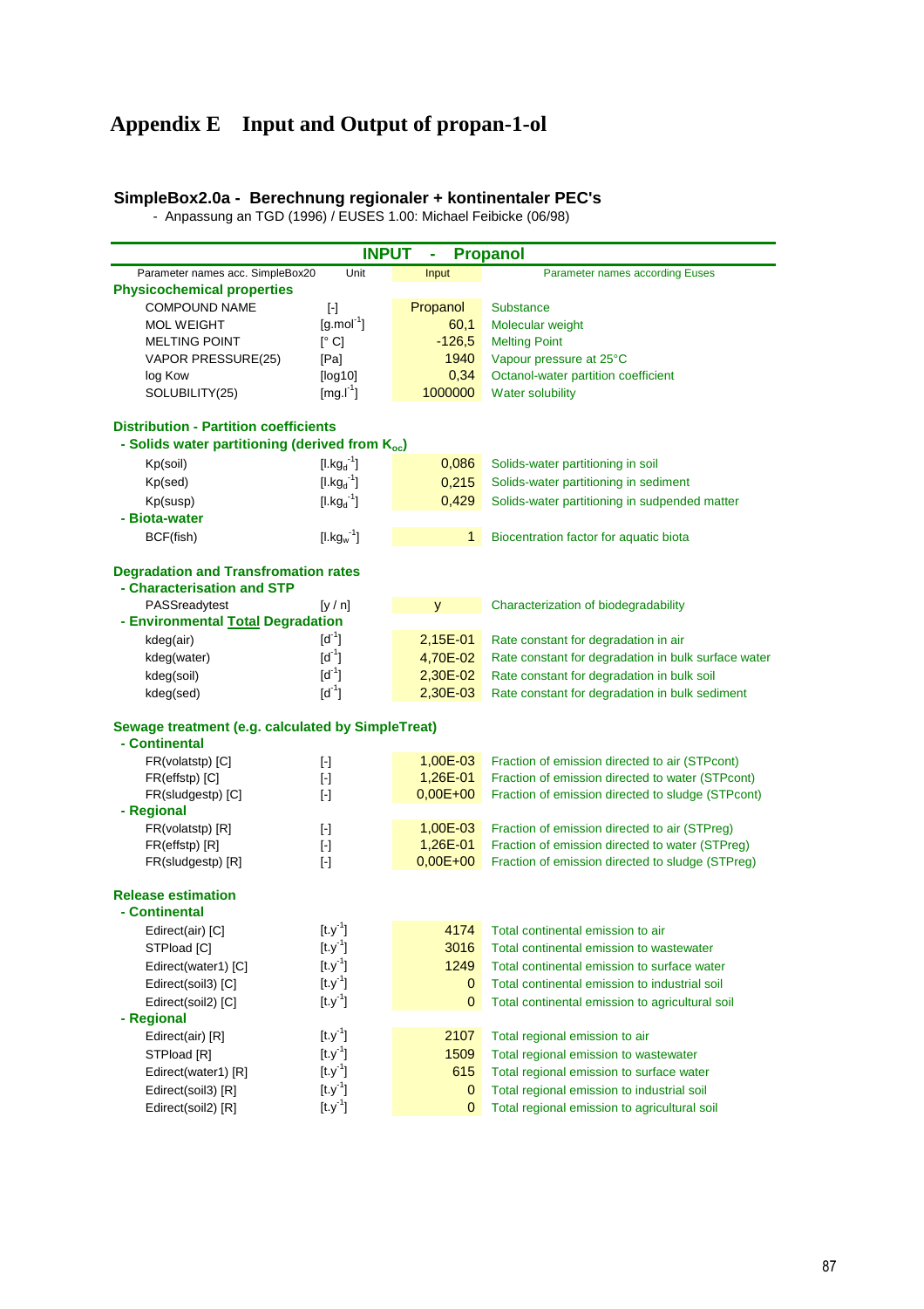# Appendix E Input and Output of propan-1-ol

## SimpleBox2.0a - Berechnung regionaler + kontinentaler PEC's

- Anpassung an TGD (1996) / EUSES 1.00: Michael Feibicke (06/98)

| INPUT - Propanol | | | |
|---|---|---|---|
| Parameter names acc. SimpleBox20 | Unit | Input | Parameter names according Euses |
| **Physicochemical properties** | | | |
| COMPOUND NAME | [-] | Propanol | Substance |
| MOL WEIGHT | [g.mol$^{-1}$] | 60,1 | Molecular weight |
| MELTING POINT | [° C] | -126,5 | Melting Point |
| VAPOR PRESSURE(25) | [Pa] | 1940 | Vapour pressure at 25°C |
| log Kow | [log10] | 0,34 | Octanol-water partition coefficient |
| SOLUBILITY(25) | [mg.l$^{-1}$] | 1000000 | Water solubility |
| **Distribution - Partition coefficients** | | | |
| **- Solids water partitioning (derived from $K_{oc}$)** | | | |
| Kp(soil) | [l.kg$_d^{-1}$] | 0,086 | Solids-water partitioning in soil |
| Kp(sed) | [l.kg$_d^{-1}$] | 0,215 | Solids-water partitioning in sediment |
| Kp(susp) | [l.kg$_d^{-1}$] | 0,429 | Solids-water partitioning in sudpended matter |
| **- Biota-water** | | | |
| BCF(fish) | [l.kg$_w^{-1}$] | 1 | Biocentration factor for aquatic biota |
| **Degradation and Transformation rates** | | | |
| **- Characterisation and STP** | | | |
| PASSreadytest | [y / n] | y | Characterization of biodegradability |
| **- Environmental Total Degradation** | | | |
| kdeg(air) | [d$^{-1}$] | 2,15E-01 | Rate constant for degradation in air |
| kdeg(water) | [d$^{-1}$] | 4,70E-02 | Rate constant for degradation in bulk surface water |
| kdeg(soil) | [d$^{-1}$] | 2,30E-02 | Rate constant for degradation in bulk soil |
| kdeg(sed) | [d$^{-1}$] | 2,30E-03 | Rate constant for degradation in bulk sediment |
| **Sewage treatment (e.g. calculated by SimpleTreat)** | | | |
| **- Continental** | | | |
| FR(volatstp) [C] | [-] | 1,00E-03 | Fraction of emission directed to air (STPcont) |
| FR(effstp) [C] | [-] | 1,26E-01 | Fraction of emission directed to water (STPcont) |
| FR(sludgestp) [C] | [-] | 0,00E+00 | Fraction of emission directed to sludge (STPcont) |
| **- Regional** | | | |
| FR(volatstp) [R] | [-] | 1,00E-03 | Fraction of emission directed to air (STPreg) |
| FR(effstp) [R] | [-] | 1,26E-01 | Fraction of emission directed to water (STPreg) |
| FR(sludgestp) [R] | [-] | 0,00E+00 | Fraction of emission directed to sludge (STPreg) |
| **Release estimation** | | | |
| **- Continental** | | | |
| Edirect(air) [C] | [t.y$^{-1}$] | 4174 | Total continental emission to air |
| STPload [C] | [t.y$^{-1}$] | 3016 | Total continental emission to wastewater |
| Edirect(water1) [C] | [t.y$^{-1}$] | 1249 | Total continental emission to surface water |
| Edirect(soil3) [C] | [t.y$^{-1}$] | 0 | Total continental emission to industrial soil |
| Edirect(soil2) [C] | [t.y$^{-1}$] | 0 | Total continental emission to agricultural soil |
| **- Regional** | | | |
| Edirect(air) [R] | [t.y$^{-1}$] | 2107 | Total regional emission to air |
| STPload [R] | [t.y$^{-1}$] | 1509 | Total regional emission to wastewater |
| Edirect(water1) [R] | [t.y$^{-1}$] | 615 | Total regional emission to surface water |
| Edirect(soil3) [R] | [t.y$^{-1}$] | 0 | Total regional emission to industrial soil |
| Edirect(soil2) [R] | [t.y$^{-1}$] | 0 | Total regional emission to agricultural soil |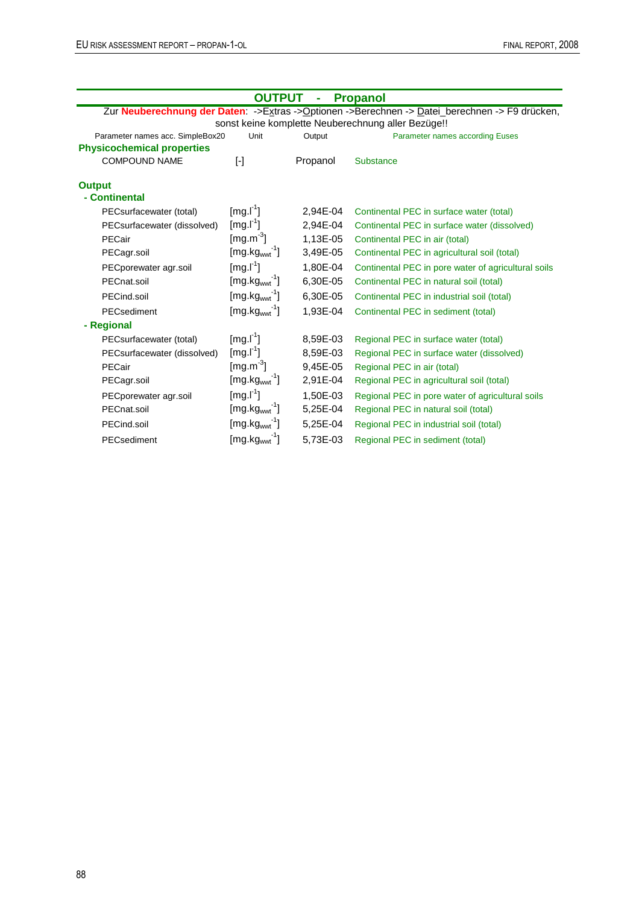## OUTPUT - Propanol

Zur **Neuberechnung der Daten**: ->Extras ->Optionen ->Berechnen -> Datei_berechnen -> F9 drücken, sonst keine komplette Neuberechnung aller Bezüge!!

| Parameter names acc. SimpleBox20 | Unit | Output | Parameter names according Euses |
|---|---|---|---|
| **Physicochemical properties** | | | |
| COMPOUND NAME | [-] | Propanol | Substance |
| **Output** | | | |
| **- Continental** | | | |
| PECsurfacewater (total) | [mg.l$^{-1}$] | 2,94E-04 | Continental PEC in surface water (total) |
| PECsurfacewater (dissolved) | [mg.l$^{-1}$] | 2,94E-04 | Continental PEC in surface water (dissolved) |
| PECair | [mg.m$^{-3}$] | 1,13E-05 | Continental PEC in air (total) |
| PECagr.soil | [mg.kg$_{wwt}^{-1}$] | 3,49E-05 | Continental PEC in agricultural soil (total) |
| PECporewater agr.soil | [mg.l$^{-1}$] | 1,80E-04 | Continental PEC in pore water of agricultural soils |
| PECnat.soil | [mg.kg$_{wwt}^{-1}$] | 6,30E-05 | Continental PEC in natural soil (total) |
| PECind.soil | [mg.kg$_{wwt}^{-1}$] | 6,30E-05 | Continental PEC in industrial soil (total) |
| PECsediment | [mg.kg$_{wwt}^{-1}$] | 1,93E-04 | Continental PEC in sediment (total) |
| **- Regional** | | | |
| PECsurfacewater (total) | [mg.l$^{-1}$] | 8,59E-03 | Regional PEC in surface water (total) |
| PECsurfacewater (dissolved) | [mg.l$^{-1}$] | 8,59E-03 | Regional PEC in surface water (dissolved) |
| PECair | [mg.m$^{-3}$] | 9,45E-05 | Regional PEC in air (total) |
| PECagr.soil | [mg.kg$_{wwt}^{-1}$] | 2,91E-04 | Regional PEC in agricultural soil (total) |
| PECporewater agr.soil | [mg.l$^{-1}$] | 1,50E-03 | Regional PEC in pore water of agricultural soils |
| PECnat.soil | [mg.kg$_{wwt}^{-1}$] | 5,25E-04 | Regional PEC in natural soil (total) |
| PECind.soil | [mg.kg$_{wwt}^{-1}$] | 5,25E-04 | Regional PEC in industrial soil (total) |
| PECsediment | [mg.kg$_{wwt}^{-1}$] | 5,73E-03 | Regional PEC in sediment (total) |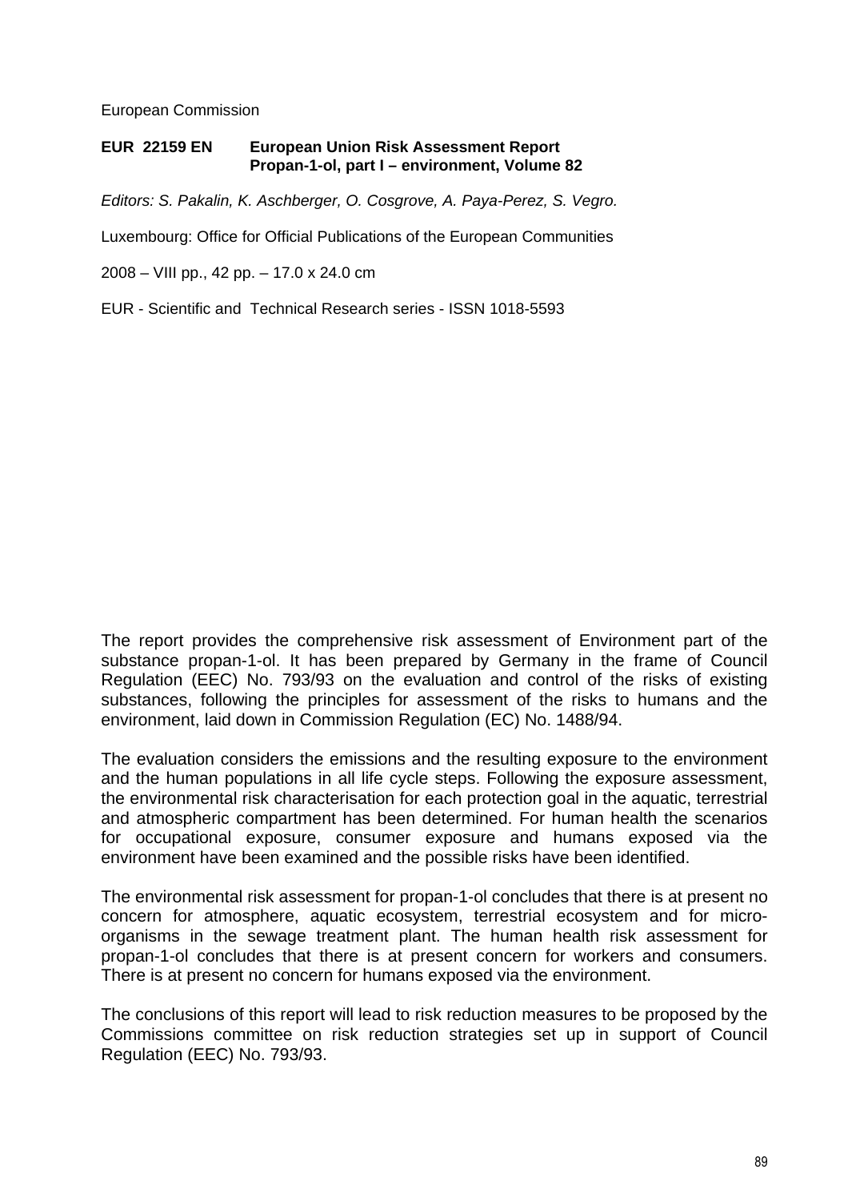European Commission

**EUR 22159 EN European Union Risk Assessment Report**
**Propan-1-ol, part I – environment, Volume 82**

*Editors: S. Pakalin, K. Aschberger, O. Cosgrove, A. Paya-Perez, S. Vegro.*

Luxembourg: Office for Official Publications of the European Communities

2008 – VIII pp., 42 pp. – 17.0 x 24.0 cm

EUR - Scientific and Technical Research series - ISSN 1018-5593

The report provides the comprehensive risk assessment of Environment part of the substance propan-1-ol. It has been prepared by Germany in the frame of Council Regulation (EEC) No. 793/93 on the evaluation and control of the risks of existing substances, following the principles for assessment of the risks to humans and the environment, laid down in Commission Regulation (EC) No. 1488/94.

The evaluation considers the emissions and the resulting exposure to the environment and the human populations in all life cycle steps. Following the exposure assessment, the environmental risk characterisation for each protection goal in the aquatic, terrestrial and atmospheric compartment has been determined. For human health the scenarios for occupational exposure, consumer exposure and humans exposed via the environment have been examined and the possible risks have been identified.

The environmental risk assessment for propan-1-ol concludes that there is at present no concern for atmosphere, aquatic ecosystem, terrestrial ecosystem and for micro-organisms in the sewage treatment plant. The human health risk assessment for propan-1-ol concludes that there is at present concern for workers and consumers. There is at present no concern for humans exposed via the environment.

The conclusions of this report will lead to risk reduction measures to be proposed by the Commissions committee on risk reduction strategies set up in support of Council Regulation (EEC) No. 793/93.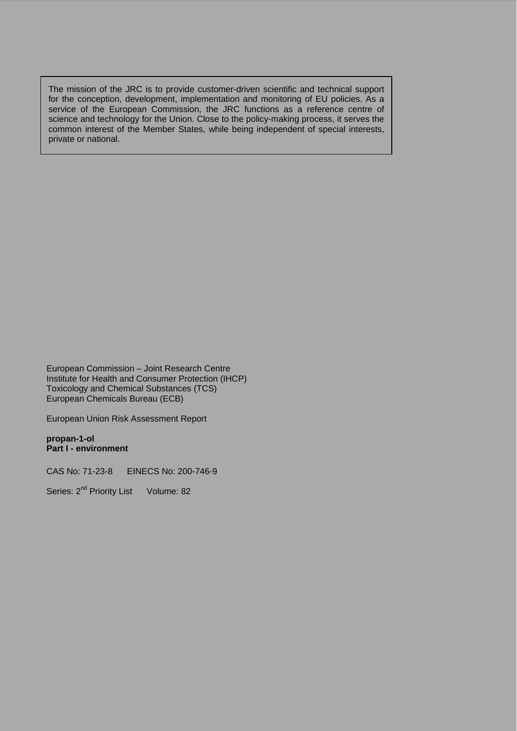The mission of the JRC is to provide customer-driven scientific and technical support for the conception, development, implementation and monitoring of EU policies. As a service of the European Commission, the JRC functions as a reference centre of science and technology for the Union. Close to the policy-making process, it serves the common interest of the Member States, while being independent of special interests, private or national.

European Commission – Joint Research Centre
Institute for Health and Consumer Protection (IHCP)
Toxicology and Chemical Substances (TCS)
European Chemicals Bureau (ECB)

European Union Risk Assessment Report

**propan-1-ol**
**Part I - environment**

CAS No: 71-23-8  EINECS No: 200-746-9

Series: 2nd Priority List  Volume: 82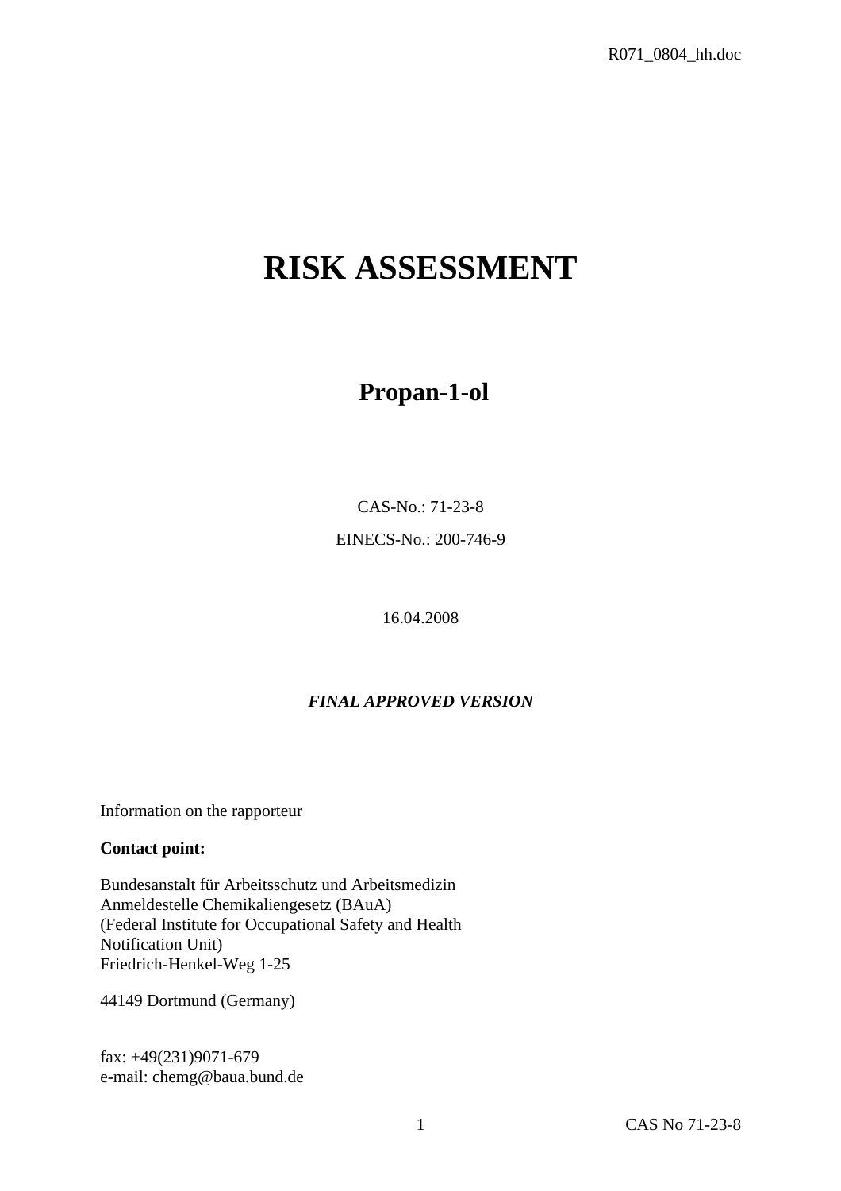# RISK ASSESSMENT

## Propan-1-ol

CAS-No.: 71-23-8

EINECS-No.: 200-746-9

16.04.2008

***FINAL APPROVED VERSION***

Information on the rapporteur

**Contact point:**

Bundesanstalt für Arbeitsschutz und Arbeitsmedizin
Anmeldestelle Chemikaliengesetz (BAuA)
(Federal Institute for Occupational Safety and Health
Notification Unit)
Friedrich-Henkel-Weg 1-25

44149 Dortmund (Germany)

fax: +49(231)9071-679
e-mail: chemg@baua.bund.de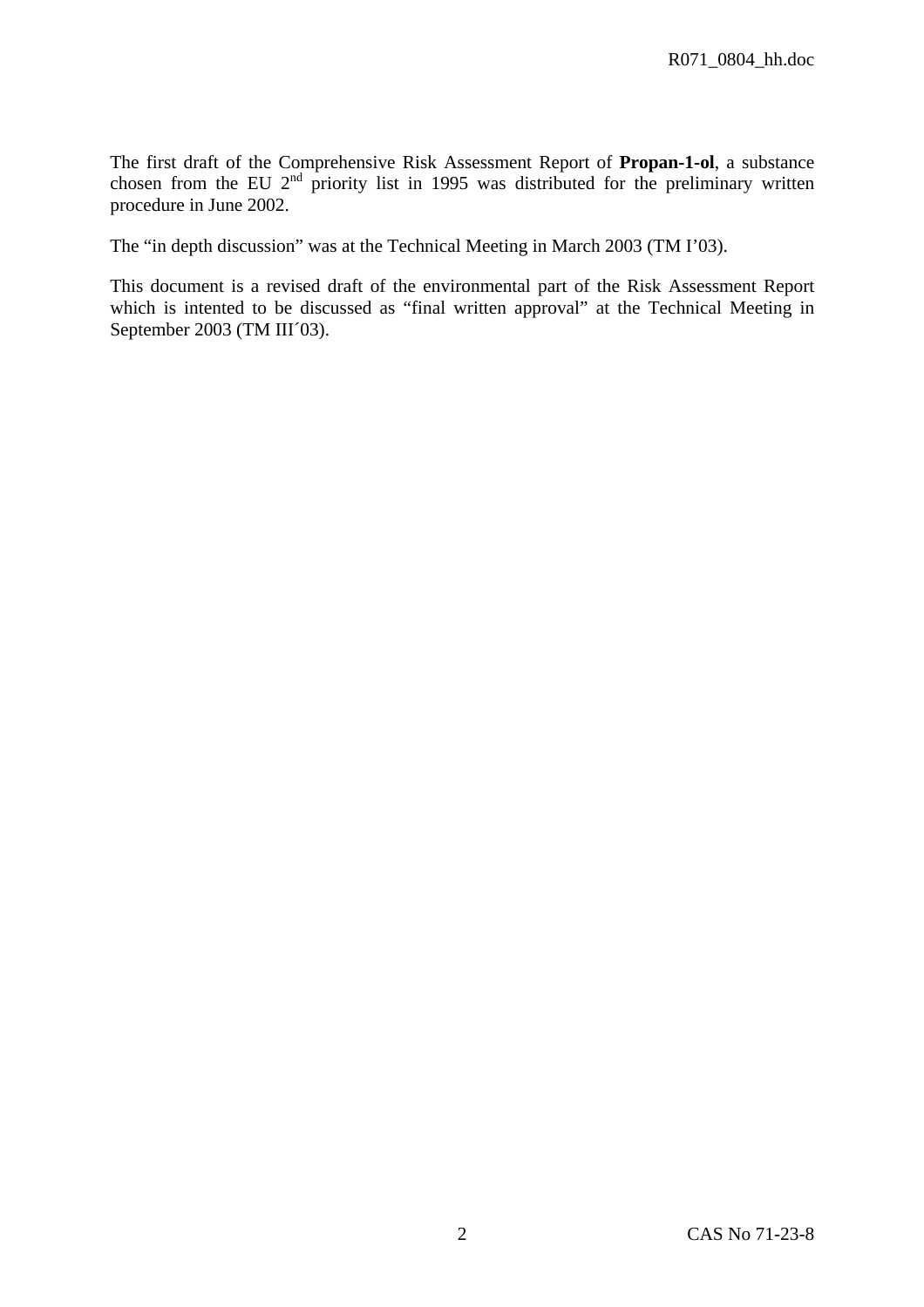The first draft of the Comprehensive Risk Assessment Report of **Propan-1-ol**, a substance chosen from the EU 2[nd] priority list in 1995 was distributed for the preliminary written procedure in June 2002.

The “in depth discussion” was at the Technical Meeting in March 2003 (TM I’03).

This document is a revised draft of the environmental part of the Risk Assessment Report which is intented to be discussed as “final written approval” at the Technical Meeting in September 2003 (TM III´03).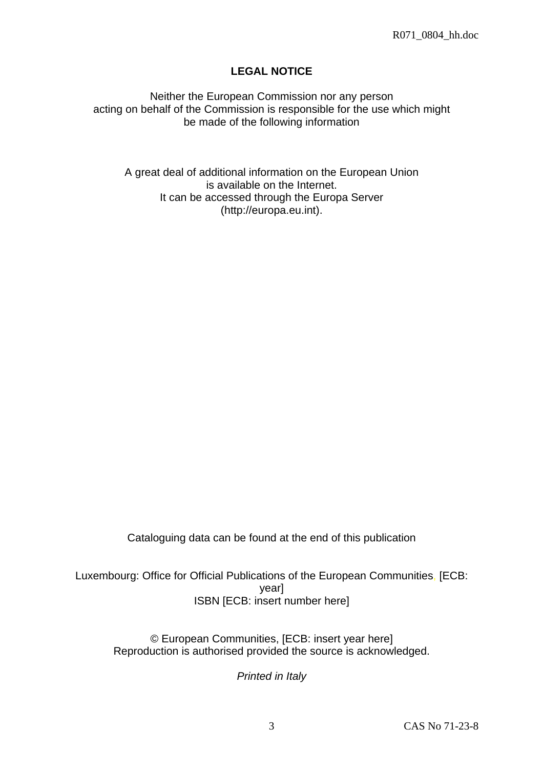**LEGAL NOTICE**

Neither the European Commission nor any person
acting on behalf of the Commission is responsible for the use which might
be made of the following information

A great deal of additional information on the European Union
is available on the Internet.
It can be accessed through the Europa Server
(http://europa.eu.int).

Cataloguing data can be found at the end of this publication

Luxembourg: Office for Official Publications of the European Communities, [ECB: year]
ISBN [ECB: insert number here]

© European Communities, [ECB: insert year here]
Reproduction is authorised provided the source is acknowledged.

*Printed in Italy*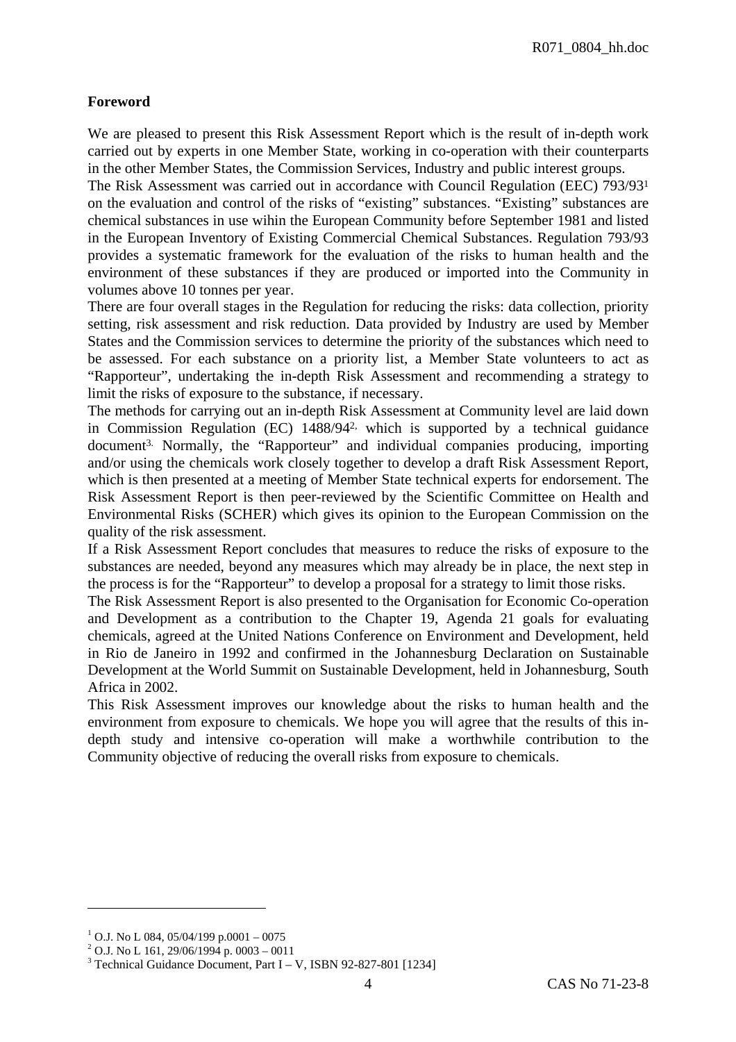**Foreword**

We are pleased to present this Risk Assessment Report which is the result of in-depth work carried out by experts in one Member State, working in co-operation with their counterparts in the other Member States, the Commission Services, Industry and public interest groups.

The Risk Assessment was carried out in accordance with Council Regulation (EEC) 793/93[1] on the evaluation and control of the risks of "existing" substances. "Existing" substances are chemical substances in use wihin the European Community before September 1981 and listed in the European Inventory of Existing Commercial Chemical Substances. Regulation 793/93 provides a systematic framework for the evaluation of the risks to human health and the environment of these substances if they are produced or imported into the Community in volumes above 10 tonnes per year.

There are four overall stages in the Regulation for reducing the risks: data collection, priority setting, risk assessment and risk reduction. Data provided by Industry are used by Member States and the Commission services to determine the priority of the substances which need to be assessed. For each substance on a priority list, a Member State volunteers to act as "Rapporteur", undertaking the in-depth Risk Assessment and recommending a strategy to limit the risks of exposure to the substance, if necessary.

The methods for carrying out an in-depth Risk Assessment at Community level are laid down in Commission Regulation (EC) 1488/94[2], which is supported by a technical guidance document[3]. Normally, the "Rapporteur" and individual companies producing, importing and/or using the chemicals work closely together to develop a draft Risk Assessment Report, which is then presented at a meeting of Member State technical experts for endorsement. The Risk Assessment Report is then peer-reviewed by the Scientific Committee on Health and Environmental Risks (SCHER) which gives its opinion to the European Commission on the quality of the risk assessment.

If a Risk Assessment Report concludes that measures to reduce the risks of exposure to the substances are needed, beyond any measures which may already be in place, the next step in the process is for the "Rapporteur" to develop a proposal for a strategy to limit those risks.

The Risk Assessment Report is also presented to the Organisation for Economic Co-operation and Development as a contribution to the Chapter 19, Agenda 21 goals for evaluating chemicals, agreed at the United Nations Conference on Environment and Development, held in Rio de Janeiro in 1992 and confirmed in the Johannesburg Declaration on Sustainable Development at the World Summit on Sustainable Development, held in Johannesburg, South Africa in 2002.

This Risk Assessment improves our knowledge about the risks to human health and the environment from exposure to chemicals. We hope you will agree that the results of this in-depth study and intensive co-operation will make a worthwhile contribution to the Community objective of reducing the overall risks from exposure to chemicals.

---

[1] O.J. No L 084, 05/04/199 p.0001 – 0075

[2] O.J. No L 161, 29/06/1994 p. 0003 – 0011

[3] Technical Guidance Document, Part I – V, ISBN 92-827-801 [1234]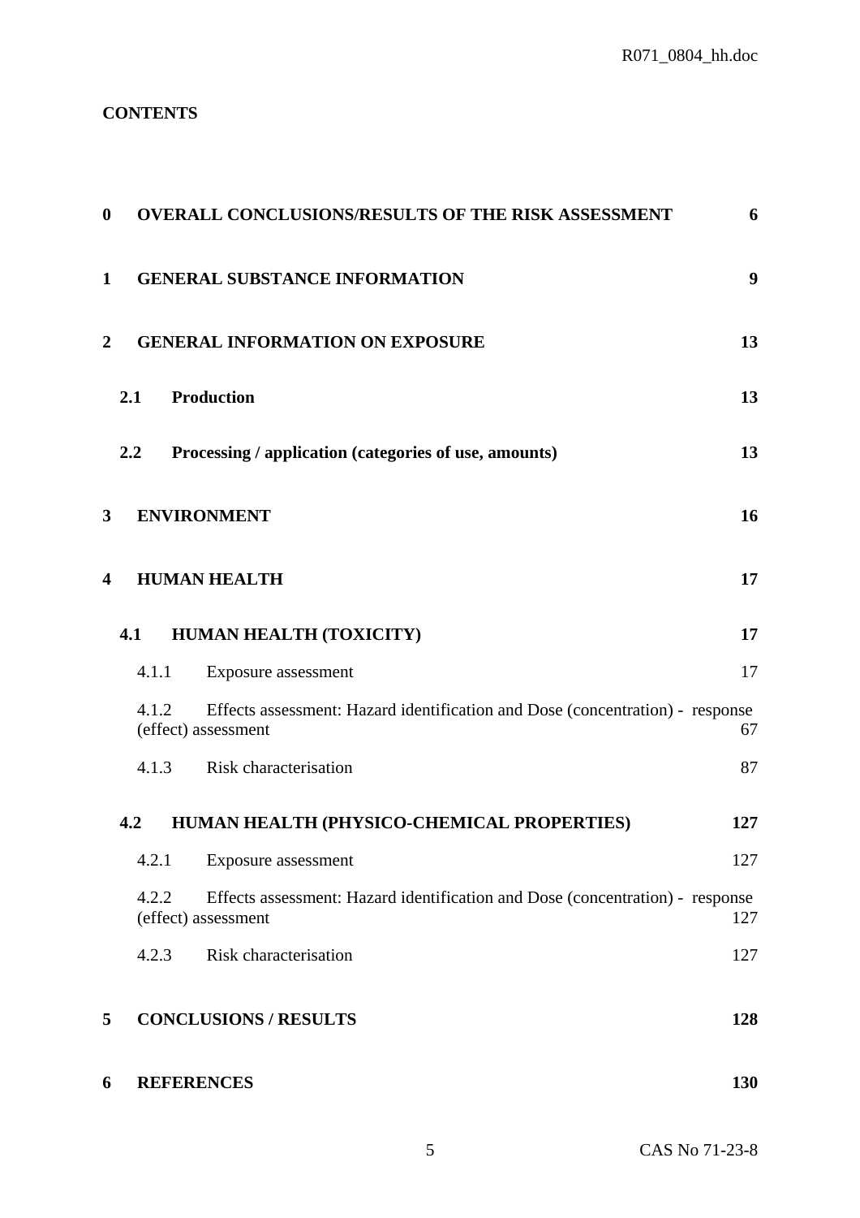**CONTENTS**

| | | |
|---|---|---|
| **0** | **OVERALL CONCLUSIONS/RESULTS OF THE RISK ASSESSMENT** | **6** |
| **1** | **GENERAL SUBSTANCE INFORMATION** | **9** |
| **2** | **GENERAL INFORMATION ON EXPOSURE** | **13** |
| **2.1** | **Production** | **13** |
| **2.2** | **Processing / application (categories of use, amounts)** | **13** |
| **3** | **ENVIRONMENT** | **16** |
| **4** | **HUMAN HEALTH** | **17** |
| **4.1** | **HUMAN HEALTH (TOXICITY)** | **17** |
| 4.1.1 | Exposure assessment | 17 |
| 4.1.2 | Effects assessment: Hazard identification and Dose (concentration) - response (effect) assessment | 67 |
| 4.1.3 | Risk characterisation | 87 |
| **4.2** | **HUMAN HEALTH (PHYSICO-CHEMICAL PROPERTIES)** | **127** |
| 4.2.1 | Exposure assessment | 127 |
| 4.2.2 | Effects assessment: Hazard identification and Dose (concentration) - response (effect) assessment | 127 |
| 4.2.3 | Risk characterisation | 127 |
| **5** | **CONCLUSIONS / RESULTS** | **128** |
| **6** | **REFERENCES** | **130** |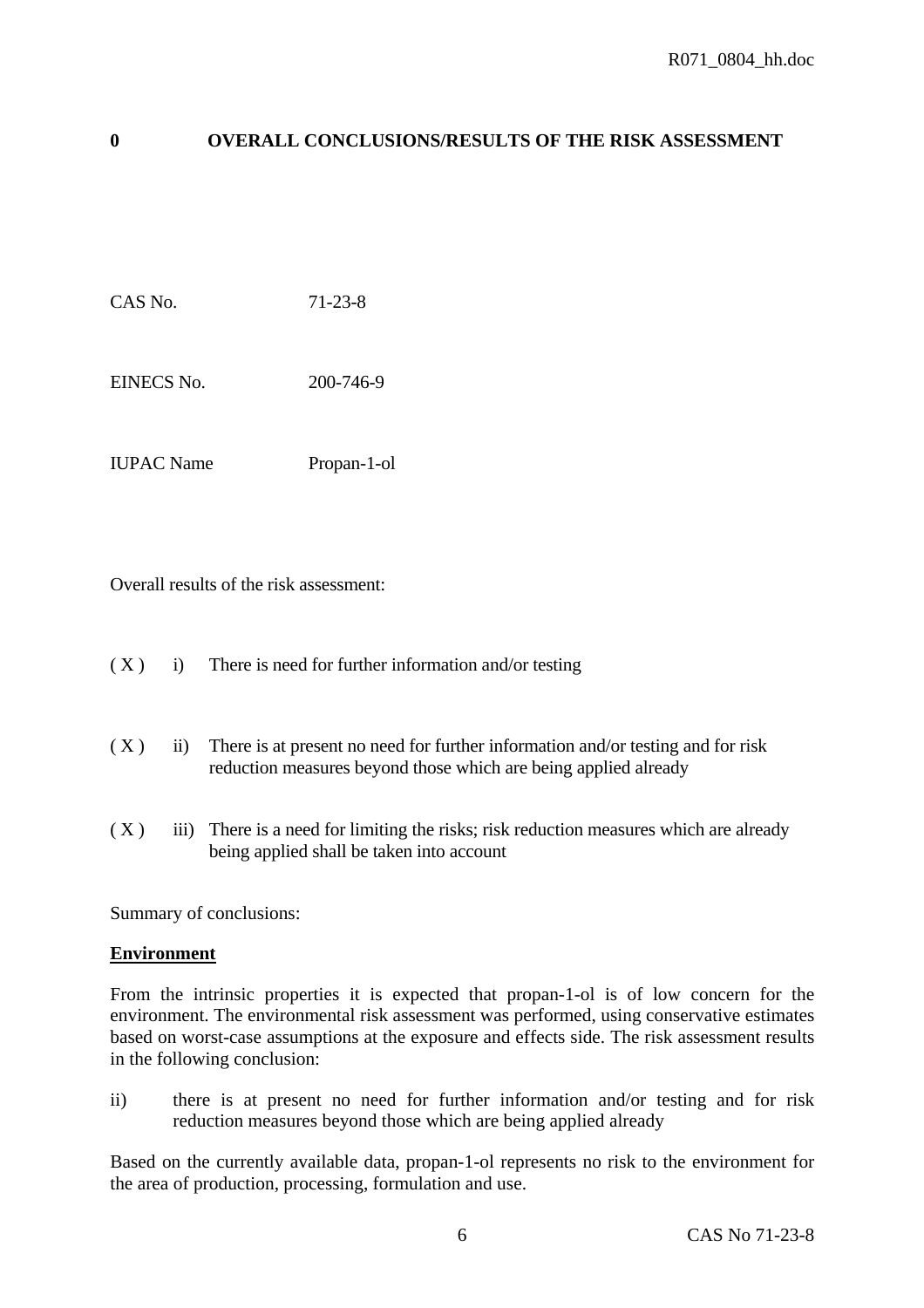# 0 OVERALL CONCLUSIONS/RESULTS OF THE RISK ASSESSMENT

CAS No. 71-23-8

EINECS No. 200-746-9

IUPAC Name Propan-1-ol

Overall results of the risk assessment:

( X ) i) There is need for further information and/or testing

( X ) ii) There is at present no need for further information and/or testing and for risk reduction measures beyond those which are being applied already

( X ) iii) There is a need for limiting the risks; risk reduction measures which are already being applied shall be taken into account

Summary of conclusions:

**Environment**

From the intrinsic properties it is expected that propan-1-ol is of low concern for the environment. The environmental risk assessment was performed, using conservative estimates based on worst-case assumptions at the exposure and effects side. The risk assessment results in the following conclusion:

ii) there is at present no need for further information and/or testing and for risk reduction measures beyond those which are being applied already

Based on the currently available data, propan-1-ol represents no risk to the environment for the area of production, processing, formulation and use.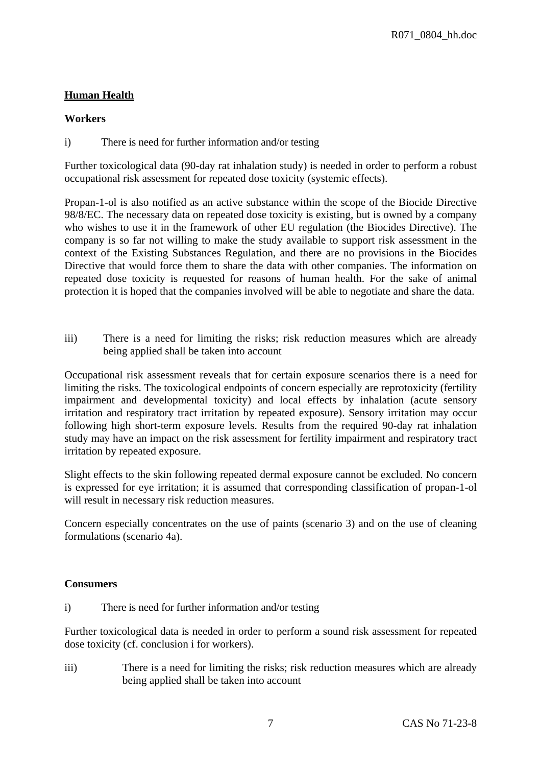## Human Health

### Workers

i) There is need for further information and/or testing

Further toxicological data (90-day rat inhalation study) is needed in order to perform a robust occupational risk assessment for repeated dose toxicity (systemic effects).

Propan-1-ol is also notified as an active substance within the scope of the Biocide Directive 98/8/EC. The necessary data on repeated dose toxicity is existing, but is owned by a company who wishes to use it in the framework of other EU regulation (the Biocides Directive). The company is so far not willing to make the study available to support risk assessment in the context of the Existing Substances Regulation, and there are no provisions in the Biocides Directive that would force them to share the data with other companies. The information on repeated dose toxicity is requested for reasons of human health. For the sake of animal protection it is hoped that the companies involved will be able to negotiate and share the data.

iii) There is a need for limiting the risks; risk reduction measures which are already being applied shall be taken into account

Occupational risk assessment reveals that for certain exposure scenarios there is a need for limiting the risks. The toxicological endpoints of concern especially are reprotoxicity (fertility impairment and developmental toxicity) and local effects by inhalation (acute sensory irritation and respiratory tract irritation by repeated exposure). Sensory irritation may occur following high short-term exposure levels. Results from the required 90-day rat inhalation study may have an impact on the risk assessment for fertility impairment and respiratory tract irritation by repeated exposure.

Slight effects to the skin following repeated dermal exposure cannot be excluded. No concern is expressed for eye irritation; it is assumed that corresponding classification of propan-1-ol will result in necessary risk reduction measures.

Concern especially concentrates on the use of paints (scenario 3) and on the use of cleaning formulations (scenario 4a).

### Consumers

i) There is need for further information and/or testing

Further toxicological data is needed in order to perform a sound risk assessment for repeated dose toxicity (cf. conclusion i for workers).

iii) There is a need for limiting the risks; risk reduction measures which are already being applied shall be taken into account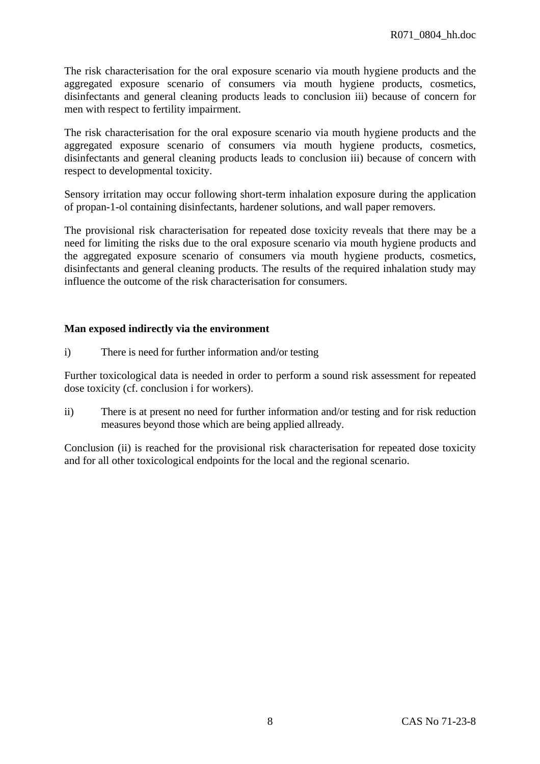The risk characterisation for the oral exposure scenario via mouth hygiene products and the aggregated exposure scenario of consumers via mouth hygiene products, cosmetics, disinfectants and general cleaning products leads to conclusion iii) because of concern for men with respect to fertility impairment.

The risk characterisation for the oral exposure scenario via mouth hygiene products and the aggregated exposure scenario of consumers via mouth hygiene products, cosmetics, disinfectants and general cleaning products leads to conclusion iii) because of concern with respect to developmental toxicity.

Sensory irritation may occur following short-term inhalation exposure during the application of propan-1-ol containing disinfectants, hardener solutions, and wall paper removers.

The provisional risk characterisation for repeated dose toxicity reveals that there may be a need for limiting the risks due to the oral exposure scenario via mouth hygiene products and the aggregated exposure scenario of consumers via mouth hygiene products, cosmetics, disinfectants and general cleaning products. The results of the required inhalation study may influence the outcome of the risk characterisation for consumers.

**Man exposed indirectly via the environment**

i) There is need for further information and/or testing

Further toxicological data is needed in order to perform a sound risk assessment for repeated dose toxicity (cf. conclusion i for workers).

ii) There is at present no need for further information and/or testing and for risk reduction measures beyond those which are being applied allready.

Conclusion (ii) is reached for the provisional risk characterisation for repeated dose toxicity and for all other toxicological endpoints for the local and the regional scenario.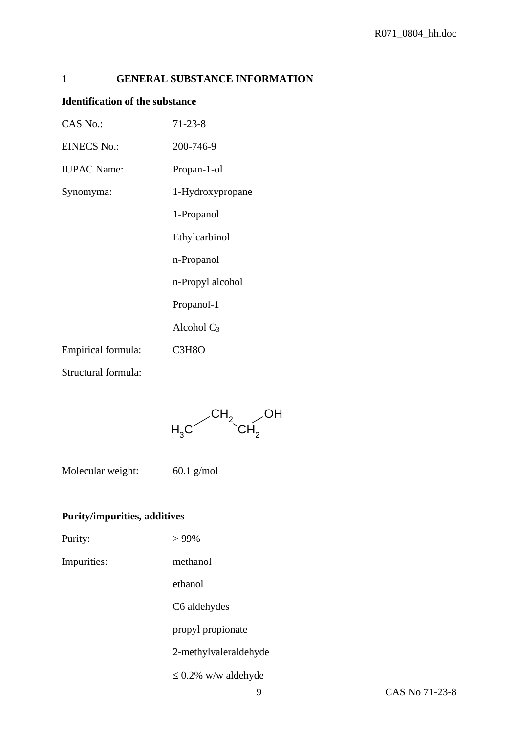# 1 GENERAL SUBSTANCE INFORMATION

**Identification of the substance**

| | |
|---|---|
| CAS No.: | 71-23-8 |
| EINECS No.: | 200-746-9 |
| IUPAC Name: | Propan-1-ol |
| Synomyma: | 1-Hydroxypropane |
| | 1-Propanol |
| | Ethylcarbinol |
| | n-Propanol |
| | n-Propyl alcohol |
| | Propanol-1 |
| | Alcohol $C_3$ |
| Empirical formula: | C3H8O |
| Structural formula: | |

$$H_3C-CH_2-CH_2-OH$$

| | |
|---|---|
| Molecular weight: | 60.1 g/mol |

**Purity/impurities, additives**

| | |
|---|---|
| Purity: | > 99% |
| Impurities: | methanol |
| | ethanol |
| | C6 aldehydes |
| | propyl propionate |
| | 2-methylvaleraldehyde |
| | ≤ 0.2% w/w aldehyde |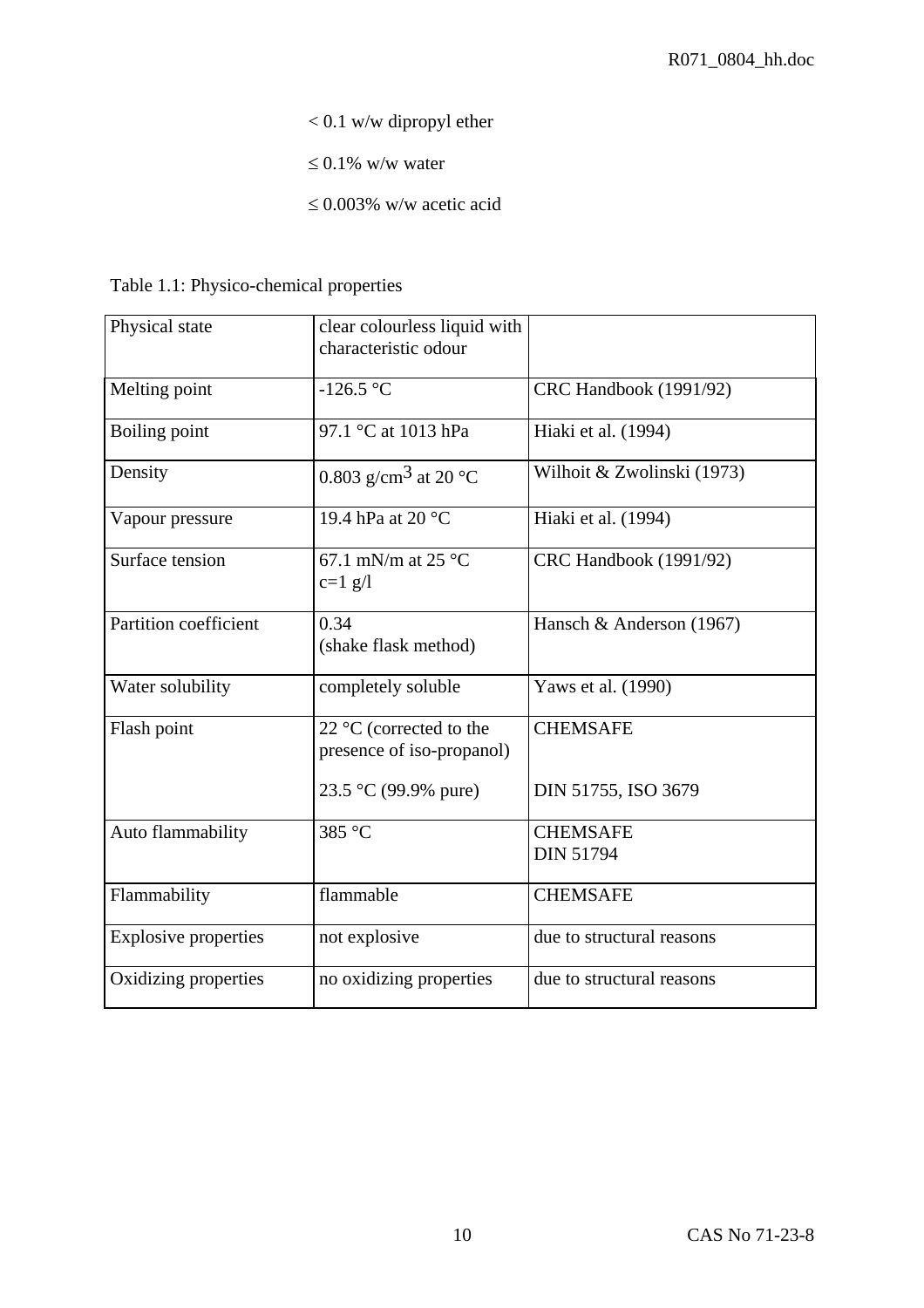< 0.1 w/w dipropyl ether

≤ 0.1% w/w water

≤ 0.003% w/w acetic acid

Table 1.1: Physico-chemical properties

| Physical state | clear colourless liquid with characteristic odour | |
|---|---|---|
| Melting point | -126.5 °C | CRC Handbook (1991/92) |
| Boiling point | 97.1 °C at 1013 hPa | Hiaki et al. (1994) |
| Density | 0.803 g/cm$^3$ at 20 °C | Wilhoit & Zwolinski (1973) |
| Vapour pressure | 19.4 hPa at 20 °C | Hiaki et al. (1994) |
| Surface tension | 67.1 mN/m at 25 °C<br>c=1 g/l | CRC Handbook (1991/92) |
| Partition coefficient | 0.34<br>(shake flask method) | Hansch & Anderson (1967) |
| Water solubility | completely soluble | Yaws et al. (1990) |
| Flash point | 22 °C (corrected to the presence of iso-propanol)<br><br>23.5 °C (99.9% pure) | CHEMSAFE<br><br>DIN 51755, ISO 3679 |
| Auto flammability | 385 °C | CHEMSAFE<br>DIN 51794 |
| Flammability | flammable | CHEMSAFE |
| Explosive properties | not explosive | due to structural reasons |
| Oxidizing properties | no oxidizing properties | due to structural reasons |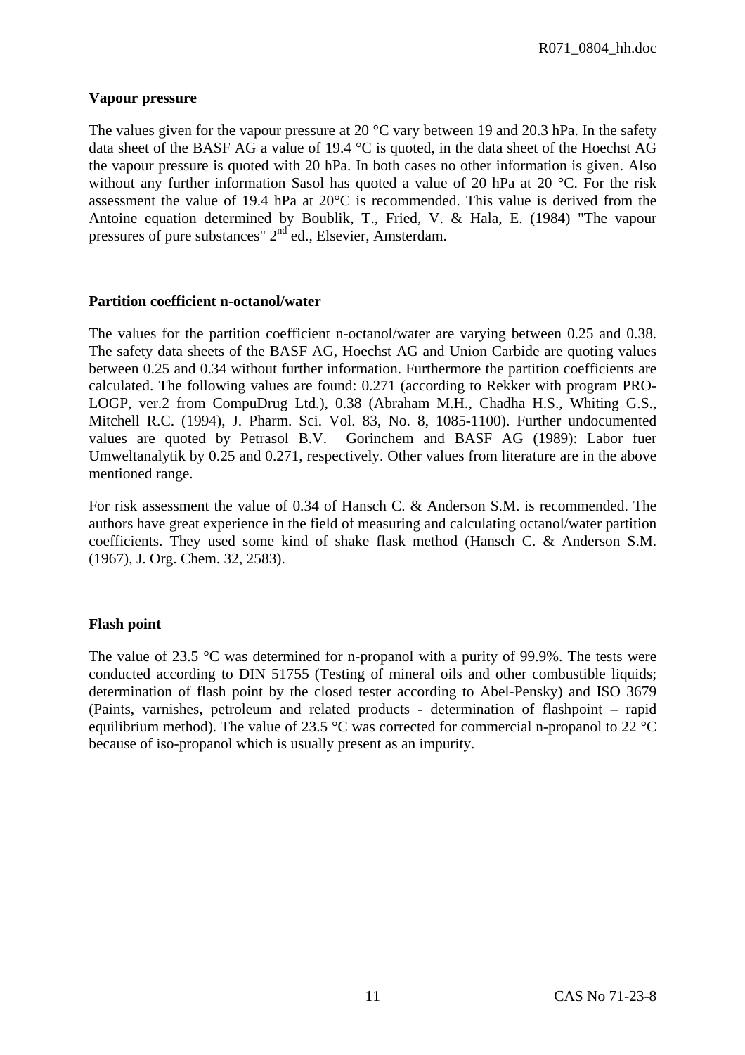**Vapour pressure**

The values given for the vapour pressure at 20 °C vary between 19 and 20.3 hPa. In the safety data sheet of the BASF AG a value of 19.4 °C is quoted, in the data sheet of the Hoechst AG the vapour pressure is quoted with 20 hPa. In both cases no other information is given. Also without any further information Sasol has quoted a value of 20 hPa at 20 °C. For the risk assessment the value of 19.4 hPa at 20°C is recommended. This value is derived from the Antoine equation determined by Boublik, T., Fried, V. & Hala, E. (1984) "The vapour pressures of pure substances" 2nd ed., Elsevier, Amsterdam.

**Partition coefficient n-octanol/water**

The values for the partition coefficient n-octanol/water are varying between 0.25 and 0.38. The safety data sheets of the BASF AG, Hoechst AG and Union Carbide are quoting values between 0.25 and 0.34 without further information. Furthermore the partition coefficients are calculated. The following values are found: 0.271 (according to Rekker with program PRO-LOGP, ver.2 from CompuDrug Ltd.), 0.38 (Abraham M.H., Chadha H.S., Whiting G.S., Mitchell R.C. (1994), J. Pharm. Sci. Vol. 83, No. 8, 1085-1100). Further undocumented values are quoted by Petrasol B.V. Gorinchem and BASF AG (1989): Labor fuer Umweltanalytik by 0.25 and 0.271, respectively. Other values from literature are in the above mentioned range.

For risk assessment the value of 0.34 of Hansch C. & Anderson S.M. is recommended. The authors have great experience in the field of measuring and calculating octanol/water partition coefficients. They used some kind of shake flask method (Hansch C. & Anderson S.M. (1967), J. Org. Chem. 32, 2583).

**Flash point**

The value of 23.5 °C was determined for n-propanol with a purity of 99.9%. The tests were conducted according to DIN 51755 (Testing of mineral oils and other combustible liquids; determination of flash point by the closed tester according to Abel-Pensky) and ISO 3679 (Paints, varnishes, petroleum and related products - determination of flashpoint – rapid equilibrium method). The value of 23.5 °C was corrected for commercial n-propanol to 22 °C because of iso-propanol which is usually present as an impurity.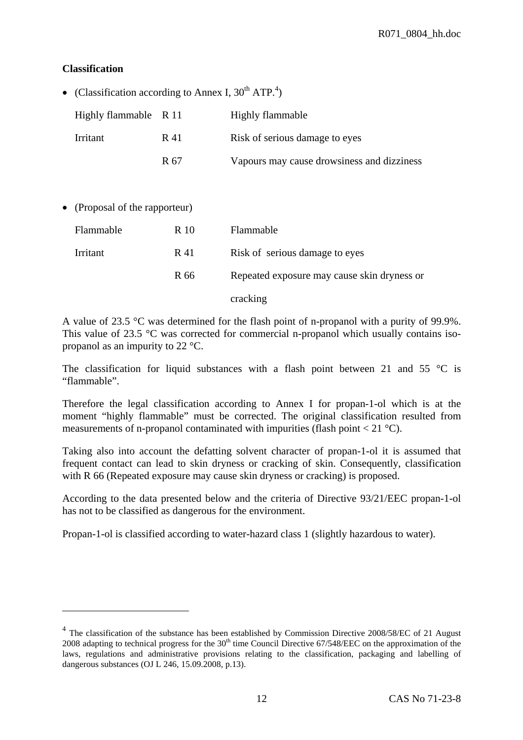**Classification**

- (Classification according to Annex I, 30th ATP.[4])

| | | |
|---|---|---|
| Highly flammable | R 11 | Highly flammable |
| Irritant | R 41 | Risk of serious damage to eyes |
| | R 67 | Vapours may cause drowsiness and dizziness |

- (Proposal of the rapporteur)

| | | |
|---|---|---|
| Flammable | R 10 | Flammable |
| Irritant | R 41 | Risk of serious damage to eyes |
| | R 66 | Repeated exposure may cause skin dryness or cracking |

A value of 23.5 °C was determined for the flash point of n-propanol with a purity of 99.9%. This value of 23.5 °C was corrected for commercial n-propanol which usually contains iso-propanol as an impurity to 22 °C.

The classification for liquid substances with a flash point between 21 and 55 °C is "flammable".

Therefore the legal classification according to Annex I for propan-1-ol which is at the moment "highly flammable" must be corrected. The original classification resulted from measurements of n-propanol contaminated with impurities (flash point < 21 °C).

Taking also into account the defatting solvent character of propan-1-ol it is assumed that frequent contact can lead to skin dryness or cracking of skin. Consequently, classification with R 66 (Repeated exposure may cause skin dryness or cracking) is proposed.

According to the data presented below and the criteria of Directive 93/21/EEC propan-1-ol has not to be classified as dangerous for the environment.

Propan-1-ol is classified according to water-hazard class 1 (slightly hazardous to water).

---

[4] The classification of the substance has been established by Commission Directive 2008/58/EC of 21 August 2008 adapting to technical progress for the 30th time Council Directive 67/548/EEC on the approximation of the laws, regulations and administrative provisions relating to the classification, packaging and labelling of dangerous substances (OJ L 246, 15.09.2008, p.13).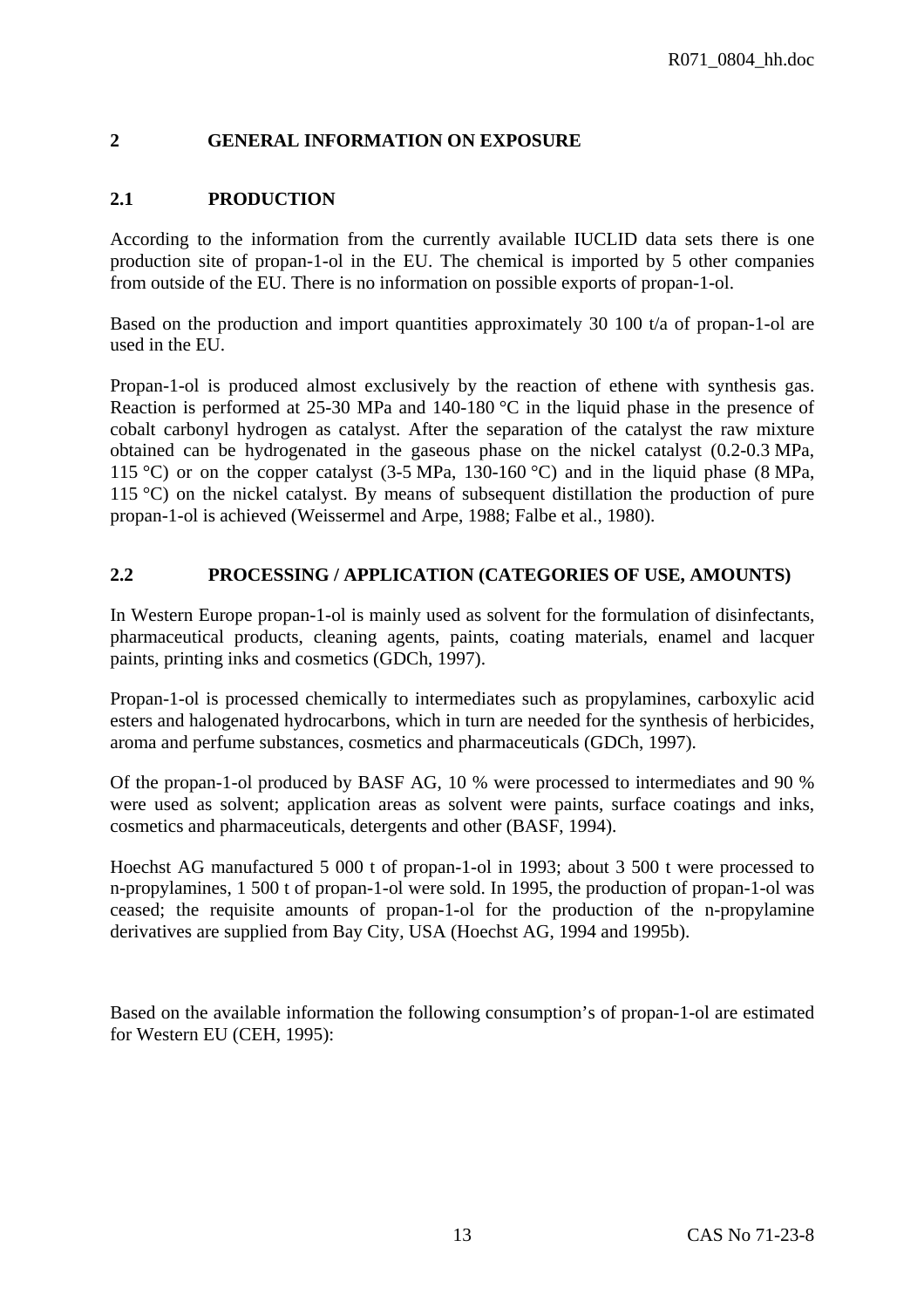## 2 GENERAL INFORMATION ON EXPOSURE

### 2.1 PRODUCTION

According to the information from the currently available IUCLID data sets there is one production site of propan-1-ol in the EU. The chemical is imported by 5 other companies from outside of the EU. There is no information on possible exports of propan-1-ol.

Based on the production and import quantities approximately 30 100 t/a of propan-1-ol are used in the EU.

Propan-1-ol is produced almost exclusively by the reaction of ethene with synthesis gas. Reaction is performed at 25-30 MPa and 140-180 °C in the liquid phase in the presence of cobalt carbonyl hydrogen as catalyst. After the separation of the catalyst the raw mixture obtained can be hydrogenated in the gaseous phase on the nickel catalyst (0.2-0.3 MPa, 115 °C) or on the copper catalyst (3-5 MPa, 130-160 °C) and in the liquid phase (8 MPa, 115 °C) on the nickel catalyst. By means of subsequent distillation the production of pure propan-1-ol is achieved (Weissermel and Arpe, 1988; Falbe et al., 1980).

### 2.2 PROCESSING / APPLICATION (CATEGORIES OF USE, AMOUNTS)

In Western Europe propan-1-ol is mainly used as solvent for the formulation of disinfectants, pharmaceutical products, cleaning agents, paints, coating materials, enamel and lacquer paints, printing inks and cosmetics (GDCh, 1997).

Propan-1-ol is processed chemically to intermediates such as propylamines, carboxylic acid esters and halogenated hydrocarbons, which in turn are needed for the synthesis of herbicides, aroma and perfume substances, cosmetics and pharmaceuticals (GDCh, 1997).

Of the propan-1-ol produced by BASF AG, 10 % were processed to intermediates and 90 % were used as solvent; application areas as solvent were paints, surface coatings and inks, cosmetics and pharmaceuticals, detergents and other (BASF, 1994).

Hoechst AG manufactured 5 000 t of propan-1-ol in 1993; about 3 500 t were processed to n-propylamines, 1 500 t of propan-1-ol were sold. In 1995, the production of propan-1-ol was ceased; the requisite amounts of propan-1-ol for the production of the n-propylamine derivatives are supplied from Bay City, USA (Hoechst AG, 1994 and 1995b).

Based on the available information the following consumption's of propan-1-ol are estimated for Western EU (CEH, 1995):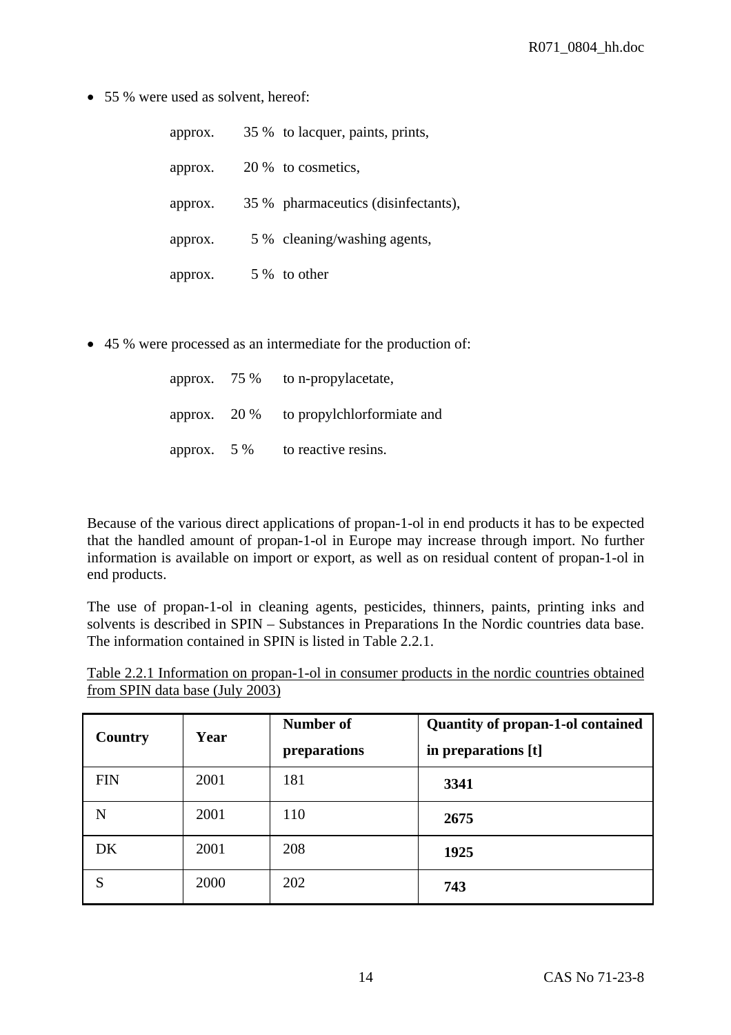- 55 % were used as solvent, hereof:

  approx. 35 % to lacquer, paints, prints,

  approx. 20 % to cosmetics,

  approx. 35 % pharmaceutics (disinfectants),

  approx. 5 % cleaning/washing agents,

  approx. 5 % to other

- 45 % were processed as an intermediate for the production of:

  approx. 75 % to n-propylacetate,

  approx. 20 % to propylchlorformiate and

  approx. 5 % to reactive resins.

Because of the various direct applications of propan-1-ol in end products it has to be expected that the handled amount of propan-1-ol in Europe may increase through import. No further information is available on import or export, as well as on residual content of propan-1-ol in end products.

The use of propan-1-ol in cleaning agents, pesticides, thinners, paints, printing inks and solvents is described in SPIN – Substances in Preparations In the Nordic countries data base. The information contained in SPIN is listed in Table 2.2.1.

Table 2.2.1 Information on propan-1-ol in consumer products in the nordic countries obtained from SPIN data base (July 2003)

| **Country** | **Year** | **Number of preparations** | **Quantity of propan-1-ol contained in preparations [t]** |
|---|---|---|---|
| FIN | 2001 | 181 | **3341** |
| N | 2001 | 110 | **2675** |
| DK | 2001 | 208 | **1925** |
| S | 2000 | 202 | **743** |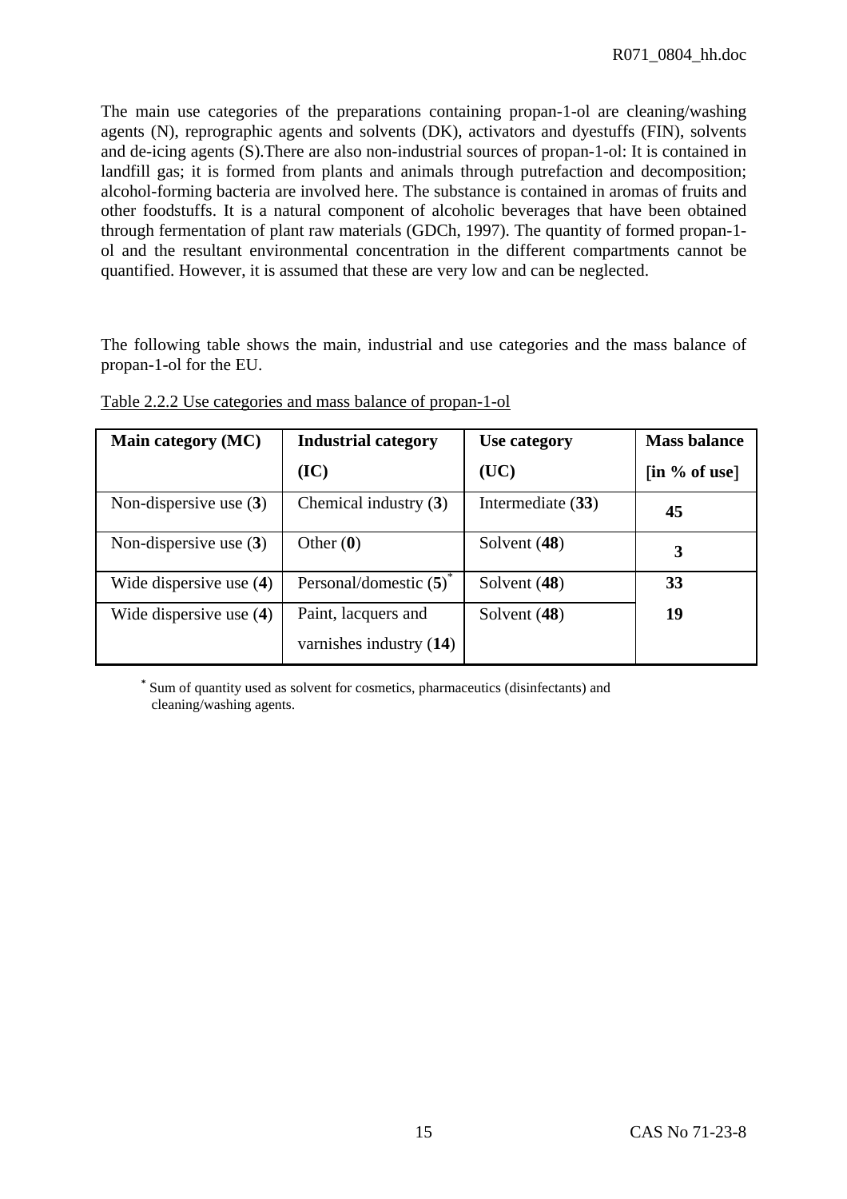The main use categories of the preparations containing propan-1-ol are cleaning/washing agents (N), reprographic agents and solvents (DK), activators and dyestuffs (FIN), solvents and de-icing agents (S).There are also non-industrial sources of propan-1-ol: It is contained in landfill gas; it is formed from plants and animals through putrefaction and decomposition; alcohol-forming bacteria are involved here. The substance is contained in aromas of fruits and other foodstuffs. It is a natural component of alcoholic beverages that have been obtained through fermentation of plant raw materials (GDCh, 1997). The quantity of formed propan-1-ol and the resultant environmental concentration in the different compartments cannot be quantified. However, it is assumed that these are very low and can be neglected.

The following table shows the main, industrial and use categories and the mass balance of propan-1-ol for the EU.

Table 2.2.2 Use categories and mass balance of propan-1-ol

| **Main category (MC)** | **Industrial category (IC)** | **Use category (UC)** | **Mass balance [in % of use]** |
|---|---|---|---|
| Non-dispersive use (**3**) | Chemical industry (**3**) | Intermediate (**33**) | **45** |
| Non-dispersive use (**3**) | Other (**0**) | Solvent (**48**) | **3** |
| Wide dispersive use (**4**) | Personal/domestic (**5**)* | Solvent (**48**) | **33** |
| Wide dispersive use (**4**) | Paint, lacquers and varnishes industry (**14**) | Solvent (**48**) | **19** |

\* Sum of quantity used as solvent for cosmetics, pharmaceutics (disinfectants) and cleaning/washing agents.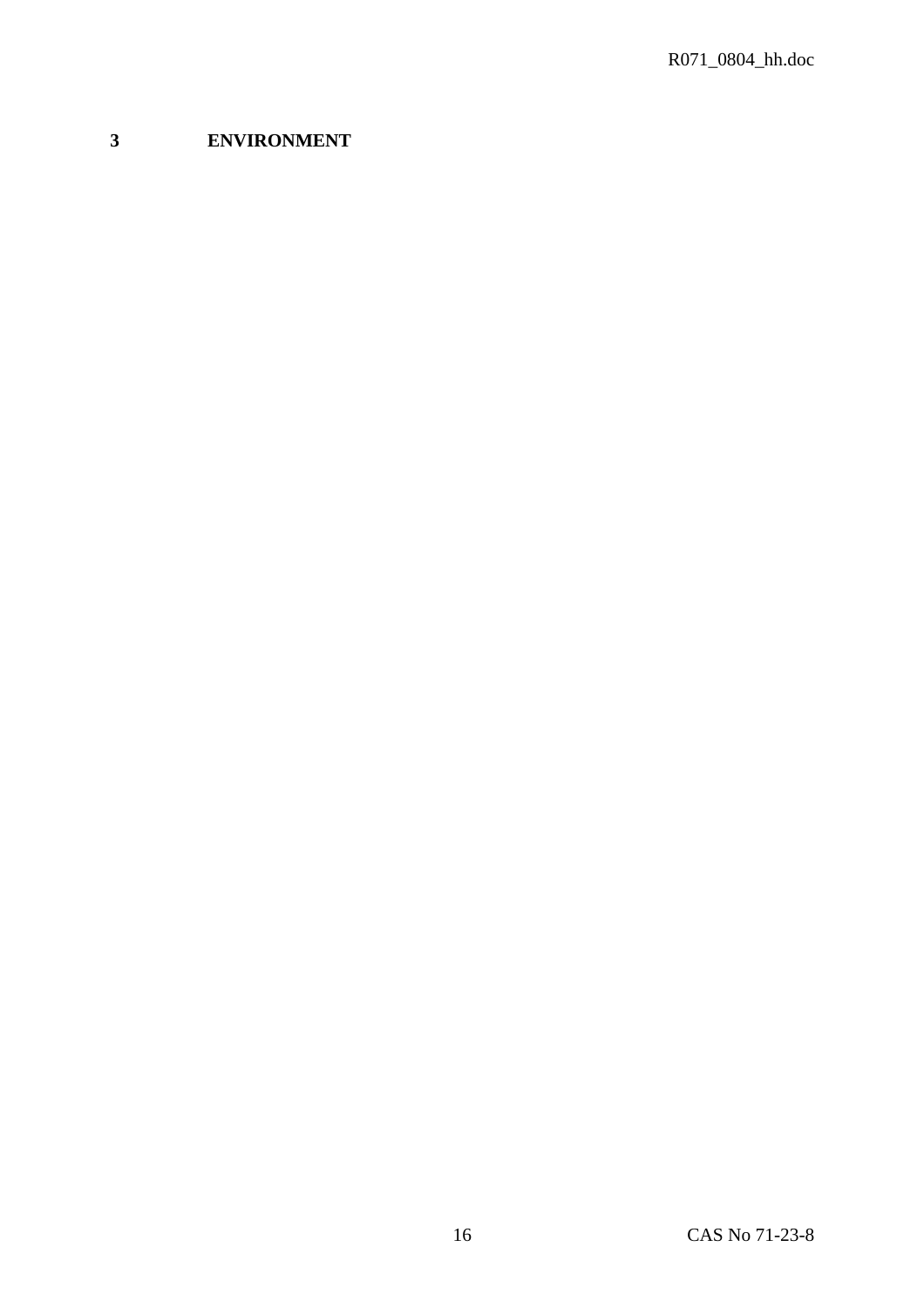# 3 ENVIRONMENT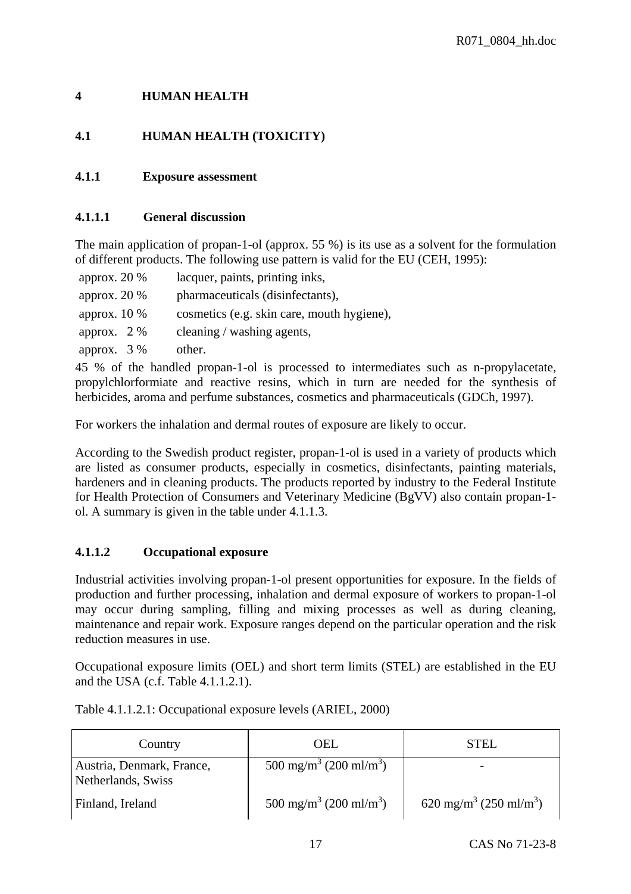# 4 HUMAN HEALTH

## 4.1 HUMAN HEALTH (TOXICITY)

### 4.1.1 Exposure assessment

#### 4.1.1.1 General discussion

The main application of propan-1-ol (approx. 55 %) is its use as a solvent for the formulation of different products. The following use pattern is valid for the EU (CEH, 1995):

- approx. 20 % lacquer, paints, printing inks,
- approx. 20 % pharmaceuticals (disinfectants),
- approx. 10 % cosmetics (e.g. skin care, mouth hygiene),
- approx. 2 % cleaning / washing agents,
- approx. 3 % other.

45 % of the handled propan-1-ol is processed to intermediates such as n-propylacetate, propylchlorformiate and reactive resins, which in turn are needed for the synthesis of herbicides, aroma and perfume substances, cosmetics and pharmaceuticals (GDCh, 1997).

For workers the inhalation and dermal routes of exposure are likely to occur.

According to the Swedish product register, propan-1-ol is used in a variety of products which are listed as consumer products, especially in cosmetics, disinfectants, painting materials, hardeners and in cleaning products. The products reported by industry to the Federal Institute for Health Protection of Consumers and Veterinary Medicine (BgVV) also contain propan-1-ol. A summary is given in the table under 4.1.1.3.

#### 4.1.1.2 Occupational exposure

Industrial activities involving propan-1-ol present opportunities for exposure. In the fields of production and further processing, inhalation and dermal exposure of workers to propan-1-ol may occur during sampling, filling and mixing processes as well as during cleaning, maintenance and repair work. Exposure ranges depend on the particular operation and the risk reduction measures in use.

Occupational exposure limits (OEL) and short term limits (STEL) are established in the EU and the USA (c.f. Table 4.1.1.2.1).

Table 4.1.1.2.1: Occupational exposure levels (ARIEL, 2000)

| Country | OEL | STEL |
|---|---|---|
| Austria, Denmark, France, Netherlands, Swiss | 500 $mg/m^3$ (200 $ml/m^3$) | - |
| Finland, Ireland | 500 $mg/m^3$ (200 $ml/m^3$) | 620 $mg/m^3$ (250 $ml/m^3$) |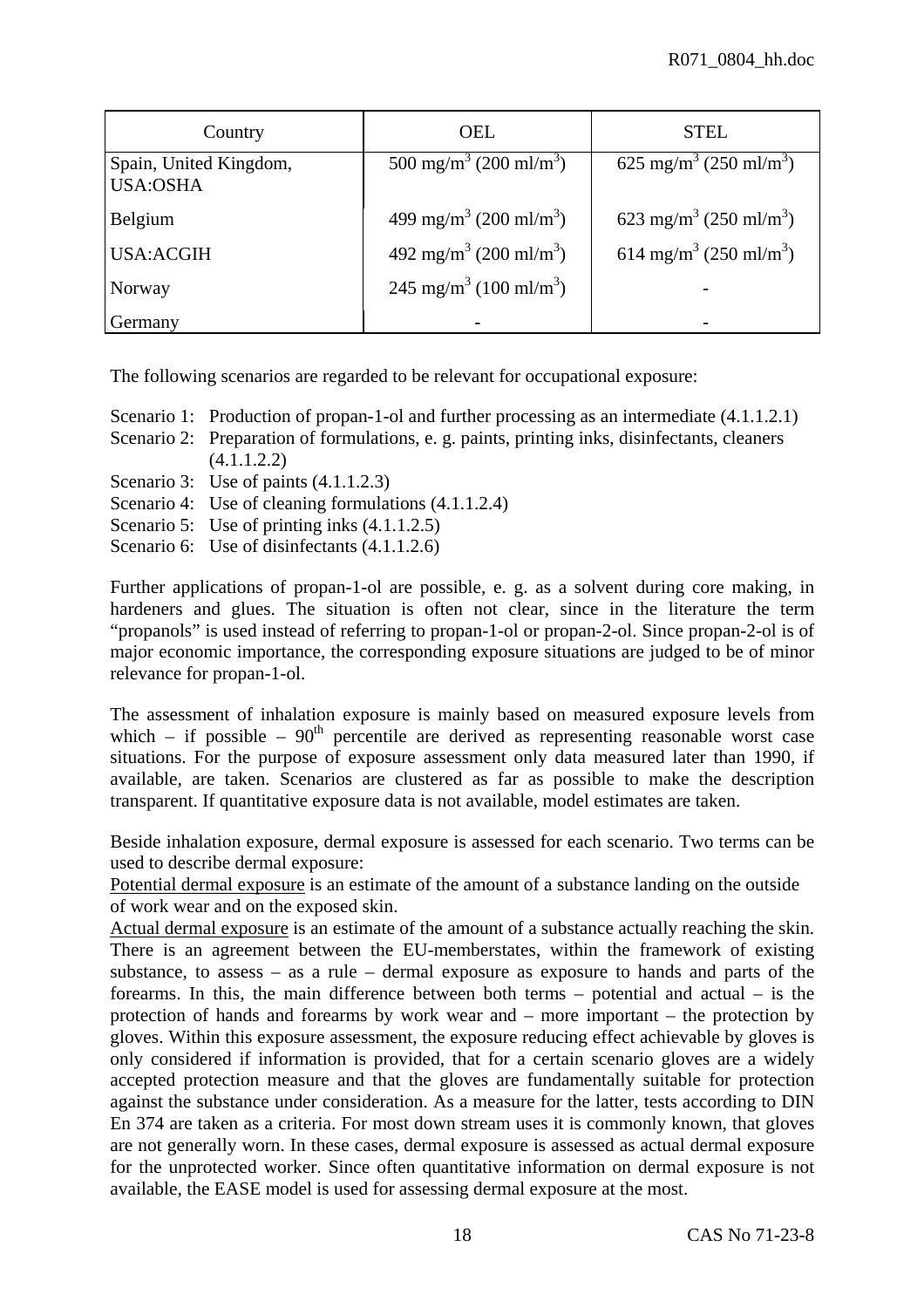| Country | OEL | STEL |
|---|---|---|
| Spain, United Kingdom, USA:OSHA | 500 mg/m$^3$ (200 ml/m$^3$) | 625 mg/m$^3$ (250 ml/m$^3$) |
| Belgium | 499 mg/m$^3$ (200 ml/m$^3$) | 623 mg/m$^3$ (250 ml/m$^3$) |
| USA:ACGIH | 492 mg/m$^3$ (200 ml/m$^3$) | 614 mg/m$^3$ (250 ml/m$^3$) |
| Norway | 245 mg/m$^3$ (100 ml/m$^3$) | - |
| Germany | - | - |

The following scenarios are regarded to be relevant for occupational exposure:

Scenario 1: Production of propan-1-ol and further processing as an intermediate (4.1.1.2.1)
Scenario 2: Preparation of formulations, e. g. paints, printing inks, disinfectants, cleaners (4.1.1.2.2)
Scenario 3: Use of paints (4.1.1.2.3)
Scenario 4: Use of cleaning formulations (4.1.1.2.4)
Scenario 5: Use of printing inks (4.1.1.2.5)
Scenario 6: Use of disinfectants (4.1.1.2.6)

Further applications of propan-1-ol are possible, e. g. as a solvent during core making, in hardeners and glues. The situation is often not clear, since in the literature the term "propanols" is used instead of referring to propan-1-ol or propan-2-ol. Since propan-2-ol is of major economic importance, the corresponding exposure situations are judged to be of minor relevance for propan-1-ol.

The assessment of inhalation exposure is mainly based on measured exposure levels from which – if possible – 90$^{th}$ percentile are derived as representing reasonable worst case situations. For the purpose of exposure assessment only data measured later than 1990, if available, are taken. Scenarios are clustered as far as possible to make the description transparent. If quantitative exposure data is not available, model estimates are taken.

Beside inhalation exposure, dermal exposure is assessed for each scenario. Two terms can be used to describe dermal exposure:
Potential dermal exposure is an estimate of the amount of a substance landing on the outside of work wear and on the exposed skin.
Actual dermal exposure is an estimate of the amount of a substance actually reaching the skin. There is an agreement between the EU-memberstates, within the framework of existing substance, to assess – as a rule – dermal exposure as exposure to hands and parts of the forearms. In this, the main difference between both terms – potential and actual – is the protection of hands and forearms by work wear and – more important – the protection by gloves. Within this exposure assessment, the exposure reducing effect achievable by gloves is only considered if information is provided, that for a certain scenario gloves are a widely accepted protection measure and that the gloves are fundamentally suitable for protection against the substance under consideration. As a measure for the latter, tests according to DIN En 374 are taken as a criteria. For most down stream uses it is commonly known, that gloves are not generally worn. In these cases, dermal exposure is assessed as actual dermal exposure for the unprotected worker. Since often quantitative information on dermal exposure is not available, the EASE model is used for assessing dermal exposure at the most.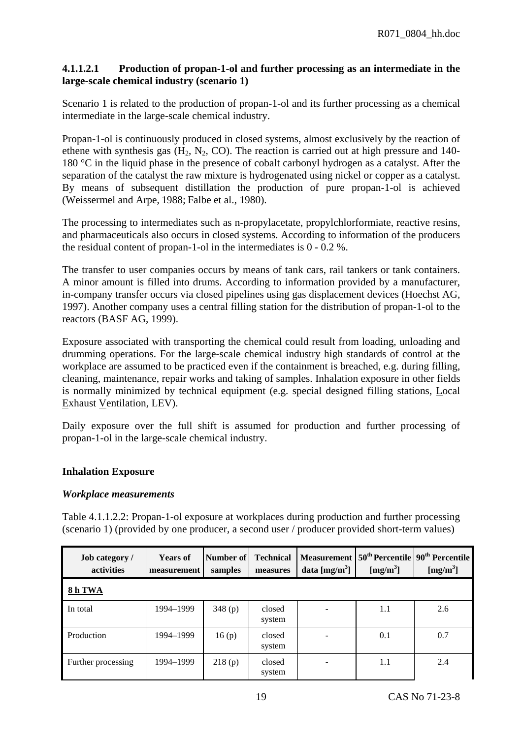#### 4.1.1.2.1 Production of propan-1-ol and further processing as an intermediate in the large-scale chemical industry (scenario 1)

Scenario 1 is related to the production of propan-1-ol and its further processing as a chemical intermediate in the large-scale chemical industry.

Propan-1-ol is continuously produced in closed systems, almost exclusively by the reaction of ethene with synthesis gas ($H_2$, $N_2$, CO). The reaction is carried out at high pressure and 140-180 °C in the liquid phase in the presence of cobalt carbonyl hydrogen as a catalyst. After the separation of the catalyst the raw mixture is hydrogenated using nickel or copper as a catalyst. By means of subsequent distillation the production of pure propan-1-ol is achieved (Weissermel and Arpe, 1988; Falbe et al., 1980).

The processing to intermediates such as n-propylacetate, propylchlorformiate, reactive resins, and pharmaceuticals also occurs in closed systems. According to information of the producers the residual content of propan-1-ol in the intermediates is 0 - 0.2 %.

The transfer to user companies occurs by means of tank cars, rail tankers or tank containers. A minor amount is filled into drums. According to information provided by a manufacturer, in-company transfer occurs via closed pipelines using gas displacement devices (Hoechst AG, 1997). Another company uses a central filling station for the distribution of propan-1-ol to the reactors (BASF AG, 1999).

Exposure associated with transporting the chemical could result from loading, unloading and drumming operations. For the large-scale chemical industry high standards of control at the workplace are assumed to be practiced even if the containment is breached, e.g. during filling, cleaning, maintenance, repair works and taking of samples. Inhalation exposure in other fields is normally minimized by technical equipment (e.g. special designed filling stations, Local Exhaust Ventilation, LEV).

Daily exposure over the full shift is assumed for production and further processing of propan-1-ol in the large-scale chemical industry.

**Inhalation Exposure**

***Workplace measurements***

Table 4.1.1.2.2: Propan-1-ol exposure at workplaces during production and further processing (scenario 1) (provided by one producer, a second user / producer provided short-term values)

| Job category / activities | Years of measurement | Number of samples | Technical measures | Measurement data [mg/m³] | 50th Percentile [mg/m³] | 90th Percentile [mg/m³] |
|---|---|---|---|---|---|---|
| **8 h TWA** | | | | | | |
| In total | 1994–1999 | 348 (p) | closed system | - | 1.1 | 2.6 |
| Production | 1994–1999 | 16 (p) | closed system | - | 0.1 | 0.7 |
| Further processing | 1994–1999 | 218 (p) | closed system | - | 1.1 | 2.4 |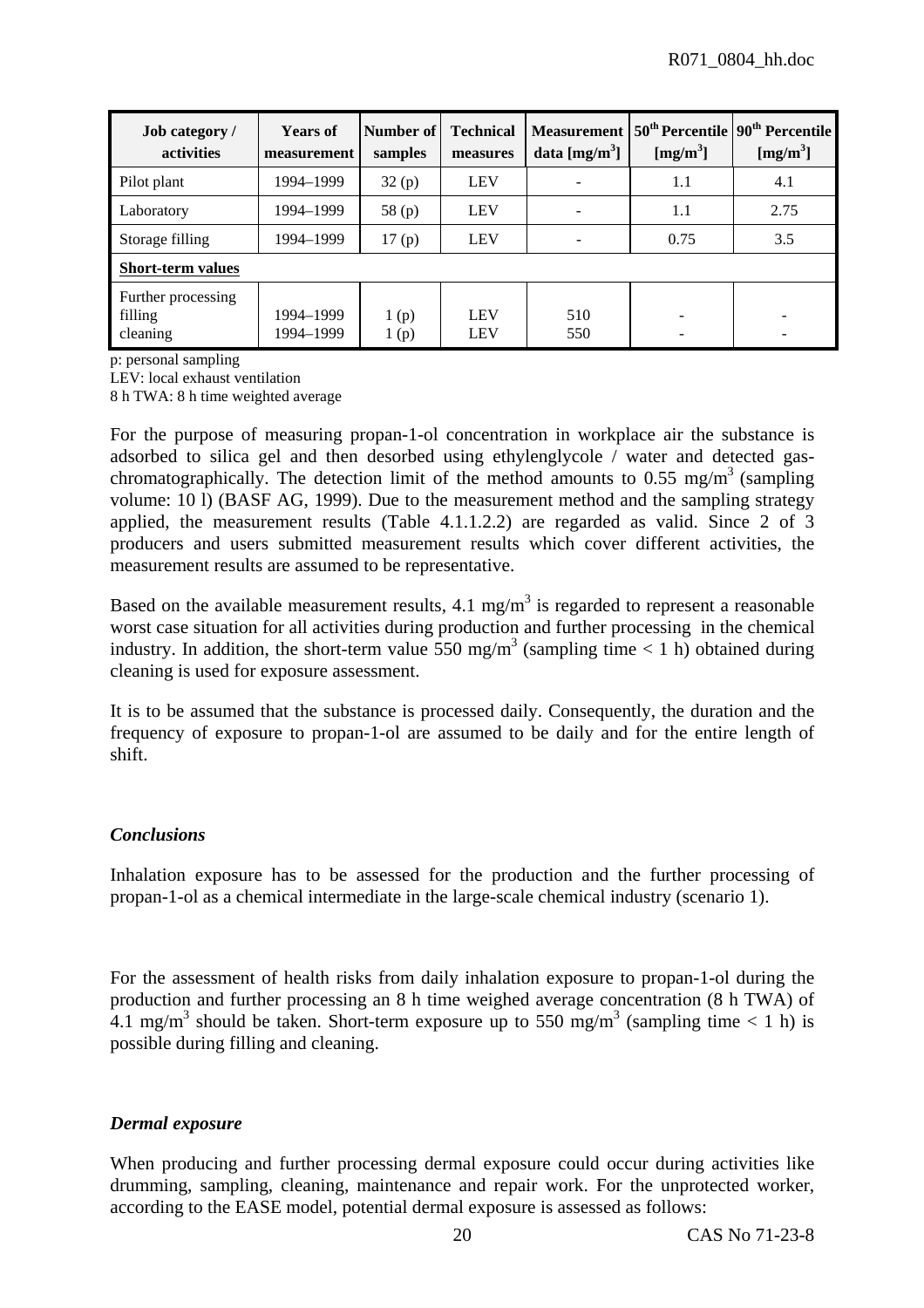| Job category / activities | Years of measurement | Number of samples | Technical measures | Measurement data [mg/m$^3$] | 50$^{th}$ Percentile [mg/m$^3$] | 90$^{th}$ Percentile [mg/m$^3$] |
|---|---|---|---|---|---|---|
| Pilot plant | 1994–1999 | 32 (p) | LEV | - | 1.1 | 4.1 |
| Laboratory | 1994–1999 | 58 (p) | LEV | - | 1.1 | 2.75 |
| Storage filling | 1994–1999 | 17 (p) | LEV | - | 0.75 | 3.5 |
| **Short-term values** | | | | | | |
| Further processing filling | 1994–1999 | 1 (p) | LEV | 510 | - | - |
| cleaning | 1994–1999 | 1 (p) | LEV | 550 | - | - |

p: personal sampling

LEV: local exhaust ventilation

8 h TWA: 8 h time weighted average

For the purpose of measuring propan-1-ol concentration in workplace air the substance is adsorbed to silica gel and then desorbed using ethylenglycole / water and detected gas-chromatographically. The detection limit of the method amounts to 0.55 mg/m$^3$ (sampling volume: 10 l) (BASF AG, 1999). Due to the measurement method and the sampling strategy applied, the measurement results (Table 4.1.1.2.2) are regarded as valid. Since 2 of 3 producers and users submitted measurement results which cover different activities, the measurement results are assumed to be representative.

Based on the available measurement results, 4.1 mg/m$^3$ is regarded to represent a reasonable worst case situation for all activities during production and further processing in the chemical industry. In addition, the short-term value 550 mg/m$^3$ (sampling time < 1 h) obtained during cleaning is used for exposure assessment.

It is to be assumed that the substance is processed daily. Consequently, the duration and the frequency of exposure to propan-1-ol are assumed to be daily and for the entire length of shift.

### *Conclusions*

Inhalation exposure has to be assessed for the production and the further processing of propan-1-ol as a chemical intermediate in the large-scale chemical industry (scenario 1).

For the assessment of health risks from daily inhalation exposure to propan-1-ol during the production and further processing an 8 h time weighed average concentration (8 h TWA) of 4.1 mg/m$^3$ should be taken. Short-term exposure up to 550 mg/m$^3$ (sampling time < 1 h) is possible during filling and cleaning.

### *Dermal exposure*

When producing and further processing dermal exposure could occur during activities like drumming, sampling, cleaning, maintenance and repair work. For the unprotected worker, according to the EASE model, potential dermal exposure is assessed as follows: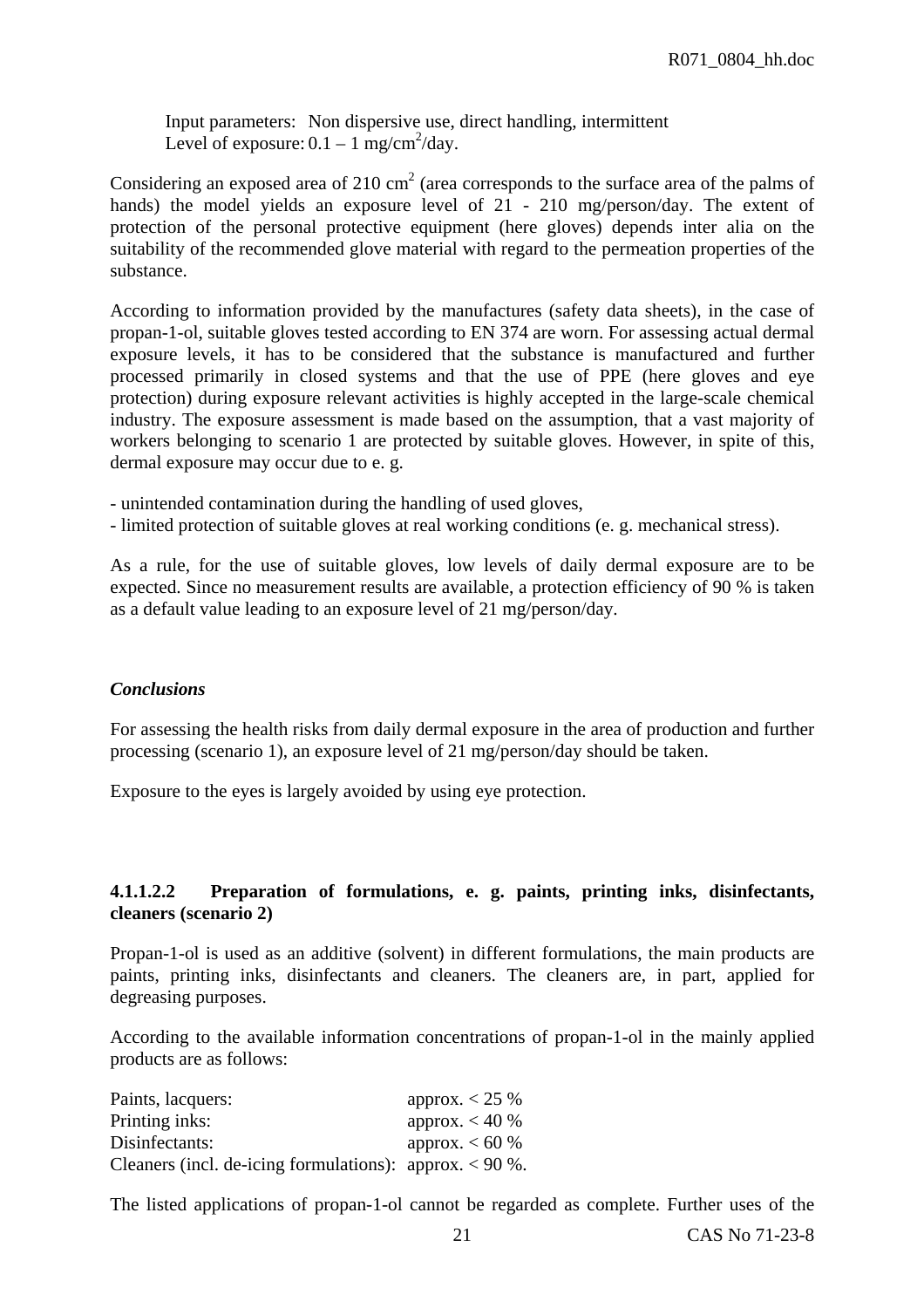Input parameters: Non dispersive use, direct handling, intermittent
Level of exposure: 0.1 – 1 mg/cm$^2$/day.

Considering an exposed area of 210 cm$^2$ (area corresponds to the surface area of the palms of hands) the model yields an exposure level of 21 - 210 mg/person/day. The extent of protection of the personal protective equipment (here gloves) depends inter alia on the suitability of the recommended glove material with regard to the permeation properties of the substance.

According to information provided by the manufactures (safety data sheets), in the case of propan-1-ol, suitable gloves tested according to EN 374 are worn. For assessing actual dermal exposure levels, it has to be considered that the substance is manufactured and further processed primarily in closed systems and that the use of PPE (here gloves and eye protection) during exposure relevant activities is highly accepted in the large-scale chemical industry. The exposure assessment is made based on the assumption, that a vast majority of workers belonging to scenario 1 are protected by suitable gloves. However, in spite of this, dermal exposure may occur due to e. g.

- unintended contamination during the handling of used gloves,
- limited protection of suitable gloves at real working conditions (e. g. mechanical stress).

As a rule, for the use of suitable gloves, low levels of daily dermal exposure are to be expected. Since no measurement results are available, a protection efficiency of 90 % is taken as a default value leading to an exposure level of 21 mg/person/day.

*Conclusions*

For assessing the health risks from daily dermal exposure in the area of production and further processing (scenario 1), an exposure level of 21 mg/person/day should be taken.

Exposure to the eyes is largely avoided by using eye protection.

#### 4.1.1.2.2 Preparation of formulations, e. g. paints, printing inks, disinfectants, cleaners (scenario 2)

Propan-1-ol is used as an additive (solvent) in different formulations, the main products are paints, printing inks, disinfectants and cleaners. The cleaners are, in part, applied for degreasing purposes.

According to the available information concentrations of propan-1-ol in the mainly applied products are as follows:

| | |
|---|---|
| Paints, lacquers: | approx. < 25 % |
| Printing inks: | approx. < 40 % |
| Disinfectants: | approx. < 60 % |
| Cleaners (incl. de-icing formulations): | approx. < 90 %. |

The listed applications of propan-1-ol cannot be regarded as complete. Further uses of the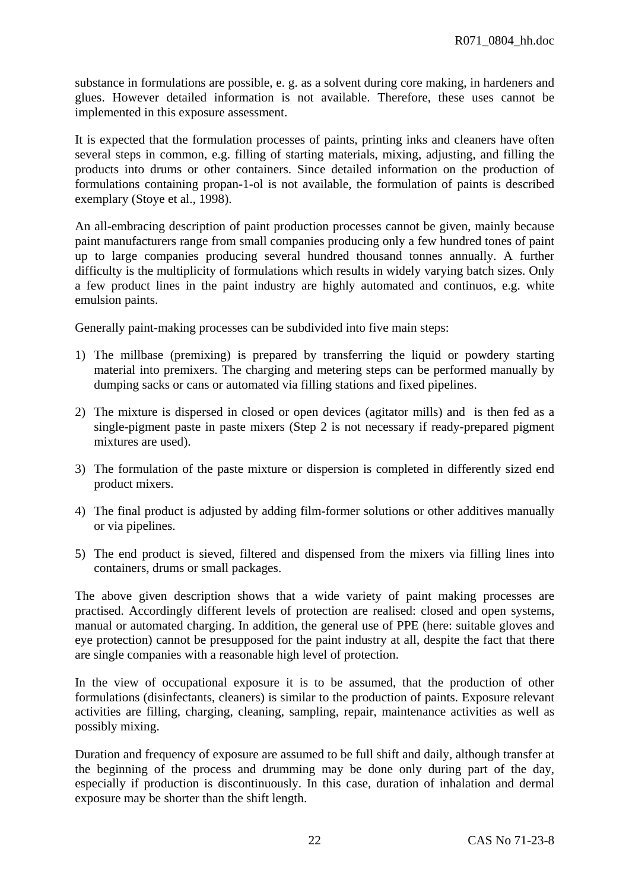substance in formulations are possible, e. g. as a solvent during core making, in hardeners and glues. However detailed information is not available. Therefore, these uses cannot be implemented in this exposure assessment.

It is expected that the formulation processes of paints, printing inks and cleaners have often several steps in common, e.g. filling of starting materials, mixing, adjusting, and filling the products into drums or other containers. Since detailed information on the production of formulations containing propan-1-ol is not available, the formulation of paints is described exemplary (Stoye et al., 1998).

An all-embracing description of paint production processes cannot be given, mainly because paint manufacturers range from small companies producing only a few hundred tones of paint up to large companies producing several hundred thousand tonnes annually. A further difficulty is the multiplicity of formulations which results in widely varying batch sizes. Only a few product lines in the paint industry are highly automated and continuos, e.g. white emulsion paints.

Generally paint-making processes can be subdivided into five main steps:

1) The millbase (premixing) is prepared by transferring the liquid or powdery starting material into premixers. The charging and metering steps can be performed manually by dumping sacks or cans or automated via filling stations and fixed pipelines.
2) The mixture is dispersed in closed or open devices (agitator mills) and is then fed as a single-pigment paste in paste mixers (Step 2 is not necessary if ready-prepared pigment mixtures are used).
3) The formulation of the paste mixture or dispersion is completed in differently sized end product mixers.
4) The final product is adjusted by adding film-former solutions or other additives manually or via pipelines.
5) The end product is sieved, filtered and dispensed from the mixers via filling lines into containers, drums or small packages.

The above given description shows that a wide variety of paint making processes are practised. Accordingly different levels of protection are realised: closed and open systems, manual or automated charging. In addition, the general use of PPE (here: suitable gloves and eye protection) cannot be presupposed for the paint industry at all, despite the fact that there are single companies with a reasonable high level of protection.

In the view of occupational exposure it is to be assumed, that the production of other formulations (disinfectants, cleaners) is similar to the production of paints. Exposure relevant activities are filling, charging, cleaning, sampling, repair, maintenance activities as well as possibly mixing.

Duration and frequency of exposure are assumed to be full shift and daily, although transfer at the beginning of the process and drumming may be done only during part of the day, especially if production is discontinuously. In this case, duration of inhalation and dermal exposure may be shorter than the shift length.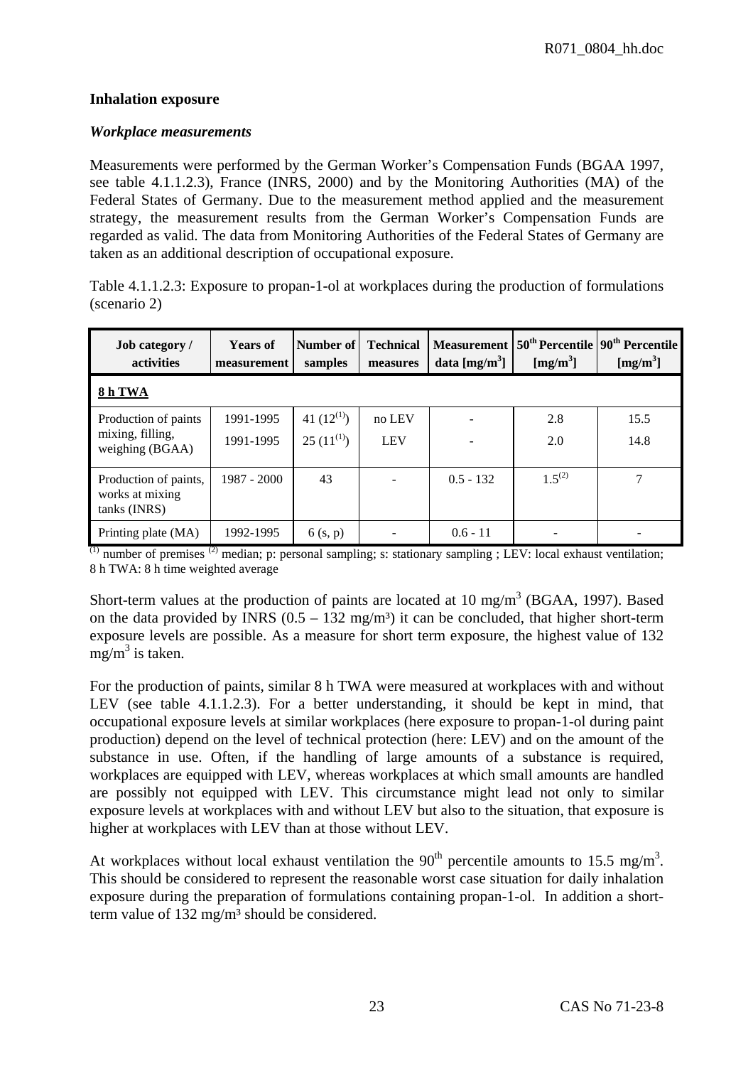**Inhalation exposure**

***Workplace measurements***

Measurements were performed by the German Worker's Compensation Funds (BGAA 1997, see table 4.1.1.2.3), France (INRS, 2000) and by the Monitoring Authorities (MA) of the Federal States of Germany. Due to the measurement method applied and the measurement strategy, the measurement results from the German Worker's Compensation Funds are regarded as valid. The data from Monitoring Authorities of the Federal States of Germany are taken as an additional description of occupational exposure.

Table 4.1.1.2.3: Exposure to propan-1-ol at workplaces during the production of formulations (scenario 2)

| Job category / activities | Years of measurement | Number of samples | Technical measures | Measurement data [mg/m$^3$] | 50$^{th}$ Percentile [mg/m$^3$] | 90$^{th}$ Percentile [mg/m$^3$] |
|---|---|---|---|---|---|---|
| **8 h TWA** | | | | | | |
| Production of paints mixing, filling, weighing (BGAA) | 1991-1995<br>1991-1995 | 41 (12[1])<br>25 (11[1]) | no LEV<br>LEV | -<br>- | 2.8<br>2.0 | 15.5<br>14.8 |
| Production of paints, works at mixing tanks (INRS) | 1987 - 2000 | 43 | - | 0.5 - 132 | 1.5[2] | 7 |
| Printing plate (MA) | 1992-1995 | 6 (s, p) | - | 0.6 - 11 | - | - |

[1] number of premises [2] median; p: personal sampling; s: stationary sampling ; LEV: local exhaust ventilation; 8 h TWA: 8 h time weighted average

Short-term values at the production of paints are located at 10 mg/m$^3$ (BGAA, 1997). Based on the data provided by INRS (0.5 – 132 mg/m³) it can be concluded, that higher short-term exposure levels are possible. As a measure for short term exposure, the highest value of 132 mg/m$^3$ is taken.

For the production of paints, similar 8 h TWA were measured at workplaces with and without LEV (see table 4.1.1.2.3). For a better understanding, it should be kept in mind, that occupational exposure levels at similar workplaces (here exposure to propan-1-ol during paint production) depend on the level of technical protection (here: LEV) and on the amount of the substance in use. Often, if the handling of large amounts of a substance is required, workplaces are equipped with LEV, whereas workplaces at which small amounts are handled are possibly not equipped with LEV. This circumstance might lead not only to similar exposure levels at workplaces with and without LEV but also to the situation, that exposure is higher at workplaces with LEV than at those without LEV.

At workplaces without local exhaust ventilation the 90$^{th}$ percentile amounts to 15.5 mg/m$^3$. This should be considered to represent the reasonable worst case situation for daily inhalation exposure during the preparation of formulations containing propan-1-ol. In addition a short-term value of 132 mg/m³ should be considered.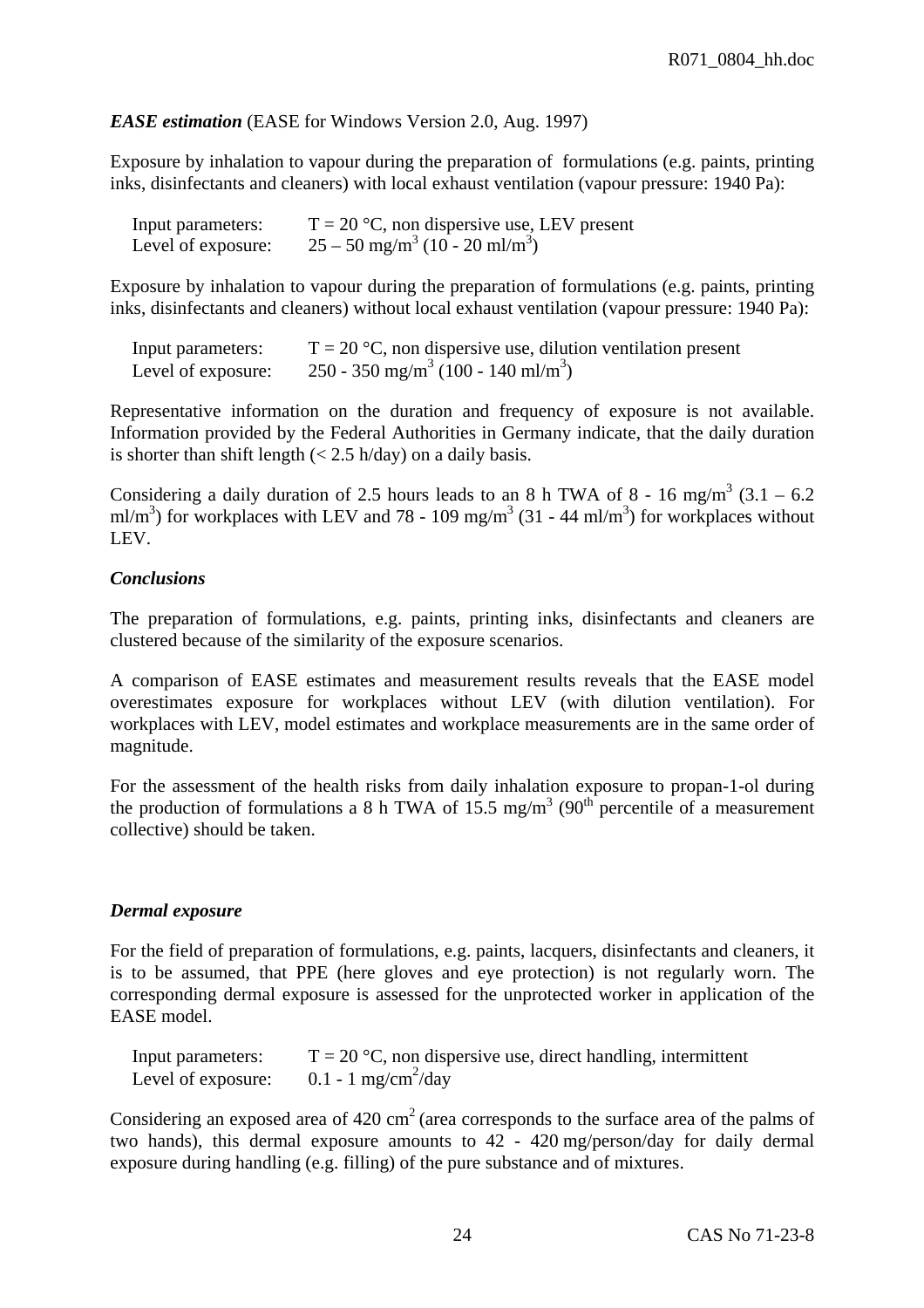***EASE estimation*** (EASE for Windows Version 2.0, Aug. 1997)

Exposure by inhalation to vapour during the preparation of formulations (e.g. paints, printing inks, disinfectants and cleaners) with local exhaust ventilation (vapour pressure: 1940 Pa):

Input parameters: T = 20 °C, non dispersive use, LEV present
Level of exposure: 25 – 50 $mg/m^3$ (10 - 20 $ml/m^3$)

Exposure by inhalation to vapour during the preparation of formulations (e.g. paints, printing inks, disinfectants and cleaners) without local exhaust ventilation (vapour pressure: 1940 Pa):

Input parameters: T = 20 °C, non dispersive use, dilution ventilation present
Level of exposure: 250 - 350 $mg/m^3$ (100 - 140 $ml/m^3$)

Representative information on the duration and frequency of exposure is not available. Information provided by the Federal Authorities in Germany indicate, that the daily duration is shorter than shift length (< 2.5 h/day) on a daily basis.

Considering a daily duration of 2.5 hours leads to an 8 h TWA of 8 - 16 $mg/m^3$ (3.1 – 6.2 $ml/m^3$) for workplaces with LEV and 78 - 109 $mg/m^3$ (31 - 44 $ml/m^3$) for workplaces without LEV.

***Conclusions***

The preparation of formulations, e.g. paints, printing inks, disinfectants and cleaners are clustered because of the similarity of the exposure scenarios.

A comparison of EASE estimates and measurement results reveals that the EASE model overestimates exposure for workplaces without LEV (with dilution ventilation). For workplaces with LEV, model estimates and workplace measurements are in the same order of magnitude.

For the assessment of the health risks from daily inhalation exposure to propan-1-ol during the production of formulations a 8 h TWA of 15.5 $mg/m^3$ (90th percentile of a measurement collective) should be taken.

***Dermal exposure***

For the field of preparation of formulations, e.g. paints, lacquers, disinfectants and cleaners, it is to be assumed, that PPE (here gloves and eye protection) is not regularly worn. The corresponding dermal exposure is assessed for the unprotected worker in application of the EASE model.

Input parameters: T = 20 °C, non dispersive use, direct handling, intermittent
Level of exposure: 0.1 - 1 $mg/cm^2$/day

Considering an exposed area of 420 $cm^2$ (area corresponds to the surface area of the palms of two hands), this dermal exposure amounts to 42 - 420 mg/person/day for daily dermal exposure during handling (e.g. filling) of the pure substance and of mixtures.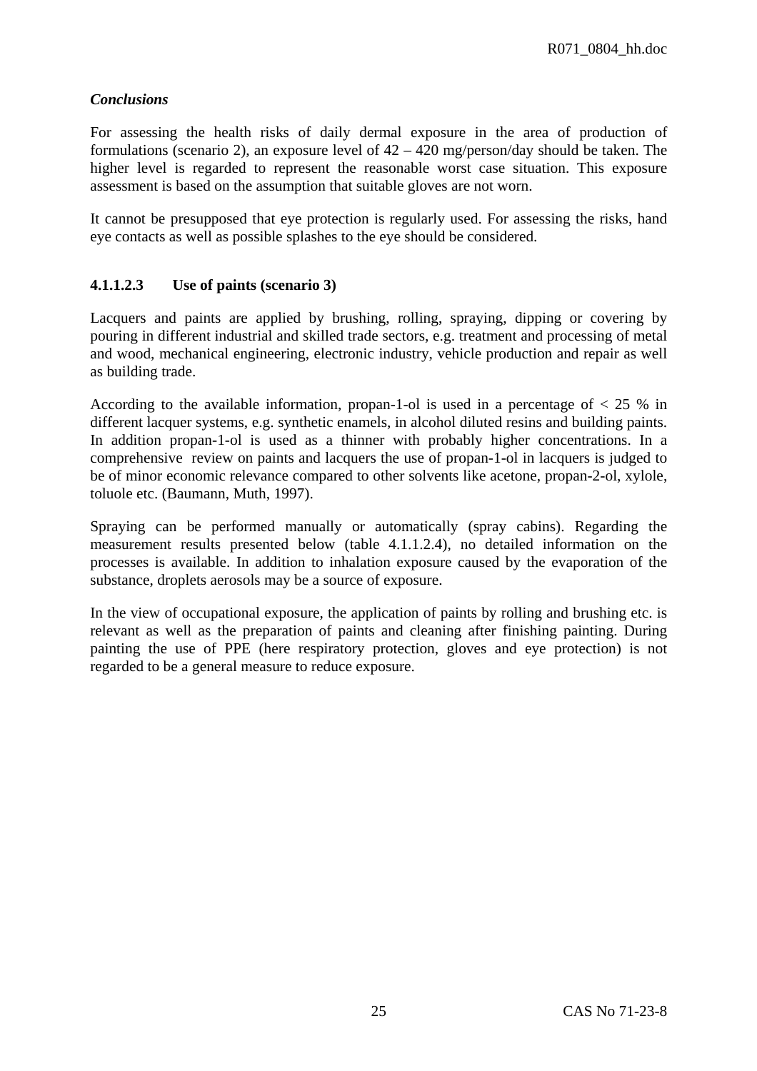*Conclusions*

For assessing the health risks of daily dermal exposure in the area of production of formulations (scenario 2), an exposure level of 42 – 420 mg/person/day should be taken. The higher level is regarded to represent the reasonable worst case situation. This exposure assessment is based on the assumption that suitable gloves are not worn.

It cannot be presupposed that eye protection is regularly used. For assessing the risks, hand eye contacts as well as possible splashes to the eye should be considered.

#### 4.1.1.2.3 Use of paints (scenario 3)

Lacquers and paints are applied by brushing, rolling, spraying, dipping or covering by pouring in different industrial and skilled trade sectors, e.g. treatment and processing of metal and wood, mechanical engineering, electronic industry, vehicle production and repair as well as building trade.

According to the available information, propan-1-ol is used in a percentage of < 25 % in different lacquer systems, e.g. synthetic enamels, in alcohol diluted resins and building paints. In addition propan-1-ol is used as a thinner with probably higher concentrations. In a comprehensive review on paints and lacquers the use of propan-1-ol in lacquers is judged to be of minor economic relevance compared to other solvents like acetone, propan-2-ol, xylole, toluole etc. (Baumann, Muth, 1997).

Spraying can be performed manually or automatically (spray cabins). Regarding the measurement results presented below (table 4.1.1.2.4), no detailed information on the processes is available. In addition to inhalation exposure caused by the evaporation of the substance, droplets aerosols may be a source of exposure.

In the view of occupational exposure, the application of paints by rolling and brushing etc. is relevant as well as the preparation of paints and cleaning after finishing painting. During painting the use of PPE (here respiratory protection, gloves and eye protection) is not regarded to be a general measure to reduce exposure.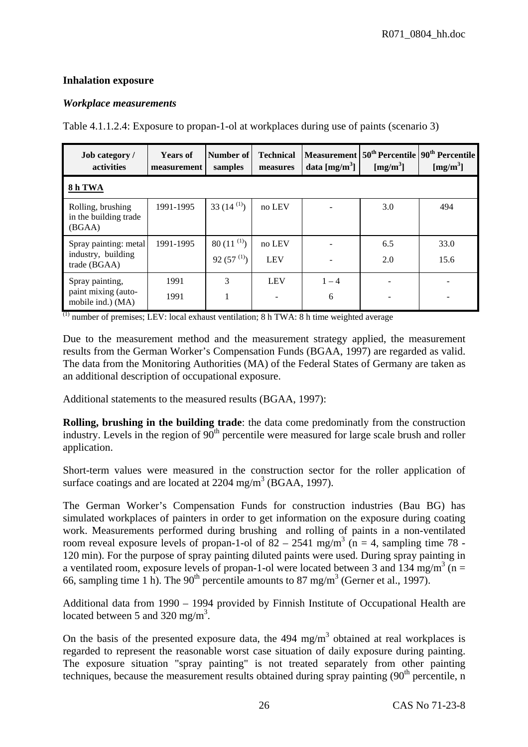**Inhalation exposure**

***Workplace measurements***

Table 4.1.1.2.4: Exposure to propan-1-ol at workplaces during use of paints (scenario 3)

| Job category / activities | Years of measurement | Number of samples | Technical measures | Measurement data [mg/m$^3$] | 50$^{th}$ Percentile [mg/m$^3$] | 90$^{th}$ Percentile [mg/m$^3$] |
|---|---|---|---|---|---|---|
| **8 h TWA** | | | | | | |
| Rolling, brushing in the building trade (BGAA) | 1991-1995 | 33 (14 [(1)]) | no LEV | - | 3.0 | 494 |
| Spray painting: metal industry, building trade (BGAA) | 1991-1995 | 80 (11 [(1)]) | no LEV | - | 6.5 | 33.0 |
| | | 92 (57 [(1)]) | LEV | - | 2.0 | 15.6 |
| Spray painting, paint mixing (automobile ind.) (MA) | 1991 | 3 | LEV | 1 – 4 | - | - |
| | 1991 | 1 | - | 6 | - | - |

[(1)] number of premises; LEV: local exhaust ventilation; 8 h TWA: 8 h time weighted average

Due to the measurement method and the measurement strategy applied, the measurement results from the German Worker's Compensation Funds (BGAA, 1997) are regarded as valid. The data from the Monitoring Authorities (MA) of the Federal States of Germany are taken as an additional description of occupational exposure.

Additional statements to the measured results (BGAA, 1997):

**Rolling, brushing in the building trade**: the data come predominatly from the construction industry. Levels in the region of 90$^{th}$ percentile were measured for large scale brush and roller application.

Short-term values were measured in the construction sector for the roller application of surface coatings and are located at 2204 mg/m$^3$ (BGAA, 1997).

The German Worker's Compensation Funds for construction industries (Bau BG) has simulated workplaces of painters in order to get information on the exposure during coating work. Measurements performed during brushing and rolling of paints in a non-ventilated room reveal exposure levels of propan-1-ol of 82 – 2541 mg/m$^3$ (n = 4, sampling time 78 - 120 min). For the purpose of spray painting diluted paints were used. During spray painting in a ventilated room, exposure levels of propan-1-ol were located between 3 and 134 mg/m$^3$ (n = 66, sampling time 1 h). The 90$^{th}$ percentile amounts to 87 mg/m$^3$ (Gerner et al., 1997).

Additional data from 1990 – 1994 provided by Finnish Institute of Occupational Health are located between 5 and 320 mg/m$^3$.

On the basis of the presented exposure data, the 494 mg/m$^3$ obtained at real workplaces is regarded to represent the reasonable worst case situation of daily exposure during painting. The exposure situation "spray painting" is not treated separately from other painting techniques, because the measurement results obtained during spray painting (90$^{th}$ percentile, n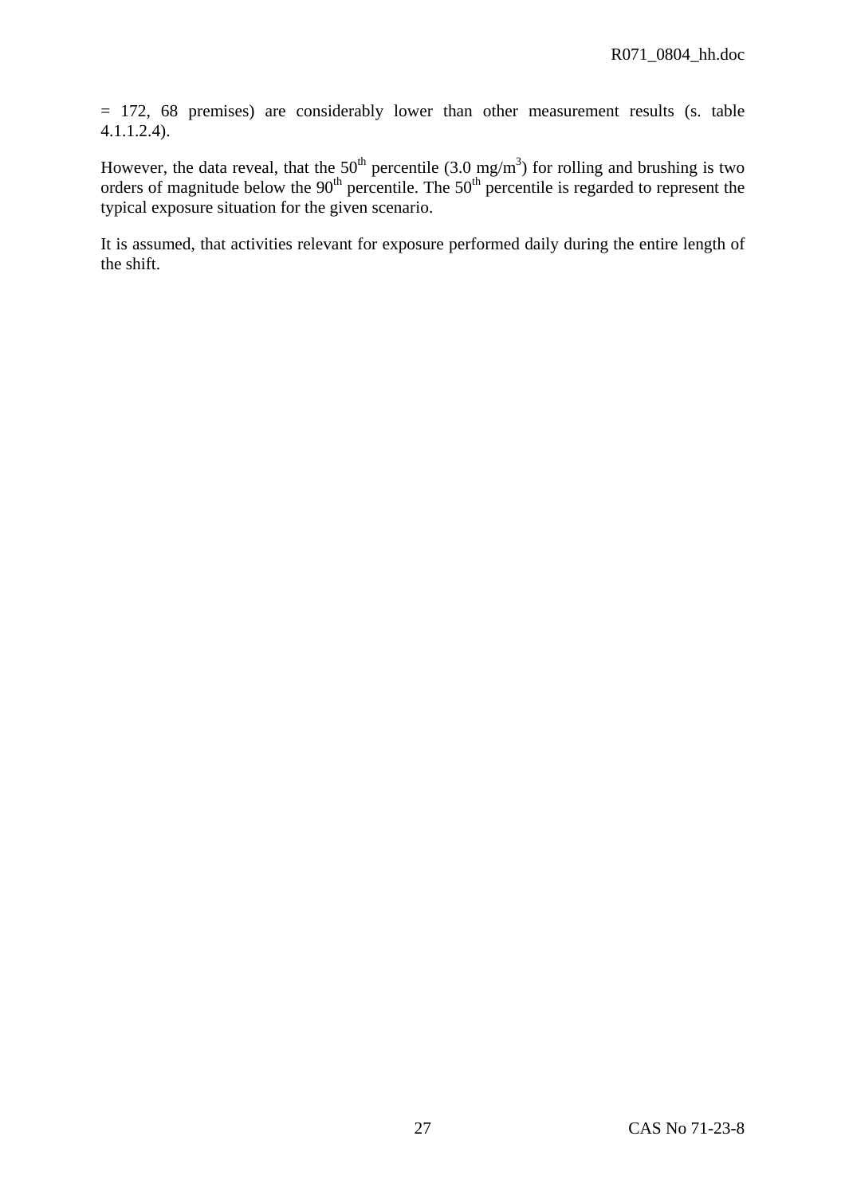= 172, 68 premises) are considerably lower than other measurement results (s. table 4.1.1.2.4).

However, the data reveal, that the 50[th] percentile (3.0 $mg/m^3$) for rolling and brushing is two orders of magnitude below the 90[th] percentile. The 50[th] percentile is regarded to represent the typical exposure situation for the given scenario.

It is assumed, that activities relevant for exposure performed daily during the entire length of the shift.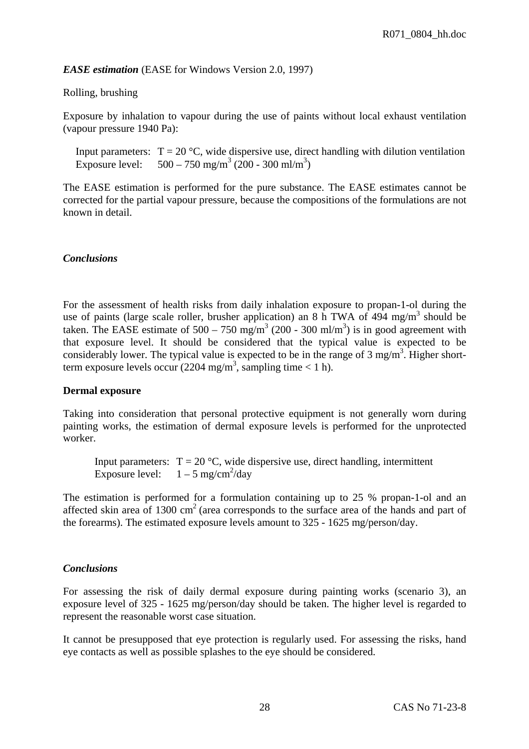***EASE estimation*** (EASE for Windows Version 2.0, 1997)

Rolling, brushing

Exposure by inhalation to vapour during the use of paints without local exhaust ventilation (vapour pressure 1940 Pa):

Input parameters: T = 20 °C, wide dispersive use, direct handling with dilution ventilation
Exposure level: 500 – 750 mg/m$^3$ (200 - 300 ml/m$^3$)

The EASE estimation is performed for the pure substance. The EASE estimates cannot be corrected for the partial vapour pressure, because the compositions of the formulations are not known in detail.

***Conclusions***

For the assessment of health risks from daily inhalation exposure to propan-1-ol during the use of paints (large scale roller, brusher application) an 8 h TWA of 494 mg/m$^3$ should be taken. The EASE estimate of 500 – 750 mg/m$^3$ (200 - 300 ml/m$^3$) is in good agreement with that exposure level. It should be considered that the typical value is expected to be considerably lower. The typical value is expected to be in the range of 3 mg/m$^3$. Higher short-term exposure levels occur (2204 mg/m$^3$, sampling time < 1 h).

**Dermal exposure**

Taking into consideration that personal protective equipment is not generally worn during painting works, the estimation of dermal exposure levels is performed for the unprotected worker.

Input parameters: T = 20 °C, wide dispersive use, direct handling, intermittent
Exposure level: 1 – 5 mg/cm$^2$/day

The estimation is performed for a formulation containing up to 25 % propan-1-ol and an affected skin area of 1300 cm$^2$ (area corresponds to the surface area of the hands and part of the forearms). The estimated exposure levels amount to 325 - 1625 mg/person/day.

***Conclusions***

For assessing the risk of daily dermal exposure during painting works (scenario 3), an exposure level of 325 - 1625 mg/person/day should be taken. The higher level is regarded to represent the reasonable worst case situation.

It cannot be presupposed that eye protection is regularly used. For assessing the risks, hand eye contacts as well as possible splashes to the eye should be considered.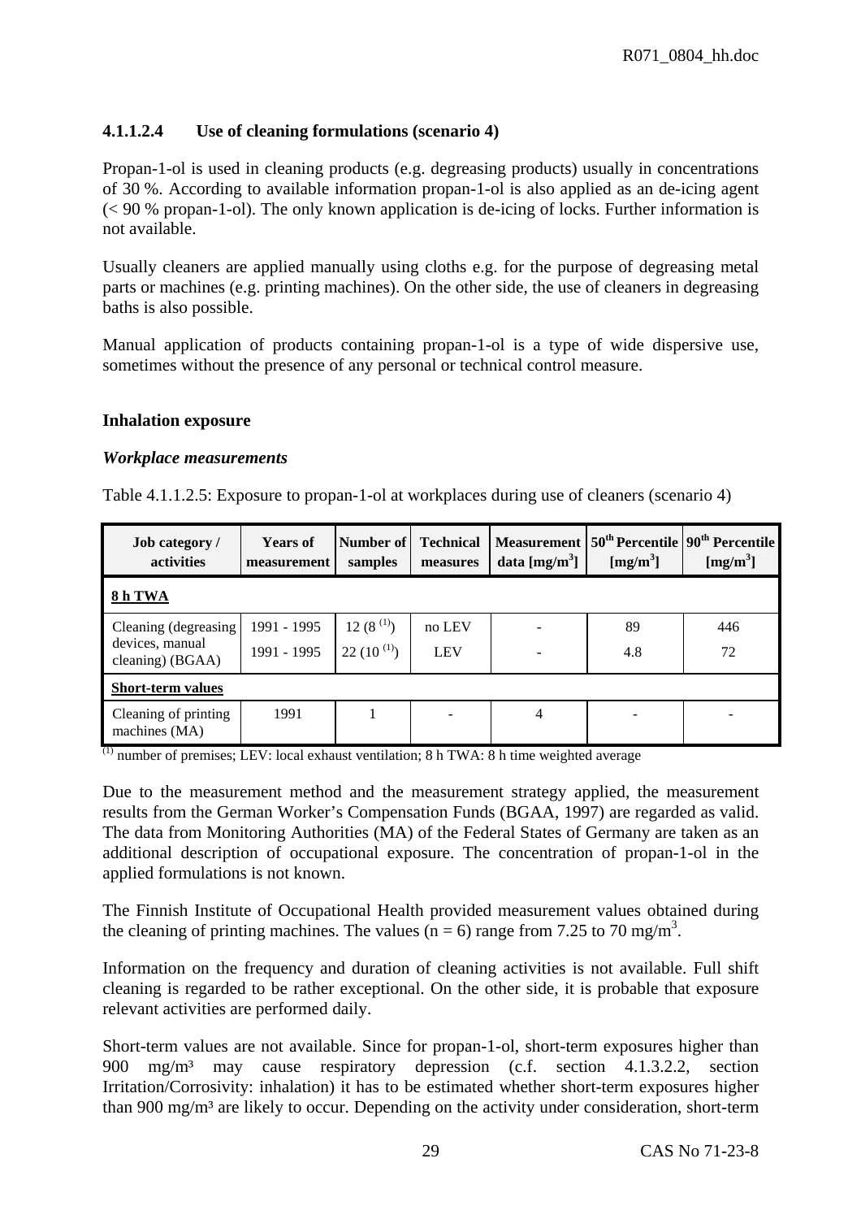#### 4.1.1.2.4 Use of cleaning formulations (scenario 4)

Propan-1-ol is used in cleaning products (e.g. degreasing products) usually in concentrations of 30 %. According to available information propan-1-ol is also applied as an de-icing agent (< 90 % propan-1-ol). The only known application is de-icing of locks. Further information is not available.

Usually cleaners are applied manually using cloths e.g. for the purpose of degreasing metal parts or machines (e.g. printing machines). On the other side, the use of cleaners in degreasing baths is also possible.

Manual application of products containing propan-1-ol is a type of wide dispersive use, sometimes without the presence of any personal or technical control measure.

**Inhalation exposure**

***Workplace measurements***

Table 4.1.1.2.5: Exposure to propan-1-ol at workplaces during use of cleaners (scenario 4)

| Job category / activities | Years of measurement | Number of samples | Technical measures | Measurement data [mg/m$^3$] | 50$^{th}$ Percentile [mg/m$^3$] | 90$^{th}$ Percentile [mg/m$^3$] |
|---|---|---|---|---|---|---|
| **8 h TWA** | | | | | | |
| Cleaning (degreasing devices, manual cleaning) (BGAA) | 1991 - 1995 | 12 (8 [(1)]) | no LEV | - | 89 | 446 |
| | 1991 - 1995 | 22 (10 [(1)]) | LEV | - | 4.8 | 72 |
| **Short-term values** | | | | | | |
| Cleaning of printing machines (MA) | 1991 | 1 | - | 4 | - | - |

[(1)] number of premises; LEV: local exhaust ventilation; 8 h TWA: 8 h time weighted average

Due to the measurement method and the measurement strategy applied, the measurement results from the German Worker's Compensation Funds (BGAA, 1997) are regarded as valid. The data from Monitoring Authorities (MA) of the Federal States of Germany are taken as an additional description of occupational exposure. The concentration of propan-1-ol in the applied formulations is not known.

The Finnish Institute of Occupational Health provided measurement values obtained during the cleaning of printing machines. The values ($n = 6$) range from 7.25 to 70 mg/m$^3$.

Information on the frequency and duration of cleaning activities is not available. Full shift cleaning is regarded to be rather exceptional. On the other side, it is probable that exposure relevant activities are performed daily.

Short-term values are not available. Since for propan-1-ol, short-term exposures higher than 900 mg/m³ may cause respiratory depression (c.f. section 4.1.3.2.2, section Irritation/Corrosivity: inhalation) it has to be estimated whether short-term exposures higher than 900 mg/m³ are likely to occur. Depending on the activity under consideration, short-term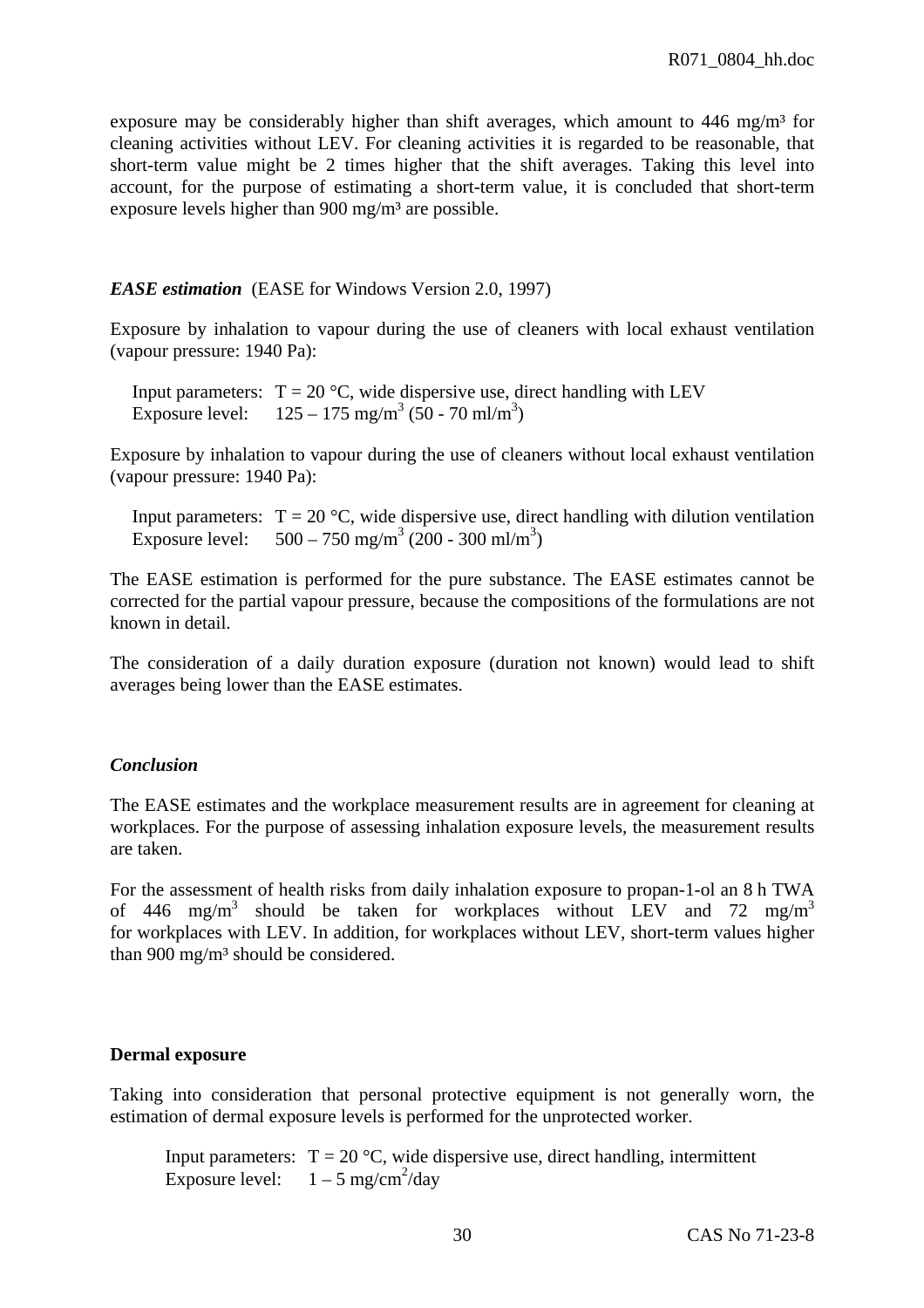exposure may be considerably higher than shift averages, which amount to 446 mg/m³ for cleaning activities without LEV. For cleaning activities it is regarded to be reasonable, that short-term value might be 2 times higher that the shift averages. Taking this level into account, for the purpose of estimating a short-term value, it is concluded that short-term exposure levels higher than 900 mg/m³ are possible.

***EASE estimation*** (EASE for Windows Version 2.0, 1997)

Exposure by inhalation to vapour during the use of cleaners with local exhaust ventilation (vapour pressure: 1940 Pa):

Input parameters: T = 20 °C, wide dispersive use, direct handling with LEV
Exposure level: 125 – 175 mg/m³ (50 - 70 ml/m³)

Exposure by inhalation to vapour during the use of cleaners without local exhaust ventilation (vapour pressure: 1940 Pa):

Input parameters: T = 20 °C, wide dispersive use, direct handling with dilution ventilation
Exposure level: 500 – 750 mg/m³ (200 - 300 ml/m³)

The EASE estimation is performed for the pure substance. The EASE estimates cannot be corrected for the partial vapour pressure, because the compositions of the formulations are not known in detail.

The consideration of a daily duration exposure (duration not known) would lead to shift averages being lower than the EASE estimates.

***Conclusion***

The EASE estimates and the workplace measurement results are in agreement for cleaning at workplaces. For the purpose of assessing inhalation exposure levels, the measurement results are taken.

For the assessment of health risks from daily inhalation exposure to propan-1-ol an 8 h TWA of 446 mg/m³ should be taken for workplaces without LEV and 72 mg/m³ for workplaces with LEV. In addition, for workplaces without LEV, short-term values higher than 900 mg/m³ should be considered.

**Dermal exposure**

Taking into consideration that personal protective equipment is not generally worn, the estimation of dermal exposure levels is performed for the unprotected worker.

Input parameters: T = 20 °C, wide dispersive use, direct handling, intermittent
Exposure level: 1 – 5 mg/cm²/day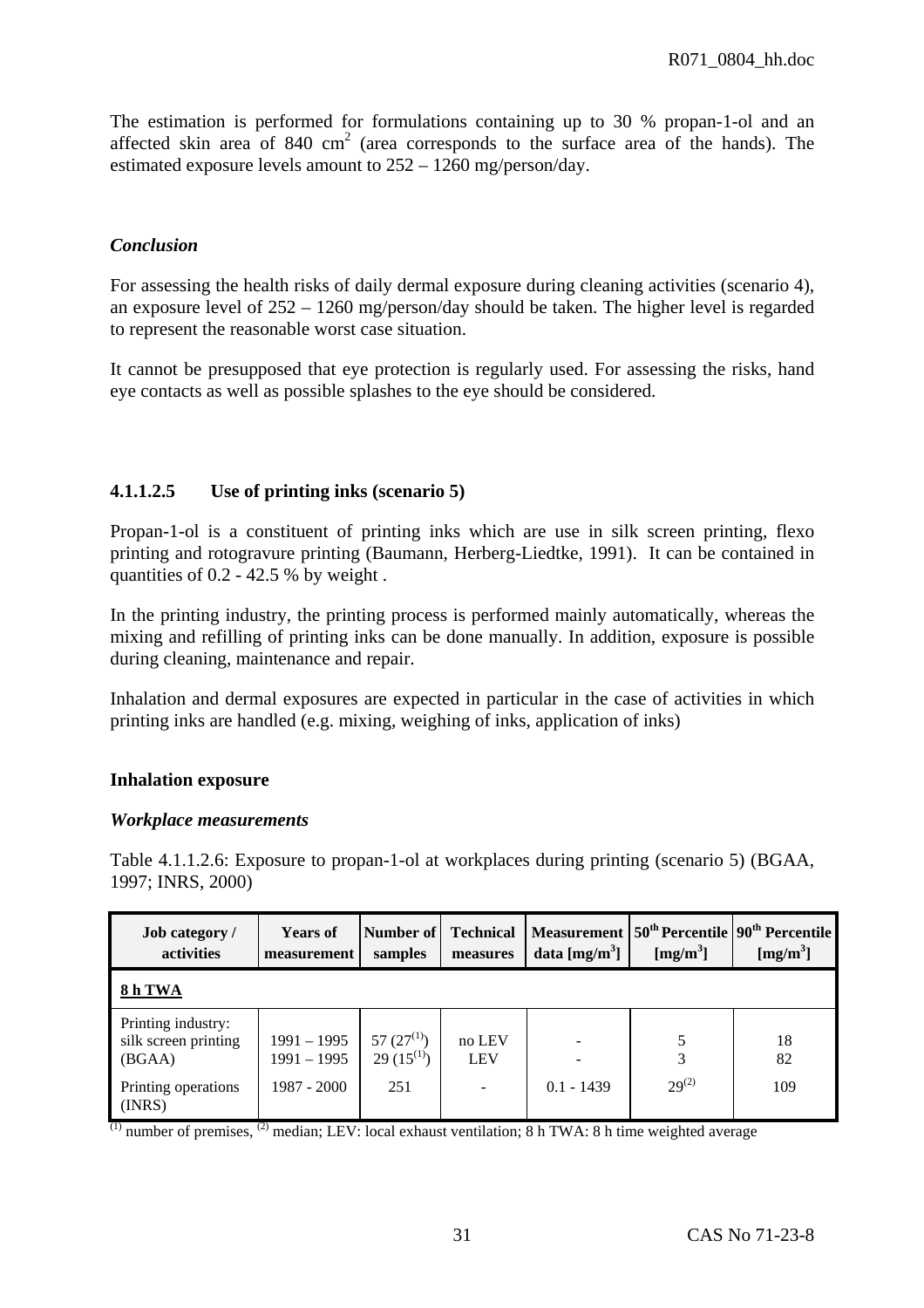The estimation is performed for formulations containing up to 30 % propan-1-ol and an affected skin area of 840 $cm^2$ (area corresponds to the surface area of the hands). The estimated exposure levels amount to 252 – 1260 mg/person/day.

*Conclusion*

For assessing the health risks of daily dermal exposure during cleaning activities (scenario 4), an exposure level of 252 – 1260 mg/person/day should be taken. The higher level is regarded to represent the reasonable worst case situation.

It cannot be presupposed that eye protection is regularly used. For assessing the risks, hand eye contacts as well as possible splashes to the eye should be considered.

#### 4.1.1.2.5 Use of printing inks (scenario 5)

Propan-1-ol is a constituent of printing inks which are use in silk screen printing, flexo printing and rotogravure printing (Baumann, Herberg-Liedtke, 1991). It can be contained in quantities of 0.2 - 42.5 % by weight .

In the printing industry, the printing process is performed mainly automatically, whereas the mixing and refilling of printing inks can be done manually. In addition, exposure is possible during cleaning, maintenance and repair.

Inhalation and dermal exposures are expected in particular in the case of activities in which printing inks are handled (e.g. mixing, weighing of inks, application of inks)

**Inhalation exposure**

***Workplace measurements***

Table 4.1.1.2.6: Exposure to propan-1-ol at workplaces during printing (scenario 5) (BGAA, 1997; INRS, 2000)

| Job category / activities | Years of measurement | Number of samples | Technical measures | Measurement data [mg/m³] | 50th Percentile [mg/m³] | 90th Percentile [mg/m³] |
|---|---|---|---|---|---|---|
| **8 h TWA** | | | | | | |
| Printing industry: silk screen printing (BGAA) | 1991 – 1995<br>1991 – 1995 | 57 (27[1])<br>29 (15[1]) | no LEV<br>LEV | -<br>- | 5<br>3 | 18<br>82 |
| Printing operations (INRS) | 1987 - 2000 | 251 | - | 0.1 - 1439 | 29[2] | 109 |

[1] number of premises, [2] median; LEV: local exhaust ventilation; 8 h TWA: 8 h time weighted average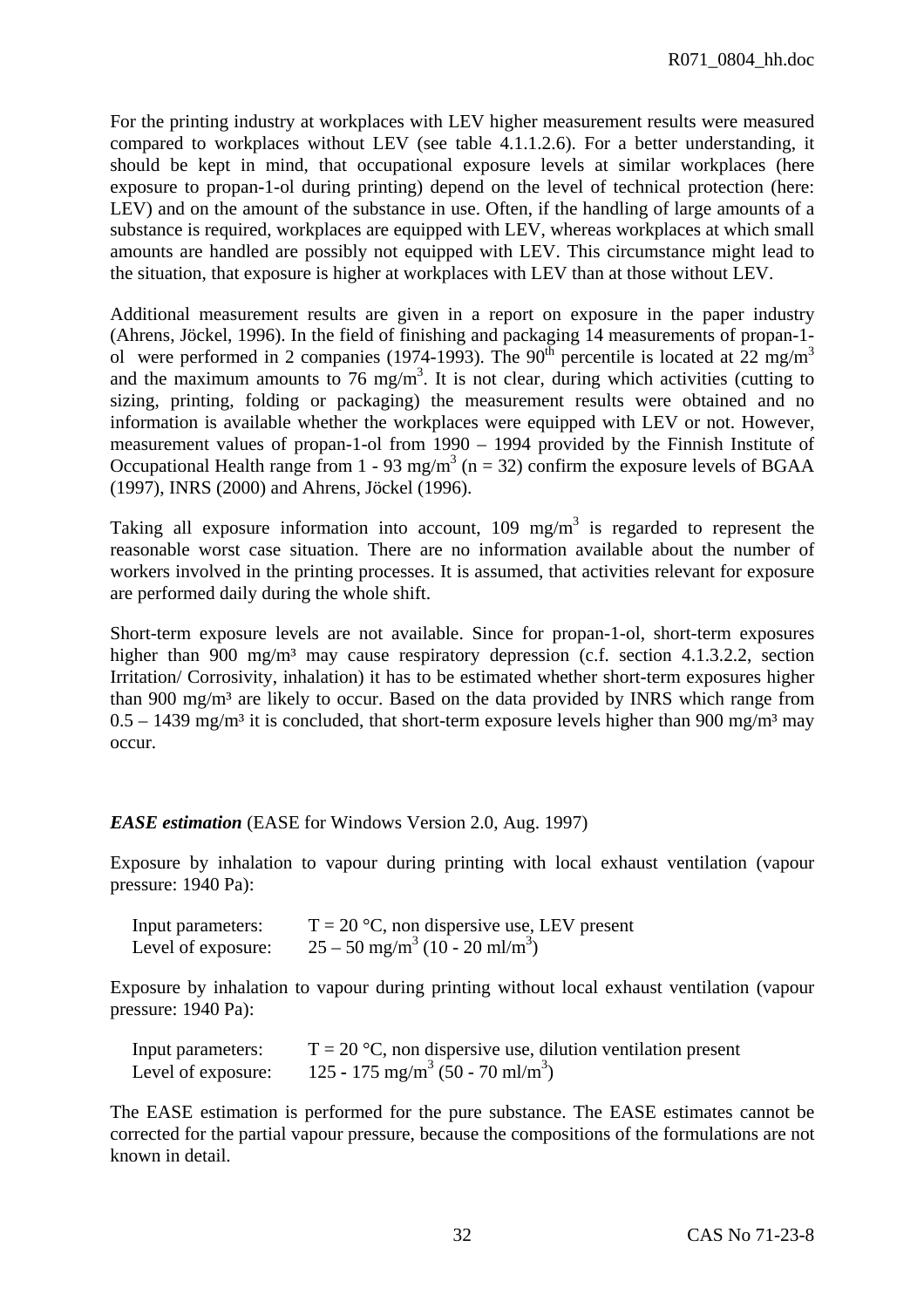For the printing industry at workplaces with LEV higher measurement results were measured compared to workplaces without LEV (see table 4.1.1.2.6). For a better understanding, it should be kept in mind, that occupational exposure levels at similar workplaces (here exposure to propan-1-ol during printing) depend on the level of technical protection (here: LEV) and on the amount of the substance in use. Often, if the handling of large amounts of a substance is required, workplaces are equipped with LEV, whereas workplaces at which small amounts are handled are possibly not equipped with LEV. This circumstance might lead to the situation, that exposure is higher at workplaces with LEV than at those without LEV.

Additional measurement results are given in a report on exposure in the paper industry (Ahrens, Jöckel, 1996). In the field of finishing and packaging 14 measurements of propan-1-ol were performed in 2 companies (1974-1993). The 90[th] percentile is located at 22 mg/m$^3$ and the maximum amounts to 76 mg/m$^3$. It is not clear, during which activities (cutting to sizing, printing, folding or packaging) the measurement results were obtained and no information is available whether the workplaces were equipped with LEV or not. However, measurement values of propan-1-ol from 1990 – 1994 provided by the Finnish Institute of Occupational Health range from 1 - 93 mg/m$^3$ (n = 32) confirm the exposure levels of BGAA (1997), INRS (2000) and Ahrens, Jöckel (1996).

Taking all exposure information into account, 109 mg/m$^3$ is regarded to represent the reasonable worst case situation. There are no information available about the number of workers involved in the printing processes. It is assumed, that activities relevant for exposure are performed daily during the whole shift.

Short-term exposure levels are not available. Since for propan-1-ol, short-term exposures higher than 900 mg/m³ may cause respiratory depression (c.f. section 4.1.3.2.2, section Irritation/ Corrosivity, inhalation) it has to be estimated whether short-term exposures higher than 900 mg/m³ are likely to occur. Based on the data provided by INRS which range from 0.5 – 1439 mg/m³ it is concluded, that short-term exposure levels higher than 900 mg/m³ may occur.

***EASE estimation*** (EASE for Windows Version 2.0, Aug. 1997)

Exposure by inhalation to vapour during printing with local exhaust ventilation (vapour pressure: 1940 Pa):

Input parameters: T = 20 °C, non dispersive use, LEV present
Level of exposure: 25 – 50 mg/m$^3$ (10 - 20 ml/m$^3$)

Exposure by inhalation to vapour during printing without local exhaust ventilation (vapour pressure: 1940 Pa):

Input parameters: T = 20 °C, non dispersive use, dilution ventilation present
Level of exposure: 125 - 175 mg/m$^3$ (50 - 70 ml/m$^3$)

The EASE estimation is performed for the pure substance. The EASE estimates cannot be corrected for the partial vapour pressure, because the compositions of the formulations are not known in detail.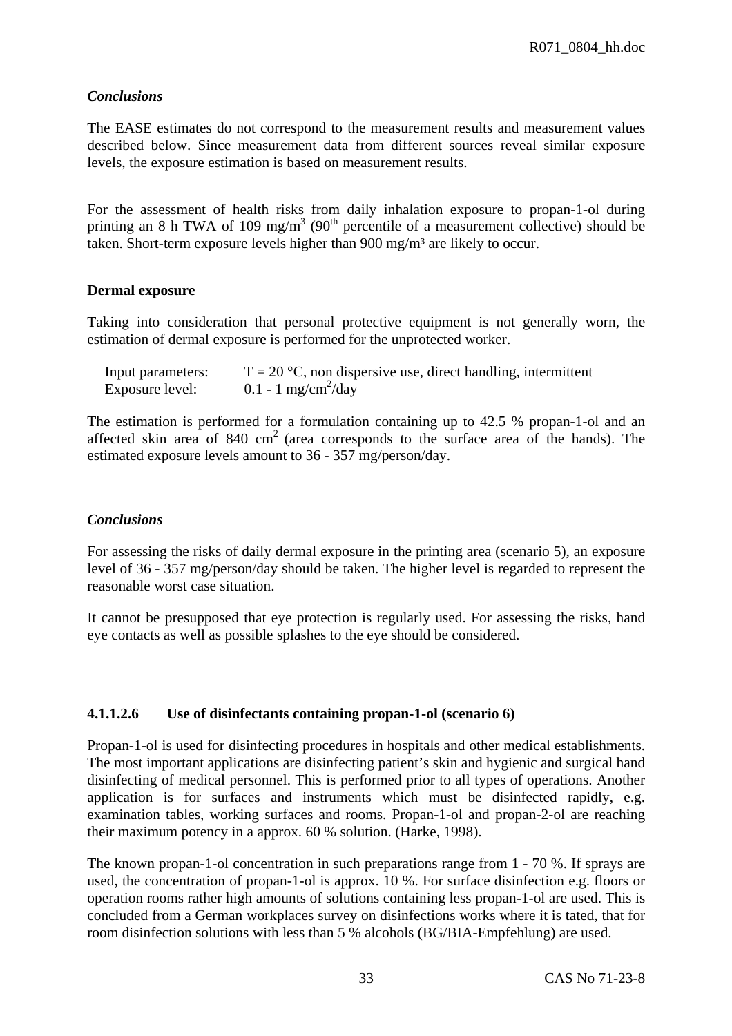*Conclusions*

The EASE estimates do not correspond to the measurement results and measurement values described below. Since measurement data from different sources reveal similar exposure levels, the exposure estimation is based on measurement results.

For the assessment of health risks from daily inhalation exposure to propan-1-ol during printing an 8 h TWA of 109 $mg/m^3$ ($90^{th}$ percentile of a measurement collective) should be taken. Short-term exposure levels higher than 900 mg/m³ are likely to occur.

**Dermal exposure**

Taking into consideration that personal protective equipment is not generally worn, the estimation of dermal exposure is performed for the unprotected worker.

| | |
|---|---|
| Input parameters: | T = 20 °C, non dispersive use, direct handling, intermittent |
| Exposure level: | 0.1 - 1 $mg/cm^2/day$ |

The estimation is performed for a formulation containing up to 42.5 % propan-1-ol and an affected skin area of 840 $cm^2$ (area corresponds to the surface area of the hands). The estimated exposure levels amount to 36 - 357 mg/person/day.

*Conclusions*

For assessing the risks of daily dermal exposure in the printing area (scenario 5), an exposure level of 36 - 357 mg/person/day should be taken. The higher level is regarded to represent the reasonable worst case situation.

It cannot be presupposed that eye protection is regularly used. For assessing the risks, hand eye contacts as well as possible splashes to the eye should be considered.

#### 4.1.1.2.6 Use of disinfectants containing propan-1-ol (scenario 6)

Propan-1-ol is used for disinfecting procedures in hospitals and other medical establishments. The most important applications are disinfecting patient's skin and hygienic and surgical hand disinfecting of medical personnel. This is performed prior to all types of operations. Another application is for surfaces and instruments which must be disinfected rapidly, e.g. examination tables, working surfaces and rooms. Propan-1-ol and propan-2-ol are reaching their maximum potency in a approx. 60 % solution. (Harke, 1998).

The known propan-1-ol concentration in such preparations range from 1 - 70 %. If sprays are used, the concentration of propan-1-ol is approx. 10 %. For surface disinfection e.g. floors or operation rooms rather high amounts of solutions containing less propan-1-ol are used. This is concluded from a German workplaces survey on disinfections works where it is tated, that for room disinfection solutions with less than 5 % alcohols (BG/BIA-Empfehlung) are used.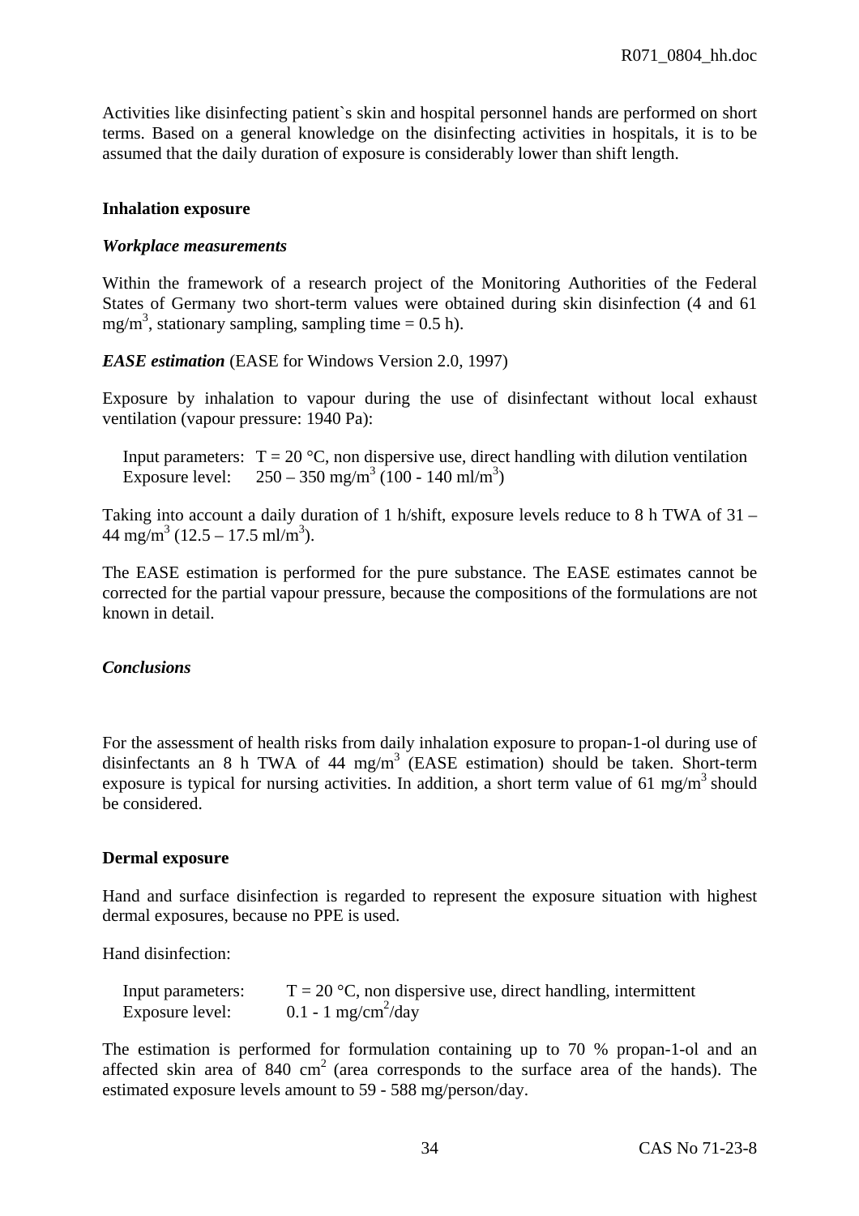Activities like disinfecting patient`s skin and hospital personnel hands are performed on short terms. Based on a general knowledge on the disinfecting activities in hospitals, it is to be assumed that the daily duration of exposure is considerably lower than shift length.

**Inhalation exposure**

***Workplace measurements***

Within the framework of a research project of the Monitoring Authorities of the Federal States of Germany two short-term values were obtained during skin disinfection (4 and 61 $mg/m^3$, stationary sampling, sampling time = 0.5 h).

***EASE estimation*** (EASE for Windows Version 2.0, 1997)

Exposure by inhalation to vapour during the use of disinfectant without local exhaust ventilation (vapour pressure: 1940 Pa):

Input parameters: T = 20 °C, non dispersive use, direct handling with dilution ventilation
Exposure level: 250 – 350 $mg/m^3$ (100 - 140 $ml/m^3$)

Taking into account a daily duration of 1 h/shift, exposure levels reduce to 8 h TWA of 31 – 44 $mg/m^3$ (12.5 – 17.5 $ml/m^3$).

The EASE estimation is performed for the pure substance. The EASE estimates cannot be corrected for the partial vapour pressure, because the compositions of the formulations are not known in detail.

***Conclusions***

For the assessment of health risks from daily inhalation exposure to propan-1-ol during use of disinfectants an 8 h TWA of 44 $mg/m^3$ (EASE estimation) should be taken. Short-term exposure is typical for nursing activities. In addition, a short term value of 61 $mg/m^3$ should be considered.

**Dermal exposure**

Hand and surface disinfection is regarded to represent the exposure situation with highest dermal exposures, because no PPE is used.

Hand disinfection:

Input parameters: T = 20 °C, non dispersive use, direct handling, intermittent
Exposure level: 0.1 - 1 $mg/cm^2$/day

The estimation is performed for formulation containing up to 70 % propan-1-ol and an affected skin area of 840 $cm^2$ (area corresponds to the surface area of the hands). The estimated exposure levels amount to 59 - 588 mg/person/day.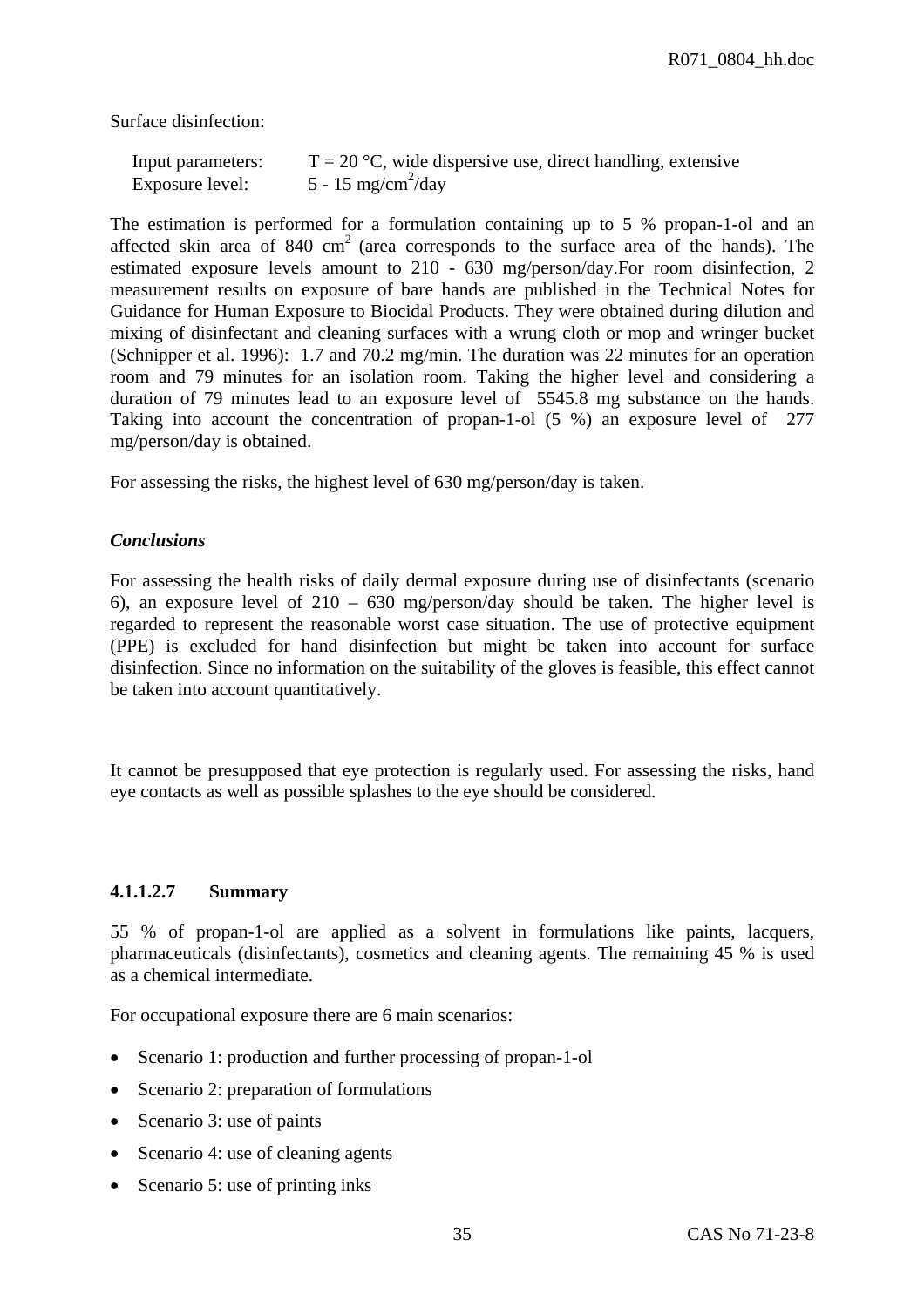Surface disinfection:

Input parameters: T = 20 °C, wide dispersive use, direct handling, extensive
Exposure level: 5 - 15 mg/cm$^2$/day

The estimation is performed for a formulation containing up to 5 % propan-1-ol and an affected skin area of 840 cm$^2$ (area corresponds to the surface area of the hands). The estimated exposure levels amount to 210 - 630 mg/person/day.For room disinfection, 2 measurement results on exposure of bare hands are published in the Technical Notes for Guidance for Human Exposure to Biocidal Products. They were obtained during dilution and mixing of disinfectant and cleaning surfaces with a wrung cloth or mop and wringer bucket (Schnipper et al. 1996): 1.7 and 70.2 mg/min. The duration was 22 minutes for an operation room and 79 minutes for an isolation room. Taking the higher level and considering a duration of 79 minutes lead to an exposure level of 5545.8 mg substance on the hands. Taking into account the concentration of propan-1-ol (5 %) an exposure level of 277 mg/person/day is obtained.

For assessing the risks, the highest level of 630 mg/person/day is taken.

***Conclusions***

For assessing the health risks of daily dermal exposure during use of disinfectants (scenario 6), an exposure level of 210 – 630 mg/person/day should be taken. The higher level is regarded to represent the reasonable worst case situation. The use of protective equipment (PPE) is excluded for hand disinfection but might be taken into account for surface disinfection. Since no information on the suitability of the gloves is feasible, this effect cannot be taken into account quantitatively.

It cannot be presupposed that eye protection is regularly used. For assessing the risks, hand eye contacts as well as possible splashes to the eye should be considered.

#### 4.1.1.2.7 Summary

55 % of propan-1-ol are applied as a solvent in formulations like paints, lacquers, pharmaceuticals (disinfectants), cosmetics and cleaning agents. The remaining 45 % is used as a chemical intermediate.

For occupational exposure there are 6 main scenarios:

- Scenario 1: production and further processing of propan-1-ol
- Scenario 2: preparation of formulations
- Scenario 3: use of paints
- Scenario 4: use of cleaning agents
- Scenario 5: use of printing inks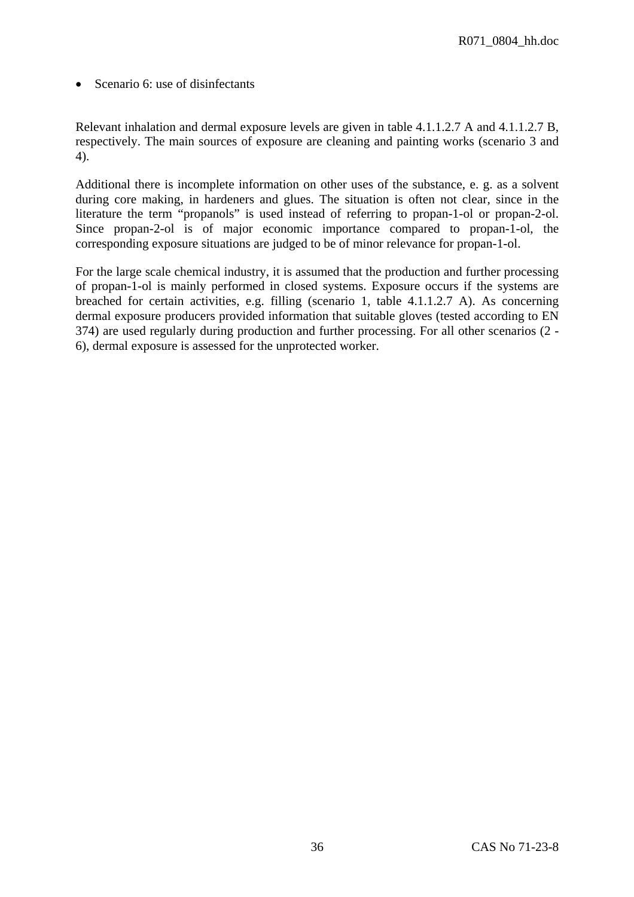- Scenario 6: use of disinfectants

Relevant inhalation and dermal exposure levels are given in table 4.1.1.2.7 A and 4.1.1.2.7 B, respectively. The main sources of exposure are cleaning and painting works (scenario 3 and 4).

Additional there is incomplete information on other uses of the substance, e. g. as a solvent during core making, in hardeners and glues. The situation is often not clear, since in the literature the term “propanols” is used instead of referring to propan-1-ol or propan-2-ol. Since propan-2-ol is of major economic importance compared to propan-1-ol, the corresponding exposure situations are judged to be of minor relevance for propan-1-ol.

For the large scale chemical industry, it is assumed that the production and further processing of propan-1-ol is mainly performed in closed systems. Exposure occurs if the systems are breached for certain activities, e.g. filling (scenario 1, table 4.1.1.2.7 A). As concerning dermal exposure producers provided information that suitable gloves (tested according to EN 374) are used regularly during production and further processing. For all other scenarios (2 - 6), dermal exposure is assessed for the unprotected worker.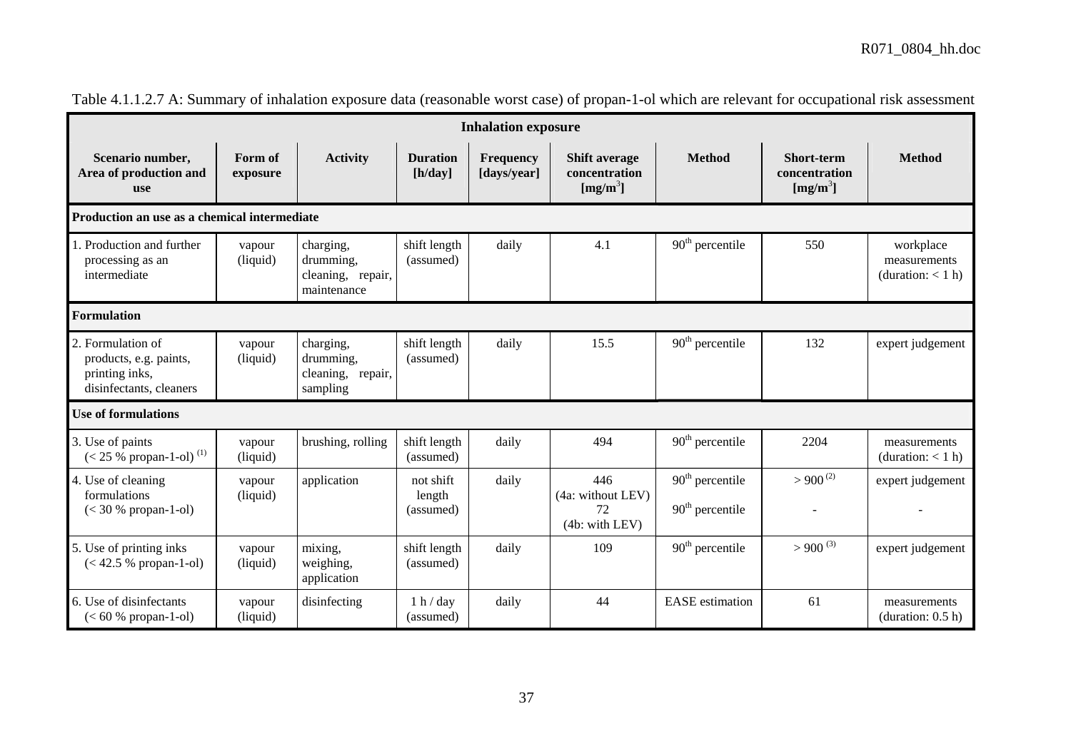Table 4.1.1.2.7 A: Summary of inhalation exposure data (reasonable worst case) of propan-1-ol which are relevant for occupational risk assessment

| Inhalation exposure | | | | | | | | |
|---|---|---|---|---|---|---|---|---|
| **Scenario number, Area of production and use** | **Form of exposure** | **Activity** | **Duration [h/day]** | **Frequency [days/year]** | **Shift average concentration [mg/m$^3$]** | **Method** | **Short-term concentration [mg/m$^3$]** | **Method** |
| **Production an use as a chemical intermediate** | | | | | | | | |
| 1. Production and further processing as an intermediate | vapour (liquid) | charging, drumming, cleaning, repair, maintenance | shift length (assumed) | daily | 4.1 | 90$^{th}$ percentile | 550 | workplace measurements (duration: < 1 h) |
| **Formulation** | | | | | | | | |
| 2. Formulation of products, e.g. paints, printing inks, disinfectants, cleaners | vapour (liquid) | charging, drumming, cleaning, repair, sampling | shift length (assumed) | daily | 15.5 | 90$^{th}$ percentile | 132 | expert judgement |
| **Use of formulations** | | | | | | | | |
| 3. Use of paints (< 25 % propan-1-ol) [(1)] | vapour (liquid) | brushing, rolling | shift length (assumed) | daily | 494 | 90$^{th}$ percentile | 2204 | measurements (duration: < 1 h) |
| 4. Use of cleaning formulations (< 30 % propan-1-ol) | vapour (liquid) | application | not shift length (assumed) | daily | 446 (4a: without LEV) 72 (4b: with LEV) | 90$^{th}$ percentile 90$^{th}$ percentile | > 900 [(2)] - | expert judgement - |
| 5. Use of printing inks (< 42.5 % propan-1-ol) | vapour (liquid) | mixing, weighing, application | shift length (assumed) | daily | 109 | 90$^{th}$ percentile | > 900 [(3)] | expert judgement |
| 6. Use of disinfectants (< 60 % propan-1-ol) | vapour (liquid) | disinfecting | 1 h / day (assumed) | daily | 44 | EASE estimation | 61 | measurements (duration: 0.5 h) |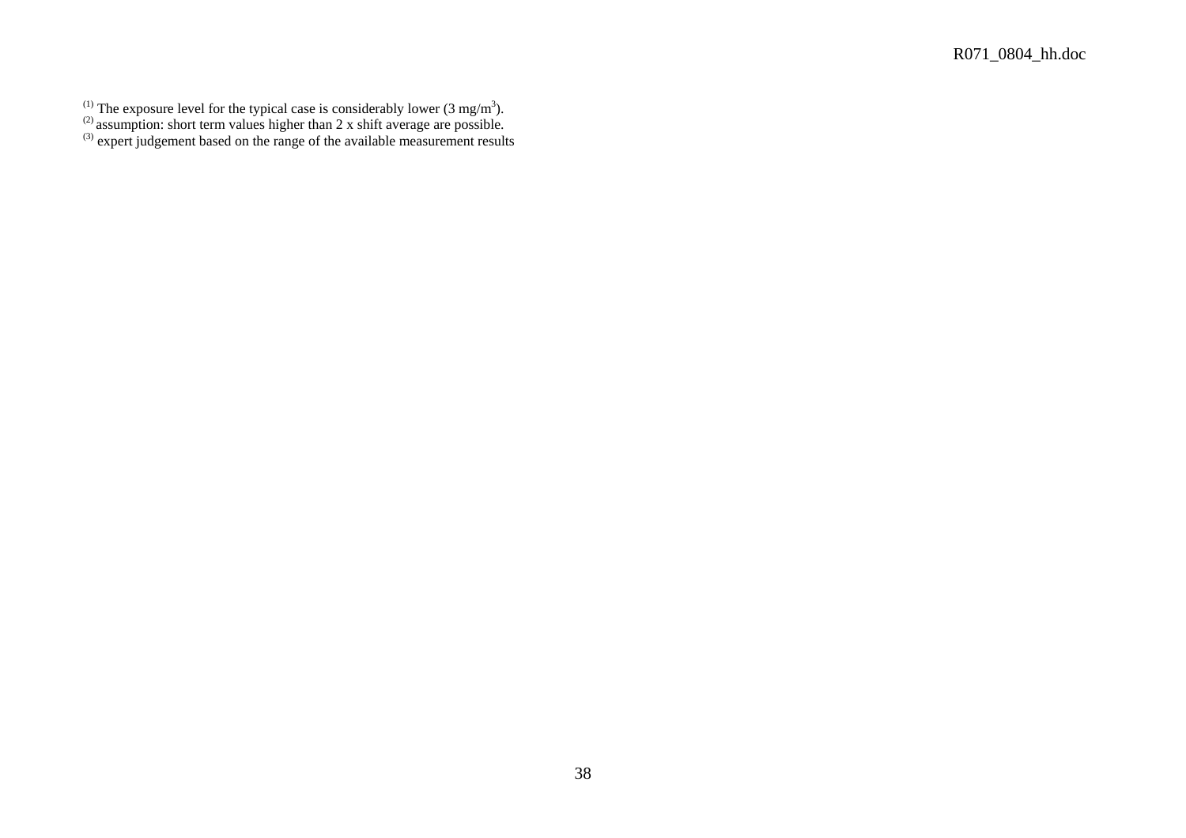(1) The exposure level for the typical case is considerably lower (3 $mg/m^3$).
(2) assumption: short term values higher than 2 x shift average are possible.
(3) expert judgement based on the range of the available measurement results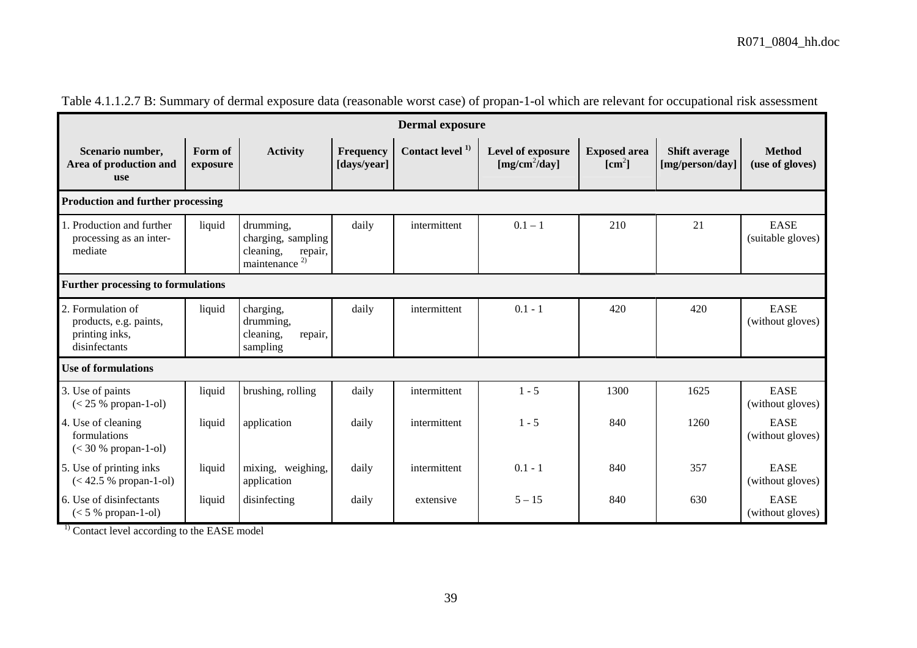Table 4.1.1.2.7 B: Summary of dermal exposure data (reasonable worst case) of propan-1-ol which are relevant for occupational risk assessment

| Dermal exposure | | | | | | | | |
|---|---|---|---|---|---|---|---|---|
| **Scenario number, Area of production and use** | **Form of exposure** | **Activity** | **Frequency [days/year]** | **Contact level [1)]** | **Level of exposure [mg/cm²/day]** | **Exposed area [cm²]** | **Shift average [mg/person/day]** | **Method (use of gloves)** |
| **Production and further processing** | | | | | | | | |
| 1. Production and further processing as an intermediate | liquid | drumming, charging, sampling cleaning, repair, maintenance [2)] | daily | intermittent | 0.1 – 1 | 210 | 21 | EASE (suitable gloves) |
| **Further processing to formulations** | | | | | | | | |
| 2. Formulation of products, e.g. paints, printing inks, disinfectants | liquid | charging, drumming, cleaning, repair, sampling | daily | intermittent | 0.1 - 1 | 420 | 420 | EASE (without gloves) |
| **Use of formulations** | | | | | | | | |
| 3. Use of paints (< 25 % propan-1-ol) | liquid | brushing, rolling | daily | intermittent | 1 - 5 | 1300 | 1625 | EASE (without gloves) |
| 4. Use of cleaning formulations (< 30 % propan-1-ol) | liquid | application | daily | intermittent | 1 - 5 | 840 | 1260 | EASE (without gloves) |
| 5. Use of printing inks (< 42.5 % propan-1-ol) | liquid | mixing, weighing, application | daily | intermittent | 0.1 - 1 | 840 | 357 | EASE (without gloves) |
| 6. Use of disinfectants (< 5 % propan-1-ol) | liquid | disinfecting | daily | extensive | 5 – 15 | 840 | 630 | EASE (without gloves) |

[1)] Contact level according to the EASE model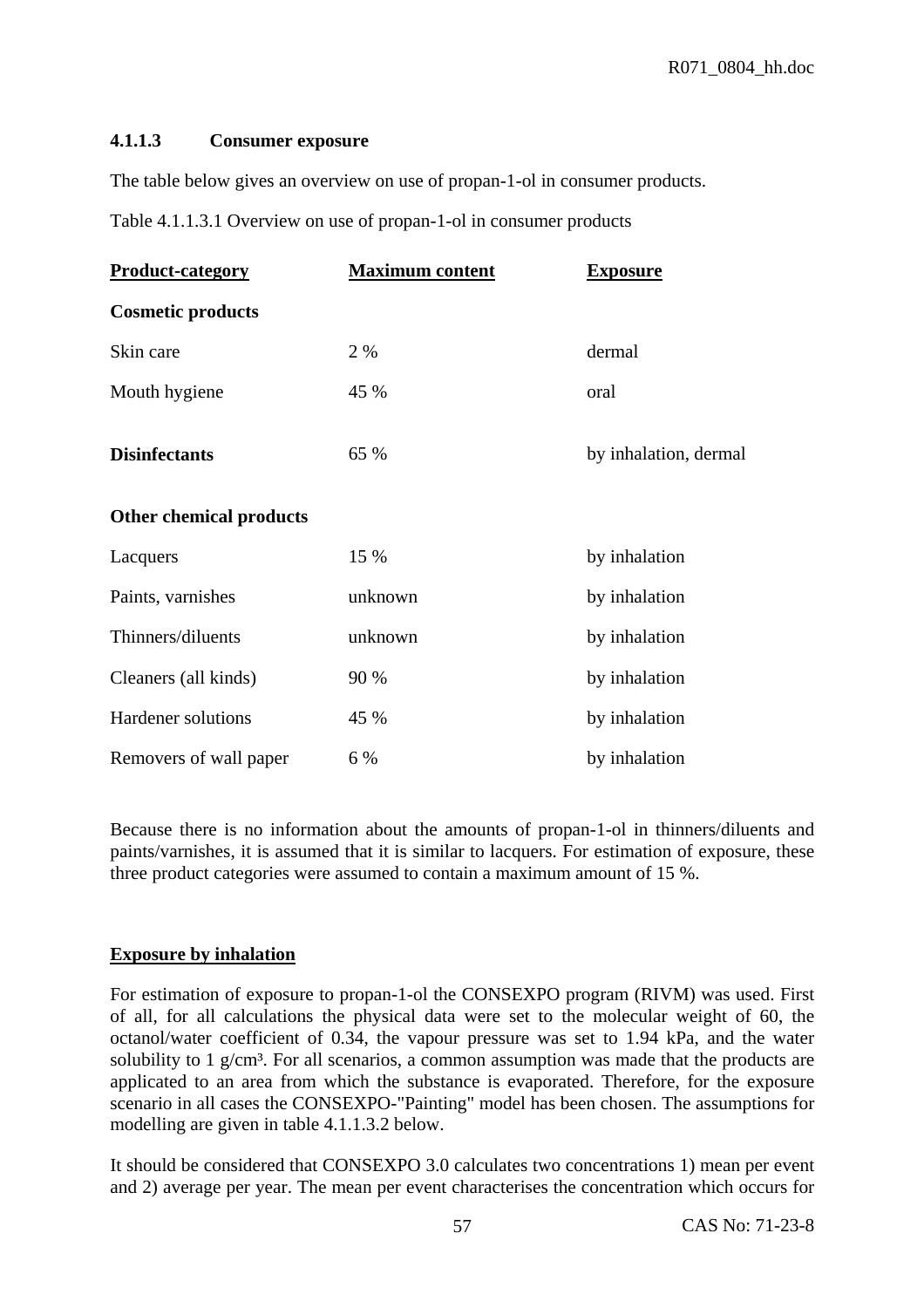#### 4.1.1.3 Consumer exposure

The table below gives an overview on use of propan-1-ol in consumer products.

Table 4.1.1.3.1 Overview on use of propan-1-ol in consumer products

| Product-category | Maximum content | Exposure |
|---|---|---|
| **Cosmetic products** | | |
| Skin care | 2 % | dermal |
| Mouth hygiene | 45 % | oral |
| **Disinfectants** | 65 % | by inhalation, dermal |
| **Other chemical products** | | |
| Lacquers | 15 % | by inhalation |
| Paints, varnishes | unknown | by inhalation |
| Thinners/diluents | unknown | by inhalation |
| Cleaners (all kinds) | 90 % | by inhalation |
| Hardener solutions | 45 % | by inhalation |
| Removers of wall paper | 6 % | by inhalation |

Because there is no information about the amounts of propan-1-ol in thinners/diluents and paints/varnishes, it is assumed that it is similar to lacquers. For estimation of exposure, these three product categories were assumed to contain a maximum amount of 15 %.

**Exposure by inhalation**

For estimation of exposure to propan-1-ol the CONSEXPO program (RIVM) was used. First of all, for all calculations the physical data were set to the molecular weight of 60, the octanol/water coefficient of 0.34, the vapour pressure was set to 1.94 kPa, and the water solubility to 1 g/cm³. For all scenarios, a common assumption was made that the products are applicated to an area from which the substance is evaporated. Therefore, for the exposure scenario in all cases the CONSEXPO-"Painting" model has been chosen. The assumptions for modelling are given in table 4.1.1.3.2 below.

It should be considered that CONSEXPO 3.0 calculates two concentrations 1) mean per event and 2) average per year. The mean per event characterises the concentration which occurs for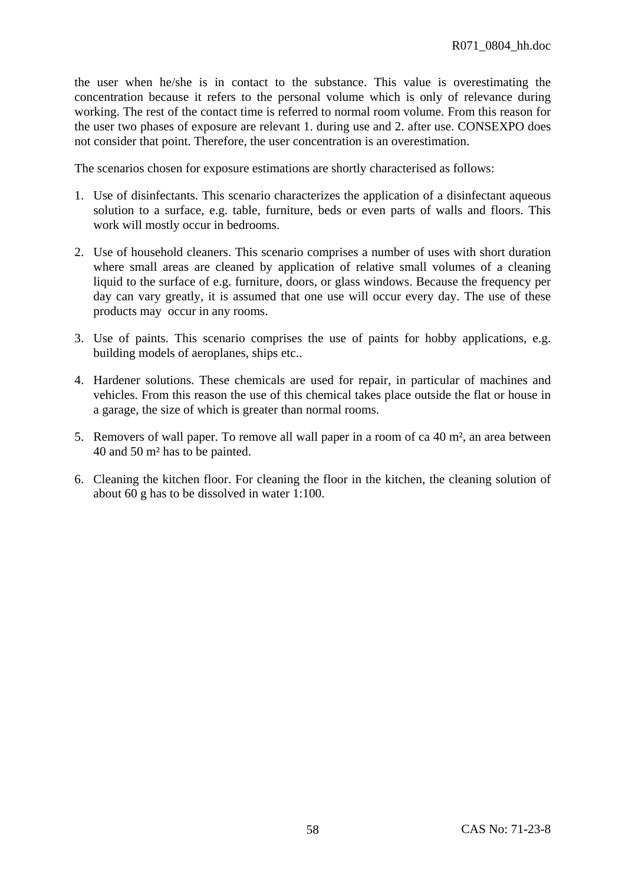the user when he/she is in contact to the substance. This value is overestimating the concentration because it refers to the personal volume which is only of relevance during working. The rest of the contact time is referred to normal room volume. From this reason for the user two phases of exposure are relevant 1. during use and 2. after use. CONSEXPO does not consider that point. Therefore, the user concentration is an overestimation.

The scenarios chosen for exposure estimations are shortly characterised as follows:

1. Use of disinfectants. This scenario characterizes the application of a disinfectant aqueous solution to a surface, e.g. table, furniture, beds or even parts of walls and floors. This work will mostly occur in bedrooms.

2. Use of household cleaners. This scenario comprises a number of uses with short duration where small areas are cleaned by application of relative small volumes of a cleaning liquid to the surface of e.g. furniture, doors, or glass windows. Because the frequency per day can vary greatly, it is assumed that one use will occur every day. The use of these products may occur in any rooms.

3. Use of paints. This scenario comprises the use of paints for hobby applications, e.g. building models of aeroplanes, ships etc..

4. Hardener solutions. These chemicals are used for repair, in particular of machines and vehicles. From this reason the use of this chemical takes place outside the flat or house in a garage, the size of which is greater than normal rooms.

5. Removers of wall paper. To remove all wall paper in a room of ca 40 m², an area between 40 and 50 m² has to be painted.

6. Cleaning the kitchen floor. For cleaning the floor in the kitchen, the cleaning solution of about 60 g has to be dissolved in water 1:100.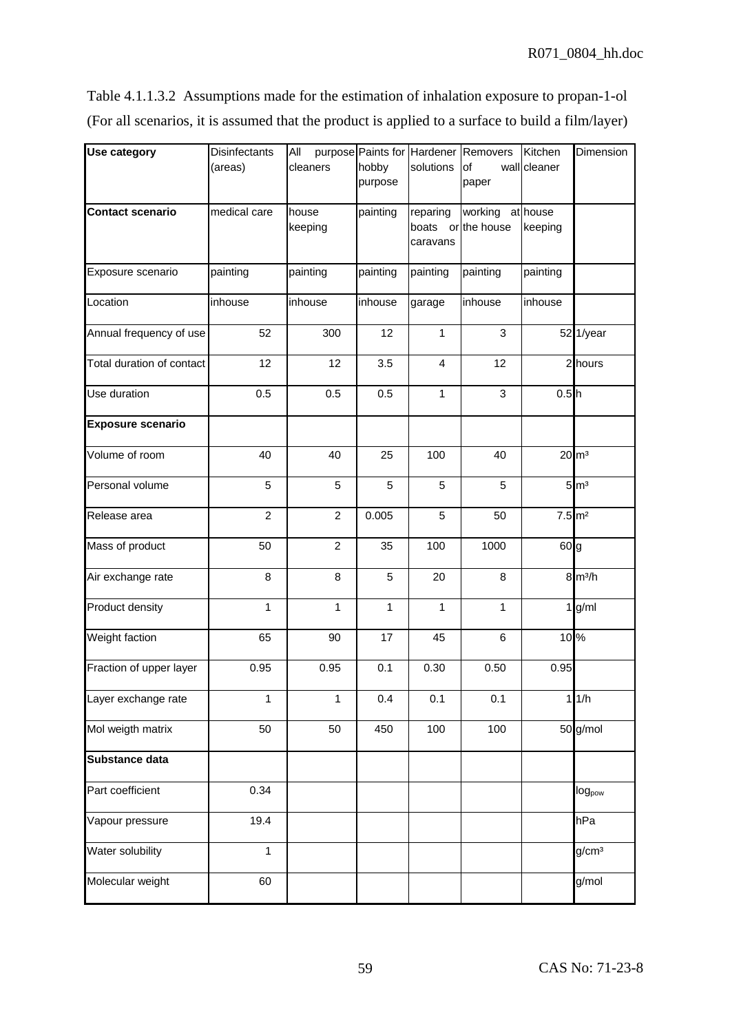Table 4.1.1.3.2 Assumptions made for the estimation of inhalation exposure to propan-1-ol (For all scenarios, it is assumed that the product is applied to a surface to build a film/layer)

| Use category | Disinfectants (areas) | All purpose cleaners | Paints for hobby purpose | Hardener solutions | Removers of wall paper | Kitchen cleaner | Dimension |
|---|---|---|---|---|---|---|---|
| **Contact scenario** | medical care | house keeping | painting | reparing boats or caravans | working at the house | house keeping | |
| Exposure scenario | painting | painting | painting | painting | painting | painting | |
| Location | inhouse | inhouse | inhouse | garage | inhouse | inhouse | |
| Annual frequency of use | 52 | 300 | 12 | 1 | 3 | 52 | 1/year |
| Total duration of contact | 12 | 12 | 3.5 | 4 | 12 | 2 | hours |
| Use duration | 0.5 | 0.5 | 0.5 | 1 | 3 | 0.5 | h |
| **Exposure scenario** | | | | | | | |
| Volume of room | 40 | 40 | 25 | 100 | 40 | 20 | m³ |
| Personal volume | 5 | 5 | 5 | 5 | 5 | 5 | m³ |
| Release area | 2 | 2 | 0.005 | 5 | 50 | 7.5 | m² |
| Mass of product | 50 | 2 | 35 | 100 | 1000 | 60 | g |
| Air exchange rate | 8 | 8 | 5 | 20 | 8 | 8 | m³/h |
| Product density | 1 | 1 | 1 | 1 | 1 | 1 | g/ml |
| Weight faction | 65 | 90 | 17 | 45 | 6 | 10 | % |
| Fraction of upper layer | 0.95 | 0.95 | 0.1 | 0.30 | 0.50 | 0.95 | |
| Layer exchange rate | 1 | 1 | 0.4 | 0.1 | 0.1 | 1 | 1/h |
| Mol weigth matrix | 50 | 50 | 450 | 100 | 100 | 50 | g/mol |
| **Substance data** | | | | | | | |
| Part coefficient | 0.34 | | | | | | $\log_{pow}$ |
| Vapour pressure | 19.4 | | | | | | hPa |
| Water solubility | 1 | | | | | | g/cm³ |
| Molecular weight | 60 | | | | | | g/mol |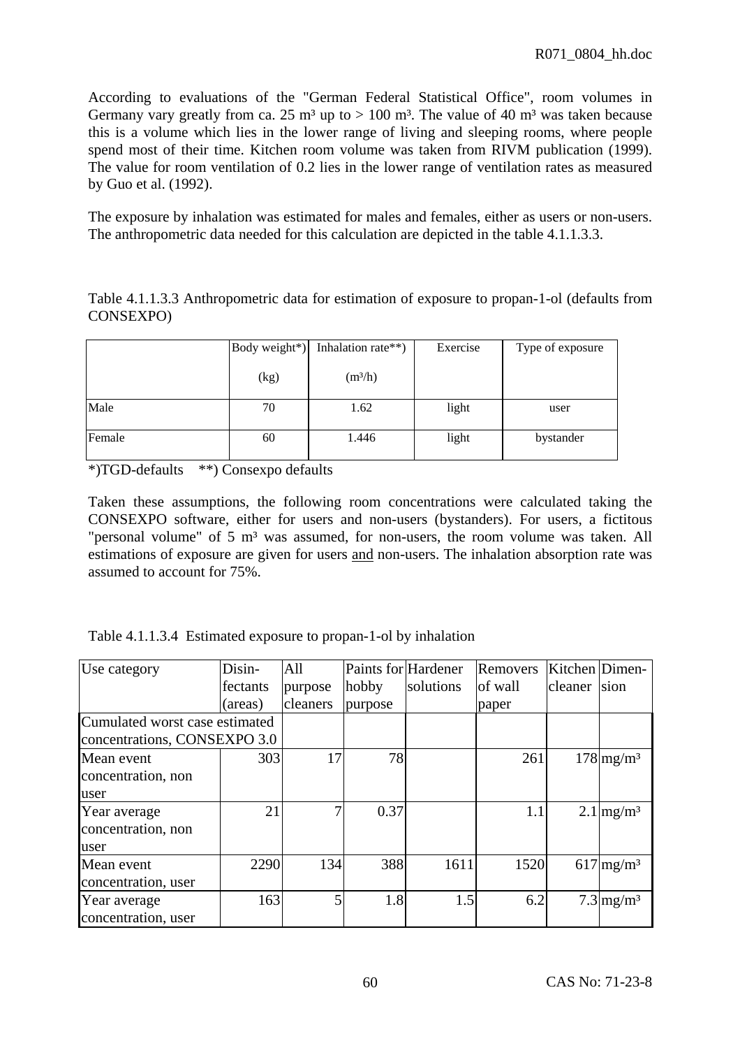According to evaluations of the "German Federal Statistical Office", room volumes in Germany vary greatly from ca. 25 m³ up to > 100 m³. The value of 40 m³ was taken because this is a volume which lies in the lower range of living and sleeping rooms, where people spend most of their time. Kitchen room volume was taken from RIVM publication (1999). The value for room ventilation of 0.2 lies in the lower range of ventilation rates as measured by Guo et al. (1992).

The exposure by inhalation was estimated for males and females, either as users or non-users. The anthropometric data needed for this calculation are depicted in the table 4.1.1.3.3.

Table 4.1.1.3.3 Anthropometric data for estimation of exposure to propan-1-ol (defaults from CONSEXPO)

| | Body weight*) (kg) | Inhalation rate**) (m³/h) | Exercise | Type of exposure |
|---|---|---|---|---|
| Male | 70 | 1.62 | light | user |
| Female | 60 | 1.446 | light | bystander |

*)TGD-defaults **) Consexpo defaults

Taken these assumptions, the following room concentrations were calculated taking the CONSEXPO software, either for users and non-users (bystanders). For users, a fictitous "personal volume" of 5 m³ was assumed, for non-users, the room volume was taken. All estimations of exposure are given for users <u>and</u> non-users. The inhalation absorption rate was assumed to account for 75%.

Table 4.1.1.3.4 Estimated exposure to propan-1-ol by inhalation

| Use category | Disin-fectants (areas) | All purpose cleaners | Paints for hobby purpose | Hardener solutions | Removers of wall paper | Kitchen cleaner | Dimen-sion |
|---|---|---|---|---|---|---|---|
| Cumulated worst case estimated concentrations, CONSEXPO 3.0 | | | | | | | |
| Mean event concentration, non user | 303 | 17 | 78 | | 261 | 178 | mg/m³ |
| Year average concentration, non user | 21 | 7 | 0.37 | | 1.1 | 2.1 | mg/m³ |
| Mean event concentration, user | 2290 | 134 | 388 | 1611 | 1520 | 617 | mg/m³ |
| Year average concentration, user | 163 | 5 | 1.8 | 1.5 | 6.2 | 7.3 | mg/m³ |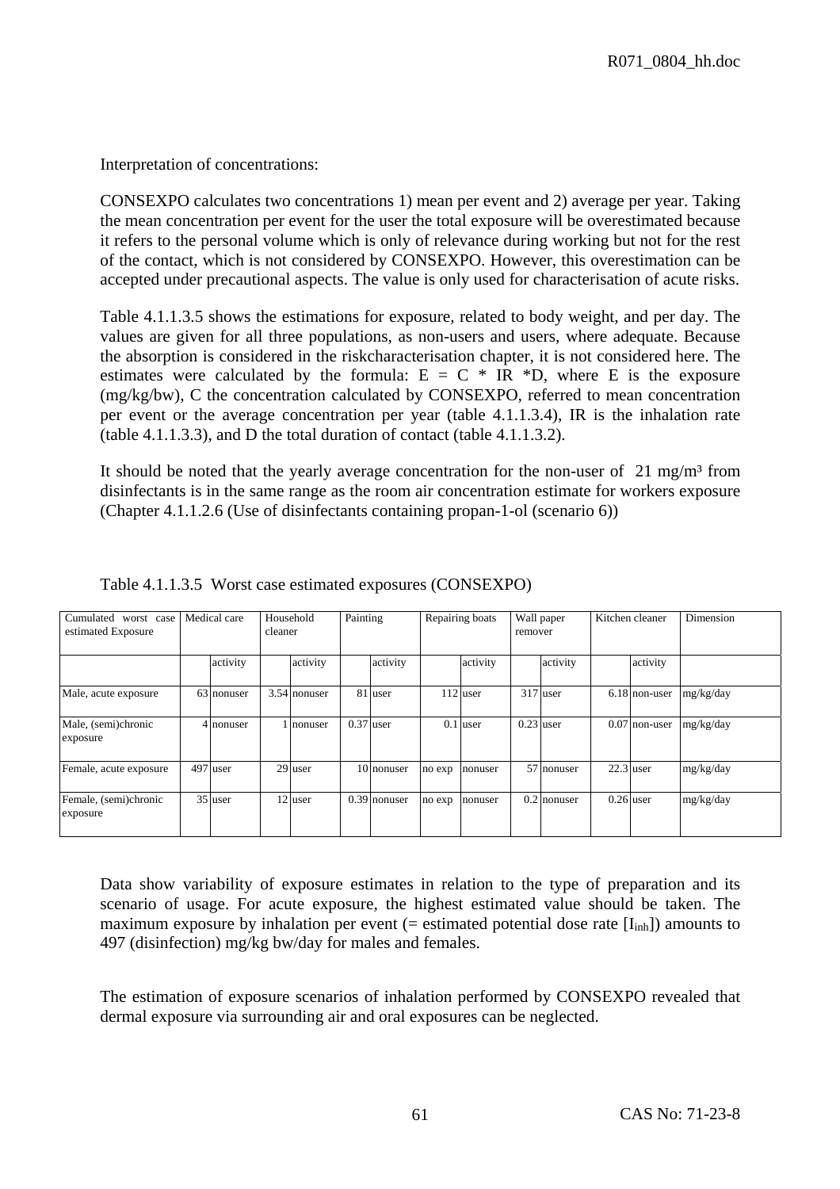Interpretation of concentrations:

CONSEXPO calculates two concentrations 1) mean per event and 2) average per year. Taking the mean concentration per event for the user the total exposure will be overestimated because it refers to the personal volume which is only of relevance during working but not for the rest of the contact, which is not considered by CONSEXPO. However, this overestimation can be accepted under precautional aspects. The value is only used for characterisation of acute risks.

Table 4.1.1.3.5 shows the estimations for exposure, related to body weight, and per day. The values are given for all three populations, as non-users and users, where adequate. Because the absorption is considered in the riskcharacterisation chapter, it is not considered here. The estimates were calculated by the formula: $E = C * IR * D$, where E is the exposure (mg/kg/bw), C the concentration calculated by CONSEXPO, referred to mean concentration per event or the average concentration per year (table 4.1.1.3.4), IR is the inhalation rate (table 4.1.1.3.3), and D the total duration of contact (table 4.1.1.3.2).

It should be noted that the yearly average concentration for the non-user of 21 mg/m³ from disinfectants is in the same range as the room air concentration estimate for workers exposure (Chapter 4.1.1.2.6 (Use of disinfectants containing propan-1-ol (scenario 6))

Table 4.1.1.3.5 Worst case estimated exposures (CONSEXPO)

| Cumulated worst case estimated Exposure | Medical care | | Household cleaner | | Painting | | Repairing boats | | Wall paper remover | | Kitchen cleaner | | Dimension |
|---|---|---|---|---|---|---|---|---|---|---|---|---|---|
| | | activity | | activity | | activity | | activity | | activity | | activity | |
| Male, acute exposure | 63 | nonuser | 3.54 | nonuser | 81 | user | 112 | user | 317 | user | 6.18 | non-user | mg/kg/day |
| Male, (semi)chronic exposure | 4 | nonuser | 1 | nonuser | 0.37 | user | 0.1 | user | 0.23 | user | 0.07 | non-user | mg/kg/day |
| Female, acute exposure | 497 | user | 29 | user | 10 | nonuser | no exp | nonuser | 57 | nonuser | 22.3 | user | mg/kg/day |
| Female, (semi)chronic exposure | 35 | user | 12 | user | 0.39 | nonuser | no exp | nonuser | 0.2 | nonuser | 0.26 | user | mg/kg/day |

Data show variability of exposure estimates in relation to the type of preparation and its scenario of usage. For acute exposure, the highest estimated value should be taken. The maximum exposure by inhalation per event (= estimated potential dose rate [$I_{inh}$]) amounts to 497 (disinfection) mg/kg bw/day for males and females.

The estimation of exposure scenarios of inhalation performed by CONSEXPO revealed that dermal exposure via surrounding air and oral exposures can be neglected.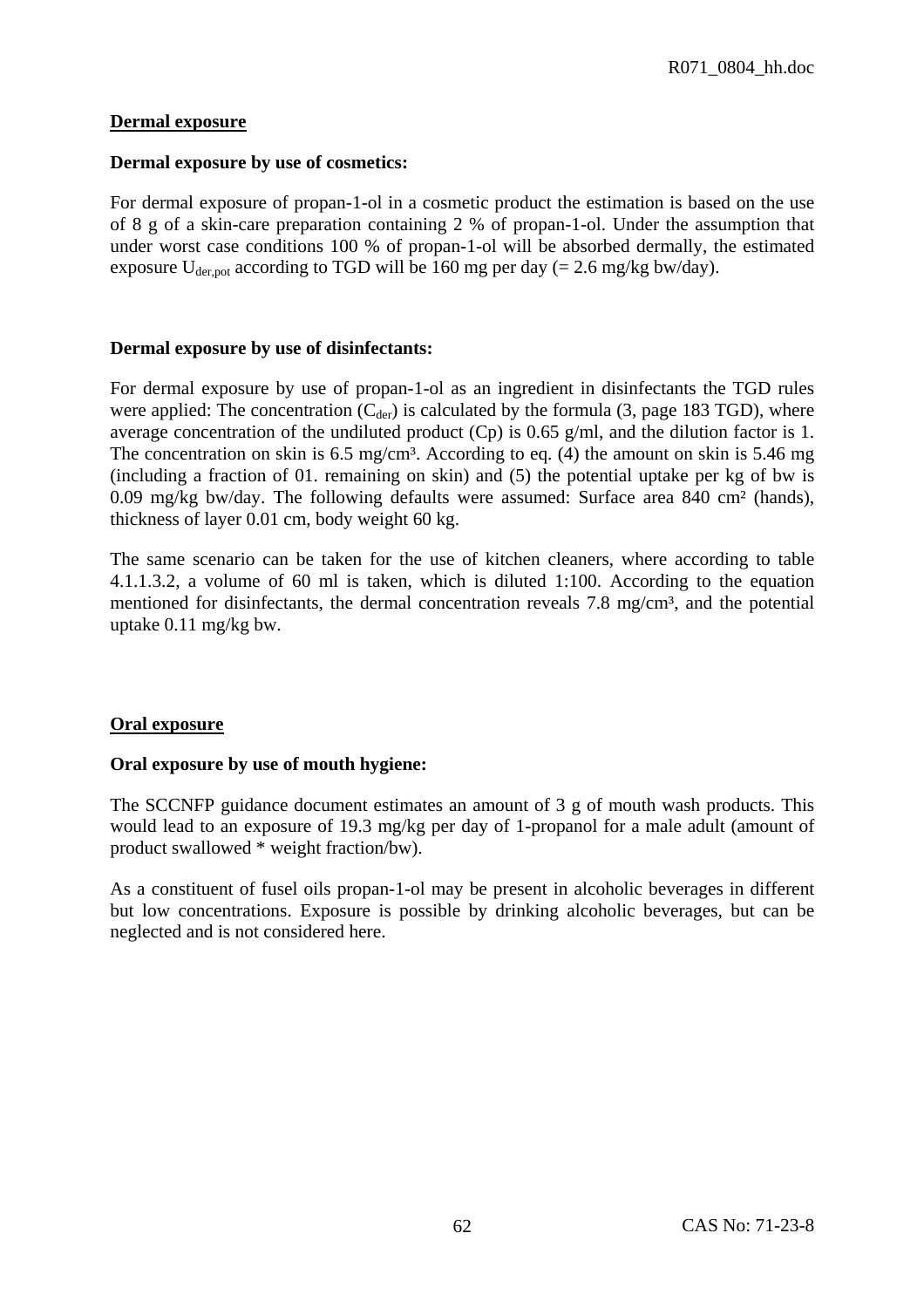## Dermal exposure

**Dermal exposure by use of cosmetics:**

For dermal exposure of propan-1-ol in a cosmetic product the estimation is based on the use of 8 g of a skin-care preparation containing 2 % of propan-1-ol. Under the assumption that under worst case conditions 100 % of propan-1-ol will be absorbed dermally, the estimated exposure $U_{der,pot}$ according to TGD will be 160 mg per day (= 2.6 mg/kg bw/day).

**Dermal exposure by use of disinfectants:**

For dermal exposure by use of propan-1-ol as an ingredient in disinfectants the TGD rules were applied: The concentration ($C_{der}$) is calculated by the formula (3, page 183 TGD), where average concentration of the undiluted product (Cp) is 0.65 g/ml, and the dilution factor is 1. The concentration on skin is 6.5 mg/cm³. According to eq. (4) the amount on skin is 5.46 mg (including a fraction of 01. remaining on skin) and (5) the potential uptake per kg of bw is 0.09 mg/kg bw/day. The following defaults were assumed: Surface area 840 cm² (hands), thickness of layer 0.01 cm, body weight 60 kg.

The same scenario can be taken for the use of kitchen cleaners, where according to table 4.1.1.3.2, a volume of 60 ml is taken, which is diluted 1:100. According to the equation mentioned for disinfectants, the dermal concentration reveals 7.8 mg/cm³, and the potential uptake 0.11 mg/kg bw.

## Oral exposure

**Oral exposure by use of mouth hygiene:**

The SCCNFP guidance document estimates an amount of 3 g of mouth wash products. This would lead to an exposure of 19.3 mg/kg per day of 1-propanol for a male adult (amount of product swallowed * weight fraction/bw).

As a constituent of fusel oils propan-1-ol may be present in alcoholic beverages in different but low concentrations. Exposure is possible by drinking alcoholic beverages, but can be neglected and is not considered here.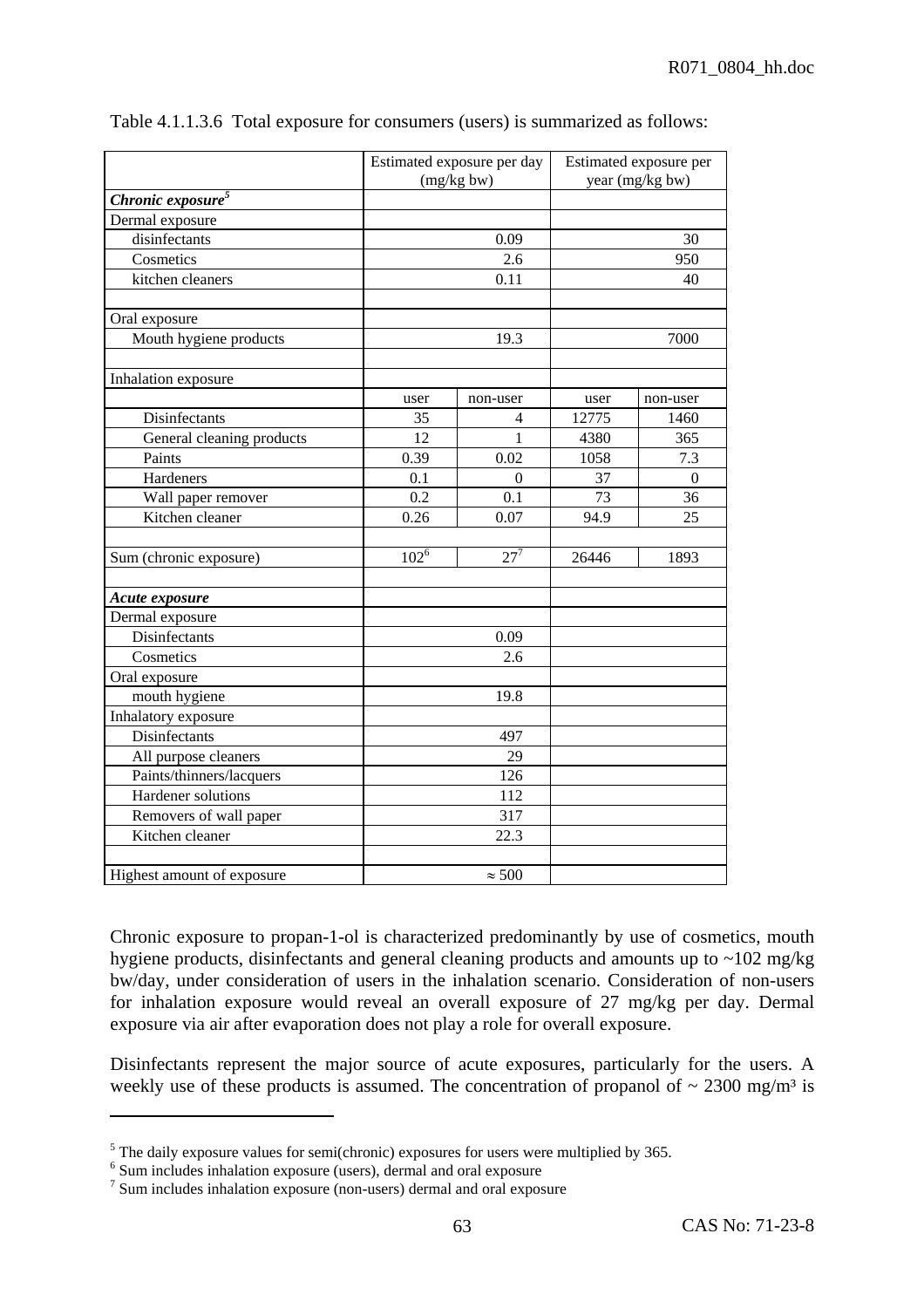Table 4.1.1.3.6 Total exposure for consumers (users) is summarized as follows:

| | Estimated exposure per day (mg/kg bw) | | Estimated exposure per year (mg/kg bw) | |
|---|---|---|---|---|
| ***Chronic exposure***[5] | | | | |
| Dermal exposure | | | | |
| disinfectants | 0.09 | | 30 | |
| Cosmetics | 2.6 | | 950 | |
| kitchen cleaners | 0.11 | | 40 | |
| | | | | |
| Oral exposure | | | | |
| Mouth hygiene products | 19.3 | | 7000 | |
| | | | | |
| Inhalation exposure | | | | |
| | user | non-user | user | non-user |
| Disinfectants | 35 | 4 | 12775 | 1460 |
| General cleaning products | 12 | 1 | 4380 | 365 |
| Paints | 0.39 | 0.02 | 1058 | 7.3 |
| Hardeners | 0.1 | 0 | 37 | 0 |
| Wall paper remover | 0.2 | 0.1 | 73 | 36 |
| Kitchen cleaner | 0.26 | 0.07 | 94.9 | 25 |
| | | | | |
| Sum (chronic exposure) | 102[6] | 27[7] | 26446 | 1893 |
| | | | | |
| ***Acute exposure*** | | | | |
| Dermal exposure | | | | |
| Disinfectants | 0.09 | | | |
| Cosmetics | 2.6 | | | |
| Oral exposure | | | | |
| mouth hygiene | 19.8 | | | |
| Inhalatory exposure | | | | |
| Disinfectants | 497 | | | |
| All purpose cleaners | 29 | | | |
| Paints/thinners/lacquers | 126 | | | |
| Hardener solutions | 112 | | | |
| Removers of wall paper | 317 | | | |
| Kitchen cleaner | 22.3 | | | |
| | | | | |
| Highest amount of exposure | ≈ 500 | | | |

Chronic exposure to propan-1-ol is characterized predominantly by use of cosmetics, mouth hygiene products, disinfectants and general cleaning products and amounts up to ~102 mg/kg bw/day, under consideration of users in the inhalation scenario. Consideration of non-users for inhalation exposure would reveal an overall exposure of 27 mg/kg per day. Dermal exposure via air after evaporation does not play a role for overall exposure.

Disinfectants represent the major source of acute exposures, particularly for the users. A weekly use of these products is assumed. The concentration of propanol of ~ 2300 mg/m³ is

[5] The daily exposure values for semi(chronic) exposures for users were multiplied by 365.

[6] Sum includes inhalation exposure (users), dermal and oral exposure

[7] Sum includes inhalation exposure (non-users) dermal and oral exposure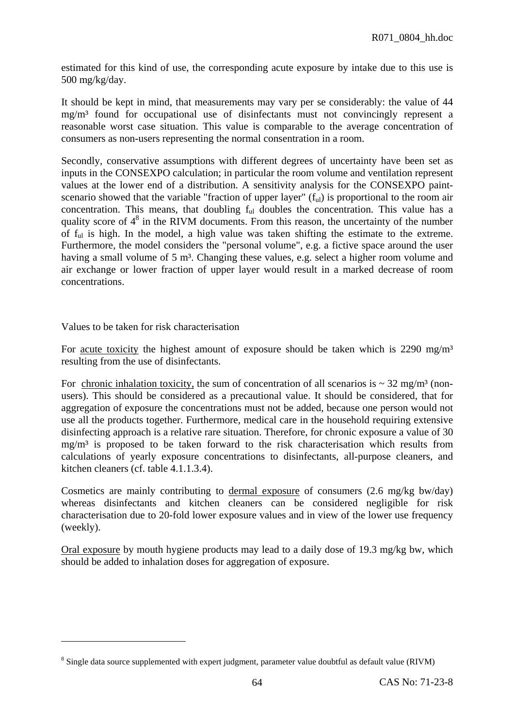estimated for this kind of use, the corresponding acute exposure by intake due to this use is 500 mg/kg/day.

It should be kept in mind, that measurements may vary per se considerably: the value of 44 mg/m³ found for occupational use of disinfectants must not convincingly represent a reasonable worst case situation. This value is comparable to the average concentration of consumers as non-users representing the normal consentration in a room.

Secondly, conservative assumptions with different degrees of uncertainty have been set as inputs in the CONSEXPO calculation; in particular the room volume and ventilation represent values at the lower end of a distribution. A sensitivity analysis for the CONSEXPO paint-scenario showed that the variable "fraction of upper layer" ($f_{ul}$) is proportional to the room air concentration. This means, that doubling $f_{ul}$ doubles the concentration. This value has a quality score of 4[8] in the RIVM documents. From this reason, the uncertainty of the number of $f_{ul}$ is high. In the model, a high value was taken shifting the estimate to the extreme. Furthermore, the model considers the "personal volume", e.g. a fictive space around the user having a small volume of 5 m³. Changing these values, e.g. select a higher room volume and air exchange or lower fraction of upper layer would result in a marked decrease of room concentrations.

Values to be taken for risk characterisation

For <u>acute toxicity</u> the highest amount of exposure should be taken which is 2290 mg/m³ resulting from the use of disinfectants.

For <u>chronic inhalation toxicity,</u> the sum of concentration of all scenarios is ~ 32 mg/m³ (non-users). This should be considered as a precautional value. It should be considered, that for aggregation of exposure the concentrations must not be added, because one person would not use all the products together. Furthermore, medical care in the household requiring extensive disinfecting approach is a relative rare situation. Therefore, for chronic exposure a value of 30 mg/m³ is proposed to be taken forward to the risk characterisation which results from calculations of yearly exposure concentrations to disinfectants, all-purpose cleaners, and kitchen cleaners (cf. table 4.1.1.3.4).

Cosmetics are mainly contributing to <u>dermal exposure</u> of consumers (2.6 mg/kg bw/day) whereas disinfectants and kitchen cleaners can be considered negligible for risk characterisation due to 20-fold lower exposure values and in view of the lower use frequency (weekly).

<u>Oral exposure</u> by mouth hygiene products may lead to a daily dose of 19.3 mg/kg bw, which should be added to inhalation doses for aggregation of exposure.

[8] Single data source supplemented with expert judgment, parameter value doubtful as default value (RIVM)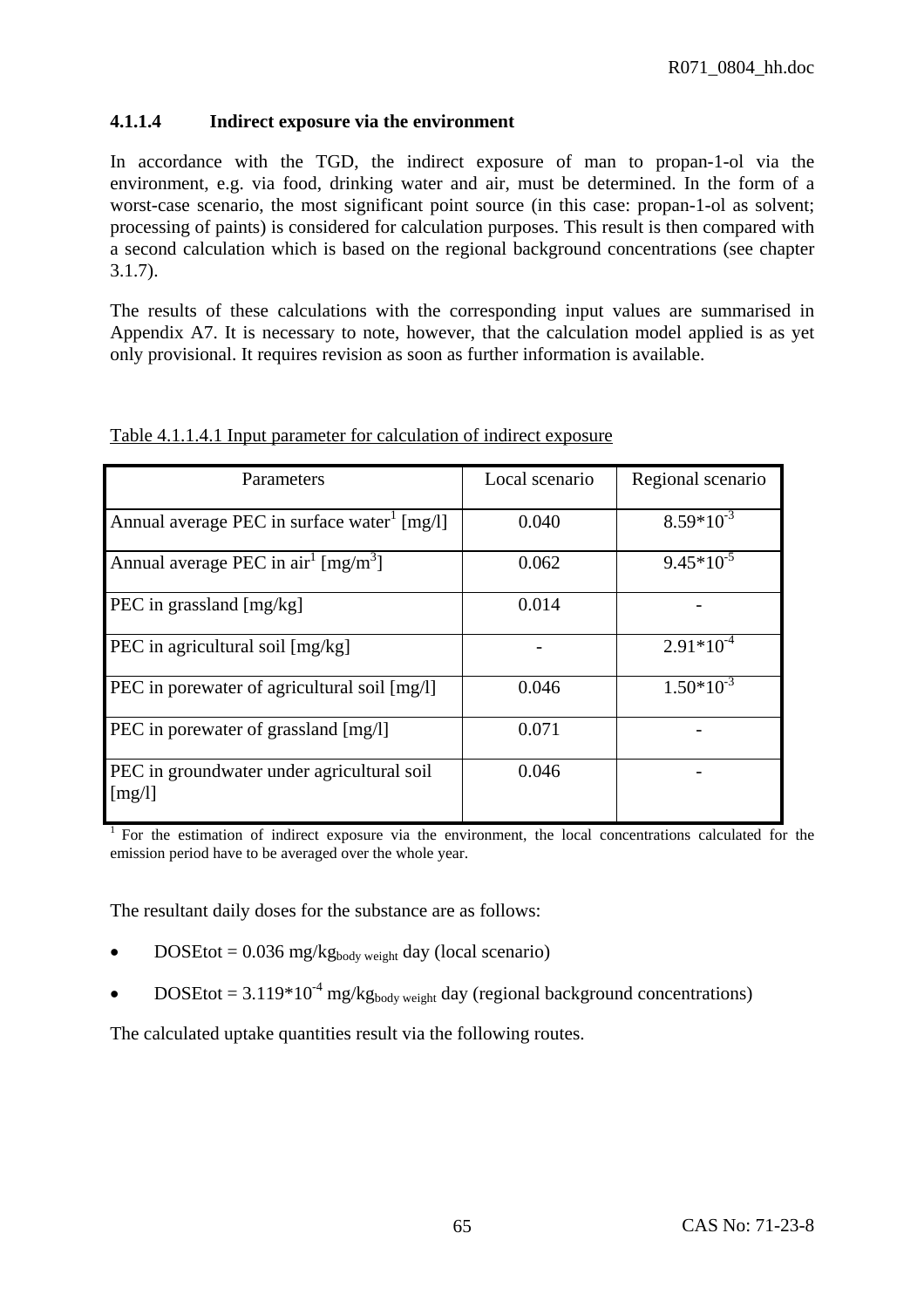#### 4.1.1.4 Indirect exposure via the environment

In accordance with the TGD, the indirect exposure of man to propan-1-ol via the environment, e.g. via food, drinking water and air, must be determined. In the form of a worst-case scenario, the most significant point source (in this case: propan-1-ol as solvent; processing of paints) is considered for calculation purposes. This result is then compared with a second calculation which is based on the regional background concentrations (see chapter 3.1.7).

The results of these calculations with the corresponding input values are summarised in Appendix A7. It is necessary to note, however, that the calculation model applied is as yet only provisional. It requires revision as soon as further information is available.

Table 4.1.1.4.1 Input parameter for calculation of indirect exposure

| Parameters | Local scenario | Regional scenario |
|---|---|---|
| Annual average PEC in surface water[1] [mg/l] | 0.040 | $8.59*10^{-3}$ |
| Annual average PEC in air[1] [mg/m$^3$] | 0.062 | $9.45*10^{-5}$ |
| PEC in grassland [mg/kg] | 0.014 | - |
| PEC in agricultural soil [mg/kg] | - | $2.91*10^{-4}$ |
| PEC in porewater of agricultural soil [mg/l] | 0.046 | $1.50*10^{-3}$ |
| PEC in porewater of grassland [mg/l] | 0.071 | - |
| PEC in groundwater under agricultural soil [mg/l] | 0.046 | - |

[1] For the estimation of indirect exposure via the environment, the local concentrations calculated for the emission period have to be averaged over the whole year.

The resultant daily doses for the substance are as follows:

- DOSEtot = 0.036 mg/kg$_{body\ weight}$ day (local scenario)
- DOSEtot = $3.119*10^{-4}$ mg/kg$_{body\ weight}$ day (regional background concentrations)

The calculated uptake quantities result via the following routes.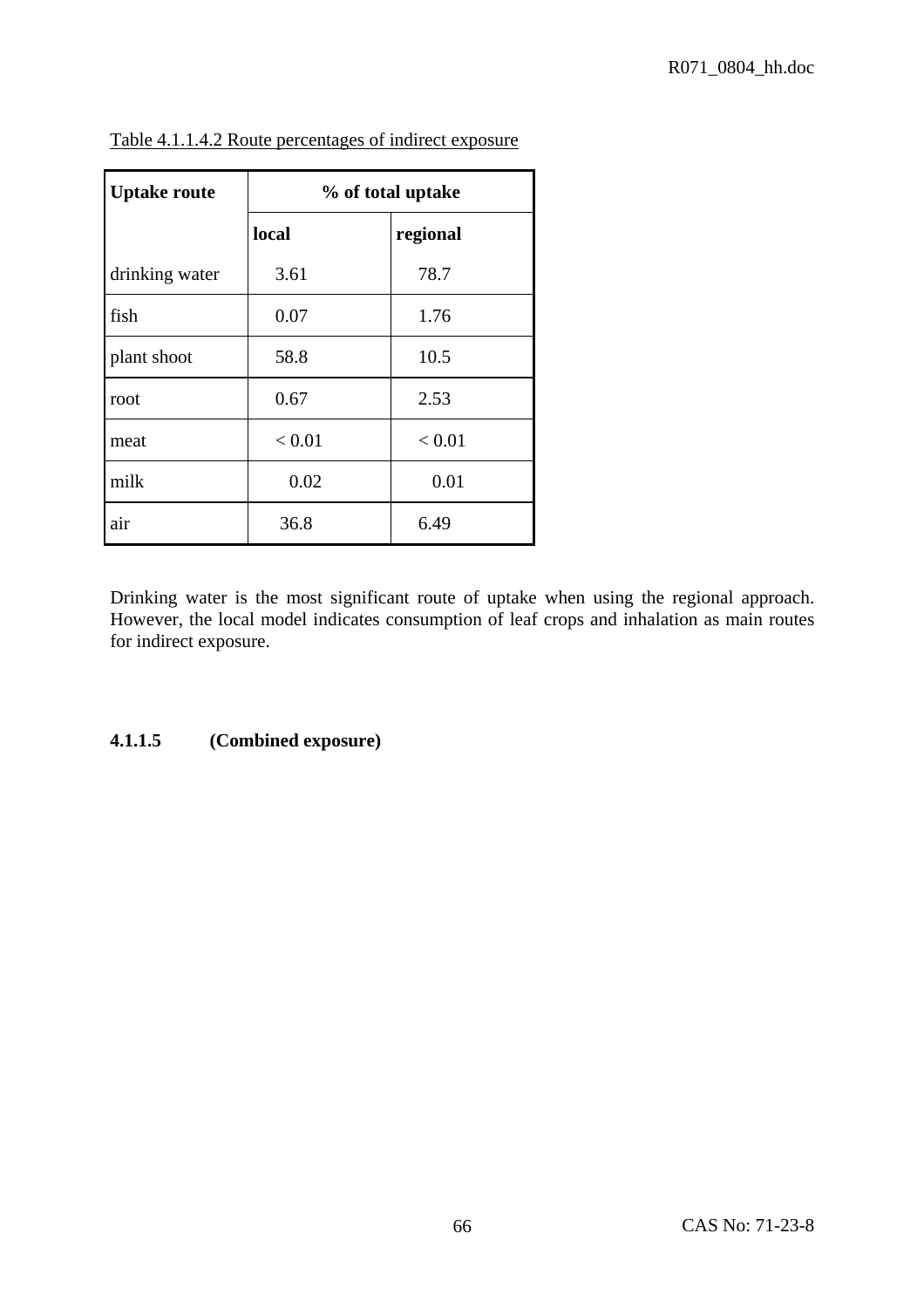Table 4.1.1.4.2 Route percentages of indirect exposure

| Uptake route | % of total uptake | |
|---|---|---|
| | **local** | **regional** |
| drinking water | 3.61 | 78.7 |
| fish | 0.07 | 1.76 |
| plant shoot | 58.8 | 10.5 |
| root | 0.67 | 2.53 |
| meat | < 0.01 | < 0.01 |
| milk | 0.02 | 0.01 |
| air | 36.8 | 6.49 |

Drinking water is the most significant route of uptake when using the regional approach. However, the local model indicates consumption of leaf crops and inhalation as main routes for indirect exposure.

#### 4.1.1.5 (Combined exposure)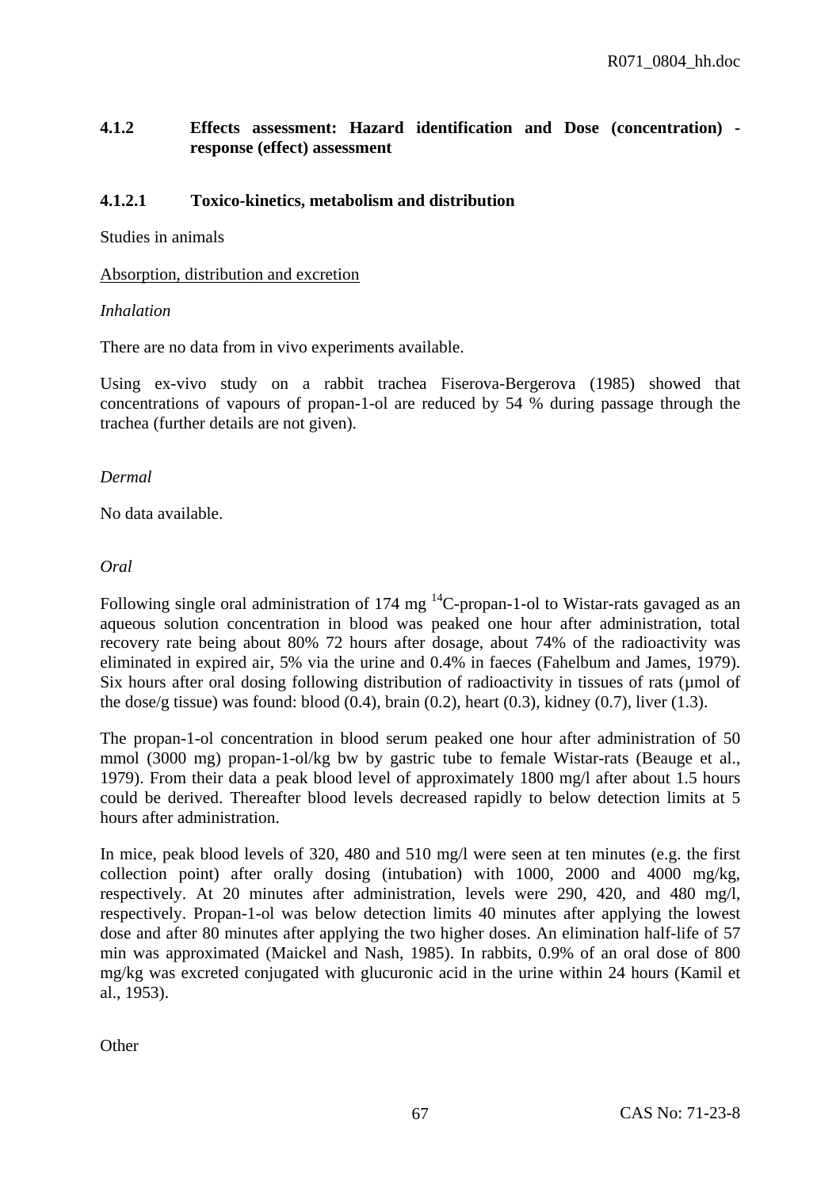### 4.1.2 Effects assessment: Hazard identification and Dose (concentration) - response (effect) assessment

#### 4.1.2.1 Toxico-kinetics, metabolism and distribution

Studies in animals

Absorption, distribution and excretion

*Inhalation*

There are no data from in vivo experiments available.

Using ex-vivo study on a rabbit trachea Fiserova-Bergerova (1985) showed that concentrations of vapours of propan-1-ol are reduced by 54 % during passage through the trachea (further details are not given).

*Dermal*

No data available.

*Oral*

Following single oral administration of 174 mg $^{14}$C-propan-1-ol to Wistar-rats gavaged as an aqueous solution concentration in blood was peaked one hour after administration, total recovery rate being about 80% 72 hours after dosage, about 74% of the radioactivity was eliminated in expired air, 5% via the urine and 0.4% in faeces (Fahelbum and James, 1979). Six hours after oral dosing following distribution of radioactivity in tissues of rats (µmol of the dose/g tissue) was found: blood (0.4), brain (0.2), heart (0.3), kidney (0.7), liver (1.3).

The propan-1-ol concentration in blood serum peaked one hour after administration of 50 mmol (3000 mg) propan-1-ol/kg bw by gastric tube to female Wistar-rats (Beauge et al., 1979). From their data a peak blood level of approximately 1800 mg/l after about 1.5 hours could be derived. Thereafter blood levels decreased rapidly to below detection limits at 5 hours after administration.

In mice, peak blood levels of 320, 480 and 510 mg/l were seen at ten minutes (e.g. the first collection point) after orally dosing (intubation) with 1000, 2000 and 4000 mg/kg, respectively. At 20 minutes after administration, levels were 290, 420, and 480 mg/l, respectively. Propan-1-ol was below detection limits 40 minutes after applying the lowest dose and after 80 minutes after applying the two higher doses. An elimination half-life of 57 min was approximated (Maickel and Nash, 1985). In rabbits, 0.9% of an oral dose of 800 mg/kg was excreted conjugated with glucuronic acid in the urine within 24 hours (Kamil et al., 1953).

Other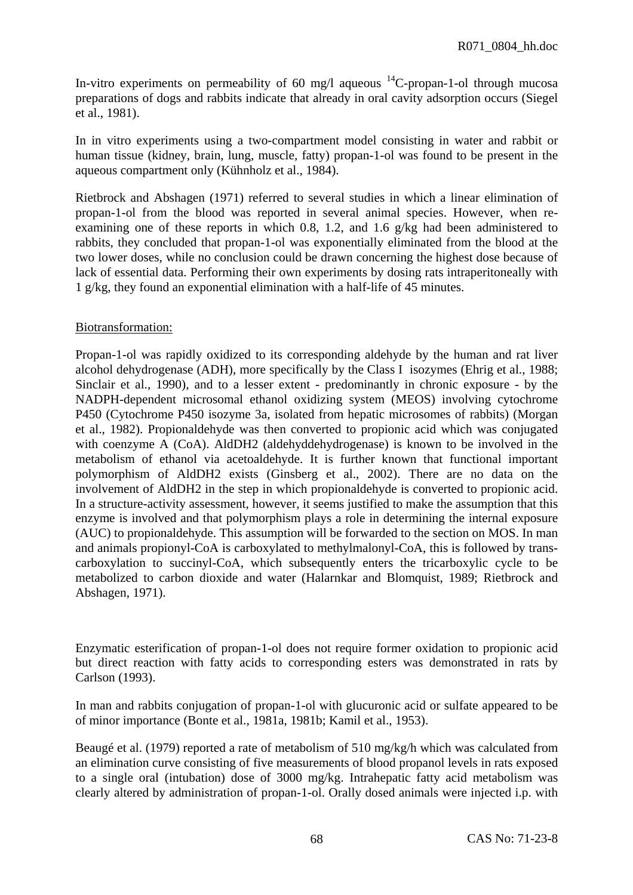In-vitro experiments on permeability of 60 mg/l aqueous $^{14}$C-propan-1-ol through mucosa preparations of dogs and rabbits indicate that already in oral cavity adsorption occurs (Siegel et al., 1981).

In in vitro experiments using a two-compartment model consisting in water and rabbit or human tissue (kidney, brain, lung, muscle, fatty) propan-1-ol was found to be present in the aqueous compartment only (Kühnholz et al., 1984).

Rietbrock and Abshagen (1971) referred to several studies in which a linear elimination of propan-1-ol from the blood was reported in several animal species. However, when re-examining one of these reports in which 0.8, 1.2, and 1.6 g/kg had been administered to rabbits, they concluded that propan-1-ol was exponentially eliminated from the blood at the two lower doses, while no conclusion could be drawn concerning the highest dose because of lack of essential data. Performing their own experiments by dosing rats intraperitoneally with 1 g/kg, they found an exponential elimination with a half-life of 45 minutes.

Biotransformation:

Propan-1-ol was rapidly oxidized to its corresponding aldehyde by the human and rat liver alcohol dehydrogenase (ADH), more specifically by the Class I isozymes (Ehrig et al., 1988; Sinclair et al., 1990), and to a lesser extent - predominantly in chronic exposure - by the NADPH-dependent microsomal ethanol oxidizing system (MEOS) involving cytochrome P450 (Cytochrome P450 isozyme 3a, isolated from hepatic microsomes of rabbits) (Morgan et al., 1982). Propionaldehyde was then converted to propionic acid which was conjugated with coenzyme A (CoA). AldDH2 (aldehyddehydrogenase) is known to be involved in the metabolism of ethanol via acetoaldehyde. It is further known that functional important polymorphism of AldDH2 exists (Ginsberg et al., 2002). There are no data on the involvement of AldDH2 in the step in which propionaldehyde is converted to propionic acid. In a structure-activity assessment, however, it seems justified to make the assumption that this enzyme is involved and that polymorphism plays a role in determining the internal exposure (AUC) to propionaldehyde. This assumption will be forwarded to the section on MOS. In man and animals propionyl-CoA is carboxylated to methylmalonyl-CoA, this is followed by trans-carboxylation to succinyl-CoA, which subsequently enters the tricarboxylic cycle to be metabolized to carbon dioxide and water (Halarnkar and Blomquist, 1989; Rietbrock and Abshagen, 1971).

Enzymatic esterification of propan-1-ol does not require former oxidation to propionic acid but direct reaction with fatty acids to corresponding esters was demonstrated in rats by Carlson (1993).

In man and rabbits conjugation of propan-1-ol with glucuronic acid or sulfate appeared to be of minor importance (Bonte et al., 1981a, 1981b; Kamil et al., 1953).

Beaugé et al. (1979) reported a rate of metabolism of 510 mg/kg/h which was calculated from an elimination curve consisting of five measurements of blood propanol levels in rats exposed to a single oral (intubation) dose of 3000 mg/kg. Intrahepatic fatty acid metabolism was clearly altered by administration of propan-1-ol. Orally dosed animals were injected i.p. with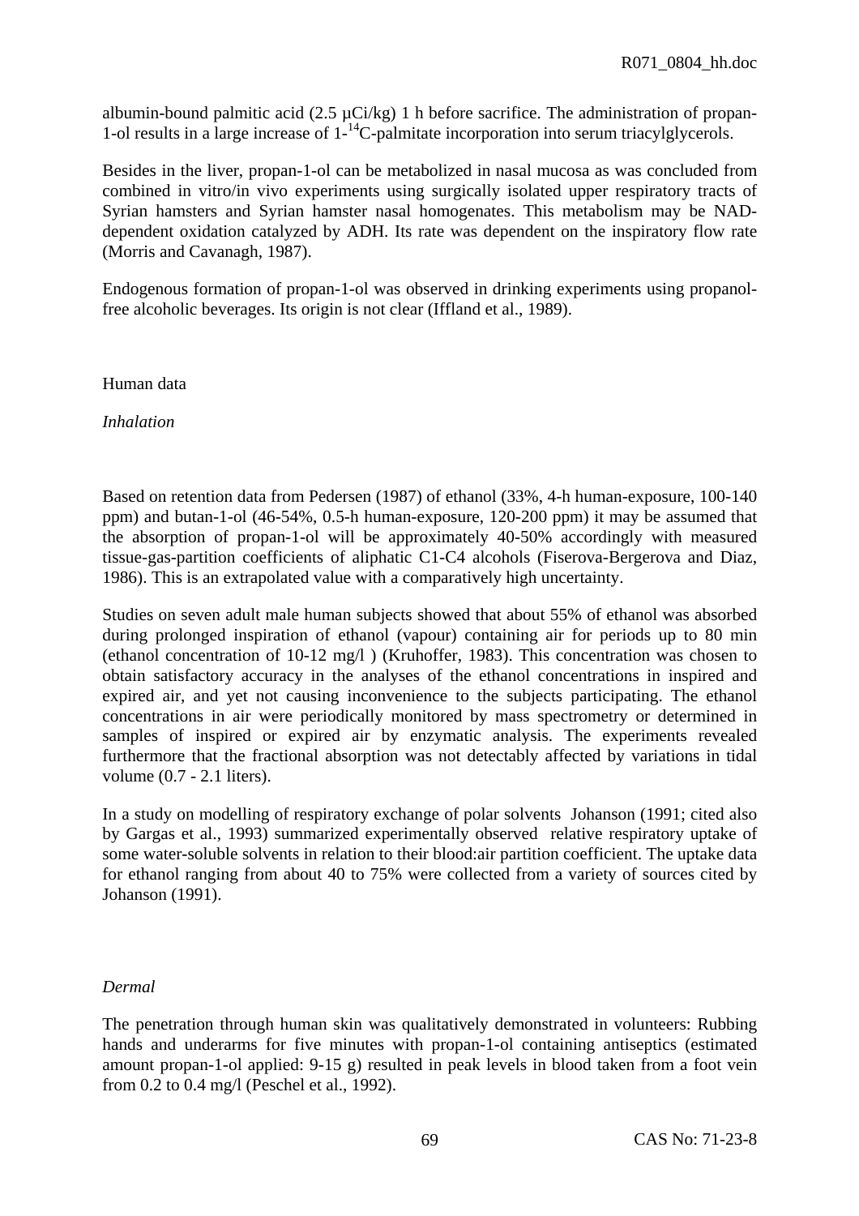albumin-bound palmitic acid (2.5 µCi/kg) 1 h before sacrifice. The administration of propan-1-ol results in a large increase of 1-$^{14}$C-palmitate incorporation into serum triacylglycerols.

Besides in the liver, propan-1-ol can be metabolized in nasal mucosa as was concluded from combined in vitro/in vivo experiments using surgically isolated upper respiratory tracts of Syrian hamsters and Syrian hamster nasal homogenates. This metabolism may be NAD-dependent oxidation catalyzed by ADH. Its rate was dependent on the inspiratory flow rate (Morris and Cavanagh, 1987).

Endogenous formation of propan-1-ol was observed in drinking experiments using propanol-free alcoholic beverages. Its origin is not clear (Iffland et al., 1989).

Human data

*Inhalation*

Based on retention data from Pedersen (1987) of ethanol (33%, 4-h human-exposure, 100-140 ppm) and butan-1-ol (46-54%, 0.5-h human-exposure, 120-200 ppm) it may be assumed that the absorption of propan-1-ol will be approximately 40-50% accordingly with measured tissue-gas-partition coefficients of aliphatic C1-C4 alcohols (Fiserova-Bergerova and Diaz, 1986). This is an extrapolated value with a comparatively high uncertainty.

Studies on seven adult male human subjects showed that about 55% of ethanol was absorbed during prolonged inspiration of ethanol (vapour) containing air for periods up to 80 min (ethanol concentration of 10-12 mg/l ) (Kruhoffer, 1983). This concentration was chosen to obtain satisfactory accuracy in the analyses of the ethanol concentrations in inspired and expired air, and yet not causing inconvenience to the subjects participating. The ethanol concentrations in air were periodically monitored by mass spectrometry or determined in samples of inspired or expired air by enzymatic analysis. The experiments revealed furthermore that the fractional absorption was not detectably affected by variations in tidal volume (0.7 - 2.1 liters).

In a study on modelling of respiratory exchange of polar solvents Johanson (1991; cited also by Gargas et al., 1993) summarized experimentally observed relative respiratory uptake of some water-soluble solvents in relation to their blood:air partition coefficient. The uptake data for ethanol ranging from about 40 to 75% were collected from a variety of sources cited by Johanson (1991).

*Dermal*

The penetration through human skin was qualitatively demonstrated in volunteers: Rubbing hands and underarms for five minutes with propan-1-ol containing antiseptics (estimated amount propan-1-ol applied: 9-15 g) resulted in peak levels in blood taken from a foot vein from 0.2 to 0.4 mg/l (Peschel et al., 1992).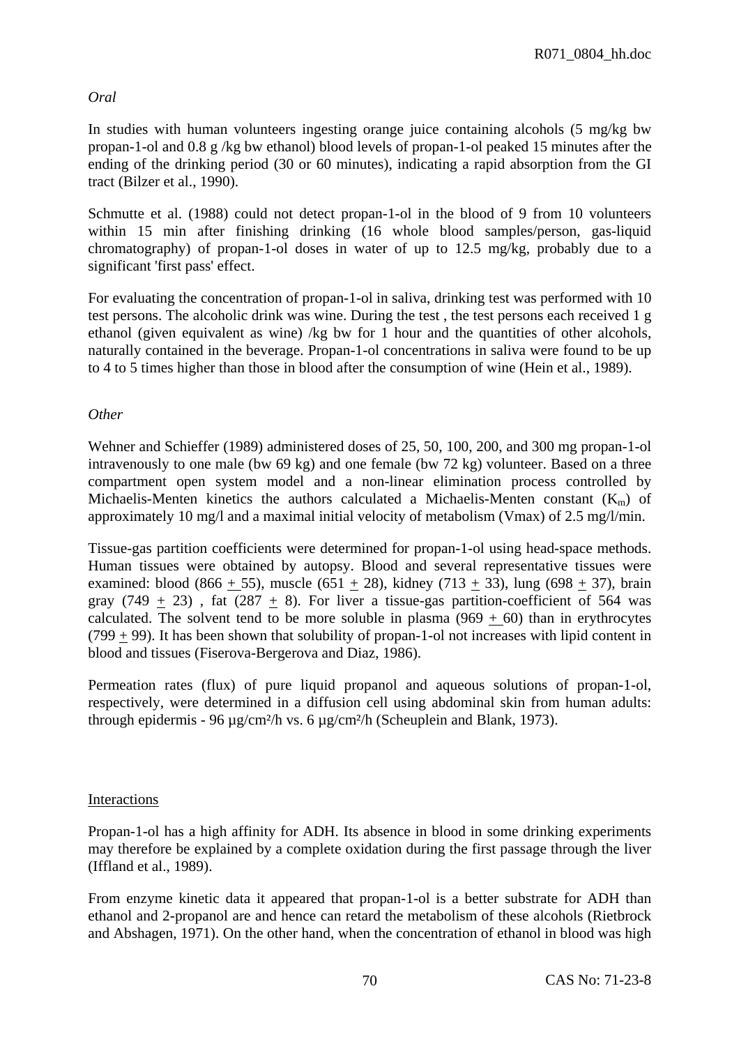*Oral*

In studies with human volunteers ingesting orange juice containing alcohols (5 mg/kg bw propan-1-ol and 0.8 g /kg bw ethanol) blood levels of propan-1-ol peaked 15 minutes after the ending of the drinking period (30 or 60 minutes), indicating a rapid absorption from the GI tract (Bilzer et al., 1990).

Schmutte et al. (1988) could not detect propan-1-ol in the blood of 9 from 10 volunteers within 15 min after finishing drinking (16 whole blood samples/person, gas-liquid chromatography) of propan-1-ol doses in water of up to 12.5 mg/kg, probably due to a significant 'first pass' effect.

For evaluating the concentration of propan-1-ol in saliva, drinking test was performed with 10 test persons. The alcoholic drink was wine. During the test , the test persons each received 1 g ethanol (given equivalent as wine) /kg bw for 1 hour and the quantities of other alcohols, naturally contained in the beverage. Propan-1-ol concentrations in saliva were found to be up to 4 to 5 times higher than those in blood after the consumption of wine (Hein et al., 1989).

*Other*

Wehner and Schieffer (1989) administered doses of 25, 50, 100, 200, and 300 mg propan-1-ol intravenously to one male (bw 69 kg) and one female (bw 72 kg) volunteer. Based on a three compartment open system model and a non-linear elimination process controlled by Michaelis-Menten kinetics the authors calculated a Michaelis-Menten constant ($K_m$) of approximately 10 mg/l and a maximal initial velocity of metabolism (Vmax) of 2.5 mg/l/min.

Tissue-gas partition coefficients were determined for propan-1-ol using head-space methods. Human tissues were obtained by autopsy. Blood and several representative tissues were examined: blood (866 $\pm$ 55), muscle (651 $\pm$ 28), kidney (713 $\pm$ 33), lung (698 $\pm$ 37), brain gray (749 $\pm$ 23) , fat (287 $\pm$ 8). For liver a tissue-gas partition-coefficient of 564 was calculated. The solvent tend to be more soluble in plasma (969 $\pm$ 60) than in erythrocytes (799 $\pm$ 99). It has been shown that solubility of propan-1-ol not increases with lipid content in blood and tissues (Fiserova-Bergerova and Diaz, 1986).

Permeation rates (flux) of pure liquid propanol and aqueous solutions of propan-1-ol, respectively, were determined in a diffusion cell using abdominal skin from human adults: through epidermis - 96 µg/cm²/h vs. 6 µg/cm²/h (Scheuplein and Blank, 1973).

Interactions

Propan-1-ol has a high affinity for ADH. Its absence in blood in some drinking experiments may therefore be explained by a complete oxidation during the first passage through the liver (Iffland et al., 1989).

From enzyme kinetic data it appeared that propan-1-ol is a better substrate for ADH than ethanol and 2-propanol are and hence can retard the metabolism of these alcohols (Rietbrock and Abshagen, 1971). On the other hand, when the concentration of ethanol in blood was high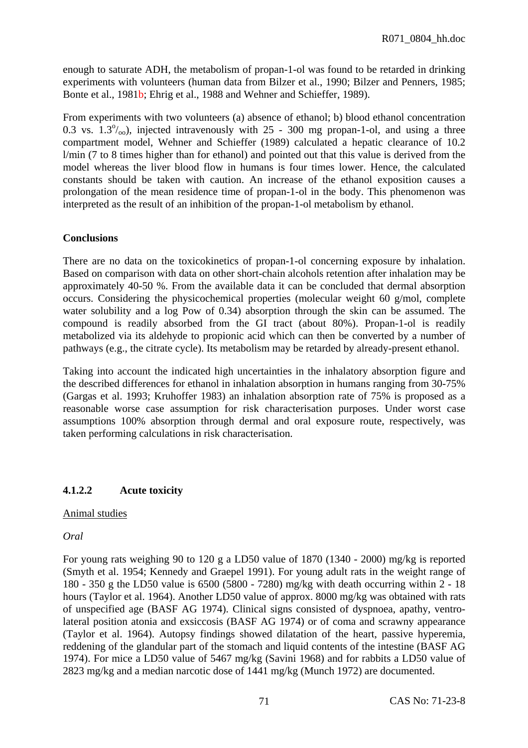enough to saturate ADH, the metabolism of propan-1-ol was found to be retarded in drinking experiments with volunteers (human data from Bilzer et al., 1990; Bilzer and Penners, 1985; Bonte et al., 1981b; Ehrig et al., 1988 and Wehner and Schieffer, 1989).

From experiments with two volunteers (a) absence of ethanol; b) blood ethanol concentration 0.3 vs. 1.3$^{o}/_{oo}$), injected intravenously with 25 - 300 mg propan-1-ol, and using a three compartment model, Wehner and Schieffer (1989) calculated a hepatic clearance of 10.2 l/min (7 to 8 times higher than for ethanol) and pointed out that this value is derived from the model whereas the liver blood flow in humans is four times lower. Hence, the calculated constants should be taken with caution. An increase of the ethanol exposition causes a prolongation of the mean residence time of propan-1-ol in the body. This phenomenon was interpreted as the result of an inhibition of the propan-1-ol metabolism by ethanol.

**Conclusions**

There are no data on the toxicokinetics of propan-1-ol concerning exposure by inhalation. Based on comparison with data on other short-chain alcohols retention after inhalation may be approximately 40-50 %. From the available data it can be concluded that dermal absorption occurs. Considering the physicochemical properties (molecular weight 60 g/mol, complete water solubility and a log Pow of 0.34) absorption through the skin can be assumed. The compound is readily absorbed from the GI tract (about 80%). Propan-1-ol is readily metabolized via its aldehyde to propionic acid which can then be converted by a number of pathways (e.g., the citrate cycle). Its metabolism may be retarded by already-present ethanol.

Taking into account the indicated high uncertainties in the inhalatory absorption figure and the described differences for ethanol in inhalation absorption in humans ranging from 30-75% (Gargas et al. 1993; Kruhoffer 1983) an inhalation absorption rate of 75% is proposed as a reasonable worse case assumption for risk characterisation purposes. Under worst case assumptions 100% absorption through dermal and oral exposure route, respectively, was taken performing calculations in risk characterisation.

#### 4.1.2.2 Acute toxicity

Animal studies

*Oral*

For young rats weighing 90 to 120 g a LD50 value of 1870 (1340 - 2000) mg/kg is reported (Smyth et al. 1954; Kennedy and Graepel 1991). For young adult rats in the weight range of 180 - 350 g the LD50 value is 6500 (5800 - 7280) mg/kg with death occurring within 2 - 18 hours (Taylor et al. 1964). Another LD50 value of approx. 8000 mg/kg was obtained with rats of unspecified age (BASF AG 1974). Clinical signs consisted of dyspnoea, apathy, ventro-lateral position atonia and exsiccosis (BASF AG 1974) or of coma and scrawny appearance (Taylor et al. 1964). Autopsy findings showed dilatation of the heart, passive hyperemia, reddening of the glandular part of the stomach and liquid contents of the intestine (BASF AG 1974). For mice a LD50 value of 5467 mg/kg (Savini 1968) and for rabbits a LD50 value of 2823 mg/kg and a median narcotic dose of 1441 mg/kg (Munch 1972) are documented.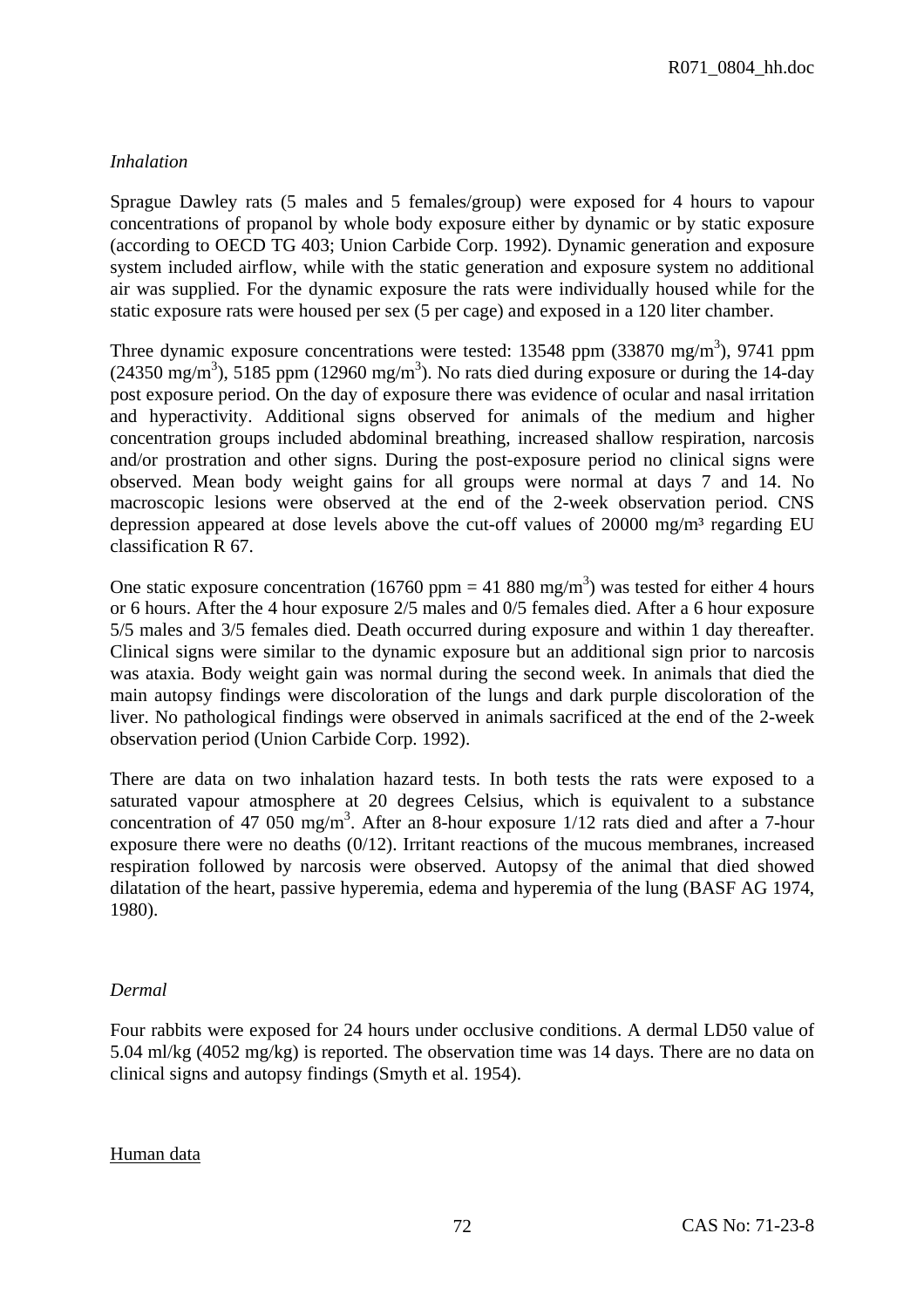*Inhalation*

Sprague Dawley rats (5 males and 5 females/group) were exposed for 4 hours to vapour concentrations of propanol by whole body exposure either by dynamic or by static exposure (according to OECD TG 403; Union Carbide Corp. 1992). Dynamic generation and exposure system included airflow, while with the static generation and exposure system no additional air was supplied. For the dynamic exposure the rats were individually housed while for the static exposure rats were housed per sex (5 per cage) and exposed in a 120 liter chamber.

Three dynamic exposure concentrations were tested: 13548 ppm (33870 mg/m$^3$), 9741 ppm (24350 mg/m$^3$), 5185 ppm (12960 mg/m$^3$). No rats died during exposure or during the 14-day post exposure period. On the day of exposure there was evidence of ocular and nasal irritation and hyperactivity. Additional signs observed for animals of the medium and higher concentration groups included abdominal breathing, increased shallow respiration, narcosis and/or prostration and other signs. During the post-exposure period no clinical signs were observed. Mean body weight gains for all groups were normal at days 7 and 14. No macroscopic lesions were observed at the end of the 2-week observation period. CNS depression appeared at dose levels above the cut-off values of 20000 mg/m$^3$ regarding EU classification R 67.

One static exposure concentration (16760 ppm = 41 880 mg/m$^3$) was tested for either 4 hours or 6 hours. After the 4 hour exposure 2/5 males and 0/5 females died. After a 6 hour exposure 5/5 males and 3/5 females died. Death occurred during exposure and within 1 day thereafter. Clinical signs were similar to the dynamic exposure but an additional sign prior to narcosis was ataxia. Body weight gain was normal during the second week. In animals that died the main autopsy findings were discoloration of the lungs and dark purple discoloration of the liver. No pathological findings were observed in animals sacrificed at the end of the 2-week observation period (Union Carbide Corp. 1992).

There are data on two inhalation hazard tests. In both tests the rats were exposed to a saturated vapour atmosphere at 20 degrees Celsius, which is equivalent to a substance concentration of 47 050 mg/m$^3$. After an 8-hour exposure 1/12 rats died and after a 7-hour exposure there were no deaths (0/12). Irritant reactions of the mucous membranes, increased respiration followed by narcosis were observed. Autopsy of the animal that died showed dilatation of the heart, passive hyperemia, edema and hyperemia of the lung (BASF AG 1974, 1980).

*Dermal*

Four rabbits were exposed for 24 hours under occlusive conditions. A dermal LD50 value of 5.04 ml/kg (4052 mg/kg) is reported. The observation time was 14 days. There are no data on clinical signs and autopsy findings (Smyth et al. 1954).

<u>Human data</u>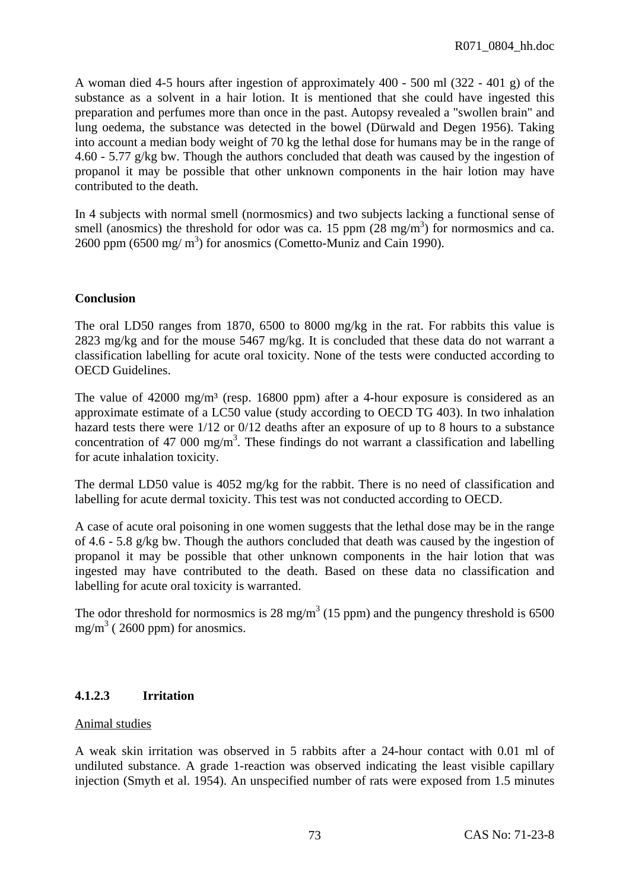A woman died 4-5 hours after ingestion of approximately 400 - 500 ml (322 - 401 g) of the substance as a solvent in a hair lotion. It is mentioned that she could have ingested this preparation and perfumes more than once in the past. Autopsy revealed a "swollen brain" and lung oedema, the substance was detected in the bowel (Dürwald and Degen 1956). Taking into account a median body weight of 70 kg the lethal dose for humans may be in the range of 4.60 - 5.77 g/kg bw. Though the authors concluded that death was caused by the ingestion of propanol it may be possible that other unknown components in the hair lotion may have contributed to the death.

In 4 subjects with normal smell (normosmics) and two subjects lacking a functional sense of smell (anosmics) the threshold for odor was ca. 15 ppm (28 mg/m$^3$) for normosmics and ca. 2600 ppm (6500 mg/ m$^3$) for anosmics (Cometto-Muniz and Cain 1990).

**Conclusion**

The oral LD50 ranges from 1870, 6500 to 8000 mg/kg in the rat. For rabbits this value is 2823 mg/kg and for the mouse 5467 mg/kg. It is concluded that these data do not warrant a classification labelling for acute oral toxicity. None of the tests were conducted according to OECD Guidelines.

The value of 42000 mg/m$^3$ (resp. 16800 ppm) after a 4-hour exposure is considered as an approximate estimate of a LC50 value (study according to OECD TG 403). In two inhalation hazard tests there were 1/12 or 0/12 deaths after an exposure of up to 8 hours to a substance concentration of 47 000 mg/m$^3$. These findings do not warrant a classification and labelling for acute inhalation toxicity.

The dermal LD50 value is 4052 mg/kg for the rabbit. There is no need of classification and labelling for acute dermal toxicity. This test was not conducted according to OECD.

A case of acute oral poisoning in one women suggests that the lethal dose may be in the range of 4.6 - 5.8 g/kg bw. Though the authors concluded that death was caused by the ingestion of propanol it may be possible that other unknown components in the hair lotion that was ingested may have contributed to the death. Based on these data no classification and labelling for acute oral toxicity is warranted.

The odor threshold for normosmics is 28 mg/m$^3$ (15 ppm) and the pungency threshold is 6500 mg/m$^3$ ( 2600 ppm) for anosmics.

#### 4.1.2.3 Irritation

Animal studies

A weak skin irritation was observed in 5 rabbits after a 24-hour contact with 0.01 ml of undiluted substance. A grade 1-reaction was observed indicating the least visible capillary injection (Smyth et al. 1954). An unspecified number of rats were exposed from 1.5 minutes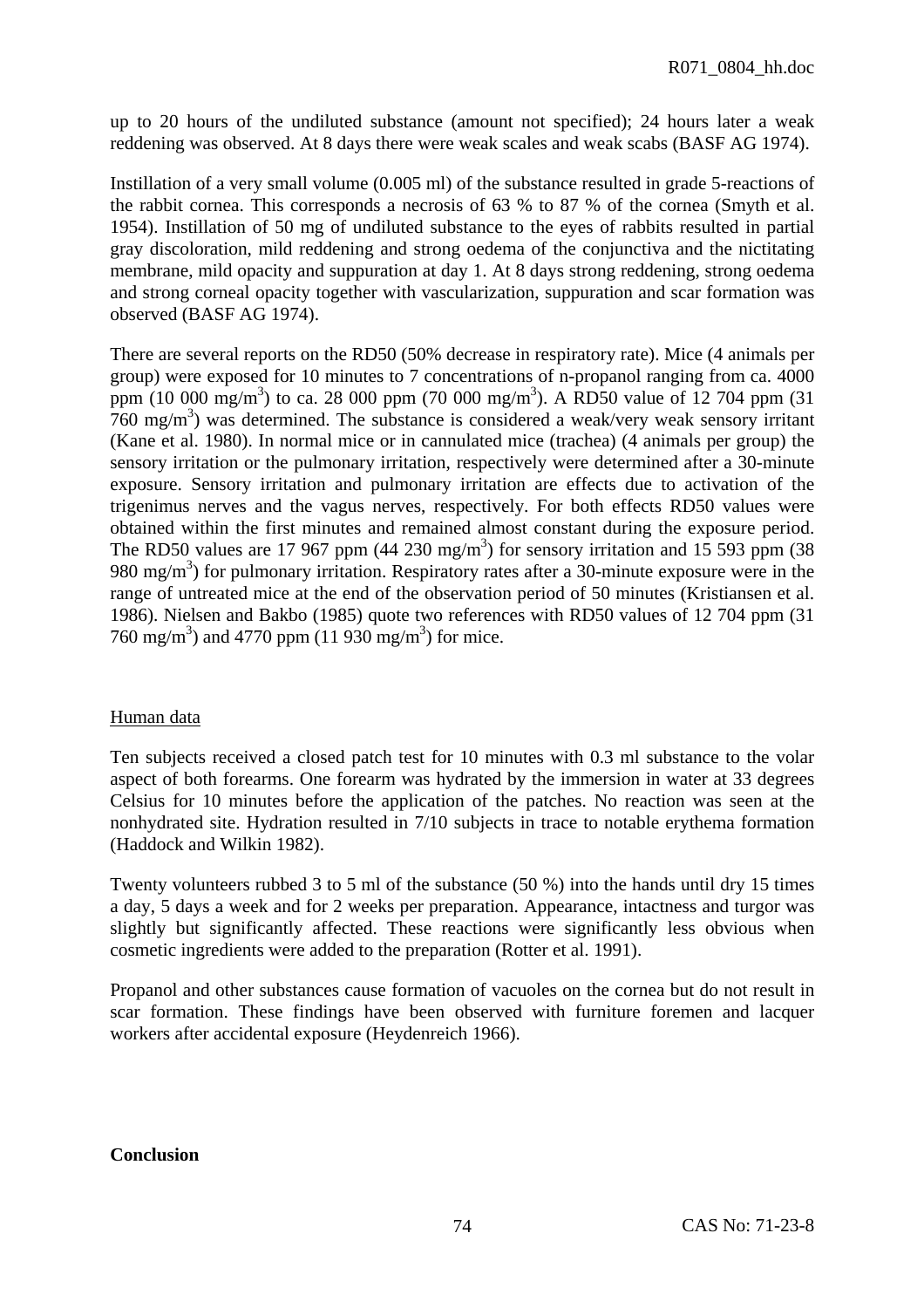up to 20 hours of the undiluted substance (amount not specified); 24 hours later a weak reddening was observed. At 8 days there were weak scales and weak scabs (BASF AG 1974).

Instillation of a very small volume (0.005 ml) of the substance resulted in grade 5-reactions of the rabbit cornea. This corresponds a necrosis of 63 % to 87 % of the cornea (Smyth et al. 1954). Instillation of 50 mg of undiluted substance to the eyes of rabbits resulted in partial gray discoloration, mild reddening and strong oedema of the conjunctiva and the nictitating membrane, mild opacity and suppuration at day 1. At 8 days strong reddening, strong oedema and strong corneal opacity together with vascularization, suppuration and scar formation was observed (BASF AG 1974).

There are several reports on the RD50 (50% decrease in respiratory rate). Mice (4 animals per group) were exposed for 10 minutes to 7 concentrations of n-propanol ranging from ca. 4000 ppm (10 000 mg/m$^3$) to ca. 28 000 ppm (70 000 mg/m$^3$). A RD50 value of 12 704 ppm (31 760 mg/m$^3$) was determined. The substance is considered a weak/very weak sensory irritant (Kane et al. 1980). In normal mice or in cannulated mice (trachea) (4 animals per group) the sensory irritation or the pulmonary irritation, respectively were determined after a 30-minute exposure. Sensory irritation and pulmonary irritation are effects due to activation of the trigenimus nerves and the vagus nerves, respectively. For both effects RD50 values were obtained within the first minutes and remained almost constant during the exposure period. The RD50 values are 17 967 ppm (44 230 mg/m$^3$) for sensory irritation and 15 593 ppm (38 980 mg/m$^3$) for pulmonary irritation. Respiratory rates after a 30-minute exposure were in the range of untreated mice at the end of the observation period of 50 minutes (Kristiansen et al. 1986). Nielsen and Bakbo (1985) quote two references with RD50 values of 12 704 ppm (31 760 mg/m$^3$) and 4770 ppm (11 930 mg/m$^3$) for mice.

Human data

Ten subjects received a closed patch test for 10 minutes with 0.3 ml substance to the volar aspect of both forearms. One forearm was hydrated by the immersion in water at 33 degrees Celsius for 10 minutes before the application of the patches. No reaction was seen at the nonhydrated site. Hydration resulted in 7/10 subjects in trace to notable erythema formation (Haddock and Wilkin 1982).

Twenty volunteers rubbed 3 to 5 ml of the substance (50 %) into the hands until dry 15 times a day, 5 days a week and for 2 weeks per preparation. Appearance, intactness and turgor was slightly but significantly affected. These reactions were significantly less obvious when cosmetic ingredients were added to the preparation (Rotter et al. 1991).

Propanol and other substances cause formation of vacuoles on the cornea but do not result in scar formation. These findings have been observed with furniture foremen and lacquer workers after accidental exposure (Heydenreich 1966).

**Conclusion**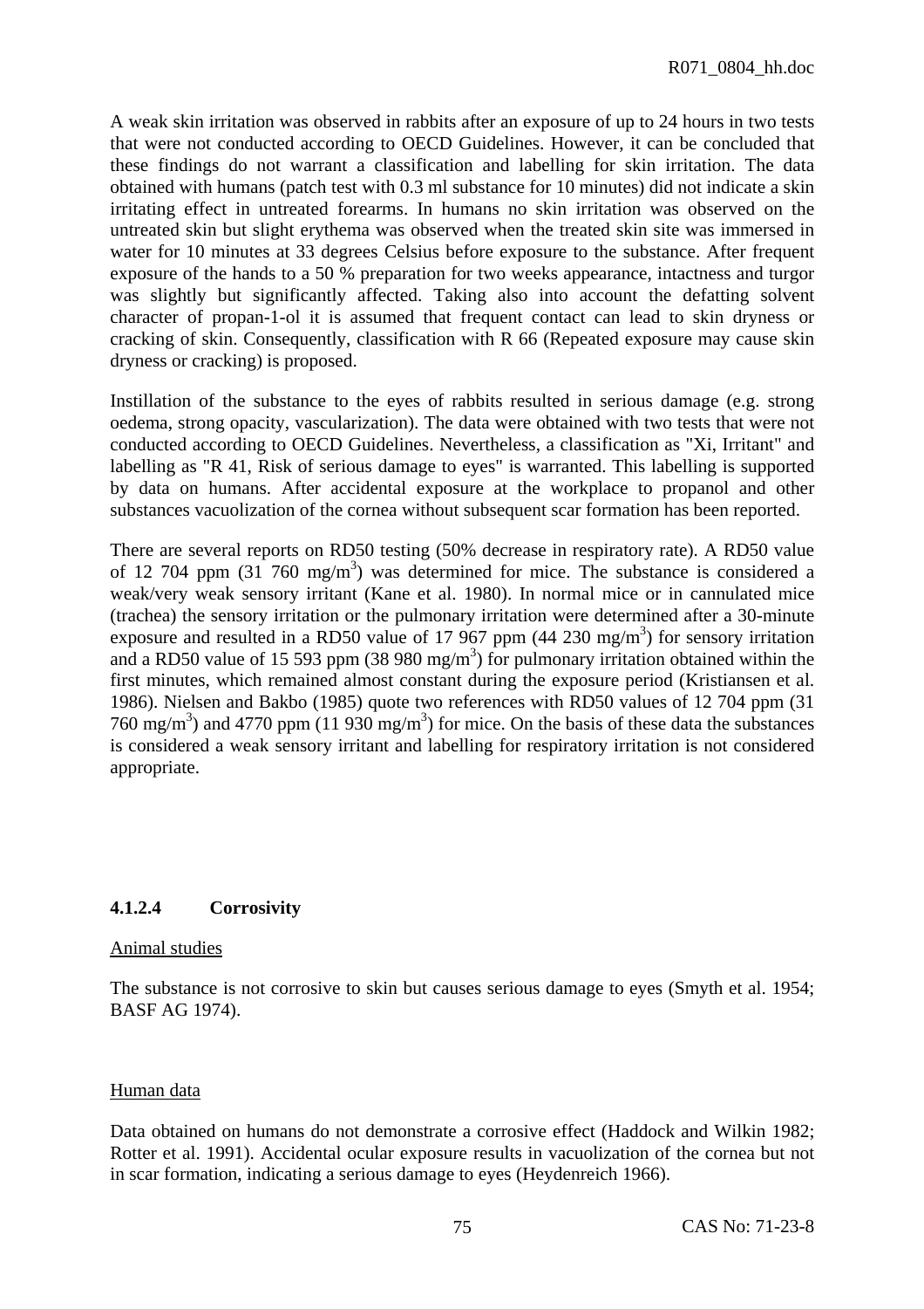A weak skin irritation was observed in rabbits after an exposure of up to 24 hours in two tests that were not conducted according to OECD Guidelines. However, it can be concluded that these findings do not warrant a classification and labelling for skin irritation. The data obtained with humans (patch test with 0.3 ml substance for 10 minutes) did not indicate a skin irritating effect in untreated forearms. In humans no skin irritation was observed on the untreated skin but slight erythema was observed when the treated skin site was immersed in water for 10 minutes at 33 degrees Celsius before exposure to the substance. After frequent exposure of the hands to a 50 % preparation for two weeks appearance, intactness and turgor was slightly but significantly affected. Taking also into account the defatting solvent character of propan-1-ol it is assumed that frequent contact can lead to skin dryness or cracking of skin. Consequently, classification with R 66 (Repeated exposure may cause skin dryness or cracking) is proposed.

Instillation of the substance to the eyes of rabbits resulted in serious damage (e.g. strong oedema, strong opacity, vascularization). The data were obtained with two tests that were not conducted according to OECD Guidelines. Nevertheless, a classification as "Xi, Irritant" and labelling as "R 41, Risk of serious damage to eyes" is warranted. This labelling is supported by data on humans. After accidental exposure at the workplace to propanol and other substances vacuolization of the cornea without subsequent scar formation has been reported.

There are several reports on RD50 testing (50% decrease in respiratory rate). A RD50 value of 12 704 ppm (31 760 mg/m$^3$) was determined for mice. The substance is considered a weak/very weak sensory irritant (Kane et al. 1980). In normal mice or in cannulated mice (trachea) the sensory irritation or the pulmonary irritation were determined after a 30-minute exposure and resulted in a RD50 value of 17 967 ppm (44 230 mg/m$^3$) for sensory irritation and a RD50 value of 15 593 ppm (38 980 mg/m$^3$) for pulmonary irritation obtained within the first minutes, which remained almost constant during the exposure period (Kristiansen et al. 1986). Nielsen and Bakbo (1985) quote two references with RD50 values of 12 704 ppm (31 760 mg/m$^3$) and 4770 ppm (11 930 mg/m$^3$) for mice. On the basis of these data the substances is considered a weak sensory irritant and labelling for respiratory irritation is not considered appropriate.

#### 4.1.2.4 Corrosivity

Animal studies

The substance is not corrosive to skin but causes serious damage to eyes (Smyth et al. 1954; BASF AG 1974).

Human data

Data obtained on humans do not demonstrate a corrosive effect (Haddock and Wilkin 1982; Rotter et al. 1991). Accidental ocular exposure results in vacuolization of the cornea but not in scar formation, indicating a serious damage to eyes (Heydenreich 1966).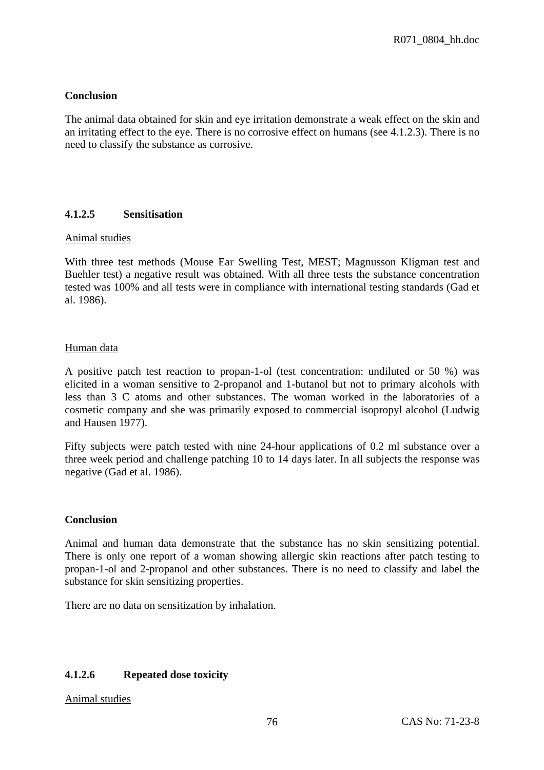**Conclusion**

The animal data obtained for skin and eye irritation demonstrate a weak effect on the skin and an irritating effect to the eye. There is no corrosive effect on humans (see 4.1.2.3). There is no need to classify the substance as corrosive.

#### 4.1.2.5 Sensitisation

Animal studies

With three test methods (Mouse Ear Swelling Test, MEST; Magnusson Kligman test and Buehler test) a negative result was obtained. With all three tests the substance concentration tested was 100% and all tests were in compliance with international testing standards (Gad et al. 1986).

Human data

A positive patch test reaction to propan-1-ol (test concentration: undiluted or 50 %) was elicited in a woman sensitive to 2-propanol and 1-butanol but not to primary alcohols with less than 3 C atoms and other substances. The woman worked in the laboratories of a cosmetic company and she was primarily exposed to commercial isopropyl alcohol (Ludwig and Hausen 1977).

Fifty subjects were patch tested with nine 24-hour applications of 0.2 ml substance over a three week period and challenge patching 10 to 14 days later. In all subjects the response was negative (Gad et al. 1986).

**Conclusion**

Animal and human data demonstrate that the substance has no skin sensitizing potential. There is only one report of a woman showing allergic skin reactions after patch testing to propan-1-ol and 2-propanol and other substances. There is no need to classify and label the substance for skin sensitizing properties.

There are no data on sensitization by inhalation.

#### 4.1.2.6 Repeated dose toxicity

Animal studies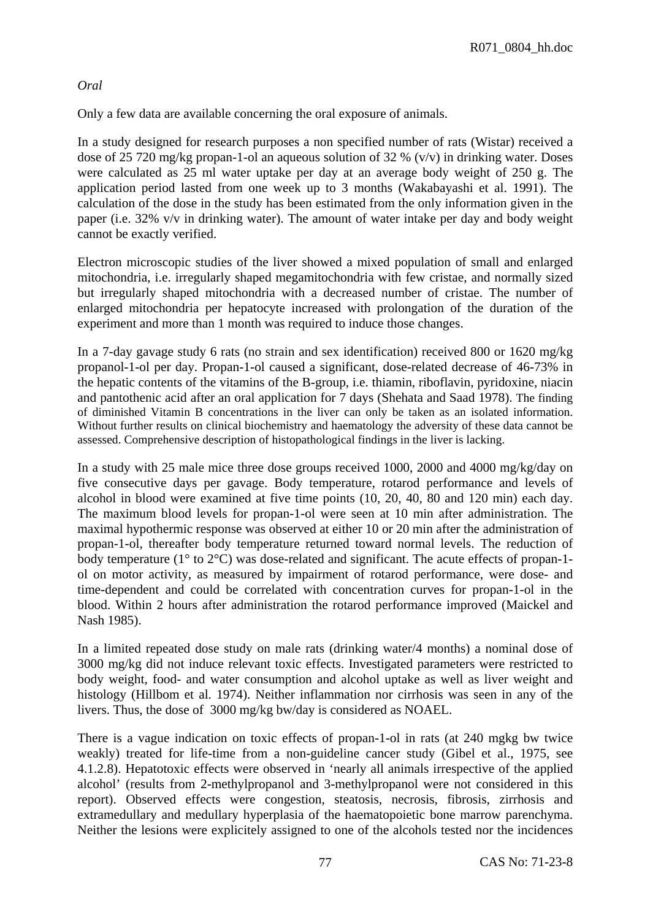*Oral*

Only a few data are available concerning the oral exposure of animals.

In a study designed for research purposes a non specified number of rats (Wistar) received a dose of 25 720 mg/kg propan-1-ol an aqueous solution of 32 % (v/v) in drinking water. Doses were calculated as 25 ml water uptake per day at an average body weight of 250 g. The application period lasted from one week up to 3 months (Wakabayashi et al. 1991). The calculation of the dose in the study has been estimated from the only information given in the paper (i.e. 32% v/v in drinking water). The amount of water intake per day and body weight cannot be exactly verified.

Electron microscopic studies of the liver showed a mixed population of small and enlarged mitochondria, i.e. irregularly shaped megamitochondria with few cristae, and normally sized but irregularly shaped mitochondria with a decreased number of cristae. The number of enlarged mitochondria per hepatocyte increased with prolongation of the duration of the experiment and more than 1 month was required to induce those changes.

In a 7-day gavage study 6 rats (no strain and sex identification) received 800 or 1620 mg/kg propanol-1-ol per day. Propan-1-ol caused a significant, dose-related decrease of 46-73% in the hepatic contents of the vitamins of the B-group, i.e. thiamin, riboflavin, pyridoxine, niacin and pantothenic acid after an oral application for 7 days (Shehata and Saad 1978). The finding of diminished Vitamin B concentrations in the liver can only be taken as an isolated information. Without further results on clinical biochemistry and haematology the adversity of these data cannot be assessed. Comprehensive description of histopathological findings in the liver is lacking.

In a study with 25 male mice three dose groups received 1000, 2000 and 4000 mg/kg/day on five consecutive days per gavage. Body temperature, rotarod performance and levels of alcohol in blood were examined at five time points (10, 20, 40, 80 and 120 min) each day. The maximum blood levels for propan-1-ol were seen at 10 min after administration. The maximal hypothermic response was observed at either 10 or 20 min after the administration of propan-1-ol, thereafter body temperature returned toward normal levels. The reduction of body temperature (1° to 2°C) was dose-related and significant. The acute effects of propan-1-ol on motor activity, as measured by impairment of rotarod performance, were dose- and time-dependent and could be correlated with concentration curves for propan-1-ol in the blood. Within 2 hours after administration the rotarod performance improved (Maickel and Nash 1985).

In a limited repeated dose study on male rats (drinking water/4 months) a nominal dose of 3000 mg/kg did not induce relevant toxic effects. Investigated parameters were restricted to body weight, food- and water consumption and alcohol uptake as well as liver weight and histology (Hillbom et al. 1974). Neither inflammation nor cirrhosis was seen in any of the livers. Thus, the dose of 3000 mg/kg bw/day is considered as NOAEL.

There is a vague indication on toxic effects of propan-1-ol in rats (at 240 mgkg bw twice weakly) treated for life-time from a non-guideline cancer study (Gibel et al., 1975, see 4.1.2.8). Hepatotoxic effects were observed in 'nearly all animals irrespective of the applied alcohol' (results from 2-methylpropanol and 3-methylpropanol were not considered in this report). Observed effects were congestion, steatosis, necrosis, fibrosis, zirrhosis and extramedullary and medullary hyperplasia of the haematopoietic bone marrow parenchyma. Neither the lesions were explicitely assigned to one of the alcohols tested nor the incidences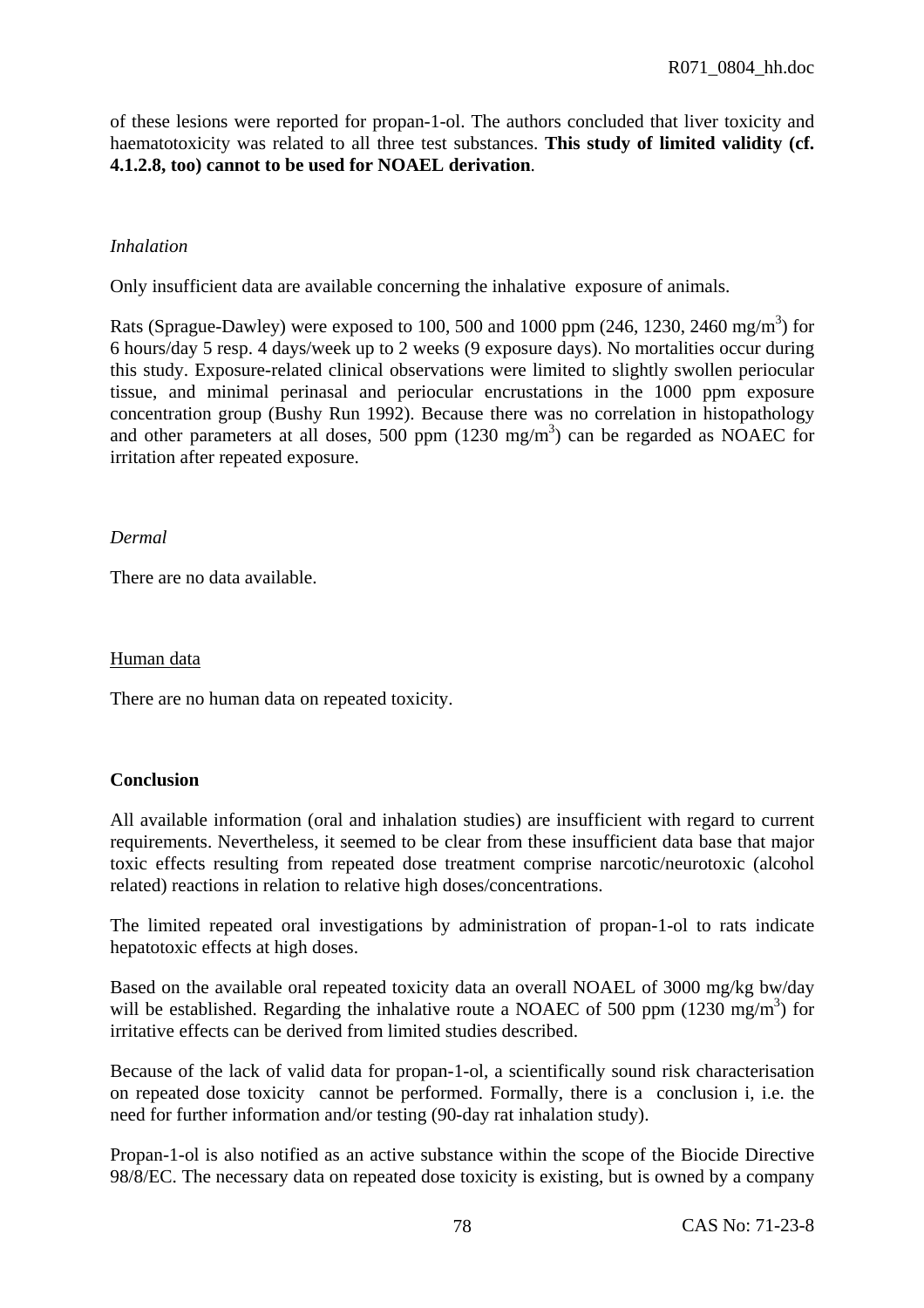of these lesions were reported for propan-1-ol. The authors concluded that liver toxicity and haematotoxicity was related to all three test substances. **This study of limited validity (cf. 4.1.2.8, too) cannot to be used for NOAEL derivation**.

*Inhalation*

Only insufficient data are available concerning the inhalative exposure of animals.

Rats (Sprague-Dawley) were exposed to 100, 500 and 1000 ppm (246, 1230, 2460 mg/m$^3$) for 6 hours/day 5 resp. 4 days/week up to 2 weeks (9 exposure days). No mortalities occur during this study. Exposure-related clinical observations were limited to slightly swollen periocular tissue, and minimal perinasal and periocular encrustations in the 1000 ppm exposure concentration group (Bushy Run 1992). Because there was no correlation in histopathology and other parameters at all doses, 500 ppm (1230 mg/m$^3$) can be regarded as NOAEC for irritation after repeated exposure.

*Dermal*

There are no data available.

Human data

There are no human data on repeated toxicity.

**Conclusion**

All available information (oral and inhalation studies) are insufficient with regard to current requirements. Nevertheless, it seemed to be clear from these insufficient data base that major toxic effects resulting from repeated dose treatment comprise narcotic/neurotoxic (alcohol related) reactions in relation to relative high doses/concentrations.

The limited repeated oral investigations by administration of propan-1-ol to rats indicate hepatotoxic effects at high doses.

Based on the available oral repeated toxicity data an overall NOAEL of 3000 mg/kg bw/day will be established. Regarding the inhalative route a NOAEC of 500 ppm (1230 mg/m$^3$) for irritative effects can be derived from limited studies described.

Because of the lack of valid data for propan-1-ol, a scientifically sound risk characterisation on repeated dose toxicity cannot be performed. Formally, there is a conclusion i, i.e. the need for further information and/or testing (90-day rat inhalation study).

Propan-1-ol is also notified as an active substance within the scope of the Biocide Directive 98/8/EC. The necessary data on repeated dose toxicity is existing, but is owned by a company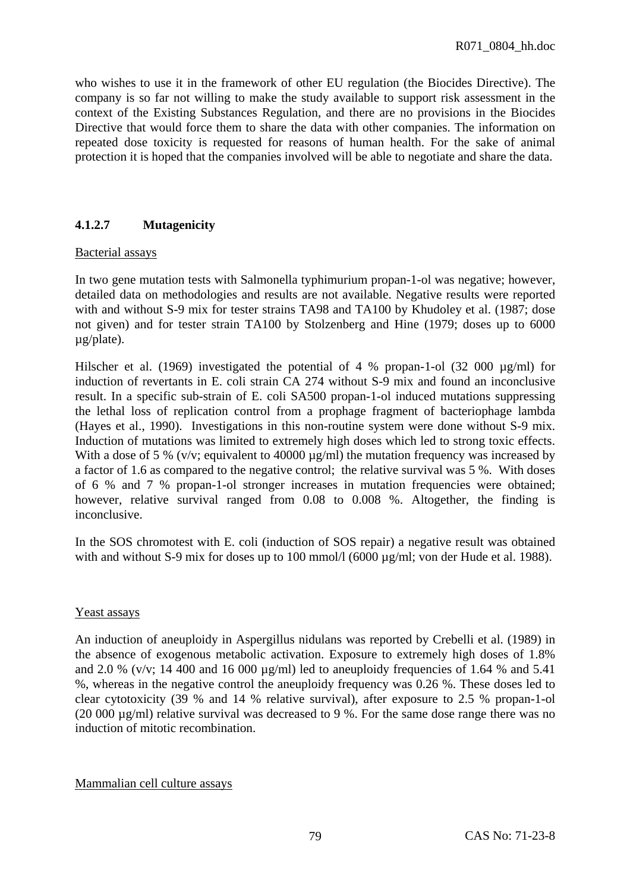who wishes to use it in the framework of other EU regulation (the Biocides Directive). The company is so far not willing to make the study available to support risk assessment in the context of the Existing Substances Regulation, and there are no provisions in the Biocides Directive that would force them to share the data with other companies. The information on repeated dose toxicity is requested for reasons of human health. For the sake of animal protection it is hoped that the companies involved will be able to negotiate and share the data.

#### 4.1.2.7 Mutagenicity

Bacterial assays

In two gene mutation tests with Salmonella typhimurium propan-1-ol was negative; however, detailed data on methodologies and results are not available. Negative results were reported with and without S-9 mix for tester strains TA98 and TA100 by Khudoley et al. (1987; dose not given) and for tester strain TA100 by Stolzenberg and Hine (1979; doses up to 6000 µg/plate).

Hilscher et al. (1969) investigated the potential of 4 % propan-1-ol (32 000 µg/ml) for induction of revertants in E. coli strain CA 274 without S-9 mix and found an inconclusive result. In a specific sub-strain of E. coli SA500 propan-1-ol induced mutations suppressing the lethal loss of replication control from a prophage fragment of bacteriophage lambda (Hayes et al., 1990). Investigations in this non-routine system were done without S-9 mix. Induction of mutations was limited to extremely high doses which led to strong toxic effects. With a dose of 5 % (v/v; equivalent to 40000 µg/ml) the mutation frequency was increased by a factor of 1.6 as compared to the negative control; the relative survival was 5 %. With doses of 6 % and 7 % propan-1-ol stronger increases in mutation frequencies were obtained; however, relative survival ranged from 0.08 to 0.008 %. Altogether, the finding is inconclusive.

In the SOS chromotest with E. coli (induction of SOS repair) a negative result was obtained with and without S-9 mix for doses up to 100 mmol/l (6000 µg/ml; von der Hude et al. 1988).

Yeast assays

An induction of aneuploidy in Aspergillus nidulans was reported by Crebelli et al. (1989) in the absence of exogenous metabolic activation. Exposure to extremely high doses of 1.8% and 2.0 % (v/v; 14 400 and 16 000 µg/ml) led to aneuploidy frequencies of 1.64 % and 5.41 %, whereas in the negative control the aneuploidy frequency was 0.26 %. These doses led to clear cytotoxicity (39 % and 14 % relative survival), after exposure to 2.5 % propan-1-ol (20 000 µg/ml) relative survival was decreased to 9 %. For the same dose range there was no induction of mitotic recombination.

Mammalian cell culture assays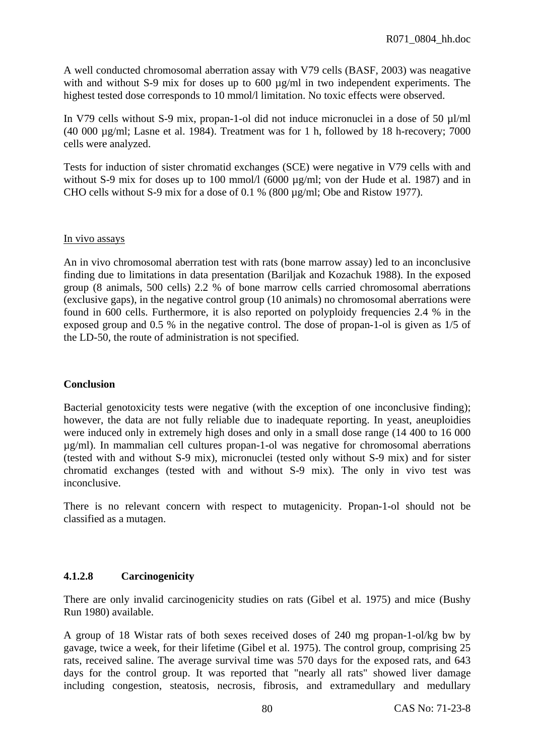A well conducted chromosomal aberration assay with V79 cells (BASF, 2003) was neagative with and without S-9 mix for doses up to 600 µg/ml in two independent experiments. The highest tested dose corresponds to 10 mmol/l limitation. No toxic effects were observed.

In V79 cells without S-9 mix, propan-1-ol did not induce micronuclei in a dose of 50 µl/ml (40 000 µg/ml; Lasne et al. 1984). Treatment was for 1 h, followed by 18 h-recovery; 7000 cells were analyzed.

Tests for induction of sister chromatid exchanges (SCE) were negative in V79 cells with and without S-9 mix for doses up to 100 mmol/l (6000 µg/ml; von der Hude et al. 1987) and in CHO cells without S-9 mix for a dose of 0.1 % (800 µg/ml; Obe and Ristow 1977).

In vivo assays

An in vivo chromosomal aberration test with rats (bone marrow assay) led to an inconclusive finding due to limitations in data presentation (Bariljak and Kozachuk 1988). In the exposed group (8 animals, 500 cells) 2.2 % of bone marrow cells carried chromosomal aberrations (exclusive gaps), in the negative control group (10 animals) no chromosomal aberrations were found in 600 cells. Furthermore, it is also reported on polyploidy frequencies 2.4 % in the exposed group and 0.5 % in the negative control. The dose of propan-1-ol is given as 1/5 of the LD-50, the route of administration is not specified.

**Conclusion**

Bacterial genotoxicity tests were negative (with the exception of one inconclusive finding); however, the data are not fully reliable due to inadequate reporting. In yeast, aneuploidies were induced only in extremely high doses and only in a small dose range (14 400 to 16 000 µg/ml). In mammalian cell cultures propan-1-ol was negative for chromosomal aberrations (tested with and without S-9 mix), micronuclei (tested only without S-9 mix) and for sister chromatid exchanges (tested with and without S-9 mix). The only in vivo test was inconclusive.

There is no relevant concern with respect to mutagenicity. Propan-1-ol should not be classified as a mutagen.

#### 4.1.2.8 Carcinogenicity

There are only invalid carcinogenicity studies on rats (Gibel et al. 1975) and mice (Bushy Run 1980) available.

A group of 18 Wistar rats of both sexes received doses of 240 mg propan-1-ol/kg bw by gavage, twice a week, for their lifetime (Gibel et al. 1975). The control group, comprising 25 rats, received saline. The average survival time was 570 days for the exposed rats, and 643 days for the control group. It was reported that "nearly all rats" showed liver damage including congestion, steatosis, necrosis, fibrosis, and extramedullary and medullary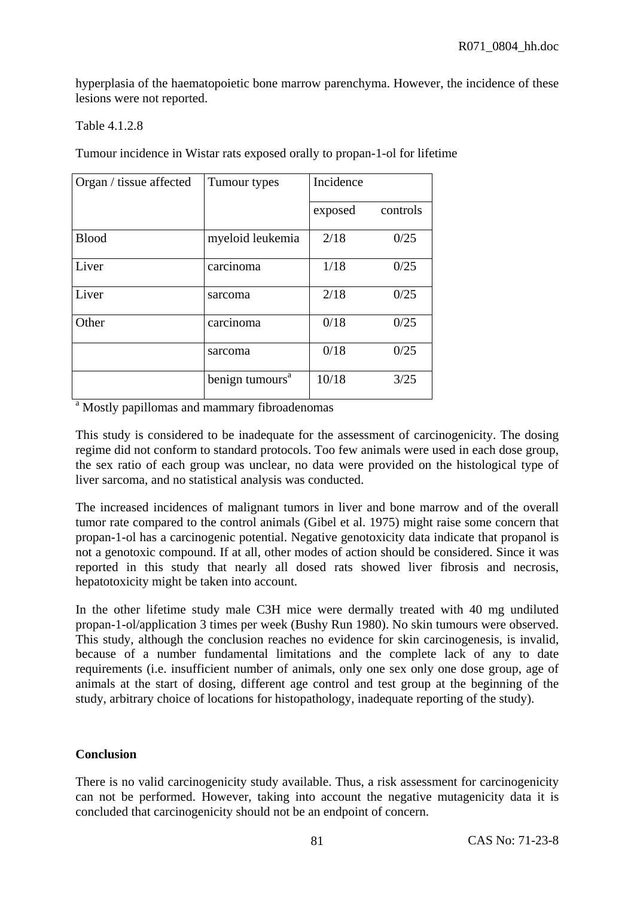hyperplasia of the haematopoietic bone marrow parenchyma. However, the incidence of these lesions were not reported.

Table 4.1.2.8

Tumour incidence in Wistar rats exposed orally to propan-1-ol for lifetime

| Organ / tissue affected | Tumour types | Incidence | |
|---|---|---|---|
| | | exposed | controls |
| Blood | myeloid leukemia | 2/18 | 0/25 |
| Liver | carcinoma | 1/18 | 0/25 |
| Liver | sarcoma | 2/18 | 0/25 |
| Other | carcinoma | 0/18 | 0/25 |
| | sarcoma | 0/18 | 0/25 |
| | benign tumours[a] | 10/18 | 3/25 |

[a] Mostly papillomas and mammary fibroadenomas

This study is considered to be inadequate for the assessment of carcinogenicity. The dosing regime did not conform to standard protocols. Too few animals were used in each dose group, the sex ratio of each group was unclear, no data were provided on the histological type of liver sarcoma, and no statistical analysis was conducted.

The increased incidences of malignant tumors in liver and bone marrow and of the overall tumor rate compared to the control animals (Gibel et al. 1975) might raise some concern that propan-1-ol has a carcinogenic potential. Negative genotoxicity data indicate that propanol is not a genotoxic compound. If at all, other modes of action should be considered. Since it was reported in this study that nearly all dosed rats showed liver fibrosis and necrosis, hepatotoxicity might be taken into account.

In the other lifetime study male C3H mice were dermally treated with 40 mg undiluted propan-1-ol/application 3 times per week (Bushy Run 1980). No skin tumours were observed. This study, although the conclusion reaches no evidence for skin carcinogenesis, is invalid, because of a number fundamental limitations and the complete lack of any to date requirements (i.e. insufficient number of animals, only one sex only one dose group, age of animals at the start of dosing, different age control and test group at the beginning of the study, arbitrary choice of locations for histopathology, inadequate reporting of the study).

**Conclusion**

There is no valid carcinogenicity study available. Thus, a risk assessment for carcinogenicity can not be performed. However, taking into account the negative mutagenicity data it is concluded that carcinogenicity should not be an endpoint of concern.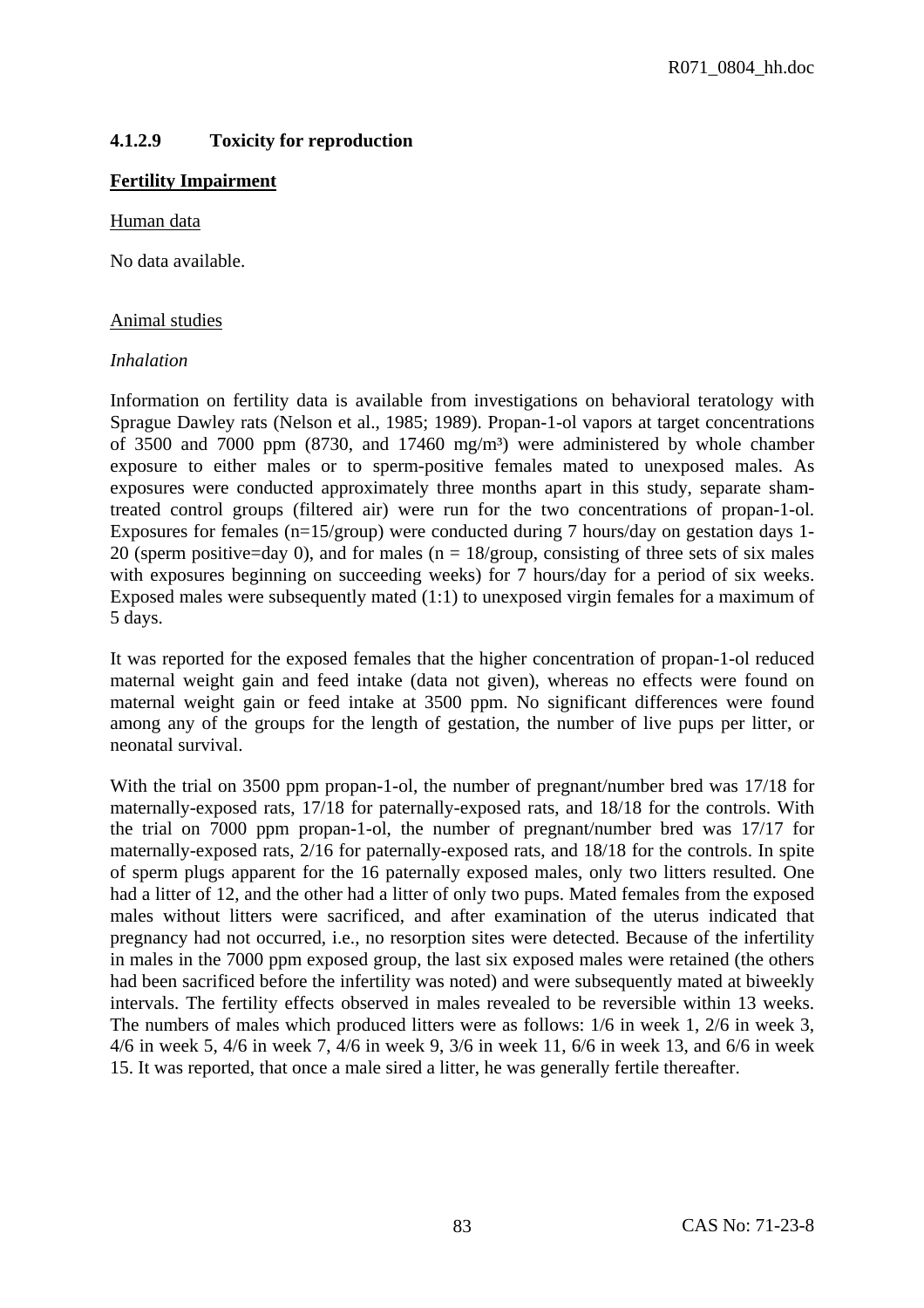### 4.1.2.9 Toxicity for reproduction

**Fertility Impairment**

Human data

No data available.

Animal studies

*Inhalation*

Information on fertility data is available from investigations on behavioral teratology with Sprague Dawley rats (Nelson et al., 1985; 1989). Propan-1-ol vapors at target concentrations of 3500 and 7000 ppm (8730, and 17460 mg/m³) were administered by whole chamber exposure to either males or to sperm-positive females mated to unexposed males. As exposures were conducted approximately three months apart in this study, separate sham-treated control groups (filtered air) were run for the two concentrations of propan-1-ol. Exposures for females (n=15/group) were conducted during 7 hours/day on gestation days 1-20 (sperm positive=day 0), and for males (n = 18/group, consisting of three sets of six males with exposures beginning on succeeding weeks) for 7 hours/day for a period of six weeks. Exposed males were subsequently mated (1:1) to unexposed virgin females for a maximum of 5 days.

It was reported for the exposed females that the higher concentration of propan-1-ol reduced maternal weight gain and feed intake (data not given), whereas no effects were found on maternal weight gain or feed intake at 3500 ppm. No significant differences were found among any of the groups for the length of gestation, the number of live pups per litter, or neonatal survival.

With the trial on 3500 ppm propan-1-ol, the number of pregnant/number bred was 17/18 for maternally-exposed rats, 17/18 for paternally-exposed rats, and 18/18 for the controls. With the trial on 7000 ppm propan-1-ol, the number of pregnant/number bred was 17/17 for maternally-exposed rats, 2/16 for paternally-exposed rats, and 18/18 for the controls. In spite of sperm plugs apparent for the 16 paternally exposed males, only two litters resulted. One had a litter of 12, and the other had a litter of only two pups. Mated females from the exposed males without litters were sacrificed, and after examination of the uterus indicated that pregnancy had not occurred, i.e., no resorption sites were detected. Because of the infertility in males in the 7000 ppm exposed group, the last six exposed males were retained (the others had been sacrificed before the infertility was noted) and were subsequently mated at biweekly intervals. The fertility effects observed in males revealed to be reversible within 13 weeks. The numbers of males which produced litters were as follows: 1/6 in week 1, 2/6 in week 3, 4/6 in week 5, 4/6 in week 7, 4/6 in week 9, 3/6 in week 11, 6/6 in week 13, and 6/6 in week 15. It was reported, that once a male sired a litter, he was generally fertile thereafter.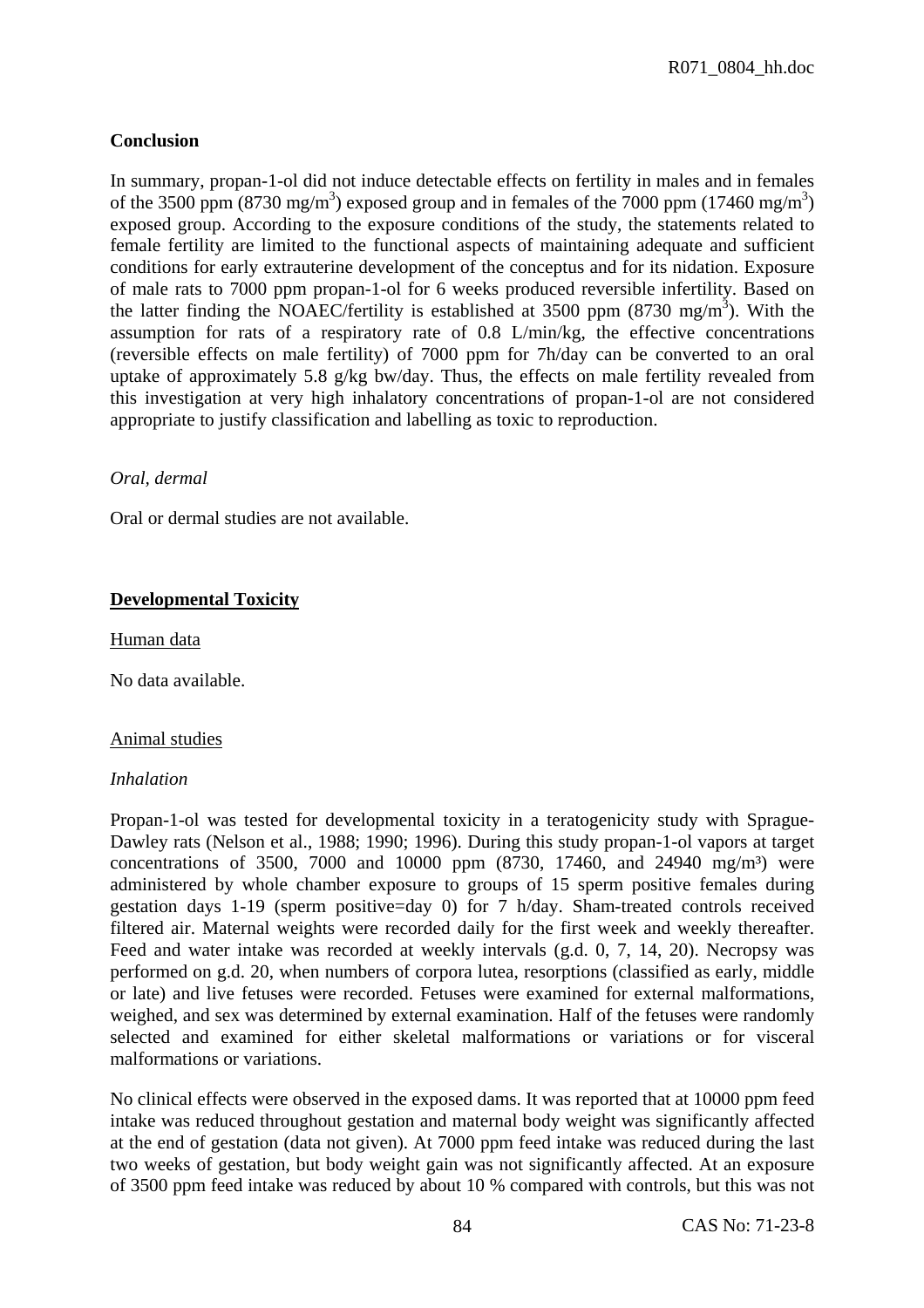**Conclusion**

In summary, propan-1-ol did not induce detectable effects on fertility in males and in females of the 3500 ppm (8730 mg/m$^3$) exposed group and in females of the 7000 ppm (17460 mg/m$^3$) exposed group. According to the exposure conditions of the study, the statements related to female fertility are limited to the functional aspects of maintaining adequate and sufficient conditions for early extrauterine development of the conceptus and for its nidation. Exposure of male rats to 7000 ppm propan-1-ol for 6 weeks produced reversible infertility. Based on the latter finding the NOAEC/fertility is established at 3500 ppm (8730 mg/m$^3$). With the assumption for rats of a respiratory rate of 0.8 L/min/kg, the effective concentrations (reversible effects on male fertility) of 7000 ppm for 7h/day can be converted to an oral uptake of approximately 5.8 g/kg bw/day. Thus, the effects on male fertility revealed from this investigation at very high inhalatory concentrations of propan-1-ol are not considered appropriate to justify classification and labelling as toxic to reproduction.

*Oral, dermal*

Oral or dermal studies are not available.

## Developmental Toxicity

Human data

No data available.

Animal studies

*Inhalation*

Propan-1-ol was tested for developmental toxicity in a teratogenicity study with Sprague-Dawley rats (Nelson et al., 1988; 1990; 1996). During this study propan-1-ol vapors at target concentrations of 3500, 7000 and 10000 ppm (8730, 17460, and 24940 mg/m$^3$) were administered by whole chamber exposure to groups of 15 sperm positive females during gestation days 1-19 (sperm positive=day 0) for 7 h/day. Sham-treated controls received filtered air. Maternal weights were recorded daily for the first week and weekly thereafter. Feed and water intake was recorded at weekly intervals (g.d. 0, 7, 14, 20). Necropsy was performed on g.d. 20, when numbers of corpora lutea, resorptions (classified as early, middle or late) and live fetuses were recorded. Fetuses were examined for external malformations, weighed, and sex was determined by external examination. Half of the fetuses were randomly selected and examined for either skeletal malformations or variations or for visceral malformations or variations.

No clinical effects were observed in the exposed dams. It was reported that at 10000 ppm feed intake was reduced throughout gestation and maternal body weight was significantly affected at the end of gestation (data not given). At 7000 ppm feed intake was reduced during the last two weeks of gestation, but body weight gain was not significantly affected. At an exposure of 3500 ppm feed intake was reduced by about 10 % compared with controls, but this was not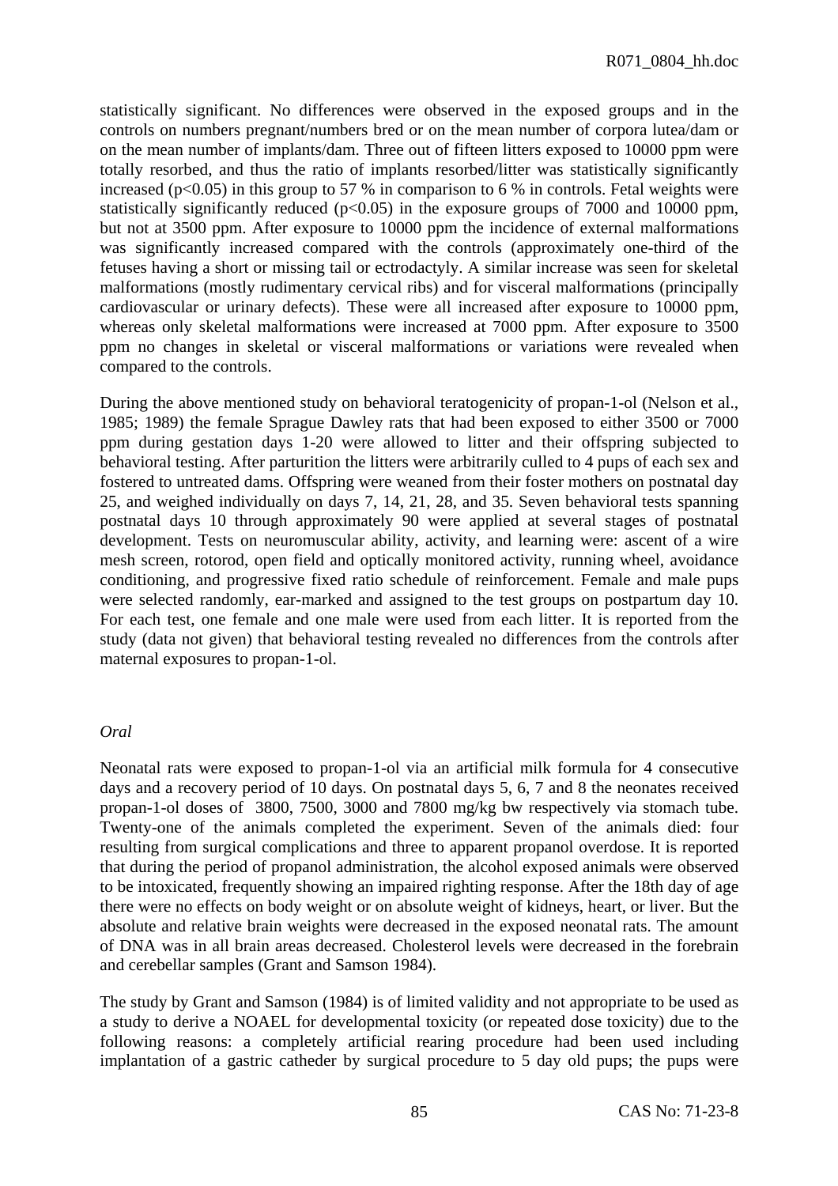statistically significant. No differences were observed in the exposed groups and in the controls on numbers pregnant/numbers bred or on the mean number of corpora lutea/dam or on the mean number of implants/dam. Three out of fifteen litters exposed to 10000 ppm were totally resorbed, and thus the ratio of implants resorbed/litter was statistically significantly increased ($p<0.05$) in this group to 57 % in comparison to 6 % in controls. Fetal weights were statistically significantly reduced ($p<0.05$) in the exposure groups of 7000 and 10000 ppm, but not at 3500 ppm. After exposure to 10000 ppm the incidence of external malformations was significantly increased compared with the controls (approximately one-third of the fetuses having a short or missing tail or ectrodactyly. A similar increase was seen for skeletal malformations (mostly rudimentary cervical ribs) and for visceral malformations (principally cardiovascular or urinary defects). These were all increased after exposure to 10000 ppm, whereas only skeletal malformations were increased at 7000 ppm. After exposure to 3500 ppm no changes in skeletal or visceral malformations or variations were revealed when compared to the controls.

During the above mentioned study on behavioral teratogenicity of propan-1-ol (Nelson et al., 1985; 1989) the female Sprague Dawley rats that had been exposed to either 3500 or 7000 ppm during gestation days 1-20 were allowed to litter and their offspring subjected to behavioral testing. After parturition the litters were arbitrarily culled to 4 pups of each sex and fostered to untreated dams. Offspring were weaned from their foster mothers on postnatal day 25, and weighed individually on days 7, 14, 21, 28, and 35. Seven behavioral tests spanning postnatal days 10 through approximately 90 were applied at several stages of postnatal development. Tests on neuromuscular ability, activity, and learning were: ascent of a wire mesh screen, rotorod, open field and optically monitored activity, running wheel, avoidance conditioning, and progressive fixed ratio schedule of reinforcement. Female and male pups were selected randomly, ear-marked and assigned to the test groups on postpartum day 10. For each test, one female and one male were used from each litter. It is reported from the study (data not given) that behavioral testing revealed no differences from the controls after maternal exposures to propan-1-ol.

*Oral*

Neonatal rats were exposed to propan-1-ol via an artificial milk formula for 4 consecutive days and a recovery period of 10 days. On postnatal days 5, 6, 7 and 8 the neonates received propan-1-ol doses of 3800, 7500, 3000 and 7800 mg/kg bw respectively via stomach tube. Twenty-one of the animals completed the experiment. Seven of the animals died: four resulting from surgical complications and three to apparent propanol overdose. It is reported that during the period of propanol administration, the alcohol exposed animals were observed to be intoxicated, frequently showing an impaired righting response. After the 18th day of age there were no effects on body weight or on absolute weight of kidneys, heart, or liver. But the absolute and relative brain weights were decreased in the exposed neonatal rats. The amount of DNA was in all brain areas decreased. Cholesterol levels were decreased in the forebrain and cerebellar samples (Grant and Samson 1984).

The study by Grant and Samson (1984) is of limited validity and not appropriate to be used as a study to derive a NOAEL for developmental toxicity (or repeated dose toxicity) due to the following reasons: a completely artificial rearing procedure had been used including implantation of a gastric catheder by surgical procedure to 5 day old pups; the pups were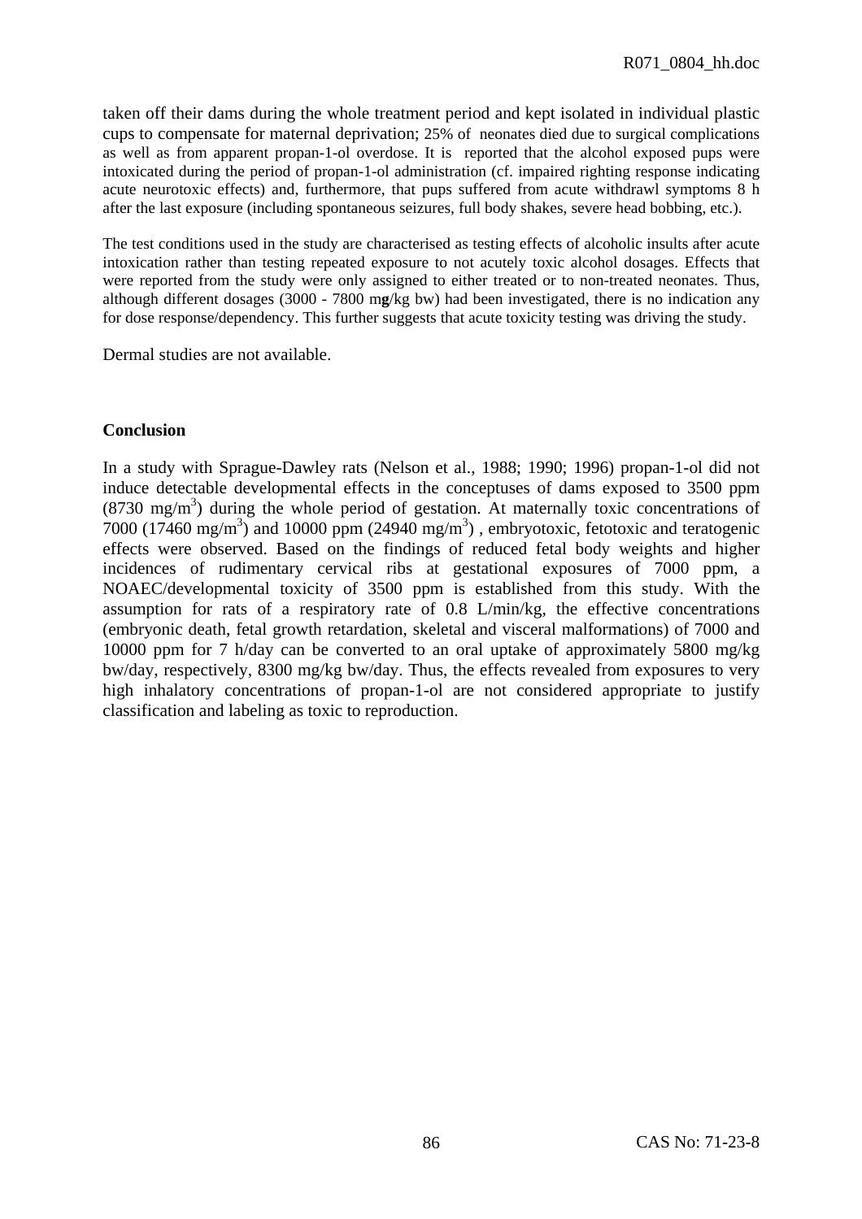taken off their dams during the whole treatment period and kept isolated in individual plastic cups to compensate for maternal deprivation; 25% of neonates died due to surgical complications as well as from apparent propan-1-ol overdose. It is reported that the alcohol exposed pups were intoxicated during the period of propan-1-ol administration (cf. impaired righting response indicating acute neurotoxic effects) and, furthermore, that pups suffered from acute withdrawl symptoms 8 h after the last exposure (including spontaneous seizures, full body shakes, severe head bobbing, etc.).

The test conditions used in the study are characterised as testing effects of alcoholic insults after acute intoxication rather than testing repeated exposure to not acutely toxic alcohol dosages. Effects that were reported from the study were only assigned to either treated or to non-treated neonates. Thus, although different dosages (3000 - 7800 m**g**/kg bw) had been investigated, there is no indication any for dose response/dependency. This further suggests that acute toxicity testing was driving the study.

Dermal studies are not available.

**Conclusion**

In a study with Sprague-Dawley rats (Nelson et al., 1988; 1990; 1996) propan-1-ol did not induce detectable developmental effects in the conceptuses of dams exposed to 3500 ppm (8730 mg/m$^3$) during the whole period of gestation. At maternally toxic concentrations of 7000 (17460 mg/m$^3$) and 10000 ppm (24940 mg/m$^3$) , embryotoxic, fetotoxic and teratogenic effects were observed. Based on the findings of reduced fetal body weights and higher incidences of rudimentary cervical ribs at gestational exposures of 7000 ppm, a NOAEC/developmental toxicity of 3500 ppm is established from this study. With the assumption for rats of a respiratory rate of 0.8 L/min/kg, the effective concentrations (embryonic death, fetal growth retardation, skeletal and visceral malformations) of 7000 and 10000 ppm for 7 h/day can be converted to an oral uptake of approximately 5800 mg/kg bw/day, respectively, 8300 mg/kg bw/day. Thus, the effects revealed from exposures to very high inhalatory concentrations of propan-1-ol are not considered appropriate to justify classification and labeling as toxic to reproduction.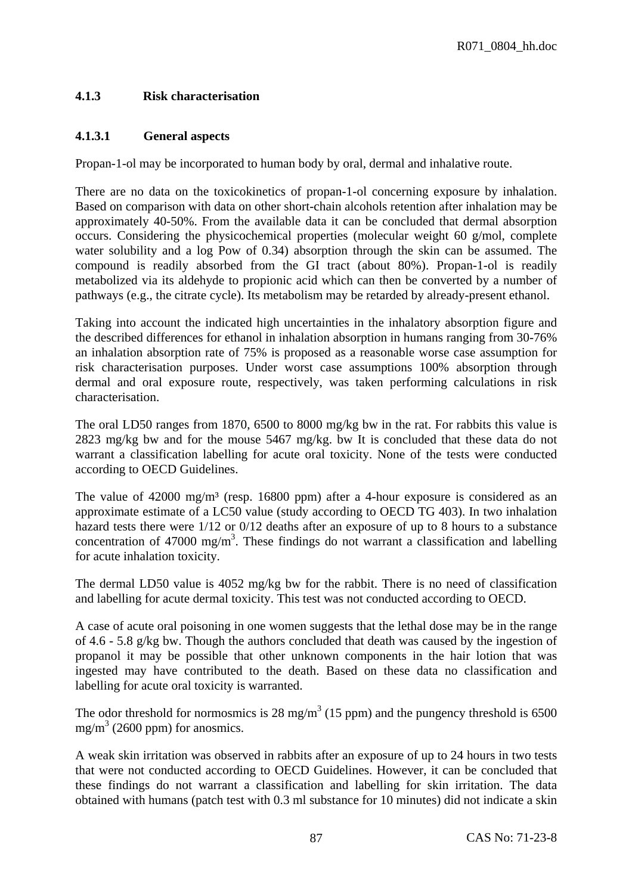### 4.1.3 Risk characterisation

#### 4.1.3.1 General aspects

Propan-1-ol may be incorporated to human body by oral, dermal and inhalative route.

There are no data on the toxicokinetics of propan-1-ol concerning exposure by inhalation. Based on comparison with data on other short-chain alcohols retention after inhalation may be approximately 40-50%. From the available data it can be concluded that dermal absorption occurs. Considering the physicochemical properties (molecular weight 60 g/mol, complete water solubility and a log Pow of 0.34) absorption through the skin can be assumed. The compound is readily absorbed from the GI tract (about 80%). Propan-1-ol is readily metabolized via its aldehyde to propionic acid which can then be converted by a number of pathways (e.g., the citrate cycle). Its metabolism may be retarded by already-present ethanol.

Taking into account the indicated high uncertainties in the inhalatory absorption figure and the described differences for ethanol in inhalation absorption in humans ranging from 30-76% an inhalation absorption rate of 75% is proposed as a reasonable worse case assumption for risk characterisation purposes. Under worst case assumptions 100% absorption through dermal and oral exposure route, respectively, was taken performing calculations in risk characterisation.

The oral LD50 ranges from 1870, 6500 to 8000 mg/kg bw in the rat. For rabbits this value is 2823 mg/kg bw and for the mouse 5467 mg/kg. bw It is concluded that these data do not warrant a classification labelling for acute oral toxicity. None of the tests were conducted according to OECD Guidelines.

The value of 42000 mg/m³ (resp. 16800 ppm) after a 4-hour exposure is considered as an approximate estimate of a LC50 value (study according to OECD TG 403). In two inhalation hazard tests there were 1/12 or 0/12 deaths after an exposure of up to 8 hours to a substance concentration of 47000 mg/m$^3$. These findings do not warrant a classification and labelling for acute inhalation toxicity.

The dermal LD50 value is 4052 mg/kg bw for the rabbit. There is no need of classification and labelling for acute dermal toxicity. This test was not conducted according to OECD.

A case of acute oral poisoning in one women suggests that the lethal dose may be in the range of 4.6 - 5.8 g/kg bw. Though the authors concluded that death was caused by the ingestion of propanol it may be possible that other unknown components in the hair lotion that was ingested may have contributed to the death. Based on these data no classification and labelling for acute oral toxicity is warranted.

The odor threshold for normosmics is 28 mg/m$^3$ (15 ppm) and the pungency threshold is 6500 mg/m$^3$ (2600 ppm) for anosmics.

A weak skin irritation was observed in rabbits after an exposure of up to 24 hours in two tests that were not conducted according to OECD Guidelines. However, it can be concluded that these findings do not warrant a classification and labelling for skin irritation. The data obtained with humans (patch test with 0.3 ml substance for 10 minutes) did not indicate a skin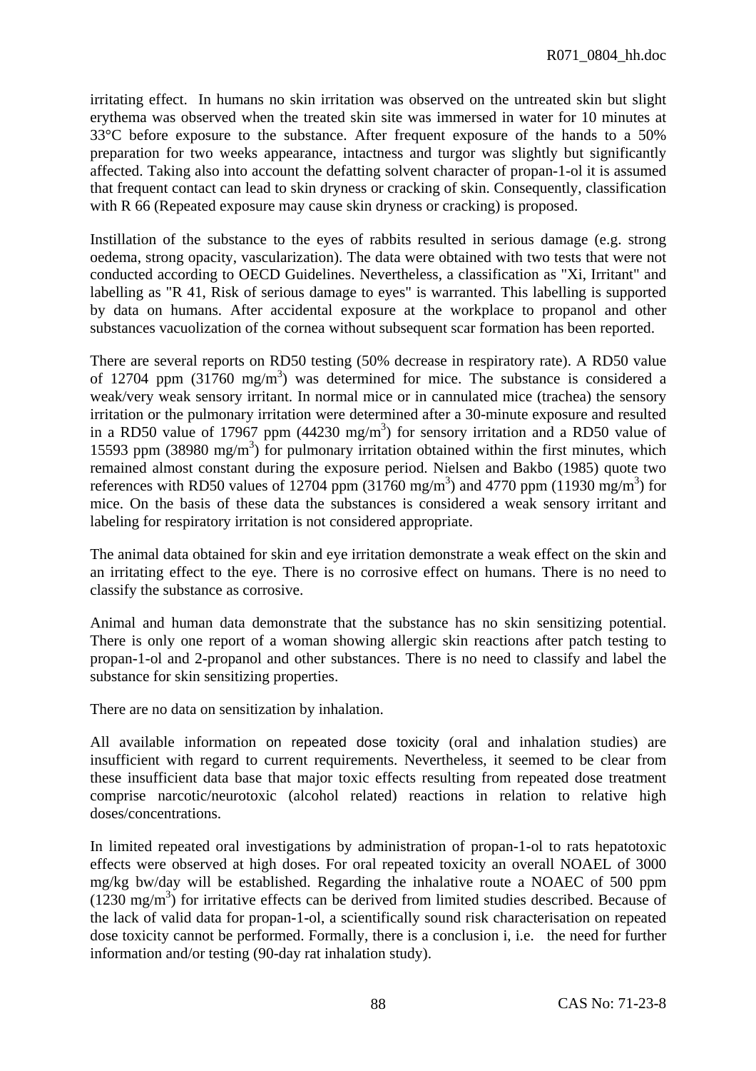irritating effect. In humans no skin irritation was observed on the untreated skin but slight erythema was observed when the treated skin site was immersed in water for 10 minutes at 33°C before exposure to the substance. After frequent exposure of the hands to a 50% preparation for two weeks appearance, intactness and turgor was slightly but significantly affected. Taking also into account the defatting solvent character of propan-1-ol it is assumed that frequent contact can lead to skin dryness or cracking of skin. Consequently, classification with R 66 (Repeated exposure may cause skin dryness or cracking) is proposed.

Instillation of the substance to the eyes of rabbits resulted in serious damage (e.g. strong oedema, strong opacity, vascularization). The data were obtained with two tests that were not conducted according to OECD Guidelines. Nevertheless, a classification as "Xi, Irritant" and labelling as "R 41, Risk of serious damage to eyes" is warranted. This labelling is supported by data on humans. After accidental exposure at the workplace to propanol and other substances vacuolization of the cornea without subsequent scar formation has been reported.

There are several reports on RD50 testing (50% decrease in respiratory rate). A RD50 value of 12704 ppm (31760 mg/m$^3$) was determined for mice. The substance is considered a weak/very weak sensory irritant. In normal mice or in cannulated mice (trachea) the sensory irritation or the pulmonary irritation were determined after a 30-minute exposure and resulted in a RD50 value of 17967 ppm (44230 mg/m$^3$) for sensory irritation and a RD50 value of 15593 ppm (38980 mg/m$^3$) for pulmonary irritation obtained within the first minutes, which remained almost constant during the exposure period. Nielsen and Bakbo (1985) quote two references with RD50 values of 12704 ppm (31760 mg/m$^3$) and 4770 ppm (11930 mg/m$^3$) for mice. On the basis of these data the substances is considered a weak sensory irritant and labeling for respiratory irritation is not considered appropriate.

The animal data obtained for skin and eye irritation demonstrate a weak effect on the skin and an irritating effect to the eye. There is no corrosive effect on humans. There is no need to classify the substance as corrosive.

Animal and human data demonstrate that the substance has no skin sensitizing potential. There is only one report of a woman showing allergic skin reactions after patch testing to propan-1-ol and 2-propanol and other substances. There is no need to classify and label the substance for skin sensitizing properties.

There are no data on sensitization by inhalation.

All available information on repeated dose toxicity (oral and inhalation studies) are insufficient with regard to current requirements. Nevertheless, it seemed to be clear from these insufficient data base that major toxic effects resulting from repeated dose treatment comprise narcotic/neurotoxic (alcohol related) reactions in relation to relative high doses/concentrations.

In limited repeated oral investigations by administration of propan-1-ol to rats hepatotoxic effects were observed at high doses. For oral repeated toxicity an overall NOAEL of 3000 mg/kg bw/day will be established. Regarding the inhalative route a NOAEC of 500 ppm (1230 mg/m$^3$) for irritative effects can be derived from limited studies described. Because of the lack of valid data for propan-1-ol, a scientifically sound risk characterisation on repeated dose toxicity cannot be performed. Formally, there is a conclusion i, i.e. the need for further information and/or testing (90-day rat inhalation study).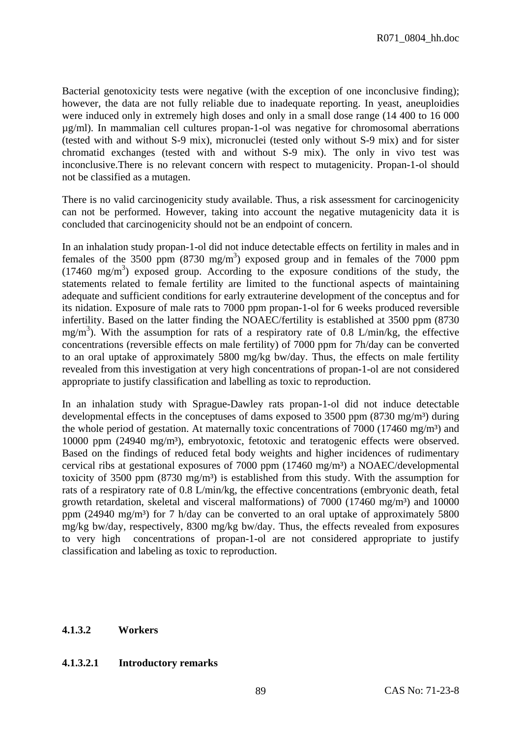Bacterial genotoxicity tests were negative (with the exception of one inconclusive finding); however, the data are not fully reliable due to inadequate reporting. In yeast, aneuploidies were induced only in extremely high doses and only in a small dose range (14 400 to 16 000 µg/ml). In mammalian cell cultures propan-1-ol was negative for chromosomal aberrations (tested with and without S-9 mix), micronuclei (tested only without S-9 mix) and for sister chromatid exchanges (tested with and without S-9 mix). The only in vivo test was inconclusive.There is no relevant concern with respect to mutagenicity. Propan-1-ol should not be classified as a mutagen.

There is no valid carcinogenicity study available. Thus, a risk assessment for carcinogenicity can not be performed. However, taking into account the negative mutagenicity data it is concluded that carcinogenicity should not be an endpoint of concern.

In an inhalation study propan-1-ol did not induce detectable effects on fertility in males and in females of the 3500 ppm (8730 mg/m$^3$) exposed group and in females of the 7000 ppm (17460 mg/m$^3$) exposed group. According to the exposure conditions of the study, the statements related to female fertility are limited to the functional aspects of maintaining adequate and sufficient conditions for early extrauterine development of the conceptus and for its nidation. Exposure of male rats to 7000 ppm propan-1-ol for 6 weeks produced reversible infertility. Based on the latter finding the NOAEC/fertility is established at 3500 ppm (8730 mg/m$^3$). With the assumption for rats of a respiratory rate of 0.8 L/min/kg, the effective concentrations (reversible effects on male fertility) of 7000 ppm for 7h/day can be converted to an oral uptake of approximately 5800 mg/kg bw/day. Thus, the effects on male fertility revealed from this investigation at very high concentrations of propan-1-ol are not considered appropriate to justify classification and labelling as toxic to reproduction.

In an inhalation study with Sprague-Dawley rats propan-1-ol did not induce detectable developmental effects in the conceptuses of dams exposed to 3500 ppm (8730 mg/m$^3$) during the whole period of gestation. At maternally toxic concentrations of 7000 (17460 mg/m$^3$) and 10000 ppm (24940 mg/m$^3$), embryotoxic, fetotoxic and teratogenic effects were observed. Based on the findings of reduced fetal body weights and higher incidences of rudimentary cervical ribs at gestational exposures of 7000 ppm (17460 mg/m$^3$) a NOAEC/developmental toxicity of 3500 ppm (8730 mg/m$^3$) is established from this study. With the assumption for rats of a respiratory rate of 0.8 L/min/kg, the effective concentrations (embryonic death, fetal growth retardation, skeletal and visceral malformations) of 7000 (17460 mg/m$^3$) and 10000 ppm (24940 mg/m$^3$) for 7 h/day can be converted to an oral uptake of approximately 5800 mg/kg bw/day, respectively, 8300 mg/kg bw/day. Thus, the effects revealed from exposures to very high concentrations of propan-1-ol are not considered appropriate to justify classification and labeling as toxic to reproduction.

#### 4.1.3.2 Workers

##### 4.1.3.2.1 Introductory remarks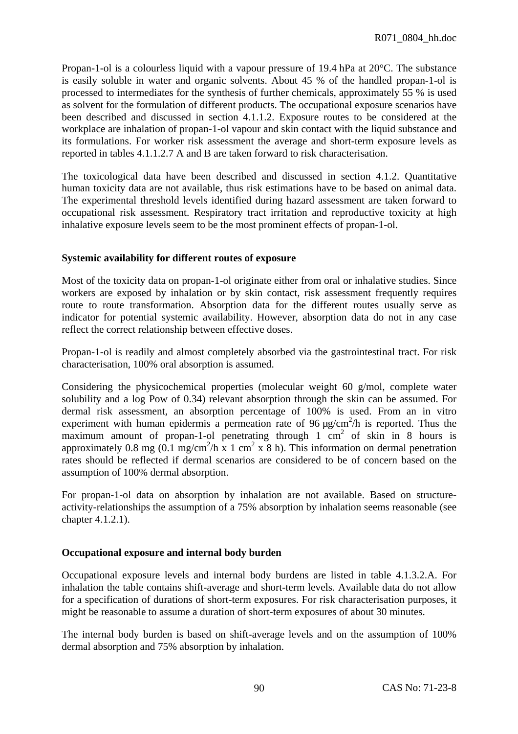Propan-1-ol is a colourless liquid with a vapour pressure of 19.4 hPa at 20°C. The substance is easily soluble in water and organic solvents. About 45 % of the handled propan-1-ol is processed to intermediates for the synthesis of further chemicals, approximately 55 % is used as solvent for the formulation of different products. The occupational exposure scenarios have been described and discussed in section 4.1.1.2. Exposure routes to be considered at the workplace are inhalation of propan-1-ol vapour and skin contact with the liquid substance and its formulations. For worker risk assessment the average and short-term exposure levels as reported in tables 4.1.1.2.7 A and B are taken forward to risk characterisation.

The toxicological data have been described and discussed in section 4.1.2. Quantitative human toxicity data are not available, thus risk estimations have to be based on animal data. The experimental threshold levels identified during hazard assessment are taken forward to occupational risk assessment. Respiratory tract irritation and reproductive toxicity at high inhalative exposure levels seem to be the most prominent effects of propan-1-ol.

**Systemic availability for different routes of exposure**

Most of the toxicity data on propan-1-ol originate either from oral or inhalative studies. Since workers are exposed by inhalation or by skin contact, risk assessment frequently requires route to route transformation. Absorption data for the different routes usually serve as indicator for potential systemic availability. However, absorption data do not in any case reflect the correct relationship between effective doses.

Propan-1-ol is readily and almost completely absorbed via the gastrointestinal tract. For risk characterisation, 100% oral absorption is assumed.

Considering the physicochemical properties (molecular weight 60 g/mol, complete water solubility and a log Pow of 0.34) relevant absorption through the skin can be assumed. For dermal risk assessment, an absorption percentage of 100% is used. From an in vitro experiment with human epidermis a permeation rate of 96 $\mu g/cm^2/h$ is reported. Thus the maximum amount of propan-1-ol penetrating through 1 $cm^2$ of skin in 8 hours is approximately 0.8 mg (0.1 $mg/cm^2/h$ x 1 $cm^2$ x 8 h). This information on dermal penetration rates should be reflected if dermal scenarios are considered to be of concern based on the assumption of 100% dermal absorption.

For propan-1-ol data on absorption by inhalation are not available. Based on structure-activity-relationships the assumption of a 75% absorption by inhalation seems reasonable (see chapter 4.1.2.1).

**Occupational exposure and internal body burden**

Occupational exposure levels and internal body burdens are listed in table 4.1.3.2.A. For inhalation the table contains shift-average and short-term levels. Available data do not allow for a specification of durations of short-term exposures. For risk characterisation purposes, it might be reasonable to assume a duration of short-term exposures of about 30 minutes.

The internal body burden is based on shift-average levels and on the assumption of 100% dermal absorption and 75% absorption by inhalation.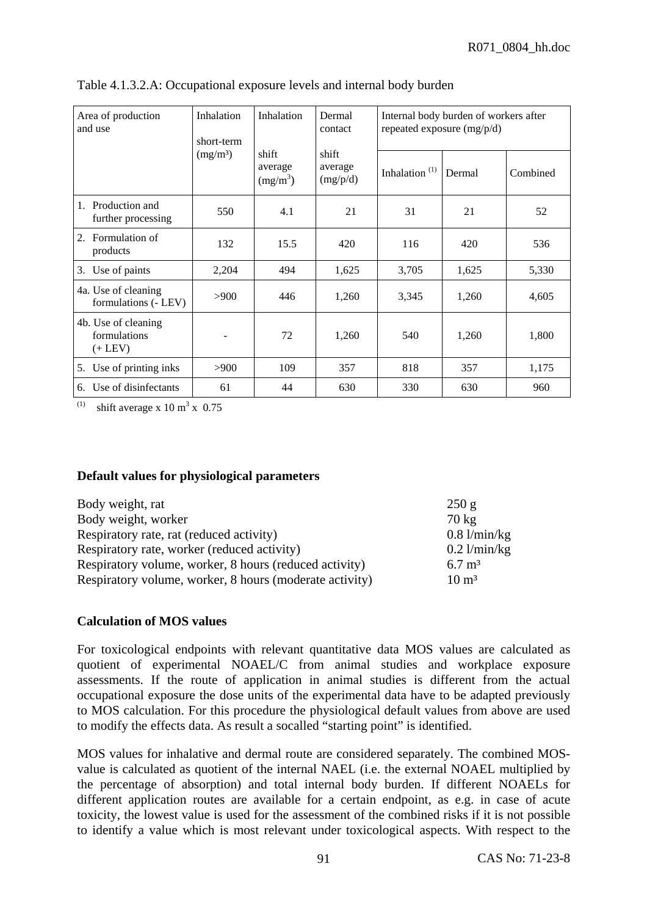Table 4.1.3.2.A: Occupational exposure levels and internal body burden

| Area of production and use | Inhalation short-term (mg/m³) | Inhalation shift average (mg/m³) | Dermal contact shift average (mg/p/d) | Internal body burden of workers after repeated exposure (mg/p/d) | | |
|---|---|---|---|---|---|---|
| | | | | Inhalation [(1)] | Dermal | Combined |
| 1. Production and further processing | 550 | 4.1 | 21 | 31 | 21 | 52 |
| 2. Formulation of products | 132 | 15.5 | 420 | 116 | 420 | 536 |
| 3. Use of paints | 2,204 | 494 | 1,625 | 3,705 | 1,625 | 5,330 |
| 4a. Use of cleaning formulations (- LEV) | >900 | 446 | 1,260 | 3,345 | 1,260 | 4,605 |
| 4b. Use of cleaning formulations (+ LEV) | - | 72 | 1,260 | 540 | 1,260 | 1,800 |
| 5. Use of printing inks | >900 | 109 | 357 | 818 | 357 | 1,175 |
| 6. Use of disinfectants | 61 | 44 | 630 | 330 | 630 | 960 |

(1) shift average x 10 m³ x 0.75

**Default values for physiological parameters**

| | |
|---|---|
| Body weight, rat | 250 g |
| Body weight, worker | 70 kg |
| Respiratory rate, rat (reduced activity) | 0.8 l/min/kg |
| Respiratory rate, worker (reduced activity) | 0.2 l/min/kg |
| Respiratory volume, worker, 8 hours (reduced activity) | 6.7 m³ |
| Respiratory volume, worker, 8 hours (moderate activity) | 10 m³ |

**Calculation of MOS values**

For toxicological endpoints with relevant quantitative data MOS values are calculated as quotient of experimental NOAEL/C from animal studies and workplace exposure assessments. If the route of application in animal studies is different from the actual occupational exposure the dose units of the experimental data have to be adapted previously to MOS calculation. For this procedure the physiological default values from above are used to modify the effects data. As result a socalled "starting point" is identified.

MOS values for inhalative and dermal route are considered separately. The combined MOS-value is calculated as quotient of the internal NAEL (i.e. the external NOAEL multiplied by the percentage of absorption) and total internal body burden. If different NOAELs for different application routes are available for a certain endpoint, as e.g. in case of acute toxicity, the lowest value is used for the assessment of the combined risks if it is not possible to identify a value which is most relevant under toxicological aspects. With respect to the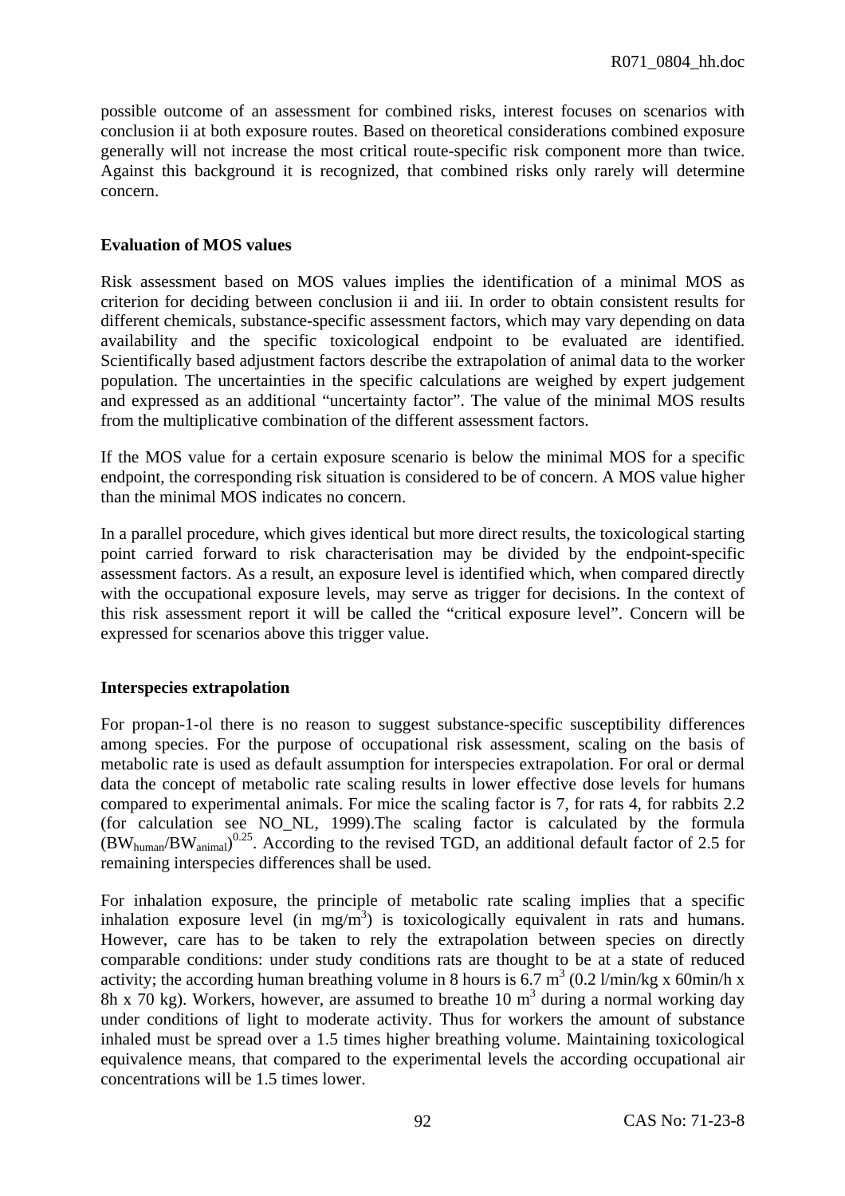possible outcome of an assessment for combined risks, interest focuses on scenarios with conclusion ii at both exposure routes. Based on theoretical considerations combined exposure generally will not increase the most critical route-specific risk component more than twice. Against this background it is recognized, that combined risks only rarely will determine concern.

**Evaluation of MOS values**

Risk assessment based on MOS values implies the identification of a minimal MOS as criterion for deciding between conclusion ii and iii. In order to obtain consistent results for different chemicals, substance-specific assessment factors, which may vary depending on data availability and the specific toxicological endpoint to be evaluated are identified. Scientifically based adjustment factors describe the extrapolation of animal data to the worker population. The uncertainties in the specific calculations are weighed by expert judgement and expressed as an additional "uncertainty factor". The value of the minimal MOS results from the multiplicative combination of the different assessment factors.

If the MOS value for a certain exposure scenario is below the minimal MOS for a specific endpoint, the corresponding risk situation is considered to be of concern. A MOS value higher than the minimal MOS indicates no concern.

In a parallel procedure, which gives identical but more direct results, the toxicological starting point carried forward to risk characterisation may be divided by the endpoint-specific assessment factors. As a result, an exposure level is identified which, when compared directly with the occupational exposure levels, may serve as trigger for decisions. In the context of this risk assessment report it will be called the "critical exposure level". Concern will be expressed for scenarios above this trigger value.

**Interspecies extrapolation**

For propan-1-ol there is no reason to suggest substance-specific susceptibility differences among species. For the purpose of occupational risk assessment, scaling on the basis of metabolic rate is used as default assumption for interspecies extrapolation. For oral or dermal data the concept of metabolic rate scaling results in lower effective dose levels for humans compared to experimental animals. For mice the scaling factor is 7, for rats 4, for rabbits 2.2 (for calculation see NO_NL, 1999).The scaling factor is calculated by the formula $(BW_{human}/BW_{animal})^{0.25}$. According to the revised TGD, an additional default factor of 2.5 for remaining interspecies differences shall be used.

For inhalation exposure, the principle of metabolic rate scaling implies that a specific inhalation exposure level (in $mg/m^3$) is toxicologically equivalent in rats and humans. However, care has to be taken to rely the extrapolation between species on directly comparable conditions: under study conditions rats are thought to be at a state of reduced activity; the according human breathing volume in 8 hours is 6.7 $m^3$ (0.2 l/min/kg x 60min/h x 8h x 70 kg). Workers, however, are assumed to breathe 10 $m^3$ during a normal working day under conditions of light to moderate activity. Thus for workers the amount of substance inhaled must be spread over a 1.5 times higher breathing volume. Maintaining toxicological equivalence means, that compared to the experimental levels the according occupational air concentrations will be 1.5 times lower.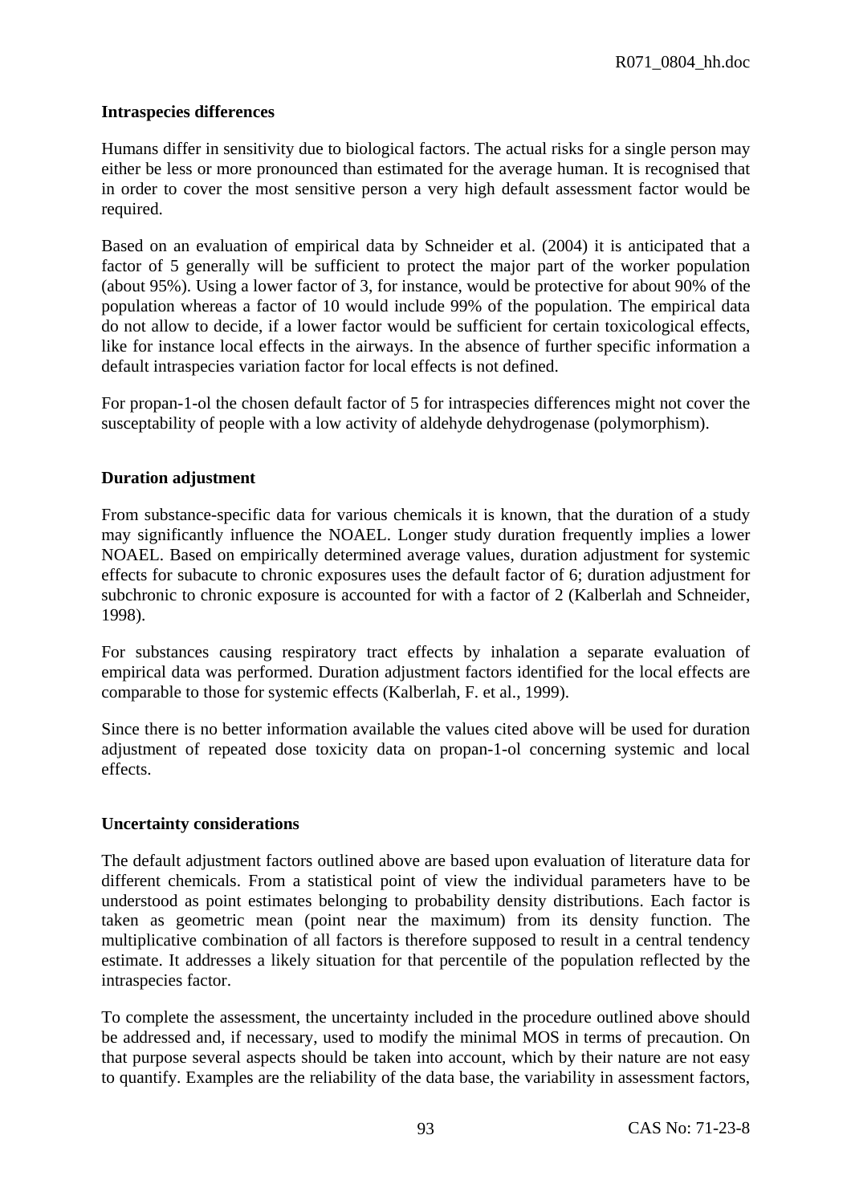**Intraspecies differences**

Humans differ in sensitivity due to biological factors. The actual risks for a single person may either be less or more pronounced than estimated for the average human. It is recognised that in order to cover the most sensitive person a very high default assessment factor would be required.

Based on an evaluation of empirical data by Schneider et al. (2004) it is anticipated that a factor of 5 generally will be sufficient to protect the major part of the worker population (about 95%). Using a lower factor of 3, for instance, would be protective for about 90% of the population whereas a factor of 10 would include 99% of the population. The empirical data do not allow to decide, if a lower factor would be sufficient for certain toxicological effects, like for instance local effects in the airways. In the absence of further specific information a default intraspecies variation factor for local effects is not defined.

For propan-1-ol the chosen default factor of 5 for intraspecies differences might not cover the susceptability of people with a low activity of aldehyde dehydrogenase (polymorphism).

**Duration adjustment**

From substance-specific data for various chemicals it is known, that the duration of a study may significantly influence the NOAEL. Longer study duration frequently implies a lower NOAEL. Based on empirically determined average values, duration adjustment for systemic effects for subacute to chronic exposures uses the default factor of 6; duration adjustment for subchronic to chronic exposure is accounted for with a factor of 2 (Kalberlah and Schneider, 1998).

For substances causing respiratory tract effects by inhalation a separate evaluation of empirical data was performed. Duration adjustment factors identified for the local effects are comparable to those for systemic effects (Kalberlah, F. et al., 1999).

Since there is no better information available the values cited above will be used for duration adjustment of repeated dose toxicity data on propan-1-ol concerning systemic and local effects.

**Uncertainty considerations**

The default adjustment factors outlined above are based upon evaluation of literature data for different chemicals. From a statistical point of view the individual parameters have to be understood as point estimates belonging to probability density distributions. Each factor is taken as geometric mean (point near the maximum) from its density function. The multiplicative combination of all factors is therefore supposed to result in a central tendency estimate. It addresses a likely situation for that percentile of the population reflected by the intraspecies factor.

To complete the assessment, the uncertainty included in the procedure outlined above should be addressed and, if necessary, used to modify the minimal MOS in terms of precaution. On that purpose several aspects should be taken into account, which by their nature are not easy to quantify. Examples are the reliability of the data base, the variability in assessment factors,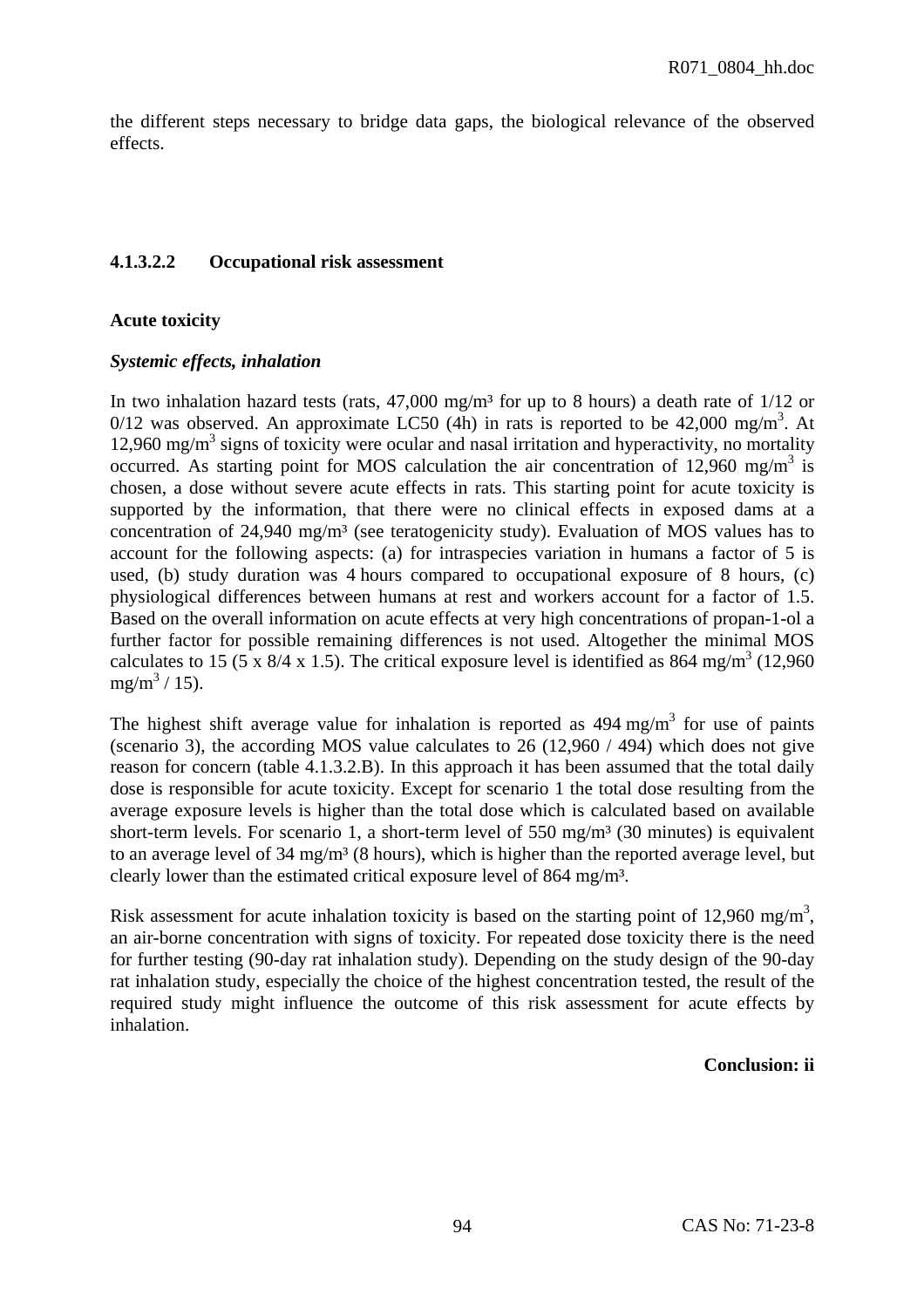the different steps necessary to bridge data gaps, the biological relevance of the observed effects.

#### 4.1.3.2.2 Occupational risk assessment

**Acute toxicity**

***Systemic effects, inhalation***

In two inhalation hazard tests (rats, 47,000 mg/m³ for up to 8 hours) a death rate of 1/12 or 0/12 was observed. An approximate LC50 (4h) in rats is reported to be 42,000 mg/m$^3$. At 12,960 mg/m$^3$ signs of toxicity were ocular and nasal irritation and hyperactivity, no mortality occurred. As starting point for MOS calculation the air concentration of 12,960 mg/m$^3$ is chosen, a dose without severe acute effects in rats. This starting point for acute toxicity is supported by the information, that there were no clinical effects in exposed dams at a concentration of 24,940 mg/m³ (see teratogenicity study). Evaluation of MOS values has to account for the following aspects: (a) for intraspecies variation in humans a factor of 5 is used, (b) study duration was 4 hours compared to occupational exposure of 8 hours, (c) physiological differences between humans at rest and workers account for a factor of 1.5. Based on the overall information on acute effects at very high concentrations of propan-1-ol a further factor for possible remaining differences is not used. Altogether the minimal MOS calculates to 15 (5 x 8/4 x 1.5). The critical exposure level is identified as 864 mg/m$^3$ (12,960 mg/m$^3$ / 15).

The highest shift average value for inhalation is reported as 494 mg/m$^3$ for use of paints (scenario 3), the according MOS value calculates to 26 (12,960 / 494) which does not give reason for concern (table 4.1.3.2.B). In this approach it has been assumed that the total daily dose is responsible for acute toxicity. Except for scenario 1 the total dose resulting from the average exposure levels is higher than the total dose which is calculated based on available short-term levels. For scenario 1, a short-term level of 550 mg/m³ (30 minutes) is equivalent to an average level of 34 mg/m³ (8 hours), which is higher than the reported average level, but clearly lower than the estimated critical exposure level of 864 mg/m³.

Risk assessment for acute inhalation toxicity is based on the starting point of 12,960 mg/m$^3$, an air-borne concentration with signs of toxicity. For repeated dose toxicity there is the need for further testing (90-day rat inhalation study). Depending on the study design of the 90-day rat inhalation study, especially the choice of the highest concentration tested, the result of the required study might influence the outcome of this risk assessment for acute effects by inhalation.

**Conclusion: ii**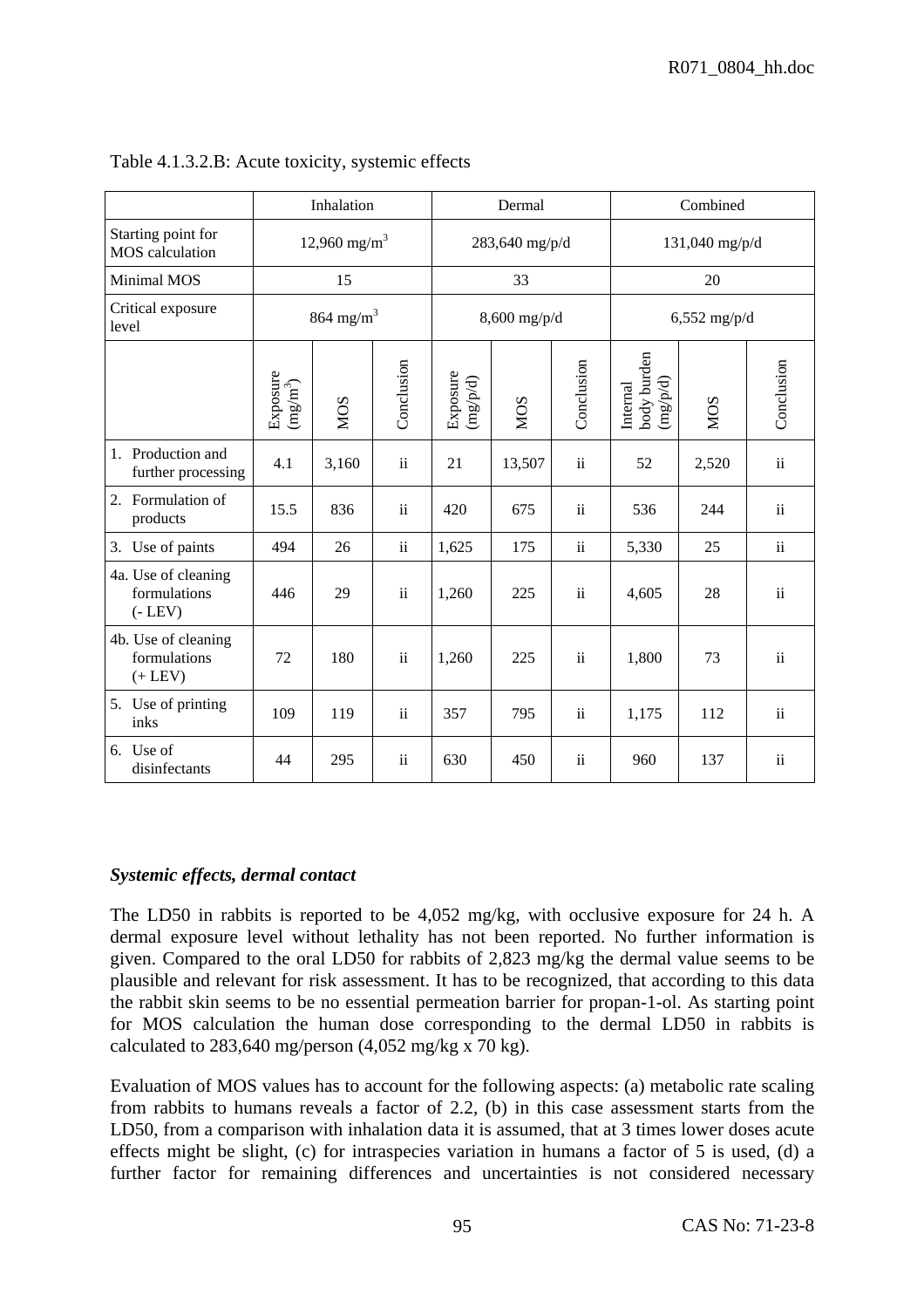Table 4.1.3.2.B: Acute toxicity, systemic effects

| | Inhalation | | | Dermal | | | Combined | | |
|---|---|---|---|---|---|---|---|---|---|
| Starting point for MOS calculation | 12,960 mg/m$^3$ | | | 283,640 mg/p/d | | | 131,040 mg/p/d | | |
| Minimal MOS | 15 | | | 33 | | | 20 | | |
| Critical exposure level | 864 mg/m$^3$ | | | 8,600 mg/p/d | | | 6,552 mg/p/d | | |
| | Exposure (mg/m$^3$) | MOS | Conclusion | Exposure (mg/p/d) | MOS | Conclusion | Internal body burden (mg/p/d) | MOS | Conclusion |
| 1. Production and further processing | 4.1 | 3,160 | ii | 21 | 13,507 | ii | 52 | 2,520 | ii |
| 2. Formulation of products | 15.5 | 836 | ii | 420 | 675 | ii | 536 | 244 | ii |
| 3. Use of paints | 494 | 26 | ii | 1,625 | 175 | ii | 5,330 | 25 | ii |
| 4a. Use of cleaning formulations (- LEV) | 446 | 29 | ii | 1,260 | 225 | ii | 4,605 | 28 | ii |
| 4b. Use of cleaning formulations (+ LEV) | 72 | 180 | ii | 1,260 | 225 | ii | 1,800 | 73 | ii |
| 5. Use of printing inks | 109 | 119 | ii | 357 | 795 | ii | 1,175 | 112 | ii |
| 6. Use of disinfectants | 44 | 295 | ii | 630 | 450 | ii | 960 | 137 | ii |

***Systemic effects, dermal contact***

The LD50 in rabbits is reported to be 4,052 mg/kg, with occlusive exposure for 24 h. A dermal exposure level without lethality has not been reported. No further information is given. Compared to the oral LD50 for rabbits of 2,823 mg/kg the dermal value seems to be plausible and relevant for risk assessment. It has to be recognized, that according to this data the rabbit skin seems to be no essential permeation barrier for propan-1-ol. As starting point for MOS calculation the human dose corresponding to the dermal LD50 in rabbits is calculated to 283,640 mg/person (4,052 mg/kg x 70 kg).

Evaluation of MOS values has to account for the following aspects: (a) metabolic rate scaling from rabbits to humans reveals a factor of 2.2, (b) in this case assessment starts from the LD50, from a comparison with inhalation data it is assumed, that at 3 times lower doses acute effects might be slight, (c) for intraspecies variation in humans a factor of 5 is used, (d) a further factor for remaining differences and uncertainties is not considered necessary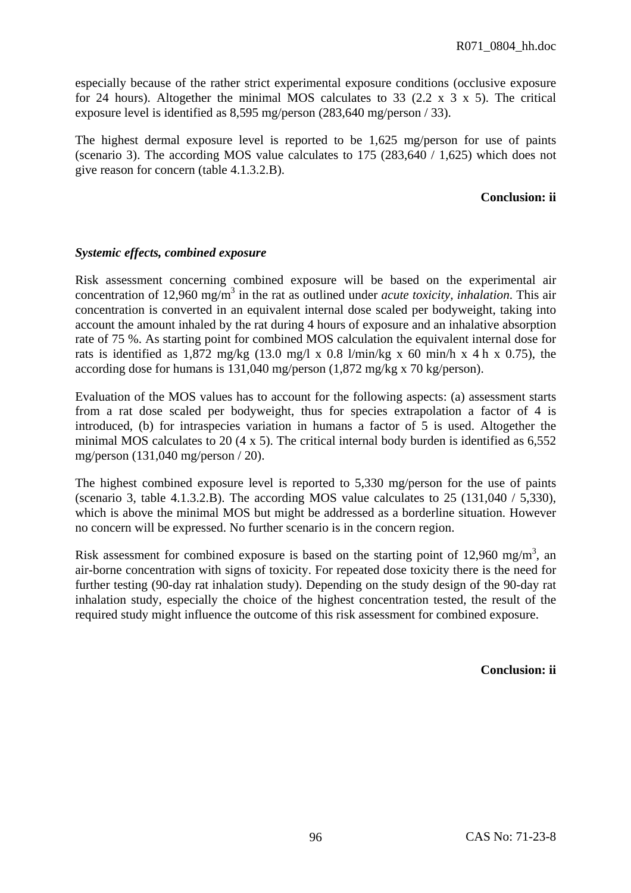especially because of the rather strict experimental exposure conditions (occlusive exposure for 24 hours). Altogether the minimal MOS calculates to 33 (2.2 x 3 x 5). The critical exposure level is identified as 8,595 mg/person (283,640 mg/person / 33).

The highest dermal exposure level is reported to be 1,625 mg/person for use of paints (scenario 3). The according MOS value calculates to 175 (283,640 / 1,625) which does not give reason for concern (table 4.1.3.2.B).

**Conclusion: ii**

***Systemic effects, combined exposure***

Risk assessment concerning combined exposure will be based on the experimental air concentration of 12,960 mg/m$^3$ in the rat as outlined under *acute toxicity, inhalation*. This air concentration is converted in an equivalent internal dose scaled per bodyweight, taking into account the amount inhaled by the rat during 4 hours of exposure and an inhalative absorption rate of 75 %. As starting point for combined MOS calculation the equivalent internal dose for rats is identified as 1,872 mg/kg (13.0 mg/l x 0.8 l/min/kg x 60 min/h x 4 h x 0.75), the according dose for humans is 131,040 mg/person (1,872 mg/kg x 70 kg/person).

Evaluation of the MOS values has to account for the following aspects: (a) assessment starts from a rat dose scaled per bodyweight, thus for species extrapolation a factor of 4 is introduced, (b) for intraspecies variation in humans a factor of 5 is used. Altogether the minimal MOS calculates to 20 (4 x 5). The critical internal body burden is identified as 6,552 mg/person (131,040 mg/person / 20).

The highest combined exposure level is reported to 5,330 mg/person for the use of paints (scenario 3, table 4.1.3.2.B). The according MOS value calculates to 25 (131,040 / 5,330), which is above the minimal MOS but might be addressed as a borderline situation. However no concern will be expressed. No further scenario is in the concern region.

Risk assessment for combined exposure is based on the starting point of 12,960 mg/m$^3$, an air-borne concentration with signs of toxicity. For repeated dose toxicity there is the need for further testing (90-day rat inhalation study). Depending on the study design of the 90-day rat inhalation study, especially the choice of the highest concentration tested, the result of the required study might influence the outcome of this risk assessment for combined exposure.

**Conclusion: ii**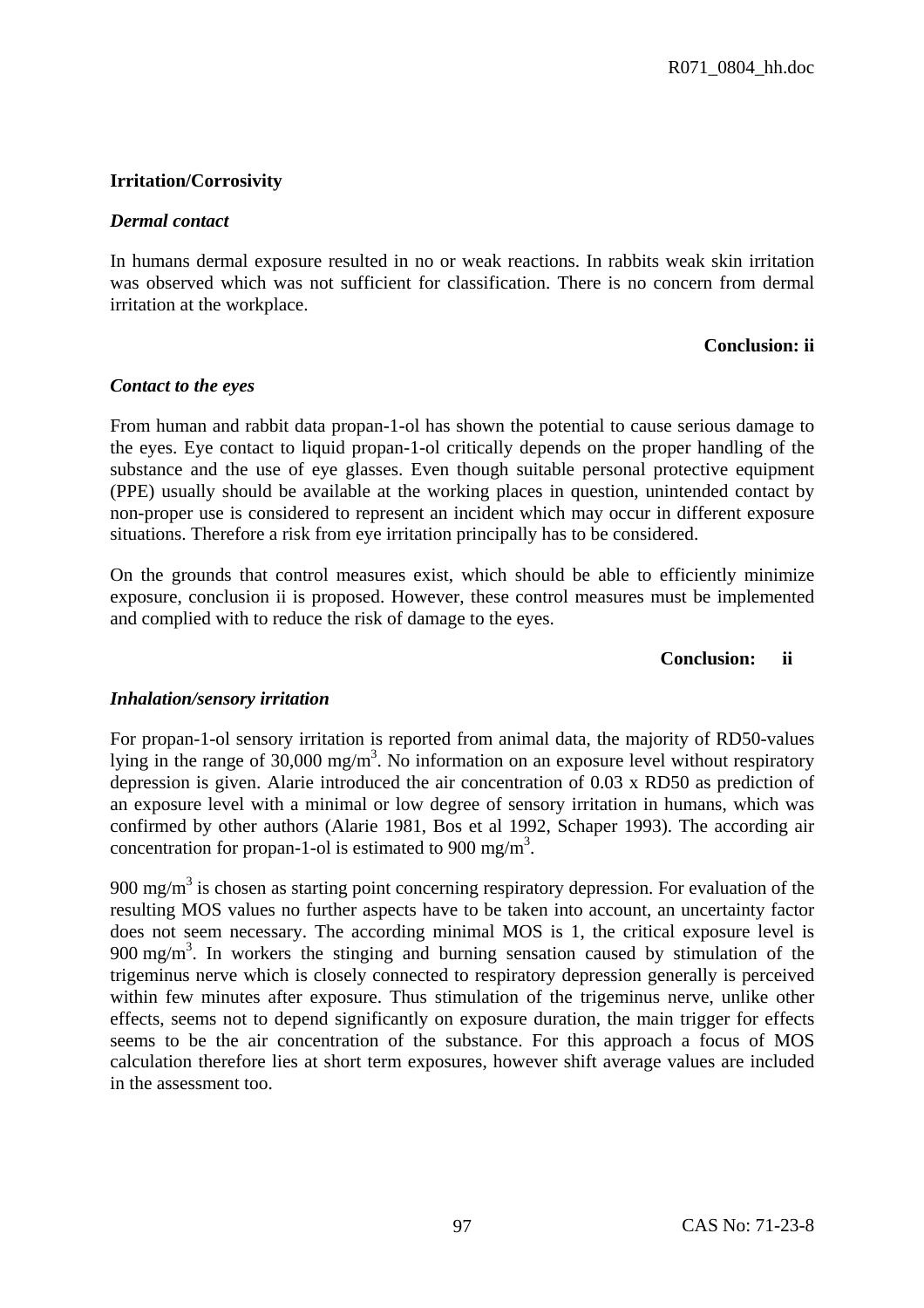**Irritation/Corrosivity**

***Dermal contact***

In humans dermal exposure resulted in no or weak reactions. In rabbits weak skin irritation was observed which was not sufficient for classification. There is no concern from dermal irritation at the workplace.

**Conclusion: ii**

***Contact to the eyes***

From human and rabbit data propan-1-ol has shown the potential to cause serious damage to the eyes. Eye contact to liquid propan-1-ol critically depends on the proper handling of the substance and the use of eye glasses. Even though suitable personal protective equipment (PPE) usually should be available at the working places in question, unintended contact by non-proper use is considered to represent an incident which may occur in different exposure situations. Therefore a risk from eye irritation principally has to be considered.

On the grounds that control measures exist, which should be able to efficiently minimize exposure, conclusion ii is proposed. However, these control measures must be implemented and complied with to reduce the risk of damage to the eyes.

**Conclusion: ii**

***Inhalation/sensory irritation***

For propan-1-ol sensory irritation is reported from animal data, the majority of RD50-values lying in the range of 30,000 mg/m$^3$. No information on an exposure level without respiratory depression is given. Alarie introduced the air concentration of 0.03 x RD50 as prediction of an exposure level with a minimal or low degree of sensory irritation in humans, which was confirmed by other authors (Alarie 1981, Bos et al 1992, Schaper 1993). The according air concentration for propan-1-ol is estimated to 900 mg/m$^3$.

900 mg/m$^3$ is chosen as starting point concerning respiratory depression. For evaluation of the resulting MOS values no further aspects have to be taken into account, an uncertainty factor does not seem necessary. The according minimal MOS is 1, the critical exposure level is 900 mg/m$^3$. In workers the stinging and burning sensation caused by stimulation of the trigeminus nerve which is closely connected to respiratory depression generally is perceived within few minutes after exposure. Thus stimulation of the trigeminus nerve, unlike other effects, seems not to depend significantly on exposure duration, the main trigger for effects seems to be the air concentration of the substance. For this approach a focus of MOS calculation therefore lies at short term exposures, however shift average values are included in the assessment too.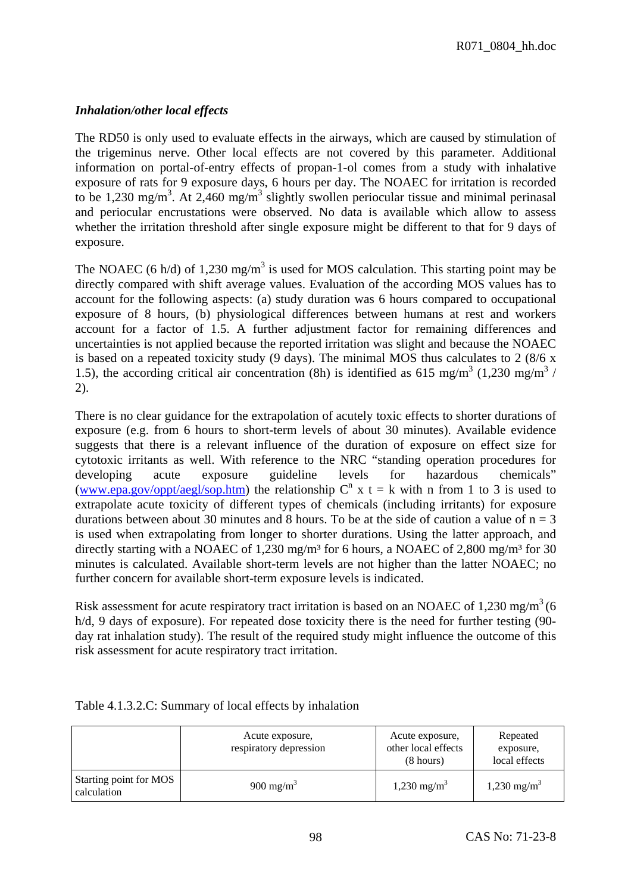***Inhalation/other local effects***

The RD50 is only used to evaluate effects in the airways, which are caused by stimulation of the trigeminus nerve. Other local effects are not covered by this parameter. Additional information on portal-of-entry effects of propan-1-ol comes from a study with inhalative exposure of rats for 9 exposure days, 6 hours per day. The NOAEC for irritation is recorded to be 1,230 mg/m$^3$. At 2,460 mg/m$^3$ slightly swollen periocular tissue and minimal perinasal and periocular encrustations were observed. No data is available which allow to assess whether the irritation threshold after single exposure might be different to that for 9 days of exposure.

The NOAEC (6 h/d) of 1,230 mg/m$^3$ is used for MOS calculation. This starting point may be directly compared with shift average values. Evaluation of the according MOS values has to account for the following aspects: (a) study duration was 6 hours compared to occupational exposure of 8 hours, (b) physiological differences between humans at rest and workers account for a factor of 1.5. A further adjustment factor for remaining differences and uncertainties is not applied because the reported irritation was slight and because the NOAEC is based on a repeated toxicity study (9 days). The minimal MOS thus calculates to 2 (8/6 x 1.5), the according critical air concentration (8h) is identified as 615 mg/m$^3$ (1,230 mg/m$^3$ / 2).

There is no clear guidance for the extrapolation of acutely toxic effects to shorter durations of exposure (e.g. from 6 hours to short-term levels of about 30 minutes). Available evidence suggests that there is a relevant influence of the duration of exposure on effect size for cytotoxic irritants as well. With reference to the NRC "standing operation procedures for developing acute exposure guideline levels for hazardous chemicals" (www.epa.gov/oppt/aegl/sop.htm) the relationship $C^n \times t = k$ with n from 1 to 3 is used to extrapolate acute toxicity of different types of chemicals (including irritants) for exposure durations between about 30 minutes and 8 hours. To be at the side of caution a value of $n = 3$ is used when extrapolating from longer to shorter durations. Using the latter approach, and directly starting with a NOAEC of 1,230 mg/m³ for 6 hours, a NOAEC of 2,800 mg/m³ for 30 minutes is calculated. Available short-term levels are not higher than the latter NOAEC; no further concern for available short-term exposure levels is indicated.

Risk assessment for acute respiratory tract irritation is based on an NOAEC of 1,230 mg/m$^3$ (6 h/d, 9 days of exposure). For repeated dose toxicity there is the need for further testing (90-day rat inhalation study). The result of the required study might influence the outcome of this risk assessment for acute respiratory tract irritation.

Table 4.1.3.2.C: Summary of local effects by inhalation

| | Acute exposure, respiratory depression | Acute exposure, other local effects (8 hours) | Repeated exposure, local effects |
|---|---|---|---|
| Starting point for MOS calculation | 900 mg/m$^3$ | 1,230 mg/m$^3$ | 1,230 mg/m$^3$ |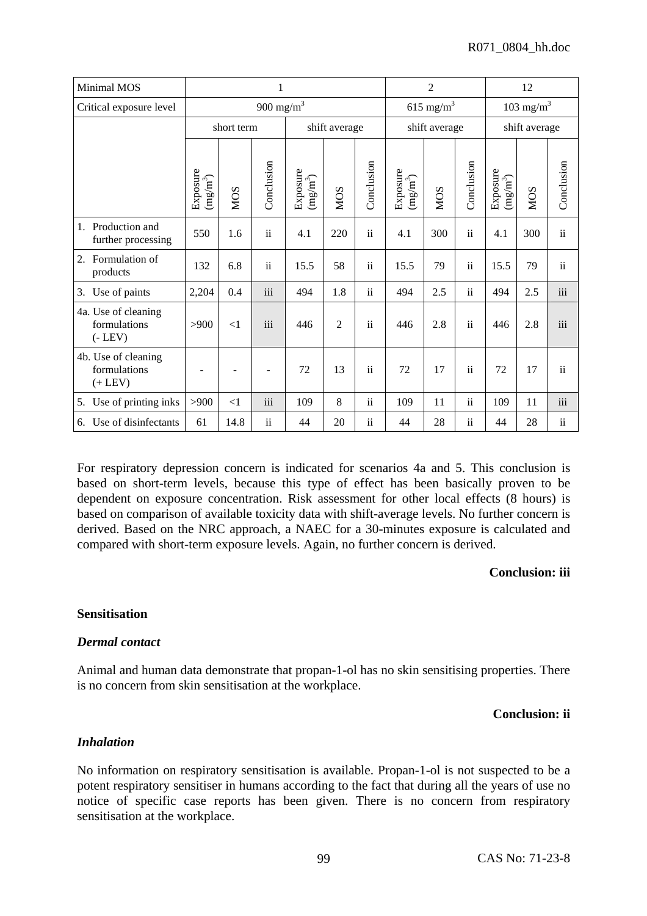| Minimal MOS | 1 | | | | | | 2 | | | 12 | | |
|---|---|---|---|---|---|---|---|---|---|---|---|---|
| Critical exposure level | 900 mg/m$^3$ | | | | | | 615 mg/m$^3$ | | | 103 mg/m$^3$ | | |
| | short term | | | shift average | | | shift average | | | shift average | | |
| | Exposure (mg/m$^3$) | MOS | Conclusion | Exposure (mg/m$^3$) | MOS | Conclusion | Exposure (mg/m$^3$) | MOS | Conclusion | Exposure (mg/m$^3$) | MOS | Conclusion |
| 1. Production and further processing | 550 | 1.6 | ii | 4.1 | 220 | ii | 4.1 | 300 | ii | 4.1 | 300 | ii |
| 2. Formulation of products | 132 | 6.8 | ii | 15.5 | 58 | ii | 15.5 | 79 | ii | 15.5 | 79 | ii |
| 3. Use of paints | 2,204 | 0.4 | iii | 494 | 1.8 | ii | 494 | 2.5 | ii | 494 | 2.5 | iii |
| 4a. Use of cleaning formulations (- LEV) | >900 | <1 | iii | 446 | 2 | ii | 446 | 2.8 | ii | 446 | 2.8 | iii |
| 4b. Use of cleaning formulations (+ LEV) | - | - | - | 72 | 13 | ii | 72 | 17 | ii | 72 | 17 | ii |
| 5. Use of printing inks | >900 | <1 | iii | 109 | 8 | ii | 109 | 11 | ii | 109 | 11 | iii |
| 6. Use of disinfectants | 61 | 14.8 | ii | 44 | 20 | ii | 44 | 28 | ii | 44 | 28 | ii |

For respiratory depression concern is indicated for scenarios 4a and 5. This conclusion is based on short-term levels, because this type of effect has been basically proven to be dependent on exposure concentration. Risk assessment for other local effects (8 hours) is based on comparison of available toxicity data with shift-average levels. No further concern is derived. Based on the NRC approach, a NAEC for a 30-minutes exposure is calculated and compared with short-term exposure levels. Again, no further concern is derived.

**Conclusion: iii**

**Sensitisation**

***Dermal contact***

Animal and human data demonstrate that propan-1-ol has no skin sensitising properties. There is no concern from skin sensitisation at the workplace.

**Conclusion: ii**

***Inhalation***

No information on respiratory sensitisation is available. Propan-1-ol is not suspected to be a potent respiratory sensitiser in humans according to the fact that during all the years of use no notice of specific case reports has been given. There is no concern from respiratory sensitisation at the workplace.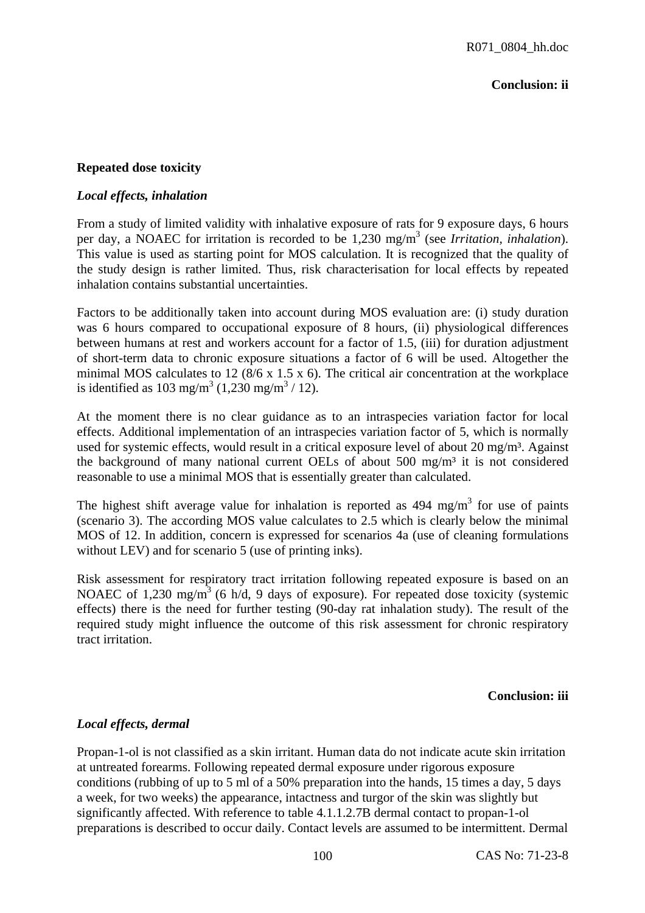**Conclusion: ii**

**Repeated dose toxicity**

***Local effects, inhalation***

From a study of limited validity with inhalative exposure of rats for 9 exposure days, 6 hours per day, a NOAEC for irritation is recorded to be 1,230 mg/m$^3$ (see *Irritation, inhalation*). This value is used as starting point for MOS calculation. It is recognized that the quality of the study design is rather limited. Thus, risk characterisation for local effects by repeated inhalation contains substantial uncertainties.

Factors to be additionally taken into account during MOS evaluation are: (i) study duration was 6 hours compared to occupational exposure of 8 hours, (ii) physiological differences between humans at rest and workers account for a factor of 1.5, (iii) for duration adjustment of short-term data to chronic exposure situations a factor of 6 will be used. Altogether the minimal MOS calculates to 12 (8/6 x 1.5 x 6). The critical air concentration at the workplace is identified as 103 mg/m$^3$ (1,230 mg/m$^3$ / 12).

At the moment there is no clear guidance as to an intraspecies variation factor for local effects. Additional implementation of an intraspecies variation factor of 5, which is normally used for systemic effects, would result in a critical exposure level of about 20 mg/m³. Against the background of many national current OELs of about 500 mg/m³ it is not considered reasonable to use a minimal MOS that is essentially greater than calculated.

The highest shift average value for inhalation is reported as 494 mg/m$^3$ for use of paints (scenario 3). The according MOS value calculates to 2.5 which is clearly below the minimal MOS of 12. In addition, concern is expressed for scenarios 4a (use of cleaning formulations without LEV) and for scenario 5 (use of printing inks).

Risk assessment for respiratory tract irritation following repeated exposure is based on an NOAEC of 1,230 mg/m$^3$ (6 h/d, 9 days of exposure). For repeated dose toxicity (systemic effects) there is the need for further testing (90-day rat inhalation study). The result of the required study might influence the outcome of this risk assessment for chronic respiratory tract irritation.

**Conclusion: iii**

***Local effects, dermal***

Propan-1-ol is not classified as a skin irritant. Human data do not indicate acute skin irritation at untreated forearms. Following repeated dermal exposure under rigorous exposure conditions (rubbing of up to 5 ml of a 50% preparation into the hands, 15 times a day, 5 days a week, for two weeks) the appearance, intactness and turgor of the skin was slightly but significantly affected. With reference to table 4.1.1.2.7B dermal contact to propan-1-ol preparations is described to occur daily. Contact levels are assumed to be intermittent. Dermal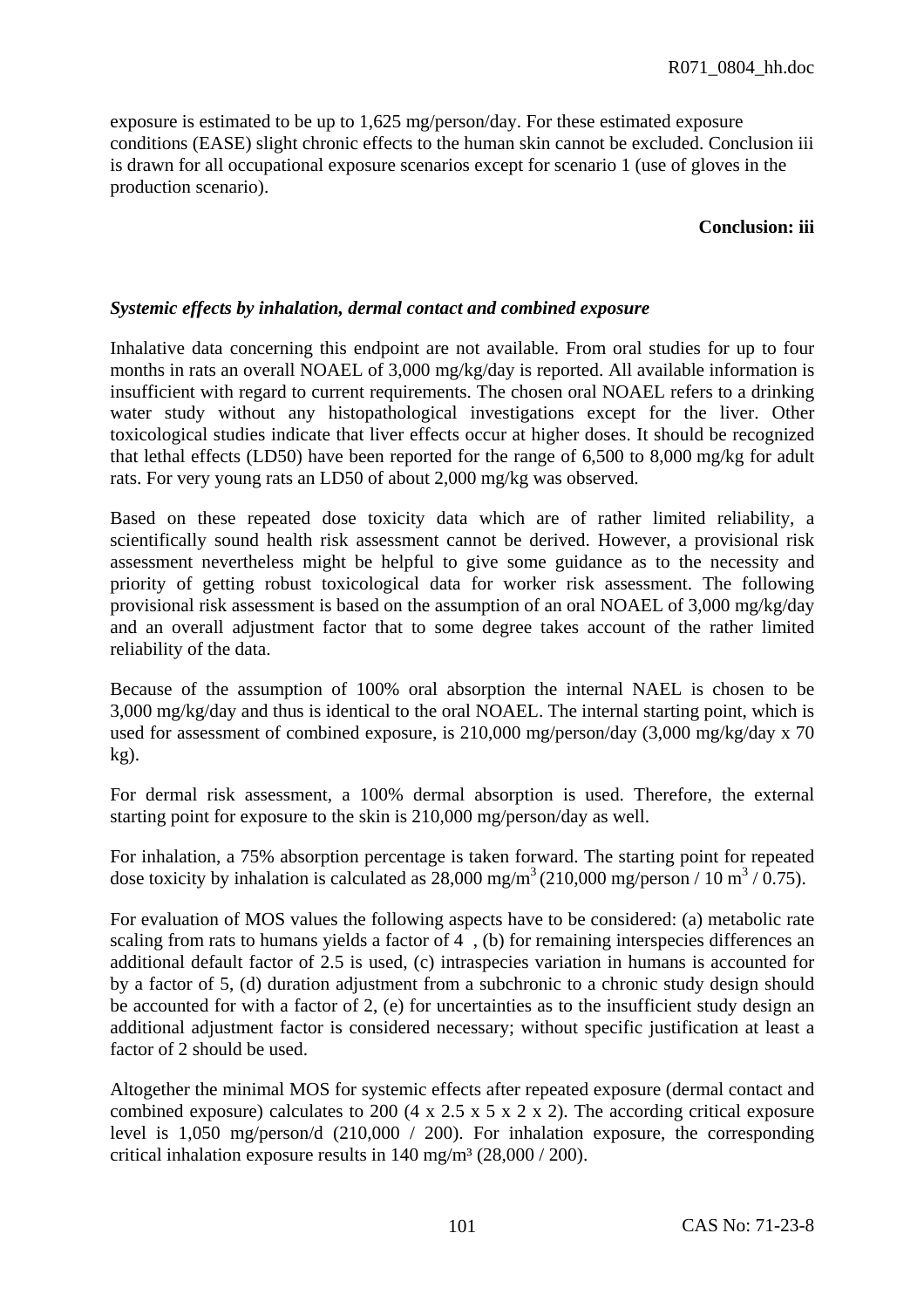exposure is estimated to be up to 1,625 mg/person/day. For these estimated exposure conditions (EASE) slight chronic effects to the human skin cannot be excluded. Conclusion iii is drawn for all occupational exposure scenarios except for scenario 1 (use of gloves in the production scenario).

**Conclusion: iii**

***Systemic effects by inhalation, dermal contact and combined exposure***

Inhalative data concerning this endpoint are not available. From oral studies for up to four months in rats an overall NOAEL of 3,000 mg/kg/day is reported. All available information is insufficient with regard to current requirements. The chosen oral NOAEL refers to a drinking water study without any histopathological investigations except for the liver. Other toxicological studies indicate that liver effects occur at higher doses. It should be recognized that lethal effects (LD50) have been reported for the range of 6,500 to 8,000 mg/kg for adult rats. For very young rats an LD50 of about 2,000 mg/kg was observed.

Based on these repeated dose toxicity data which are of rather limited reliability, a scientifically sound health risk assessment cannot be derived. However, a provisional risk assessment nevertheless might be helpful to give some guidance as to the necessity and priority of getting robust toxicological data for worker risk assessment. The following provisional risk assessment is based on the assumption of an oral NOAEL of 3,000 mg/kg/day and an overall adjustment factor that to some degree takes account of the rather limited reliability of the data.

Because of the assumption of 100% oral absorption the internal NAEL is chosen to be 3,000 mg/kg/day and thus is identical to the oral NOAEL. The internal starting point, which is used for assessment of combined exposure, is 210,000 mg/person/day (3,000 mg/kg/day x 70 kg).

For dermal risk assessment, a 100% dermal absorption is used. Therefore, the external starting point for exposure to the skin is 210,000 mg/person/day as well.

For inhalation, a 75% absorption percentage is taken forward. The starting point for repeated dose toxicity by inhalation is calculated as 28,000 mg/m$^3$ (210,000 mg/person / 10 m$^3$ / 0.75).

For evaluation of MOS values the following aspects have to be considered: (a) metabolic rate scaling from rats to humans yields a factor of 4 , (b) for remaining interspecies differences an additional default factor of 2.5 is used, (c) intraspecies variation in humans is accounted for by a factor of 5, (d) duration adjustment from a subchronic to a chronic study design should be accounted for with a factor of 2, (e) for uncertainties as to the insufficient study design an additional adjustment factor is considered necessary; without specific justification at least a factor of 2 should be used.

Altogether the minimal MOS for systemic effects after repeated exposure (dermal contact and combined exposure) calculates to 200 (4 x 2.5 x 5 x 2 x 2). The according critical exposure level is 1,050 mg/person/d (210,000 / 200). For inhalation exposure, the corresponding critical inhalation exposure results in 140 mg/m³ (28,000 / 200).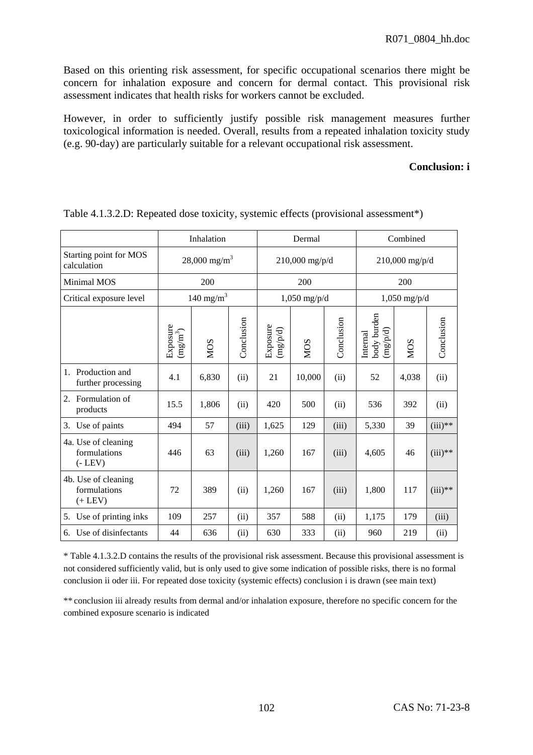Based on this orienting risk assessment, for specific occupational scenarios there might be concern for inhalation exposure and concern for dermal contact. This provisional risk assessment indicates that health risks for workers cannot be excluded.

However, in order to sufficiently justify possible risk management measures further toxicological information is needed. Overall, results from a repeated inhalation toxicity study (e.g. 90-day) are particularly suitable for a relevant occupational risk assessment.

**Conclusion: i**

Table 4.1.3.2.D: Repeated dose toxicity, systemic effects (provisional assessment*)

| | Inhalation | | | Dermal | | | Combined | | |
|---|---|---|---|---|---|---|---|---|---|
| Starting point for MOS calculation | 28,000 mg/m$^3$ | | | 210,000 mg/p/d | | | 210,000 mg/p/d | | |
| Minimal MOS | 200 | | | 200 | | | 200 | | |
| Critical exposure level | 140 mg/m$^3$ | | | 1,050 mg/p/d | | | 1,050 mg/p/d | | |
| | Exposure (mg/m$^3$) | MOS | Conclusion | Exposure (mg/p/d) | MOS | Conclusion | Internal body burden (mg/p/d) | MOS | Conclusion |
| 1. Production and further processing | 4.1 | 6,830 | (ii) | 21 | 10,000 | (ii) | 52 | 4,038 | (ii) |
| 2. Formulation of products | 15.5 | 1,806 | (ii) | 420 | 500 | (ii) | 536 | 392 | (ii) |
| 3. Use of paints | 494 | 57 | (iii) | 1,625 | 129 | (iii) | 5,330 | 39 | (iii)** |
| 4a. Use of cleaning formulations (- LEV) | 446 | 63 | (iii) | 1,260 | 167 | (iii) | 4,605 | 46 | (iii)** |
| 4b. Use of cleaning formulations (+ LEV) | 72 | 389 | (ii) | 1,260 | 167 | (iii) | 1,800 | 117 | (iii)** |
| 5. Use of printing inks | 109 | 257 | (ii) | 357 | 588 | (ii) | 1,175 | 179 | (iii) |
| 6. Use of disinfectants | 44 | 636 | (ii) | 630 | 333 | (ii) | 960 | 219 | (ii) |

\* Table 4.1.3.2.D contains the results of the provisional risk assessment. Because this provisional assessment is not considered sufficiently valid, but is only used to give some indication of possible risks, there is no formal conclusion ii oder iii. For repeated dose toxicity (systemic effects) conclusion i is drawn (see main text)

** conclusion iii already results from dermal and/or inhalation exposure, therefore no specific concern for the combined exposure scenario is indicated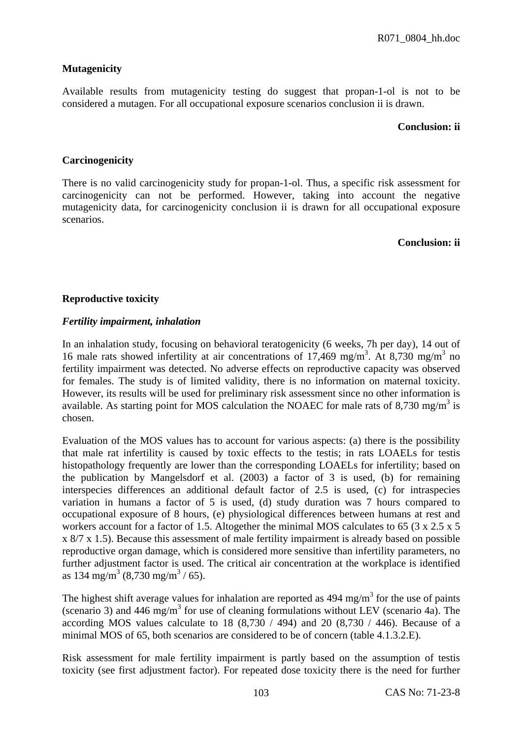**Mutagenicity**

Available results from mutagenicity testing do suggest that propan-1-ol is not to be considered a mutagen. For all occupational exposure scenarios conclusion ii is drawn.

**Conclusion: ii**

**Carcinogenicity**

There is no valid carcinogenicity study for propan-1-ol. Thus, a specific risk assessment for carcinogenicity can not be performed. However, taking into account the negative mutagenicity data, for carcinogenicity conclusion ii is drawn for all occupational exposure scenarios.

**Conclusion: ii**

**Reproductive toxicity**

***Fertility impairment, inhalation***

In an inhalation study, focusing on behavioral teratogenicity (6 weeks, 7h per day), 14 out of 16 male rats showed infertility at air concentrations of 17,469 mg/m$^3$. At 8,730 mg/m$^3$ no fertility impairment was detected. No adverse effects on reproductive capacity was observed for females. The study is of limited validity, there is no information on maternal toxicity. However, its results will be used for preliminary risk assessment since no other information is available. As starting point for MOS calculation the NOAEC for male rats of 8,730 mg/m$^3$ is chosen.

Evaluation of the MOS values has to account for various aspects: (a) there is the possibility that male rat infertility is caused by toxic effects to the testis; in rats LOAELs for testis histopathology frequently are lower than the corresponding LOAELs for infertility; based on the publication by Mangelsdorf et al. (2003) a factor of 3 is used, (b) for remaining interspecies differences an additional default factor of 2.5 is used, (c) for intraspecies variation in humans a factor of 5 is used, (d) study duration was 7 hours compared to occupational exposure of 8 hours, (e) physiological differences between humans at rest and workers account for a factor of 1.5. Altogether the minimal MOS calculates to 65 (3 x 2.5 x 5 x 8/7 x 1.5). Because this assessment of male fertility impairment is already based on possible reproductive organ damage, which is considered more sensitive than infertility parameters, no further adjustment factor is used. The critical air concentration at the workplace is identified as 134 mg/m$^3$ (8,730 mg/m$^3$ / 65).

The highest shift average values for inhalation are reported as 494 mg/m$^3$ for the use of paints (scenario 3) and 446 mg/m$^3$ for use of cleaning formulations without LEV (scenario 4a). The according MOS values calculate to 18 (8,730 / 494) and 20 (8,730 / 446). Because of a minimal MOS of 65, both scenarios are considered to be of concern (table 4.1.3.2.E).

Risk assessment for male fertility impairment is partly based on the assumption of testis toxicity (see first adjustment factor). For repeated dose toxicity there is the need for further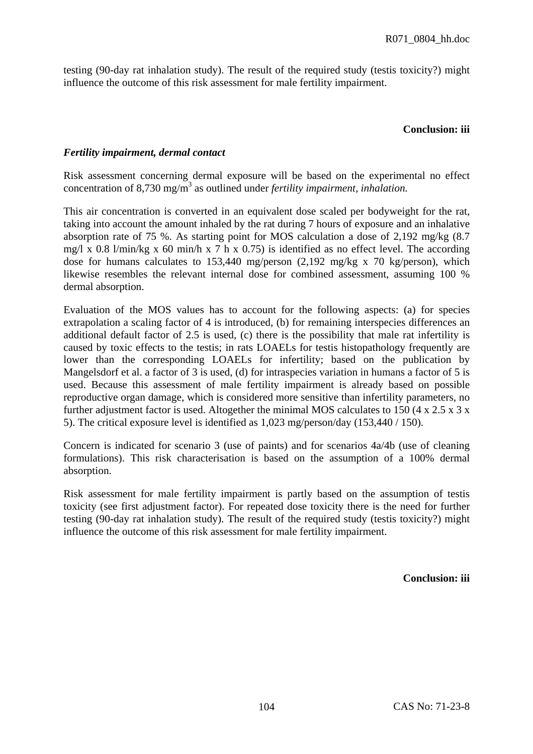testing (90-day rat inhalation study). The result of the required study (testis toxicity?) might influence the outcome of this risk assessment for male fertility impairment.

**Conclusion: iii**

***Fertility impairment, dermal contact***

Risk assessment concerning dermal exposure will be based on the experimental no effect concentration of 8,730 mg/m$^3$ as outlined under *fertility impairment, inhalation.*

This air concentration is converted in an equivalent dose scaled per bodyweight for the rat, taking into account the amount inhaled by the rat during 7 hours of exposure and an inhalative absorption rate of 75 %. As starting point for MOS calculation a dose of 2,192 mg/kg (8.7 mg/l x 0.8 l/min/kg x 60 min/h x 7 h x 0.75) is identified as no effect level. The according dose for humans calculates to 153,440 mg/person (2,192 mg/kg x 70 kg/person), which likewise resembles the relevant internal dose for combined assessment, assuming 100 % dermal absorption.

Evaluation of the MOS values has to account for the following aspects: (a) for species extrapolation a scaling factor of 4 is introduced, (b) for remaining interspecies differences an additional default factor of 2.5 is used, (c) there is the possibility that male rat infertility is caused by toxic effects to the testis; in rats LOAELs for testis histopathology frequently are lower than the corresponding LOAELs for infertility; based on the publication by Mangelsdorf et al. a factor of 3 is used, (d) for intraspecies variation in humans a factor of 5 is used. Because this assessment of male fertility impairment is already based on possible reproductive organ damage, which is considered more sensitive than infertility parameters, no further adjustment factor is used. Altogether the minimal MOS calculates to 150 (4 x 2.5 x 3 x 5). The critical exposure level is identified as 1,023 mg/person/day (153,440 / 150).

Concern is indicated for scenario 3 (use of paints) and for scenarios 4a/4b (use of cleaning formulations). This risk characterisation is based on the assumption of a 100% dermal absorption.

Risk assessment for male fertility impairment is partly based on the assumption of testis toxicity (see first adjustment factor). For repeated dose toxicity there is the need for further testing (90-day rat inhalation study). The result of the required study (testis toxicity?) might influence the outcome of this risk assessment for male fertility impairment.

**Conclusion: iii**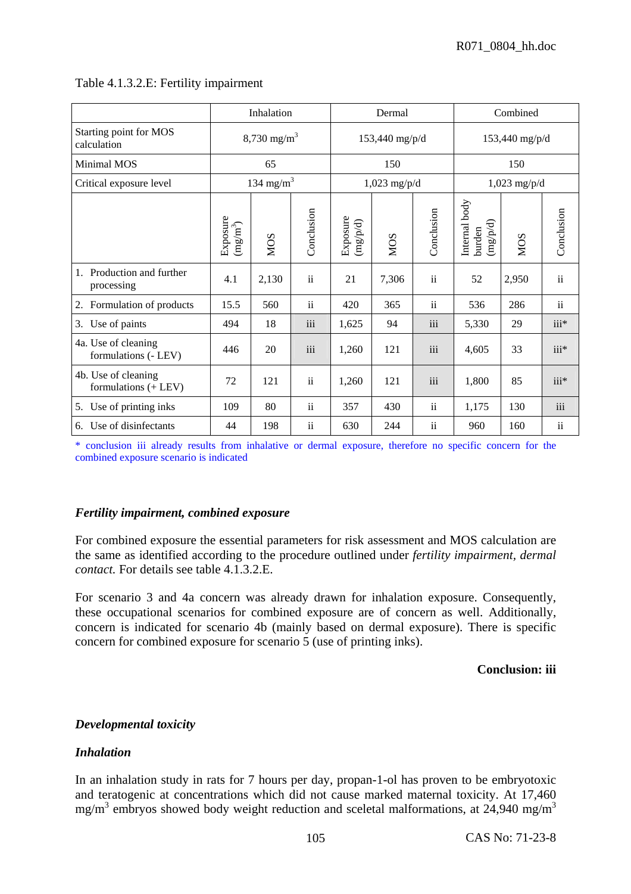Table 4.1.3.2.E: Fertility impairment

| | Inhalation | | | Dermal | | | Combined | | |
|---|---|---|---|---|---|---|---|---|---|
| Starting point for MOS calculation | 8,730 mg/m³ | | | 153,440 mg/p/d | | | 153,440 mg/p/d | | |
| Minimal MOS | 65 | | | 150 | | | 150 | | |
| Critical exposure level | 134 mg/m³ | | | 1,023 mg/p/d | | | 1,023 mg/p/d | | |
| | Exposure (mg/m³) | MOS | Conclusion | Exposure (mg/p/d) | MOS | Conclusion | Internal body burden (mg/p/d) | MOS | Conclusion |
| 1. Production and further processing | 4.1 | 2,130 | ii | 21 | 7,306 | ii | 52 | 2,950 | ii |
| 2. Formulation of products | 15.5 | 560 | ii | 420 | 365 | ii | 536 | 286 | ii |
| 3. Use of paints | 494 | 18 | iii | 1,625 | 94 | iii | 5,330 | 29 | iii* |
| 4a. Use of cleaning formulations (- LEV) | 446 | 20 | iii | 1,260 | 121 | iii | 4,605 | 33 | iii* |
| 4b. Use of cleaning formulations (+ LEV) | 72 | 121 | ii | 1,260 | 121 | iii | 1,800 | 85 | iii* |
| 5. Use of printing inks | 109 | 80 | ii | 357 | 430 | ii | 1,175 | 130 | iii |
| 6. Use of disinfectants | 44 | 198 | ii | 630 | 244 | ii | 960 | 160 | ii |

* conclusion iii already results from inhalative or dermal exposure, therefore no specific concern for the combined exposure scenario is indicated

***Fertility impairment, combined exposure***

For combined exposure the essential parameters for risk assessment and MOS calculation are the same as identified according to the procedure outlined under *fertility impairment, dermal contact.* For details see table 4.1.3.2.E.

For scenario 3 and 4a concern was already drawn for inhalation exposure. Consequently, these occupational scenarios for combined exposure are of concern as well. Additionally, concern is indicated for scenario 4b (mainly based on dermal exposure). There is specific concern for combined exposure for scenario 5 (use of printing inks).

**Conclusion: iii**

***Developmental toxicity***

***Inhalation***

In an inhalation study in rats for 7 hours per day, propan-1-ol has proven to be embryotoxic and teratogenic at concentrations which did not cause marked maternal toxicity. At 17,460 mg/m³ embryos showed body weight reduction and sceletal malformations, at 24,940 mg/m³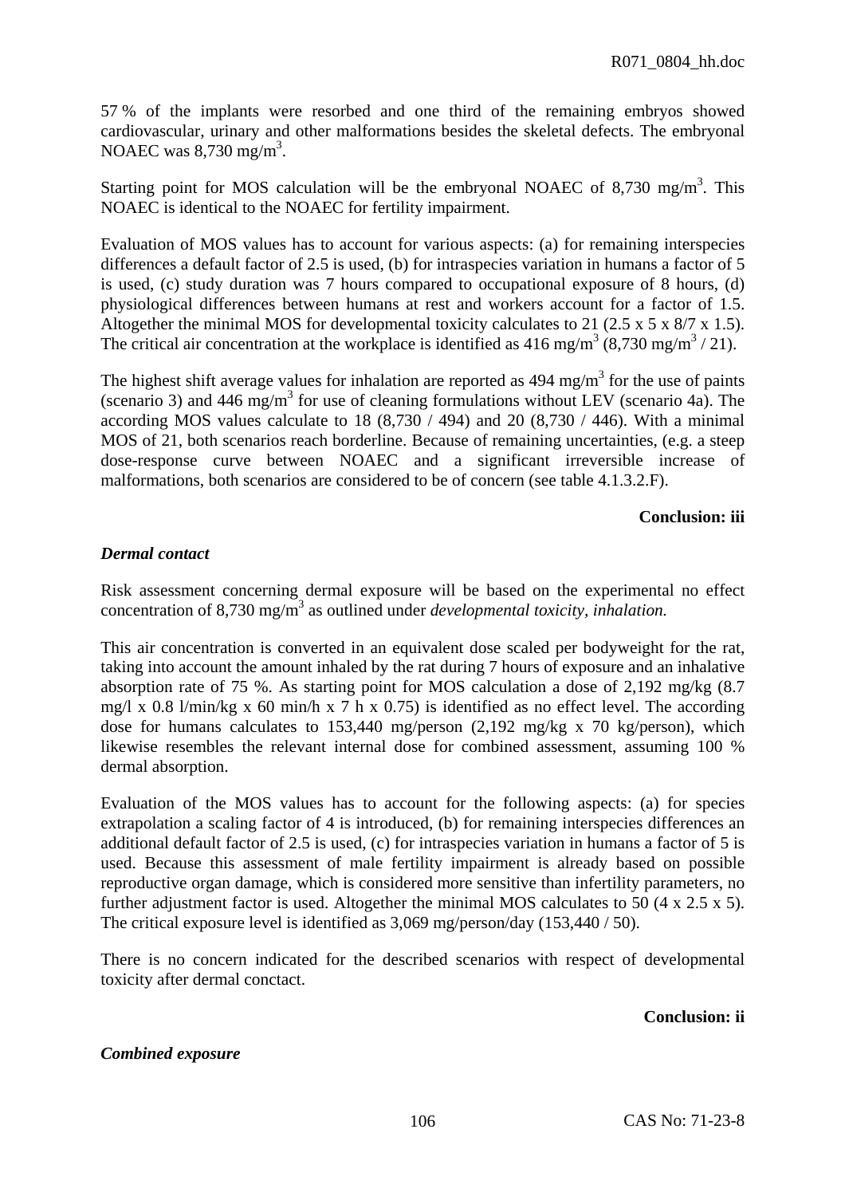57 % of the implants were resorbed and one third of the remaining embryos showed cardiovascular, urinary and other malformations besides the skeletal defects. The embryonal NOAEC was 8,730 mg/m$^3$.

Starting point for MOS calculation will be the embryonal NOAEC of 8,730 mg/m$^3$. This NOAEC is identical to the NOAEC for fertility impairment.

Evaluation of MOS values has to account for various aspects: (a) for remaining interspecies differences a default factor of 2.5 is used, (b) for intraspecies variation in humans a factor of 5 is used, (c) study duration was 7 hours compared to occupational exposure of 8 hours, (d) physiological differences between humans at rest and workers account for a factor of 1.5. Altogether the minimal MOS for developmental toxicity calculates to 21 (2.5 x 5 x 8/7 x 1.5). The critical air concentration at the workplace is identified as 416 mg/m$^3$ (8,730 mg/m$^3$ / 21).

The highest shift average values for inhalation are reported as 494 mg/m$^3$ for the use of paints (scenario 3) and 446 mg/m$^3$ for use of cleaning formulations without LEV (scenario 4a). The according MOS values calculate to 18 (8,730 / 494) and 20 (8,730 / 446). With a minimal MOS of 21, both scenarios reach borderline. Because of remaining uncertainties, (e.g. a steep dose-response curve between NOAEC and a significant irreversible increase of malformations, both scenarios are considered to be of concern (see table 4.1.3.2.F).

**Conclusion: iii**

***Dermal contact***

Risk assessment concerning dermal exposure will be based on the experimental no effect concentration of 8,730 mg/m$^3$ as outlined under *developmental toxicity, inhalation.*

This air concentration is converted in an equivalent dose scaled per bodyweight for the rat, taking into account the amount inhaled by the rat during 7 hours of exposure and an inhalative absorption rate of 75 %. As starting point for MOS calculation a dose of 2,192 mg/kg (8.7 mg/l x 0.8 l/min/kg x 60 min/h x 7 h x 0.75) is identified as no effect level. The according dose for humans calculates to 153,440 mg/person (2,192 mg/kg x 70 kg/person), which likewise resembles the relevant internal dose for combined assessment, assuming 100 % dermal absorption.

Evaluation of the MOS values has to account for the following aspects: (a) for species extrapolation a scaling factor of 4 is introduced, (b) for remaining interspecies differences an additional default factor of 2.5 is used, (c) for intraspecies variation in humans a factor of 5 is used. Because this assessment of male fertility impairment is already based on possible reproductive organ damage, which is considered more sensitive than infertility parameters, no further adjustment factor is used. Altogether the minimal MOS calculates to 50 (4 x 2.5 x 5). The critical exposure level is identified as 3,069 mg/person/day (153,440 / 50).

There is no concern indicated for the described scenarios with respect of developmental toxicity after dermal conctact.

**Conclusion: ii**

***Combined exposure***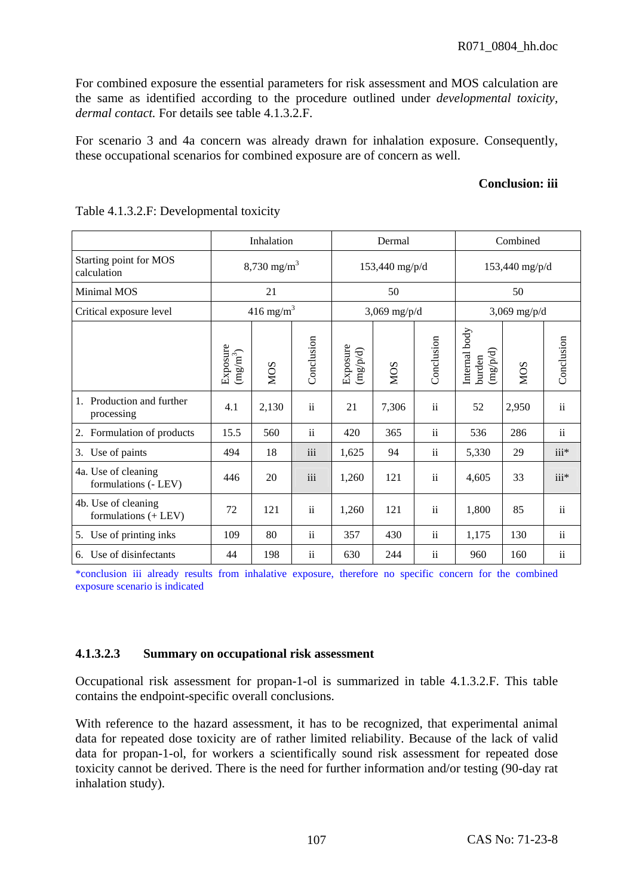For combined exposure the essential parameters for risk assessment and MOS calculation are the same as identified according to the procedure outlined under *developmental toxicity, dermal contact.* For details see table 4.1.3.2.F.

For scenario 3 and 4a concern was already drawn for inhalation exposure. Consequently, these occupational scenarios for combined exposure are of concern as well.

**Conclusion: iii**

Table 4.1.3.2.F: Developmental toxicity

| | Inhalation | | | Dermal | | | Combined | | |
|---|---|---|---|---|---|---|---|---|---|
| Starting point for MOS calculation | 8,730 mg/m³ | | | 153,440 mg/p/d | | | 153,440 mg/p/d | | |
| Minimal MOS | 21 | | | 50 | | | 50 | | |
| Critical exposure level | 416 mg/m³ | | | 3,069 mg/p/d | | | 3,069 mg/p/d | | |
| | Exposure (mg/m³) | MOS | Conclusion | Exposure (mg/p/d) | MOS | Conclusion | Internal body burden (mg/p/d) | MOS | Conclusion |
| 1. Production and further processing | 4.1 | 2,130 | ii | 21 | 7,306 | ii | 52 | 2,950 | ii |
| 2. Formulation of products | 15.5 | 560 | ii | 420 | 365 | ii | 536 | 286 | ii |
| 3. Use of paints | 494 | 18 | iii | 1,625 | 94 | ii | 5,330 | 29 | iii* |
| 4a. Use of cleaning formulations (- LEV) | 446 | 20 | iii | 1,260 | 121 | ii | 4,605 | 33 | iii* |
| 4b. Use of cleaning formulations (+ LEV) | 72 | 121 | ii | 1,260 | 121 | ii | 1,800 | 85 | ii |
| 5. Use of printing inks | 109 | 80 | ii | 357 | 430 | ii | 1,175 | 130 | ii |
| 6. Use of disinfectants | 44 | 198 | ii | 630 | 244 | ii | 960 | 160 | ii |

*conclusion iii already results from inhalative exposure, therefore no specific concern for the combined exposure scenario is indicated

#### 4.1.3.2.3 Summary on occupational risk assessment

Occupational risk assessment for propan-1-ol is summarized in table 4.1.3.2.F. This table contains the endpoint-specific overall conclusions.

With reference to the hazard assessment, it has to be recognized, that experimental animal data for repeated dose toxicity are of rather limited reliability. Because of the lack of valid data for propan-1-ol, for workers a scientifically sound risk assessment for repeated dose toxicity cannot be derived. There is the need for further information and/or testing (90-day rat inhalation study).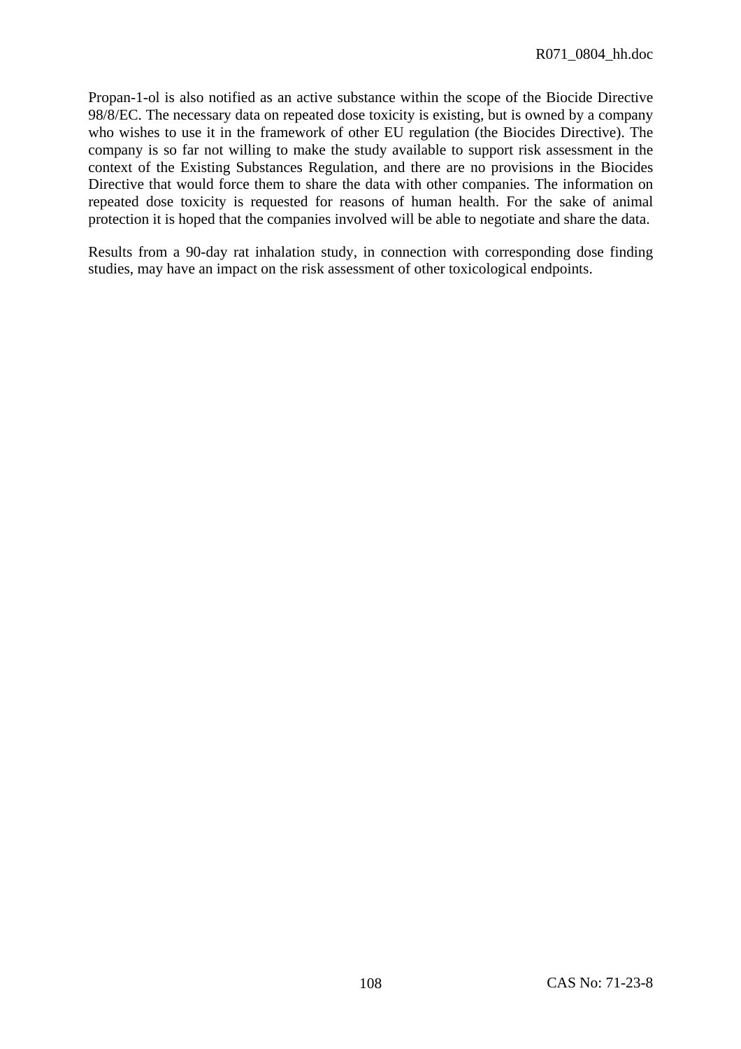Propan-1-ol is also notified as an active substance within the scope of the Biocide Directive 98/8/EC. The necessary data on repeated dose toxicity is existing, but is owned by a company who wishes to use it in the framework of other EU regulation (the Biocides Directive). The company is so far not willing to make the study available to support risk assessment in the context of the Existing Substances Regulation, and there are no provisions in the Biocides Directive that would force them to share the data with other companies. The information on repeated dose toxicity is requested for reasons of human health. For the sake of animal protection it is hoped that the companies involved will be able to negotiate and share the data.

Results from a 90-day rat inhalation study, in connection with corresponding dose finding studies, may have an impact on the risk assessment of other toxicological endpoints.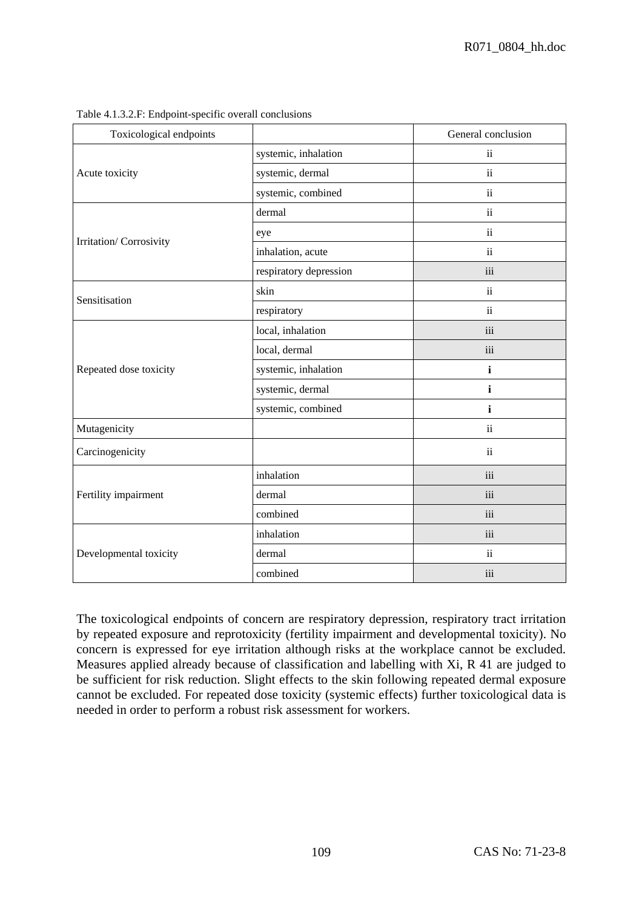Table 4.1.3.2.F: Endpoint-specific overall conclusions

| Toxicological endpoints | | General conclusion |
|---|---|---|
| Acute toxicity | systemic, inhalation | ii |
| | systemic, dermal | ii |
| | systemic, combined | ii |
| Irritation/ Corrosivity | dermal | ii |
| | eye | ii |
| | inhalation, acute | ii |
| | respiratory depression | iii |
| Sensitisation | skin | ii |
| | respiratory | ii |
| Repeated dose toxicity | local, inhalation | iii |
| | local, dermal | iii |
| | systemic, inhalation | **i** |
| | systemic, dermal | **i** |
| | systemic, combined | **i** |
| Mutagenicity | | ii |
| Carcinogenicity | | ii |
| Fertility impairment | inhalation | iii |
| | dermal | iii |
| | combined | iii |
| Developmental toxicity | inhalation | iii |
| | dermal | ii |
| | combined | iii |

The toxicological endpoints of concern are respiratory depression, respiratory tract irritation by repeated exposure and reprotoxicity (fertility impairment and developmental toxicity). No concern is expressed for eye irritation although risks at the workplace cannot be excluded. Measures applied already because of classification and labelling with Xi, R 41 are judged to be sufficient for risk reduction. Slight effects to the skin following repeated dermal exposure cannot be excluded. For repeated dose toxicity (systemic effects) further toxicological data is needed in order to perform a robust risk assessment for workers.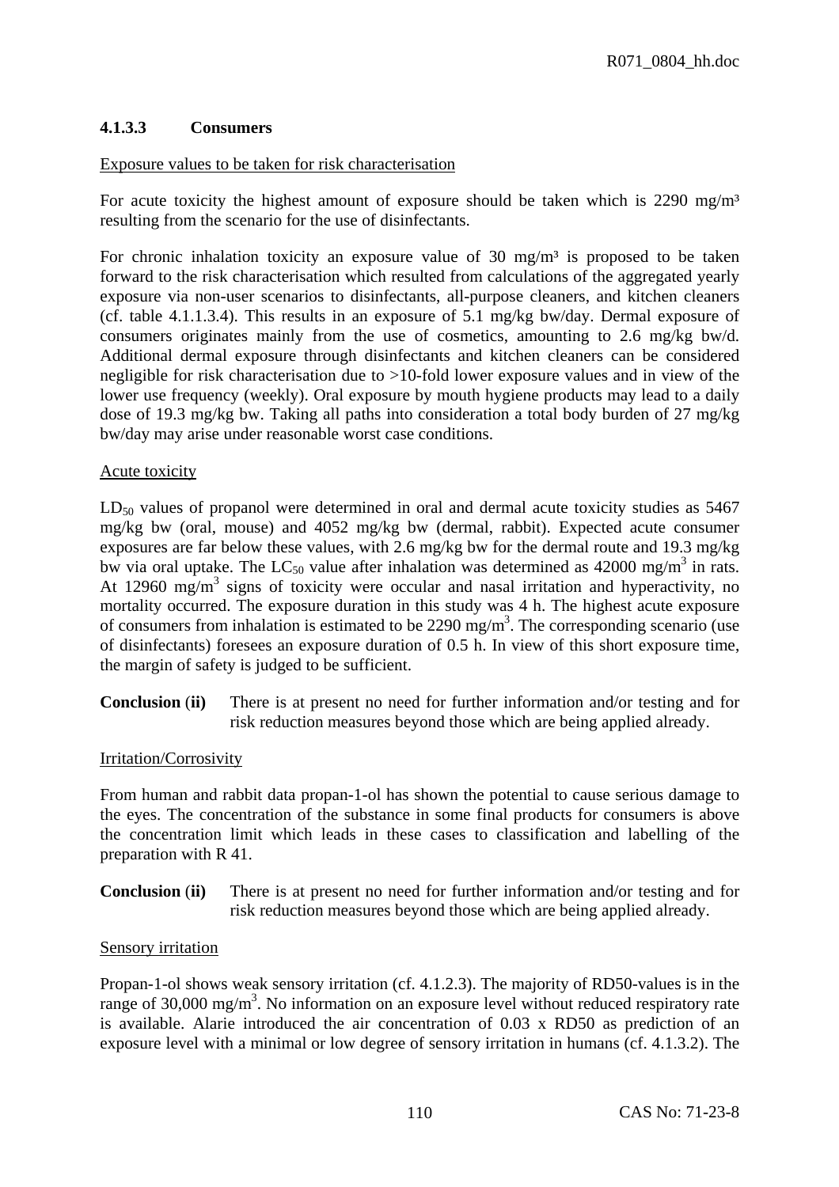### 4.1.3.3 Consumers

Exposure values to be taken for risk characterisation

For acute toxicity the highest amount of exposure should be taken which is 2290 mg/m³ resulting from the scenario for the use of disinfectants.

For chronic inhalation toxicity an exposure value of 30 mg/m³ is proposed to be taken forward to the risk characterisation which resulted from calculations of the aggregated yearly exposure via non-user scenarios to disinfectants, all-purpose cleaners, and kitchen cleaners (cf. table 4.1.1.3.4). This results in an exposure of 5.1 mg/kg bw/day. Dermal exposure of consumers originates mainly from the use of cosmetics, amounting to 2.6 mg/kg bw/d. Additional dermal exposure through disinfectants and kitchen cleaners can be considered negligible for risk characterisation due to >10-fold lower exposure values and in view of the lower use frequency (weekly). Oral exposure by mouth hygiene products may lead to a daily dose of 19.3 mg/kg bw. Taking all paths into consideration a total body burden of 27 mg/kg bw/day may arise under reasonable worst case conditions.

Acute toxicity

$LD_{50}$ values of propanol were determined in oral and dermal acute toxicity studies as 5467 mg/kg bw (oral, mouse) and 4052 mg/kg bw (dermal, rabbit). Expected acute consumer exposures are far below these values, with 2.6 mg/kg bw for the dermal route and 19.3 mg/kg bw via oral uptake. The $LC_{50}$ value after inhalation was determined as 42000 mg/m$^3$ in rats. At 12960 mg/m$^3$ signs of toxicity were occular and nasal irritation and hyperactivity, no mortality occurred. The exposure duration in this study was 4 h. The highest acute exposure of consumers from inhalation is estimated to be 2290 mg/m$^3$. The corresponding scenario (use of disinfectants) foresees an exposure duration of 0.5 h. In view of this short exposure time, the margin of safety is judged to be sufficient.

**Conclusion (ii)** There is at present no need for further information and/or testing and for risk reduction measures beyond those which are being applied already.

Irritation/Corrosivity

From human and rabbit data propan-1-ol has shown the potential to cause serious damage to the eyes. The concentration of the substance in some final products for consumers is above the concentration limit which leads in these cases to classification and labelling of the preparation with R 41.

**Conclusion (ii)** There is at present no need for further information and/or testing and for risk reduction measures beyond those which are being applied already.

Sensory irritation

Propan-1-ol shows weak sensory irritation (cf. 4.1.2.3). The majority of RD50-values is in the range of 30,000 mg/m$^3$. No information on an exposure level without reduced respiratory rate is available. Alarie introduced the air concentration of 0.03 x RD50 as prediction of an exposure level with a minimal or low degree of sensory irritation in humans (cf. 4.1.3.2). The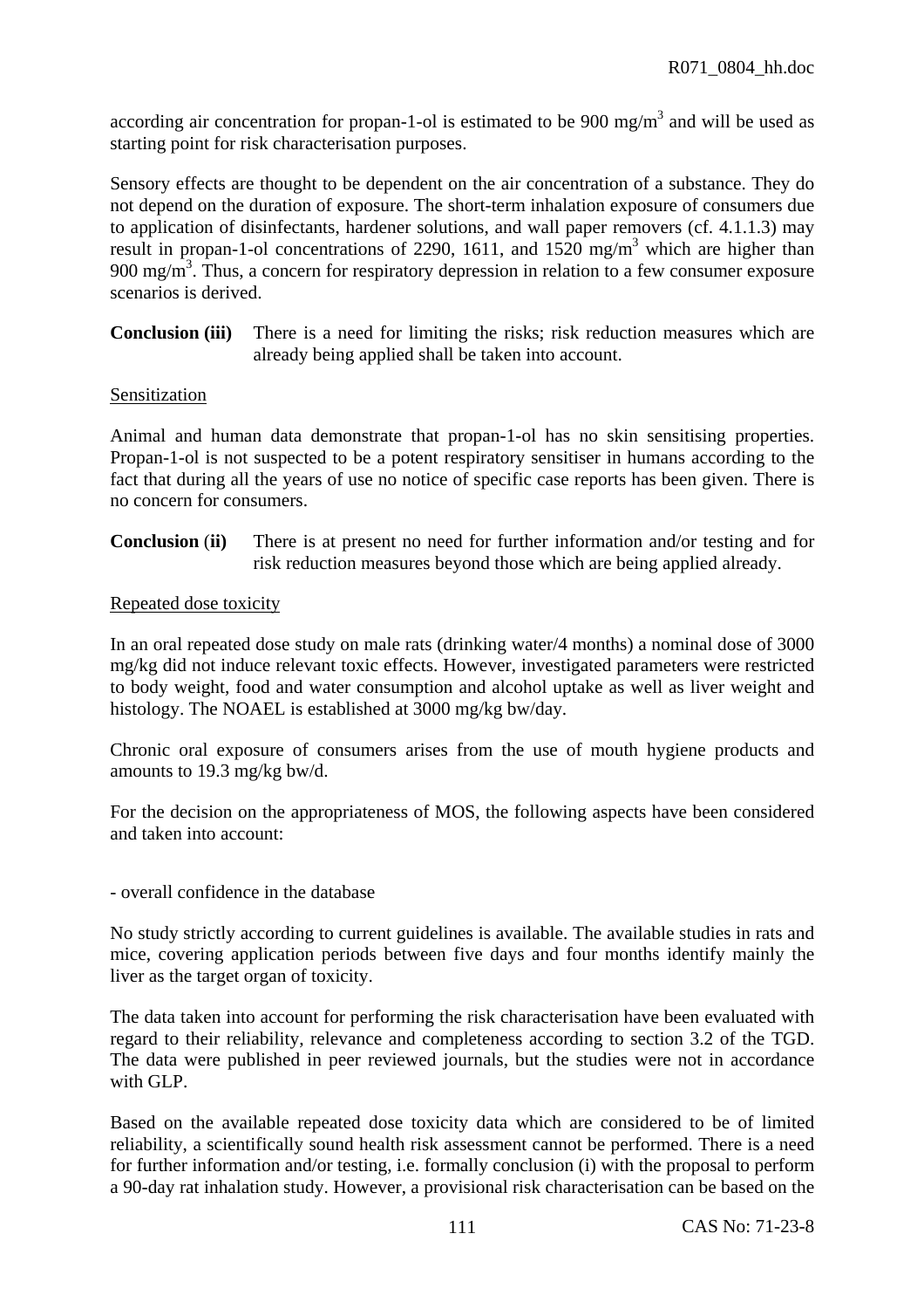according air concentration for propan-1-ol is estimated to be 900 mg/m$^3$ and will be used as starting point for risk characterisation purposes.

Sensory effects are thought to be dependent on the air concentration of a substance. They do not depend on the duration of exposure. The short-term inhalation exposure of consumers due to application of disinfectants, hardener solutions, and wall paper removers (cf. 4.1.1.3) may result in propan-1-ol concentrations of 2290, 1611, and 1520 mg/m$^3$ which are higher than 900 mg/m$^3$. Thus, a concern for respiratory depression in relation to a few consumer exposure scenarios is derived.

**Conclusion (iii)** There is a need for limiting the risks; risk reduction measures which are already being applied shall be taken into account.

Sensitization

Animal and human data demonstrate that propan-1-ol has no skin sensitising properties. Propan-1-ol is not suspected to be a potent respiratory sensitiser in humans according to the fact that during all the years of use no notice of specific case reports has been given. There is no concern for consumers.

**Conclusion (ii)** There is at present no need for further information and/or testing and for risk reduction measures beyond those which are being applied already.

Repeated dose toxicity

In an oral repeated dose study on male rats (drinking water/4 months) a nominal dose of 3000 mg/kg did not induce relevant toxic effects. However, investigated parameters were restricted to body weight, food and water consumption and alcohol uptake as well as liver weight and histology. The NOAEL is established at 3000 mg/kg bw/day.

Chronic oral exposure of consumers arises from the use of mouth hygiene products and amounts to 19.3 mg/kg bw/d.

For the decision on the appropriateness of MOS, the following aspects have been considered and taken into account:

- overall confidence in the database

No study strictly according to current guidelines is available. The available studies in rats and mice, covering application periods between five days and four months identify mainly the liver as the target organ of toxicity.

The data taken into account for performing the risk characterisation have been evaluated with regard to their reliability, relevance and completeness according to section 3.2 of the TGD. The data were published in peer reviewed journals, but the studies were not in accordance with GLP.

Based on the available repeated dose toxicity data which are considered to be of limited reliability, a scientifically sound health risk assessment cannot be performed. There is a need for further information and/or testing, i.e. formally conclusion (i) with the proposal to perform a 90-day rat inhalation study. However, a provisional risk characterisation can be based on the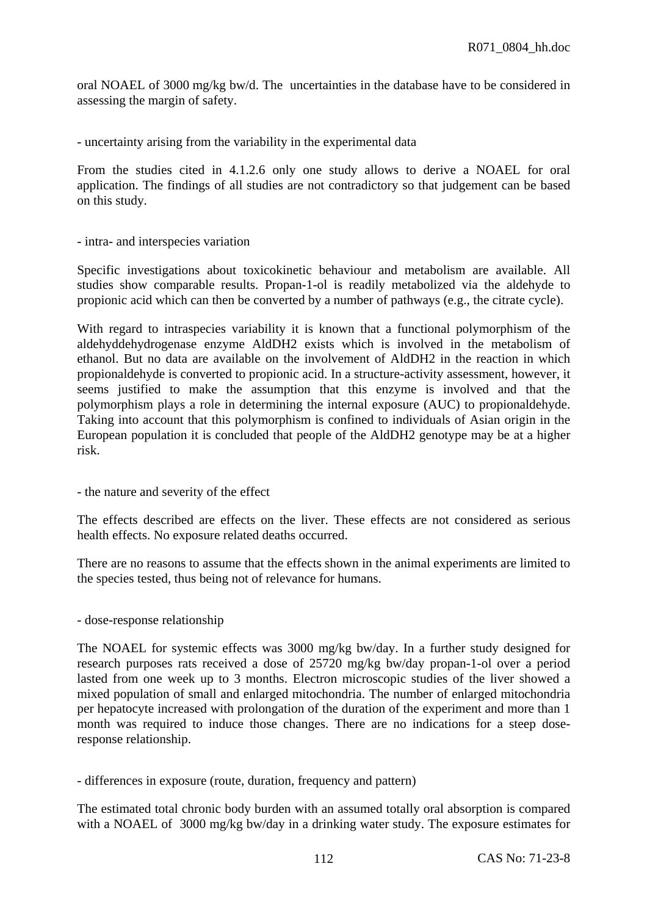oral NOAEL of 3000 mg/kg bw/d. The uncertainties in the database have to be considered in assessing the margin of safety.

- uncertainty arising from the variability in the experimental data

From the studies cited in 4.1.2.6 only one study allows to derive a NOAEL for oral application. The findings of all studies are not contradictory so that judgement can be based on this study.

- intra- and interspecies variation

Specific investigations about toxicokinetic behaviour and metabolism are available. All studies show comparable results. Propan-1-ol is readily metabolized via the aldehyde to propionic acid which can then be converted by a number of pathways (e.g., the citrate cycle).

With regard to intraspecies variability it is known that a functional polymorphism of the aldehyddehydrogenase enzyme AldDH2 exists which is involved in the metabolism of ethanol. But no data are available on the involvement of AldDH2 in the reaction in which propionaldehyde is converted to propionic acid. In a structure-activity assessment, however, it seems justified to make the assumption that this enzyme is involved and that the polymorphism plays a role in determining the internal exposure (AUC) to propionaldehyde. Taking into account that this polymorphism is confined to individuals of Asian origin in the European population it is concluded that people of the AldDH2 genotype may be at a higher risk.

- the nature and severity of the effect

The effects described are effects on the liver. These effects are not considered as serious health effects. No exposure related deaths occurred.

There are no reasons to assume that the effects shown in the animal experiments are limited to the species tested, thus being not of relevance for humans.

- dose-response relationship

The NOAEL for systemic effects was 3000 mg/kg bw/day. In a further study designed for research purposes rats received a dose of 25720 mg/kg bw/day propan-1-ol over a period lasted from one week up to 3 months. Electron microscopic studies of the liver showed a mixed population of small and enlarged mitochondria. The number of enlarged mitochondria per hepatocyte increased with prolongation of the duration of the experiment and more than 1 month was required to induce those changes. There are no indications for a steep dose-response relationship.

- differences in exposure (route, duration, frequency and pattern)

The estimated total chronic body burden with an assumed totally oral absorption is compared with a NOAEL of 3000 mg/kg bw/day in a drinking water study. The exposure estimates for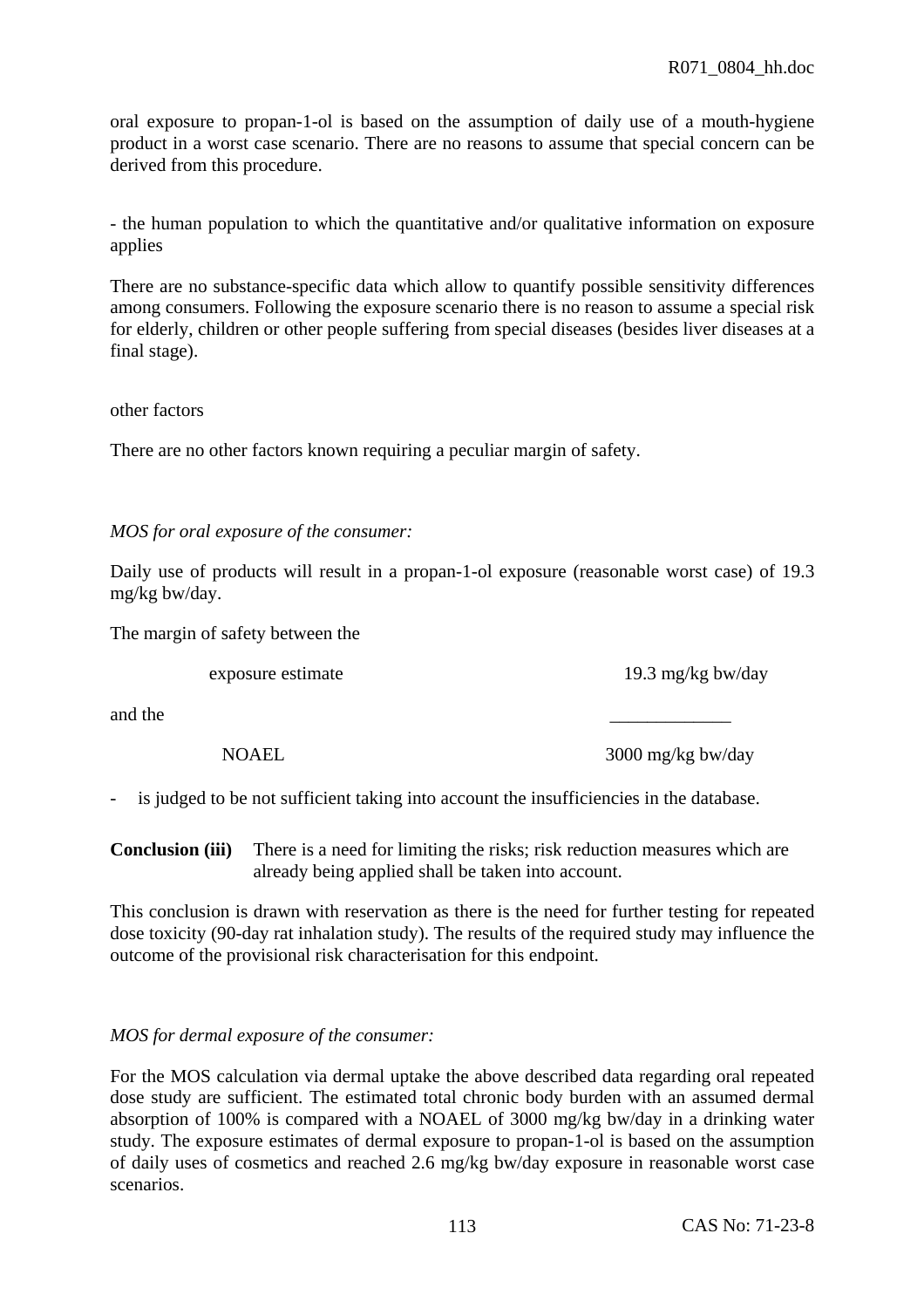oral exposure to propan-1-ol is based on the assumption of daily use of a mouth-hygiene product in a worst case scenario. There are no reasons to assume that special concern can be derived from this procedure.

- the human population to which the quantitative and/or qualitative information on exposure applies

There are no substance-specific data which allow to quantify possible sensitivity differences among consumers. Following the exposure scenario there is no reason to assume a special risk for elderly, children or other people suffering from special diseases (besides liver diseases at a final stage).

other factors

There are no other factors known requiring a peculiar margin of safety.

*MOS for oral exposure of the consumer:*

Daily use of products will result in a propan-1-ol exposure (reasonable worst case) of 19.3 mg/kg bw/day.

The margin of safety between the

exposure estimate 19.3 mg/kg bw/day

and the

NOAEL 3000 mg/kg bw/day

- is judged to be not sufficient taking into account the insufficiencies in the database.

**Conclusion (iii)** There is a need for limiting the risks; risk reduction measures which are already being applied shall be taken into account.

This conclusion is drawn with reservation as there is the need for further testing for repeated dose toxicity (90-day rat inhalation study). The results of the required study may influence the outcome of the provisional risk characterisation for this endpoint.

*MOS for dermal exposure of the consumer:*

For the MOS calculation via dermal uptake the above described data regarding oral repeated dose study are sufficient. The estimated total chronic body burden with an assumed dermal absorption of 100% is compared with a NOAEL of 3000 mg/kg bw/day in a drinking water study. The exposure estimates of dermal exposure to propan-1-ol is based on the assumption of daily uses of cosmetics and reached 2.6 mg/kg bw/day exposure in reasonable worst case scenarios.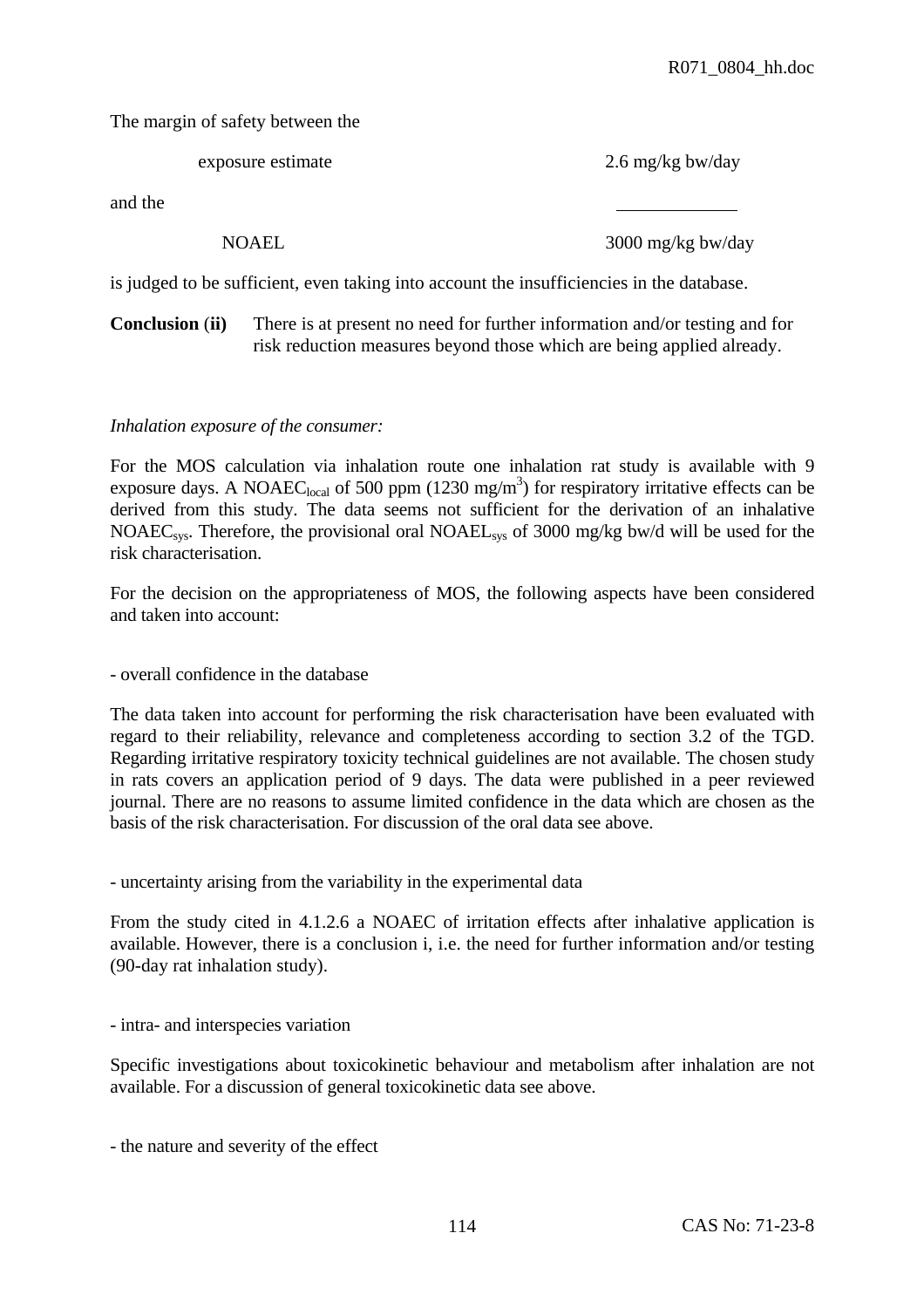The margin of safety between the

| | |
|---|---|
| exposure estimate | 2.6 mg/kg bw/day |
| and the | |
| NOAEL | 3000 mg/kg bw/day |

is judged to be sufficient, even taking into account the insufficiencies in the database.

**Conclusion (ii)** There is at present no need for further information and/or testing and for risk reduction measures beyond those which are being applied already.

*Inhalation exposure of the consumer:*

For the MOS calculation via inhalation route one inhalation rat study is available with 9 exposure days. A $NOAEC_{local}$ of 500 ppm (1230 $mg/m^3$) for respiratory irritative effects can be derived from this study. The data seems not sufficient for the derivation of an inhalative $NOAEC_{sys}$. Therefore, the provisional oral $NOAEL_{sys}$ of 3000 mg/kg bw/d will be used for the risk characterisation.

For the decision on the appropriateness of MOS, the following aspects have been considered and taken into account:

- overall confidence in the database

The data taken into account for performing the risk characterisation have been evaluated with regard to their reliability, relevance and completeness according to section 3.2 of the TGD. Regarding irritative respiratory toxicity technical guidelines are not available. The chosen study in rats covers an application period of 9 days. The data were published in a peer reviewed journal. There are no reasons to assume limited confidence in the data which are chosen as the basis of the risk characterisation. For discussion of the oral data see above.

- uncertainty arising from the variability in the experimental data

From the study cited in 4.1.2.6 a NOAEC of irritation effects after inhalative application is available. However, there is a conclusion i, i.e. the need for further information and/or testing (90-day rat inhalation study).

- intra- and interspecies variation

Specific investigations about toxicokinetic behaviour and metabolism after inhalation are not available. For a discussion of general toxicokinetic data see above.

- the nature and severity of the effect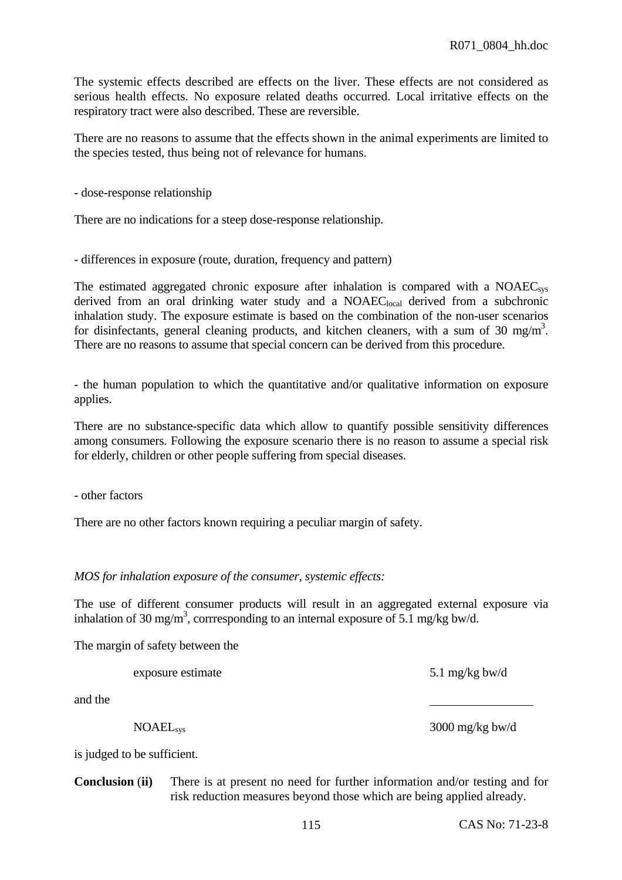The systemic effects described are effects on the liver. These effects are not considered as serious health effects. No exposure related deaths occurred. Local irritative effects on the respiratory tract were also described. These are reversible.

There are no reasons to assume that the effects shown in the animal experiments are limited to the species tested, thus being not of relevance for humans.

- dose-response relationship

There are no indications for a steep dose-response relationship.

- differences in exposure (route, duration, frequency and pattern)

The estimated aggregated chronic exposure after inhalation is compared with a $NOAEC_{sys}$ derived from an oral drinking water study and a $NOAEC_{local}$ derived from a subchronic inhalation study. The exposure estimate is based on the combination of the non-user scenarios for disinfectants, general cleaning products, and kitchen cleaners, with a sum of 30 mg/m$^3$. There are no reasons to assume that special concern can be derived from this procedure.

- the human population to which the quantitative and/or qualitative information on exposure applies.

There are no substance-specific data which allow to quantify possible sensitivity differences among consumers. Following the exposure scenario there is no reason to assume a special risk for elderly, children or other people suffering from special diseases.

- other factors

There are no other factors known requiring a peculiar margin of safety.

*MOS for inhalation exposure of the consumer, systemic effects:*

The use of different consumer products will result in an aggregated external exposure via inhalation of 30 mg/m$^3$, corrresponding to an internal exposure of 5.1 mg/kg bw/d.

The margin of safety between the

exposure estimate 5.1 mg/kg bw/d

and the

$NOAEL_{sys}$ 3000 mg/kg bw/d

is judged to be sufficient.

**Conclusion (ii)** There is at present no need for further information and/or testing and for risk reduction measures beyond those which are being applied already.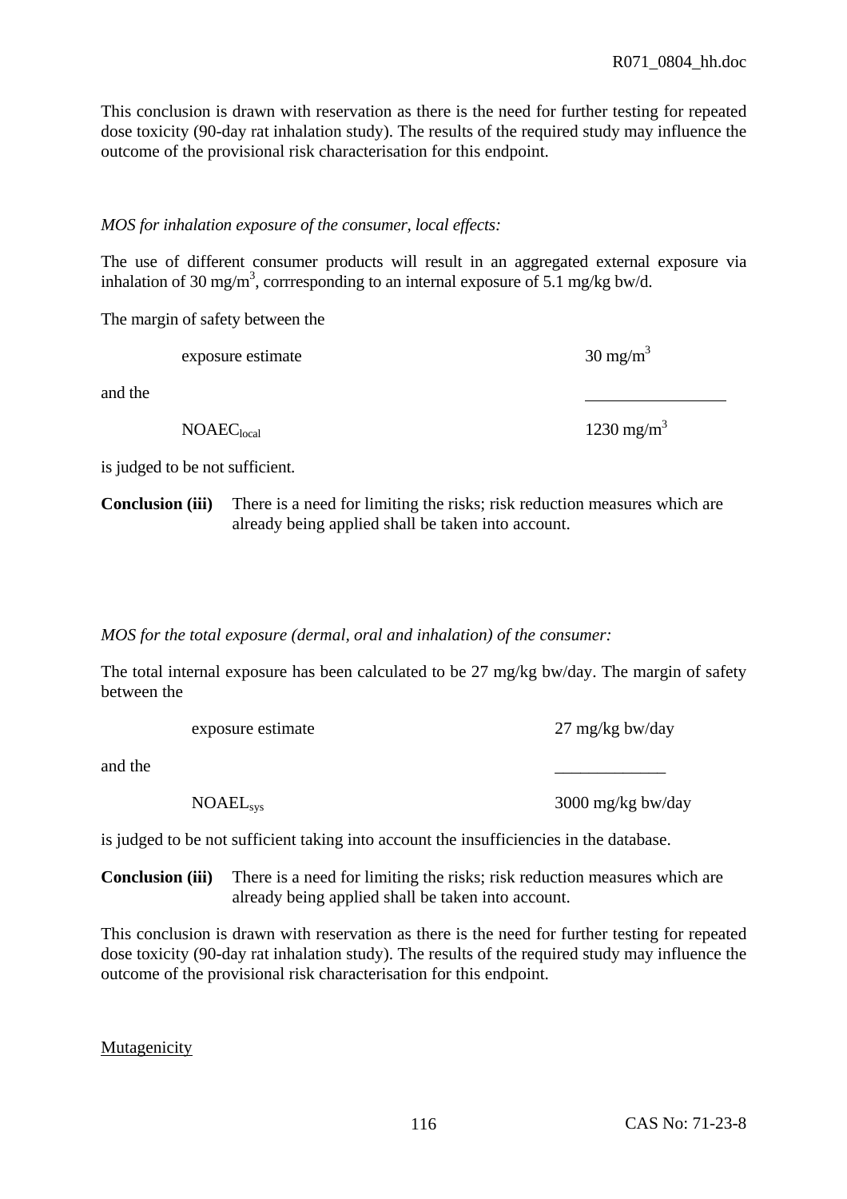This conclusion is drawn with reservation as there is the need for further testing for repeated dose toxicity (90-day rat inhalation study). The results of the required study may influence the outcome of the provisional risk characterisation for this endpoint.

*MOS for inhalation exposure of the consumer, local effects:*

The use of different consumer products will result in an aggregated external exposure via inhalation of 30 mg/m$^3$, corrresponding to an internal exposure of 5.1 mg/kg bw/d.

The margin of safety between the

| | |
|---|---|
| exposure estimate | 30 mg/m$^3$ |
| and the | |
| $NOAEC_{local}$ | 1230 mg/m$^3$ |

is judged to be not sufficient.

**Conclusion (iii)** There is a need for limiting the risks; risk reduction measures which are already being applied shall be taken into account.

*MOS for the total exposure (dermal, oral and inhalation) of the consumer:*

The total internal exposure has been calculated to be 27 mg/kg bw/day. The margin of safety between the

| | |
|---|---|
| exposure estimate | 27 mg/kg bw/day |
| and the | |
| $NOAEL_{sys}$ | 3000 mg/kg bw/day |

is judged to be not sufficient taking into account the insufficiencies in the database.

**Conclusion (iii)** There is a need for limiting the risks; risk reduction measures which are already being applied shall be taken into account.

This conclusion is drawn with reservation as there is the need for further testing for repeated dose toxicity (90-day rat inhalation study). The results of the required study may influence the outcome of the provisional risk characterisation for this endpoint.

Mutagenicity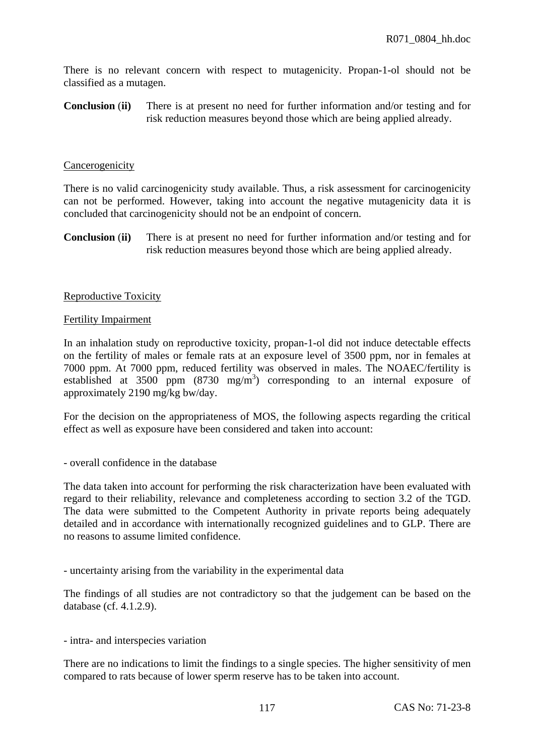There is no relevant concern with respect to mutagenicity. Propan-1-ol should not be classified as a mutagen.

**Conclusion (ii)** There is at present no need for further information and/or testing and for risk reduction measures beyond those which are being applied already.

Cancerogenicity

There is no valid carcinogenicity study available. Thus, a risk assessment for carcinogenicity can not be performed. However, taking into account the negative mutagenicity data it is concluded that carcinogenicity should not be an endpoint of concern.

**Conclusion (ii)** There is at present no need for further information and/or testing and for risk reduction measures beyond those which are being applied already.

Reproductive Toxicity

Fertility Impairment

In an inhalation study on reproductive toxicity, propan-1-ol did not induce detectable effects on the fertility of males or female rats at an exposure level of 3500 ppm, nor in females at 7000 ppm. At 7000 ppm, reduced fertility was observed in males. The NOAEC/fertility is established at 3500 ppm (8730 mg/m$^3$) corresponding to an internal exposure of approximately 2190 mg/kg bw/day.

For the decision on the appropriateness of MOS, the following aspects regarding the critical effect as well as exposure have been considered and taken into account:

- overall confidence in the database

The data taken into account for performing the risk characterization have been evaluated with regard to their reliability, relevance and completeness according to section 3.2 of the TGD. The data were submitted to the Competent Authority in private reports being adequately detailed and in accordance with internationally recognized guidelines and to GLP. There are no reasons to assume limited confidence.

- uncertainty arising from the variability in the experimental data

The findings of all studies are not contradictory so that the judgement can be based on the database (cf. 4.1.2.9).

- intra- and interspecies variation

There are no indications to limit the findings to a single species. The higher sensitivity of men compared to rats because of lower sperm reserve has to be taken into account.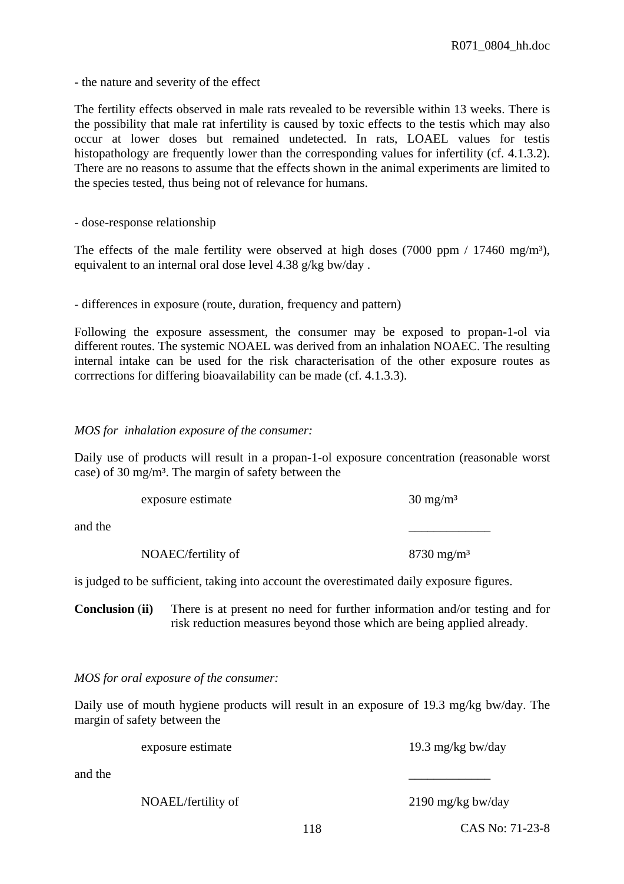- the nature and severity of the effect

The fertility effects observed in male rats revealed to be reversible within 13 weeks. There is the possibility that male rat infertility is caused by toxic effects to the testis which may also occur at lower doses but remained undetected. In rats, LOAEL values for testis histopathology are frequently lower than the corresponding values for infertility (cf. 4.1.3.2). There are no reasons to assume that the effects shown in the animal experiments are limited to the species tested, thus being not of relevance for humans.

- dose-response relationship

The effects of the male fertility were observed at high doses (7000 ppm / 17460 mg/m³), equivalent to an internal oral dose level 4.38 g/kg bw/day .

- differences in exposure (route, duration, frequency and pattern)

Following the exposure assessment, the consumer may be exposed to propan-1-ol via different routes. The systemic NOAEL was derived from an inhalation NOAEC. The resulting internal intake can be used for the risk characterisation of the other exposure routes as corrrections for differing bioavailability can be made (cf. 4.1.3.3).

*MOS for inhalation exposure of the consumer:*

Daily use of products will result in a propan-1-ol exposure concentration (reasonable worst case) of 30 mg/m³. The margin of safety between the

| | |
|---|---|
| exposure estimate | 30 mg/m³ |
| and the | _____________ |
| NOAEC/fertility of | 8730 mg/m³ |

is judged to be sufficient, taking into account the overestimated daily exposure figures.

**Conclusion (ii)** There is at present no need for further information and/or testing and for risk reduction measures beyond those which are being applied already.

*MOS for oral exposure of the consumer:*

Daily use of mouth hygiene products will result in an exposure of 19.3 mg/kg bw/day. The margin of safety between the

| | |
|---|---|
| exposure estimate | 19.3 mg/kg bw/day |
| and the | _____________ |
| NOAEL/fertility of | 2190 mg/kg bw/day |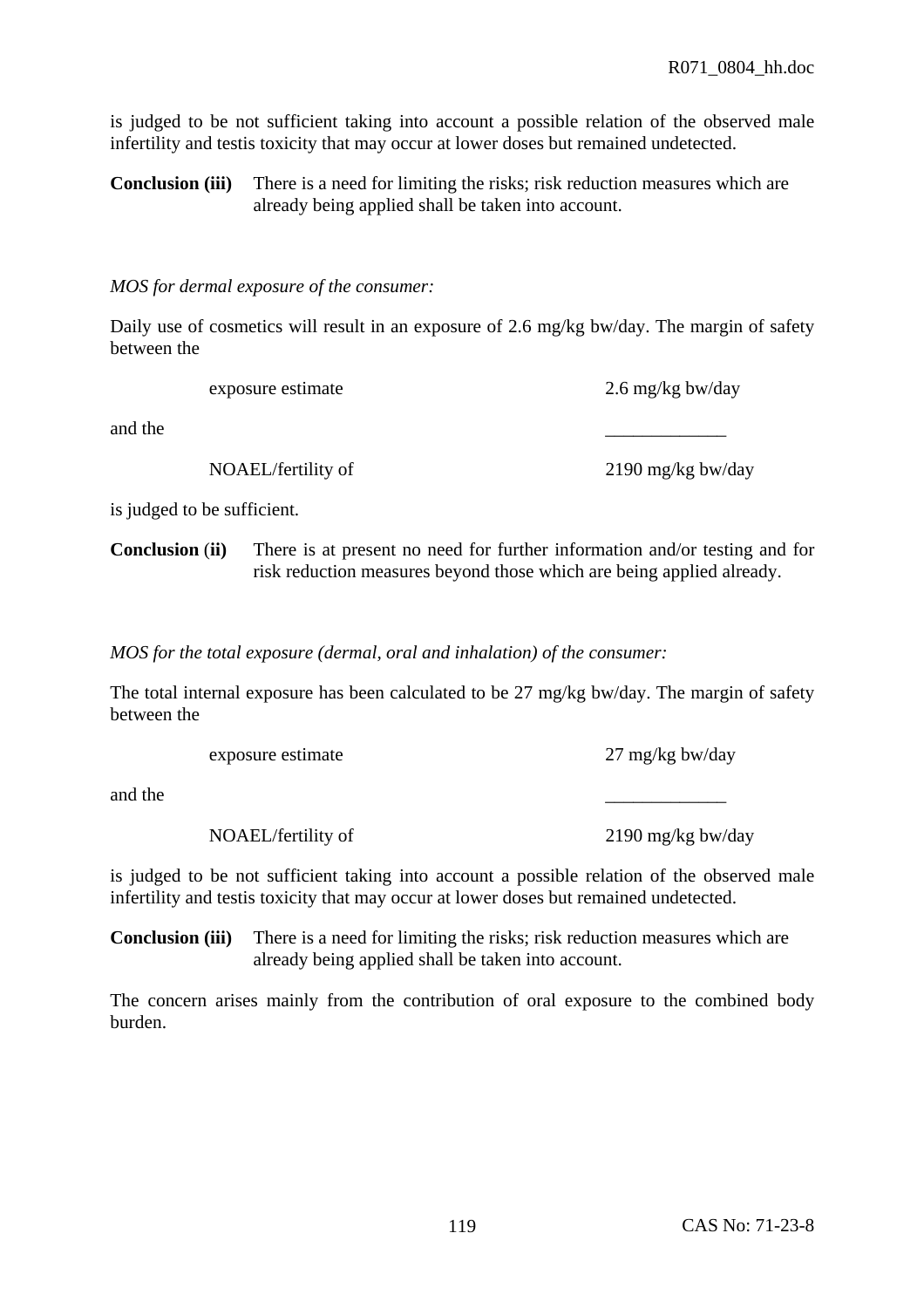is judged to be not sufficient taking into account a possible relation of the observed male infertility and testis toxicity that may occur at lower doses but remained undetected.

**Conclusion (iii)** There is a need for limiting the risks; risk reduction measures which are already being applied shall be taken into account.

*MOS for dermal exposure of the consumer:*

Daily use of cosmetics will result in an exposure of 2.6 mg/kg bw/day. The margin of safety between the

| | |
|---|---|
| exposure estimate | 2.6 mg/kg bw/day |
| and the | _____________ |
| NOAEL/fertility of | 2190 mg/kg bw/day |

is judged to be sufficient.

**Conclusion (ii)** There is at present no need for further information and/or testing and for risk reduction measures beyond those which are being applied already.

*MOS for the total exposure (dermal, oral and inhalation) of the consumer:*

The total internal exposure has been calculated to be 27 mg/kg bw/day. The margin of safety between the

| | |
|---|---|
| exposure estimate | 27 mg/kg bw/day |
| and the | _____________ |
| NOAEL/fertility of | 2190 mg/kg bw/day |

is judged to be not sufficient taking into account a possible relation of the observed male infertility and testis toxicity that may occur at lower doses but remained undetected.

**Conclusion (iii)** There is a need for limiting the risks; risk reduction measures which are already being applied shall be taken into account.

The concern arises mainly from the contribution of oral exposure to the combined body burden.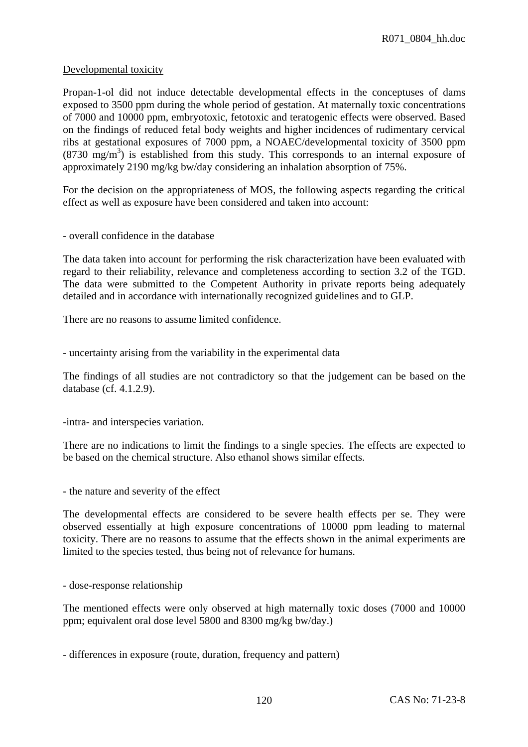Developmental toxicity

Propan-1-ol did not induce detectable developmental effects in the conceptuses of dams exposed to 3500 ppm during the whole period of gestation. At maternally toxic concentrations of 7000 and 10000 ppm, embryotoxic, fetotoxic and teratogenic effects were observed. Based on the findings of reduced fetal body weights and higher incidences of rudimentary cervical ribs at gestational exposures of 7000 ppm, a NOAEC/developmental toxicity of 3500 ppm (8730 mg/m$^3$) is established from this study. This corresponds to an internal exposure of approximately 2190 mg/kg bw/day considering an inhalation absorption of 75%.

For the decision on the appropriateness of MOS, the following aspects regarding the critical effect as well as exposure have been considered and taken into account:

- overall confidence in the database

The data taken into account for performing the risk characterization have been evaluated with regard to their reliability, relevance and completeness according to section 3.2 of the TGD. The data were submitted to the Competent Authority in private reports being adequately detailed and in accordance with internationally recognized guidelines and to GLP.

There are no reasons to assume limited confidence.

- uncertainty arising from the variability in the experimental data

The findings of all studies are not contradictory so that the judgement can be based on the database (cf. 4.1.2.9).

-intra- and interspecies variation.

There are no indications to limit the findings to a single species. The effects are expected to be based on the chemical structure. Also ethanol shows similar effects.

- the nature and severity of the effect

The developmental effects are considered to be severe health effects per se. They were observed essentially at high exposure concentrations of 10000 ppm leading to maternal toxicity. There are no reasons to assume that the effects shown in the animal experiments are limited to the species tested, thus being not of relevance for humans.

- dose-response relationship

The mentioned effects were only observed at high maternally toxic doses (7000 and 10000 ppm; equivalent oral dose level 5800 and 8300 mg/kg bw/day.)

- differences in exposure (route, duration, frequency and pattern)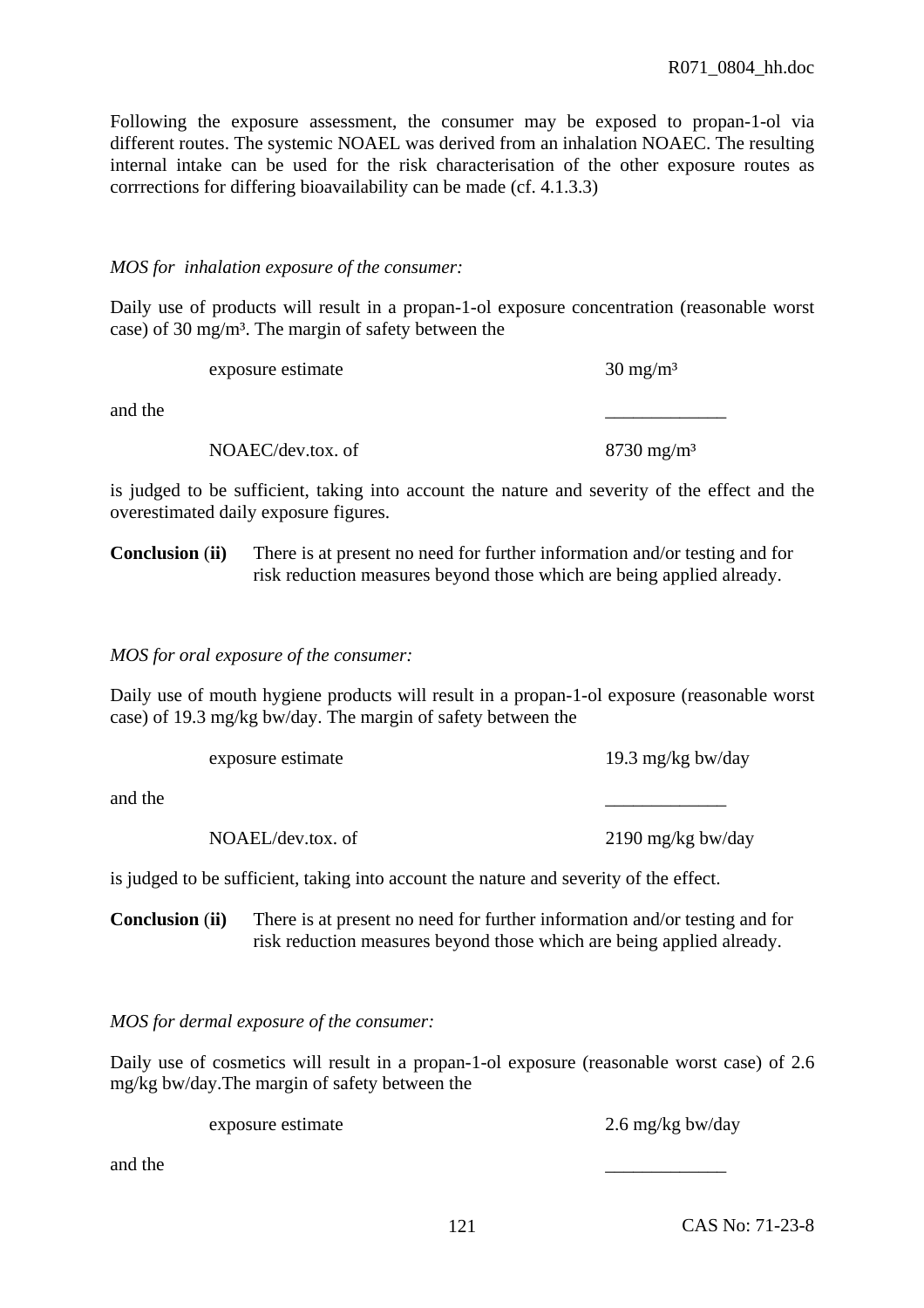Following the exposure assessment, the consumer may be exposed to propan-1-ol via different routes. The systemic NOAEL was derived from an inhalation NOAEC. The resulting internal intake can be used for the risk characterisation of the other exposure routes as corrrections for differing bioavailability can be made (cf. 4.1.3.3)

*MOS for inhalation exposure of the consumer:*

Daily use of products will result in a propan-1-ol exposure concentration (reasonable worst case) of 30 mg/m³. The margin of safety between the

| | |
|---|---|
| exposure estimate | 30 mg/m³ |
| and the | _____________ |
| NOAEC/dev.tox. of | 8730 mg/m³ |

is judged to be sufficient, taking into account the nature and severity of the effect and the overestimated daily exposure figures.

**Conclusion (ii)** There is at present no need for further information and/or testing and for risk reduction measures beyond those which are being applied already.

*MOS for oral exposure of the consumer:*

Daily use of mouth hygiene products will result in a propan-1-ol exposure (reasonable worst case) of 19.3 mg/kg bw/day. The margin of safety between the

| | |
|---|---|
| exposure estimate | 19.3 mg/kg bw/day |
| and the | _____________ |
| NOAEL/dev.tox. of | 2190 mg/kg bw/day |

is judged to be sufficient, taking into account the nature and severity of the effect.

**Conclusion (ii)** There is at present no need for further information and/or testing and for risk reduction measures beyond those which are being applied already.

*MOS for dermal exposure of the consumer:*

Daily use of cosmetics will result in a propan-1-ol exposure (reasonable worst case) of 2.6 mg/kg bw/day.The margin of safety between the

| | |
|---|---|
| exposure estimate | 2.6 mg/kg bw/day |
| and the | _____________ |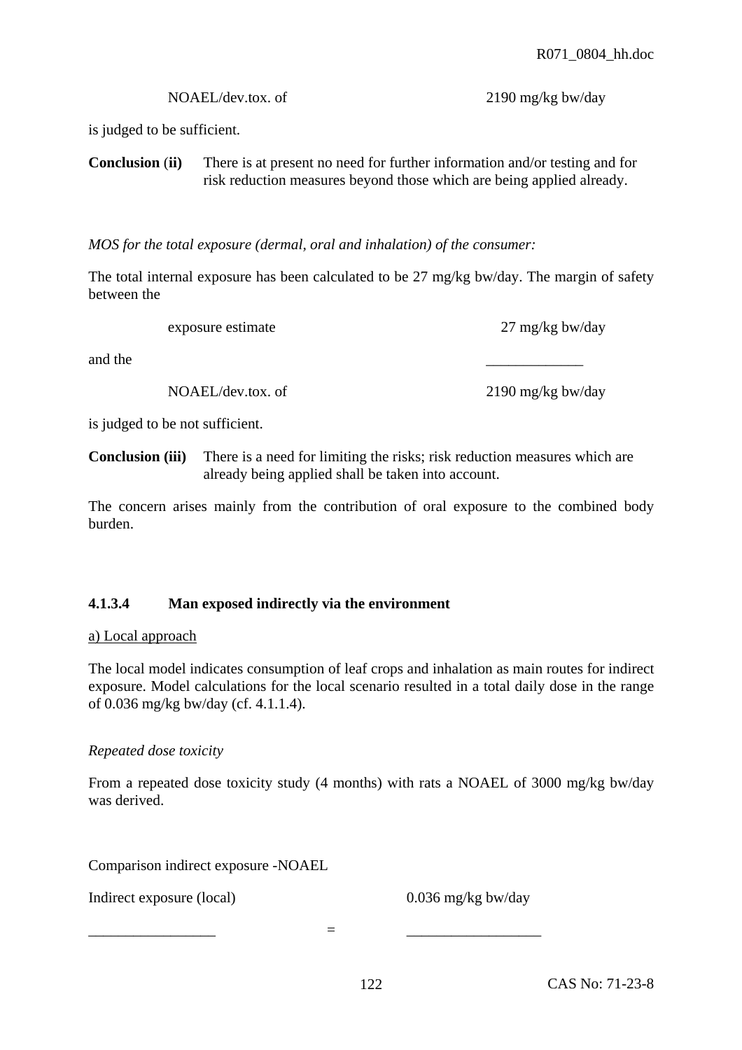NOAEL/dev.tox. of 2190 mg/kg bw/day

is judged to be sufficient.

**Conclusion (ii)** There is at present no need for further information and/or testing and for risk reduction measures beyond those which are being applied already.

*MOS for the total exposure (dermal, oral and inhalation) of the consumer:*

The total internal exposure has been calculated to be 27 mg/kg bw/day. The margin of safety between the

exposure estimate 27 mg/kg bw/day

and the _____________

NOAEL/dev.tox. of 2190 mg/kg bw/day

is judged to be not sufficient.

**Conclusion (iii)** There is a need for limiting the risks; risk reduction measures which are already being applied shall be taken into account.

The concern arises mainly from the contribution of oral exposure to the combined body burden.

### 4.1.3.4 Man exposed indirectly via the environment

a) Local approach

The local model indicates consumption of leaf crops and inhalation as main routes for indirect exposure. Model calculations for the local scenario resulted in a total daily dose in the range of 0.036 mg/kg bw/day (cf. 4.1.1.4).

*Repeated dose toxicity*

From a repeated dose toxicity study (4 months) with rats a NOAEL of 3000 mg/kg bw/day was derived.

Comparison indirect exposure -NOAEL

Indirect exposure (local) 0.036 mg/kg bw/day

_________________ = __________________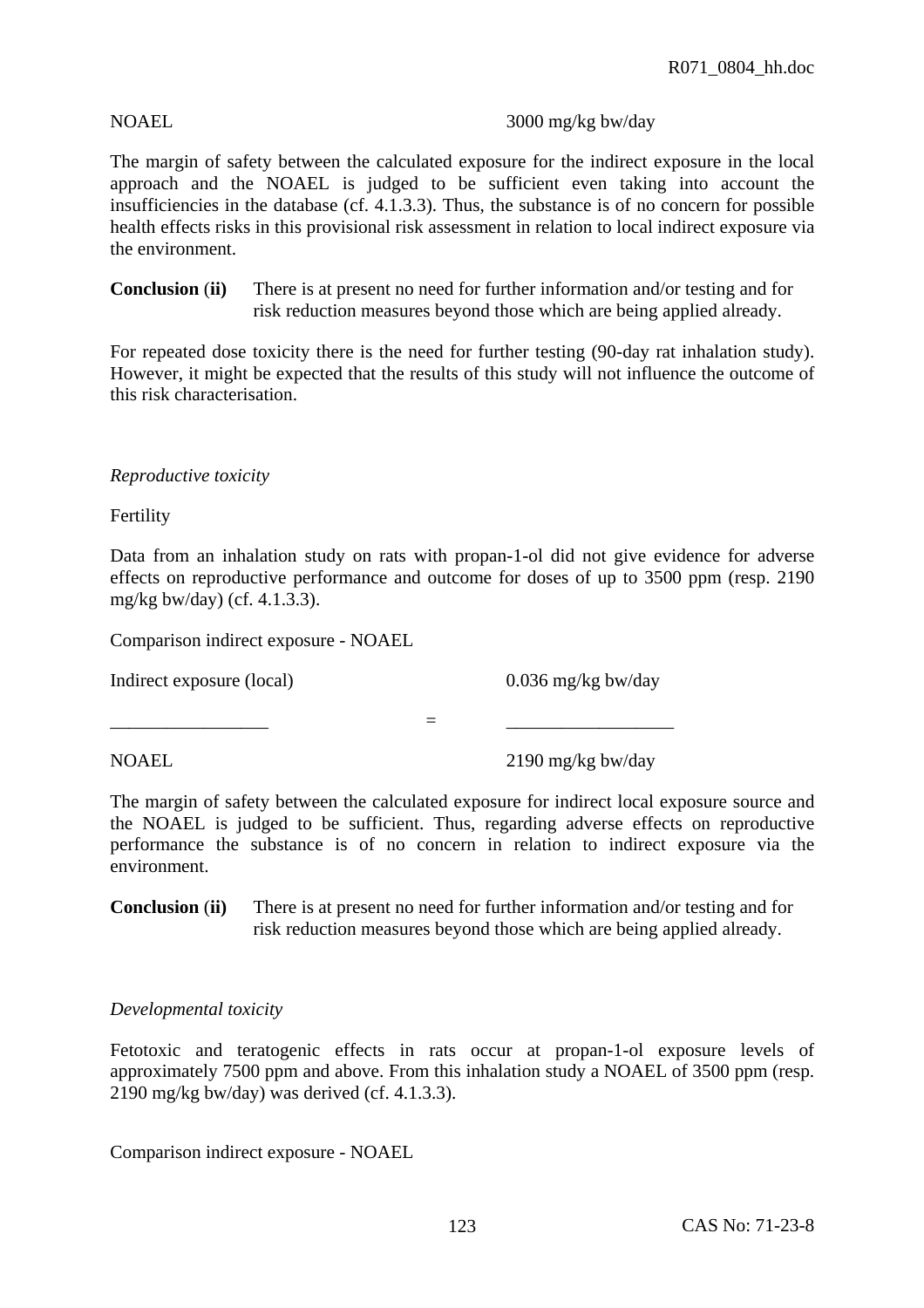NOAEL 3000 mg/kg bw/day

The margin of safety between the calculated exposure for the indirect exposure in the local approach and the NOAEL is judged to be sufficient even taking into account the insufficiencies in the database (cf. 4.1.3.3). Thus, the substance is of no concern for possible health effects risks in this provisional risk assessment in relation to local indirect exposure via the environment.

**Conclusion (ii)** There is at present no need for further information and/or testing and for risk reduction measures beyond those which are being applied already.

For repeated dose toxicity there is the need for further testing (90-day rat inhalation study). However, it might be expected that the results of this study will not influence the outcome of this risk characterisation.

*Reproductive toxicity*

Fertility

Data from an inhalation study on rats with propan-1-ol did not give evidence for adverse effects on reproductive performance and outcome for doses of up to 3500 ppm (resp. 2190 mg/kg bw/day) (cf. 4.1.3.3).

Comparison indirect exposure - NOAEL

$$\frac{\text{Indirect exposure (local)}}{\text{NOAEL}} = \frac{0.036 \text{ mg/kg bw/day}}{2190 \text{ mg/kg bw/day}}$$

The margin of safety between the calculated exposure for indirect local exposure source and the NOAEL is judged to be sufficient. Thus, regarding adverse effects on reproductive performance the substance is of no concern in relation to indirect exposure via the environment.

**Conclusion (ii)** There is at present no need for further information and/or testing and for risk reduction measures beyond those which are being applied already.

*Developmental toxicity*

Fetotoxic and teratogenic effects in rats occur at propan-1-ol exposure levels of approximately 7500 ppm and above. From this inhalation study a NOAEL of 3500 ppm (resp. 2190 mg/kg bw/day) was derived (cf. 4.1.3.3).

Comparison indirect exposure - NOAEL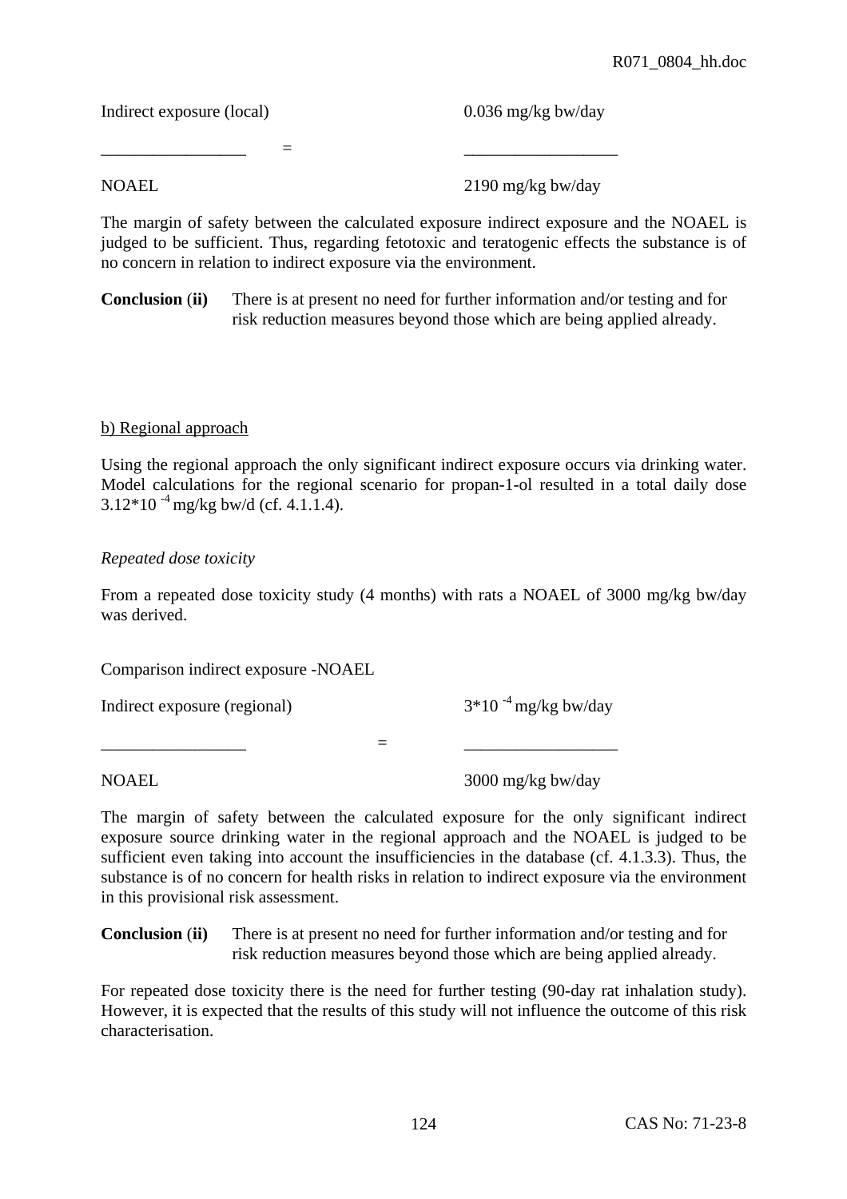$$\frac{\text{Indirect exposure (local)}}{\text{NOAEL}} = \frac{0.036 \text{ mg/kg bw/day}}{2190 \text{ mg/kg bw/day}}$$

The margin of safety between the calculated exposure indirect exposure and the NOAEL is judged to be sufficient. Thus, regarding fetotoxic and teratogenic effects the substance is of no concern in relation to indirect exposure via the environment.

**Conclusion (ii)** There is at present no need for further information and/or testing and for risk reduction measures beyond those which are being applied already.

b) Regional approach

Using the regional approach the only significant indirect exposure occurs via drinking water. Model calculations for the regional scenario for propan-1-ol resulted in a total daily dose $3.12 \times 10^{-4}$ mg/kg bw/d (cf. 4.1.1.4).

*Repeated dose toxicity*

From a repeated dose toxicity study (4 months) with rats a NOAEL of 3000 mg/kg bw/day was derived.

Comparison indirect exposure -NOAEL

$$\frac{\text{Indirect exposure (regional)}}{\text{NOAEL}} = \frac{3 \times 10^{-4} \text{ mg/kg bw/day}}{3000 \text{ mg/kg bw/day}}$$

The margin of safety between the calculated exposure for the only significant indirect exposure source drinking water in the regional approach and the NOAEL is judged to be sufficient even taking into account the insufficiencies in the database (cf. 4.1.3.3). Thus, the substance is of no concern for health risks in relation to indirect exposure via the environment in this provisional risk assessment.

**Conclusion (ii)** There is at present no need for further information and/or testing and for risk reduction measures beyond those which are being applied already.

For repeated dose toxicity there is the need for further testing (90-day rat inhalation study). However, it is expected that the results of this study will not influence the outcome of this risk characterisation.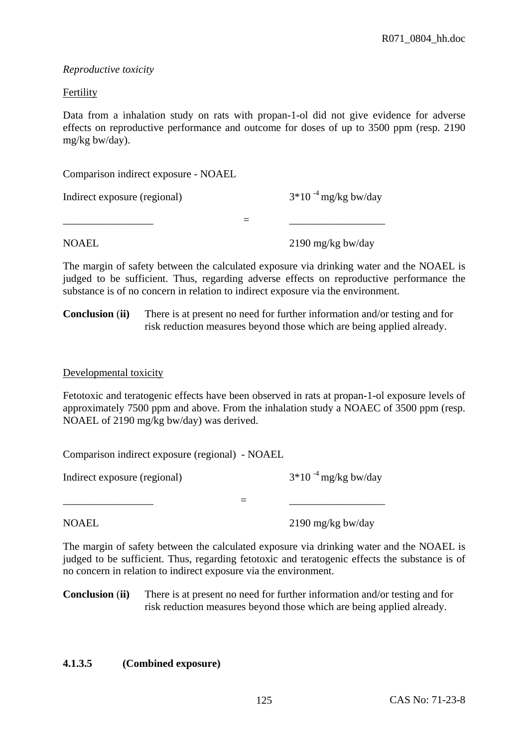*Reproductive toxicity*

<u>Fertility</u>

Data from a inhalation study on rats with propan-1-ol did not give evidence for adverse effects on reproductive performance and outcome for doses of up to 3500 ppm (resp. 2190 mg/kg bw/day).

Comparison indirect exposure - NOAEL

$$\frac{\text{Indirect exposure (regional)}}{\text{NOAEL}} = \frac{3 \times 10^{-4}\ \text{mg/kg bw/day}}{2190\ \text{mg/kg bw/day}}$$

The margin of safety between the calculated exposure via drinking water and the NOAEL is judged to be sufficient. Thus, regarding adverse effects on reproductive performance the substance is of no concern in relation to indirect exposure via the environment.

**Conclusion (ii)** There is at present no need for further information and/or testing and for risk reduction measures beyond those which are being applied already.

<u>Developmental toxicity</u>

Fetotoxic and teratogenic effects have been observed in rats at propan-1-ol exposure levels of approximately 7500 ppm and above. From the inhalation study a NOAEC of 3500 ppm (resp. NOAEL of 2190 mg/kg bw/day) was derived.

Comparison indirect exposure (regional) - NOAEL

$$\frac{\text{Indirect exposure (regional)}}{\text{NOAEL}} = \frac{3 \times 10^{-4}\ \text{mg/kg bw/day}}{2190\ \text{mg/kg bw/day}}$$

The margin of safety between the calculated exposure via drinking water and the NOAEL is judged to be sufficient. Thus, regarding fetotoxic and teratogenic effects the substance is of no concern in relation to indirect exposure via the environment.

**Conclusion (ii)** There is at present no need for further information and/or testing and for risk reduction measures beyond those which are being applied already.

#### 4.1.3.5 (Combined exposure)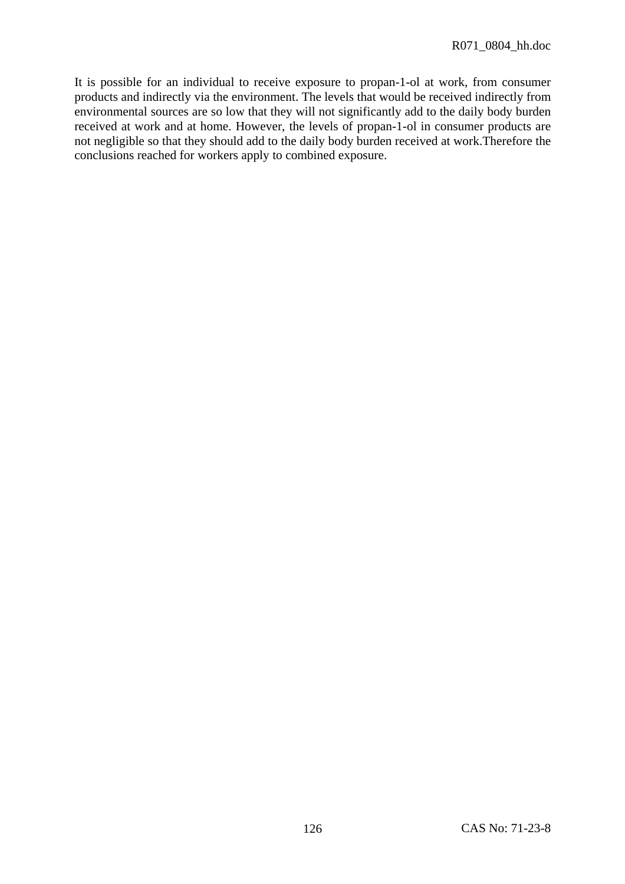It is possible for an individual to receive exposure to propan-1-ol at work, from consumer products and indirectly via the environment. The levels that would be received indirectly from environmental sources are so low that they will not significantly add to the daily body burden received at work and at home. However, the levels of propan-1-ol in consumer products are not negligible so that they should add to the daily body burden received at work.Therefore the conclusions reached for workers apply to combined exposure.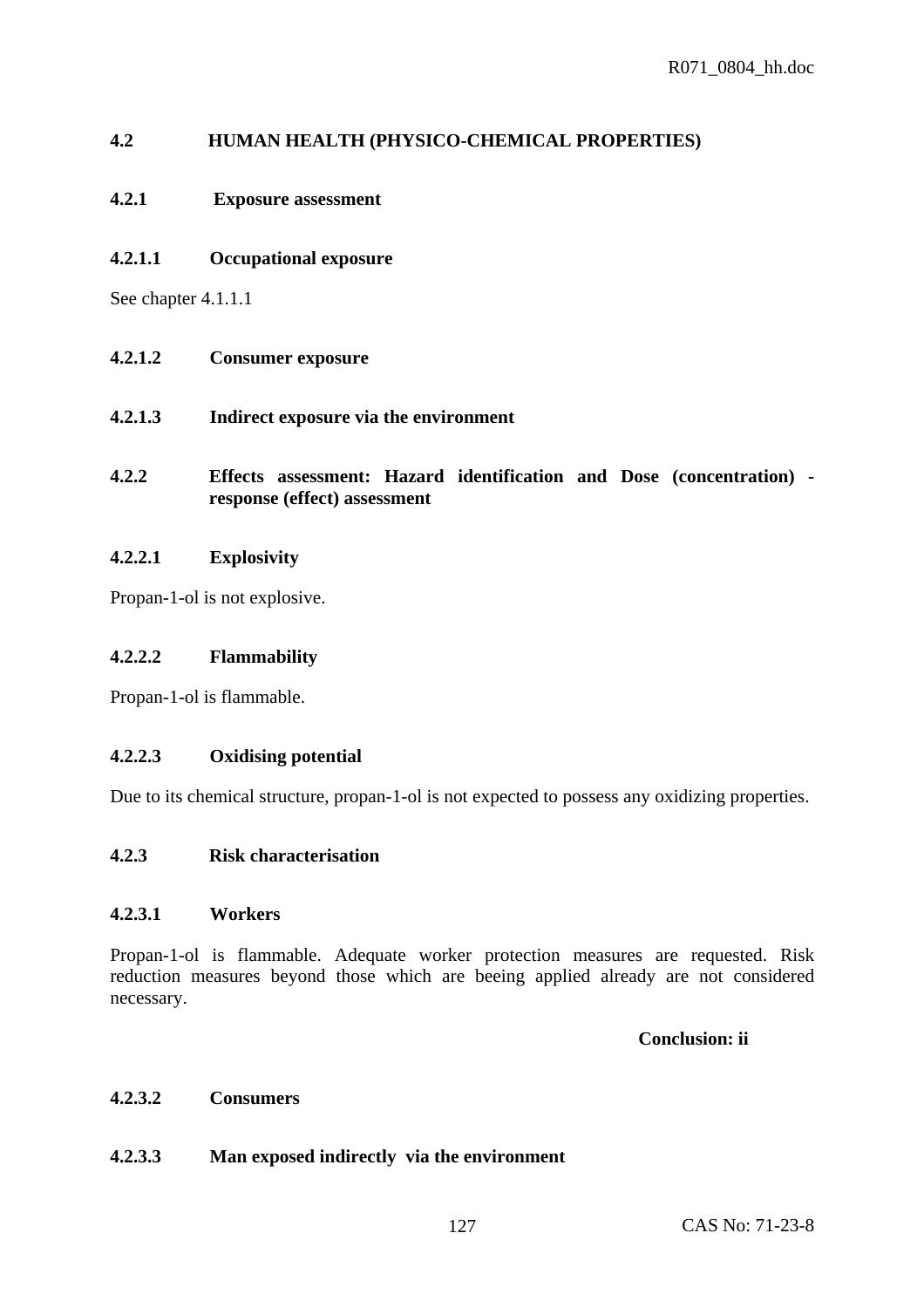## 4.2 HUMAN HEALTH (PHYSICO-CHEMICAL PROPERTIES)

### 4.2.1 Exposure assessment

#### 4.2.1.1 Occupational exposure

See chapter 4.1.1.1

#### 4.2.1.2 Consumer exposure

#### 4.2.1.3 Indirect exposure via the environment

### 4.2.2 Effects assessment: Hazard identification and Dose (concentration) - response (effect) assessment

#### 4.2.2.1 Explosivity

Propan-1-ol is not explosive.

#### 4.2.2.2 Flammability

Propan-1-ol is flammable.

#### 4.2.2.3 Oxidising potential

Due to its chemical structure, propan-1-ol is not expected to possess any oxidizing properties.

### 4.2.3 Risk characterisation

#### 4.2.3.1 Workers

Propan-1-ol is flammable. Adequate worker protection measures are requested. Risk reduction measures beyond those which are beeing applied already are not considered necessary.

**Conclusion: ii**

#### 4.2.3.2 Consumers

#### 4.2.3.3 Man exposed indirectly via the environment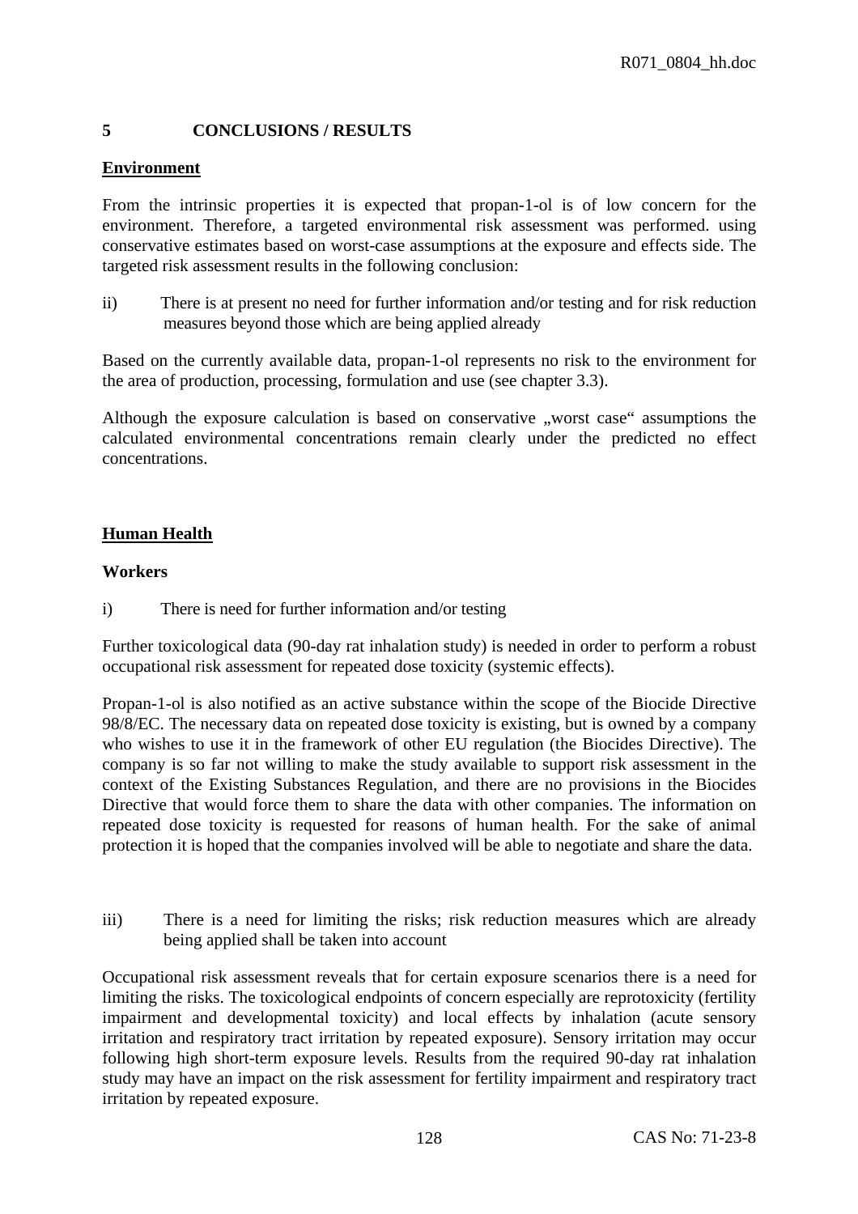## 5 CONCLUSIONS / RESULTS

**Environment**

From the intrinsic properties it is expected that propan-1-ol is of low concern for the environment. Therefore, a targeted environmental risk assessment was performed. using conservative estimates based on worst-case assumptions at the exposure and effects side. The targeted risk assessment results in the following conclusion:

ii) There is at present no need for further information and/or testing and for risk reduction measures beyond those which are being applied already

Based on the currently available data, propan-1-ol represents no risk to the environment for the area of production, processing, formulation and use (see chapter 3.3).

Although the exposure calculation is based on conservative „worst case“ assumptions the calculated environmental concentrations remain clearly under the predicted no effect concentrations.

**Human Health**

**Workers**

i) There is need for further information and/or testing

Further toxicological data (90-day rat inhalation study) is needed in order to perform a robust occupational risk assessment for repeated dose toxicity (systemic effects).

Propan-1-ol is also notified as an active substance within the scope of the Biocide Directive 98/8/EC. The necessary data on repeated dose toxicity is existing, but is owned by a company who wishes to use it in the framework of other EU regulation (the Biocides Directive). The company is so far not willing to make the study available to support risk assessment in the context of the Existing Substances Regulation, and there are no provisions in the Biocides Directive that would force them to share the data with other companies. The information on repeated dose toxicity is requested for reasons of human health. For the sake of animal protection it is hoped that the companies involved will be able to negotiate and share the data.

iii) There is a need for limiting the risks; risk reduction measures which are already being applied shall be taken into account

Occupational risk assessment reveals that for certain exposure scenarios there is a need for limiting the risks. The toxicological endpoints of concern especially are reprotoxicity (fertility impairment and developmental toxicity) and local effects by inhalation (acute sensory irritation and respiratory tract irritation by repeated exposure). Sensory irritation may occur following high short-term exposure levels. Results from the required 90-day rat inhalation study may have an impact on the risk assessment for fertility impairment and respiratory tract irritation by repeated exposure.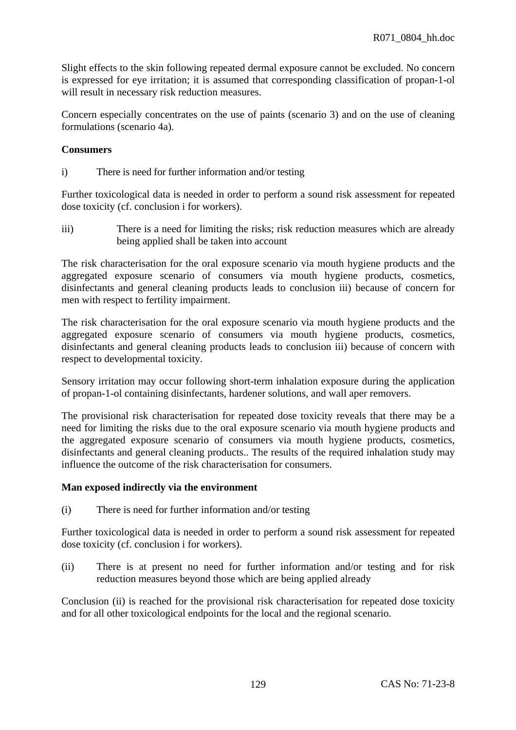Slight effects to the skin following repeated dermal exposure cannot be excluded. No concern is expressed for eye irritation; it is assumed that corresponding classification of propan-1-ol will result in necessary risk reduction measures.

Concern especially concentrates on the use of paints (scenario 3) and on the use of cleaning formulations (scenario 4a).

**Consumers**

i) There is need for further information and/or testing

Further toxicological data is needed in order to perform a sound risk assessment for repeated dose toxicity (cf. conclusion i for workers).

iii) There is a need for limiting the risks; risk reduction measures which are already being applied shall be taken into account

The risk characterisation for the oral exposure scenario via mouth hygiene products and the aggregated exposure scenario of consumers via mouth hygiene products, cosmetics, disinfectants and general cleaning products leads to conclusion iii) because of concern for men with respect to fertility impairment.

The risk characterisation for the oral exposure scenario via mouth hygiene products and the aggregated exposure scenario of consumers via mouth hygiene products, cosmetics, disinfectants and general cleaning products leads to conclusion iii) because of concern with respect to developmental toxicity.

Sensory irritation may occur following short-term inhalation exposure during the application of propan-1-ol containing disinfectants, hardener solutions, and wall aper removers.

The provisional risk characterisation for repeated dose toxicity reveals that there may be a need for limiting the risks due to the oral exposure scenario via mouth hygiene products and the aggregated exposure scenario of consumers via mouth hygiene products, cosmetics, disinfectants and general cleaning products.. The results of the required inhalation study may influence the outcome of the risk characterisation for consumers.

**Man exposed indirectly via the environment**

(i) There is need for further information and/or testing

Further toxicological data is needed in order to perform a sound risk assessment for repeated dose toxicity (cf. conclusion i for workers).

(ii) There is at present no need for further information and/or testing and for risk reduction measures beyond those which are being applied already

Conclusion (ii) is reached for the provisional risk characterisation for repeated dose toxicity and for all other toxicological endpoints for the local and the regional scenario.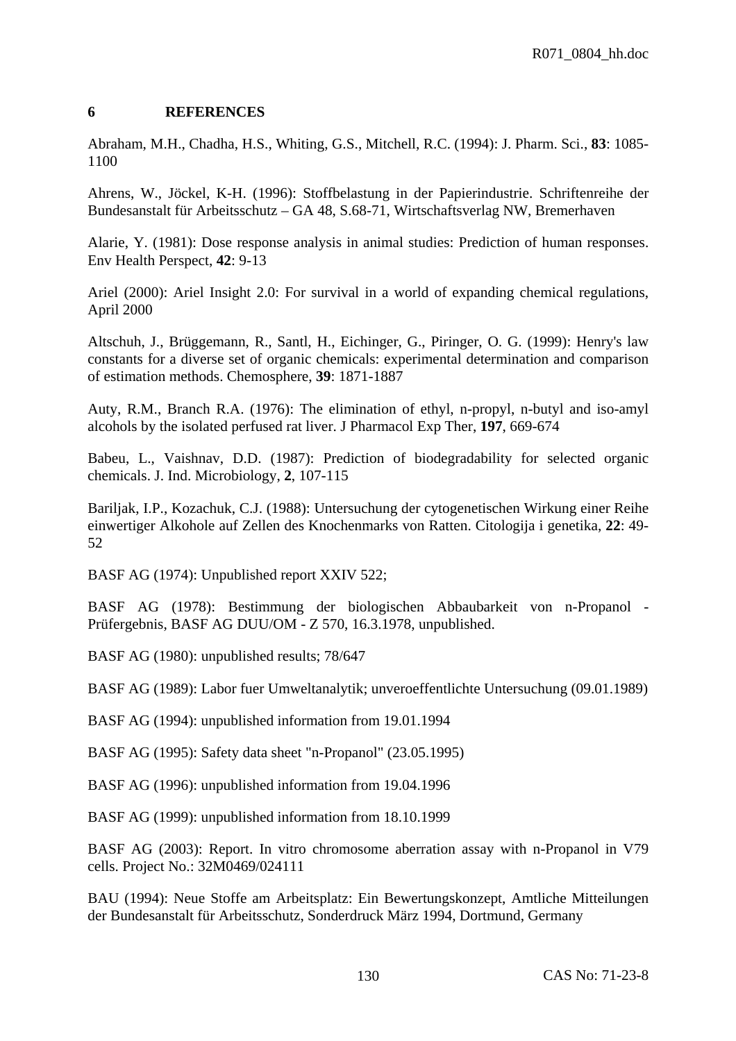# 6 REFERENCES

Abraham, M.H., Chadha, H.S., Whiting, G.S., Mitchell, R.C. (1994): J. Pharm. Sci., **83**: 1085-1100

Ahrens, W., Jöckel, K-H. (1996): Stoffbelastung in der Papierindustrie. Schriftenreihe der Bundesanstalt für Arbeitsschutz – GA 48, S.68-71, Wirtschaftsverlag NW, Bremerhaven

Alarie, Y. (1981): Dose response analysis in animal studies: Prediction of human responses. Env Health Perspect, **42**: 9-13

Ariel (2000): Ariel Insight 2.0: For survival in a world of expanding chemical regulations, April 2000

Altschuh, J., Brüggemann, R., Santl, H., Eichinger, G., Piringer, O. G. (1999): Henry's law constants for a diverse set of organic chemicals: experimental determination and comparison of estimation methods. Chemosphere, **39**: 1871-1887

Auty, R.M., Branch R.A. (1976): The elimination of ethyl, n-propyl, n-butyl and iso-amyl alcohols by the isolated perfused rat liver. J Pharmacol Exp Ther, **197**, 669-674

Babeu, L., Vaishnav, D.D. (1987): Prediction of biodegradability for selected organic chemicals. J. Ind. Microbiology, **2**, 107-115

Bariljak, I.P., Kozachuk, C.J. (1988): Untersuchung der cytogenetischen Wirkung einer Reihe einwertiger Alkohole auf Zellen des Knochenmarks von Ratten. Citologija i genetika, **22**: 49-52

BASF AG (1974): Unpublished report XXIV 522;

BASF AG (1978): Bestimmung der biologischen Abbaubarkeit von n-Propanol - Prüfergebnis, BASF AG DUU/OM - Z 570, 16.3.1978, unpublished.

BASF AG (1980): unpublished results; 78/647

BASF AG (1989): Labor fuer Umweltanalytik; unveroeffentlichte Untersuchung (09.01.1989)

BASF AG (1994): unpublished information from 19.01.1994

BASF AG (1995): Safety data sheet "n-Propanol" (23.05.1995)

BASF AG (1996): unpublished information from 19.04.1996

BASF AG (1999): unpublished information from 18.10.1999

BASF AG (2003): Report. In vitro chromosome aberration assay with n-Propanol in V79 cells. Project No.: 32M0469/024111

BAU (1994): Neue Stoffe am Arbeitsplatz: Ein Bewertungskonzept, Amtliche Mitteilungen der Bundesanstalt für Arbeitsschutz, Sonderdruck März 1994, Dortmund, Germany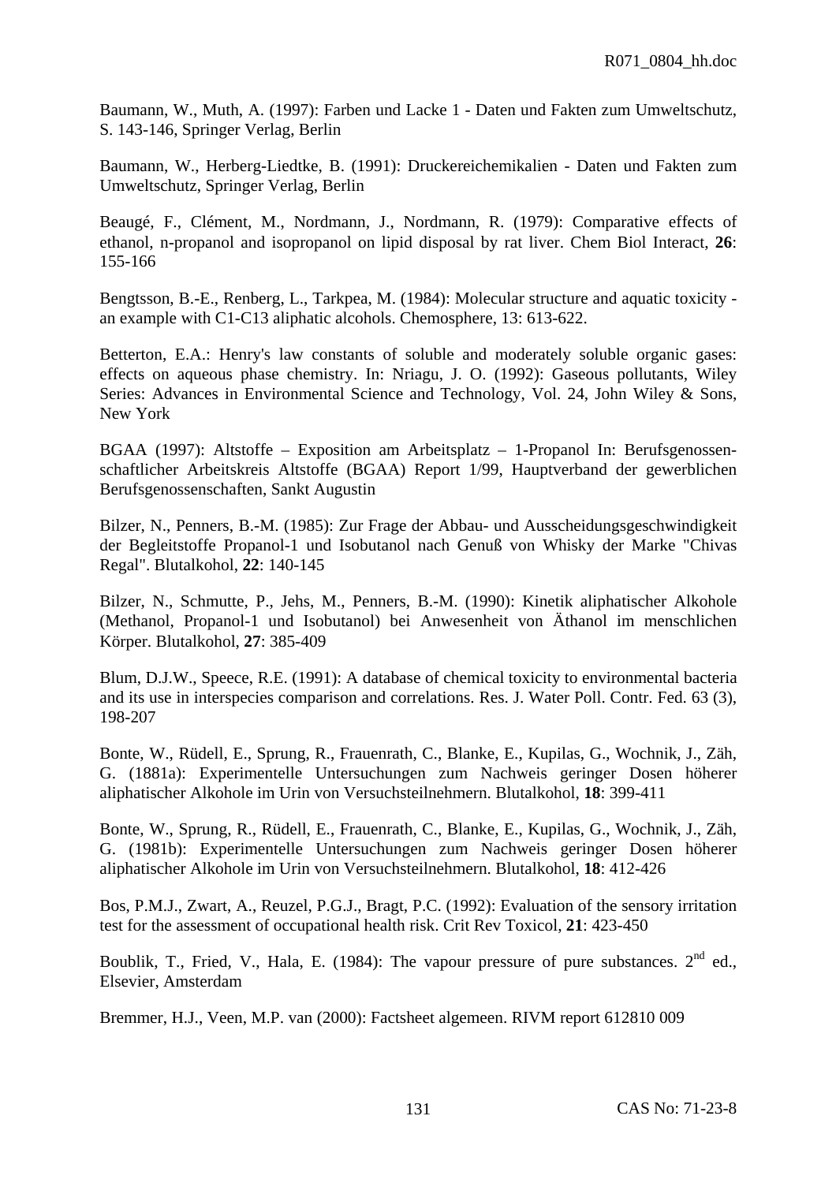Baumann, W., Muth, A. (1997): Farben und Lacke 1 - Daten und Fakten zum Umweltschutz, S. 143-146, Springer Verlag, Berlin

Baumann, W., Herberg-Liedtke, B. (1991): Druckereichemikalien - Daten und Fakten zum Umweltschutz, Springer Verlag, Berlin

Beaugé, F., Clément, M., Nordmann, J., Nordmann, R. (1979): Comparative effects of ethanol, n-propanol and isopropanol on lipid disposal by rat liver. Chem Biol Interact, **26**: 155-166

Bengtsson, B.-E., Renberg, L., Tarkpea, M. (1984): Molecular structure and aquatic toxicity - an example with C1-C13 aliphatic alcohols. Chemosphere, 13: 613-622.

Betterton, E.A.: Henry's law constants of soluble and moderately soluble organic gases: effects on aqueous phase chemistry. In: Nriagu, J. O. (1992): Gaseous pollutants, Wiley Series: Advances in Environmental Science and Technology, Vol. 24, John Wiley & Sons, New York

BGAA (1997): Altstoffe – Exposition am Arbeitsplatz – 1-Propanol In: Berufsgenossen-schaftlicher Arbeitskreis Altstoffe (BGAA) Report 1/99, Hauptverband der gewerblichen Berufsgenossenschaften, Sankt Augustin

Bilzer, N., Penners, B.-M. (1985): Zur Frage der Abbau- und Ausscheidungsgeschwindigkeit der Begleitstoffe Propanol-1 und Isobutanol nach Genuß von Whisky der Marke "Chivas Regal". Blutalkohol, **22**: 140-145

Bilzer, N., Schmutte, P., Jehs, M., Penners, B.-M. (1990): Kinetik aliphatischer Alkohole (Methanol, Propanol-1 und Isobutanol) bei Anwesenheit von Äthanol im menschlichen Körper. Blutalkohol, **27**: 385-409

Blum, D.J.W., Speece, R.E. (1991): A database of chemical toxicity to environmental bacteria and its use in interspecies comparison and correlations. Res. J. Water Poll. Contr. Fed. 63 (3), 198-207

Bonte, W., Rüdell, E., Sprung, R., Frauenrath, C., Blanke, E., Kupilas, G., Wochnik, J., Zäh, G. (1881a): Experimentelle Untersuchungen zum Nachweis geringer Dosen höherer aliphatischer Alkohole im Urin von Versuchsteilnehmern. Blutalkohol, **18**: 399-411

Bonte, W., Sprung, R., Rüdell, E., Frauenrath, C., Blanke, E., Kupilas, G., Wochnik, J., Zäh, G. (1981b): Experimentelle Untersuchungen zum Nachweis geringer Dosen höherer aliphatischer Alkohole im Urin von Versuchsteilnehmern. Blutalkohol, **18**: 412-426

Bos, P.M.J., Zwart, A., Reuzel, P.G.J., Bragt, P.C. (1992): Evaluation of the sensory irritation test for the assessment of occupational health risk. Crit Rev Toxicol, **21**: 423-450

Boublik, T., Fried, V., Hala, E. (1984): The vapour pressure of pure substances. 2nd ed., Elsevier, Amsterdam

Bremmer, H.J., Veen, M.P. van (2000): Factsheet algemeen. RIVM report 612810 009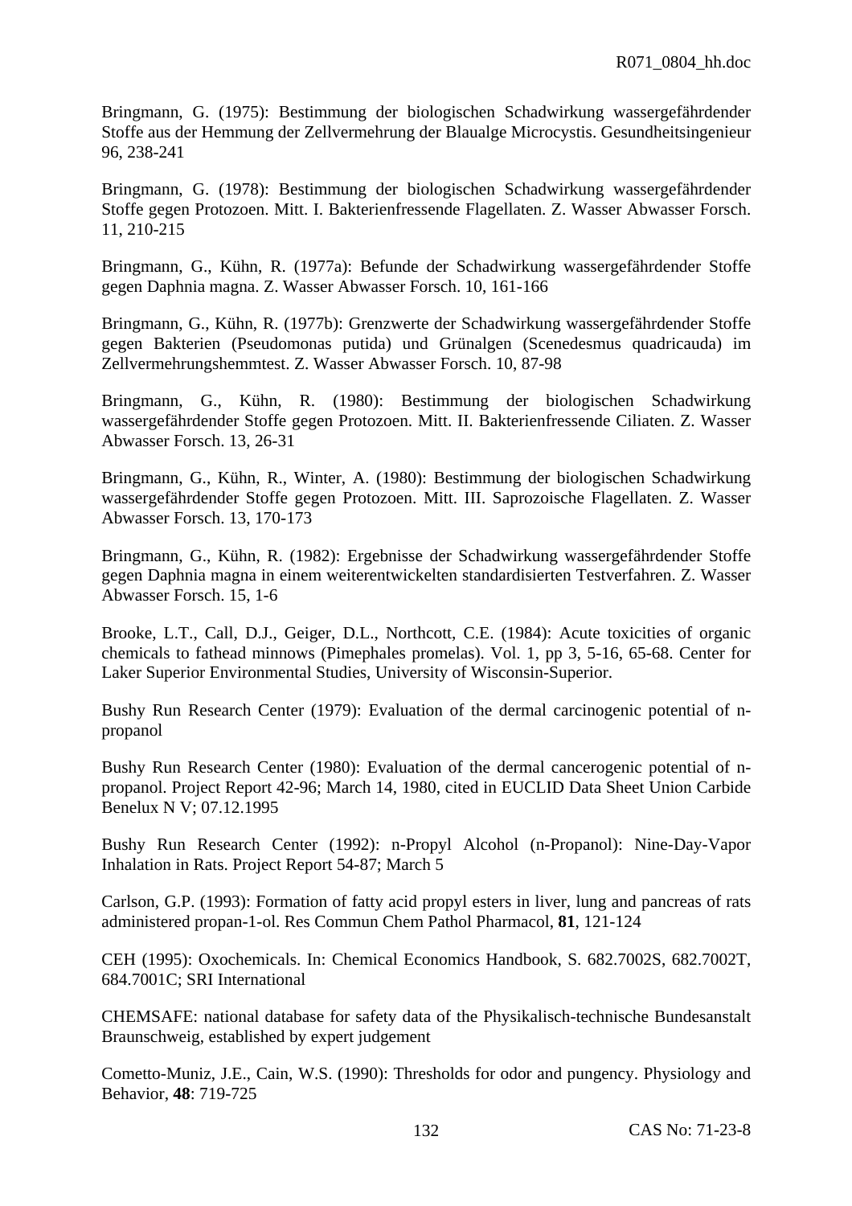Bringmann, G. (1975): Bestimmung der biologischen Schadwirkung wassergefährdender Stoffe aus der Hemmung der Zellvermehrung der Blaualge Microcystis. Gesundheitsingenieur 96, 238-241

Bringmann, G. (1978): Bestimmung der biologischen Schadwirkung wassergefährdender Stoffe gegen Protozoen. Mitt. I. Bakterienfressende Flagellaten. Z. Wasser Abwasser Forsch. 11, 210-215

Bringmann, G., Kühn, R. (1977a): Befunde der Schadwirkung wassergefährdender Stoffe gegen Daphnia magna. Z. Wasser Abwasser Forsch. 10, 161-166

Bringmann, G., Kühn, R. (1977b): Grenzwerte der Schadwirkung wassergefährdender Stoffe gegen Bakterien (Pseudomonas putida) und Grünalgen (Scenedesmus quadricauda) im Zellvermehrungshemmtest. Z. Wasser Abwasser Forsch. 10, 87-98

Bringmann, G., Kühn, R. (1980): Bestimmung der biologischen Schadwirkung wassergefährdender Stoffe gegen Protozoen. Mitt. II. Bakterienfressende Ciliaten. Z. Wasser Abwasser Forsch. 13, 26-31

Bringmann, G., Kühn, R., Winter, A. (1980): Bestimmung der biologischen Schadwirkung wassergefährdender Stoffe gegen Protozoen. Mitt. III. Saprozoische Flagellaten. Z. Wasser Abwasser Forsch. 13, 170-173

Bringmann, G., Kühn, R. (1982): Ergebnisse der Schadwirkung wassergefährdender Stoffe gegen Daphnia magna in einem weiterentwickelten standardisierten Testverfahren. Z. Wasser Abwasser Forsch. 15, 1-6

Brooke, L.T., Call, D.J., Geiger, D.L., Northcott, C.E. (1984): Acute toxicities of organic chemicals to fathead minnows (Pimephales promelas). Vol. 1, pp 3, 5-16, 65-68. Center for Laker Superior Environmental Studies, University of Wisconsin-Superior.

Bushy Run Research Center (1979): Evaluation of the dermal carcinogenic potential of n-propanol

Bushy Run Research Center (1980): Evaluation of the dermal cancerogenic potential of n-propanol. Project Report 42-96; March 14, 1980, cited in EUCLID Data Sheet Union Carbide Benelux N V; 07.12.1995

Bushy Run Research Center (1992): n-Propyl Alcohol (n-Propanol): Nine-Day-Vapor Inhalation in Rats. Project Report 54-87; March 5

Carlson, G.P. (1993): Formation of fatty acid propyl esters in liver, lung and pancreas of rats administered propan-1-ol. Res Commun Chem Pathol Pharmacol, **81**, 121-124

CEH (1995): Oxochemicals. In: Chemical Economics Handbook, S. 682.7002S, 682.7002T, 684.7001C; SRI International

CHEMSAFE: national database for safety data of the Physikalisch-technische Bundesanstalt Braunschweig, established by expert judgement

Cometto-Muniz, J.E., Cain, W.S. (1990): Thresholds for odor and pungency. Physiology and Behavior, **48**: 719-725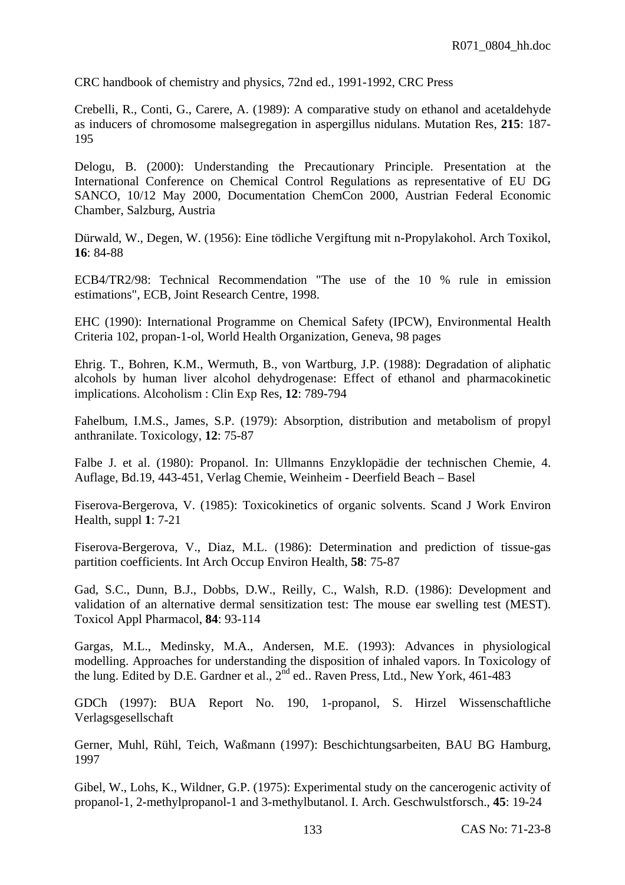CRC handbook of chemistry and physics, 72nd ed., 1991-1992, CRC Press

Crebelli, R., Conti, G., Carere, A. (1989): A comparative study on ethanol and acetaldehyde as inducers of chromosome malsegregation in aspergillus nidulans. Mutation Res, **215**: 187-195

Delogu, B. (2000): Understanding the Precautionary Principle. Presentation at the International Conference on Chemical Control Regulations as representative of EU DG SANCO, 10/12 May 2000, Documentation ChemCon 2000, Austrian Federal Economic Chamber, Salzburg, Austria

Dürwald, W., Degen, W. (1956): Eine tödliche Vergiftung mit n-Propylakohol. Arch Toxikol, **16**: 84-88

ECB4/TR2/98: Technical Recommendation "The use of the 10 % rule in emission estimations", ECB, Joint Research Centre, 1998.

EHC (1990): International Programme on Chemical Safety (IPCW), Environmental Health Criteria 102, propan-1-ol, World Health Organization, Geneva, 98 pages

Ehrig. T., Bohren, K.M., Wermuth, B., von Wartburg, J.P. (1988): Degradation of aliphatic alcohols by human liver alcohol dehydrogenase: Effect of ethanol and pharmacokinetic implications. Alcoholism : Clin Exp Res, **12**: 789-794

Fahelbum, I.M.S., James, S.P. (1979): Absorption, distribution and metabolism of propyl anthranilate. Toxicology, **12**: 75-87

Falbe J. et al. (1980): Propanol. In: Ullmanns Enzyklopädie der technischen Chemie, 4. Auflage, Bd.19, 443-451, Verlag Chemie, Weinheim - Deerfield Beach – Basel

Fiserova-Bergerova, V. (1985): Toxicokinetics of organic solvents. Scand J Work Environ Health, suppl **1**: 7-21

Fiserova-Bergerova, V., Diaz, M.L. (1986): Determination and prediction of tissue-gas partition coefficients. Int Arch Occup Environ Health, **58**: 75-87

Gad, S.C., Dunn, B.J., Dobbs, D.W., Reilly, C., Walsh, R.D. (1986): Development and validation of an alternative dermal sensitization test: The mouse ear swelling test (MEST). Toxicol Appl Pharmacol, **84**: 93-114

Gargas, M.L., Medinsky, M.A., Andersen, M.E. (1993): Advances in physiological modelling. Approaches for understanding the disposition of inhaled vapors. In Toxicology of the lung. Edited by D.E. Gardner et al., 2nd ed.. Raven Press, Ltd., New York, 461-483

GDCh (1997): BUA Report No. 190, 1-propanol, S. Hirzel Wissenschaftliche Verlagsgesellschaft

Gerner, Muhl, Rühl, Teich, Waßmann (1997): Beschichtungsarbeiten, BAU BG Hamburg, 1997

Gibel, W., Lohs, K., Wildner, G.P. (1975): Experimental study on the cancerogenic activity of propanol-1, 2-methylpropanol-1 and 3-methylbutanol. I. Arch. Geschwulstforsch., **45**: 19-24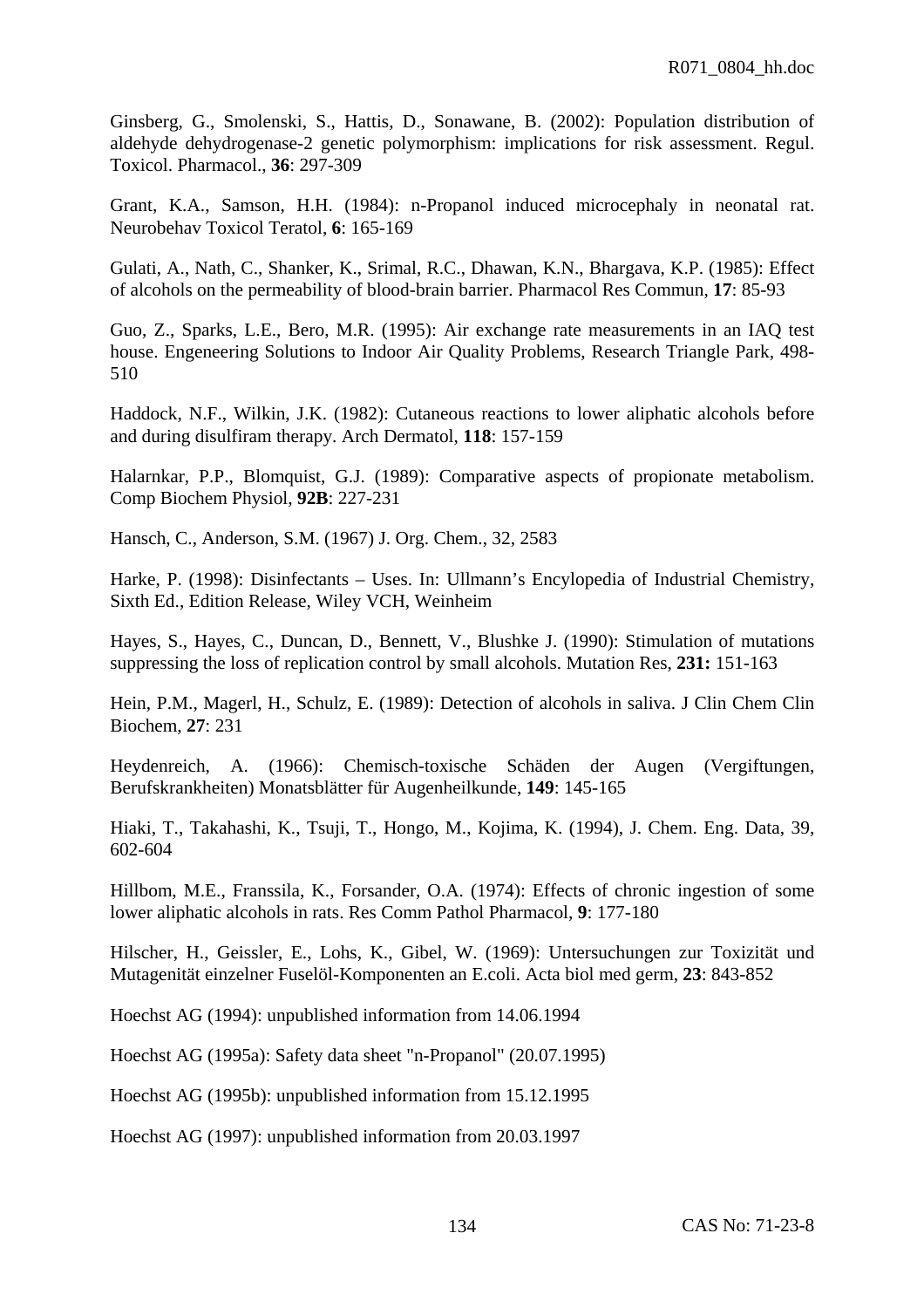Ginsberg, G., Smolenski, S., Hattis, D., Sonawane, B. (2002): Population distribution of aldehyde dehydrogenase-2 genetic polymorphism: implications for risk assessment. Regul. Toxicol. Pharmacol., **36**: 297-309

Grant, K.A., Samson, H.H. (1984): n-Propanol induced microcephaly in neonatal rat. Neurobehav Toxicol Teratol, **6**: 165-169

Gulati, A., Nath, C., Shanker, K., Srimal, R.C., Dhawan, K.N., Bhargava, K.P. (1985): Effect of alcohols on the permeability of blood-brain barrier. Pharmacol Res Commun, **17**: 85-93

Guo, Z., Sparks, L.E., Bero, M.R. (1995): Air exchange rate measurements in an IAQ test house. Engeneering Solutions to Indoor Air Quality Problems, Research Triangle Park, 498-510

Haddock, N.F., Wilkin, J.K. (1982): Cutaneous reactions to lower aliphatic alcohols before and during disulfiram therapy. Arch Dermatol, **118**: 157-159

Halarnkar, P.P., Blomquist, G.J. (1989): Comparative aspects of propionate metabolism. Comp Biochem Physiol, **92B**: 227-231

Hansch, C., Anderson, S.M. (1967) J. Org. Chem., 32, 2583

Harke, P. (1998): Disinfectants – Uses. In: Ullmann's Encylopedia of Industrial Chemistry, Sixth Ed., Edition Release, Wiley VCH, Weinheim

Hayes, S., Hayes, C., Duncan, D., Bennett, V., Blushke J. (1990): Stimulation of mutations suppressing the loss of replication control by small alcohols. Mutation Res, **231:** 151-163

Hein, P.M., Magerl, H., Schulz, E. (1989): Detection of alcohols in saliva. J Clin Chem Clin Biochem, **27**: 231

Heydenreich, A. (1966): Chemisch-toxische Schäden der Augen (Vergiftungen, Berufskrankheiten) Monatsblätter für Augenheilkunde, **149**: 145-165

Hiaki, T., Takahashi, K., Tsuji, T., Hongo, M., Kojima, K. (1994), J. Chem. Eng. Data, 39, 602-604

Hillbom, M.E., Franssila, K., Forsander, O.A. (1974): Effects of chronic ingestion of some lower aliphatic alcohols in rats. Res Comm Pathol Pharmacol, **9**: 177-180

Hilscher, H., Geissler, E., Lohs, K., Gibel, W. (1969): Untersuchungen zur Toxizität und Mutagenität einzelner Fuselöl-Komponenten an E.coli. Acta biol med germ, **23**: 843-852

Hoechst AG (1994): unpublished information from 14.06.1994

Hoechst AG (1995a): Safety data sheet "n-Propanol" (20.07.1995)

Hoechst AG (1995b): unpublished information from 15.12.1995

Hoechst AG (1997): unpublished information from 20.03.1997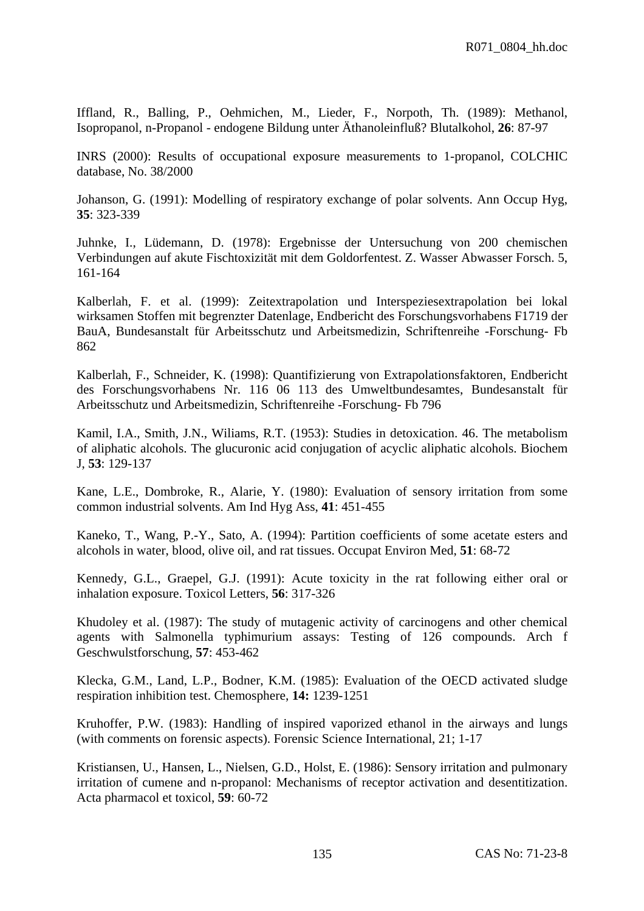Iffland, R., Balling, P., Oehmichen, M., Lieder, F., Norpoth, Th. (1989): Methanol, Isopropanol, n-Propanol - endogene Bildung unter Äthanoleinfluß? Blutalkohol, **26**: 87-97

INRS (2000): Results of occupational exposure measurements to 1-propanol, COLCHIC database, No. 38/2000

Johanson, G. (1991): Modelling of respiratory exchange of polar solvents. Ann Occup Hyg, **35**: 323-339

Juhnke, I., Lüdemann, D. (1978): Ergebnisse der Untersuchung von 200 chemischen Verbindungen auf akute Fischtoxizität mit dem Goldorfentest. Z. Wasser Abwasser Forsch. 5, 161-164

Kalberlah, F. et al. (1999): Zeitextrapolation und Interspeziesextrapolation bei lokal wirksamen Stoffen mit begrenzter Datenlage, Endbericht des Forschungsvorhabens F1719 der BauA, Bundesanstalt für Arbeitsschutz und Arbeitsmedizin, Schriftenreihe -Forschung- Fb 862

Kalberlah, F., Schneider, K. (1998): Quantifizierung von Extrapolationsfaktoren, Endbericht des Forschungsvorhabens Nr. 116 06 113 des Umweltbundesamtes, Bundesanstalt für Arbeitsschutz und Arbeitsmedizin, Schriftenreihe -Forschung- Fb 796

Kamil, I.A., Smith, J.N., Wiliams, R.T. (1953): Studies in detoxication. 46. The metabolism of aliphatic alcohols. The glucuronic acid conjugation of acyclic aliphatic alcohols. Biochem J, **53**: 129-137

Kane, L.E., Dombroke, R., Alarie, Y. (1980): Evaluation of sensory irritation from some common industrial solvents. Am Ind Hyg Ass, **41**: 451-455

Kaneko, T., Wang, P.-Y., Sato, A. (1994): Partition coefficients of some acetate esters and alcohols in water, blood, olive oil, and rat tissues. Occupat Environ Med, **51**: 68-72

Kennedy, G.L., Graepel, G.J. (1991): Acute toxicity in the rat following either oral or inhalation exposure. Toxicol Letters, **56**: 317-326

Khudoley et al. (1987): The study of mutagenic activity of carcinogens and other chemical agents with Salmonella typhimurium assays: Testing of 126 compounds. Arch f Geschwulstforschung, **57**: 453-462

Klecka, G.M., Land, L.P., Bodner, K.M. (1985): Evaluation of the OECD activated sludge respiration inhibition test. Chemosphere, **14:** 1239-1251

Kruhoffer, P.W. (1983): Handling of inspired vaporized ethanol in the airways and lungs (with comments on forensic aspects). Forensic Science International, 21; 1-17

Kristiansen, U., Hansen, L., Nielsen, G.D., Holst, E. (1986): Sensory irritation and pulmonary irritation of cumene and n-propanol: Mechanisms of receptor activation and desentitization. Acta pharmacol et toxicol, **59**: 60-72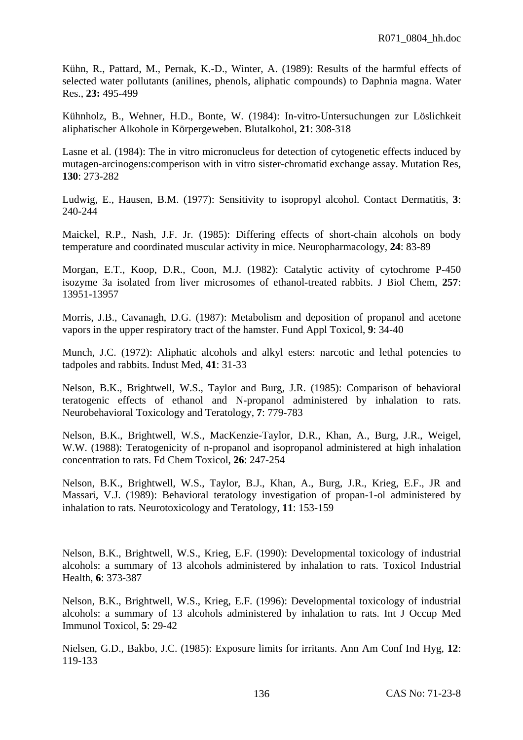Kühn, R., Pattard, M., Pernak, K.-D., Winter, A. (1989): Results of the harmful effects of selected water pollutants (anilines, phenols, aliphatic compounds) to Daphnia magna. Water Res., **23:** 495-499

Kühnholz, B., Wehner, H.D., Bonte, W. (1984): In-vitro-Untersuchungen zur Löslichkeit aliphatischer Alkohole in Körpergeweben. Blutalkohol, **21**: 308-318

Lasne et al. (1984): The in vitro micronucleus for detection of cytogenetic effects induced by mutagen-arcinogens:comperison with in vitro sister-chromatid exchange assay. Mutation Res, **130**: 273-282

Ludwig, E., Hausen, B.M. (1977): Sensitivity to isopropyl alcohol. Contact Dermatitis, **3**: 240-244

Maickel, R.P., Nash, J.F. Jr. (1985): Differing effects of short-chain alcohols on body temperature and coordinated muscular activity in mice. Neuropharmacology, **24**: 83-89

Morgan, E.T., Koop, D.R., Coon, M.J. (1982): Catalytic activity of cytochrome P-450 isozyme 3a isolated from liver microsomes of ethanol-treated rabbits. J Biol Chem, **257**: 13951-13957

Morris, J.B., Cavanagh, D.G. (1987): Metabolism and deposition of propanol and acetone vapors in the upper respiratory tract of the hamster. Fund Appl Toxicol, **9**: 34-40

Munch, J.C. (1972): Aliphatic alcohols and alkyl esters: narcotic and lethal potencies to tadpoles and rabbits. Indust Med, **41**: 31-33

Nelson, B.K., Brightwell, W.S., Taylor and Burg, J.R. (1985): Comparison of behavioral teratogenic effects of ethanol and N-propanol administered by inhalation to rats. Neurobehavioral Toxicology and Teratology, **7**: 779-783

Nelson, B.K., Brightwell, W.S., MacKenzie-Taylor, D.R., Khan, A., Burg, J.R., Weigel, W.W. (1988): Teratogenicity of n-propanol and isopropanol administered at high inhalation concentration to rats. Fd Chem Toxicol, **26**: 247-254

Nelson, B.K., Brightwell, W.S., Taylor, B.J., Khan, A., Burg, J.R., Krieg, E.F., JR and Massari, V.J. (1989): Behavioral teratology investigation of propan-1-ol administered by inhalation to rats. Neurotoxicology and Teratology, **11**: 153-159

Nelson, B.K., Brightwell, W.S., Krieg, E.F. (1990): Developmental toxicology of industrial alcohols: a summary of 13 alcohols administered by inhalation to rats. Toxicol Industrial Health, **6**: 373-387

Nelson, B.K., Brightwell, W.S., Krieg, E.F. (1996): Developmental toxicology of industrial alcohols: a summary of 13 alcohols administered by inhalation to rats. Int J Occup Med Immunol Toxicol, **5**: 29-42

Nielsen, G.D., Bakbo, J.C. (1985): Exposure limits for irritants. Ann Am Conf Ind Hyg, **12**: 119-133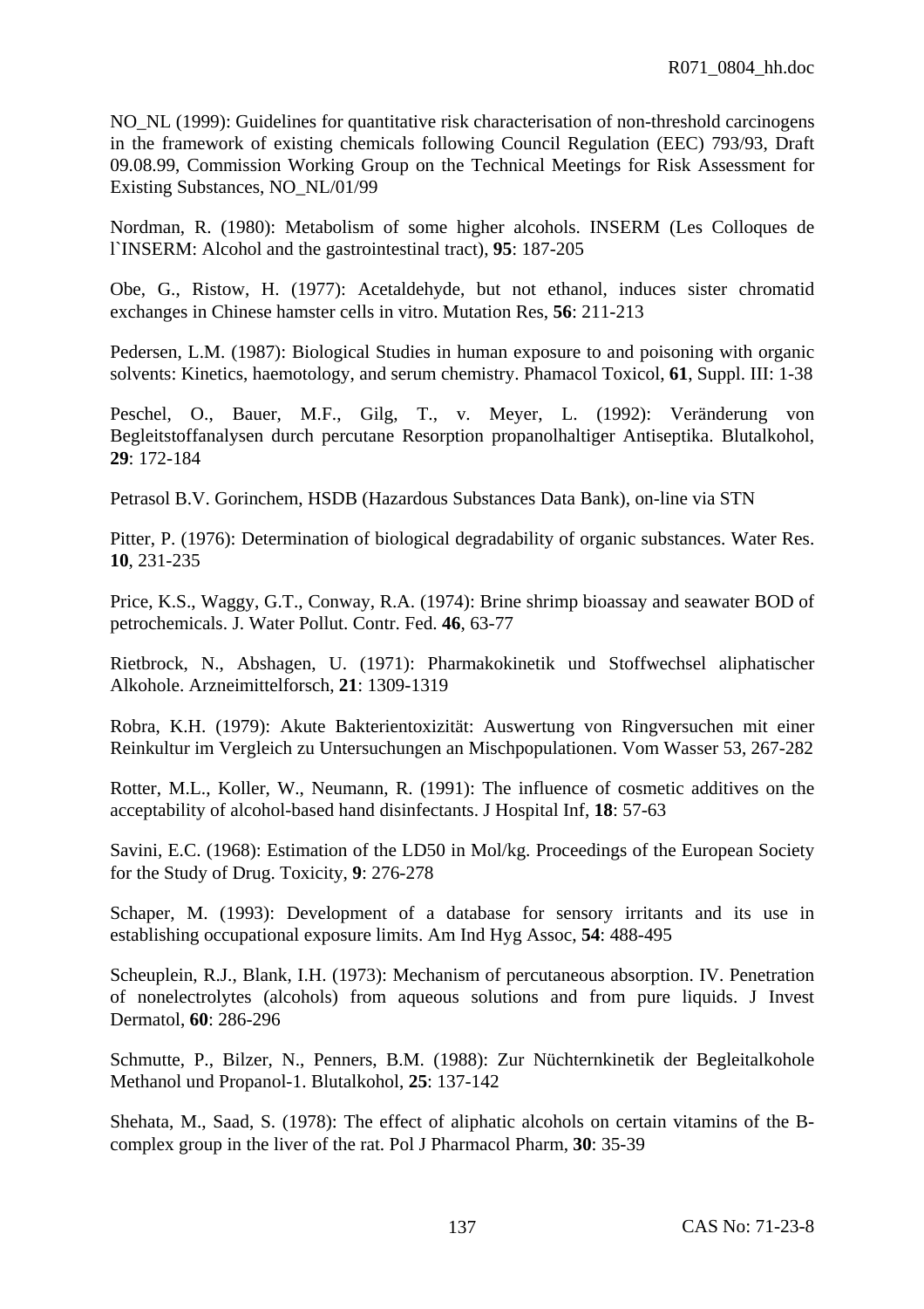NO_NL (1999): Guidelines for quantitative risk characterisation of non-threshold carcinogens in the framework of existing chemicals following Council Regulation (EEC) 793/93, Draft 09.08.99, Commission Working Group on the Technical Meetings for Risk Assessment for Existing Substances, NO_NL/01/99

Nordman, R. (1980): Metabolism of some higher alcohols. INSERM (Les Colloques de l`INSERM: Alcohol and the gastrointestinal tract), **95**: 187-205

Obe, G., Ristow, H. (1977): Acetaldehyde, but not ethanol, induces sister chromatid exchanges in Chinese hamster cells in vitro. Mutation Res, **56**: 211-213

Pedersen, L.M. (1987): Biological Studies in human exposure to and poisoning with organic solvents: Kinetics, haemotology, and serum chemistry. Phamacol Toxicol, **61**, Suppl. III: 1-38

Peschel, O., Bauer, M.F., Gilg, T., v. Meyer, L. (1992): Veränderung von Begleitstoffanalysen durch percutane Resorption propanolhaltiger Antiseptika. Blutalkohol, **29**: 172-184

Petrasol B.V. Gorinchem, HSDB (Hazardous Substances Data Bank), on-line via STN

Pitter, P. (1976): Determination of biological degradability of organic substances. Water Res. **10**, 231-235

Price, K.S., Waggy, G.T., Conway, R.A. (1974): Brine shrimp bioassay and seawater BOD of petrochemicals. J. Water Pollut. Contr. Fed. **46**, 63-77

Rietbrock, N., Abshagen, U. (1971): Pharmakokinetik und Stoffwechsel aliphatischer Alkohole. Arzneimittelforsch, **21**: 1309-1319

Robra, K.H. (1979): Akute Bakterientoxizität: Auswertung von Ringversuchen mit einer Reinkultur im Vergleich zu Untersuchungen an Mischpopulationen. Vom Wasser 53, 267-282

Rotter, M.L., Koller, W., Neumann, R. (1991): The influence of cosmetic additives on the acceptability of alcohol-based hand disinfectants. J Hospital Inf, **18**: 57-63

Savini, E.C. (1968): Estimation of the LD50 in Mol/kg. Proceedings of the European Society for the Study of Drug. Toxicity, **9**: 276-278

Schaper, M. (1993): Development of a database for sensory irritants and its use in establishing occupational exposure limits. Am Ind Hyg Assoc, **54**: 488-495

Scheuplein, R.J., Blank, I.H. (1973): Mechanism of percutaneous absorption. IV. Penetration of nonelectrolytes (alcohols) from aqueous solutions and from pure liquids. J Invest Dermatol, **60**: 286-296

Schmutte, P., Bilzer, N., Penners, B.M. (1988): Zur Nüchternkinetik der Begleitalkohole Methanol und Propanol-1. Blutalkohol, **25**: 137-142

Shehata, M., Saad, S. (1978): The effect of aliphatic alcohols on certain vitamins of the B-complex group in the liver of the rat. Pol J Pharmacol Pharm, **30**: 35-39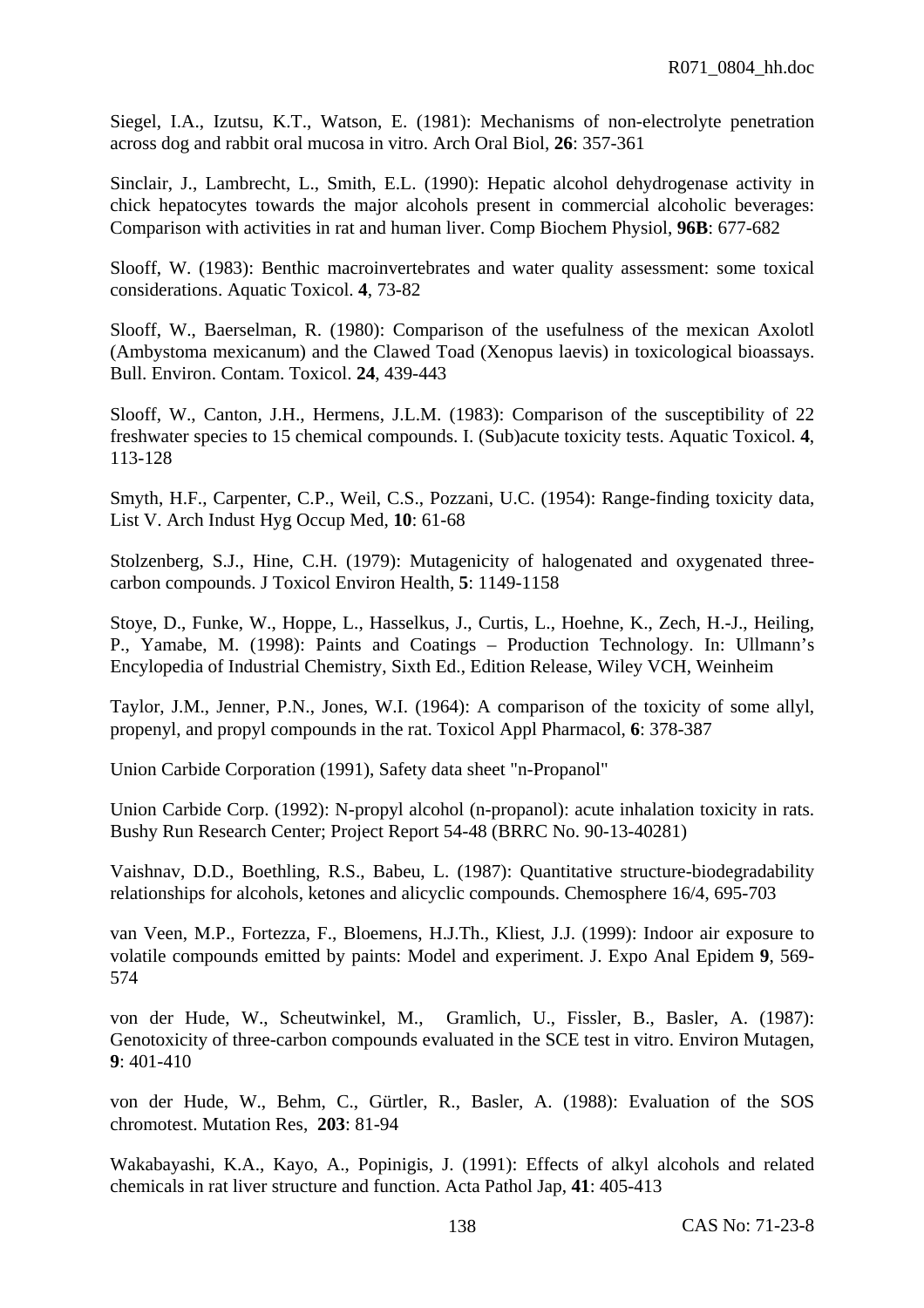Siegel, I.A., Izutsu, K.T., Watson, E. (1981): Mechanisms of non-electrolyte penetration across dog and rabbit oral mucosa in vitro. Arch Oral Biol, **26**: 357-361

Sinclair, J., Lambrecht, L., Smith, E.L. (1990): Hepatic alcohol dehydrogenase activity in chick hepatocytes towards the major alcohols present in commercial alcoholic beverages: Comparison with activities in rat and human liver. Comp Biochem Physiol, **96B**: 677-682

Slooff, W. (1983): Benthic macroinvertebrates and water quality assessment: some toxical considerations. Aquatic Toxicol. **4**, 73-82

Slooff, W., Baerselman, R. (1980): Comparison of the usefulness of the mexican Axolotl (Ambystoma mexicanum) and the Clawed Toad (Xenopus laevis) in toxicological bioassays. Bull. Environ. Contam. Toxicol. **24**, 439-443

Slooff, W., Canton, J.H., Hermens, J.L.M. (1983): Comparison of the susceptibility of 22 freshwater species to 15 chemical compounds. I. (Sub)acute toxicity tests. Aquatic Toxicol. **4**, 113-128

Smyth, H.F., Carpenter, C.P., Weil, C.S., Pozzani, U.C. (1954): Range-finding toxicity data, List V. Arch Indust Hyg Occup Med, **10**: 61-68

Stolzenberg, S.J., Hine, C.H. (1979): Mutagenicity of halogenated and oxygenated three-carbon compounds. J Toxicol Environ Health, **5**: 1149-1158

Stoye, D., Funke, W., Hoppe, L., Hasselkus, J., Curtis, L., Hoehne, K., Zech, H.-J., Heiling, P., Yamabe, M. (1998): Paints and Coatings – Production Technology. In: Ullmann's Encylopedia of Industrial Chemistry, Sixth Ed., Edition Release, Wiley VCH, Weinheim

Taylor, J.M., Jenner, P.N., Jones, W.I. (1964): A comparison of the toxicity of some allyl, propenyl, and propyl compounds in the rat. Toxicol Appl Pharmacol, **6**: 378-387

Union Carbide Corporation (1991), Safety data sheet "n-Propanol"

Union Carbide Corp. (1992): N-propyl alcohol (n-propanol): acute inhalation toxicity in rats. Bushy Run Research Center; Project Report 54-48 (BRRC No. 90-13-40281)

Vaishnav, D.D., Boethling, R.S., Babeu, L. (1987): Quantitative structure-biodegradability relationships for alcohols, ketones and alicyclic compounds. Chemosphere 16/4, 695-703

van Veen, M.P., Fortezza, F., Bloemens, H.J.Th., Kliest, J.J. (1999): Indoor air exposure to volatile compounds emitted by paints: Model and experiment. J. Expo Anal Epidem **9**, 569-574

von der Hude, W., Scheutwinkel, M., Gramlich, U., Fissler, B., Basler, A. (1987): Genotoxicity of three-carbon compounds evaluated in the SCE test in vitro. Environ Mutagen, **9**: 401-410

von der Hude, W., Behm, C., Gürtler, R., Basler, A. (1988): Evaluation of the SOS chromotest. Mutation Res, **203**: 81-94

Wakabayashi, K.A., Kayo, A., Popinigis, J. (1991): Effects of alkyl alcohols and related chemicals in rat liver structure and function. Acta Pathol Jap, **41**: 405-413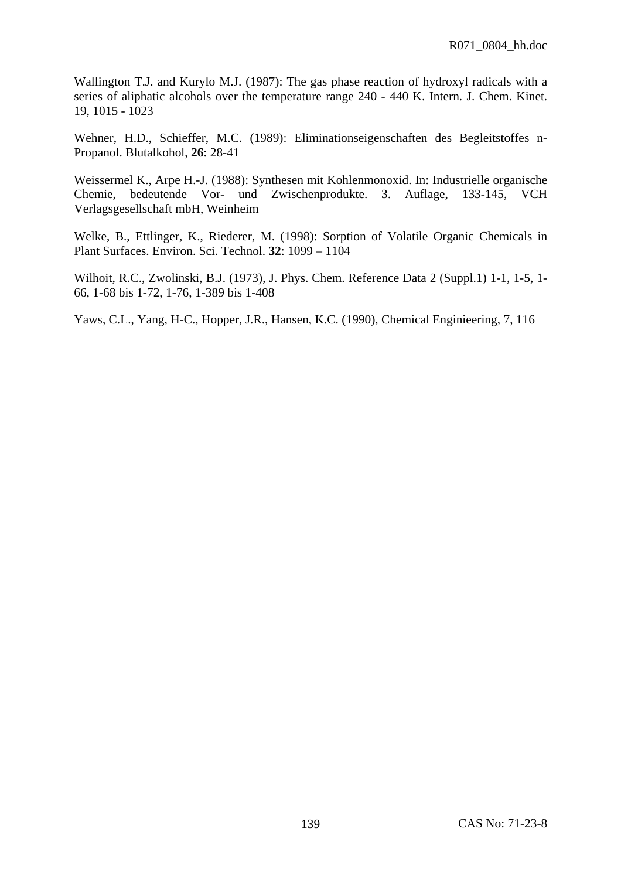Wallington T.J. and Kurylo M.J. (1987): The gas phase reaction of hydroxyl radicals with a series of aliphatic alcohols over the temperature range 240 - 440 K. Intern. J. Chem. Kinet. 19, 1015 - 1023

Wehner, H.D., Schieffer, M.C. (1989): Eliminationseigenschaften des Begleitstoffes n-Propanol. Blutalkohol, **26**: 28-41

Weissermel K., Arpe H.-J. (1988): Synthesen mit Kohlenmonoxid. In: Industrielle organische Chemie, bedeutende Vor- und Zwischenprodukte. 3. Auflage, 133-145, VCH Verlagsgesellschaft mbH, Weinheim

Welke, B., Ettlinger, K., Riederer, M. (1998): Sorption of Volatile Organic Chemicals in Plant Surfaces. Environ. Sci. Technol. **32**: 1099 – 1104

Wilhoit, R.C., Zwolinski, B.J. (1973), J. Phys. Chem. Reference Data 2 (Suppl.1) 1-1, 1-5, 1-66, 1-68 bis 1-72, 1-76, 1-389 bis 1-408

Yaws, C.L., Yang, H-C., Hopper, J.R., Hansen, K.C. (1990), Chemical Enginieering, 7, 116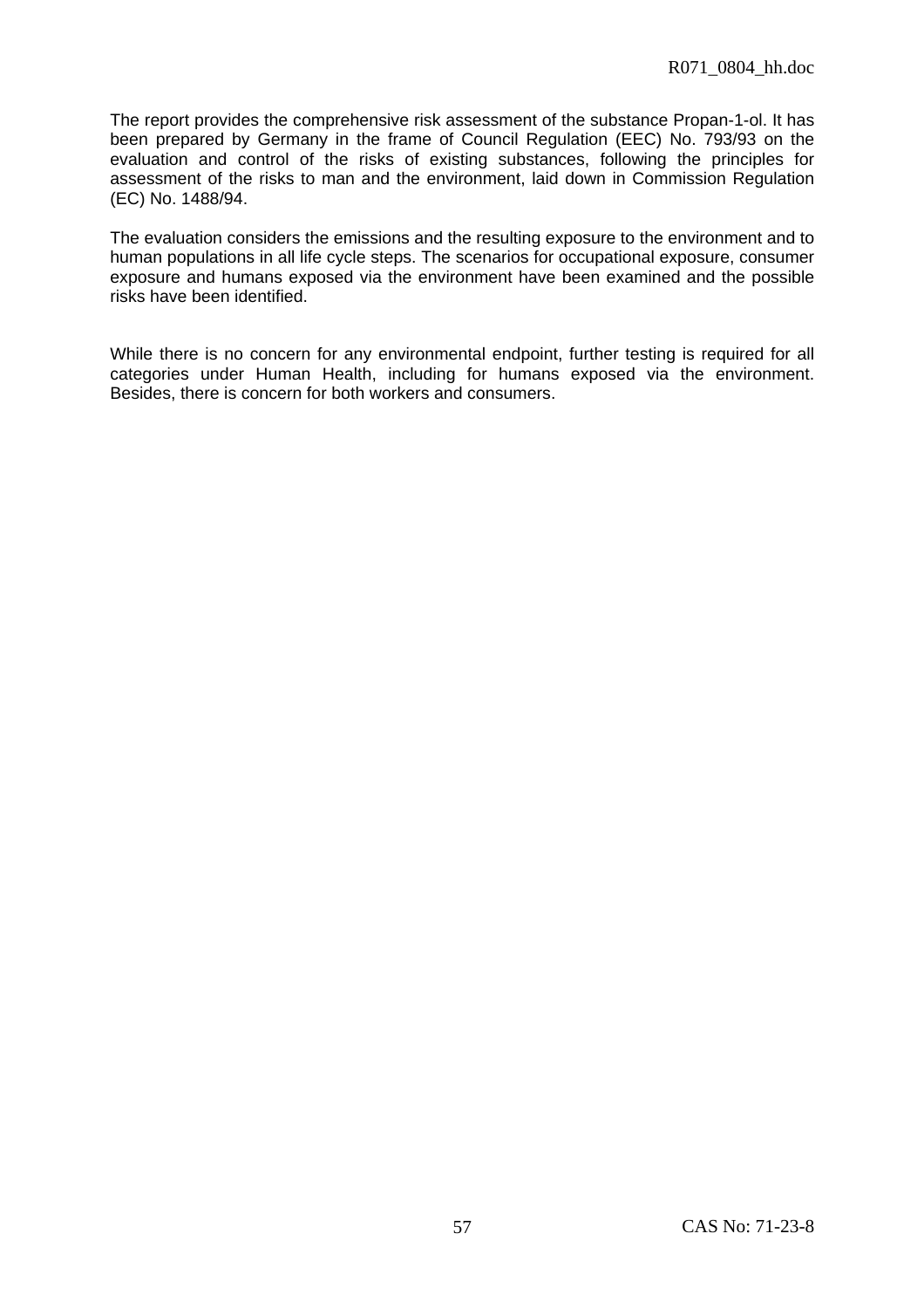The report provides the comprehensive risk assessment of the substance Propan-1-ol. It has been prepared by Germany in the frame of Council Regulation (EEC) No. 793/93 on the evaluation and control of the risks of existing substances, following the principles for assessment of the risks to man and the environment, laid down in Commission Regulation (EC) No. 1488/94.

The evaluation considers the emissions and the resulting exposure to the environment and to human populations in all life cycle steps. The scenarios for occupational exposure, consumer exposure and humans exposed via the environment have been examined and the possible risks have been identified.

While there is no concern for any environmental endpoint, further testing is required for all categories under Human Health, including for humans exposed via the environment. Besides, there is concern for both workers and consumers.